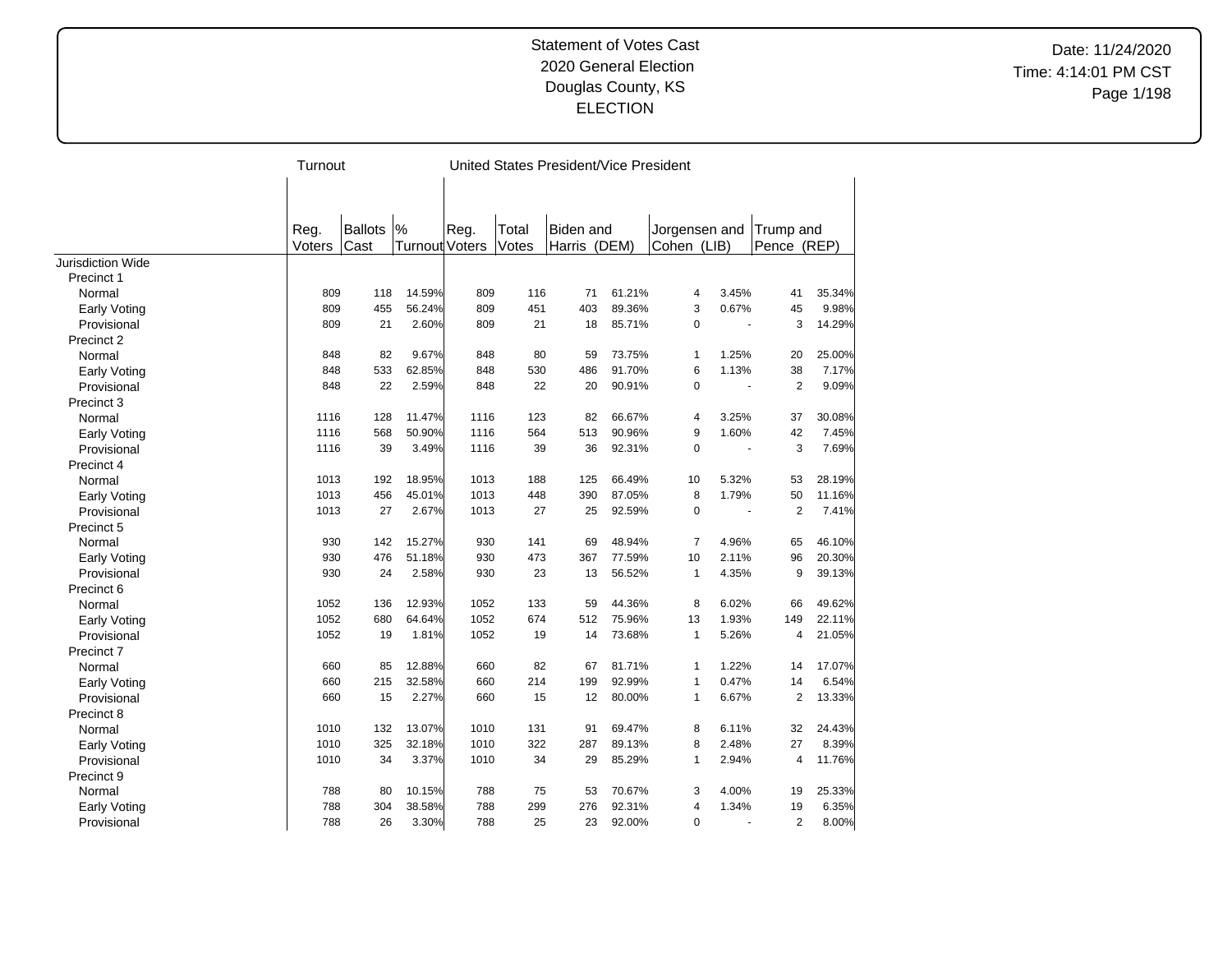Statement of Votes Cast
2020 General Election
Douglas County, KS
ELECTION

Date: 11/24/2020
Time: 4:14:01 PM CST

| | Turnout | | | United States President/Vice President | | | | | | | | |
|---|---|---|---|---|---|---|---|---|---|---|---|---|
| | Reg. Voters | Ballots Cast | % Turnout | Reg. Voters | Total Votes | Biden and Harris (DEM) | | Jorgensen and Cohen (LIB) | | Trump and Pence (REP) | | |
| Jurisdiction Wide | | | | | | | | | | | | |
| Precinct 1 | | | | | | | | | | | | |
| Normal | 809 | 118 | 14.59% | 809 | 116 | 71 | 61.21% | 4 | 3.45% | 41 | 35.34% | |
| Early Voting | 809 | 455 | 56.24% | 809 | 451 | 403 | 89.36% | 3 | 0.67% | 45 | 9.98% | |
| Provisional | 809 | 21 | 2.60% | 809 | 21 | 18 | 85.71% | 0 | - | 3 | 14.29% | |
| Precinct 2 | | | | | | | | | | | | |
| Normal | 848 | 82 | 9.67% | 848 | 80 | 59 | 73.75% | 1 | 1.25% | 20 | 25.00% | |
| Early Voting | 848 | 533 | 62.85% | 848 | 530 | 486 | 91.70% | 6 | 1.13% | 38 | 7.17% | |
| Provisional | 848 | 22 | 2.59% | 848 | 22 | 20 | 90.91% | 0 | - | 2 | 9.09% | |
| Precinct 3 | | | | | | | | | | | | |
| Normal | 1116 | 128 | 11.47% | 1116 | 123 | 82 | 66.67% | 4 | 3.25% | 37 | 30.08% | |
| Early Voting | 1116 | 568 | 50.90% | 1116 | 564 | 513 | 90.96% | 9 | 1.60% | 42 | 7.45% | |
| Provisional | 1116 | 39 | 3.49% | 1116 | 39 | 36 | 92.31% | 0 | - | 3 | 7.69% | |
| Precinct 4 | | | | | | | | | | | | |
| Normal | 1013 | 192 | 18.95% | 1013 | 188 | 125 | 66.49% | 10 | 5.32% | 53 | 28.19% | |
| Early Voting | 1013 | 456 | 45.01% | 1013 | 448 | 390 | 87.05% | 8 | 1.79% | 50 | 11.16% | |
| Provisional | 1013 | 27 | 2.67% | 1013 | 27 | 25 | 92.59% | 0 | - | 2 | 7.41% | |
| Precinct 5 | | | | | | | | | | | | |
| Normal | 930 | 142 | 15.27% | 930 | 141 | 69 | 48.94% | 7 | 4.96% | 65 | 46.10% | |
| Early Voting | 930 | 476 | 51.18% | 930 | 473 | 367 | 77.59% | 10 | 2.11% | 96 | 20.30% | |
| Provisional | 930 | 24 | 2.58% | 930 | 23 | 13 | 56.52% | 1 | 4.35% | 9 | 39.13% | |
| Precinct 6 | | | | | | | | | | | | |
| Normal | 1052 | 136 | 12.93% | 1052 | 133 | 59 | 44.36% | 8 | 6.02% | 66 | 49.62% | |
| Early Voting | 1052 | 680 | 64.64% | 1052 | 674 | 512 | 75.96% | 13 | 1.93% | 149 | 22.11% | |
| Provisional | 1052 | 19 | 1.81% | 1052 | 19 | 14 | 73.68% | 1 | 5.26% | 4 | 21.05% | |
| Precinct 7 | | | | | | | | | | | | |
| Normal | 660 | 85 | 12.88% | 660 | 82 | 67 | 81.71% | 1 | 1.22% | 14 | 17.07% | |
| Early Voting | 660 | 215 | 32.58% | 660 | 214 | 199 | 92.99% | 1 | 0.47% | 14 | 6.54% | |
| Provisional | 660 | 15 | 2.27% | 660 | 15 | 12 | 80.00% | 1 | 6.67% | 2 | 13.33% | |
| Precinct 8 | | | | | | | | | | | | |
| Normal | 1010 | 132 | 13.07% | 1010 | 131 | 91 | 69.47% | 8 | 6.11% | 32 | 24.43% | |
| Early Voting | 1010 | 325 | 32.18% | 1010 | 322 | 287 | 89.13% | 8 | 2.48% | 27 | 8.39% | |
| Provisional | 1010 | 34 | 3.37% | 1010 | 34 | 29 | 85.29% | 1 | 2.94% | 4 | 11.76% | |
| Precinct 9 | | | | | | | | | | | | |
| Normal | 788 | 80 | 10.15% | 788 | 75 | 53 | 70.67% | 3 | 4.00% | 19 | 25.33% | |
| Early Voting | 788 | 304 | 38.58% | 788 | 299 | 276 | 92.31% | 4 | 1.34% | 19 | 6.35% | |
| Provisional | 788 | 26 | 3.30% | 788 | 25 | 23 | 92.00% | 0 | - | 2 | 8.00% | |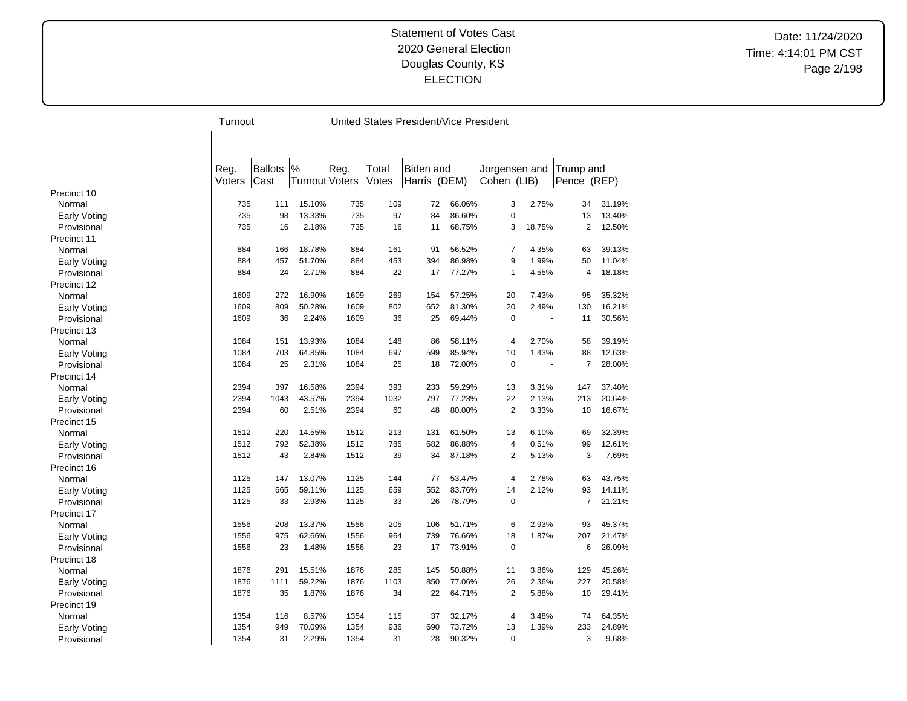Statement of Votes Cast
2020 General Election
Douglas County, KS
ELECTION

Date: 11/24/2020
Time: 4:14:01 PM CST

| | Turnout | | | United States President/Vice President | | | | | | | | |
|---|---|---|---|---|---|---|---|---|---|---|---|---|
| | Reg. Voters | Ballots Cast | % Turnout | Reg. Voters | Total Votes | Biden and Harris (DEM) | | Jorgensen and Cohen (LIB) | | Trump and Pence (REP) | |
| Precinct 10 | | | | | | | | | | | | |
| Normal | 735 | 111 | 15.10% | 735 | 109 | 72 | 66.06% | 3 | 2.75% | 34 | 31.19% |
| Early Voting | 735 | 98 | 13.33% | 735 | 97 | 84 | 86.60% | 0 | - | 13 | 13.40% |
| Provisional | 735 | 16 | 2.18% | 735 | 16 | 11 | 68.75% | 3 | 18.75% | 2 | 12.50% |
| Precinct 11 | | | | | | | | | | | | |
| Normal | 884 | 166 | 18.78% | 884 | 161 | 91 | 56.52% | 7 | 4.35% | 63 | 39.13% |
| Early Voting | 884 | 457 | 51.70% | 884 | 453 | 394 | 86.98% | 9 | 1.99% | 50 | 11.04% |
| Provisional | 884 | 24 | 2.71% | 884 | 22 | 17 | 77.27% | 1 | 4.55% | 4 | 18.18% |
| Precinct 12 | | | | | | | | | | | | |
| Normal | 1609 | 272 | 16.90% | 1609 | 269 | 154 | 57.25% | 20 | 7.43% | 95 | 35.32% |
| Early Voting | 1609 | 809 | 50.28% | 1609 | 802 | 652 | 81.30% | 20 | 2.49% | 130 | 16.21% |
| Provisional | 1609 | 36 | 2.24% | 1609 | 36 | 25 | 69.44% | 0 | - | 11 | 30.56% |
| Precinct 13 | | | | | | | | | | | | |
| Normal | 1084 | 151 | 13.93% | 1084 | 148 | 86 | 58.11% | 4 | 2.70% | 58 | 39.19% |
| Early Voting | 1084 | 703 | 64.85% | 1084 | 697 | 599 | 85.94% | 10 | 1.43% | 88 | 12.63% |
| Provisional | 1084 | 25 | 2.31% | 1084 | 25 | 18 | 72.00% | 0 | - | 7 | 28.00% |
| Precinct 14 | | | | | | | | | | | | |
| Normal | 2394 | 397 | 16.58% | 2394 | 393 | 233 | 59.29% | 13 | 3.31% | 147 | 37.40% |
| Early Voting | 2394 | 1043 | 43.57% | 2394 | 1032 | 797 | 77.23% | 22 | 2.13% | 213 | 20.64% |
| Provisional | 2394 | 60 | 2.51% | 2394 | 60 | 48 | 80.00% | 2 | 3.33% | 10 | 16.67% |
| Precinct 15 | | | | | | | | | | | | |
| Normal | 1512 | 220 | 14.55% | 1512 | 213 | 131 | 61.50% | 13 | 6.10% | 69 | 32.39% |
| Early Voting | 1512 | 792 | 52.38% | 1512 | 785 | 682 | 86.88% | 4 | 0.51% | 99 | 12.61% |
| Provisional | 1512 | 43 | 2.84% | 1512 | 39 | 34 | 87.18% | 2 | 5.13% | 3 | 7.69% |
| Precinct 16 | | | | | | | | | | | | |
| Normal | 1125 | 147 | 13.07% | 1125 | 144 | 77 | 53.47% | 4 | 2.78% | 63 | 43.75% |
| Early Voting | 1125 | 665 | 59.11% | 1125 | 659 | 552 | 83.76% | 14 | 2.12% | 93 | 14.11% |
| Provisional | 1125 | 33 | 2.93% | 1125 | 33 | 26 | 78.79% | 0 | - | 7 | 21.21% |
| Precinct 17 | | | | | | | | | | | | |
| Normal | 1556 | 208 | 13.37% | 1556 | 205 | 106 | 51.71% | 6 | 2.93% | 93 | 45.37% |
| Early Voting | 1556 | 975 | 62.66% | 1556 | 964 | 739 | 76.66% | 18 | 1.87% | 207 | 21.47% |
| Provisional | 1556 | 23 | 1.48% | 1556 | 23 | 17 | 73.91% | 0 | - | 6 | 26.09% |
| Precinct 18 | | | | | | | | | | | | |
| Normal | 1876 | 291 | 15.51% | 1876 | 285 | 145 | 50.88% | 11 | 3.86% | 129 | 45.26% |
| Early Voting | 1876 | 1111 | 59.22% | 1876 | 1103 | 850 | 77.06% | 26 | 2.36% | 227 | 20.58% |
| Provisional | 1876 | 35 | 1.87% | 1876 | 34 | 22 | 64.71% | 2 | 5.88% | 10 | 29.41% |
| Precinct 19 | | | | | | | | | | | | |
| Normal | 1354 | 116 | 8.57% | 1354 | 115 | 37 | 32.17% | 4 | 3.48% | 74 | 64.35% |
| Early Voting | 1354 | 949 | 70.09% | 1354 | 936 | 690 | 73.72% | 13 | 1.39% | 233 | 24.89% |
| Provisional | 1354 | 31 | 2.29% | 1354 | 31 | 28 | 90.32% | 0 | - | 3 | 9.68% |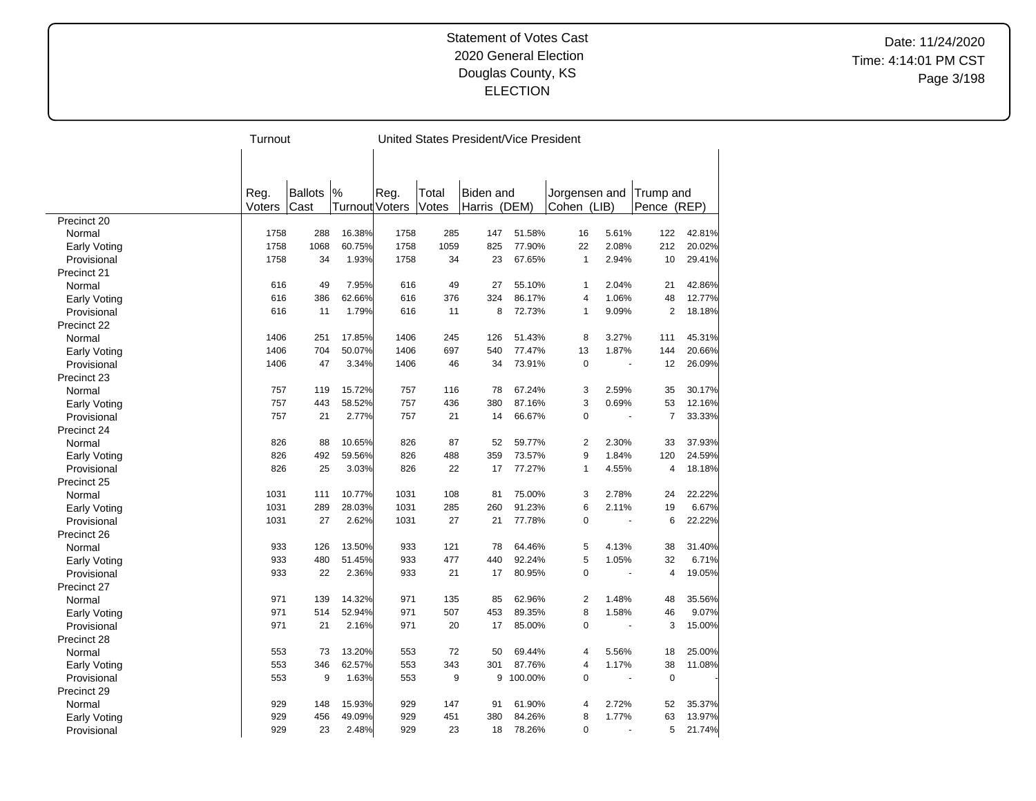# Statement of Votes Cast
## 2020 General Election
## Douglas County, KS
## ELECTION

Date: 11/24/2020
Time: 4:14:01 PM CST

| | Turnout | | | United States President/Vice President | | | | | | | | |
|---|---|---|---|---|---|---|---|---|---|---|---|---|
| | Reg. Voters | Ballots Cast | % Turnout | Reg. Voters | Total Votes | Biden and Harris (DEM) | | Jorgensen and Cohen (LIB) | | Trump and Pence (REP) | |
| Precinct 20 | | | | | | | | | | | |
| Normal | 1758 | 288 | 16.38% | 1758 | 285 | 147 | 51.58% | 16 | 5.61% | 122 | 42.81% |
| Early Voting | 1758 | 1068 | 60.75% | 1758 | 1059 | 825 | 77.90% | 22 | 2.08% | 212 | 20.02% |
| Provisional | 1758 | 34 | 1.93% | 1758 | 34 | 23 | 67.65% | 1 | 2.94% | 10 | 29.41% |
| Precinct 21 | | | | | | | | | | | |
| Normal | 616 | 49 | 7.95% | 616 | 49 | 27 | 55.10% | 1 | 2.04% | 21 | 42.86% |
| Early Voting | 616 | 386 | 62.66% | 616 | 376 | 324 | 86.17% | 4 | 1.06% | 48 | 12.77% |
| Provisional | 616 | 11 | 1.79% | 616 | 11 | 8 | 72.73% | 1 | 9.09% | 2 | 18.18% |
| Precinct 22 | | | | | | | | | | | |
| Normal | 1406 | 251 | 17.85% | 1406 | 245 | 126 | 51.43% | 8 | 3.27% | 111 | 45.31% |
| Early Voting | 1406 | 704 | 50.07% | 1406 | 697 | 540 | 77.47% | 13 | 1.87% | 144 | 20.66% |
| Provisional | 1406 | 47 | 3.34% | 1406 | 46 | 34 | 73.91% | 0 | - | 12 | 26.09% |
| Precinct 23 | | | | | | | | | | | |
| Normal | 757 | 119 | 15.72% | 757 | 116 | 78 | 67.24% | 3 | 2.59% | 35 | 30.17% |
| Early Voting | 757 | 443 | 58.52% | 757 | 436 | 380 | 87.16% | 3 | 0.69% | 53 | 12.16% |
| Provisional | 757 | 21 | 2.77% | 757 | 21 | 14 | 66.67% | 0 | - | 7 | 33.33% |
| Precinct 24 | | | | | | | | | | | |
| Normal | 826 | 88 | 10.65% | 826 | 87 | 52 | 59.77% | 2 | 2.30% | 33 | 37.93% |
| Early Voting | 826 | 492 | 59.56% | 826 | 488 | 359 | 73.57% | 9 | 1.84% | 120 | 24.59% |
| Provisional | 826 | 25 | 3.03% | 826 | 22 | 17 | 77.27% | 1 | 4.55% | 4 | 18.18% |
| Precinct 25 | | | | | | | | | | | |
| Normal | 1031 | 111 | 10.77% | 1031 | 108 | 81 | 75.00% | 3 | 2.78% | 24 | 22.22% |
| Early Voting | 1031 | 289 | 28.03% | 1031 | 285 | 260 | 91.23% | 6 | 2.11% | 19 | 6.67% |
| Provisional | 1031 | 27 | 2.62% | 1031 | 27 | 21 | 77.78% | 0 | - | 6 | 22.22% |
| Precinct 26 | | | | | | | | | | | |
| Normal | 933 | 126 | 13.50% | 933 | 121 | 78 | 64.46% | 5 | 4.13% | 38 | 31.40% |
| Early Voting | 933 | 480 | 51.45% | 933 | 477 | 440 | 92.24% | 5 | 1.05% | 32 | 6.71% |
| Provisional | 933 | 22 | 2.36% | 933 | 21 | 17 | 80.95% | 0 | - | 4 | 19.05% |
| Precinct 27 | | | | | | | | | | | |
| Normal | 971 | 139 | 14.32% | 971 | 135 | 85 | 62.96% | 2 | 1.48% | 48 | 35.56% |
| Early Voting | 971 | 514 | 52.94% | 971 | 507 | 453 | 89.35% | 8 | 1.58% | 46 | 9.07% |
| Provisional | 971 | 21 | 2.16% | 971 | 20 | 17 | 85.00% | 0 | - | 3 | 15.00% |
| Precinct 28 | | | | | | | | | | | |
| Normal | 553 | 73 | 13.20% | 553 | 72 | 50 | 69.44% | 4 | 5.56% | 18 | 25.00% |
| Early Voting | 553 | 346 | 62.57% | 553 | 343 | 301 | 87.76% | 4 | 1.17% | 38 | 11.08% |
| Provisional | 553 | 9 | 1.63% | 553 | 9 | 9 | 100.00% | 0 | - | 0 | - |
| Precinct 29 | | | | | | | | | | | |
| Normal | 929 | 148 | 15.93% | 929 | 147 | 91 | 61.90% | 4 | 2.72% | 52 | 35.37% |
| Early Voting | 929 | 456 | 49.09% | 929 | 451 | 380 | 84.26% | 8 | 1.77% | 63 | 13.97% |
| Provisional | 929 | 23 | 2.48% | 929 | 23 | 18 | 78.26% | 0 | - | 5 | 21.74% |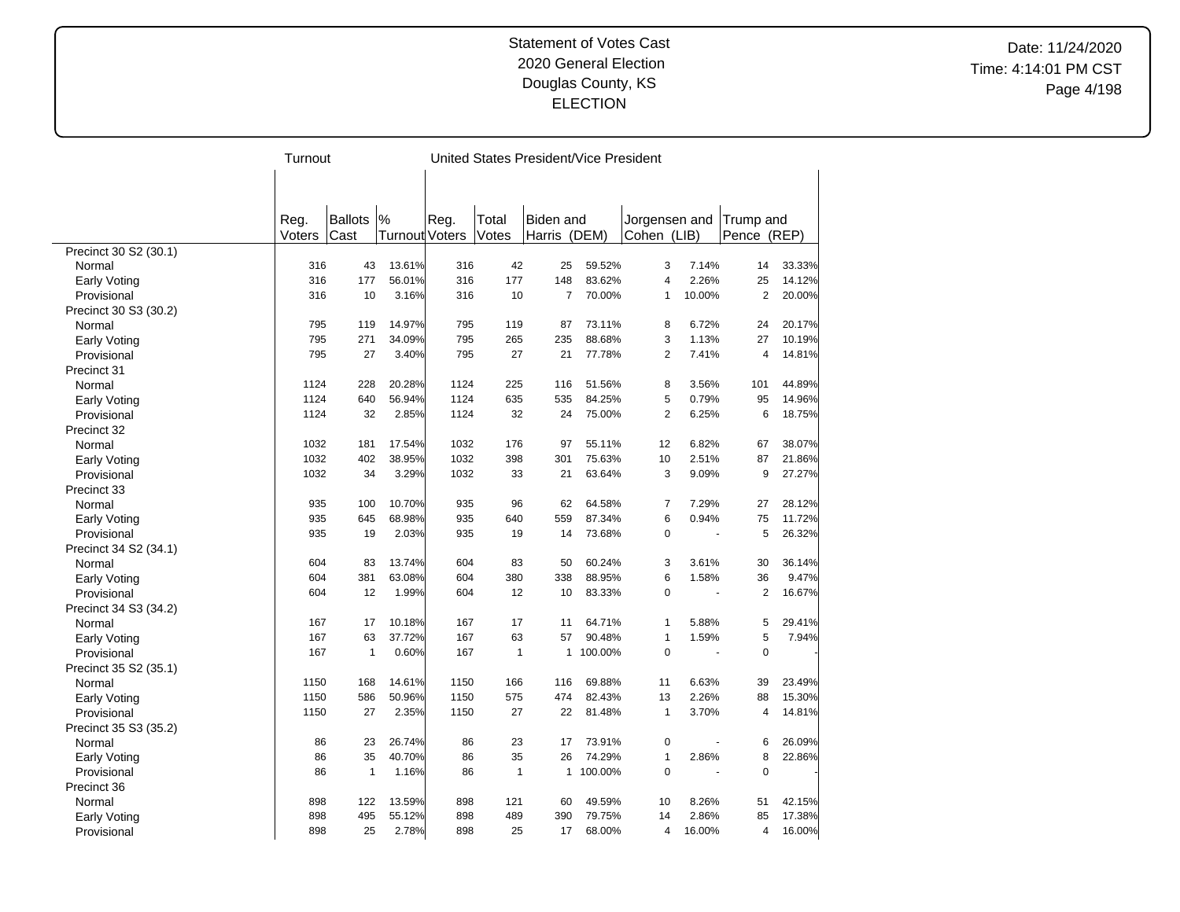# Statement of Votes Cast
## 2020 General Election
## Douglas County, KS
## ELECTION

Date: 11/24/2020
Time: 4:14:01 PM CST

| | Turnout | | | United States President/Vice President | | | | | | | | |
|---|---|---|---|---|---|---|---|---|---|---|---|---|
| | Reg. Voters | Ballots Cast | % Turnout | Reg. Voters | Total Votes | Biden and Harris (DEM) | | Jorgensen and Cohen (LIB) | | Trump and Pence (REP) | | |
| Precinct 30 S2 (30.1) | | | | | | | | | | | | |
| Normal | 316 | 43 | 13.61% | 316 | 42 | 25 | 59.52% | 3 | 7.14% | 14 | 33.33% |
| Early Voting | 316 | 177 | 56.01% | 316 | 177 | 148 | 83.62% | 4 | 2.26% | 25 | 14.12% |
| Provisional | 316 | 10 | 3.16% | 316 | 10 | 7 | 70.00% | 1 | 10.00% | 2 | 20.00% |
| Precinct 30 S3 (30.2) | | | | | | | | | | | |
| Normal | 795 | 119 | 14.97% | 795 | 119 | 87 | 73.11% | 8 | 6.72% | 24 | 20.17% |
| Early Voting | 795 | 271 | 34.09% | 795 | 265 | 235 | 88.68% | 3 | 1.13% | 27 | 10.19% |
| Provisional | 795 | 27 | 3.40% | 795 | 27 | 21 | 77.78% | 2 | 7.41% | 4 | 14.81% |
| Precinct 31 | | | | | | | | | | | |
| Normal | 1124 | 228 | 20.28% | 1124 | 225 | 116 | 51.56% | 8 | 3.56% | 101 | 44.89% |
| Early Voting | 1124 | 640 | 56.94% | 1124 | 635 | 535 | 84.25% | 5 | 0.79% | 95 | 14.96% |
| Provisional | 1124 | 32 | 2.85% | 1124 | 32 | 24 | 75.00% | 2 | 6.25% | 6 | 18.75% |
| Precinct 32 | | | | | | | | | | | |
| Normal | 1032 | 181 | 17.54% | 1032 | 176 | 97 | 55.11% | 12 | 6.82% | 67 | 38.07% |
| Early Voting | 1032 | 402 | 38.95% | 1032 | 398 | 301 | 75.63% | 10 | 2.51% | 87 | 21.86% |
| Provisional | 1032 | 34 | 3.29% | 1032 | 33 | 21 | 63.64% | 3 | 9.09% | 9 | 27.27% |
| Precinct 33 | | | | | | | | | | | |
| Normal | 935 | 100 | 10.70% | 935 | 96 | 62 | 64.58% | 7 | 7.29% | 27 | 28.12% |
| Early Voting | 935 | 645 | 68.98% | 935 | 640 | 559 | 87.34% | 6 | 0.94% | 75 | 11.72% |
| Provisional | 935 | 19 | 2.03% | 935 | 19 | 14 | 73.68% | 0 | - | 5 | 26.32% |
| Precinct 34 S2 (34.1) | | | | | | | | | | | |
| Normal | 604 | 83 | 13.74% | 604 | 83 | 50 | 60.24% | 3 | 3.61% | 30 | 36.14% |
| Early Voting | 604 | 381 | 63.08% | 604 | 380 | 338 | 88.95% | 6 | 1.58% | 36 | 9.47% |
| Provisional | 604 | 12 | 1.99% | 604 | 12 | 10 | 83.33% | 0 | - | 2 | 16.67% |
| Precinct 34 S3 (34.2) | | | | | | | | | | | |
| Normal | 167 | 17 | 10.18% | 167 | 17 | 11 | 64.71% | 1 | 5.88% | 5 | 29.41% |
| Early Voting | 167 | 63 | 37.72% | 167 | 63 | 57 | 90.48% | 1 | 1.59% | 5 | 7.94% |
| Provisional | 167 | 1 | 0.60% | 167 | 1 | 1 | 100.00% | 0 | - | 0 | - |
| Precinct 35 S2 (35.1) | | | | | | | | | | | |
| Normal | 1150 | 168 | 14.61% | 1150 | 166 | 116 | 69.88% | 11 | 6.63% | 39 | 23.49% |
| Early Voting | 1150 | 586 | 50.96% | 1150 | 575 | 474 | 82.43% | 13 | 2.26% | 88 | 15.30% |
| Provisional | 1150 | 27 | 2.35% | 1150 | 27 | 22 | 81.48% | 1 | 3.70% | 4 | 14.81% |
| Precinct 35 S3 (35.2) | | | | | | | | | | | |
| Normal | 86 | 23 | 26.74% | 86 | 23 | 17 | 73.91% | 0 | - | 6 | 26.09% |
| Early Voting | 86 | 35 | 40.70% | 86 | 35 | 26 | 74.29% | 1 | 2.86% | 8 | 22.86% |
| Provisional | 86 | 1 | 1.16% | 86 | 1 | 1 | 100.00% | 0 | - | 0 | - |
| Precinct 36 | | | | | | | | | | | |
| Normal | 898 | 122 | 13.59% | 898 | 121 | 60 | 49.59% | 10 | 8.26% | 51 | 42.15% |
| Early Voting | 898 | 495 | 55.12% | 898 | 489 | 390 | 79.75% | 14 | 2.86% | 85 | 17.38% |
| Provisional | 898 | 25 | 2.78% | 898 | 25 | 17 | 68.00% | 4 | 16.00% | 4 | 16.00% |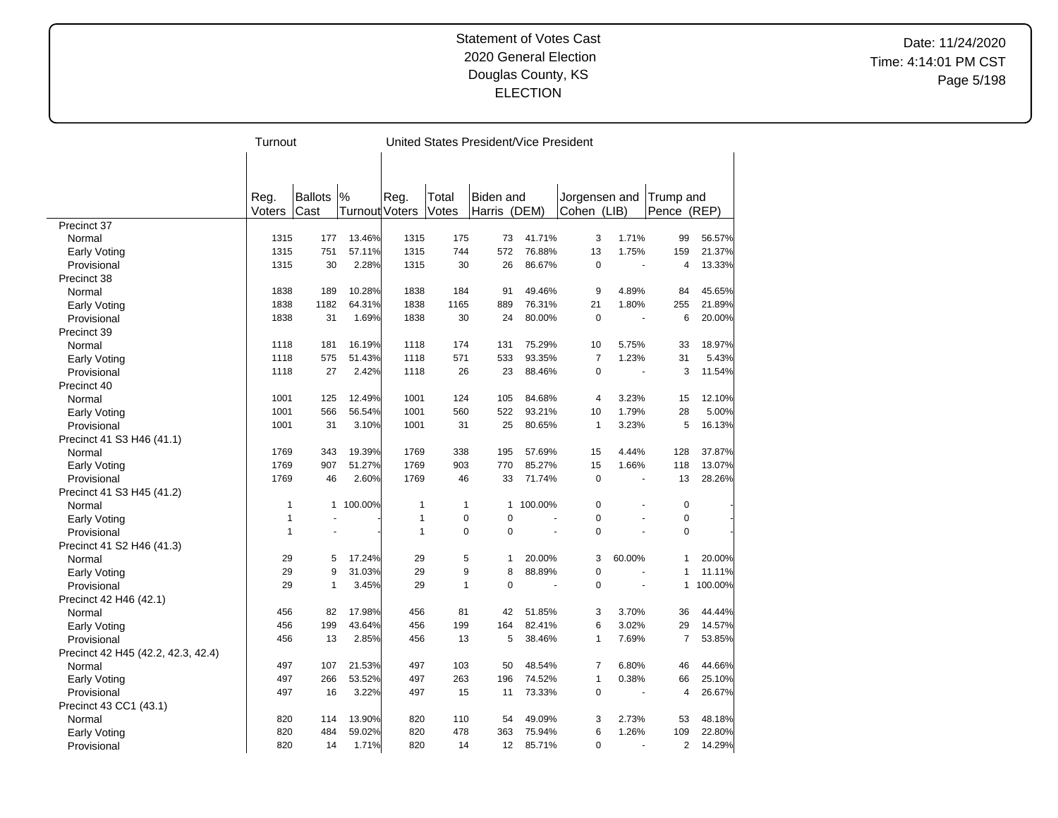Statement of Votes Cast
2020 General Election
Douglas County, KS
ELECTION

Date: 11/24/2020
Time: 4:14:01 PM CST

| | Turnout | | | United States President/Vice President | | | | | | | | |
|---|---|---|---|---|---|---|---|---|---|---|---|---|
| | Reg. Voters | Ballots Cast | % Turnout | Reg. Voters | Total Votes | Biden and Harris (DEM) | | Jorgensen and Cohen (LIB) | | Trump and Pence (REP) | | |
| Precinct 37 | | | | | | | | | | | | |
| Normal | 1315 | 177 | 13.46% | 1315 | 175 | 73 | 41.71% | 3 | 1.71% | 99 | 56.57% | |
| Early Voting | 1315 | 751 | 57.11% | 1315 | 744 | 572 | 76.88% | 13 | 1.75% | 159 | 21.37% | |
| Provisional | 1315 | 30 | 2.28% | 1315 | 30 | 26 | 86.67% | 0 | - | 4 | 13.33% | |
| Precinct 38 | | | | | | | | | | | | |
| Normal | 1838 | 189 | 10.28% | 1838 | 184 | 91 | 49.46% | 9 | 4.89% | 84 | 45.65% | |
| Early Voting | 1838 | 1182 | 64.31% | 1838 | 1165 | 889 | 76.31% | 21 | 1.80% | 255 | 21.89% | |
| Provisional | 1838 | 31 | 1.69% | 1838 | 30 | 24 | 80.00% | 0 | - | 6 | 20.00% | |
| Precinct 39 | | | | | | | | | | | | |
| Normal | 1118 | 181 | 16.19% | 1118 | 174 | 131 | 75.29% | 10 | 5.75% | 33 | 18.97% | |
| Early Voting | 1118 | 575 | 51.43% | 1118 | 571 | 533 | 93.35% | 7 | 1.23% | 31 | 5.43% | |
| Provisional | 1118 | 27 | 2.42% | 1118 | 26 | 23 | 88.46% | 0 | - | 3 | 11.54% | |
| Precinct 40 | | | | | | | | | | | | |
| Normal | 1001 | 125 | 12.49% | 1001 | 124 | 105 | 84.68% | 4 | 3.23% | 15 | 12.10% | |
| Early Voting | 1001 | 566 | 56.54% | 1001 | 560 | 522 | 93.21% | 10 | 1.79% | 28 | 5.00% | |
| Provisional | 1001 | 31 | 3.10% | 1001 | 31 | 25 | 80.65% | 1 | 3.23% | 5 | 16.13% | |
| Precinct 41 S3 H46 (41.1) | | | | | | | | | | | | |
| Normal | 1769 | 343 | 19.39% | 1769 | 338 | 195 | 57.69% | 15 | 4.44% | 128 | 37.87% | |
| Early Voting | 1769 | 907 | 51.27% | 1769 | 903 | 770 | 85.27% | 15 | 1.66% | 118 | 13.07% | |
| Provisional | 1769 | 46 | 2.60% | 1769 | 46 | 33 | 71.74% | 0 | - | 13 | 28.26% | |
| Precinct 41 S3 H45 (41.2) | | | | | | | | | | | | |
| Normal | 1 | 1 | 100.00% | 1 | 1 | 1 | 100.00% | 0 | - | 0 | - | |
| Early Voting | 1 | - | - | 1 | 0 | 0 | - | 0 | - | 0 | - | |
| Provisional | 1 | - | - | 1 | 0 | 0 | - | 0 | - | 0 | - | |
| Precinct 41 S2 H46 (41.3) | | | | | | | | | | | | |
| Normal | 29 | 5 | 17.24% | 29 | 5 | 1 | 20.00% | 3 | 60.00% | 1 | 20.00% | |
| Early Voting | 29 | 9 | 31.03% | 29 | 9 | 8 | 88.89% | 0 | - | 1 | 11.11% | |
| Provisional | 29 | 1 | 3.45% | 29 | 1 | 0 | - | 0 | - | 1 | 100.00% | |
| Precinct 42 H46 (42.1) | | | | | | | | | | | | |
| Normal | 456 | 82 | 17.98% | 456 | 81 | 42 | 51.85% | 3 | 3.70% | 36 | 44.44% | |
| Early Voting | 456 | 199 | 43.64% | 456 | 199 | 164 | 82.41% | 6 | 3.02% | 29 | 14.57% | |
| Provisional | 456 | 13 | 2.85% | 456 | 13 | 5 | 38.46% | 1 | 7.69% | 7 | 53.85% | |
| Precinct 42 H45 (42.2, 42.3, 42.4) | | | | | | | | | | | | |
| Normal | 497 | 107 | 21.53% | 497 | 103 | 50 | 48.54% | 7 | 6.80% | 46 | 44.66% | |
| Early Voting | 497 | 266 | 53.52% | 497 | 263 | 196 | 74.52% | 1 | 0.38% | 66 | 25.10% | |
| Provisional | 497 | 16 | 3.22% | 497 | 15 | 11 | 73.33% | 0 | - | 4 | 26.67% | |
| Precinct 43 CC1 (43.1) | | | | | | | | | | | | |
| Normal | 820 | 114 | 13.90% | 820 | 110 | 54 | 49.09% | 3 | 2.73% | 53 | 48.18% | |
| Early Voting | 820 | 484 | 59.02% | 820 | 478 | 363 | 75.94% | 6 | 1.26% | 109 | 22.80% | |
| Provisional | 820 | 14 | 1.71% | 820 | 14 | 12 | 85.71% | 0 | - | 2 | 14.29% | |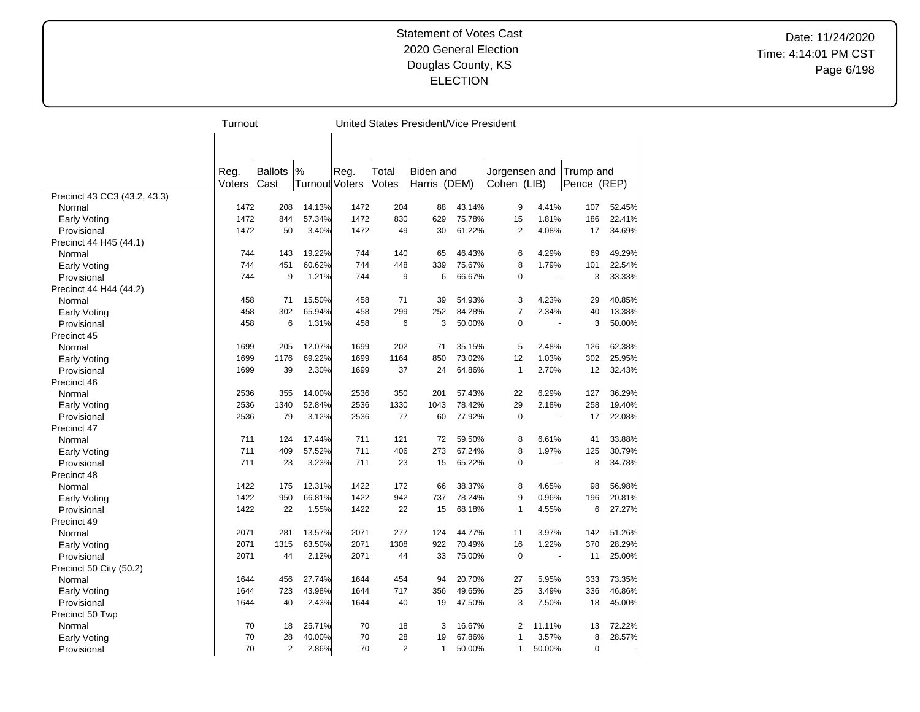# Statement of Votes Cast
## 2020 General Election
## Douglas County, KS
## ELECTION

Date: 11/24/2020
Time: 4:14:01 PM CST

| | Turnout | | | United States President/Vice President | | | | | | | | |
|---|---|---|---|---|---|---|---|---|---|---|---|---|
| | Reg. Voters | Ballots Cast | % Turnout | Reg. Voters | Total Votes | Biden and Harris (DEM) | | Jorgensen and Cohen (LIB) | | Trump and Pence (REP) | |
| Precinct 43 CC3 (43.2, 43.3) | | | | | | | | | | | |
| Normal | 1472 | 208 | 14.13% | 1472 | 204 | 88 | 43.14% | 9 | 4.41% | 107 | 52.45% |
| Early Voting | 1472 | 844 | 57.34% | 1472 | 830 | 629 | 75.78% | 15 | 1.81% | 186 | 22.41% |
| Provisional | 1472 | 50 | 3.40% | 1472 | 49 | 30 | 61.22% | 2 | 4.08% | 17 | 34.69% |
| Precinct 44 H45 (44.1) | | | | | | | | | | | |
| Normal | 744 | 143 | 19.22% | 744 | 140 | 65 | 46.43% | 6 | 4.29% | 69 | 49.29% |
| Early Voting | 744 | 451 | 60.62% | 744 | 448 | 339 | 75.67% | 8 | 1.79% | 101 | 22.54% |
| Provisional | 744 | 9 | 1.21% | 744 | 9 | 6 | 66.67% | 0 | - | 3 | 33.33% |
| Precinct 44 H44 (44.2) | | | | | | | | | | | |
| Normal | 458 | 71 | 15.50% | 458 | 71 | 39 | 54.93% | 3 | 4.23% | 29 | 40.85% |
| Early Voting | 458 | 302 | 65.94% | 458 | 299 | 252 | 84.28% | 7 | 2.34% | 40 | 13.38% |
| Provisional | 458 | 6 | 1.31% | 458 | 6 | 3 | 50.00% | 0 | - | 3 | 50.00% |
| Precinct 45 | | | | | | | | | | | |
| Normal | 1699 | 205 | 12.07% | 1699 | 202 | 71 | 35.15% | 5 | 2.48% | 126 | 62.38% |
| Early Voting | 1699 | 1176 | 69.22% | 1699 | 1164 | 850 | 73.02% | 12 | 1.03% | 302 | 25.95% |
| Provisional | 1699 | 39 | 2.30% | 1699 | 37 | 24 | 64.86% | 1 | 2.70% | 12 | 32.43% |
| Precinct 46 | | | | | | | | | | | |
| Normal | 2536 | 355 | 14.00% | 2536 | 350 | 201 | 57.43% | 22 | 6.29% | 127 | 36.29% |
| Early Voting | 2536 | 1340 | 52.84% | 2536 | 1330 | 1043 | 78.42% | 29 | 2.18% | 258 | 19.40% |
| Provisional | 2536 | 79 | 3.12% | 2536 | 77 | 60 | 77.92% | 0 | - | 17 | 22.08% |
| Precinct 47 | | | | | | | | | | | |
| Normal | 711 | 124 | 17.44% | 711 | 121 | 72 | 59.50% | 8 | 6.61% | 41 | 33.88% |
| Early Voting | 711 | 409 | 57.52% | 711 | 406 | 273 | 67.24% | 8 | 1.97% | 125 | 30.79% |
| Provisional | 711 | 23 | 3.23% | 711 | 23 | 15 | 65.22% | 0 | - | 8 | 34.78% |
| Precinct 48 | | | | | | | | | | | |
| Normal | 1422 | 175 | 12.31% | 1422 | 172 | 66 | 38.37% | 8 | 4.65% | 98 | 56.98% |
| Early Voting | 1422 | 950 | 66.81% | 1422 | 942 | 737 | 78.24% | 9 | 0.96% | 196 | 20.81% |
| Provisional | 1422 | 22 | 1.55% | 1422 | 22 | 15 | 68.18% | 1 | 4.55% | 6 | 27.27% |
| Precinct 49 | | | | | | | | | | | |
| Normal | 2071 | 281 | 13.57% | 2071 | 277 | 124 | 44.77% | 11 | 3.97% | 142 | 51.26% |
| Early Voting | 2071 | 1315 | 63.50% | 2071 | 1308 | 922 | 70.49% | 16 | 1.22% | 370 | 28.29% |
| Provisional | 2071 | 44 | 2.12% | 2071 | 44 | 33 | 75.00% | 0 | - | 11 | 25.00% |
| Precinct 50 City (50.2) | | | | | | | | | | | |
| Normal | 1644 | 456 | 27.74% | 1644 | 454 | 94 | 20.70% | 27 | 5.95% | 333 | 73.35% |
| Early Voting | 1644 | 723 | 43.98% | 1644 | 717 | 356 | 49.65% | 25 | 3.49% | 336 | 46.86% |
| Provisional | 1644 | 40 | 2.43% | 1644 | 40 | 19 | 47.50% | 3 | 7.50% | 18 | 45.00% |
| Precinct 50 Twp | | | | | | | | | | | |
| Normal | 70 | 18 | 25.71% | 70 | 18 | 3 | 16.67% | 2 | 11.11% | 13 | 72.22% |
| Early Voting | 70 | 28 | 40.00% | 70 | 28 | 19 | 67.86% | 1 | 3.57% | 8 | 28.57% |
| Provisional | 70 | 2 | 2.86% | 70 | 2 | 1 | 50.00% | 1 | 50.00% | 0 | - |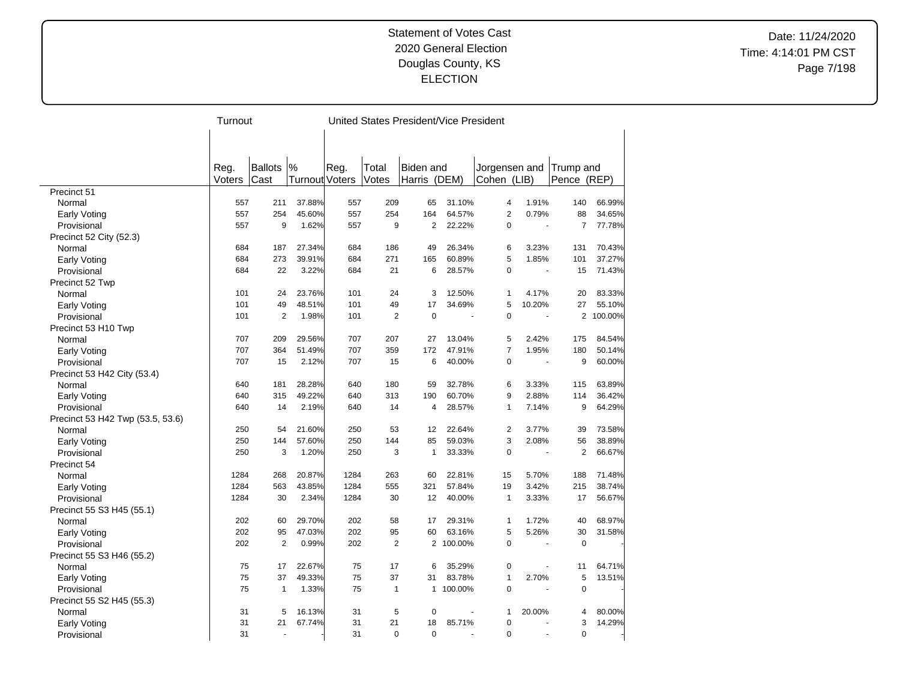# Statement of Votes Cast
## 2020 General Election
## Douglas County, KS
## ELECTION

Date: 11/24/2020
Time: 4:14:01 PM CST

| | Turnout | | | United States President/Vice President | | | | | | | | |
|---|---|---|---|---|---|---|---|---|---|---|---|---|
| | Reg. Voters | Ballots Cast | % Turnout | Reg. Voters | Total Votes | Biden and Harris (DEM) | | Jorgensen and Cohen (LIB) | | Trump and Pence (REP) | | |
| **Precinct 51** | | | | | | | | | | | | |
| Normal | 557 | 211 | 37.88% | 557 | 209 | 65 | 31.10% | 4 | 1.91% | 140 | 66.99% | |
| Early Voting | 557 | 254 | 45.60% | 557 | 254 | 164 | 64.57% | 2 | 0.79% | 88 | 34.65% | |
| Provisional | 557 | 9 | 1.62% | 557 | 9 | 2 | 22.22% | 0 | - | 7 | 77.78% | |
| **Precinct 52 City (52.3)** | | | | | | | | | | | | |
| Normal | 684 | 187 | 27.34% | 684 | 186 | 49 | 26.34% | 6 | 3.23% | 131 | 70.43% | |
| Early Voting | 684 | 273 | 39.91% | 684 | 271 | 165 | 60.89% | 5 | 1.85% | 101 | 37.27% | |
| Provisional | 684 | 22 | 3.22% | 684 | 21 | 6 | 28.57% | 0 | - | 15 | 71.43% | |
| **Precinct 52 Twp** | | | | | | | | | | | | |
| Normal | 101 | 24 | 23.76% | 101 | 24 | 3 | 12.50% | 1 | 4.17% | 20 | 83.33% | |
| Early Voting | 101 | 49 | 48.51% | 101 | 49 | 17 | 34.69% | 5 | 10.20% | 27 | 55.10% | |
| Provisional | 101 | 2 | 1.98% | 101 | 2 | 0 | - | 0 | - | 2 | 100.00% | |
| **Precinct 53 H10 Twp** | | | | | | | | | | | | |
| Normal | 707 | 209 | 29.56% | 707 | 207 | 27 | 13.04% | 5 | 2.42% | 175 | 84.54% | |
| Early Voting | 707 | 364 | 51.49% | 707 | 359 | 172 | 47.91% | 7 | 1.95% | 180 | 50.14% | |
| Provisional | 707 | 15 | 2.12% | 707 | 15 | 6 | 40.00% | 0 | - | 9 | 60.00% | |
| **Precinct 53 H42 City (53.4)** | | | | | | | | | | | | |
| Normal | 640 | 181 | 28.28% | 640 | 180 | 59 | 32.78% | 6 | 3.33% | 115 | 63.89% | |
| Early Voting | 640 | 315 | 49.22% | 640 | 313 | 190 | 60.70% | 9 | 2.88% | 114 | 36.42% | |
| Provisional | 640 | 14 | 2.19% | 640 | 14 | 4 | 28.57% | 1 | 7.14% | 9 | 64.29% | |
| **Precinct 53 H42 Twp (53.5, 53.6)** | | | | | | | | | | | | |
| Normal | 250 | 54 | 21.60% | 250 | 53 | 12 | 22.64% | 2 | 3.77% | 39 | 73.58% | |
| Early Voting | 250 | 144 | 57.60% | 250 | 144 | 85 | 59.03% | 3 | 2.08% | 56 | 38.89% | |
| Provisional | 250 | 3 | 1.20% | 250 | 3 | 1 | 33.33% | 0 | - | 2 | 66.67% | |
| **Precinct 54** | | | | | | | | | | | | |
| Normal | 1284 | 268 | 20.87% | 1284 | 263 | 60 | 22.81% | 15 | 5.70% | 188 | 71.48% | |
| Early Voting | 1284 | 563 | 43.85% | 1284 | 555 | 321 | 57.84% | 19 | 3.42% | 215 | 38.74% | |
| Provisional | 1284 | 30 | 2.34% | 1284 | 30 | 12 | 40.00% | 1 | 3.33% | 17 | 56.67% | |
| **Precinct 55 S3 H45 (55.1)** | | | | | | | | | | | | |
| Normal | 202 | 60 | 29.70% | 202 | 58 | 17 | 29.31% | 1 | 1.72% | 40 | 68.97% | |
| Early Voting | 202 | 95 | 47.03% | 202 | 95 | 60 | 63.16% | 5 | 5.26% | 30 | 31.58% | |
| Provisional | 202 | 2 | 0.99% | 202 | 2 | 2 | 100.00% | 0 | - | 0 | - | |
| **Precinct 55 S3 H46 (55.2)** | | | | | | | | | | | | |
| Normal | 75 | 17 | 22.67% | 75 | 17 | 6 | 35.29% | 0 | - | 11 | 64.71% | |
| Early Voting | 75 | 37 | 49.33% | 75 | 37 | 31 | 83.78% | 1 | 2.70% | 5 | 13.51% | |
| Provisional | 75 | 1 | 1.33% | 75 | 1 | 1 | 100.00% | 0 | - | 0 | - | |
| **Precinct 55 S2 H45 (55.3)** | | | | | | | | | | | | |
| Normal | 31 | 5 | 16.13% | 31 | 5 | 0 | - | 1 | 20.00% | 4 | 80.00% | |
| Early Voting | 31 | 21 | 67.74% | 31 | 21 | 18 | 85.71% | 0 | - | 3 | 14.29% | |
| Provisional | 31 | - | - | 31 | 0 | 0 | - | 0 | - | 0 | - | |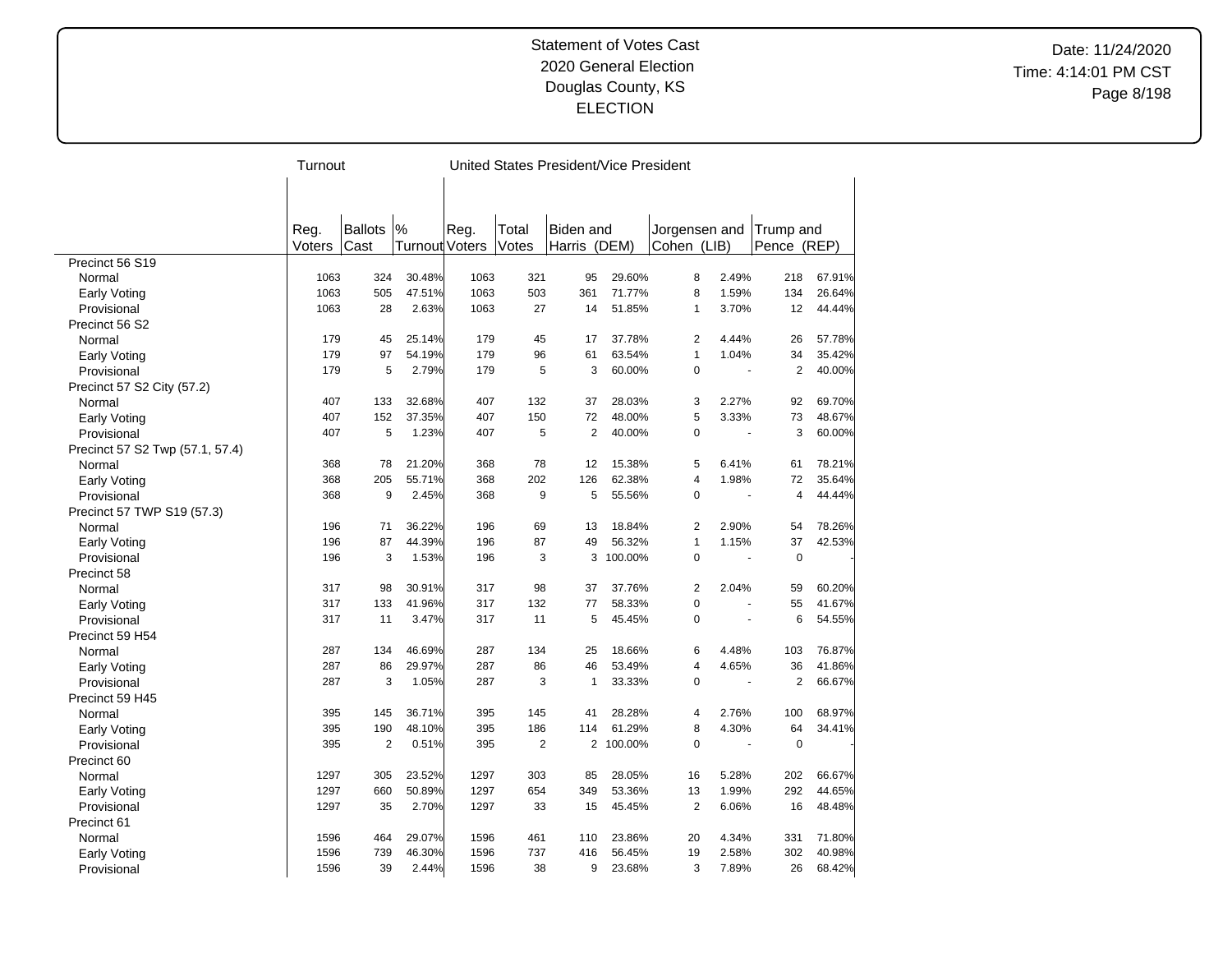# Statement of Votes Cast
## 2020 General Election
## Douglas County, KS
## ELECTION

Date: 11/24/2020
Time: 4:14:01 PM CST

| | Turnout | | | United States President/Vice President | | | | | | | | |
|---|---|---|---|---|---|---|---|---|---|---|---|---|
| | Reg. Voters | Ballots Cast | % Turnout | Reg. Voters | Total Votes | Biden and Harris (DEM) | | Jorgensen and Cohen (LIB) | | Trump and Pence (REP) | | |
| **Precinct 56 S19** | | | | | | | | | | | | |
| Normal | 1063 | 324 | 30.48% | 1063 | 321 | 95 | 29.60% | 8 | 2.49% | 218 | 67.91% | |
| Early Voting | 1063 | 505 | 47.51% | 1063 | 503 | 361 | 71.77% | 8 | 1.59% | 134 | 26.64% | |
| Provisional | 1063 | 28 | 2.63% | 1063 | 27 | 14 | 51.85% | 1 | 3.70% | 12 | 44.44% | |
| **Precinct 56 S2** | | | | | | | | | | | | |
| Normal | 179 | 45 | 25.14% | 179 | 45 | 17 | 37.78% | 2 | 4.44% | 26 | 57.78% | |
| Early Voting | 179 | 97 | 54.19% | 179 | 96 | 61 | 63.54% | 1 | 1.04% | 34 | 35.42% | |
| Provisional | 179 | 5 | 2.79% | 179 | 5 | 3 | 60.00% | 0 | - | 2 | 40.00% | |
| **Precinct 57 S2 City (57.2)** | | | | | | | | | | | | |
| Normal | 407 | 133 | 32.68% | 407 | 132 | 37 | 28.03% | 3 | 2.27% | 92 | 69.70% | |
| Early Voting | 407 | 152 | 37.35% | 407 | 150 | 72 | 48.00% | 5 | 3.33% | 73 | 48.67% | |
| Provisional | 407 | 5 | 1.23% | 407 | 5 | 2 | 40.00% | 0 | - | 3 | 60.00% | |
| **Precinct 57 S2 Twp (57.1, 57.4)** | | | | | | | | | | | | |
| Normal | 368 | 78 | 21.20% | 368 | 78 | 12 | 15.38% | 5 | 6.41% | 61 | 78.21% | |
| Early Voting | 368 | 205 | 55.71% | 368 | 202 | 126 | 62.38% | 4 | 1.98% | 72 | 35.64% | |
| Provisional | 368 | 9 | 2.45% | 368 | 9 | 5 | 55.56% | 0 | - | 4 | 44.44% | |
| **Precinct 57 TWP S19 (57.3)** | | | | | | | | | | | | |
| Normal | 196 | 71 | 36.22% | 196 | 69 | 13 | 18.84% | 2 | 2.90% | 54 | 78.26% | |
| Early Voting | 196 | 87 | 44.39% | 196 | 87 | 49 | 56.32% | 1 | 1.15% | 37 | 42.53% | |
| Provisional | 196 | 3 | 1.53% | 196 | 3 | 3 | 100.00% | 0 | - | 0 | - | |
| **Precinct 58** | | | | | | | | | | | | |
| Normal | 317 | 98 | 30.91% | 317 | 98 | 37 | 37.76% | 2 | 2.04% | 59 | 60.20% | |
| Early Voting | 317 | 133 | 41.96% | 317 | 132 | 77 | 58.33% | 0 | - | 55 | 41.67% | |
| Provisional | 317 | 11 | 3.47% | 317 | 11 | 5 | 45.45% | 0 | - | 6 | 54.55% | |
| **Precinct 59 H54** | | | | | | | | | | | | |
| Normal | 287 | 134 | 46.69% | 287 | 134 | 25 | 18.66% | 6 | 4.48% | 103 | 76.87% | |
| Early Voting | 287 | 86 | 29.97% | 287 | 86 | 46 | 53.49% | 4 | 4.65% | 36 | 41.86% | |
| Provisional | 287 | 3 | 1.05% | 287 | 3 | 1 | 33.33% | 0 | - | 2 | 66.67% | |
| **Precinct 59 H45** | | | | | | | | | | | | |
| Normal | 395 | 145 | 36.71% | 395 | 145 | 41 | 28.28% | 4 | 2.76% | 100 | 68.97% | |
| Early Voting | 395 | 190 | 48.10% | 395 | 186 | 114 | 61.29% | 8 | 4.30% | 64 | 34.41% | |
| Provisional | 395 | 2 | 0.51% | 395 | 2 | 2 | 100.00% | 0 | - | 0 | - | |
| **Precinct 60** | | | | | | | | | | | | |
| Normal | 1297 | 305 | 23.52% | 1297 | 303 | 85 | 28.05% | 16 | 5.28% | 202 | 66.67% | |
| Early Voting | 1297 | 660 | 50.89% | 1297 | 654 | 349 | 53.36% | 13 | 1.99% | 292 | 44.65% | |
| Provisional | 1297 | 35 | 2.70% | 1297 | 33 | 15 | 45.45% | 2 | 6.06% | 16 | 48.48% | |
| **Precinct 61** | | | | | | | | | | | | |
| Normal | 1596 | 464 | 29.07% | 1596 | 461 | 110 | 23.86% | 20 | 4.34% | 331 | 71.80% | |
| Early Voting | 1596 | 739 | 46.30% | 1596 | 737 | 416 | 56.45% | 19 | 2.58% | 302 | 40.98% | |
| Provisional | 1596 | 39 | 2.44% | 1596 | 38 | 9 | 23.68% | 3 | 7.89% | 26 | 68.42% | |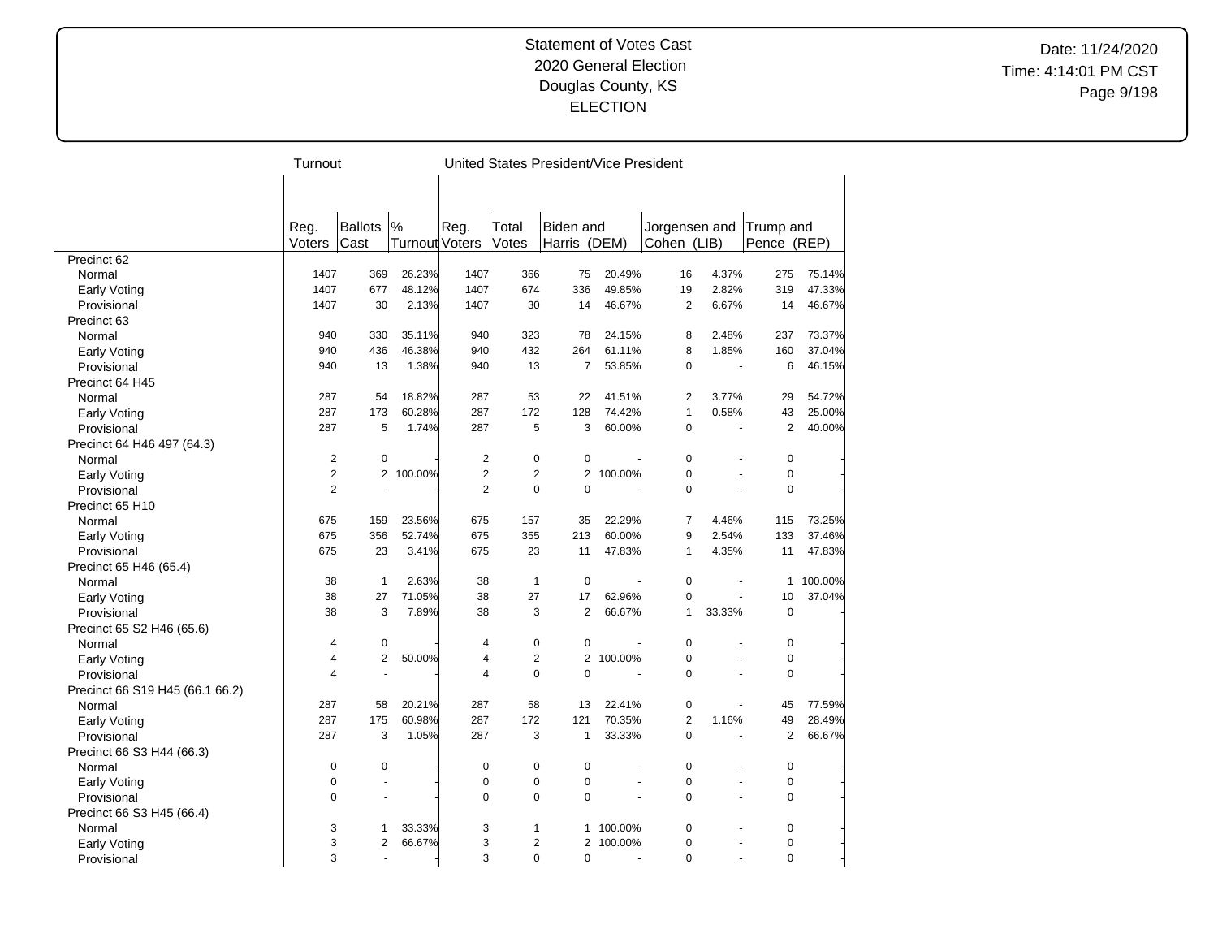# Statement of Votes Cast
## 2020 General Election
## Douglas County, KS
## ELECTION

Date: 11/24/2020
Time: 4:14:01 PM CST

| | Turnout | | | United States President/Vice President | | | | | | | | |
|---|---|---|---|---|---|---|---|---|---|---|---|---|
| | Reg. Voters | Ballots Cast | % Turnout | Reg. Voters | Total Votes | Biden and Harris (DEM) | | Jorgensen and Cohen (LIB) | | Trump and Pence (REP) | |
| **Precinct 62** | | | | | | | | | | | |
| Normal | 1407 | 369 | 26.23% | 1407 | 366 | 75 | 20.49% | 16 | 4.37% | 275 | 75.14% |
| Early Voting | 1407 | 677 | 48.12% | 1407 | 674 | 336 | 49.85% | 19 | 2.82% | 319 | 47.33% |
| Provisional | 1407 | 30 | 2.13% | 1407 | 30 | 14 | 46.67% | 2 | 6.67% | 14 | 46.67% |
| **Precinct 63** | | | | | | | | | | | |
| Normal | 940 | 330 | 35.11% | 940 | 323 | 78 | 24.15% | 8 | 2.48% | 237 | 73.37% |
| Early Voting | 940 | 436 | 46.38% | 940 | 432 | 264 | 61.11% | 8 | 1.85% | 160 | 37.04% |
| Provisional | 940 | 13 | 1.38% | 940 | 13 | 7 | 53.85% | 0 | - | 6 | 46.15% |
| **Precinct 64 H45** | | | | | | | | | | | |
| Normal | 287 | 54 | 18.82% | 287 | 53 | 22 | 41.51% | 2 | 3.77% | 29 | 54.72% |
| Early Voting | 287 | 173 | 60.28% | 287 | 172 | 128 | 74.42% | 1 | 0.58% | 43 | 25.00% |
| Provisional | 287 | 5 | 1.74% | 287 | 5 | 3 | 60.00% | 0 | - | 2 | 40.00% |
| **Precinct 64 H46 497 (64.3)** | | | | | | | | | | | |
| Normal | 2 | 0 | - | 2 | 0 | 0 | - | 0 | - | 0 | - |
| Early Voting | 2 | 2 | 100.00% | 2 | 2 | 2 | 100.00% | 0 | - | 0 | - |
| Provisional | 2 | - | - | 2 | 0 | 0 | - | 0 | - | 0 | - |
| **Precinct 65 H10** | | | | | | | | | | | |
| Normal | 675 | 159 | 23.56% | 675 | 157 | 35 | 22.29% | 7 | 4.46% | 115 | 73.25% |
| Early Voting | 675 | 356 | 52.74% | 675 | 355 | 213 | 60.00% | 9 | 2.54% | 133 | 37.46% |
| Provisional | 675 | 23 | 3.41% | 675 | 23 | 11 | 47.83% | 1 | 4.35% | 11 | 47.83% |
| **Precinct 65 H46 (65.4)** | | | | | | | | | | | |
| Normal | 38 | 1 | 2.63% | 38 | 1 | 0 | - | 0 | - | 1 | 100.00% |
| Early Voting | 38 | 27 | 71.05% | 38 | 27 | 17 | 62.96% | 0 | - | 10 | 37.04% |
| Provisional | 38 | 3 | 7.89% | 38 | 3 | 2 | 66.67% | 1 | 33.33% | 0 | - |
| **Precinct 65 S2 H46 (65.6)** | | | | | | | | | | | |
| Normal | 4 | 0 | - | 4 | 0 | 0 | - | 0 | - | 0 | - |
| Early Voting | 4 | 2 | 50.00% | 4 | 2 | 2 | 100.00% | 0 | - | 0 | - |
| Provisional | 4 | - | - | 4 | 0 | 0 | - | 0 | - | 0 | - |
| **Precinct 66 S19 H45 (66.1 66.2)** | | | | | | | | | | | |
| Normal | 287 | 58 | 20.21% | 287 | 58 | 13 | 22.41% | 0 | - | 45 | 77.59% |
| Early Voting | 287 | 175 | 60.98% | 287 | 172 | 121 | 70.35% | 2 | 1.16% | 49 | 28.49% |
| Provisional | 287 | 3 | 1.05% | 287 | 3 | 1 | 33.33% | 0 | - | 2 | 66.67% |
| **Precinct 66 S3 H44 (66.3)** | | | | | | | | | | | |
| Normal | 0 | 0 | - | 0 | 0 | 0 | - | 0 | - | 0 | - |
| Early Voting | 0 | - | - | 0 | 0 | 0 | - | 0 | - | 0 | - |
| Provisional | 0 | - | - | 0 | 0 | 0 | - | 0 | - | 0 | - |
| **Precinct 66 S3 H45 (66.4)** | | | | | | | | | | | |
| Normal | 3 | 1 | 33.33% | 3 | 1 | 1 | 100.00% | 0 | - | 0 | - |
| Early Voting | 3 | 2 | 66.67% | 3 | 2 | 2 | 100.00% | 0 | - | 0 | - |
| Provisional | 3 | - | - | 3 | 0 | 0 | - | 0 | - | 0 | - |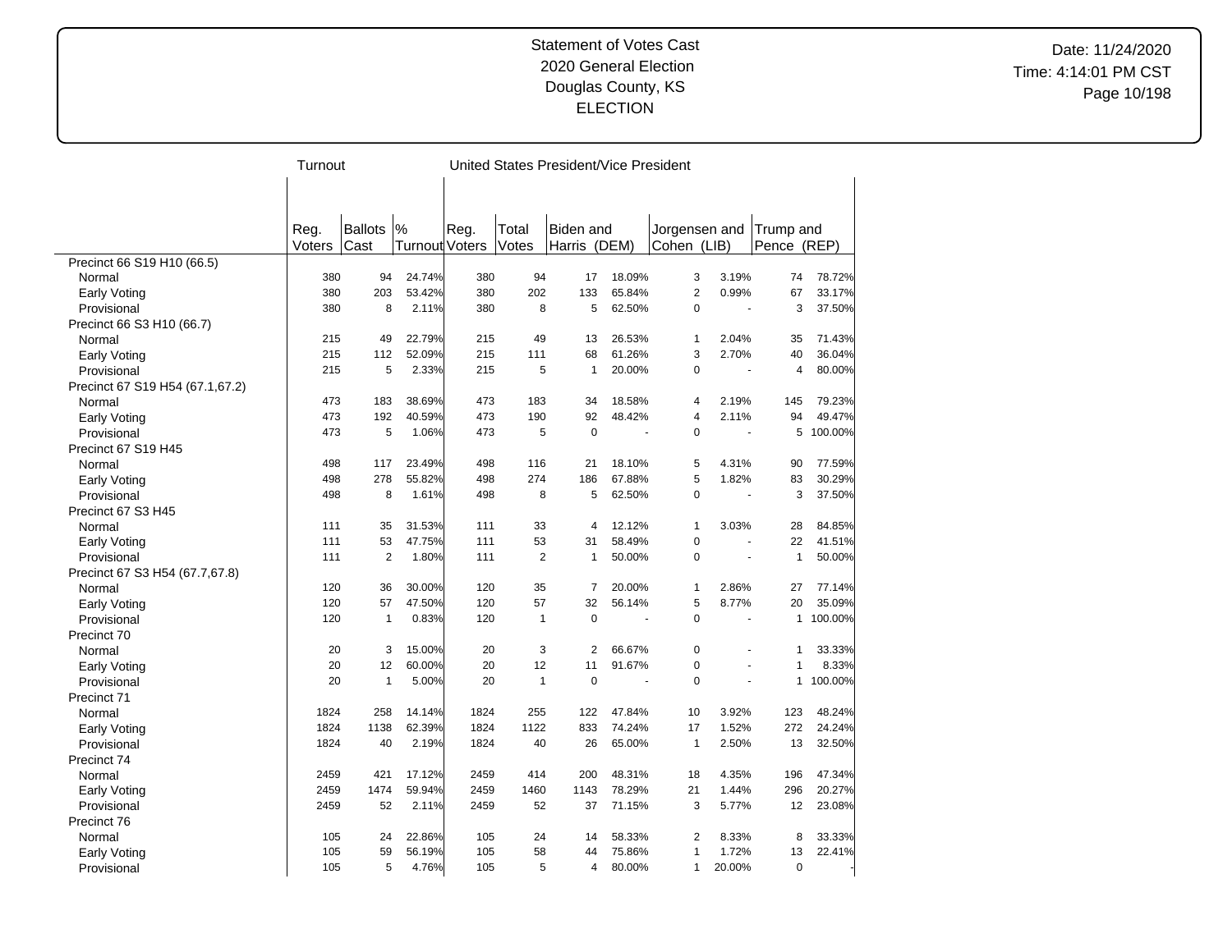# Statement of Votes Cast
## 2020 General Election
## Douglas County, KS
## ELECTION

Date: 11/24/2020
Time: 4:14:01 PM CST

| | Turnout | | | United States President/Vice President | | | | | | | | |
|---|---|---|---|---|---|---|---|---|---|---|---|---|
| | Reg. Voters | Ballots Cast | % Turnout | Reg. Voters | Total Votes | Biden and Harris (DEM) | | Jorgensen and Cohen (LIB) | | Trump and Pence (REP) | |
| Precinct 66 S19 H10 (66.5) | | | | | | | | | | | |
| Normal | 380 | 94 | 24.74% | 380 | 94 | 17 | 18.09% | 3 | 3.19% | 74 | 78.72% |
| Early Voting | 380 | 203 | 53.42% | 380 | 202 | 133 | 65.84% | 2 | 0.99% | 67 | 33.17% |
| Provisional | 380 | 8 | 2.11% | 380 | 8 | 5 | 62.50% | 0 | - | 3 | 37.50% |
| Precinct 66 S3 H10 (66.7) | | | | | | | | | | | |
| Normal | 215 | 49 | 22.79% | 215 | 49 | 13 | 26.53% | 1 | 2.04% | 35 | 71.43% |
| Early Voting | 215 | 112 | 52.09% | 215 | 111 | 68 | 61.26% | 3 | 2.70% | 40 | 36.04% |
| Provisional | 215 | 5 | 2.33% | 215 | 5 | 1 | 20.00% | 0 | - | 4 | 80.00% |
| Precinct 67 S19 H54 (67.1,67.2) | | | | | | | | | | | |
| Normal | 473 | 183 | 38.69% | 473 | 183 | 34 | 18.58% | 4 | 2.19% | 145 | 79.23% |
| Early Voting | 473 | 192 | 40.59% | 473 | 190 | 92 | 48.42% | 4 | 2.11% | 94 | 49.47% |
| Provisional | 473 | 5 | 1.06% | 473 | 5 | 0 | - | 0 | - | 5 | 100.00% |
| Precinct 67 S19 H45 | | | | | | | | | | | |
| Normal | 498 | 117 | 23.49% | 498 | 116 | 21 | 18.10% | 5 | 4.31% | 90 | 77.59% |
| Early Voting | 498 | 278 | 55.82% | 498 | 274 | 186 | 67.88% | 5 | 1.82% | 83 | 30.29% |
| Provisional | 498 | 8 | 1.61% | 498 | 8 | 5 | 62.50% | 0 | - | 3 | 37.50% |
| Precinct 67 S3 H45 | | | | | | | | | | | |
| Normal | 111 | 35 | 31.53% | 111 | 33 | 4 | 12.12% | 1 | 3.03% | 28 | 84.85% |
| Early Voting | 111 | 53 | 47.75% | 111 | 53 | 31 | 58.49% | 0 | - | 22 | 41.51% |
| Provisional | 111 | 2 | 1.80% | 111 | 2 | 1 | 50.00% | 0 | - | 1 | 50.00% |
| Precinct 67 S3 H54 (67.7,67.8) | | | | | | | | | | | |
| Normal | 120 | 36 | 30.00% | 120 | 35 | 7 | 20.00% | 1 | 2.86% | 27 | 77.14% |
| Early Voting | 120 | 57 | 47.50% | 120 | 57 | 32 | 56.14% | 5 | 8.77% | 20 | 35.09% |
| Provisional | 120 | 1 | 0.83% | 120 | 1 | 0 | - | 0 | - | 1 | 100.00% |
| Precinct 70 | | | | | | | | | | | |
| Normal | 20 | 3 | 15.00% | 20 | 3 | 2 | 66.67% | 0 | - | 1 | 33.33% |
| Early Voting | 20 | 12 | 60.00% | 20 | 12 | 11 | 91.67% | 0 | - | 1 | 8.33% |
| Provisional | 20 | 1 | 5.00% | 20 | 1 | 0 | - | 0 | - | 1 | 100.00% |
| Precinct 71 | | | | | | | | | | | |
| Normal | 1824 | 258 | 14.14% | 1824 | 255 | 122 | 47.84% | 10 | 3.92% | 123 | 48.24% |
| Early Voting | 1824 | 1138 | 62.39% | 1824 | 1122 | 833 | 74.24% | 17 | 1.52% | 272 | 24.24% |
| Provisional | 1824 | 40 | 2.19% | 1824 | 40 | 26 | 65.00% | 1 | 2.50% | 13 | 32.50% |
| Precinct 74 | | | | | | | | | | | |
| Normal | 2459 | 421 | 17.12% | 2459 | 414 | 200 | 48.31% | 18 | 4.35% | 196 | 47.34% |
| Early Voting | 2459 | 1474 | 59.94% | 2459 | 1460 | 1143 | 78.29% | 21 | 1.44% | 296 | 20.27% |
| Provisional | 2459 | 52 | 2.11% | 2459 | 52 | 37 | 71.15% | 3 | 5.77% | 12 | 23.08% |
| Precinct 76 | | | | | | | | | | | |
| Normal | 105 | 24 | 22.86% | 105 | 24 | 14 | 58.33% | 2 | 8.33% | 8 | 33.33% |
| Early Voting | 105 | 59 | 56.19% | 105 | 58 | 44 | 75.86% | 1 | 1.72% | 13 | 22.41% |
| Provisional | 105 | 5 | 4.76% | 105 | 5 | 4 | 80.00% | 1 | 20.00% | 0 | - |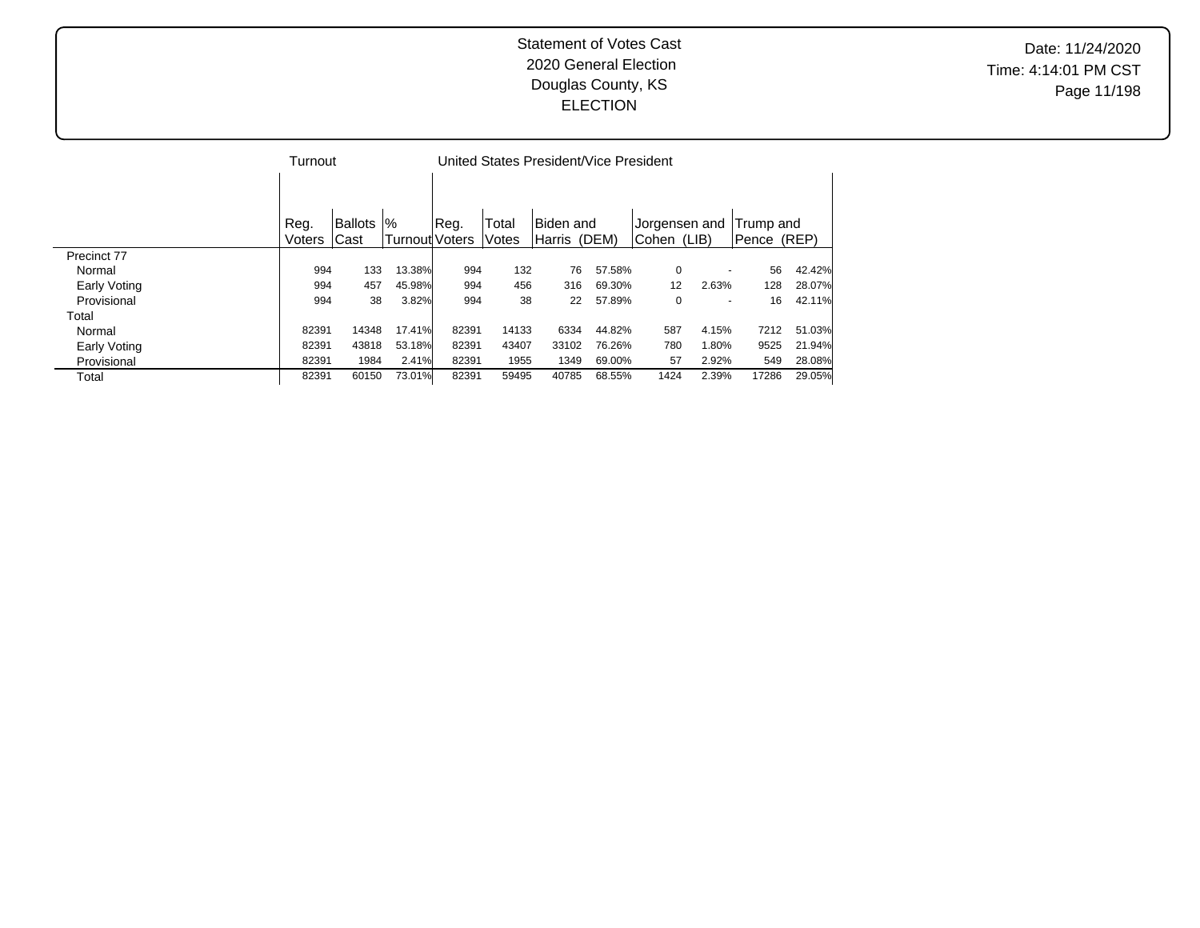Statement of Votes Cast
2020 General Election
Douglas County, KS
ELECTION

Date: 11/24/2020
Time: 4:14:01 PM CST

| | Turnout | | | United States President/Vice President | | | | | | | | |
|---|---|---|---|---|---|---|---|---|---|---|---|---|
| | Reg. Voters | Ballots Cast | % Turnout | Reg. Voters | Total Votes | Biden and Harris (DEM) | | Jorgensen and Cohen (LIB) | | Trump and Pence (REP) | | |
| Precinct 77 | | | | | | | | | | | | |
| Normal | 994 | 133 | 13.38% | 994 | 132 | 76 | 57.58% | 0 | - | 56 | 42.42% | |
| Early Voting | 994 | 457 | 45.98% | 994 | 456 | 316 | 69.30% | 12 | 2.63% | 128 | 28.07% | |
| Provisional | 994 | 38 | 3.82% | 994 | 38 | 22 | 57.89% | 0 | - | 16 | 42.11% | |
| Total | | | | | | | | | | | | |
| Normal | 82391 | 14348 | 17.41% | 82391 | 14133 | 6334 | 44.82% | 587 | 4.15% | 7212 | 51.03% | |
| Early Voting | 82391 | 43818 | 53.18% | 82391 | 43407 | 33102 | 76.26% | 780 | 1.80% | 9525 | 21.94% | |
| Provisional | 82391 | 1984 | 2.41% | 82391 | 1955 | 1349 | 69.00% | 57 | 2.92% | 549 | 28.08% | |
| Total | 82391 | 60150 | 73.01% | 82391 | 59495 | 40785 | 68.55% | 1424 | 2.39% | 17286 | 29.05% | |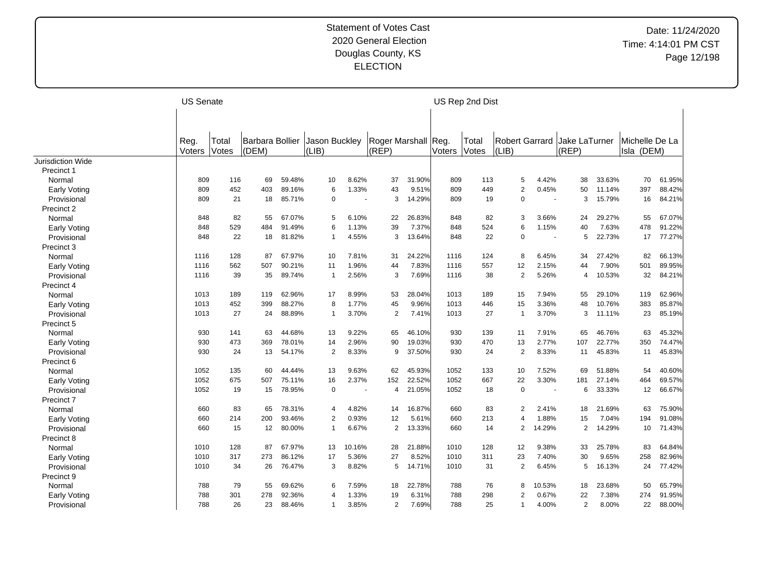Statement of Votes Cast
2020 General Election
Douglas County, KS
ELECTION

Date: 11/24/2020
Time: 4:14:01 PM CST

| | US Senate | | | | | | | | | US Rep 2nd Dist | | | | | | | | |
|---|---|---|---|---|---|---|---|---|---|---|---|---|---|---|---|---|---|---|
| | Reg. Voters | Total Votes | Barbara Bollier (DEM) | | Jason Buckley (LIB) | | Roger Marshall (REP) | | Reg. Voters | Total Votes | Robert Garrard (LIB) | | Jake LaTurner (REP) | | Michelle De La Isla (DEM) | | | |
| Jurisdiction Wide | | | | | | | | | | | | | | | | | | |
| Precinct 1 | | | | | | | | | | | | | | | | | | |
| Normal | 809 | 116 | 69 | 59.48% | 10 | 8.62% | 37 | 31.90% | 809 | 113 | 5 | 4.42% | 38 | 33.63% | 70 | 61.95% | | |
| Early Voting | 809 | 452 | 403 | 89.16% | 6 | 1.33% | 43 | 9.51% | 809 | 449 | 2 | 0.45% | 50 | 11.14% | 397 | 88.42% | | |
| Provisional | 809 | 21 | 18 | 85.71% | 0 | - | 3 | 14.29% | 809 | 19 | 0 | - | 3 | 15.79% | 16 | 84.21% | | |
| Precinct 2 | | | | | | | | | | | | | | | | | | |
| Normal | 848 | 82 | 55 | 67.07% | 5 | 6.10% | 22 | 26.83% | 848 | 82 | 3 | 3.66% | 24 | 29.27% | 55 | 67.07% | | |
| Early Voting | 848 | 529 | 484 | 91.49% | 6 | 1.13% | 39 | 7.37% | 848 | 524 | 6 | 1.15% | 40 | 7.63% | 478 | 91.22% | | |
| Provisional | 848 | 22 | 18 | 81.82% | 1 | 4.55% | 3 | 13.64% | 848 | 22 | 0 | - | 5 | 22.73% | 17 | 77.27% | | |
| Precinct 3 | | | | | | | | | | | | | | | | | | |
| Normal | 1116 | 128 | 87 | 67.97% | 10 | 7.81% | 31 | 24.22% | 1116 | 124 | 8 | 6.45% | 34 | 27.42% | 82 | 66.13% | | |
| Early Voting | 1116 | 562 | 507 | 90.21% | 11 | 1.96% | 44 | 7.83% | 1116 | 557 | 12 | 2.15% | 44 | 7.90% | 501 | 89.95% | | |
| Provisional | 1116 | 39 | 35 | 89.74% | 1 | 2.56% | 3 | 7.69% | 1116 | 38 | 2 | 5.26% | 4 | 10.53% | 32 | 84.21% | | |
| Precinct 4 | | | | | | | | | | | | | | | | | | |
| Normal | 1013 | 189 | 119 | 62.96% | 17 | 8.99% | 53 | 28.04% | 1013 | 189 | 15 | 7.94% | 55 | 29.10% | 119 | 62.96% | | |
| Early Voting | 1013 | 452 | 399 | 88.27% | 8 | 1.77% | 45 | 9.96% | 1013 | 446 | 15 | 3.36% | 48 | 10.76% | 383 | 85.87% | | |
| Provisional | 1013 | 27 | 24 | 88.89% | 1 | 3.70% | 2 | 7.41% | 1013 | 27 | 1 | 3.70% | 3 | 11.11% | 23 | 85.19% | | |
| Precinct 5 | | | | | | | | | | | | | | | | | | |
| Normal | 930 | 141 | 63 | 44.68% | 13 | 9.22% | 65 | 46.10% | 930 | 139 | 11 | 7.91% | 65 | 46.76% | 63 | 45.32% | | |
| Early Voting | 930 | 473 | 369 | 78.01% | 14 | 2.96% | 90 | 19.03% | 930 | 470 | 13 | 2.77% | 107 | 22.77% | 350 | 74.47% | | |
| Provisional | 930 | 24 | 13 | 54.17% | 2 | 8.33% | 9 | 37.50% | 930 | 24 | 2 | 8.33% | 11 | 45.83% | 11 | 45.83% | | |
| Precinct 6 | | | | | | | | | | | | | | | | | | |
| Normal | 1052 | 135 | 60 | 44.44% | 13 | 9.63% | 62 | 45.93% | 1052 | 133 | 10 | 7.52% | 69 | 51.88% | 54 | 40.60% | | |
| Early Voting | 1052 | 675 | 507 | 75.11% | 16 | 2.37% | 152 | 22.52% | 1052 | 667 | 22 | 3.30% | 181 | 27.14% | 464 | 69.57% | | |
| Provisional | 1052 | 19 | 15 | 78.95% | 0 | - | 4 | 21.05% | 1052 | 18 | 0 | - | 6 | 33.33% | 12 | 66.67% | | |
| Precinct 7 | | | | | | | | | | | | | | | | | | |
| Normal | 660 | 83 | 65 | 78.31% | 4 | 4.82% | 14 | 16.87% | 660 | 83 | 2 | 2.41% | 18 | 21.69% | 63 | 75.90% | | |
| Early Voting | 660 | 214 | 200 | 93.46% | 2 | 0.93% | 12 | 5.61% | 660 | 213 | 4 | 1.88% | 15 | 7.04% | 194 | 91.08% | | |
| Provisional | 660 | 15 | 12 | 80.00% | 1 | 6.67% | 2 | 13.33% | 660 | 14 | 2 | 14.29% | 2 | 14.29% | 10 | 71.43% | | |
| Precinct 8 | | | | | | | | | | | | | | | | | | |
| Normal | 1010 | 128 | 87 | 67.97% | 13 | 10.16% | 28 | 21.88% | 1010 | 128 | 12 | 9.38% | 33 | 25.78% | 83 | 64.84% | | |
| Early Voting | 1010 | 317 | 273 | 86.12% | 17 | 5.36% | 27 | 8.52% | 1010 | 311 | 23 | 7.40% | 30 | 9.65% | 258 | 82.96% | | |
| Provisional | 1010 | 34 | 26 | 76.47% | 3 | 8.82% | 5 | 14.71% | 1010 | 31 | 2 | 6.45% | 5 | 16.13% | 24 | 77.42% | | |
| Precinct 9 | | | | | | | | | | | | | | | | | | |
| Normal | 788 | 79 | 55 | 69.62% | 6 | 7.59% | 18 | 22.78% | 788 | 76 | 8 | 10.53% | 18 | 23.68% | 50 | 65.79% | | |
| Early Voting | 788 | 301 | 278 | 92.36% | 4 | 1.33% | 19 | 6.31% | 788 | 298 | 2 | 0.67% | 22 | 7.38% | 274 | 91.95% | | |
| Provisional | 788 | 26 | 23 | 88.46% | 1 | 3.85% | 2 | 7.69% | 788 | 25 | 1 | 4.00% | 2 | 8.00% | 22 | 88.00% | | |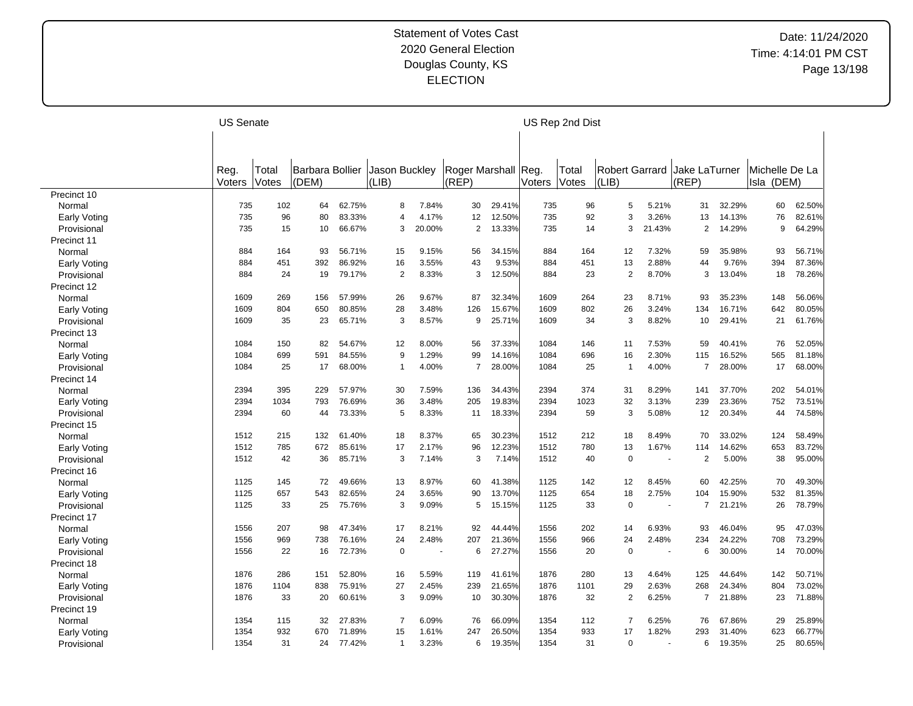Statement of Votes Cast
2020 General Election
Douglas County, KS
ELECTION

Date: 11/24/2020
Time: 4:14:01 PM CST

| | US Senate | | | | | | | | US Rep 2nd Dist | | | | | | | |
|---|---|---|---|---|---|---|---|---|---|---|---|---|---|---|---|---|
| | Reg. Voters | Total Votes | Barbara Bollier (DEM) | | Jason Buckley (LIB) | | Roger Marshall (REP) | | Reg. Voters | Total Votes | Robert Garrard (LIB) | | Jake LaTurner (REP) | | Michelle De La Isla (DEM) | |
| Precinct 10 | | | | | | | | | | | | | | | | |
| Normal | 735 | 102 | 64 | 62.75% | 8 | 7.84% | 30 | 29.41% | 735 | 96 | 5 | 5.21% | 31 | 32.29% | 60 | 62.50% |
| Early Voting | 735 | 96 | 80 | 83.33% | 4 | 4.17% | 12 | 12.50% | 735 | 92 | 3 | 3.26% | 13 | 14.13% | 76 | 82.61% |
| Provisional | 735 | 15 | 10 | 66.67% | 3 | 20.00% | 2 | 13.33% | 735 | 14 | 3 | 21.43% | 2 | 14.29% | 9 | 64.29% |
| Precinct 11 | | | | | | | | | | | | | | | | |
| Normal | 884 | 164 | 93 | 56.71% | 15 | 9.15% | 56 | 34.15% | 884 | 164 | 12 | 7.32% | 59 | 35.98% | 93 | 56.71% |
| Early Voting | 884 | 451 | 392 | 86.92% | 16 | 3.55% | 43 | 9.53% | 884 | 451 | 13 | 2.88% | 44 | 9.76% | 394 | 87.36% |
| Provisional | 884 | 24 | 19 | 79.17% | 2 | 8.33% | 3 | 12.50% | 884 | 23 | 2 | 8.70% | 3 | 13.04% | 18 | 78.26% |
| Precinct 12 | | | | | | | | | | | | | | | | |
| Normal | 1609 | 269 | 156 | 57.99% | 26 | 9.67% | 87 | 32.34% | 1609 | 264 | 23 | 8.71% | 93 | 35.23% | 148 | 56.06% |
| Early Voting | 1609 | 804 | 650 | 80.85% | 28 | 3.48% | 126 | 15.67% | 1609 | 802 | 26 | 3.24% | 134 | 16.71% | 642 | 80.05% |
| Provisional | 1609 | 35 | 23 | 65.71% | 3 | 8.57% | 9 | 25.71% | 1609 | 34 | 3 | 8.82% | 10 | 29.41% | 21 | 61.76% |
| Precinct 13 | | | | | | | | | | | | | | | | |
| Normal | 1084 | 150 | 82 | 54.67% | 12 | 8.00% | 56 | 37.33% | 1084 | 146 | 11 | 7.53% | 59 | 40.41% | 76 | 52.05% |
| Early Voting | 1084 | 699 | 591 | 84.55% | 9 | 1.29% | 99 | 14.16% | 1084 | 696 | 16 | 2.30% | 115 | 16.52% | 565 | 81.18% |
| Provisional | 1084 | 25 | 17 | 68.00% | 1 | 4.00% | 7 | 28.00% | 1084 | 25 | 1 | 4.00% | 7 | 28.00% | 17 | 68.00% |
| Precinct 14 | | | | | | | | | | | | | | | | |
| Normal | 2394 | 395 | 229 | 57.97% | 30 | 7.59% | 136 | 34.43% | 2394 | 374 | 31 | 8.29% | 141 | 37.70% | 202 | 54.01% |
| Early Voting | 2394 | 1034 | 793 | 76.69% | 36 | 3.48% | 205 | 19.83% | 2394 | 1023 | 32 | 3.13% | 239 | 23.36% | 752 | 73.51% |
| Provisional | 2394 | 60 | 44 | 73.33% | 5 | 8.33% | 11 | 18.33% | 2394 | 59 | 3 | 5.08% | 12 | 20.34% | 44 | 74.58% |
| Precinct 15 | | | | | | | | | | | | | | | | |
| Normal | 1512 | 215 | 132 | 61.40% | 18 | 8.37% | 65 | 30.23% | 1512 | 212 | 18 | 8.49% | 70 | 33.02% | 124 | 58.49% |
| Early Voting | 1512 | 785 | 672 | 85.61% | 17 | 2.17% | 96 | 12.23% | 1512 | 780 | 13 | 1.67% | 114 | 14.62% | 653 | 83.72% |
| Provisional | 1512 | 42 | 36 | 85.71% | 3 | 7.14% | 3 | 7.14% | 1512 | 40 | 0 | - | 2 | 5.00% | 38 | 95.00% |
| Precinct 16 | | | | | | | | | | | | | | | | |
| Normal | 1125 | 145 | 72 | 49.66% | 13 | 8.97% | 60 | 41.38% | 1125 | 142 | 12 | 8.45% | 60 | 42.25% | 70 | 49.30% |
| Early Voting | 1125 | 657 | 543 | 82.65% | 24 | 3.65% | 90 | 13.70% | 1125 | 654 | 18 | 2.75% | 104 | 15.90% | 532 | 81.35% |
| Provisional | 1125 | 33 | 25 | 75.76% | 3 | 9.09% | 5 | 15.15% | 1125 | 33 | 0 | - | 7 | 21.21% | 26 | 78.79% |
| Precinct 17 | | | | | | | | | | | | | | | | |
| Normal | 1556 | 207 | 98 | 47.34% | 17 | 8.21% | 92 | 44.44% | 1556 | 202 | 14 | 6.93% | 93 | 46.04% | 95 | 47.03% |
| Early Voting | 1556 | 969 | 738 | 76.16% | 24 | 2.48% | 207 | 21.36% | 1556 | 966 | 24 | 2.48% | 234 | 24.22% | 708 | 73.29% |
| Provisional | 1556 | 22 | 16 | 72.73% | 0 | - | 6 | 27.27% | 1556 | 20 | 0 | - | 6 | 30.00% | 14 | 70.00% |
| Precinct 18 | | | | | | | | | | | | | | | | |
| Normal | 1876 | 286 | 151 | 52.80% | 16 | 5.59% | 119 | 41.61% | 1876 | 280 | 13 | 4.64% | 125 | 44.64% | 142 | 50.71% |
| Early Voting | 1876 | 1104 | 838 | 75.91% | 27 | 2.45% | 239 | 21.65% | 1876 | 1101 | 29 | 2.63% | 268 | 24.34% | 804 | 73.02% |
| Provisional | 1876 | 33 | 20 | 60.61% | 3 | 9.09% | 10 | 30.30% | 1876 | 32 | 2 | 6.25% | 7 | 21.88% | 23 | 71.88% |
| Precinct 19 | | | | | | | | | | | | | | | | |
| Normal | 1354 | 115 | 32 | 27.83% | 7 | 6.09% | 76 | 66.09% | 1354 | 112 | 7 | 6.25% | 76 | 67.86% | 29 | 25.89% |
| Early Voting | 1354 | 932 | 670 | 71.89% | 15 | 1.61% | 247 | 26.50% | 1354 | 933 | 17 | 1.82% | 293 | 31.40% | 623 | 66.77% |
| Provisional | 1354 | 31 | 24 | 77.42% | 1 | 3.23% | 6 | 19.35% | 1354 | 31 | 0 | - | 6 | 19.35% | 25 | 80.65% |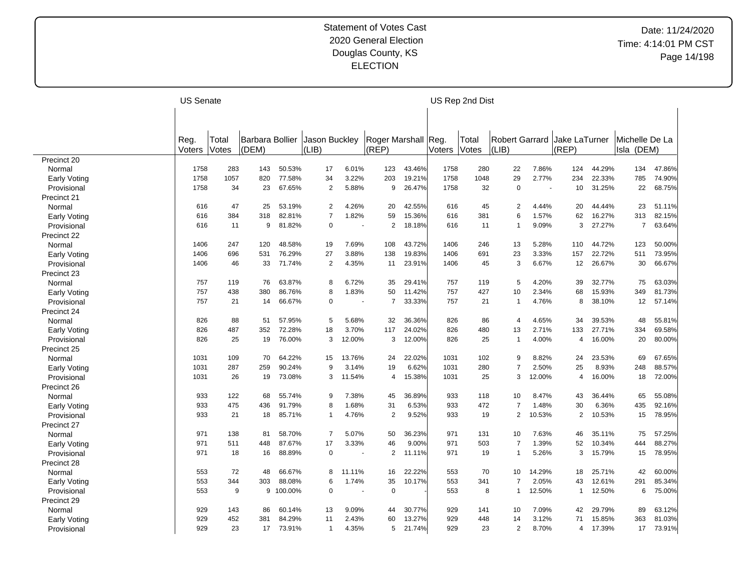Statement of Votes Cast
2020 General Election
Douglas County, KS
ELECTION

Date: 11/24/2020
Time: 4:14:01 PM CST

| | US Senate | | | | | | | | | US Rep 2nd Dist | | | | | | | | |
|---|---|---|---|---|---|---|---|---|---|---|---|---|---|---|---|---|---|---|
| | Reg. Voters | Total Votes | Barbara Bollier (DEM) | | Jason Buckley (LIB) | | Roger Marshall (REP) | | | Reg. Voters | Total Votes | Robert Garrard (LIB) | | Jake LaTurner (REP) | | Michelle De La Isla (DEM) | |
| Precinct 20 | | | | | | | | | | | | | | | | | |
| Normal | 1758 | 283 | 143 | 50.53% | 17 | 6.01% | 123 | 43.46% | | 1758 | 280 | 22 | 7.86% | 124 | 44.29% | 134 | 47.86% |
| Early Voting | 1758 | 1057 | 820 | 77.58% | 34 | 3.22% | 203 | 19.21% | | 1758 | 1048 | 29 | 2.77% | 234 | 22.33% | 785 | 74.90% |
| Provisional | 1758 | 34 | 23 | 67.65% | 2 | 5.88% | 9 | 26.47% | | 1758 | 32 | 0 | - | 10 | 31.25% | 22 | 68.75% |
| Precinct 21 | | | | | | | | | | | | | | | | | |
| Normal | 616 | 47 | 25 | 53.19% | 2 | 4.26% | 20 | 42.55% | | 616 | 45 | 2 | 4.44% | 20 | 44.44% | 23 | 51.11% |
| Early Voting | 616 | 384 | 318 | 82.81% | 7 | 1.82% | 59 | 15.36% | | 616 | 381 | 6 | 1.57% | 62 | 16.27% | 313 | 82.15% |
| Provisional | 616 | 11 | 9 | 81.82% | 0 | - | 2 | 18.18% | | 616 | 11 | 1 | 9.09% | 3 | 27.27% | 7 | 63.64% |
| Precinct 22 | | | | | | | | | | | | | | | | | |
| Normal | 1406 | 247 | 120 | 48.58% | 19 | 7.69% | 108 | 43.72% | | 1406 | 246 | 13 | 5.28% | 110 | 44.72% | 123 | 50.00% |
| Early Voting | 1406 | 696 | 531 | 76.29% | 27 | 3.88% | 138 | 19.83% | | 1406 | 691 | 23 | 3.33% | 157 | 22.72% | 511 | 73.95% |
| Provisional | 1406 | 46 | 33 | 71.74% | 2 | 4.35% | 11 | 23.91% | | 1406 | 45 | 3 | 6.67% | 12 | 26.67% | 30 | 66.67% |
| Precinct 23 | | | | | | | | | | | | | | | | | |
| Normal | 757 | 119 | 76 | 63.87% | 8 | 6.72% | 35 | 29.41% | | 757 | 119 | 5 | 4.20% | 39 | 32.77% | 75 | 63.03% |
| Early Voting | 757 | 438 | 380 | 86.76% | 8 | 1.83% | 50 | 11.42% | | 757 | 427 | 10 | 2.34% | 68 | 15.93% | 349 | 81.73% |
| Provisional | 757 | 21 | 14 | 66.67% | 0 | - | 7 | 33.33% | | 757 | 21 | 1 | 4.76% | 8 | 38.10% | 12 | 57.14% |
| Precinct 24 | | | | | | | | | | | | | | | | | |
| Normal | 826 | 88 | 51 | 57.95% | 5 | 5.68% | 32 | 36.36% | | 826 | 86 | 4 | 4.65% | 34 | 39.53% | 48 | 55.81% |
| Early Voting | 826 | 487 | 352 | 72.28% | 18 | 3.70% | 117 | 24.02% | | 826 | 480 | 13 | 2.71% | 133 | 27.71% | 334 | 69.58% |
| Provisional | 826 | 25 | 19 | 76.00% | 3 | 12.00% | 3 | 12.00% | | 826 | 25 | 1 | 4.00% | 4 | 16.00% | 20 | 80.00% |
| Precinct 25 | | | | | | | | | | | | | | | | | |
| Normal | 1031 | 109 | 70 | 64.22% | 15 | 13.76% | 24 | 22.02% | | 1031 | 102 | 9 | 8.82% | 24 | 23.53% | 69 | 67.65% |
| Early Voting | 1031 | 287 | 259 | 90.24% | 9 | 3.14% | 19 | 6.62% | | 1031 | 280 | 7 | 2.50% | 25 | 8.93% | 248 | 88.57% |
| Provisional | 1031 | 26 | 19 | 73.08% | 3 | 11.54% | 4 | 15.38% | | 1031 | 25 | 3 | 12.00% | 4 | 16.00% | 18 | 72.00% |
| Precinct 26 | | | | | | | | | | | | | | | | | |
| Normal | 933 | 122 | 68 | 55.74% | 9 | 7.38% | 45 | 36.89% | | 933 | 118 | 10 | 8.47% | 43 | 36.44% | 65 | 55.08% |
| Early Voting | 933 | 475 | 436 | 91.79% | 8 | 1.68% | 31 | 6.53% | | 933 | 472 | 7 | 1.48% | 30 | 6.36% | 435 | 92.16% |
| Provisional | 933 | 21 | 18 | 85.71% | 1 | 4.76% | 2 | 9.52% | | 933 | 19 | 2 | 10.53% | 2 | 10.53% | 15 | 78.95% |
| Precinct 27 | | | | | | | | | | | | | | | | | |
| Normal | 971 | 138 | 81 | 58.70% | 7 | 5.07% | 50 | 36.23% | | 971 | 131 | 10 | 7.63% | 46 | 35.11% | 75 | 57.25% |
| Early Voting | 971 | 511 | 448 | 87.67% | 17 | 3.33% | 46 | 9.00% | | 971 | 503 | 7 | 1.39% | 52 | 10.34% | 444 | 88.27% |
| Provisional | 971 | 18 | 16 | 88.89% | 0 | - | 2 | 11.11% | | 971 | 19 | 1 | 5.26% | 3 | 15.79% | 15 | 78.95% |
| Precinct 28 | | | | | | | | | | | | | | | | | |
| Normal | 553 | 72 | 48 | 66.67% | 8 | 11.11% | 16 | 22.22% | | 553 | 70 | 10 | 14.29% | 18 | 25.71% | 42 | 60.00% |
| Early Voting | 553 | 344 | 303 | 88.08% | 6 | 1.74% | 35 | 10.17% | | 553 | 341 | 7 | 2.05% | 43 | 12.61% | 291 | 85.34% |
| Provisional | 553 | 9 | 9 | 100.00% | 0 | - | 0 | - | | 553 | 8 | 1 | 12.50% | 1 | 12.50% | 6 | 75.00% |
| Precinct 29 | | | | | | | | | | | | | | | | | |
| Normal | 929 | 143 | 86 | 60.14% | 13 | 9.09% | 44 | 30.77% | | 929 | 141 | 10 | 7.09% | 42 | 29.79% | 89 | 63.12% |
| Early Voting | 929 | 452 | 381 | 84.29% | 11 | 2.43% | 60 | 13.27% | | 929 | 448 | 14 | 3.12% | 71 | 15.85% | 363 | 81.03% |
| Provisional | 929 | 23 | 17 | 73.91% | 1 | 4.35% | 5 | 21.74% | | 929 | 23 | 2 | 8.70% | 4 | 17.39% | 17 | 73.91% |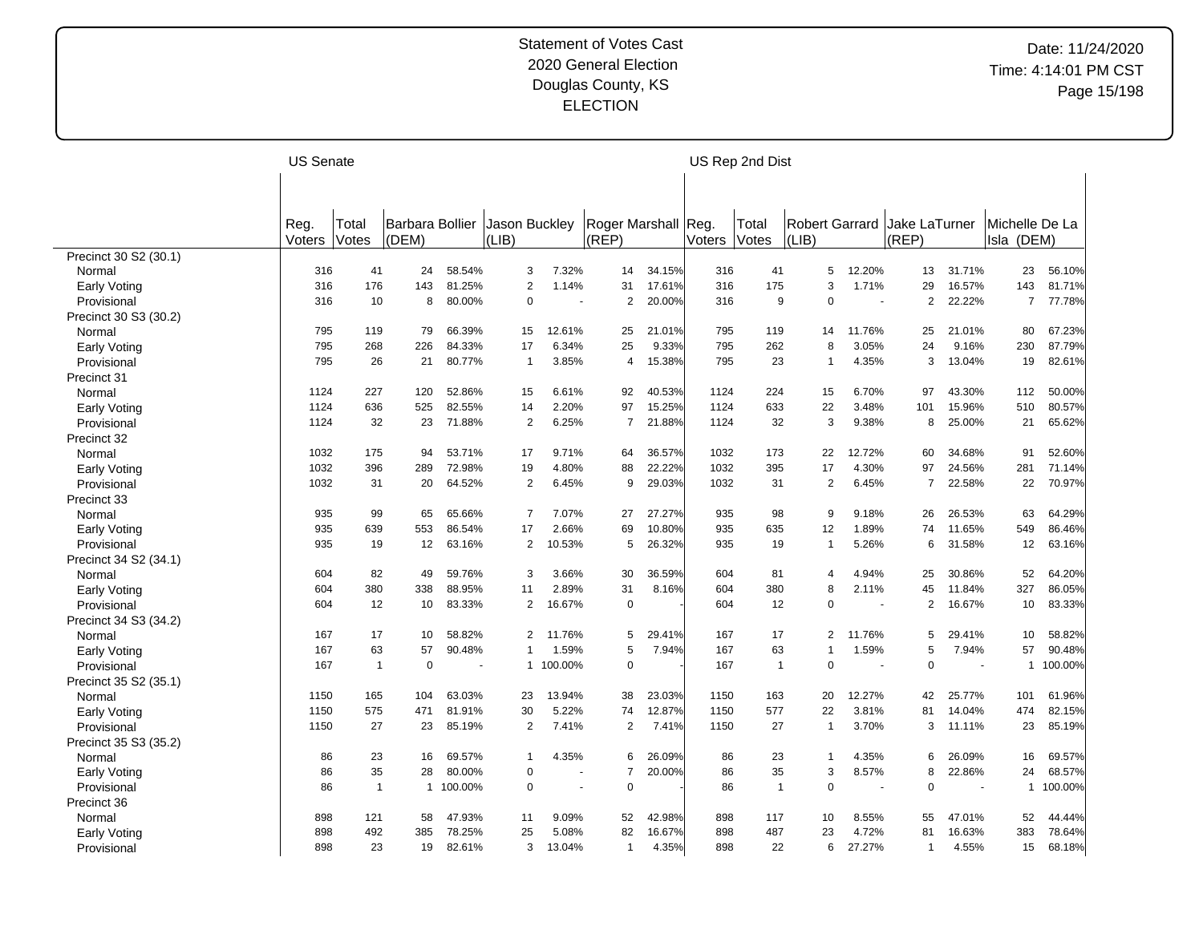Statement of Votes Cast
2020 General Election
Douglas County, KS
ELECTION

Date: 11/24/2020
Time: 4:14:01 PM CST

| | US Senate | | | | | | | | | US Rep 2nd Dist | | | | | | | | |
|---|---|---|---|---|---|---|---|---|---|---|---|---|---|---|---|---|---|---|
| | Reg. Voters | Total Votes | Barbara Bollier (DEM) | | Jason Buckley (LIB) | | Roger Marshall (REP) | | Reg. Voters | Total Votes | Robert Garrard (LIB) | | Jake LaTurner (REP) | | Michelle De La Isla (DEM) | |
| Precinct 30 S2 (30.1) | | | | | | | | | | | | | | | | |
| Normal | 316 | 41 | 24 | 58.54% | 3 | 7.32% | 14 | 34.15% | 316 | 41 | 5 | 12.20% | 13 | 31.71% | 23 | 56.10% |
| Early Voting | 316 | 176 | 143 | 81.25% | 2 | 1.14% | 31 | 17.61% | 316 | 175 | 3 | 1.71% | 29 | 16.57% | 143 | 81.71% |
| Provisional | 316 | 10 | 8 | 80.00% | 0 | - | 2 | 20.00% | 316 | 9 | 0 | - | 2 | 22.22% | 7 | 77.78% |
| Precinct 30 S3 (30.2) | | | | | | | | | | | | | | | | |
| Normal | 795 | 119 | 79 | 66.39% | 15 | 12.61% | 25 | 21.01% | 795 | 119 | 14 | 11.76% | 25 | 21.01% | 80 | 67.23% |
| Early Voting | 795 | 268 | 226 | 84.33% | 17 | 6.34% | 25 | 9.33% | 795 | 262 | 8 | 3.05% | 24 | 9.16% | 230 | 87.79% |
| Provisional | 795 | 26 | 21 | 80.77% | 1 | 3.85% | 4 | 15.38% | 795 | 23 | 1 | 4.35% | 3 | 13.04% | 19 | 82.61% |
| Precinct 31 | | | | | | | | | | | | | | | | |
| Normal | 1124 | 227 | 120 | 52.86% | 15 | 6.61% | 92 | 40.53% | 1124 | 224 | 15 | 6.70% | 97 | 43.30% | 112 | 50.00% |
| Early Voting | 1124 | 636 | 525 | 82.55% | 14 | 2.20% | 97 | 15.25% | 1124 | 633 | 22 | 3.48% | 101 | 15.96% | 510 | 80.57% |
| Provisional | 1124 | 32 | 23 | 71.88% | 2 | 6.25% | 7 | 21.88% | 1124 | 32 | 3 | 9.38% | 8 | 25.00% | 21 | 65.62% |
| Precinct 32 | | | | | | | | | | | | | | | | |
| Normal | 1032 | 175 | 94 | 53.71% | 17 | 9.71% | 64 | 36.57% | 1032 | 173 | 22 | 12.72% | 60 | 34.68% | 91 | 52.60% |
| Early Voting | 1032 | 396 | 289 | 72.98% | 19 | 4.80% | 88 | 22.22% | 1032 | 395 | 17 | 4.30% | 97 | 24.56% | 281 | 71.14% |
| Provisional | 1032 | 31 | 20 | 64.52% | 2 | 6.45% | 9 | 29.03% | 1032 | 31 | 2 | 6.45% | 7 | 22.58% | 22 | 70.97% |
| Precinct 33 | | | | | | | | | | | | | | | | |
| Normal | 935 | 99 | 65 | 65.66% | 7 | 7.07% | 27 | 27.27% | 935 | 98 | 9 | 9.18% | 26 | 26.53% | 63 | 64.29% |
| Early Voting | 935 | 639 | 553 | 86.54% | 17 | 2.66% | 69 | 10.80% | 935 | 635 | 12 | 1.89% | 74 | 11.65% | 549 | 86.46% |
| Provisional | 935 | 19 | 12 | 63.16% | 2 | 10.53% | 5 | 26.32% | 935 | 19 | 1 | 5.26% | 6 | 31.58% | 12 | 63.16% |
| Precinct 34 S2 (34.1) | | | | | | | | | | | | | | | | |
| Normal | 604 | 82 | 49 | 59.76% | 3 | 3.66% | 30 | 36.59% | 604 | 81 | 4 | 4.94% | 25 | 30.86% | 52 | 64.20% |
| Early Voting | 604 | 380 | 338 | 88.95% | 11 | 2.89% | 31 | 8.16% | 604 | 380 | 8 | 2.11% | 45 | 11.84% | 327 | 86.05% |
| Provisional | 604 | 12 | 10 | 83.33% | 2 | 16.67% | 0 | - | 604 | 12 | 0 | - | 2 | 16.67% | 10 | 83.33% |
| Precinct 34 S3 (34.2) | | | | | | | | | | | | | | | | |
| Normal | 167 | 17 | 10 | 58.82% | 2 | 11.76% | 5 | 29.41% | 167 | 17 | 2 | 11.76% | 5 | 29.41% | 10 | 58.82% |
| Early Voting | 167 | 63 | 57 | 90.48% | 1 | 1.59% | 5 | 7.94% | 167 | 63 | 1 | 1.59% | 5 | 7.94% | 57 | 90.48% |
| Provisional | 167 | 1 | 0 | - | 1 | 100.00% | 0 | - | 167 | 1 | 0 | - | 0 | - | 1 | 100.00% |
| Precinct 35 S2 (35.1) | | | | | | | | | | | | | | | | |
| Normal | 1150 | 165 | 104 | 63.03% | 23 | 13.94% | 38 | 23.03% | 1150 | 163 | 20 | 12.27% | 42 | 25.77% | 101 | 61.96% |
| Early Voting | 1150 | 575 | 471 | 81.91% | 30 | 5.22% | 74 | 12.87% | 1150 | 577 | 22 | 3.81% | 81 | 14.04% | 474 | 82.15% |
| Provisional | 1150 | 27 | 23 | 85.19% | 2 | 7.41% | 2 | 7.41% | 1150 | 27 | 1 | 3.70% | 3 | 11.11% | 23 | 85.19% |
| Precinct 35 S3 (35.2) | | | | | | | | | | | | | | | | |
| Normal | 86 | 23 | 16 | 69.57% | 1 | 4.35% | 6 | 26.09% | 86 | 23 | 1 | 4.35% | 6 | 26.09% | 16 | 69.57% |
| Early Voting | 86 | 35 | 28 | 80.00% | 0 | - | 7 | 20.00% | 86 | 35 | 3 | 8.57% | 8 | 22.86% | 24 | 68.57% |
| Provisional | 86 | 1 | 1 | 100.00% | 0 | - | 0 | - | 86 | 1 | 0 | - | 0 | - | 1 | 100.00% |
| Precinct 36 | | | | | | | | | | | | | | | | |
| Normal | 898 | 121 | 58 | 47.93% | 11 | 9.09% | 52 | 42.98% | 898 | 117 | 10 | 8.55% | 55 | 47.01% | 52 | 44.44% |
| Early Voting | 898 | 492 | 385 | 78.25% | 25 | 5.08% | 82 | 16.67% | 898 | 487 | 23 | 4.72% | 81 | 16.63% | 383 | 78.64% |
| Provisional | 898 | 23 | 19 | 82.61% | 3 | 13.04% | 1 | 4.35% | 898 | 22 | 6 | 27.27% | 1 | 4.55% | 15 | 68.18% |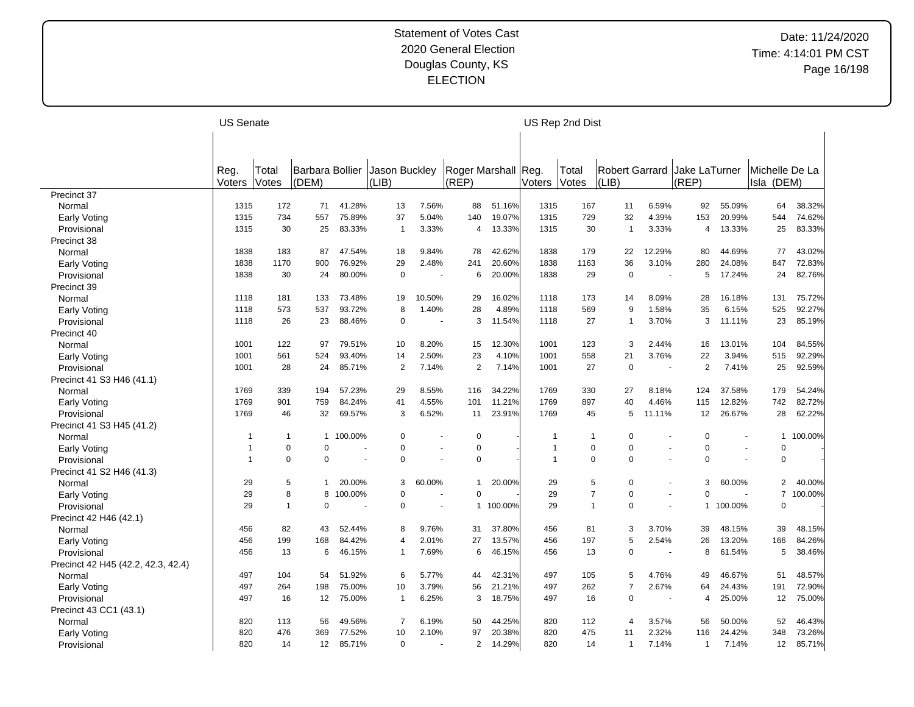Statement of Votes Cast
2020 General Election
Douglas County, KS
ELECTION

Date: 11/24/2020
Time: 4:14:01 PM CST

| | US Senate | | | | | | | | | US Rep 2nd Dist | | | | | | | | |
|---|---|---|---|---|---|---|---|---|---|---|---|---|---|---|---|---|---|---|
| | Reg. Voters | Total Votes | Barbara Bollier (DEM) | | Jason Buckley (LIB) | | Roger Marshall (REP) | | | Reg. Voters | Total Votes | Robert Garrard (LIB) | | Jake LaTurner (REP) | | Michelle De La Isla (DEM) | |
| Precinct 37 | | | | | | | | | | | | | | | | | | |
| Normal | 1315 | 172 | 71 | 41.28% | 13 | 7.56% | 88 | 51.16% | | 1315 | 167 | 11 | 6.59% | 92 | 55.09% | 64 | 38.32% |
| Early Voting | 1315 | 734 | 557 | 75.89% | 37 | 5.04% | 140 | 19.07% | | 1315 | 729 | 32 | 4.39% | 153 | 20.99% | 544 | 74.62% |
| Provisional | 1315 | 30 | 25 | 83.33% | 1 | 3.33% | 4 | 13.33% | | 1315 | 30 | 1 | 3.33% | 4 | 13.33% | 25 | 83.33% |
| Precinct 38 | | | | | | | | | | | | | | | | | | |
| Normal | 1838 | 183 | 87 | 47.54% | 18 | 9.84% | 78 | 42.62% | | 1838 | 179 | 22 | 12.29% | 80 | 44.69% | 77 | 43.02% |
| Early Voting | 1838 | 1170 | 900 | 76.92% | 29 | 2.48% | 241 | 20.60% | | 1838 | 1163 | 36 | 3.10% | 280 | 24.08% | 847 | 72.83% |
| Provisional | 1838 | 30 | 24 | 80.00% | 0 | - | 6 | 20.00% | | 1838 | 29 | 0 | - | 5 | 17.24% | 24 | 82.76% |
| Precinct 39 | | | | | | | | | | | | | | | | | | |
| Normal | 1118 | 181 | 133 | 73.48% | 19 | 10.50% | 29 | 16.02% | | 1118 | 173 | 14 | 8.09% | 28 | 16.18% | 131 | 75.72% |
| Early Voting | 1118 | 573 | 537 | 93.72% | 8 | 1.40% | 28 | 4.89% | | 1118 | 569 | 9 | 1.58% | 35 | 6.15% | 525 | 92.27% |
| Provisional | 1118 | 26 | 23 | 88.46% | 0 | - | 3 | 11.54% | | 1118 | 27 | 1 | 3.70% | 3 | 11.11% | 23 | 85.19% |
| Precinct 40 | | | | | | | | | | | | | | | | | | |
| Normal | 1001 | 122 | 97 | 79.51% | 10 | 8.20% | 15 | 12.30% | | 1001 | 123 | 3 | 2.44% | 16 | 13.01% | 104 | 84.55% |
| Early Voting | 1001 | 561 | 524 | 93.40% | 14 | 2.50% | 23 | 4.10% | | 1001 | 558 | 21 | 3.76% | 22 | 3.94% | 515 | 92.29% |
| Provisional | 1001 | 28 | 24 | 85.71% | 2 | 7.14% | 2 | 7.14% | | 1001 | 27 | 0 | - | 2 | 7.41% | 25 | 92.59% |
| Precinct 41 S3 H46 (41.1) | | | | | | | | | | | | | | | | | | |
| Normal | 1769 | 339 | 194 | 57.23% | 29 | 8.55% | 116 | 34.22% | | 1769 | 330 | 27 | 8.18% | 124 | 37.58% | 179 | 54.24% |
| Early Voting | 1769 | 901 | 759 | 84.24% | 41 | 4.55% | 101 | 11.21% | | 1769 | 897 | 40 | 4.46% | 115 | 12.82% | 742 | 82.72% |
| Provisional | 1769 | 46 | 32 | 69.57% | 3 | 6.52% | 11 | 23.91% | | 1769 | 45 | 5 | 11.11% | 12 | 26.67% | 28 | 62.22% |
| Precinct 41 S3 H45 (41.2) | | | | | | | | | | | | | | | | | | |
| Normal | 1 | 1 | 1 | 100.00% | 0 | - | 0 | - | | 1 | 1 | 0 | - | 0 | - | 1 | 100.00% |
| Early Voting | 1 | 0 | 0 | - | 0 | - | 0 | - | | 1 | 0 | 0 | - | 0 | - | 0 | - |
| Provisional | 1 | 0 | 0 | - | 0 | - | 0 | - | | 1 | 0 | 0 | - | 0 | - | 0 | - |
| Precinct 41 S2 H46 (41.3) | | | | | | | | | | | | | | | | | | |
| Normal | 29 | 5 | 1 | 20.00% | 3 | 60.00% | 1 | 20.00% | | 29 | 5 | 0 | - | 3 | 60.00% | 2 | 40.00% |
| Early Voting | 29 | 8 | 8 | 100.00% | 0 | - | 0 | - | | 29 | 7 | 0 | - | 0 | - | 7 | 100.00% |
| Provisional | 29 | 1 | 0 | - | 0 | - | 1 | 100.00% | | 29 | 1 | 0 | - | 1 | 100.00% | 0 | - |
| Precinct 42 H46 (42.1) | | | | | | | | | | | | | | | | | | |
| Normal | 456 | 82 | 43 | 52.44% | 8 | 9.76% | 31 | 37.80% | | 456 | 81 | 3 | 3.70% | 39 | 48.15% | 39 | 48.15% |
| Early Voting | 456 | 199 | 168 | 84.42% | 4 | 2.01% | 27 | 13.57% | | 456 | 197 | 5 | 2.54% | 26 | 13.20% | 166 | 84.26% |
| Provisional | 456 | 13 | 6 | 46.15% | 1 | 7.69% | 6 | 46.15% | | 456 | 13 | 0 | - | 8 | 61.54% | 5 | 38.46% |
| Precinct 42 H45 (42.2, 42.3, 42.4) | | | | | | | | | | | | | | | | | | |
| Normal | 497 | 104 | 54 | 51.92% | 6 | 5.77% | 44 | 42.31% | | 497 | 105 | 5 | 4.76% | 49 | 46.67% | 51 | 48.57% |
| Early Voting | 497 | 264 | 198 | 75.00% | 10 | 3.79% | 56 | 21.21% | | 497 | 262 | 7 | 2.67% | 64 | 24.43% | 191 | 72.90% |
| Provisional | 497 | 16 | 12 | 75.00% | 1 | 6.25% | 3 | 18.75% | | 497 | 16 | 0 | - | 4 | 25.00% | 12 | 75.00% |
| Precinct 43 CC1 (43.1) | | | | | | | | | | | | | | | | | | |
| Normal | 820 | 113 | 56 | 49.56% | 7 | 6.19% | 50 | 44.25% | | 820 | 112 | 4 | 3.57% | 56 | 50.00% | 52 | 46.43% |
| Early Voting | 820 | 476 | 369 | 77.52% | 10 | 2.10% | 97 | 20.38% | | 820 | 475 | 11 | 2.32% | 116 | 24.42% | 348 | 73.26% |
| Provisional | 820 | 14 | 12 | 85.71% | 0 | - | 2 | 14.29% | | 820 | 14 | 1 | 7.14% | 1 | 7.14% | 12 | 85.71% |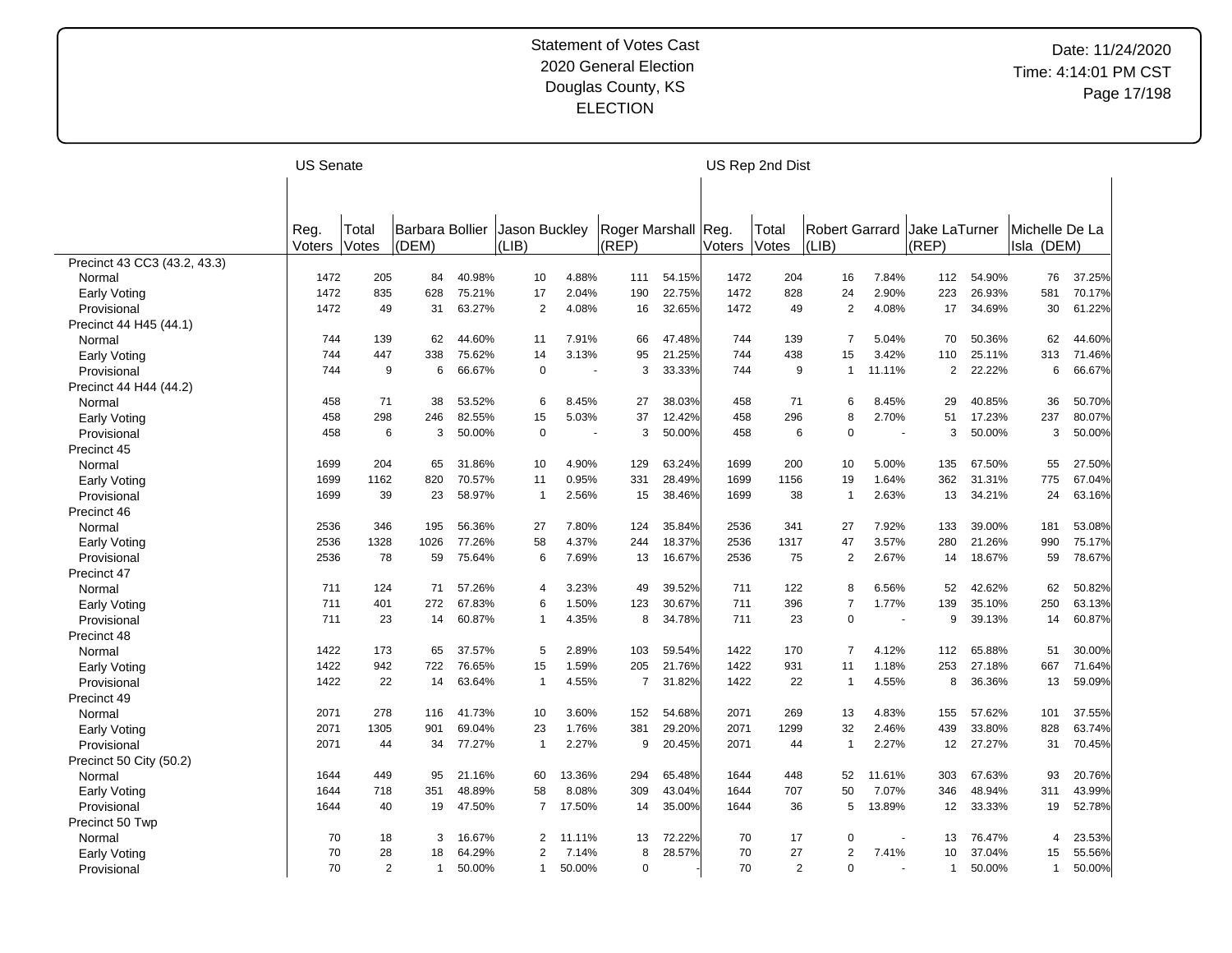Statement of Votes Cast
2020 General Election
Douglas County, KS
ELECTION

Date: 11/24/2020
Time: 4:14:01 PM CST

| | US Senate | | | | | | | | US Rep 2nd Dist | | | | | | | | | |
|---|---|---|---|---|---|---|---|---|---|---|---|---|---|---|---|---|---|---|
| | Reg. Voters | Total Votes | Barbara Bollier (DEM) | | Jason Buckley (LIB) | | Roger Marshall (REP) | | Reg. Voters | Total Votes | Robert Garrard (LIB) | | Jake LaTurner (REP) | | Michelle De La Isla (DEM) | | | |
| **Precinct 43 CC3 (43.2, 43.3)** | | | | | | | | | | | | | | | | | | |
| Normal | 1472 | 205 | 84 | 40.98% | 10 | 4.88% | 111 | 54.15% | 1472 | 204 | 16 | 7.84% | 112 | 54.90% | 76 | 37.25% | | |
| Early Voting | 1472 | 835 | 628 | 75.21% | 17 | 2.04% | 190 | 22.75% | 1472 | 828 | 24 | 2.90% | 223 | 26.93% | 581 | 70.17% | | |
| Provisional | 1472 | 49 | 31 | 63.27% | 2 | 4.08% | 16 | 32.65% | 1472 | 49 | 2 | 4.08% | 17 | 34.69% | 30 | 61.22% | | |
| **Precinct 44 H45 (44.1)** | | | | | | | | | | | | | | | | | | |
| Normal | 744 | 139 | 62 | 44.60% | 11 | 7.91% | 66 | 47.48% | 744 | 139 | 7 | 5.04% | 70 | 50.36% | 62 | 44.60% | | |
| Early Voting | 744 | 447 | 338 | 75.62% | 14 | 3.13% | 95 | 21.25% | 744 | 438 | 15 | 3.42% | 110 | 25.11% | 313 | 71.46% | | |
| Provisional | 744 | 9 | 6 | 66.67% | 0 | - | 3 | 33.33% | 744 | 9 | 1 | 11.11% | 2 | 22.22% | 6 | 66.67% | | |
| **Precinct 44 H44 (44.2)** | | | | | | | | | | | | | | | | | | |
| Normal | 458 | 71 | 38 | 53.52% | 6 | 8.45% | 27 | 38.03% | 458 | 71 | 6 | 8.45% | 29 | 40.85% | 36 | 50.70% | | |
| Early Voting | 458 | 298 | 246 | 82.55% | 15 | 5.03% | 37 | 12.42% | 458 | 296 | 8 | 2.70% | 51 | 17.23% | 237 | 80.07% | | |
| Provisional | 458 | 6 | 3 | 50.00% | 0 | - | 3 | 50.00% | 458 | 6 | 0 | - | 3 | 50.00% | 3 | 50.00% | | |
| **Precinct 45** | | | | | | | | | | | | | | | | | | |
| Normal | 1699 | 204 | 65 | 31.86% | 10 | 4.90% | 129 | 63.24% | 1699 | 200 | 10 | 5.00% | 135 | 67.50% | 55 | 27.50% | | |
| Early Voting | 1699 | 1162 | 820 | 70.57% | 11 | 0.95% | 331 | 28.49% | 1699 | 1156 | 19 | 1.64% | 362 | 31.31% | 775 | 67.04% | | |
| Provisional | 1699 | 39 | 23 | 58.97% | 1 | 2.56% | 15 | 38.46% | 1699 | 38 | 1 | 2.63% | 13 | 34.21% | 24 | 63.16% | | |
| **Precinct 46** | | | | | | | | | | | | | | | | | | |
| Normal | 2536 | 346 | 195 | 56.36% | 27 | 7.80% | 124 | 35.84% | 2536 | 341 | 27 | 7.92% | 133 | 39.00% | 181 | 53.08% | | |
| Early Voting | 2536 | 1328 | 1026 | 77.26% | 58 | 4.37% | 244 | 18.37% | 2536 | 1317 | 47 | 3.57% | 280 | 21.26% | 990 | 75.17% | | |
| Provisional | 2536 | 78 | 59 | 75.64% | 6 | 7.69% | 13 | 16.67% | 2536 | 75 | 2 | 2.67% | 14 | 18.67% | 59 | 78.67% | | |
| **Precinct 47** | | | | | | | | | | | | | | | | | | |
| Normal | 711 | 124 | 71 | 57.26% | 4 | 3.23% | 49 | 39.52% | 711 | 122 | 8 | 6.56% | 52 | 42.62% | 62 | 50.82% | | |
| Early Voting | 711 | 401 | 272 | 67.83% | 6 | 1.50% | 123 | 30.67% | 711 | 396 | 7 | 1.77% | 139 | 35.10% | 250 | 63.13% | | |
| Provisional | 711 | 23 | 14 | 60.87% | 1 | 4.35% | 8 | 34.78% | 711 | 23 | 0 | - | 9 | 39.13% | 14 | 60.87% | | |
| **Precinct 48** | | | | | | | | | | | | | | | | | | |
| Normal | 1422 | 173 | 65 | 37.57% | 5 | 2.89% | 103 | 59.54% | 1422 | 170 | 7 | 4.12% | 112 | 65.88% | 51 | 30.00% | | |
| Early Voting | 1422 | 942 | 722 | 76.65% | 15 | 1.59% | 205 | 21.76% | 1422 | 931 | 11 | 1.18% | 253 | 27.18% | 667 | 71.64% | | |
| Provisional | 1422 | 22 | 14 | 63.64% | 1 | 4.55% | 7 | 31.82% | 1422 | 22 | 1 | 4.55% | 8 | 36.36% | 13 | 59.09% | | |
| **Precinct 49** | | | | | | | | | | | | | | | | | | |
| Normal | 2071 | 278 | 116 | 41.73% | 10 | 3.60% | 152 | 54.68% | 2071 | 269 | 13 | 4.83% | 155 | 57.62% | 101 | 37.55% | | |
| Early Voting | 2071 | 1305 | 901 | 69.04% | 23 | 1.76% | 381 | 29.20% | 2071 | 1299 | 32 | 2.46% | 439 | 33.80% | 828 | 63.74% | | |
| Provisional | 2071 | 44 | 34 | 77.27% | 1 | 2.27% | 9 | 20.45% | 2071 | 44 | 1 | 2.27% | 12 | 27.27% | 31 | 70.45% | | |
| **Precinct 50 City (50.2)** | | | | | | | | | | | | | | | | | | |
| Normal | 1644 | 449 | 95 | 21.16% | 60 | 13.36% | 294 | 65.48% | 1644 | 448 | 52 | 11.61% | 303 | 67.63% | 93 | 20.76% | | |
| Early Voting | 1644 | 718 | 351 | 48.89% | 58 | 8.08% | 309 | 43.04% | 1644 | 707 | 50 | 7.07% | 346 | 48.94% | 311 | 43.99% | | |
| Provisional | 1644 | 40 | 19 | 47.50% | 7 | 17.50% | 14 | 35.00% | 1644 | 36 | 5 | 13.89% | 12 | 33.33% | 19 | 52.78% | | |
| **Precinct 50 Twp** | | | | | | | | | | | | | | | | | | |
| Normal | 70 | 18 | 3 | 16.67% | 2 | 11.11% | 13 | 72.22% | 70 | 17 | 0 | - | 13 | 76.47% | 4 | 23.53% | | |
| Early Voting | 70 | 28 | 18 | 64.29% | 2 | 7.14% | 8 | 28.57% | 70 | 27 | 2 | 7.41% | 10 | 37.04% | 15 | 55.56% | | |
| Provisional | 70 | 2 | 1 | 50.00% | 1 | 50.00% | 0 | - | 70 | 2 | 0 | - | 1 | 50.00% | 1 | 50.00% | | |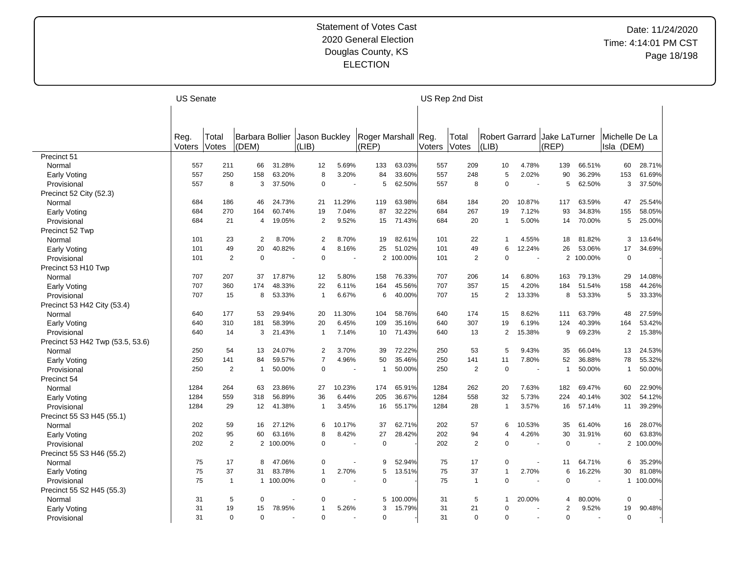Statement of Votes Cast
2020 General Election
Douglas County, KS
ELECTION

Date: 11/24/2020
Time: 4:14:01 PM CST

| | US Senate | | | | | | | | | US Rep 2nd Dist | | | | | | | | |
|---|---|---|---|---|---|---|---|---|---|---|---|---|---|---|---|---|---|---|
| | Reg. Voters | Total Votes | Barbara Bollier (DEM) | | Jason Buckley (LIB) | | Roger Marshall (REP) | | | Reg. Voters | Total Votes | Robert Garrard (LIB) | | Jake LaTurner (REP) | | Michelle De La Isla (DEM) | |
| Precinct 51 | | | | | | | | | | | | | | | | | |
| Normal | 557 | 211 | 66 | 31.28% | 12 | 5.69% | 133 | 63.03% | | 557 | 209 | 10 | 4.78% | 139 | 66.51% | 60 | 28.71% |
| Early Voting | 557 | 250 | 158 | 63.20% | 8 | 3.20% | 84 | 33.60% | | 557 | 248 | 5 | 2.02% | 90 | 36.29% | 153 | 61.69% |
| Provisional | 557 | 8 | 3 | 37.50% | 0 | - | 5 | 62.50% | | 557 | 8 | 0 | - | 5 | 62.50% | 3 | 37.50% |
| Precinct 52 City (52.3) | | | | | | | | | | | | | | | | | |
| Normal | 684 | 186 | 46 | 24.73% | 21 | 11.29% | 119 | 63.98% | | 684 | 184 | 20 | 10.87% | 117 | 63.59% | 47 | 25.54% |
| Early Voting | 684 | 270 | 164 | 60.74% | 19 | 7.04% | 87 | 32.22% | | 684 | 267 | 19 | 7.12% | 93 | 34.83% | 155 | 58.05% |
| Provisional | 684 | 21 | 4 | 19.05% | 2 | 9.52% | 15 | 71.43% | | 684 | 20 | 1 | 5.00% | 14 | 70.00% | 5 | 25.00% |
| Precinct 52 Twp | | | | | | | | | | | | | | | | | |
| Normal | 101 | 23 | 2 | 8.70% | 2 | 8.70% | 19 | 82.61% | | 101 | 22 | 1 | 4.55% | 18 | 81.82% | 3 | 13.64% |
| Early Voting | 101 | 49 | 20 | 40.82% | 4 | 8.16% | 25 | 51.02% | | 101 | 49 | 6 | 12.24% | 26 | 53.06% | 17 | 34.69% |
| Provisional | 101 | 2 | 0 | - | 0 | - | 2 | 100.00% | | 101 | 2 | 0 | - | 2 | 100.00% | 0 | - |
| Precinct 53 H10 Twp | | | | | | | | | | | | | | | | | |
| Normal | 707 | 207 | 37 | 17.87% | 12 | 5.80% | 158 | 76.33% | | 707 | 206 | 14 | 6.80% | 163 | 79.13% | 29 | 14.08% |
| Early Voting | 707 | 360 | 174 | 48.33% | 22 | 6.11% | 164 | 45.56% | | 707 | 357 | 15 | 4.20% | 184 | 51.54% | 158 | 44.26% |
| Provisional | 707 | 15 | 8 | 53.33% | 1 | 6.67% | 6 | 40.00% | | 707 | 15 | 2 | 13.33% | 8 | 53.33% | 5 | 33.33% |
| Precinct 53 H42 City (53.4) | | | | | | | | | | | | | | | | | |
| Normal | 640 | 177 | 53 | 29.94% | 20 | 11.30% | 104 | 58.76% | | 640 | 174 | 15 | 8.62% | 111 | 63.79% | 48 | 27.59% |
| Early Voting | 640 | 310 | 181 | 58.39% | 20 | 6.45% | 109 | 35.16% | | 640 | 307 | 19 | 6.19% | 124 | 40.39% | 164 | 53.42% |
| Provisional | 640 | 14 | 3 | 21.43% | 1 | 7.14% | 10 | 71.43% | | 640 | 13 | 2 | 15.38% | 9 | 69.23% | 2 | 15.38% |
| Precinct 53 H42 Twp (53.5, 53.6) | | | | | | | | | | | | | | | | | |
| Normal | 250 | 54 | 13 | 24.07% | 2 | 3.70% | 39 | 72.22% | | 250 | 53 | 5 | 9.43% | 35 | 66.04% | 13 | 24.53% |
| Early Voting | 250 | 141 | 84 | 59.57% | 7 | 4.96% | 50 | 35.46% | | 250 | 141 | 11 | 7.80% | 52 | 36.88% | 78 | 55.32% |
| Provisional | 250 | 2 | 1 | 50.00% | 0 | - | 1 | 50.00% | | 250 | 2 | 0 | - | 1 | 50.00% | 1 | 50.00% |
| Precinct 54 | | | | | | | | | | | | | | | | | |
| Normal | 1284 | 264 | 63 | 23.86% | 27 | 10.23% | 174 | 65.91% | | 1284 | 262 | 20 | 7.63% | 182 | 69.47% | 60 | 22.90% |
| Early Voting | 1284 | 559 | 318 | 56.89% | 36 | 6.44% | 205 | 36.67% | | 1284 | 558 | 32 | 5.73% | 224 | 40.14% | 302 | 54.12% |
| Provisional | 1284 | 29 | 12 | 41.38% | 1 | 3.45% | 16 | 55.17% | | 1284 | 28 | 1 | 3.57% | 16 | 57.14% | 11 | 39.29% |
| Precinct 55 S3 H45 (55.1) | | | | | | | | | | | | | | | | | |
| Normal | 202 | 59 | 16 | 27.12% | 6 | 10.17% | 37 | 62.71% | | 202 | 57 | 6 | 10.53% | 35 | 61.40% | 16 | 28.07% |
| Early Voting | 202 | 95 | 60 | 63.16% | 8 | 8.42% | 27 | 28.42% | | 202 | 94 | 4 | 4.26% | 30 | 31.91% | 60 | 63.83% |
| Provisional | 202 | 2 | 2 | 100.00% | 0 | - | 0 | - | | 202 | 2 | 0 | - | 0 | - | 2 | 100.00% |
| Precinct 55 S3 H46 (55.2) | | | | | | | | | | | | | | | | | |
| Normal | 75 | 17 | 8 | 47.06% | 0 | - | 9 | 52.94% | | 75 | 17 | 0 | - | 11 | 64.71% | 6 | 35.29% |
| Early Voting | 75 | 37 | 31 | 83.78% | 1 | 2.70% | 5 | 13.51% | | 75 | 37 | 1 | 2.70% | 6 | 16.22% | 30 | 81.08% |
| Provisional | 75 | 1 | 1 | 100.00% | 0 | - | 0 | - | | 75 | 1 | 0 | - | 0 | - | 1 | 100.00% |
| Precinct 55 S2 H45 (55.3) | | | | | | | | | | | | | | | | | |
| Normal | 31 | 5 | 0 | - | 0 | - | 5 | 100.00% | | 31 | 5 | 1 | 20.00% | 4 | 80.00% | 0 | - |
| Early Voting | 31 | 19 | 15 | 78.95% | 1 | 5.26% | 3 | 15.79% | | 31 | 21 | 0 | - | 2 | 9.52% | 19 | 90.48% |
| Provisional | 31 | 0 | 0 | - | 0 | - | 0 | - | | 31 | 0 | 0 | - | 0 | - | 0 | - |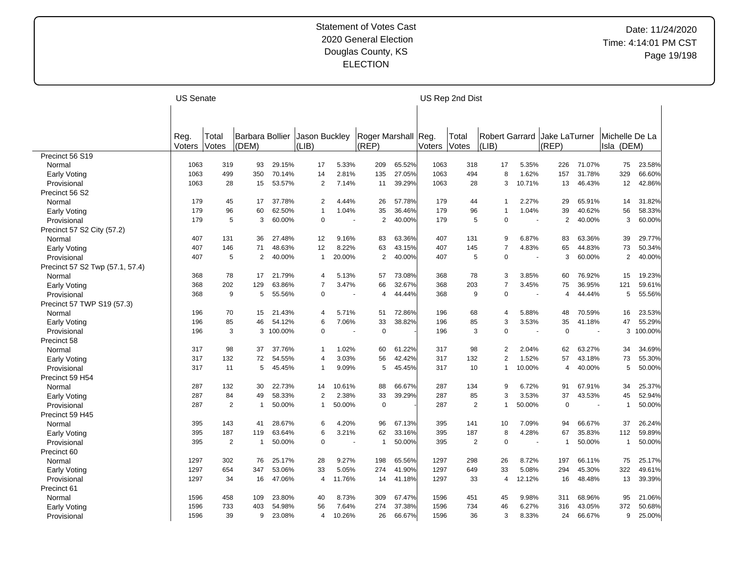# Statement of Votes Cast
## 2020 General Election
## Douglas County, KS
## ELECTION

Date: 11/24/2020
Time: 4:14:01 PM CST

| | US Senate | | | | | | | | | US Rep 2nd Dist | | | | | | | | |
|---|---|---|---|---|---|---|---|---|---|---|---|---|---|---|---|---|---|---|
| | Reg. Voters | Total Votes | Barbara Bollier (DEM) | | Jason Buckley (LIB) | | Roger Marshall (REP) | | | Reg. Voters | Total Votes | Robert Garrard (LIB) | | Jake LaTurner (REP) | | Michelle De La Isla (DEM) | | |
| Precinct 56 S19 | | | | | | | | | | | | | | | | | | |
| Normal | 1063 | 319 | 93 | 29.15% | 17 | 5.33% | 209 | 65.52% | | 1063 | 318 | 17 | 5.35% | 226 | 71.07% | 75 | 23.58% | |
| Early Voting | 1063 | 499 | 350 | 70.14% | 14 | 2.81% | 135 | 27.05% | | 1063 | 494 | 8 | 1.62% | 157 | 31.78% | 329 | 66.60% | |
| Provisional | 1063 | 28 | 15 | 53.57% | 2 | 7.14% | 11 | 39.29% | | 1063 | 28 | 3 | 10.71% | 13 | 46.43% | 12 | 42.86% | |
| Precinct 56 S2 | | | | | | | | | | | | | | | | | | |
| Normal | 179 | 45 | 17 | 37.78% | 2 | 4.44% | 26 | 57.78% | | 179 | 44 | 1 | 2.27% | 29 | 65.91% | 14 | 31.82% | |
| Early Voting | 179 | 96 | 60 | 62.50% | 1 | 1.04% | 35 | 36.46% | | 179 | 96 | 1 | 1.04% | 39 | 40.62% | 56 | 58.33% | |
| Provisional | 179 | 5 | 3 | 60.00% | 0 | - | 2 | 40.00% | | 179 | 5 | 0 | - | 2 | 40.00% | 3 | 60.00% | |
| Precinct 57 S2 City (57.2) | | | | | | | | | | | | | | | | | | |
| Normal | 407 | 131 | 36 | 27.48% | 12 | 9.16% | 83 | 63.36% | | 407 | 131 | 9 | 6.87% | 83 | 63.36% | 39 | 29.77% | |
| Early Voting | 407 | 146 | 71 | 48.63% | 12 | 8.22% | 63 | 43.15% | | 407 | 145 | 7 | 4.83% | 65 | 44.83% | 73 | 50.34% | |
| Provisional | 407 | 5 | 2 | 40.00% | 1 | 20.00% | 2 | 40.00% | | 407 | 5 | 0 | - | 3 | 60.00% | 2 | 40.00% | |
| Precinct 57 S2 Twp (57.1, 57.4) | | | | | | | | | | | | | | | | | | |
| Normal | 368 | 78 | 17 | 21.79% | 4 | 5.13% | 57 | 73.08% | | 368 | 78 | 3 | 3.85% | 60 | 76.92% | 15 | 19.23% | |
| Early Voting | 368 | 202 | 129 | 63.86% | 7 | 3.47% | 66 | 32.67% | | 368 | 203 | 7 | 3.45% | 75 | 36.95% | 121 | 59.61% | |
| Provisional | 368 | 9 | 5 | 55.56% | 0 | - | 4 | 44.44% | | 368 | 9 | 0 | - | 4 | 44.44% | 5 | 55.56% | |
| Precinct 57 TWP S19 (57.3) | | | | | | | | | | | | | | | | | | |
| Normal | 196 | 70 | 15 | 21.43% | 4 | 5.71% | 51 | 72.86% | | 196 | 68 | 4 | 5.88% | 48 | 70.59% | 16 | 23.53% | |
| Early Voting | 196 | 85 | 46 | 54.12% | 6 | 7.06% | 33 | 38.82% | | 196 | 85 | 3 | 3.53% | 35 | 41.18% | 47 | 55.29% | |
| Provisional | 196 | 3 | 3 | 100.00% | 0 | - | 0 | - | | 196 | 3 | 0 | - | 0 | - | 3 | 100.00% | |
| Precinct 58 | | | | | | | | | | | | | | | | | | |
| Normal | 317 | 98 | 37 | 37.76% | 1 | 1.02% | 60 | 61.22% | | 317 | 98 | 2 | 2.04% | 62 | 63.27% | 34 | 34.69% | |
| Early Voting | 317 | 132 | 72 | 54.55% | 4 | 3.03% | 56 | 42.42% | | 317 | 132 | 2 | 1.52% | 57 | 43.18% | 73 | 55.30% | |
| Provisional | 317 | 11 | 5 | 45.45% | 1 | 9.09% | 5 | 45.45% | | 317 | 10 | 1 | 10.00% | 4 | 40.00% | 5 | 50.00% | |
| Precinct 59 H54 | | | | | | | | | | | | | | | | | | |
| Normal | 287 | 132 | 30 | 22.73% | 14 | 10.61% | 88 | 66.67% | | 287 | 134 | 9 | 6.72% | 91 | 67.91% | 34 | 25.37% | |
| Early Voting | 287 | 84 | 49 | 58.33% | 2 | 2.38% | 33 | 39.29% | | 287 | 85 | 3 | 3.53% | 37 | 43.53% | 45 | 52.94% | |
| Provisional | 287 | 2 | 1 | 50.00% | 1 | 50.00% | 0 | - | | 287 | 2 | 1 | 50.00% | 0 | - | 1 | 50.00% | |
| Precinct 59 H45 | | | | | | | | | | | | | | | | | | |
| Normal | 395 | 143 | 41 | 28.67% | 6 | 4.20% | 96 | 67.13% | | 395 | 141 | 10 | 7.09% | 94 | 66.67% | 37 | 26.24% | |
| Early Voting | 395 | 187 | 119 | 63.64% | 6 | 3.21% | 62 | 33.16% | | 395 | 187 | 8 | 4.28% | 67 | 35.83% | 112 | 59.89% | |
| Provisional | 395 | 2 | 1 | 50.00% | 0 | - | 1 | 50.00% | | 395 | 2 | 0 | - | 1 | 50.00% | 1 | 50.00% | |
| Precinct 60 | | | | | | | | | | | | | | | | | | |
| Normal | 1297 | 302 | 76 | 25.17% | 28 | 9.27% | 198 | 65.56% | | 1297 | 298 | 26 | 8.72% | 197 | 66.11% | 75 | 25.17% | |
| Early Voting | 1297 | 654 | 347 | 53.06% | 33 | 5.05% | 274 | 41.90% | | 1297 | 649 | 33 | 5.08% | 294 | 45.30% | 322 | 49.61% | |
| Provisional | 1297 | 34 | 16 | 47.06% | 4 | 11.76% | 14 | 41.18% | | 1297 | 33 | 4 | 12.12% | 16 | 48.48% | 13 | 39.39% | |
| Precinct 61 | | | | | | | | | | | | | | | | | | |
| Normal | 1596 | 458 | 109 | 23.80% | 40 | 8.73% | 309 | 67.47% | | 1596 | 451 | 45 | 9.98% | 311 | 68.96% | 95 | 21.06% | |
| Early Voting | 1596 | 733 | 403 | 54.98% | 56 | 7.64% | 274 | 37.38% | | 1596 | 734 | 46 | 6.27% | 316 | 43.05% | 372 | 50.68% | |
| Provisional | 1596 | 39 | 9 | 23.08% | 4 | 10.26% | 26 | 66.67% | | 1596 | 36 | 3 | 8.33% | 24 | 66.67% | 9 | 25.00% | |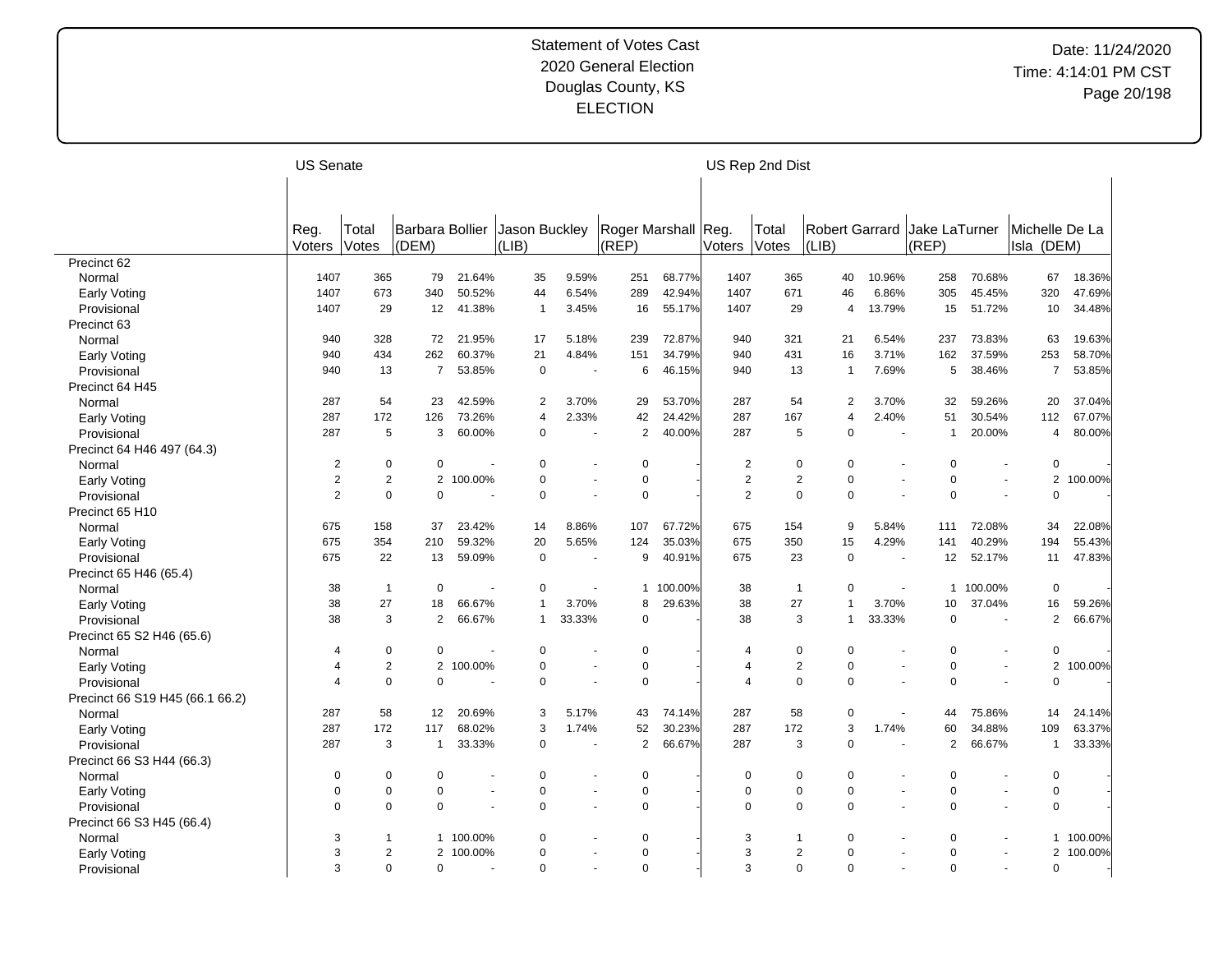Statement of Votes Cast
2020 General Election
Douglas County, KS
ELECTION

Date: 11/24/2020
Time: 4:14:01 PM CST

| | US Senate | | | | | | | | | US Rep 2nd Dist | | | | | | | | |
|---|---|---|---|---|---|---|---|---|---|---|---|---|---|---|---|---|---|---|
| | Reg. Voters | Total Votes | Barbara Bollier (DEM) | | Jason Buckley (LIB) | | Roger Marshall (REP) | | | Reg. Voters | Total Votes | Robert Garrard (LIB) | | Jake LaTurner (REP) | | Michelle De La Isla (DEM) | |
| Precinct 62 | | | | | | | | | | | | | | | | | |
| Normal | 1407 | 365 | 79 | 21.64% | 35 | 9.59% | 251 | 68.77% | 1407 | 365 | 40 | 10.96% | 258 | 70.68% | 67 | 18.36% |
| Early Voting | 1407 | 673 | 340 | 50.52% | 44 | 6.54% | 289 | 42.94% | 1407 | 671 | 46 | 6.86% | 305 | 45.45% | 320 | 47.69% |
| Provisional | 1407 | 29 | 12 | 41.38% | 1 | 3.45% | 16 | 55.17% | 1407 | 29 | 4 | 13.79% | 15 | 51.72% | 10 | 34.48% |
| Precinct 63 | | | | | | | | | | | | | | | | |
| Normal | 940 | 328 | 72 | 21.95% | 17 | 5.18% | 239 | 72.87% | 940 | 321 | 21 | 6.54% | 237 | 73.83% | 63 | 19.63% |
| Early Voting | 940 | 434 | 262 | 60.37% | 21 | 4.84% | 151 | 34.79% | 940 | 431 | 16 | 3.71% | 162 | 37.59% | 253 | 58.70% |
| Provisional | 940 | 13 | 7 | 53.85% | 0 | - | 6 | 46.15% | 940 | 13 | 1 | 7.69% | 5 | 38.46% | 7 | 53.85% |
| Precinct 64 H45 | | | | | | | | | | | | | | | | |
| Normal | 287 | 54 | 23 | 42.59% | 2 | 3.70% | 29 | 53.70% | 287 | 54 | 2 | 3.70% | 32 | 59.26% | 20 | 37.04% |
| Early Voting | 287 | 172 | 126 | 73.26% | 4 | 2.33% | 42 | 24.42% | 287 | 167 | 4 | 2.40% | 51 | 30.54% | 112 | 67.07% |
| Provisional | 287 | 5 | 3 | 60.00% | 0 | - | 2 | 40.00% | 287 | 5 | 0 | - | 1 | 20.00% | 4 | 80.00% |
| Precinct 64 H46 497 (64.3) | | | | | | | | | | | | | | | | |
| Normal | 2 | 0 | 0 | - | 0 | - | 0 | - | 2 | 0 | 0 | - | 0 | - | 0 | - |
| Early Voting | 2 | 2 | 2 | 100.00% | 0 | - | 0 | - | 2 | 2 | 0 | - | 0 | - | 2 | 100.00% |
| Provisional | 2 | 0 | 0 | - | 0 | - | 0 | - | 2 | 0 | 0 | - | 0 | - | 0 | - |
| Precinct 65 H10 | | | | | | | | | | | | | | | | |
| Normal | 675 | 158 | 37 | 23.42% | 14 | 8.86% | 107 | 67.72% | 675 | 154 | 9 | 5.84% | 111 | 72.08% | 34 | 22.08% |
| Early Voting | 675 | 354 | 210 | 59.32% | 20 | 5.65% | 124 | 35.03% | 675 | 350 | 15 | 4.29% | 141 | 40.29% | 194 | 55.43% |
| Provisional | 675 | 22 | 13 | 59.09% | 0 | - | 9 | 40.91% | 675 | 23 | 0 | - | 12 | 52.17% | 11 | 47.83% |
| Precinct 65 H46 (65.4) | | | | | | | | | | | | | | | | |
| Normal | 38 | 1 | 0 | - | 0 | - | 1 | 100.00% | 38 | 1 | 0 | - | 1 | 100.00% | 0 | - |
| Early Voting | 38 | 27 | 18 | 66.67% | 1 | 3.70% | 8 | 29.63% | 38 | 27 | 1 | 3.70% | 10 | 37.04% | 16 | 59.26% |
| Provisional | 38 | 3 | 2 | 66.67% | 1 | 33.33% | 0 | - | 38 | 3 | 1 | 33.33% | 0 | - | 2 | 66.67% |
| Precinct 65 S2 H46 (65.6) | | | | | | | | | | | | | | | | |
| Normal | 4 | 0 | 0 | - | 0 | - | 0 | - | 4 | 0 | 0 | - | 0 | - | 0 | - |
| Early Voting | 4 | 2 | 2 | 100.00% | 0 | - | 0 | - | 4 | 2 | 0 | - | 0 | - | 2 | 100.00% |
| Provisional | 4 | 0 | 0 | - | 0 | - | 0 | - | 4 | 0 | 0 | - | 0 | - | 0 | - |
| Precinct 66 S19 H45 (66.1 66.2) | | | | | | | | | | | | | | | | |
| Normal | 287 | 58 | 12 | 20.69% | 3 | 5.17% | 43 | 74.14% | 287 | 58 | 0 | - | 44 | 75.86% | 14 | 24.14% |
| Early Voting | 287 | 172 | 117 | 68.02% | 3 | 1.74% | 52 | 30.23% | 287 | 172 | 3 | 1.74% | 60 | 34.88% | 109 | 63.37% |
| Provisional | 287 | 3 | 1 | 33.33% | 0 | - | 2 | 66.67% | 287 | 3 | 0 | - | 2 | 66.67% | 1 | 33.33% |
| Precinct 66 S3 H44 (66.3) | | | | | | | | | | | | | | | | |
| Normal | 0 | 0 | 0 | - | 0 | - | 0 | - | 0 | 0 | 0 | - | 0 | - | 0 | - |
| Early Voting | 0 | 0 | 0 | - | 0 | - | 0 | - | 0 | 0 | 0 | - | 0 | - | 0 | - |
| Provisional | 0 | 0 | 0 | - | 0 | - | 0 | - | 0 | 0 | 0 | - | 0 | - | 0 | - |
| Precinct 66 S3 H45 (66.4) | | | | | | | | | | | | | | | | |
| Normal | 3 | 1 | 1 | 100.00% | 0 | - | 0 | - | 3 | 1 | 0 | - | 0 | - | 1 | 100.00% |
| Early Voting | 3 | 2 | 2 | 100.00% | 0 | - | 0 | - | 3 | 2 | 0 | - | 0 | - | 2 | 100.00% |
| Provisional | 3 | 0 | 0 | - | 0 | - | 0 | - | 3 | 0 | 0 | - | 0 | - | 0 | - |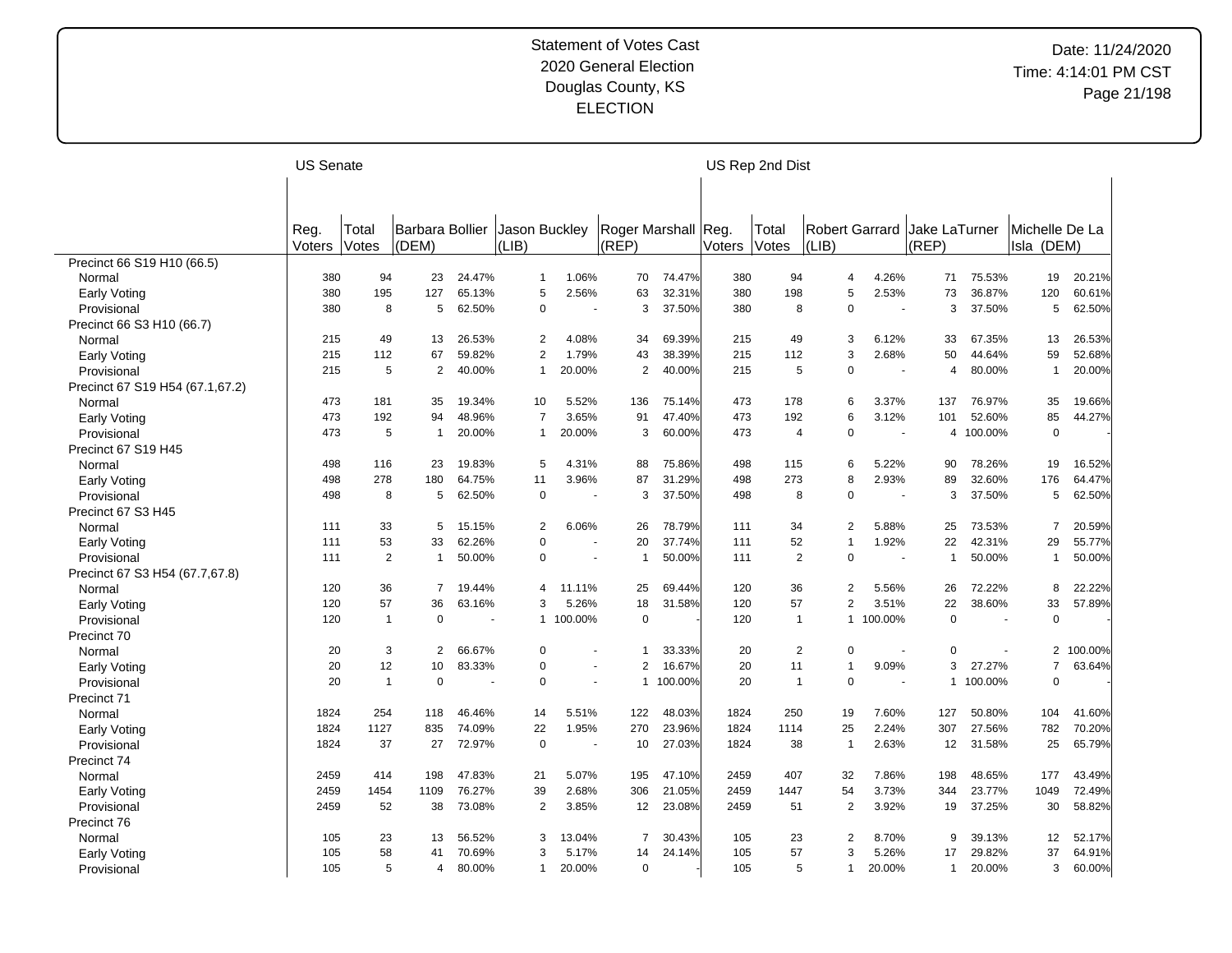Statement of Votes Cast
2020 General Election
Douglas County, KS
ELECTION

Date: 11/24/2020
Time: 4:14:01 PM CST

| | US Senate | | | | | | | | | US Rep 2nd Dist | | | | | | | | |
|---|---|---|---|---|---|---|---|---|---|---|---|---|---|---|---|---|---|---|
| | Reg. Voters | Total Votes | Barbara Bollier (DEM) | | Jason Buckley (LIB) | | Roger Marshall (REP) | | | Reg. Voters | Total Votes | Robert Garrard (LIB) | | Jake LaTurner (REP) | | Michelle De La Isla (DEM) | | |
| **Precinct 66 S19 H10 (66.5)** | | | | | | | | | | | | | | | | | | |
| Normal | 380 | 94 | 23 | 24.47% | 1 | 1.06% | 70 | 74.47% | | 380 | 94 | 4 | 4.26% | 71 | 75.53% | 19 | 20.21% | |
| Early Voting | 380 | 195 | 127 | 65.13% | 5 | 2.56% | 63 | 32.31% | | 380 | 198 | 5 | 2.53% | 73 | 36.87% | 120 | 60.61% | |
| Provisional | 380 | 8 | 5 | 62.50% | 0 | - | 3 | 37.50% | | 380 | 8 | 0 | - | 3 | 37.50% | 5 | 62.50% | |
| **Precinct 66 S3 H10 (66.7)** | | | | | | | | | | | | | | | | | | |
| Normal | 215 | 49 | 13 | 26.53% | 2 | 4.08% | 34 | 69.39% | | 215 | 49 | 3 | 6.12% | 33 | 67.35% | 13 | 26.53% | |
| Early Voting | 215 | 112 | 67 | 59.82% | 2 | 1.79% | 43 | 38.39% | | 215 | 112 | 3 | 2.68% | 50 | 44.64% | 59 | 52.68% | |
| Provisional | 215 | 5 | 2 | 40.00% | 1 | 20.00% | 2 | 40.00% | | 215 | 5 | 0 | - | 4 | 80.00% | 1 | 20.00% | |
| **Precinct 67 S19 H54 (67.1,67.2)** | | | | | | | | | | | | | | | | | | |
| Normal | 473 | 181 | 35 | 19.34% | 10 | 5.52% | 136 | 75.14% | | 473 | 178 | 6 | 3.37% | 137 | 76.97% | 35 | 19.66% | |
| Early Voting | 473 | 192 | 94 | 48.96% | 7 | 3.65% | 91 | 47.40% | | 473 | 192 | 6 | 3.12% | 101 | 52.60% | 85 | 44.27% | |
| Provisional | 473 | 5 | 1 | 20.00% | 1 | 20.00% | 3 | 60.00% | | 473 | 4 | 0 | - | 4 | 100.00% | 0 | - | |
| **Precinct 67 S19 H45** | | | | | | | | | | | | | | | | | | |
| Normal | 498 | 116 | 23 | 19.83% | 5 | 4.31% | 88 | 75.86% | | 498 | 115 | 6 | 5.22% | 90 | 78.26% | 19 | 16.52% | |
| Early Voting | 498 | 278 | 180 | 64.75% | 11 | 3.96% | 87 | 31.29% | | 498 | 273 | 8 | 2.93% | 89 | 32.60% | 176 | 64.47% | |
| Provisional | 498 | 8 | 5 | 62.50% | 0 | - | 3 | 37.50% | | 498 | 8 | 0 | - | 3 | 37.50% | 5 | 62.50% | |
| **Precinct 67 S3 H45** | | | | | | | | | | | | | | | | | | |
| Normal | 111 | 33 | 5 | 15.15% | 2 | 6.06% | 26 | 78.79% | | 111 | 34 | 2 | 5.88% | 25 | 73.53% | 7 | 20.59% | |
| Early Voting | 111 | 53 | 33 | 62.26% | 0 | - | 20 | 37.74% | | 111 | 52 | 1 | 1.92% | 22 | 42.31% | 29 | 55.77% | |
| Provisional | 111 | 2 | 1 | 50.00% | 0 | - | 1 | 50.00% | | 111 | 2 | 0 | - | 1 | 50.00% | 1 | 50.00% | |
| **Precinct 67 S3 H54 (67.7,67.8)** | | | | | | | | | | | | | | | | | | |
| Normal | 120 | 36 | 7 | 19.44% | 4 | 11.11% | 25 | 69.44% | | 120 | 36 | 2 | 5.56% | 26 | 72.22% | 8 | 22.22% | |
| Early Voting | 120 | 57 | 36 | 63.16% | 3 | 5.26% | 18 | 31.58% | | 120 | 57 | 2 | 3.51% | 22 | 38.60% | 33 | 57.89% | |
| Provisional | 120 | 1 | 0 | - | 1 | 100.00% | 0 | - | | 120 | 1 | 1 | 100.00% | 0 | - | 0 | - | |
| **Precinct 70** | | | | | | | | | | | | | | | | | | |
| Normal | 20 | 3 | 2 | 66.67% | 0 | - | 1 | 33.33% | | 20 | 2 | 0 | - | 0 | - | 2 | 100.00% | |
| Early Voting | 20 | 12 | 10 | 83.33% | 0 | - | 2 | 16.67% | | 20 | 11 | 1 | 9.09% | 3 | 27.27% | 7 | 63.64% | |
| Provisional | 20 | 1 | 0 | - | 0 | - | 1 | 100.00% | | 20 | 1 | 0 | - | 1 | 100.00% | 0 | - | |
| **Precinct 71** | | | | | | | | | | | | | | | | | | |
| Normal | 1824 | 254 | 118 | 46.46% | 14 | 5.51% | 122 | 48.03% | | 1824 | 250 | 19 | 7.60% | 127 | 50.80% | 104 | 41.60% | |
| Early Voting | 1824 | 1127 | 835 | 74.09% | 22 | 1.95% | 270 | 23.96% | | 1824 | 1114 | 25 | 2.24% | 307 | 27.56% | 782 | 70.20% | |
| Provisional | 1824 | 37 | 27 | 72.97% | 0 | - | 10 | 27.03% | | 1824 | 38 | 1 | 2.63% | 12 | 31.58% | 25 | 65.79% | |
| **Precinct 74** | | | | | | | | | | | | | | | | | | |
| Normal | 2459 | 414 | 198 | 47.83% | 21 | 5.07% | 195 | 47.10% | | 2459 | 407 | 32 | 7.86% | 198 | 48.65% | 177 | 43.49% | |
| Early Voting | 2459 | 1454 | 1109 | 76.27% | 39 | 2.68% | 306 | 21.05% | | 2459 | 1447 | 54 | 3.73% | 344 | 23.77% | 1049 | 72.49% | |
| Provisional | 2459 | 52 | 38 | 73.08% | 2 | 3.85% | 12 | 23.08% | | 2459 | 51 | 2 | 3.92% | 19 | 37.25% | 30 | 58.82% | |
| **Precinct 76** | | | | | | | | | | | | | | | | | | |
| Normal | 105 | 23 | 13 | 56.52% | 3 | 13.04% | 7 | 30.43% | | 105 | 23 | 2 | 8.70% | 9 | 39.13% | 12 | 52.17% | |
| Early Voting | 105 | 58 | 41 | 70.69% | 3 | 5.17% | 14 | 24.14% | | 105 | 57 | 3 | 5.26% | 17 | 29.82% | 37 | 64.91% | |
| Provisional | 105 | 5 | 4 | 80.00% | 1 | 20.00% | 0 | - | | 105 | 5 | 1 | 20.00% | 1 | 20.00% | 3 | 60.00% | |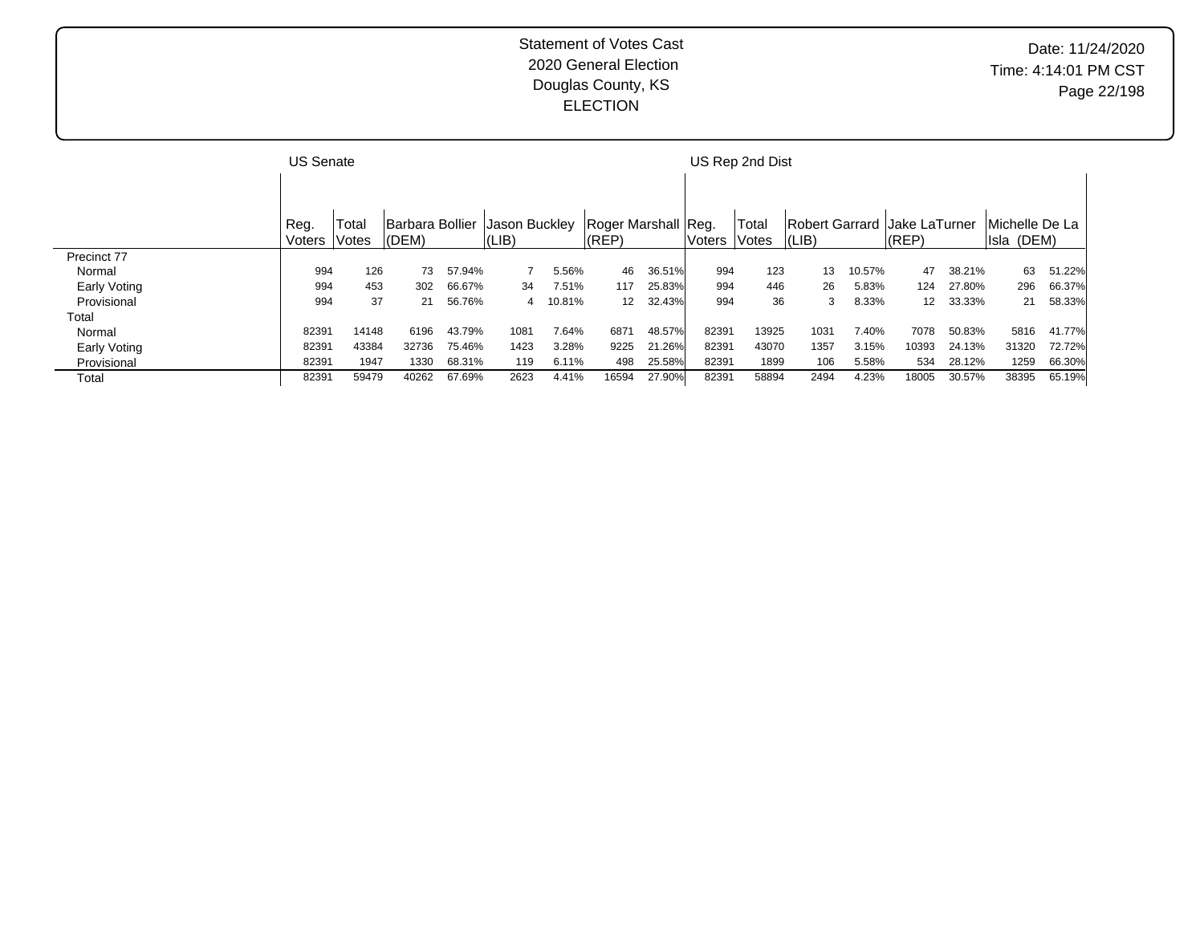Statement of Votes Cast
2020 General Election
Douglas County, KS
ELECTION

| | US Senate | | | | | | | | US Rep 2nd Dist | | | | | | | | | |
|---|---|---|---|---|---|---|---|---|---|---|---|---|---|---|---|---|---|---|
| | Reg. Voters | Total Votes | Barbara Bollier (DEM) | | Jason Buckley (LIB) | | Roger Marshall (REP) | | Reg. Voters | Total Votes | Robert Garrard (LIB) | | Jake LaTurner (REP) | | Michelle De La Isla (DEM) | |
| Precinct 77 | | | | | | | | | | | | | | | | |
| Normal | 994 | 126 | 73 | 57.94% | 7 | 5.56% | 46 | 36.51% | 994 | 123 | 13 | 10.57% | 47 | 38.21% | 63 | 51.22% |
| Early Voting | 994 | 453 | 302 | 66.67% | 34 | 7.51% | 117 | 25.83% | 994 | 446 | 26 | 5.83% | 124 | 27.80% | 296 | 66.37% |
| Provisional | 994 | 37 | 21 | 56.76% | 4 | 10.81% | 12 | 32.43% | 994 | 36 | 3 | 8.33% | 12 | 33.33% | 21 | 58.33% |
| Total | | | | | | | | | | | | | | | | |
| Normal | 82391 | 14148 | 6196 | 43.79% | 1081 | 7.64% | 6871 | 48.57% | 82391 | 13925 | 1031 | 7.40% | 7078 | 50.83% | 5816 | 41.77% |
| Early Voting | 82391 | 43384 | 32736 | 75.46% | 1423 | 3.28% | 9225 | 21.26% | 82391 | 43070 | 1357 | 3.15% | 10393 | 24.13% | 31320 | 72.72% |
| Provisional | 82391 | 1947 | 1330 | 68.31% | 119 | 6.11% | 498 | 25.58% | 82391 | 1899 | 106 | 5.58% | 534 | 28.12% | 1259 | 66.30% |
| Total | 82391 | 59479 | 40262 | 67.69% | 2623 | 4.41% | 16594 | 27.90% | 82391 | 58894 | 2494 | 4.23% | 18005 | 30.57% | 38395 | 65.19% |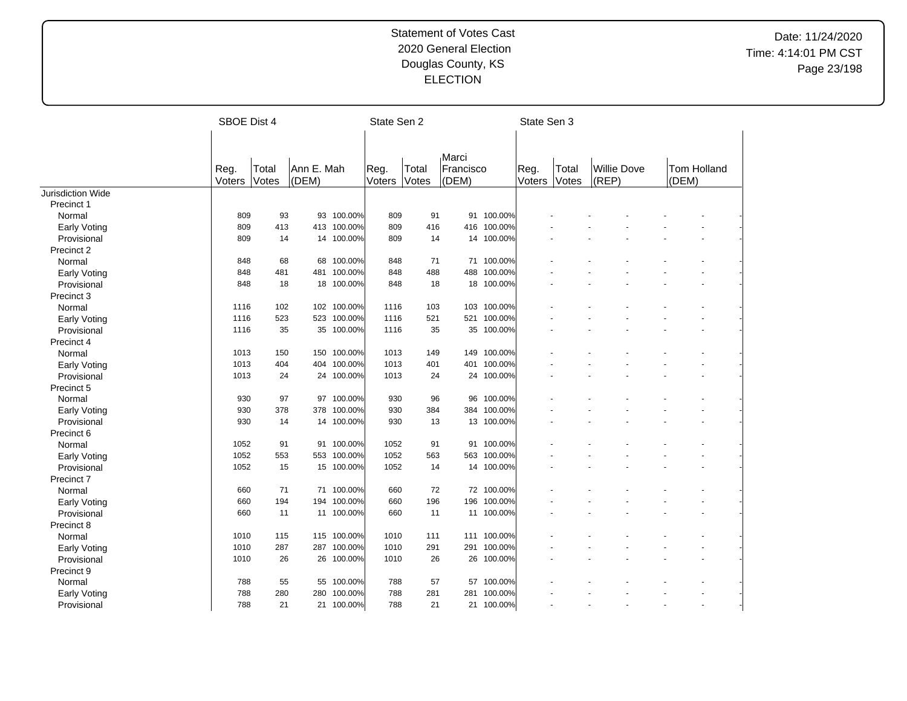Statement of Votes Cast
2020 General Election
Douglas County, KS
ELECTION

Date: 11/24/2020
Time: 4:14:01 PM CST

| | SBOE Dist 4 | | | | State Sen 2 | | | | State Sen 3 | | | | | |
|---|---|---|---|---|---|---|---|---|---|---|---|---|---|---|
| | Reg. Voters | Total Votes | Ann E. Mah (DEM) | | Reg. Voters | Total Votes | Marci Francisco (DEM) | | Reg. Voters | Total Votes | Willie Dove (REP) | | Tom Holland (DEM) | |
| Jurisdiction Wide | | | | | | | | | | | | | | |
| Precinct 1 | | | | | | | | | | | | | | |
| Normal | 809 | 93 | 93 | 100.00% | 809 | 91 | 91 | 100.00% | - | - | - | - | - | - |
| Early Voting | 809 | 413 | 413 | 100.00% | 809 | 416 | 416 | 100.00% | - | - | - | - | - | - |
| Provisional | 809 | 14 | 14 | 100.00% | 809 | 14 | 14 | 100.00% | - | - | - | - | - | - |
| Precinct 2 | | | | | | | | | | | | | | |
| Normal | 848 | 68 | 68 | 100.00% | 848 | 71 | 71 | 100.00% | - | - | - | - | - | - |
| Early Voting | 848 | 481 | 481 | 100.00% | 848 | 488 | 488 | 100.00% | - | - | - | - | - | - |
| Provisional | 848 | 18 | 18 | 100.00% | 848 | 18 | 18 | 100.00% | - | - | - | - | - | - |
| Precinct 3 | | | | | | | | | | | | | | |
| Normal | 1116 | 102 | 102 | 100.00% | 1116 | 103 | 103 | 100.00% | - | - | - | - | - | - |
| Early Voting | 1116 | 523 | 523 | 100.00% | 1116 | 521 | 521 | 100.00% | - | - | - | - | - | - |
| Provisional | 1116 | 35 | 35 | 100.00% | 1116 | 35 | 35 | 100.00% | - | - | - | - | - | - |
| Precinct 4 | | | | | | | | | | | | | | |
| Normal | 1013 | 150 | 150 | 100.00% | 1013 | 149 | 149 | 100.00% | - | - | - | - | - | - |
| Early Voting | 1013 | 404 | 404 | 100.00% | 1013 | 401 | 401 | 100.00% | - | - | - | - | - | - |
| Provisional | 1013 | 24 | 24 | 100.00% | 1013 | 24 | 24 | 100.00% | - | - | - | - | - | - |
| Precinct 5 | | | | | | | | | | | | | | |
| Normal | 930 | 97 | 97 | 100.00% | 930 | 96 | 96 | 100.00% | - | - | - | - | - | - |
| Early Voting | 930 | 378 | 378 | 100.00% | 930 | 384 | 384 | 100.00% | - | - | - | - | - | - |
| Provisional | 930 | 14 | 14 | 100.00% | 930 | 13 | 13 | 100.00% | - | - | - | - | - | - |
| Precinct 6 | | | | | | | | | | | | | | |
| Normal | 1052 | 91 | 91 | 100.00% | 1052 | 91 | 91 | 100.00% | - | - | - | - | - | - |
| Early Voting | 1052 | 553 | 553 | 100.00% | 1052 | 563 | 563 | 100.00% | - | - | - | - | - | - |
| Provisional | 1052 | 15 | 15 | 100.00% | 1052 | 14 | 14 | 100.00% | - | - | - | - | - | - |
| Precinct 7 | | | | | | | | | | | | | | |
| Normal | 660 | 71 | 71 | 100.00% | 660 | 72 | 72 | 100.00% | - | - | - | - | - | - |
| Early Voting | 660 | 194 | 194 | 100.00% | 660 | 196 | 196 | 100.00% | - | - | - | - | - | - |
| Provisional | 660 | 11 | 11 | 100.00% | 660 | 11 | 11 | 100.00% | - | - | - | - | - | - |
| Precinct 8 | | | | | | | | | | | | | | |
| Normal | 1010 | 115 | 115 | 100.00% | 1010 | 111 | 111 | 100.00% | - | - | - | - | - | - |
| Early Voting | 1010 | 287 | 287 | 100.00% | 1010 | 291 | 291 | 100.00% | - | - | - | - | - | - |
| Provisional | 1010 | 26 | 26 | 100.00% | 1010 | 26 | 26 | 100.00% | - | - | - | - | - | - |
| Precinct 9 | | | | | | | | | | | | | | |
| Normal | 788 | 55 | 55 | 100.00% | 788 | 57 | 57 | 100.00% | - | - | - | - | - | - |
| Early Voting | 788 | 280 | 280 | 100.00% | 788 | 281 | 281 | 100.00% | - | - | - | - | - | - |
| Provisional | 788 | 21 | 21 | 100.00% | 788 | 21 | 21 | 100.00% | - | - | - | - | - | - |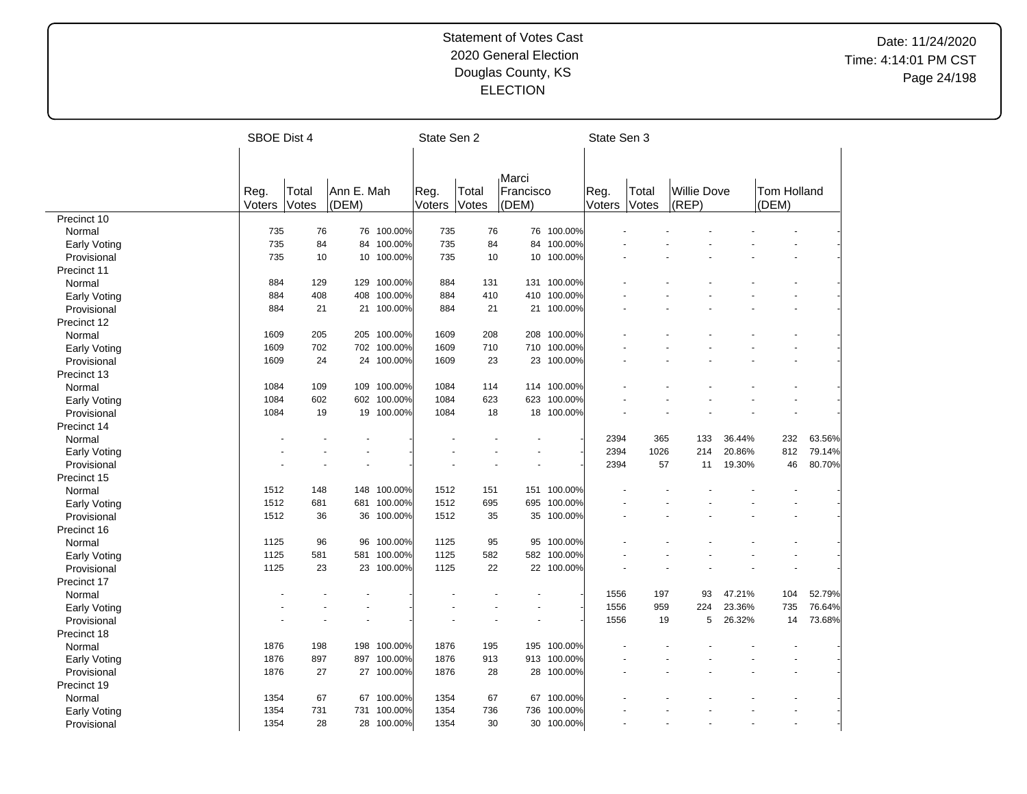Statement of Votes Cast
2020 General Election
Douglas County, KS
ELECTION

Date: 11/24/2020
Time: 4:14:01 PM CST

| | SBOE Dist 4 | | | | State Sen 2 | | | | State Sen 3 | | | | | |
|---|---|---|---|---|---|---|---|---|---|---|---|---|---|---|
| | Reg. Voters | Total Votes | Ann E. Mah (DEM) | | Reg. Voters | Total Votes | Marci Francisco (DEM) | | Reg. Voters | Total Votes | Willie Dove (REP) | | Tom Holland (DEM) | |
| Precinct 10 | | | | | | | | | | | | | | |
| Normal | 735 | 76 | 76 | 100.00% | 735 | 76 | 76 | 100.00% | - | - | - | - | - | - |
| Early Voting | 735 | 84 | 84 | 100.00% | 735 | 84 | 84 | 100.00% | - | - | - | - | - | - |
| Provisional | 735 | 10 | 10 | 100.00% | 735 | 10 | 10 | 100.00% | - | - | - | - | - | - |
| Precinct 11 | | | | | | | | | | | | | | |
| Normal | 884 | 129 | 129 | 100.00% | 884 | 131 | 131 | 100.00% | - | - | - | - | - | - |
| Early Voting | 884 | 408 | 408 | 100.00% | 884 | 410 | 410 | 100.00% | - | - | - | - | - | - |
| Provisional | 884 | 21 | 21 | 100.00% | 884 | 21 | 21 | 100.00% | - | - | - | - | - | - |
| Precinct 12 | | | | | | | | | | | | | | |
| Normal | 1609 | 205 | 205 | 100.00% | 1609 | 208 | 208 | 100.00% | - | - | - | - | - | - |
| Early Voting | 1609 | 702 | 702 | 100.00% | 1609 | 710 | 710 | 100.00% | - | - | - | - | - | - |
| Provisional | 1609 | 24 | 24 | 100.00% | 1609 | 23 | 23 | 100.00% | - | - | - | - | - | - |
| Precinct 13 | | | | | | | | | | | | | | |
| Normal | 1084 | 109 | 109 | 100.00% | 1084 | 114 | 114 | 100.00% | - | - | - | - | - | - |
| Early Voting | 1084 | 602 | 602 | 100.00% | 1084 | 623 | 623 | 100.00% | - | - | - | - | - | - |
| Provisional | 1084 | 19 | 19 | 100.00% | 1084 | 18 | 18 | 100.00% | - | - | - | - | - | - |
| Precinct 14 | | | | | | | | | | | | | | |
| Normal | - | - | - | - | - | - | - | - | 2394 | 365 | 133 | 36.44% | 232 | 63.56% |
| Early Voting | - | - | - | - | - | - | - | - | 2394 | 1026 | 214 | 20.86% | 812 | 79.14% |
| Provisional | - | - | - | - | - | - | - | - | 2394 | 57 | 11 | 19.30% | 46 | 80.70% |
| Precinct 15 | | | | | | | | | | | | | | |
| Normal | 1512 | 148 | 148 | 100.00% | 1512 | 151 | 151 | 100.00% | - | - | - | - | - | - |
| Early Voting | 1512 | 681 | 681 | 100.00% | 1512 | 695 | 695 | 100.00% | - | - | - | - | - | - |
| Provisional | 1512 | 36 | 36 | 100.00% | 1512 | 35 | 35 | 100.00% | - | - | - | - | - | - |
| Precinct 16 | | | | | | | | | | | | | | |
| Normal | 1125 | 96 | 96 | 100.00% | 1125 | 95 | 95 | 100.00% | - | - | - | - | - | - |
| Early Voting | 1125 | 581 | 581 | 100.00% | 1125 | 582 | 582 | 100.00% | - | - | - | - | - | - |
| Provisional | 1125 | 23 | 23 | 100.00% | 1125 | 22 | 22 | 100.00% | - | - | - | - | - | - |
| Precinct 17 | | | | | | | | | | | | | | |
| Normal | - | - | - | - | - | - | - | - | 1556 | 197 | 93 | 47.21% | 104 | 52.79% |
| Early Voting | - | - | - | - | - | - | - | - | 1556 | 959 | 224 | 23.36% | 735 | 76.64% |
| Provisional | - | - | - | - | - | - | - | - | 1556 | 19 | 5 | 26.32% | 14 | 73.68% |
| Precinct 18 | | | | | | | | | | | | | | |
| Normal | 1876 | 198 | 198 | 100.00% | 1876 | 195 | 195 | 100.00% | - | - | - | - | - | - |
| Early Voting | 1876 | 897 | 897 | 100.00% | 1876 | 913 | 913 | 100.00% | - | - | - | - | - | - |
| Provisional | 1876 | 27 | 27 | 100.00% | 1876 | 28 | 28 | 100.00% | - | - | - | - | - | - |
| Precinct 19 | | | | | | | | | | | | | | |
| Normal | 1354 | 67 | 67 | 100.00% | 1354 | 67 | 67 | 100.00% | - | - | - | - | - | - |
| Early Voting | 1354 | 731 | 731 | 100.00% | 1354 | 736 | 736 | 100.00% | - | - | - | - | - | - |
| Provisional | 1354 | 28 | 28 | 100.00% | 1354 | 30 | 30 | 100.00% | - | - | - | - | - | - |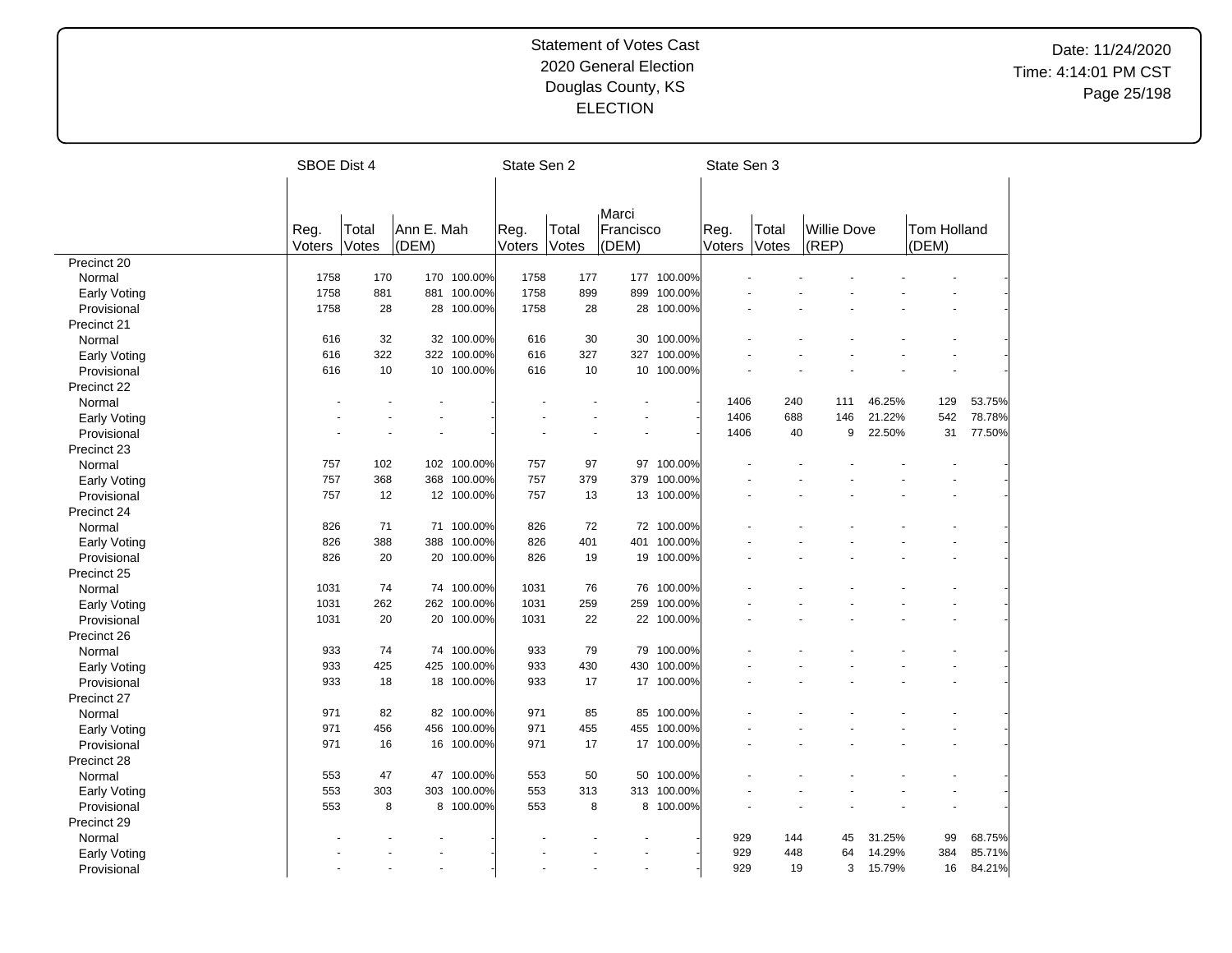Statement of Votes Cast
2020 General Election
Douglas County, KS
ELECTION

Date: 11/24/2020
Time: 4:14:01 PM CST

| | SBOE Dist 4 | | | | State Sen 2 | | | | State Sen 3 | | | | | |
|---|---|---|---|---|---|---|---|---|---|---|---|---|---|---|
| | Reg. Voters | Total Votes | Ann E. Mah (DEM) | | Reg. Voters | Total Votes | Marci Francisco (DEM) | | Reg. Voters | Total Votes | Willie Dove (REP) | | Tom Holland (DEM) | |
| Precinct 20 | | | | | | | | | | | | | | |
| Normal | 1758 | 170 | 170 | 100.00% | 1758 | 177 | 177 | 100.00% | - | - | - | - | - | - |
| Early Voting | 1758 | 881 | 881 | 100.00% | 1758 | 899 | 899 | 100.00% | - | - | - | - | - | - |
| Provisional | 1758 | 28 | 28 | 100.00% | 1758 | 28 | 28 | 100.00% | - | - | - | - | - | - |
| Precinct 21 | | | | | | | | | | | | | | |
| Normal | 616 | 32 | 32 | 100.00% | 616 | 30 | 30 | 100.00% | - | - | - | - | - | - |
| Early Voting | 616 | 322 | 322 | 100.00% | 616 | 327 | 327 | 100.00% | - | - | - | - | - | - |
| Provisional | 616 | 10 | 10 | 100.00% | 616 | 10 | 10 | 100.00% | - | - | - | - | - | - |
| Precinct 22 | | | | | | | | | | | | | | |
| Normal | - | - | - | - | - | - | - | - | 1406 | 240 | 111 | 46.25% | 129 | 53.75% |
| Early Voting | - | - | - | - | - | - | - | - | 1406 | 688 | 146 | 21.22% | 542 | 78.78% |
| Provisional | - | - | - | - | - | - | - | - | 1406 | 40 | 9 | 22.50% | 31 | 77.50% |
| Precinct 23 | | | | | | | | | | | | | | |
| Normal | 757 | 102 | 102 | 100.00% | 757 | 97 | 97 | 100.00% | - | - | - | - | - | - |
| Early Voting | 757 | 368 | 368 | 100.00% | 757 | 379 | 379 | 100.00% | - | - | - | - | - | - |
| Provisional | 757 | 12 | 12 | 100.00% | 757 | 13 | 13 | 100.00% | - | - | - | - | - | - |
| Precinct 24 | | | | | | | | | | | | | | |
| Normal | 826 | 71 | 71 | 100.00% | 826 | 72 | 72 | 100.00% | - | - | - | - | - | - |
| Early Voting | 826 | 388 | 388 | 100.00% | 826 | 401 | 401 | 100.00% | - | - | - | - | - | - |
| Provisional | 826 | 20 | 20 | 100.00% | 826 | 19 | 19 | 100.00% | - | - | - | - | - | - |
| Precinct 25 | | | | | | | | | | | | | | |
| Normal | 1031 | 74 | 74 | 100.00% | 1031 | 76 | 76 | 100.00% | - | - | - | - | - | - |
| Early Voting | 1031 | 262 | 262 | 100.00% | 1031 | 259 | 259 | 100.00% | - | - | - | - | - | - |
| Provisional | 1031 | 20 | 20 | 100.00% | 1031 | 22 | 22 | 100.00% | - | - | - | - | - | - |
| Precinct 26 | | | | | | | | | | | | | | |
| Normal | 933 | 74 | 74 | 100.00% | 933 | 79 | 79 | 100.00% | - | - | - | - | - | - |
| Early Voting | 933 | 425 | 425 | 100.00% | 933 | 430 | 430 | 100.00% | - | - | - | - | - | - |
| Provisional | 933 | 18 | 18 | 100.00% | 933 | 17 | 17 | 100.00% | - | - | - | - | - | - |
| Precinct 27 | | | | | | | | | | | | | | |
| Normal | 971 | 82 | 82 | 100.00% | 971 | 85 | 85 | 100.00% | - | - | - | - | - | - |
| Early Voting | 971 | 456 | 456 | 100.00% | 971 | 455 | 455 | 100.00% | - | - | - | - | - | - |
| Provisional | 971 | 16 | 16 | 100.00% | 971 | 17 | 17 | 100.00% | - | - | - | - | - | - |
| Precinct 28 | | | | | | | | | | | | | | |
| Normal | 553 | 47 | 47 | 100.00% | 553 | 50 | 50 | 100.00% | - | - | - | - | - | - |
| Early Voting | 553 | 303 | 303 | 100.00% | 553 | 313 | 313 | 100.00% | - | - | - | - | - | - |
| Provisional | 553 | 8 | 8 | 100.00% | 553 | 8 | 8 | 100.00% | - | - | - | - | - | - |
| Precinct 29 | | | | | | | | | | | | | | |
| Normal | - | - | - | - | - | - | - | - | 929 | 144 | 45 | 31.25% | 99 | 68.75% |
| Early Voting | - | - | - | - | - | - | - | - | 929 | 448 | 64 | 14.29% | 384 | 85.71% |
| Provisional | - | - | - | - | - | - | - | - | 929 | 19 | 3 | 15.79% | 16 | 84.21% |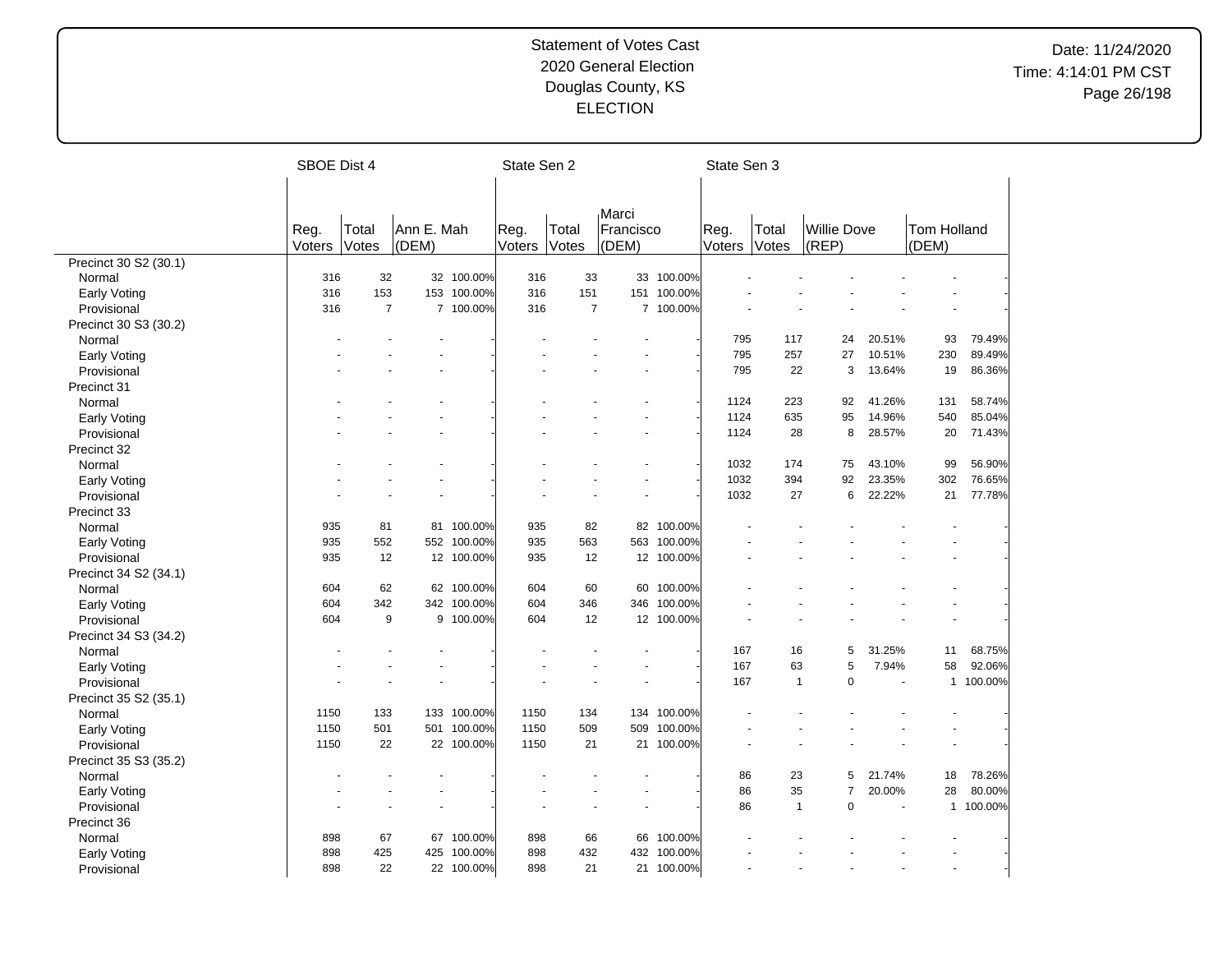Statement of Votes Cast
2020 General Election
Douglas County, KS
ELECTION

Date: 11/24/2020
Time: 4:14:01 PM CST

| | SBOE Dist 4 | | | | State Sen 2 | | | | State Sen 3 | | | | | |
|---|---|---|---|---|---|---|---|---|---|---|---|---|---|---|
| | Reg. Voters | Total Votes | Ann E. Mah (DEM) | | Reg. Voters | Total Votes | Marci Francisco (DEM) | | Reg. Voters | Total Votes | Willie Dove (REP) | | Tom Holland (DEM) | |
| Precinct 30 S2 (30.1) | | | | | | | | | | | | | | |
| Normal | 316 | 32 | 32 | 100.00% | 316 | 33 | 33 | 100.00% | - | - | - | - | - | - |
| Early Voting | 316 | 153 | 153 | 100.00% | 316 | 151 | 151 | 100.00% | - | - | - | - | - | - |
| Provisional | 316 | 7 | 7 | 100.00% | 316 | 7 | 7 | 100.00% | - | - | - | - | - | - |
| Precinct 30 S3 (30.2) | | | | | | | | | | | | | | |
| Normal | - | - | - | - | - | - | - | - | 795 | 117 | 24 | 20.51% | 93 | 79.49% |
| Early Voting | - | - | - | - | - | - | - | - | 795 | 257 | 27 | 10.51% | 230 | 89.49% |
| Provisional | - | - | - | - | - | - | - | - | 795 | 22 | 3 | 13.64% | 19 | 86.36% |
| Precinct 31 | | | | | | | | | | | | | | |
| Normal | - | - | - | - | - | - | - | - | 1124 | 223 | 92 | 41.26% | 131 | 58.74% |
| Early Voting | - | - | - | - | - | - | - | - | 1124 | 635 | 95 | 14.96% | 540 | 85.04% |
| Provisional | - | - | - | - | - | - | - | - | 1124 | 28 | 8 | 28.57% | 20 | 71.43% |
| Precinct 32 | | | | | | | | | | | | | | |
| Normal | - | - | - | - | - | - | - | - | 1032 | 174 | 75 | 43.10% | 99 | 56.90% |
| Early Voting | - | - | - | - | - | - | - | - | 1032 | 394 | 92 | 23.35% | 302 | 76.65% |
| Provisional | - | - | - | - | - | - | - | - | 1032 | 27 | 6 | 22.22% | 21 | 77.78% |
| Precinct 33 | | | | | | | | | | | | | | |
| Normal | 935 | 81 | 81 | 100.00% | 935 | 82 | 82 | 100.00% | - | - | - | - | - | - |
| Early Voting | 935 | 552 | 552 | 100.00% | 935 | 563 | 563 | 100.00% | - | - | - | - | - | - |
| Provisional | 935 | 12 | 12 | 100.00% | 935 | 12 | 12 | 100.00% | - | - | - | - | - | - |
| Precinct 34 S2 (34.1) | | | | | | | | | | | | | | |
| Normal | 604 | 62 | 62 | 100.00% | 604 | 60 | 60 | 100.00% | - | - | - | - | - | - |
| Early Voting | 604 | 342 | 342 | 100.00% | 604 | 346 | 346 | 100.00% | - | - | - | - | - | - |
| Provisional | 604 | 9 | 9 | 100.00% | 604 | 12 | 12 | 100.00% | - | - | - | - | - | - |
| Precinct 34 S3 (34.2) | | | | | | | | | | | | | | |
| Normal | - | - | - | - | - | - | - | - | 167 | 16 | 5 | 31.25% | 11 | 68.75% |
| Early Voting | - | - | - | - | - | - | - | - | 167 | 63 | 5 | 7.94% | 58 | 92.06% |
| Provisional | - | - | - | - | - | - | - | - | 167 | 1 | 0 | - | 1 | 100.00% |
| Precinct 35 S2 (35.1) | | | | | | | | | | | | | | |
| Normal | 1150 | 133 | 133 | 100.00% | 1150 | 134 | 134 | 100.00% | - | - | - | - | - | - |
| Early Voting | 1150 | 501 | 501 | 100.00% | 1150 | 509 | 509 | 100.00% | - | - | - | - | - | - |
| Provisional | 1150 | 22 | 22 | 100.00% | 1150 | 21 | 21 | 100.00% | - | - | - | - | - | - |
| Precinct 35 S3 (35.2) | | | | | | | | | | | | | | |
| Normal | - | - | - | - | - | - | - | - | 86 | 23 | 5 | 21.74% | 18 | 78.26% |
| Early Voting | - | - | - | - | - | - | - | - | 86 | 35 | 7 | 20.00% | 28 | 80.00% |
| Provisional | - | - | - | - | - | - | - | - | 86 | 1 | 0 | - | 1 | 100.00% |
| Precinct 36 | | | | | | | | | | | | | | |
| Normal | 898 | 67 | 67 | 100.00% | 898 | 66 | 66 | 100.00% | - | - | - | - | - | - |
| Early Voting | 898 | 425 | 425 | 100.00% | 898 | 432 | 432 | 100.00% | - | - | - | - | - | - |
| Provisional | 898 | 22 | 22 | 100.00% | 898 | 21 | 21 | 100.00% | - | - | - | - | - | - |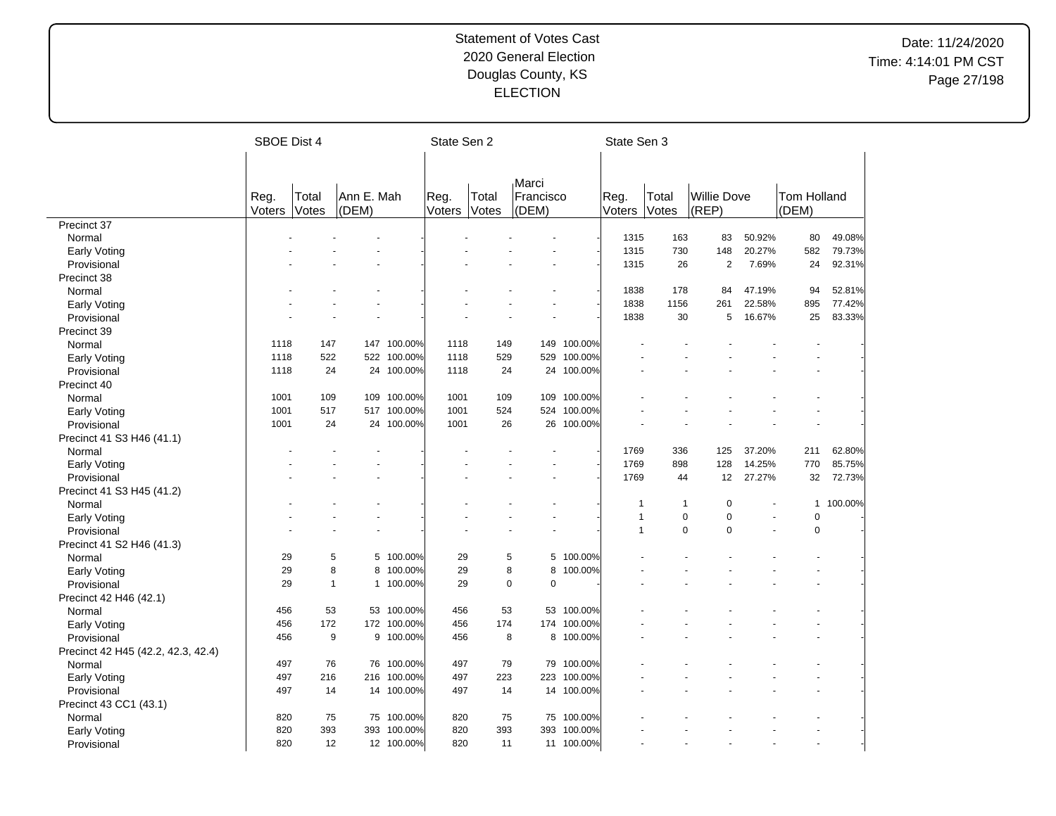Statement of Votes Cast
2020 General Election
Douglas County, KS
ELECTION

Date: 11/24/2020
Time: 4:14:01 PM CST

| | SBOE Dist 4 | | | | State Sen 2 | | | | State Sen 3 | | | | | |
|---|---|---|---|---|---|---|---|---|---|---|---|---|---|---|
| | Reg. Voters | Total Votes | Ann E. Mah (DEM) | | Reg. Voters | Total Votes | Marci Francisco (DEM) | | Reg. Voters | Total Votes | Willie Dove (REP) | | Tom Holland (DEM) | |
| Precinct 37 | | | | | | | | | | | | | | |
| Normal | - | - | - | - | - | - | - | - | 1315 | 163 | 83 | 50.92% | 80 | 49.08% |
| Early Voting | - | - | - | - | - | - | - | - | 1315 | 730 | 148 | 20.27% | 582 | 79.73% |
| Provisional | - | - | - | - | - | - | - | - | 1315 | 26 | 2 | 7.69% | 24 | 92.31% |
| Precinct 38 | | | | | | | | | | | | | | |
| Normal | - | - | - | - | - | - | - | - | 1838 | 178 | 84 | 47.19% | 94 | 52.81% |
| Early Voting | - | - | - | - | - | - | - | - | 1838 | 1156 | 261 | 22.58% | 895 | 77.42% |
| Provisional | - | - | - | - | - | - | - | - | 1838 | 30 | 5 | 16.67% | 25 | 83.33% |
| Precinct 39 | | | | | | | | | | | | | | |
| Normal | 1118 | 147 | 147 | 100.00% | 1118 | 149 | 149 | 100.00% | - | - | - | - | - | - |
| Early Voting | 1118 | 522 | 522 | 100.00% | 1118 | 529 | 529 | 100.00% | - | - | - | - | - | - |
| Provisional | 1118 | 24 | 24 | 100.00% | 1118 | 24 | 24 | 100.00% | - | - | - | - | - | - |
| Precinct 40 | | | | | | | | | | | | | | |
| Normal | 1001 | 109 | 109 | 100.00% | 1001 | 109 | 109 | 100.00% | - | - | - | - | - | - |
| Early Voting | 1001 | 517 | 517 | 100.00% | 1001 | 524 | 524 | 100.00% | - | - | - | - | - | - |
| Provisional | 1001 | 24 | 24 | 100.00% | 1001 | 26 | 26 | 100.00% | - | - | - | - | - | - |
| Precinct 41 S3 H46 (41.1) | | | | | | | | | | | | | | |
| Normal | - | - | - | - | - | - | - | - | 1769 | 336 | 125 | 37.20% | 211 | 62.80% |
| Early Voting | - | - | - | - | - | - | - | - | 1769 | 898 | 128 | 14.25% | 770 | 85.75% |
| Provisional | - | - | - | - | - | - | - | - | 1769 | 44 | 12 | 27.27% | 32 | 72.73% |
| Precinct 41 S3 H45 (41.2) | | | | | | | | | | | | | | |
| Normal | - | - | - | - | - | - | - | - | 1 | 1 | 0 | - | 1 | 100.00% |
| Early Voting | - | - | - | - | - | - | - | - | 1 | 0 | 0 | - | 0 | - |
| Provisional | - | - | - | - | - | - | - | - | 1 | 0 | 0 | - | 0 | - |
| Precinct 41 S2 H46 (41.3) | | | | | | | | | | | | | | |
| Normal | 29 | 5 | 5 | 100.00% | 29 | 5 | 5 | 100.00% | - | - | - | - | - | - |
| Early Voting | 29 | 8 | 8 | 100.00% | 29 | 8 | 8 | 100.00% | - | - | - | - | - | - |
| Provisional | 29 | 1 | 1 | 100.00% | 29 | 0 | 0 | - | - | - | - | - | - | - |
| Precinct 42 H46 (42.1) | | | | | | | | | | | | | | |
| Normal | 456 | 53 | 53 | 100.00% | 456 | 53 | 53 | 100.00% | - | - | - | - | - | - |
| Early Voting | 456 | 172 | 172 | 100.00% | 456 | 174 | 174 | 100.00% | - | - | - | - | - | - |
| Provisional | 456 | 9 | 9 | 100.00% | 456 | 8 | 8 | 100.00% | - | - | - | - | - | - |
| Precinct 42 H45 (42.2, 42.3, 42.4) | | | | | | | | | | | | | | |
| Normal | 497 | 76 | 76 | 100.00% | 497 | 79 | 79 | 100.00% | - | - | - | - | - | - |
| Early Voting | 497 | 216 | 216 | 100.00% | 497 | 223 | 223 | 100.00% | - | - | - | - | - | - |
| Provisional | 497 | 14 | 14 | 100.00% | 497 | 14 | 14 | 100.00% | - | - | - | - | - | - |
| Precinct 43 CC1 (43.1) | | | | | | | | | | | | | | |
| Normal | 820 | 75 | 75 | 100.00% | 820 | 75 | 75 | 100.00% | - | - | - | - | - | - |
| Early Voting | 820 | 393 | 393 | 100.00% | 820 | 393 | 393 | 100.00% | - | - | - | - | - | - |
| Provisional | 820 | 12 | 12 | 100.00% | 820 | 11 | 11 | 100.00% | - | - | - | - | - | - |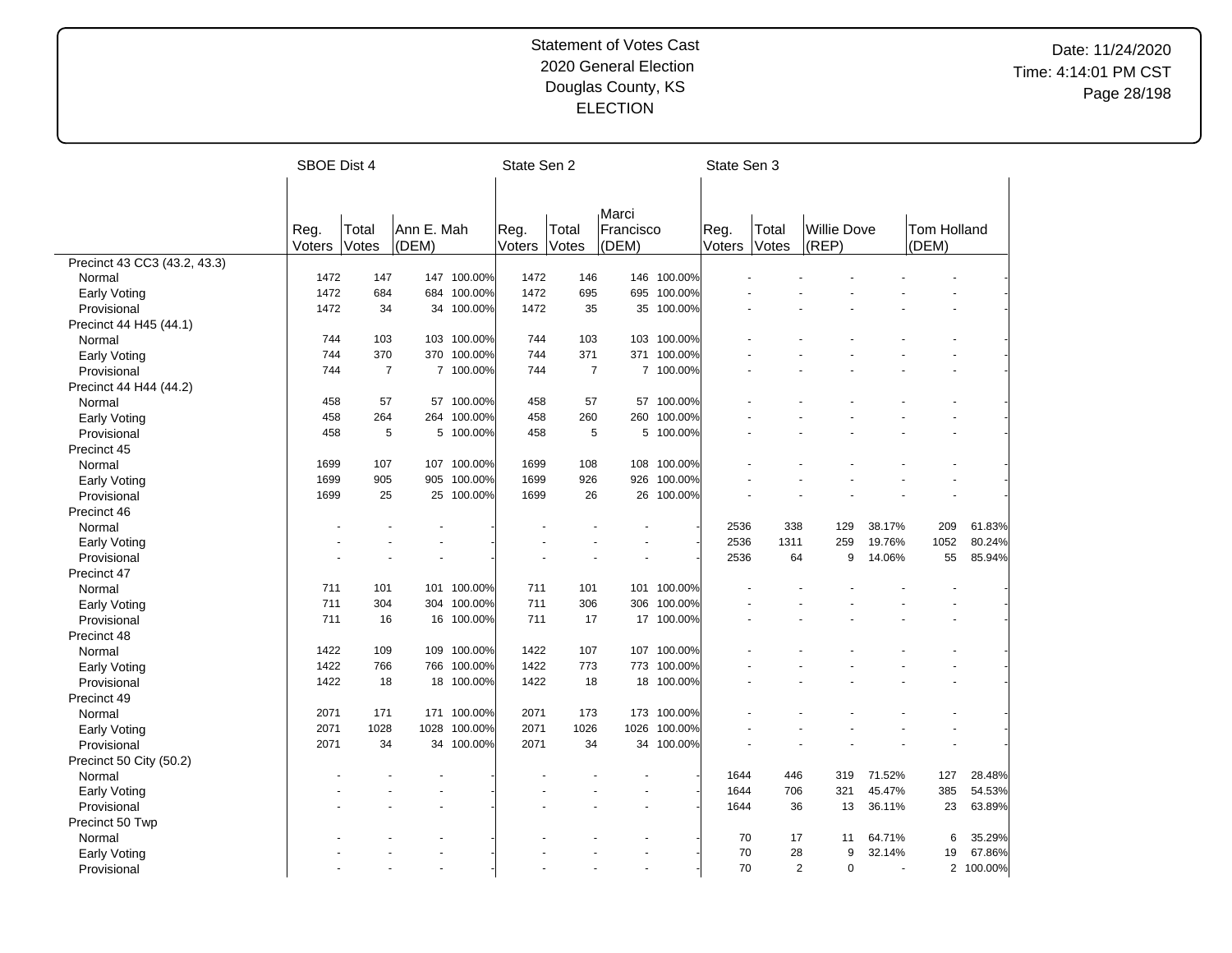# Statement of Votes Cast
## 2020 General Election
## Douglas County, KS
## ELECTION

Date: 11/24/2020
Time: 4:14:01 PM CST

| | SBOE Dist 4 | | | | State Sen 2 | | | | State Sen 3 | | | | | |
|---|---|---|---|---|---|---|---|---|---|---|---|---|---|---|
| | Reg. Voters | Total Votes | Ann E. Mah (DEM) | | Reg. Voters | Total Votes | Marci Francisco (DEM) | | Reg. Voters | Total Votes | Willie Dove (REP) | | Tom Holland (DEM) | |
| **Precinct 43 CC3 (43.2, 43.3)** | | | | | | | | | | | | | | |
| Normal | 1472 | 147 | 147 | 100.00% | 1472 | 146 | 146 | 100.00% | - | - | - | - | - | - |
| Early Voting | 1472 | 684 | 684 | 100.00% | 1472 | 695 | 695 | 100.00% | - | - | - | - | - | - |
| Provisional | 1472 | 34 | 34 | 100.00% | 1472 | 35 | 35 | 100.00% | - | - | - | - | - | - |
| **Precinct 44 H45 (44.1)** | | | | | | | | | | | | | | |
| Normal | 744 | 103 | 103 | 100.00% | 744 | 103 | 103 | 100.00% | - | - | - | - | - | - |
| Early Voting | 744 | 370 | 370 | 100.00% | 744 | 371 | 371 | 100.00% | - | - | - | - | - | - |
| Provisional | 744 | 7 | 7 | 100.00% | 744 | 7 | 7 | 100.00% | - | - | - | - | - | - |
| **Precinct 44 H44 (44.2)** | | | | | | | | | | | | | | |
| Normal | 458 | 57 | 57 | 100.00% | 458 | 57 | 57 | 100.00% | - | - | - | - | - | - |
| Early Voting | 458 | 264 | 264 | 100.00% | 458 | 260 | 260 | 100.00% | - | - | - | - | - | - |
| Provisional | 458 | 5 | 5 | 100.00% | 458 | 5 | 5 | 100.00% | - | - | - | - | - | - |
| **Precinct 45** | | | | | | | | | | | | | | |
| Normal | 1699 | 107 | 107 | 100.00% | 1699 | 108 | 108 | 100.00% | - | - | - | - | - | - |
| Early Voting | 1699 | 905 | 905 | 100.00% | 1699 | 926 | 926 | 100.00% | - | - | - | - | - | - |
| Provisional | 1699 | 25 | 25 | 100.00% | 1699 | 26 | 26 | 100.00% | - | - | - | - | - | - |
| **Precinct 46** | | | | | | | | | | | | | | |
| Normal | - | - | - | - | - | - | - | - | 2536 | 338 | 129 | 38.17% | 209 | 61.83% |
| Early Voting | - | - | - | - | - | - | - | - | 2536 | 1311 | 259 | 19.76% | 1052 | 80.24% |
| Provisional | - | - | - | - | - | - | - | - | 2536 | 64 | 9 | 14.06% | 55 | 85.94% |
| **Precinct 47** | | | | | | | | | | | | | | |
| Normal | 711 | 101 | 101 | 100.00% | 711 | 101 | 101 | 100.00% | - | - | - | - | - | - |
| Early Voting | 711 | 304 | 304 | 100.00% | 711 | 306 | 306 | 100.00% | - | - | - | - | - | - |
| Provisional | 711 | 16 | 16 | 100.00% | 711 | 17 | 17 | 100.00% | - | - | - | - | - | - |
| **Precinct 48** | | | | | | | | | | | | | | |
| Normal | 1422 | 109 | 109 | 100.00% | 1422 | 107 | 107 | 100.00% | - | - | - | - | - | - |
| Early Voting | 1422 | 766 | 766 | 100.00% | 1422 | 773 | 773 | 100.00% | - | - | - | - | - | - |
| Provisional | 1422 | 18 | 18 | 100.00% | 1422 | 18 | 18 | 100.00% | - | - | - | - | - | - |
| **Precinct 49** | | | | | | | | | | | | | | |
| Normal | 2071 | 171 | 171 | 100.00% | 2071 | 173 | 173 | 100.00% | - | - | - | - | - | - |
| Early Voting | 2071 | 1028 | 1028 | 100.00% | 2071 | 1026 | 1026 | 100.00% | - | - | - | - | - | - |
| Provisional | 2071 | 34 | 34 | 100.00% | 2071 | 34 | 34 | 100.00% | - | - | - | - | - | - |
| **Precinct 50 City (50.2)** | | | | | | | | | | | | | | |
| Normal | - | - | - | - | - | - | - | - | 1644 | 446 | 319 | 71.52% | 127 | 28.48% |
| Early Voting | - | - | - | - | - | - | - | - | 1644 | 706 | 321 | 45.47% | 385 | 54.53% |
| Provisional | - | - | - | - | - | - | - | - | 1644 | 36 | 13 | 36.11% | 23 | 63.89% |
| **Precinct 50 Twp** | | | | | | | | | | | | | | |
| Normal | - | - | - | - | - | - | - | - | 70 | 17 | 11 | 64.71% | 6 | 35.29% |
| Early Voting | - | - | - | - | - | - | - | - | 70 | 28 | 9 | 32.14% | 19 | 67.86% |
| Provisional | - | - | - | - | - | - | - | - | 70 | 2 | 0 | - | 2 | 100.00% |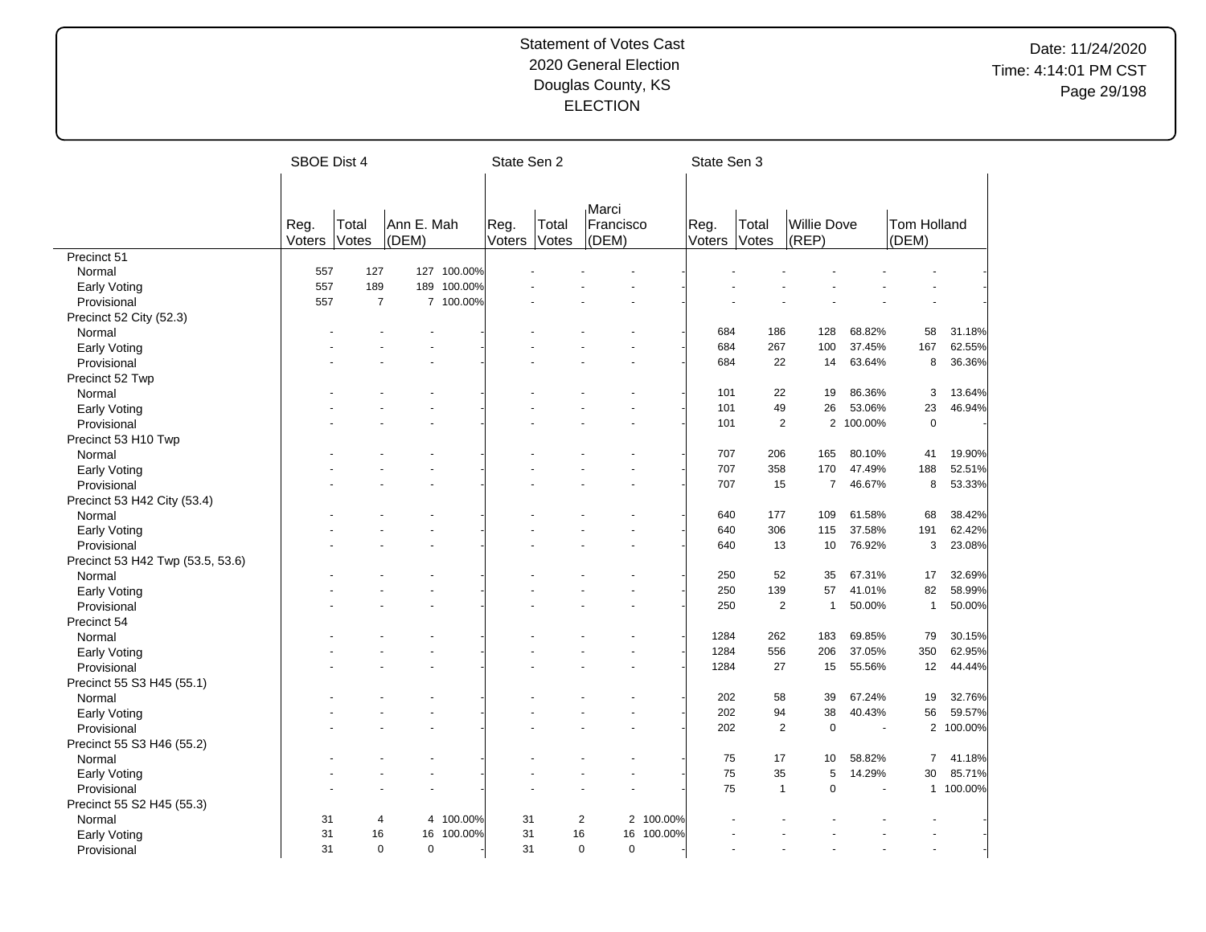# Statement of Votes Cast
## 2020 General Election
## Douglas County, KS
## ELECTION

Date: 11/24/2020
Time: 4:14:01 PM CST

| | SBOE Dist 4 | | | | State Sen 2 | | | | State Sen 3 | | | | | |
|---|---|---|---|---|---|---|---|---|---|---|---|---|---|---|
| | Reg. Voters | Total Votes | Ann E. Mah (DEM) | | Reg. Voters | Total Votes | Marci Francisco (DEM) | | Reg. Voters | Total Votes | Willie Dove (REP) | | Tom Holland (DEM) | |
| **Precinct 51** | | | | | | | | | | | | | | |
| Normal | 557 | 127 | 127 | 100.00% | - | - | - | - | - | - | - | - | - | - |
| Early Voting | 557 | 189 | 189 | 100.00% | - | - | - | - | - | - | - | - | - | - |
| Provisional | 557 | 7 | 7 | 100.00% | - | - | - | - | - | - | - | - | - | - |
| **Precinct 52 City (52.3)** | | | | | | | | | | | | | | |
| Normal | - | - | - | - | - | - | - | - | 684 | 186 | 128 | 68.82% | 58 | 31.18% |
| Early Voting | - | - | - | - | - | - | - | - | 684 | 267 | 100 | 37.45% | 167 | 62.55% |
| Provisional | - | - | - | - | - | - | - | - | 684 | 22 | 14 | 63.64% | 8 | 36.36% |
| **Precinct 52 Twp** | | | | | | | | | | | | | | |
| Normal | - | - | - | - | - | - | - | - | 101 | 22 | 19 | 86.36% | 3 | 13.64% |
| Early Voting | - | - | - | - | - | - | - | - | 101 | 49 | 26 | 53.06% | 23 | 46.94% |
| Provisional | - | - | - | - | - | - | - | - | 101 | 2 | 2 | 100.00% | 0 | - |
| **Precinct 53 H10 Twp** | | | | | | | | | | | | | | |
| Normal | - | - | - | - | - | - | - | - | 707 | 206 | 165 | 80.10% | 41 | 19.90% |
| Early Voting | - | - | - | - | - | - | - | - | 707 | 358 | 170 | 47.49% | 188 | 52.51% |
| Provisional | - | - | - | - | - | - | - | - | 707 | 15 | 7 | 46.67% | 8 | 53.33% |
| **Precinct 53 H42 City (53.4)** | | | | | | | | | | | | | | |
| Normal | - | - | - | - | - | - | - | - | 640 | 177 | 109 | 61.58% | 68 | 38.42% |
| Early Voting | - | - | - | - | - | - | - | - | 640 | 306 | 115 | 37.58% | 191 | 62.42% |
| Provisional | - | - | - | - | - | - | - | - | 640 | 13 | 10 | 76.92% | 3 | 23.08% |
| **Precinct 53 H42 Twp (53.5, 53.6)** | | | | | | | | | | | | | | |
| Normal | - | - | - | - | - | - | - | - | 250 | 52 | 35 | 67.31% | 17 | 32.69% |
| Early Voting | - | - | - | - | - | - | - | - | 250 | 139 | 57 | 41.01% | 82 | 58.99% |
| Provisional | - | - | - | - | - | - | - | - | 250 | 2 | 1 | 50.00% | 1 | 50.00% |
| **Precinct 54** | | | | | | | | | | | | | | |
| Normal | - | - | - | - | - | - | - | - | 1284 | 262 | 183 | 69.85% | 79 | 30.15% |
| Early Voting | - | - | - | - | - | - | - | - | 1284 | 556 | 206 | 37.05% | 350 | 62.95% |
| Provisional | - | - | - | - | - | - | - | - | 1284 | 27 | 15 | 55.56% | 12 | 44.44% |
| **Precinct 55 S3 H45 (55.1)** | | | | | | | | | | | | | | |
| Normal | - | - | - | - | - | - | - | - | 202 | 58 | 39 | 67.24% | 19 | 32.76% |
| Early Voting | - | - | - | - | - | - | - | - | 202 | 94 | 38 | 40.43% | 56 | 59.57% |
| Provisional | - | - | - | - | - | - | - | - | 202 | 2 | 0 | - | 2 | 100.00% |
| **Precinct 55 S3 H46 (55.2)** | | | | | | | | | | | | | | |
| Normal | - | - | - | - | - | - | - | - | 75 | 17 | 10 | 58.82% | 7 | 41.18% |
| Early Voting | - | - | - | - | - | - | - | - | 75 | 35 | 5 | 14.29% | 30 | 85.71% |
| Provisional | - | - | - | - | - | - | - | - | 75 | 1 | 0 | - | 1 | 100.00% |
| **Precinct 55 S2 H45 (55.3)** | | | | | | | | | | | | | | |
| Normal | 31 | 4 | 4 | 100.00% | 31 | 2 | 2 | 100.00% | - | - | - | - | - | - |
| Early Voting | 31 | 16 | 16 | 100.00% | 31 | 16 | 16 | 100.00% | - | - | - | - | - | - |
| Provisional | 31 | 0 | 0 | - | 31 | 0 | 0 | - | - | - | - | - | - | - |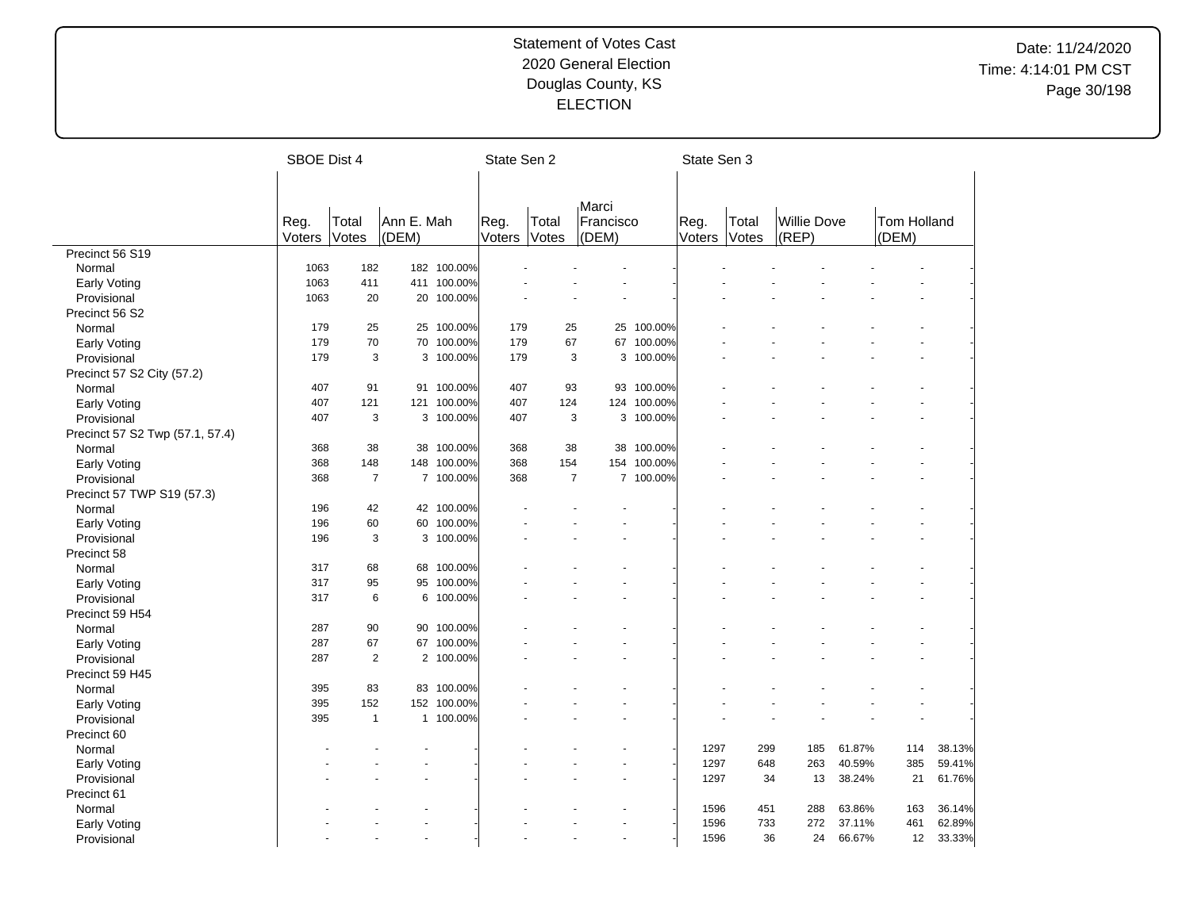Statement of Votes Cast
2020 General Election
Douglas County, KS
ELECTION

Date: 11/24/2020
Time: 4:14:01 PM CST

| | SBOE Dist 4 | | | | State Sen 2 | | | | State Sen 3 | | | | | |
|---|---|---|---|---|---|---|---|---|---|---|---|---|---|---|
| | Reg. Voters | Total Votes | Ann E. Mah (DEM) | | Reg. Voters | Total Votes | Marci Francisco (DEM) | | Reg. Voters | Total Votes | Willie Dove (REP) | | Tom Holland (DEM) | |
| Precinct 56 S19 | | | | | | | | | | | | | | |
| Normal | 1063 | 182 | 182 | 100.00% | - | - | - | - | - | - | - | - | - | - |
| Early Voting | 1063 | 411 | 411 | 100.00% | - | - | - | - | - | - | - | - | - | - |
| Provisional | 1063 | 20 | 20 | 100.00% | - | - | - | - | - | - | - | - | - | - |
| Precinct 56 S2 | | | | | | | | | | | | | | |
| Normal | 179 | 25 | 25 | 100.00% | 179 | 25 | 25 | 100.00% | - | - | - | - | - | - |
| Early Voting | 179 | 70 | 70 | 100.00% | 179 | 67 | 67 | 100.00% | - | - | - | - | - | - |
| Provisional | 179 | 3 | 3 | 100.00% | 179 | 3 | 3 | 100.00% | - | - | - | - | - | - |
| Precinct 57 S2 City (57.2) | | | | | | | | | | | | | | |
| Normal | 407 | 91 | 91 | 100.00% | 407 | 93 | 93 | 100.00% | - | - | - | - | - | - |
| Early Voting | 407 | 121 | 121 | 100.00% | 407 | 124 | 124 | 100.00% | - | - | - | - | - | - |
| Provisional | 407 | 3 | 3 | 100.00% | 407 | 3 | 3 | 100.00% | - | - | - | - | - | - |
| Precinct 57 S2 Twp (57.1, 57.4) | | | | | | | | | | | | | | |
| Normal | 368 | 38 | 38 | 100.00% | 368 | 38 | 38 | 100.00% | - | - | - | - | - | - |
| Early Voting | 368 | 148 | 148 | 100.00% | 368 | 154 | 154 | 100.00% | - | - | - | - | - | - |
| Provisional | 368 | 7 | 7 | 100.00% | 368 | 7 | 7 | 100.00% | - | - | - | - | - | - |
| Precinct 57 TWP S19 (57.3) | | | | | | | | | | | | | | |
| Normal | 196 | 42 | 42 | 100.00% | - | - | - | - | - | - | - | - | - | - |
| Early Voting | 196 | 60 | 60 | 100.00% | - | - | - | - | - | - | - | - | - | - |
| Provisional | 196 | 3 | 3 | 100.00% | - | - | - | - | - | - | - | - | - | - |
| Precinct 58 | | | | | | | | | | | | | | |
| Normal | 317 | 68 | 68 | 100.00% | - | - | - | - | - | - | - | - | - | - |
| Early Voting | 317 | 95 | 95 | 100.00% | - | - | - | - | - | - | - | - | - | - |
| Provisional | 317 | 6 | 6 | 100.00% | - | - | - | - | - | - | - | - | - | - |
| Precinct 59 H54 | | | | | | | | | | | | | | |
| Normal | 287 | 90 | 90 | 100.00% | - | - | - | - | - | - | - | - | - | - |
| Early Voting | 287 | 67 | 67 | 100.00% | - | - | - | - | - | - | - | - | - | - |
| Provisional | 287 | 2 | 2 | 100.00% | - | - | - | - | - | - | - | - | - | - |
| Precinct 59 H45 | | | | | | | | | | | | | | |
| Normal | 395 | 83 | 83 | 100.00% | - | - | - | - | - | - | - | - | - | - |
| Early Voting | 395 | 152 | 152 | 100.00% | - | - | - | - | - | - | - | - | - | - |
| Provisional | 395 | 1 | 1 | 100.00% | - | - | - | - | - | - | - | - | - | - |
| Precinct 60 | | | | | | | | | | | | | | |
| Normal | - | - | - | - | - | - | - | - | 1297 | 299 | 185 | 61.87% | 114 | 38.13% |
| Early Voting | - | - | - | - | - | - | - | - | 1297 | 648 | 263 | 40.59% | 385 | 59.41% |
| Provisional | - | - | - | - | - | - | - | - | 1297 | 34 | 13 | 38.24% | 21 | 61.76% |
| Precinct 61 | | | | | | | | | | | | | | |
| Normal | - | - | - | - | - | - | - | - | 1596 | 451 | 288 | 63.86% | 163 | 36.14% |
| Early Voting | - | - | - | - | - | - | - | - | 1596 | 733 | 272 | 37.11% | 461 | 62.89% |
| Provisional | - | - | - | - | - | - | - | - | 1596 | 36 | 24 | 66.67% | 12 | 33.33% |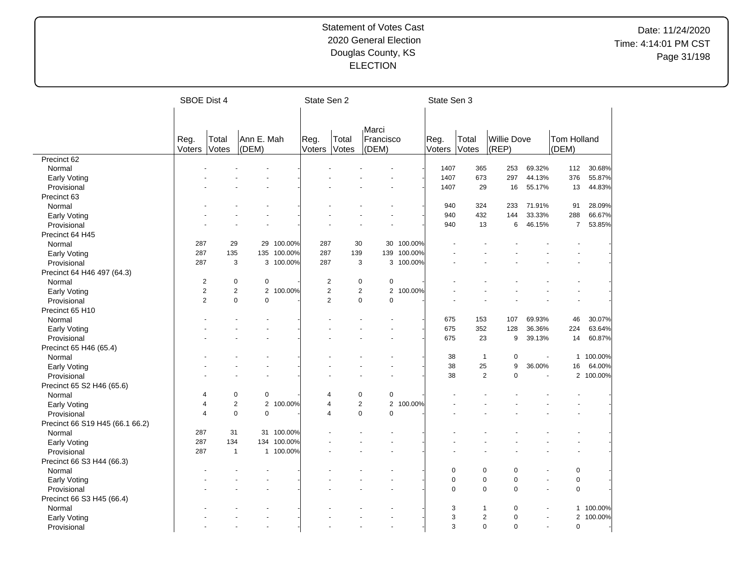# Statement of Votes Cast
## 2020 General Election
## Douglas County, KS
## ELECTION

Date: 11/24/2020
Time: 4:14:01 PM CST

| | SBOE Dist 4 | | | | State Sen 2 | | | | State Sen 3 | | | | | |
|---|---|---|---|---|---|---|---|---|---|---|---|---|---|---|
| | Reg. Voters | Total Votes | Ann E. Mah (DEM) | | Reg. Voters | Total Votes | Marci Francisco (DEM) | | Reg. Voters | Total Votes | Willie Dove (REP) | | Tom Holland (DEM) | |
| Precinct 62 | | | | | | | | | | | | | | |
| Normal | - | - | - | - | - | - | - | - | 1407 | 365 | 253 | 69.32% | 112 | 30.68% |
| Early Voting | - | - | - | - | - | - | - | - | 1407 | 673 | 297 | 44.13% | 376 | 55.87% |
| Provisional | - | - | - | - | - | - | - | - | 1407 | 29 | 16 | 55.17% | 13 | 44.83% |
| Precinct 63 | | | | | | | | | | | | | | |
| Normal | - | - | - | - | - | - | - | - | 940 | 324 | 233 | 71.91% | 91 | 28.09% |
| Early Voting | - | - | - | - | - | - | - | - | 940 | 432 | 144 | 33.33% | 288 | 66.67% |
| Provisional | - | - | - | - | - | - | - | - | 940 | 13 | 6 | 46.15% | 7 | 53.85% |
| Precinct 64 H45 | | | | | | | | | | | | | | |
| Normal | 287 | 29 | 29 | 100.00% | 287 | 30 | 30 | 100.00% | - | - | - | - | - | - |
| Early Voting | 287 | 135 | 135 | 100.00% | 287 | 139 | 139 | 100.00% | - | - | - | - | - | - |
| Provisional | 287 | 3 | 3 | 100.00% | 287 | 3 | 3 | 100.00% | - | - | - | - | - | - |
| Precinct 64 H46 497 (64.3) | | | | | | | | | | | | | | |
| Normal | 2 | 0 | 0 | - | 2 | 0 | 0 | - | - | - | - | - | - | - |
| Early Voting | 2 | 2 | 2 | 100.00% | 2 | 2 | 2 | 100.00% | - | - | - | - | - | - |
| Provisional | 2 | 0 | 0 | - | 2 | 0 | 0 | - | - | - | - | - | - | - |
| Precinct 65 H10 | | | | | | | | | | | | | | |
| Normal | - | - | - | - | - | - | - | - | 675 | 153 | 107 | 69.93% | 46 | 30.07% |
| Early Voting | - | - | - | - | - | - | - | - | 675 | 352 | 128 | 36.36% | 224 | 63.64% |
| Provisional | - | - | - | - | - | - | - | - | 675 | 23 | 9 | 39.13% | 14 | 60.87% |
| Precinct 65 H46 (65.4) | | | | | | | | | | | | | | |
| Normal | - | - | - | - | - | - | - | - | 38 | 1 | 0 | - | 1 | 100.00% |
| Early Voting | - | - | - | - | - | - | - | - | 38 | 25 | 9 | 36.00% | 16 | 64.00% |
| Provisional | - | - | - | - | - | - | - | - | 38 | 2 | 0 | - | 2 | 100.00% |
| Precinct 65 S2 H46 (65.6) | | | | | | | | | | | | | | |
| Normal | 4 | 0 | 0 | - | 4 | 0 | 0 | - | - | - | - | - | - | - |
| Early Voting | 4 | 2 | 2 | 100.00% | 4 | 2 | 2 | 100.00% | - | - | - | - | - | - |
| Provisional | 4 | 0 | 0 | - | 4 | 0 | 0 | - | - | - | - | - | - | - |
| Precinct 66 S19 H45 (66.1 66.2) | | | | | | | | | | | | | | |
| Normal | 287 | 31 | 31 | 100.00% | - | - | - | - | - | - | - | - | - | - |
| Early Voting | 287 | 134 | 134 | 100.00% | - | - | - | - | - | - | - | - | - | - |
| Provisional | 287 | 1 | 1 | 100.00% | - | - | - | - | - | - | - | - | - | - |
| Precinct 66 S3 H44 (66.3) | | | | | | | | | | | | | | |
| Normal | - | - | - | - | - | - | - | - | 0 | 0 | 0 | - | 0 | - |
| Early Voting | - | - | - | - | - | - | - | - | 0 | 0 | 0 | - | 0 | - |
| Provisional | - | - | - | - | - | - | - | - | 0 | 0 | 0 | - | 0 | - |
| Precinct 66 S3 H45 (66.4) | | | | | | | | | | | | | | |
| Normal | - | - | - | - | - | - | - | - | 3 | 1 | 0 | - | 1 | 100.00% |
| Early Voting | - | - | - | - | - | - | - | - | 3 | 2 | 0 | - | 2 | 100.00% |
| Provisional | - | - | - | - | - | - | - | - | 3 | 0 | 0 | - | 0 | - |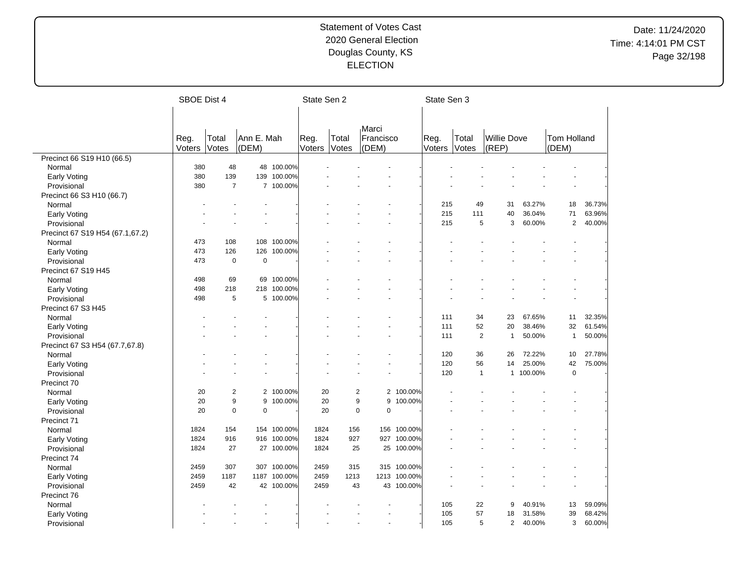# Statement of Votes Cast
## 2020 General Election
## Douglas County, KS
## ELECTION

Date: 11/24/2020
Time: 4:14:01 PM CST

| | SBOE Dist 4 | | | | State Sen 2 | | | | State Sen 3 | | | | | |
|---|---|---|---|---|---|---|---|---|---|---|---|---|---|---|
| | Reg. Voters | Total Votes | Ann E. Mah (DEM) | | Reg. Voters | Total Votes | Marci Francisco (DEM) | | Reg. Voters | Total Votes | Willie Dove (REP) | | Tom Holland (DEM) | |
| Precinct 66 S19 H10 (66.5) | | | | | | | | | | | | | | |
| Normal | 380 | 48 | 48 | 100.00% | - | - | - | - | - | - | - | - | - | - |
| Early Voting | 380 | 139 | 139 | 100.00% | - | - | - | - | - | - | - | - | - | - |
| Provisional | 380 | 7 | 7 | 100.00% | - | - | - | - | - | - | - | - | - | - |
| Precinct 66 S3 H10 (66.7) | | | | | | | | | | | | | | |
| Normal | - | - | - | - | - | - | - | - | 215 | 49 | 31 | 63.27% | 18 | 36.73% |
| Early Voting | - | - | - | - | - | - | - | - | 215 | 111 | 40 | 36.04% | 71 | 63.96% |
| Provisional | - | - | - | - | - | - | - | - | 215 | 5 | 3 | 60.00% | 2 | 40.00% |
| Precinct 67 S19 H54 (67.1,67.2) | | | | | | | | | | | | | | |
| Normal | 473 | 108 | 108 | 100.00% | - | - | - | - | - | - | - | - | - | - |
| Early Voting | 473 | 126 | 126 | 100.00% | - | - | - | - | - | - | - | - | - | - |
| Provisional | 473 | 0 | 0 | - | - | - | - | - | - | - | - | - | - | - |
| Precinct 67 S19 H45 | | | | | | | | | | | | | | |
| Normal | 498 | 69 | 69 | 100.00% | - | - | - | - | - | - | - | - | - | - |
| Early Voting | 498 | 218 | 218 | 100.00% | - | - | - | - | - | - | - | - | - | - |
| Provisional | 498 | 5 | 5 | 100.00% | - | - | - | - | - | - | - | - | - | - |
| Precinct 67 S3 H45 | | | | | | | | | | | | | | |
| Normal | - | - | - | - | - | - | - | - | 111 | 34 | 23 | 67.65% | 11 | 32.35% |
| Early Voting | - | - | - | - | - | - | - | - | 111 | 52 | 20 | 38.46% | 32 | 61.54% |
| Provisional | - | - | - | - | - | - | - | - | 111 | 2 | 1 | 50.00% | 1 | 50.00% |
| Precinct 67 S3 H54 (67.7,67.8) | | | | | | | | | | | | | | |
| Normal | - | - | - | - | - | - | - | - | 120 | 36 | 26 | 72.22% | 10 | 27.78% |
| Early Voting | - | - | - | - | - | - | - | - | 120 | 56 | 14 | 25.00% | 42 | 75.00% |
| Provisional | - | - | - | - | - | - | - | - | 120 | 1 | 1 | 100.00% | 0 | - |
| Precinct 70 | | | | | | | | | | | | | | |
| Normal | 20 | 2 | 2 | 100.00% | 20 | 2 | 2 | 100.00% | - | - | - | - | - | - |
| Early Voting | 20 | 9 | 9 | 100.00% | 20 | 9 | 9 | 100.00% | - | - | - | - | - | - |
| Provisional | 20 | 0 | 0 | - | 20 | 0 | 0 | - | - | - | - | - | - | - |
| Precinct 71 | | | | | | | | | | | | | | |
| Normal | 1824 | 154 | 154 | 100.00% | 1824 | 156 | 156 | 100.00% | - | - | - | - | - | - |
| Early Voting | 1824 | 916 | 916 | 100.00% | 1824 | 927 | 927 | 100.00% | - | - | - | - | - | - |
| Provisional | 1824 | 27 | 27 | 100.00% | 1824 | 25 | 25 | 100.00% | - | - | - | - | - | - |
| Precinct 74 | | | | | | | | | | | | | | |
| Normal | 2459 | 307 | 307 | 100.00% | 2459 | 315 | 315 | 100.00% | - | - | - | - | - | - |
| Early Voting | 2459 | 1187 | 1187 | 100.00% | 2459 | 1213 | 1213 | 100.00% | - | - | - | - | - | - |
| Provisional | 2459 | 42 | 42 | 100.00% | 2459 | 43 | 43 | 100.00% | - | - | - | - | - | - |
| Precinct 76 | | | | | | | | | | | | | | |
| Normal | - | - | - | - | - | - | - | - | 105 | 22 | 9 | 40.91% | 13 | 59.09% |
| Early Voting | - | - | - | - | - | - | - | - | 105 | 57 | 18 | 31.58% | 39 | 68.42% |
| Provisional | - | - | - | - | - | - | - | - | 105 | 5 | 2 | 40.00% | 3 | 60.00% |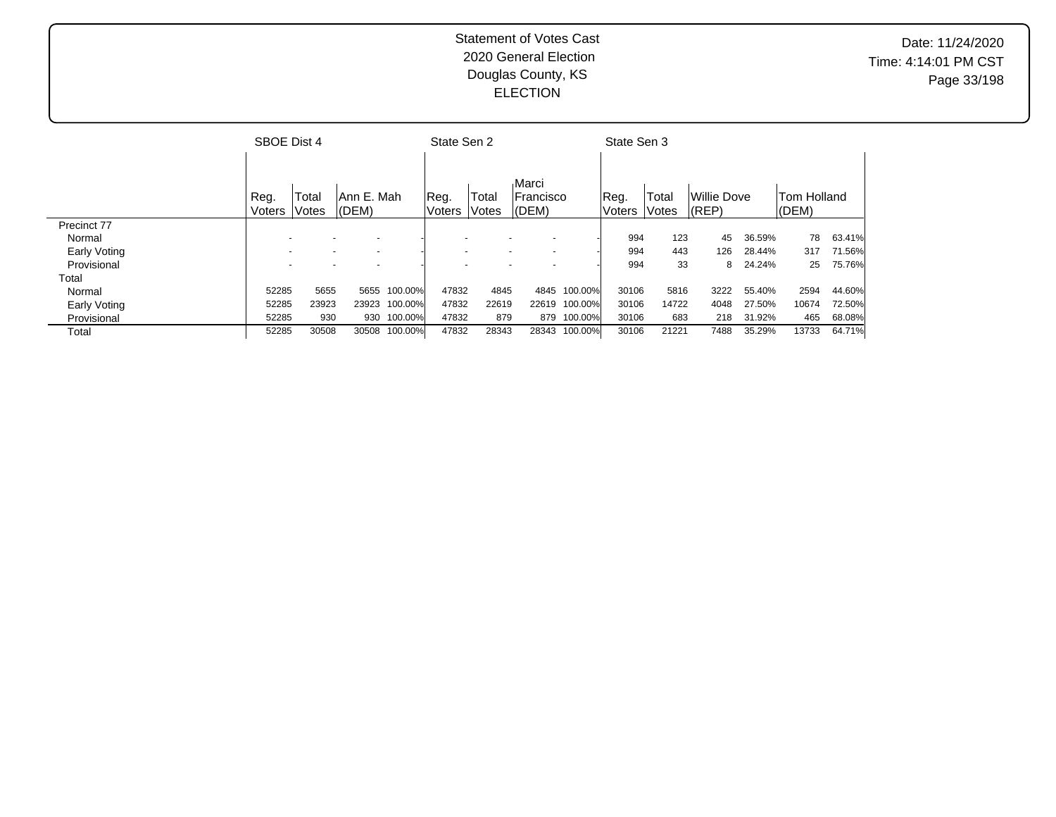Statement of Votes Cast
2020 General Election
Douglas County, KS
ELECTION

Date: 11/24/2020
Time: 4:14:01 PM CST

| | SBOE Dist 4 | | | | State Sen 2 | | | | State Sen 3 | | | | | |
|---|---|---|---|---|---|---|---|---|---|---|---|---|---|---|
| | Reg. Voters | Total Votes | Ann E. Mah (DEM) | | Reg. Voters | Total Votes | Marci Francisco (DEM) | | Reg. Voters | Total Votes | Willie Dove (REP) | | Tom Holland (DEM) | |
| Precinct 77 | | | | | | | | | | | | | | |
| Normal | - | - | - | - | - | - | - | - | 994 | 123 | 45 | 36.59% | 78 | 63.41% |
| Early Voting | - | - | - | - | - | - | - | - | 994 | 443 | 126 | 28.44% | 317 | 71.56% |
| Provisional | - | - | - | - | - | - | - | - | 994 | 33 | 8 | 24.24% | 25 | 75.76% |
| Total | | | | | | | | | | | | | | |
| Normal | 52285 | 5655 | 5655 | 100.00% | 47832 | 4845 | 4845 | 100.00% | 30106 | 5816 | 3222 | 55.40% | 2594 | 44.60% |
| Early Voting | 52285 | 23923 | 23923 | 100.00% | 47832 | 22619 | 22619 | 100.00% | 30106 | 14722 | 4048 | 27.50% | 10674 | 72.50% |
| Provisional | 52285 | 930 | 930 | 100.00% | 47832 | 879 | 879 | 100.00% | 30106 | 683 | 218 | 31.92% | 465 | 68.08% |
| Total | 52285 | 30508 | 30508 | 100.00% | 47832 | 28343 | 28343 | 100.00% | 30106 | 21221 | 7488 | 35.29% | 13733 | 64.71% |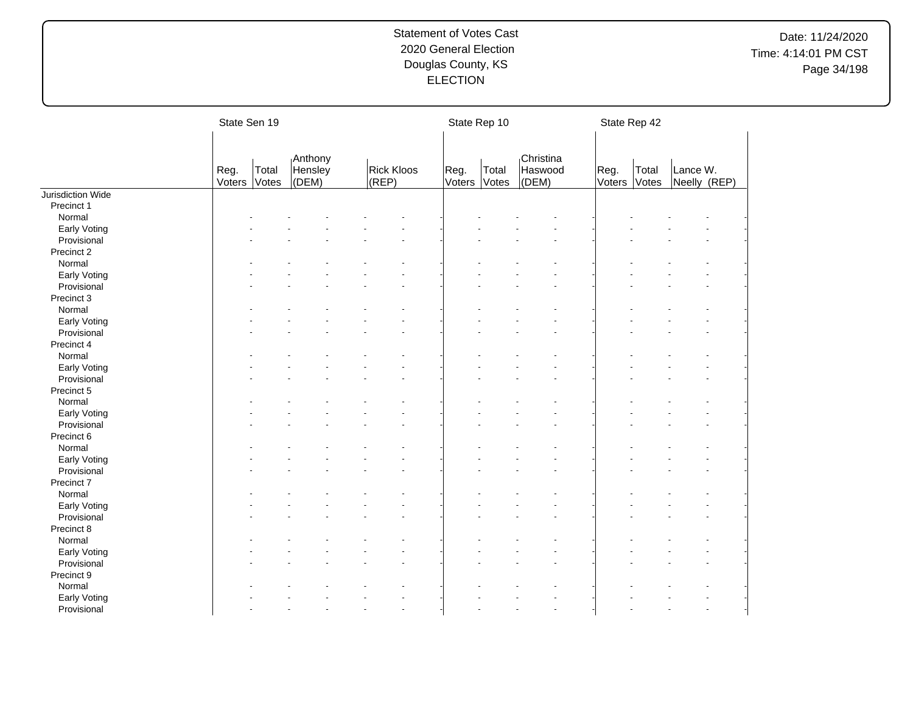Statement of Votes Cast
2020 General Election
Douglas County, KS
ELECTION

Date: 11/24/2020
Time: 4:14:01 PM CST

| | State Sen 19 | | | | State Rep 10 | | | State Rep 42 | | |
|---|---|---|---|---|---|---|---|---|---|---|
| | Reg. Voters | Total Votes | Anthony Hensley (DEM) | Rick Kloos (REP) | Reg. Voters | Total Votes | Christina Haswood (DEM) | Reg. Voters | Total Votes | Lance W. Neelly (REP) |
| Jurisdiction Wide | | | | | | | | | | |
| Precinct 1 | | | | | | | | | | |
| Normal | - | - | - | - | - | - | - | - | - | - |
| Early Voting | - | - | - | - | - | - | - | - | - | - |
| Provisional | - | - | - | - | - | - | - | - | - | - |
| Precinct 2 | | | | | | | | | | |
| Normal | - | - | - | - | - | - | - | - | - | - |
| Early Voting | - | - | - | - | - | - | - | - | - | - |
| Provisional | - | - | - | - | - | - | - | - | - | - |
| Precinct 3 | | | | | | | | | | |
| Normal | - | - | - | - | - | - | - | - | - | - |
| Early Voting | - | - | - | - | - | - | - | - | - | - |
| Provisional | - | - | - | - | - | - | - | - | - | - |
| Precinct 4 | | | | | | | | | | |
| Normal | - | - | - | - | - | - | - | - | - | - |
| Early Voting | - | - | - | - | - | - | - | - | - | - |
| Provisional | - | - | - | - | - | - | - | - | - | - |
| Precinct 5 | | | | | | | | | | |
| Normal | - | - | - | - | - | - | - | - | - | - |
| Early Voting | - | - | - | - | - | - | - | - | - | - |
| Provisional | - | - | - | - | - | - | - | - | - | - |
| Precinct 6 | | | | | | | | | | |
| Normal | - | - | - | - | - | - | - | - | - | - |
| Early Voting | - | - | - | - | - | - | - | - | - | - |
| Provisional | - | - | - | - | - | - | - | - | - | - |
| Precinct 7 | | | | | | | | | | |
| Normal | - | - | - | - | - | - | - | - | - | - |
| Early Voting | - | - | - | - | - | - | - | - | - | - |
| Provisional | - | - | - | - | - | - | - | - | - | - |
| Precinct 8 | | | | | | | | | | |
| Normal | - | - | - | - | - | - | - | - | - | - |
| Early Voting | - | - | - | - | - | - | - | - | - | - |
| Provisional | - | - | - | - | - | - | - | - | - | - |
| Precinct 9 | | | | | | | | | | |
| Normal | - | - | - | - | - | - | - | - | - | - |
| Early Voting | - | - | - | - | - | - | - | - | - | - |
| Provisional | - | - | - | - | - | - | - | - | - | - |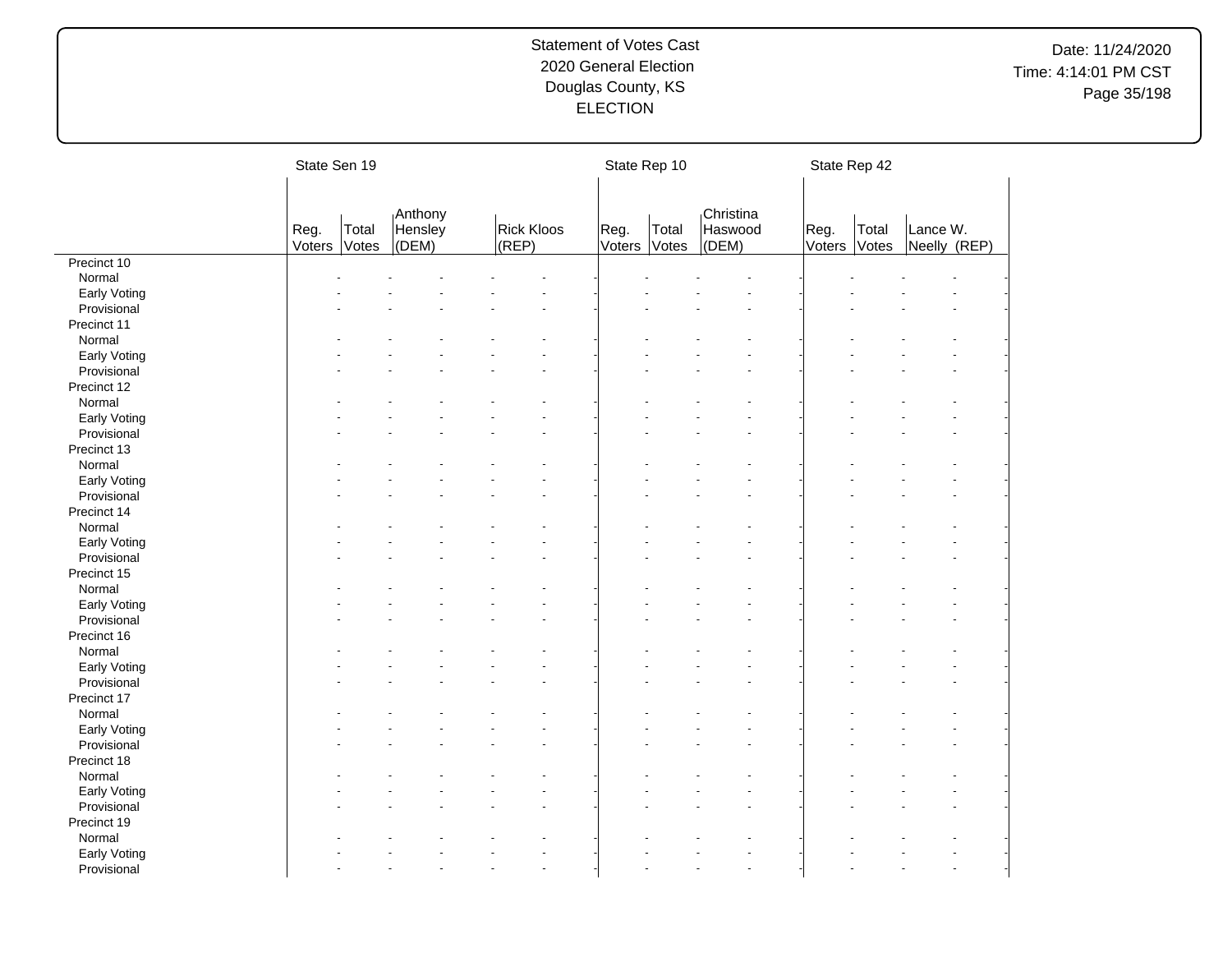# Statement of Votes Cast
## 2020 General Election
## Douglas County, KS
## ELECTION

Date: 11/24/2020
Time: 4:14:01 PM CST

| | State Sen 19 | | | | State Rep 10 | | | State Rep 42 | | |
|---|---|---|---|---|---|---|---|---|---|---|
| | Reg. Voters | Total Votes | Anthony Hensley (DEM) | Rick Kloos (REP) | Reg. Voters | Total Votes | Christina Haswood (DEM) | Reg. Voters | Total Votes | Lance W. Neelly (REP) |
| Precinct 10 | | | | | | | | | | |
| Normal | - | - | - | - | - | - | - | - | - | - |
| Early Voting | - | - | - | - | - | - | - | - | - | - |
| Provisional | - | - | - | - | - | - | - | - | - | - |
| Precinct 11 | | | | | | | | | | |
| Normal | - | - | - | - | - | - | - | - | - | - |
| Early Voting | - | - | - | - | - | - | - | - | - | - |
| Provisional | - | - | - | - | - | - | - | - | - | - |
| Precinct 12 | | | | | | | | | | |
| Normal | - | - | - | - | - | - | - | - | - | - |
| Early Voting | - | - | - | - | - | - | - | - | - | - |
| Provisional | - | - | - | - | - | - | - | - | - | - |
| Precinct 13 | | | | | | | | | | |
| Normal | - | - | - | - | - | - | - | - | - | - |
| Early Voting | - | - | - | - | - | - | - | - | - | - |
| Provisional | - | - | - | - | - | - | - | - | - | - |
| Precinct 14 | | | | | | | | | | |
| Normal | - | - | - | - | - | - | - | - | - | - |
| Early Voting | - | - | - | - | - | - | - | - | - | - |
| Provisional | - | - | - | - | - | - | - | - | - | - |
| Precinct 15 | | | | | | | | | | |
| Normal | - | - | - | - | - | - | - | - | - | - |
| Early Voting | - | - | - | - | - | - | - | - | - | - |
| Provisional | - | - | - | - | - | - | - | - | - | - |
| Precinct 16 | | | | | | | | | | |
| Normal | - | - | - | - | - | - | - | - | - | - |
| Early Voting | - | - | - | - | - | - | - | - | - | - |
| Provisional | - | - | - | - | - | - | - | - | - | - |
| Precinct 17 | | | | | | | | | | |
| Normal | - | - | - | - | - | - | - | - | - | - |
| Early Voting | - | - | - | - | - | - | - | - | - | - |
| Provisional | - | - | - | - | - | - | - | - | - | - |
| Precinct 18 | | | | | | | | | | |
| Normal | - | - | - | - | - | - | - | - | - | - |
| Early Voting | - | - | - | - | - | - | - | - | - | - |
| Provisional | - | - | - | - | - | - | - | - | - | - |
| Precinct 19 | | | | | | | | | | |
| Normal | - | - | - | - | - | - | - | - | - | - |
| Early Voting | - | - | - | - | - | - | - | - | - | - |
| Provisional | - | - | - | - | - | - | - | - | - | - |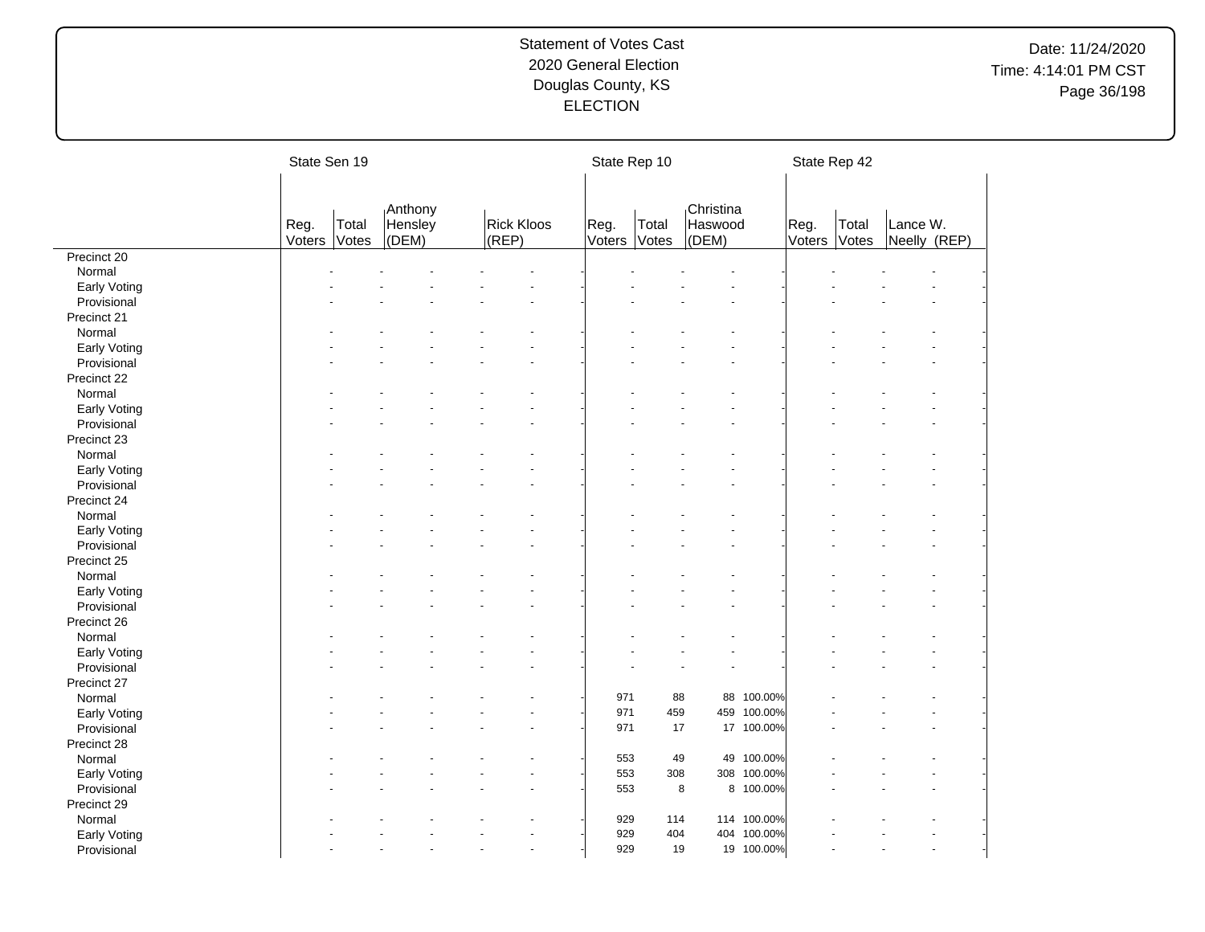Statement of Votes Cast
2020 General Election
Douglas County, KS
ELECTION

Date: 11/24/2020
Time: 4:14:01 PM CST

| | State Sen 19 | | | | | | State Rep 10 | | | | State Rep 42 | | | |
|---|---|---|---|---|---|---|---|---|---|---|---|---|---|---|
| | Reg. Voters | Total Votes | Anthony Hensley (DEM) | | Rick Kloos (REP) | | Reg. Voters | Total Votes | Christina Haswood (DEM) | | Reg. Voters | Total Votes | Lance W. Neelly (REP) | |
| Precinct 20 | | | | | | | | | | | | | | |
| Normal | - | - | - | - | - | - | - | - | - | - | - | - | - | - |
| Early Voting | - | - | - | - | - | - | - | - | - | - | - | - | - | - |
| Provisional | - | - | - | - | - | - | - | - | - | - | - | - | - | - |
| Precinct 21 | | | | | | | | | | | | | | |
| Normal | - | - | - | - | - | - | - | - | - | - | - | - | - | - |
| Early Voting | - | - | - | - | - | - | - | - | - | - | - | - | - | - |
| Provisional | - | - | - | - | - | - | - | - | - | - | - | - | - | - |
| Precinct 22 | | | | | | | | | | | | | | |
| Normal | - | - | - | - | - | - | - | - | - | - | - | - | - | - |
| Early Voting | - | - | - | - | - | - | - | - | - | - | - | - | - | - |
| Provisional | - | - | - | - | - | - | - | - | - | - | - | - | - | - |
| Precinct 23 | | | | | | | | | | | | | | |
| Normal | - | - | - | - | - | - | - | - | - | - | - | - | - | - |
| Early Voting | - | - | - | - | - | - | - | - | - | - | - | - | - | - |
| Provisional | - | - | - | - | - | - | - | - | - | - | - | - | - | - |
| Precinct 24 | | | | | | | | | | | | | | |
| Normal | - | - | - | - | - | - | - | - | - | - | - | - | - | - |
| Early Voting | - | - | - | - | - | - | - | - | - | - | - | - | - | - |
| Provisional | - | - | - | - | - | - | - | - | - | - | - | - | - | - |
| Precinct 25 | | | | | | | | | | | | | | |
| Normal | - | - | - | - | - | - | - | - | - | - | - | - | - | - |
| Early Voting | - | - | - | - | - | - | - | - | - | - | - | - | - | - |
| Provisional | - | - | - | - | - | - | - | - | - | - | - | - | - | - |
| Precinct 26 | | | | | | | | | | | | | | |
| Normal | - | - | - | - | - | - | - | - | - | - | - | - | - | - |
| Early Voting | - | - | - | - | - | - | - | - | - | - | - | - | - | - |
| Provisional | - | - | - | - | - | - | - | - | - | - | - | - | - | - |
| Precinct 27 | | | | | | | | | | | | | | |
| Normal | - | - | - | - | - | - | 971 | 88 | 88 | 100.00% | - | - | - | - |
| Early Voting | - | - | - | - | - | - | 971 | 459 | 459 | 100.00% | - | - | - | - |
| Provisional | - | - | - | - | - | - | 971 | 17 | 17 | 100.00% | - | - | - | - |
| Precinct 28 | | | | | | | | | | | | | | |
| Normal | - | - | - | - | - | - | 553 | 49 | 49 | 100.00% | - | - | - | - |
| Early Voting | - | - | - | - | - | - | 553 | 308 | 308 | 100.00% | - | - | - | - |
| Provisional | - | - | - | - | - | - | 553 | 8 | 8 | 100.00% | - | - | - | - |
| Precinct 29 | | | | | | | | | | | | | | |
| Normal | - | - | - | - | - | - | 929 | 114 | 114 | 100.00% | - | - | - | - |
| Early Voting | - | - | - | - | - | - | 929 | 404 | 404 | 100.00% | - | - | - | - |
| Provisional | - | - | - | - | - | - | 929 | 19 | 19 | 100.00% | - | - | - | - |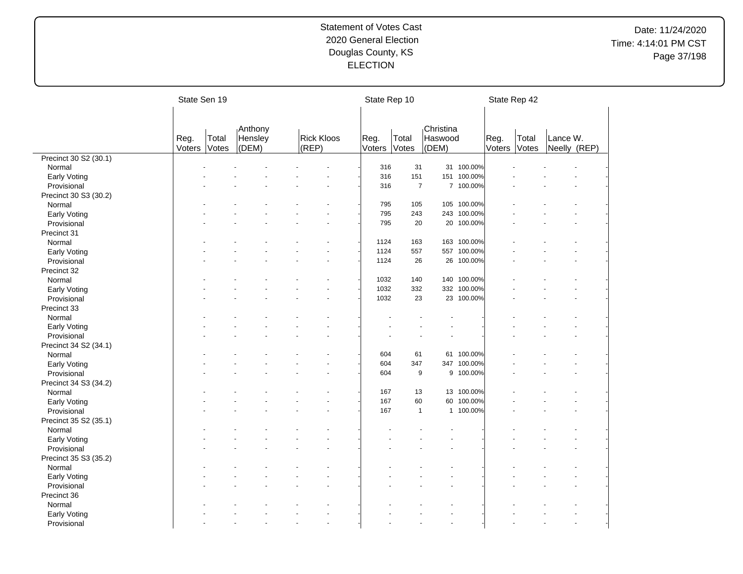Statement of Votes Cast
2020 General Election
Douglas County, KS
ELECTION

Date: 11/24/2020
Time: 4:14:01 PM CST

| | State Sen 19 | | | | | | State Rep 10 | | | | State Rep 42 | | |
|---|---|---|---|---|---|---|---|---|---|---|---|---|---|
| | Reg. Voters | Total Votes | Anthony Hensley (DEM) | | Rick Kloos (REP) | | Reg. Voters | Total Votes | Christina Haswood (DEM) | | Reg. Voters | Total Votes | Lance W. Neelly (REP) |
| Precinct 30 S2 (30.1) | | | | | | | | | | | | | |
| Normal | - | - | - | - | - | - | 316 | 31 | 31 | 100.00% | - | - | - |
| Early Voting | - | - | - | - | - | - | 316 | 151 | 151 | 100.00% | - | - | - |
| Provisional | - | - | - | - | - | - | 316 | 7 | 7 | 100.00% | - | - | - |
| Precinct 30 S3 (30.2) | | | | | | | | | | | | | |
| Normal | - | - | - | - | - | - | 795 | 105 | 105 | 100.00% | - | - | - |
| Early Voting | - | - | - | - | - | - | 795 | 243 | 243 | 100.00% | - | - | - |
| Provisional | - | - | - | - | - | - | 795 | 20 | 20 | 100.00% | - | - | - |
| Precinct 31 | | | | | | | | | | | | | |
| Normal | - | - | - | - | - | - | 1124 | 163 | 163 | 100.00% | - | - | - |
| Early Voting | - | - | - | - | - | - | 1124 | 557 | 557 | 100.00% | - | - | - |
| Provisional | - | - | - | - | - | - | 1124 | 26 | 26 | 100.00% | - | - | - |
| Precinct 32 | | | | | | | | | | | | | |
| Normal | - | - | - | - | - | - | 1032 | 140 | 140 | 100.00% | - | - | - |
| Early Voting | - | - | - | - | - | - | 1032 | 332 | 332 | 100.00% | - | - | - |
| Provisional | - | - | - | - | - | - | 1032 | 23 | 23 | 100.00% | - | - | - |
| Precinct 33 | | | | | | | | | | | | | |
| Normal | - | - | - | - | - | - | - | - | - | - | - | - | - |
| Early Voting | - | - | - | - | - | - | - | - | - | - | - | - | - |
| Provisional | - | - | - | - | - | - | - | - | - | - | - | - | - |
| Precinct 34 S2 (34.1) | | | | | | | | | | | | | |
| Normal | - | - | - | - | - | - | 604 | 61 | 61 | 100.00% | - | - | - |
| Early Voting | - | - | - | - | - | - | 604 | 347 | 347 | 100.00% | - | - | - |
| Provisional | - | - | - | - | - | - | 604 | 9 | 9 | 100.00% | - | - | - |
| Precinct 34 S3 (34.2) | | | | | | | | | | | | | |
| Normal | - | - | - | - | - | - | 167 | 13 | 13 | 100.00% | - | - | - |
| Early Voting | - | - | - | - | - | - | 167 | 60 | 60 | 100.00% | - | - | - |
| Provisional | - | - | - | - | - | - | 167 | 1 | 1 | 100.00% | - | - | - |
| Precinct 35 S2 (35.1) | | | | | | | | | | | | | |
| Normal | - | - | - | - | - | - | - | - | - | - | - | - | - |
| Early Voting | - | - | - | - | - | - | - | - | - | - | - | - | - |
| Provisional | - | - | - | - | - | - | - | - | - | - | - | - | - |
| Precinct 35 S3 (35.2) | | | | | | | | | | | | | |
| Normal | - | - | - | - | - | - | - | - | - | - | - | - | - |
| Early Voting | - | - | - | - | - | - | - | - | - | - | - | - | - |
| Provisional | - | - | - | - | - | - | - | - | - | - | - | - | - |
| Precinct 36 | | | | | | | | | | | | | |
| Normal | - | - | - | - | - | - | - | - | - | - | - | - | - |
| Early Voting | - | - | - | - | - | - | - | - | - | - | - | - | - |
| Provisional | - | - | - | - | - | - | - | - | - | - | - | - | - |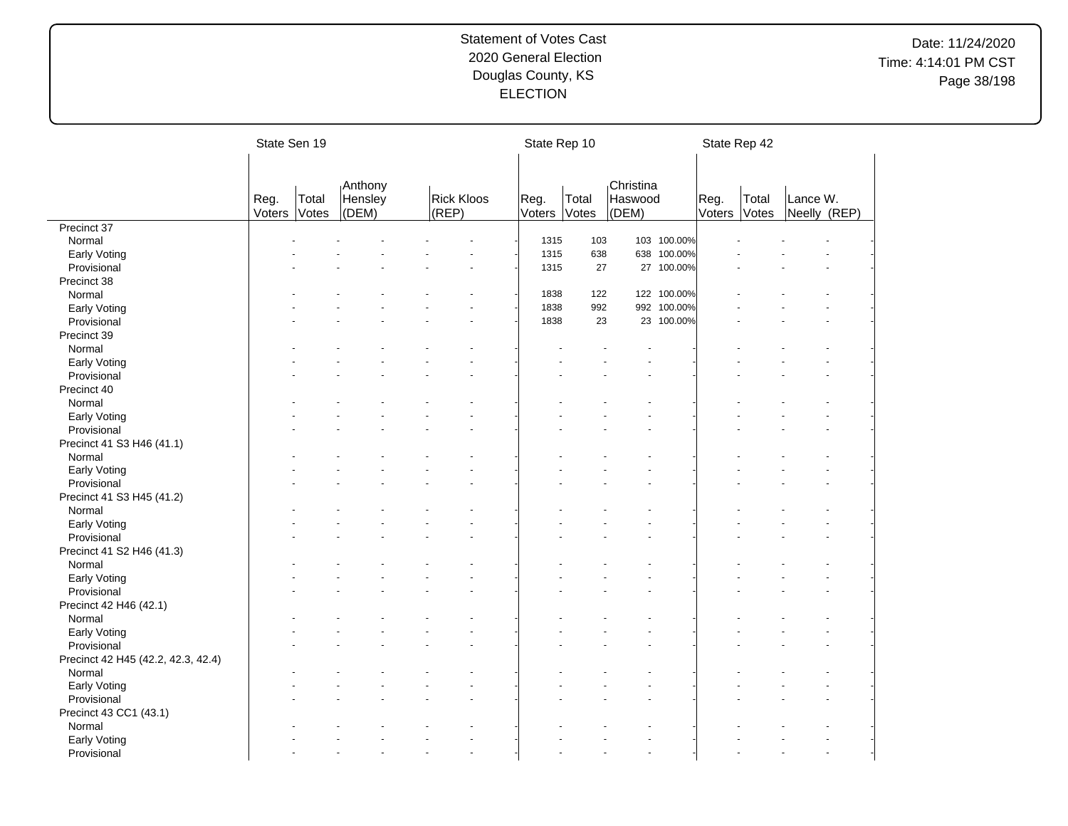Statement of Votes Cast
2020 General Election
Douglas County, KS
ELECTION

Date: 11/24/2020
Time: 4:14:01 PM CST

| | State Sen 19 | | | | | | State Rep 10 | | | | State Rep 42 | | | |
|---|---|---|---|---|---|---|---|---|---|---|---|---|---|---|
| | Reg. Voters | Total Votes | Anthony Hensley (DEM) | | Rick Kloos (REP) | | Reg. Voters | Total Votes | Christina Haswood (DEM) | | Reg. Voters | Total Votes | Lance W. Neelly (REP) | |
| **Precinct 37** | | | | | | | | | | | | | | |
| Normal | - | - | - | - | - | - | 1315 | 103 | 103 | 100.00% | - | - | - | - |
| Early Voting | - | - | - | - | - | - | 1315 | 638 | 638 | 100.00% | - | - | - | - |
| Provisional | - | - | - | - | - | - | 1315 | 27 | 27 | 100.00% | - | - | - | - |
| **Precinct 38** | | | | | | | | | | | | | | |
| Normal | - | - | - | - | - | - | 1838 | 122 | 122 | 100.00% | - | - | - | - |
| Early Voting | - | - | - | - | - | - | 1838 | 992 | 992 | 100.00% | - | - | - | - |
| Provisional | - | - | - | - | - | - | 1838 | 23 | 23 | 100.00% | - | - | - | - |
| **Precinct 39** | | | | | | | | | | | | | | |
| Normal | - | - | - | - | - | - | - | - | - | - | - | - | - | - |
| Early Voting | - | - | - | - | - | - | - | - | - | - | - | - | - | - |
| Provisional | - | - | - | - | - | - | - | - | - | - | - | - | - | - |
| **Precinct 40** | | | | | | | | | | | | | | |
| Normal | - | - | - | - | - | - | - | - | - | - | - | - | - | - |
| Early Voting | - | - | - | - | - | - | - | - | - | - | - | - | - | - |
| Provisional | - | - | - | - | - | - | - | - | - | - | - | - | - | - |
| **Precinct 41 S3 H46 (41.1)** | | | | | | | | | | | | | | |
| Normal | - | - | - | - | - | - | - | - | - | - | - | - | - | - |
| Early Voting | - | - | - | - | - | - | - | - | - | - | - | - | - | - |
| Provisional | - | - | - | - | - | - | - | - | - | - | - | - | - | - |
| **Precinct 41 S3 H45 (41.2)** | | | | | | | | | | | | | | |
| Normal | - | - | - | - | - | - | - | - | - | - | - | - | - | - |
| Early Voting | - | - | - | - | - | - | - | - | - | - | - | - | - | - |
| Provisional | - | - | - | - | - | - | - | - | - | - | - | - | - | - |
| **Precinct 41 S2 H46 (41.3)** | | | | | | | | | | | | | | |
| Normal | - | - | - | - | - | - | - | - | - | - | - | - | - | - |
| Early Voting | - | - | - | - | - | - | - | - | - | - | - | - | - | - |
| Provisional | - | - | - | - | - | - | - | - | - | - | - | - | - | - |
| **Precinct 42 H46 (42.1)** | | | | | | | | | | | | | | |
| Normal | - | - | - | - | - | - | - | - | - | - | - | - | - | - |
| Early Voting | - | - | - | - | - | - | - | - | - | - | - | - | - | - |
| Provisional | - | - | - | - | - | - | - | - | - | - | - | - | - | - |
| **Precinct 42 H45 (42.2, 42.3, 42.4)** | | | | | | | | | | | | | | |
| Normal | - | - | - | - | - | - | - | - | - | - | - | - | - | - |
| Early Voting | - | - | - | - | - | - | - | - | - | - | - | - | - | - |
| Provisional | - | - | - | - | - | - | - | - | - | - | - | - | - | - |
| **Precinct 43 CC1 (43.1)** | | | | | | | | | | | | | | |
| Normal | - | - | - | - | - | - | - | - | - | - | - | - | - | - |
| Early Voting | - | - | - | - | - | - | - | - | - | - | - | - | - | - |
| Provisional | - | - | - | - | - | - | - | - | - | - | - | - | - | - |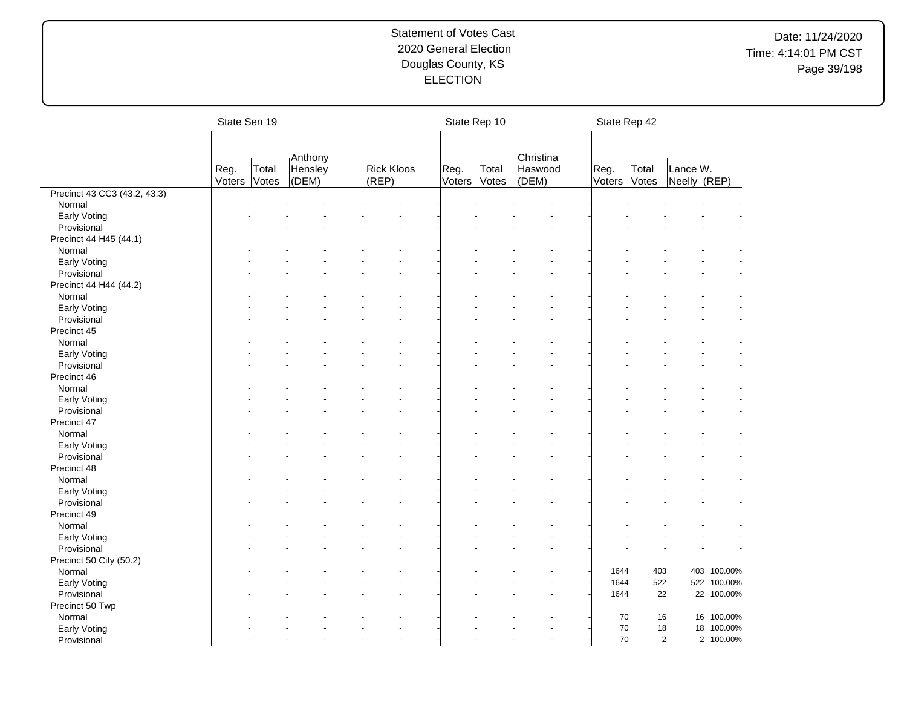# Statement of Votes Cast
## 2020 General Election
## Douglas County, KS
## ELECTION

| | State Sen 19 | | | | | | State Rep 10 | | | | State Rep 42 | | | |
|---|---|---|---|---|---|---|---|---|---|---|---|---|---|---|
| | Reg. Voters | Total Votes | Anthony Hensley (DEM) | | Rick Kloos (REP) | | Reg. Voters | Total Votes | Christina Haswood (DEM) | | Reg. Voters | Total Votes | Lance W. Neelly (REP) | |
| **Precinct 43 CC3 (43.2, 43.3)** | | | | | | | | | | | | | | |
| Normal | - | - | - | - | - | - | - | - | - | - | - | - | - | - |
| Early Voting | - | - | - | - | - | - | - | - | - | - | - | - | - | - |
| Provisional | - | - | - | - | - | - | - | - | - | - | - | - | - | - |
| **Precinct 44 H45 (44.1)** | | | | | | | | | | | | | | |
| Normal | - | - | - | - | - | - | - | - | - | - | - | - | - | - |
| Early Voting | - | - | - | - | - | - | - | - | - | - | - | - | - | - |
| Provisional | - | - | - | - | - | - | - | - | - | - | - | - | - | - |
| **Precinct 44 H44 (44.2)** | | | | | | | | | | | | | | |
| Normal | - | - | - | - | - | - | - | - | - | - | - | - | - | - |
| Early Voting | - | - | - | - | - | - | - | - | - | - | - | - | - | - |
| Provisional | - | - | - | - | - | - | - | - | - | - | - | - | - | - |
| **Precinct 45** | | | | | | | | | | | | | | |
| Normal | - | - | - | - | - | - | - | - | - | - | - | - | - | - |
| Early Voting | - | - | - | - | - | - | - | - | - | - | - | - | - | - |
| Provisional | - | - | - | - | - | - | - | - | - | - | - | - | - | - |
| **Precinct 46** | | | | | | | | | | | | | | |
| Normal | - | - | - | - | - | - | - | - | - | - | - | - | - | - |
| Early Voting | - | - | - | - | - | - | - | - | - | - | - | - | - | - |
| Provisional | - | - | - | - | - | - | - | - | - | - | - | - | - | - |
| **Precinct 47** | | | | | | | | | | | | | | |
| Normal | - | - | - | - | - | - | - | - | - | - | - | - | - | - |
| Early Voting | - | - | - | - | - | - | - | - | - | - | - | - | - | - |
| Provisional | - | - | - | - | - | - | - | - | - | - | - | - | - | - |
| **Precinct 48** | | | | | | | | | | | | | | |
| Normal | - | - | - | - | - | - | - | - | - | - | - | - | - | - |
| Early Voting | - | - | - | - | - | - | - | - | - | - | - | - | - | - |
| Provisional | - | - | - | - | - | - | - | - | - | - | - | - | - | - |
| **Precinct 49** | | | | | | | | | | | | | | |
| Normal | - | - | - | - | - | - | - | - | - | - | - | - | - | - |
| Early Voting | - | - | - | - | - | - | - | - | - | - | - | - | - | - |
| Provisional | - | - | - | - | - | - | - | - | - | - | - | - | - | - |
| **Precinct 50 City (50.2)** | | | | | | | | | | | | | | |
| Normal | - | - | - | - | - | - | - | - | - | - | 1644 | 403 | 403 | 100.00% |
| Early Voting | - | - | - | - | - | - | - | - | - | - | 1644 | 522 | 522 | 100.00% |
| Provisional | - | - | - | - | - | - | - | - | - | - | 1644 | 22 | 22 | 100.00% |
| **Precinct 50 Twp** | | | | | | | | | | | | | | |
| Normal | - | - | - | - | - | - | - | - | - | - | 70 | 16 | 16 | 100.00% |
| Early Voting | - | - | - | - | - | - | - | - | - | - | 70 | 18 | 18 | 100.00% |
| Provisional | - | - | - | - | - | - | - | - | - | - | 70 | 2 | 2 | 100.00% |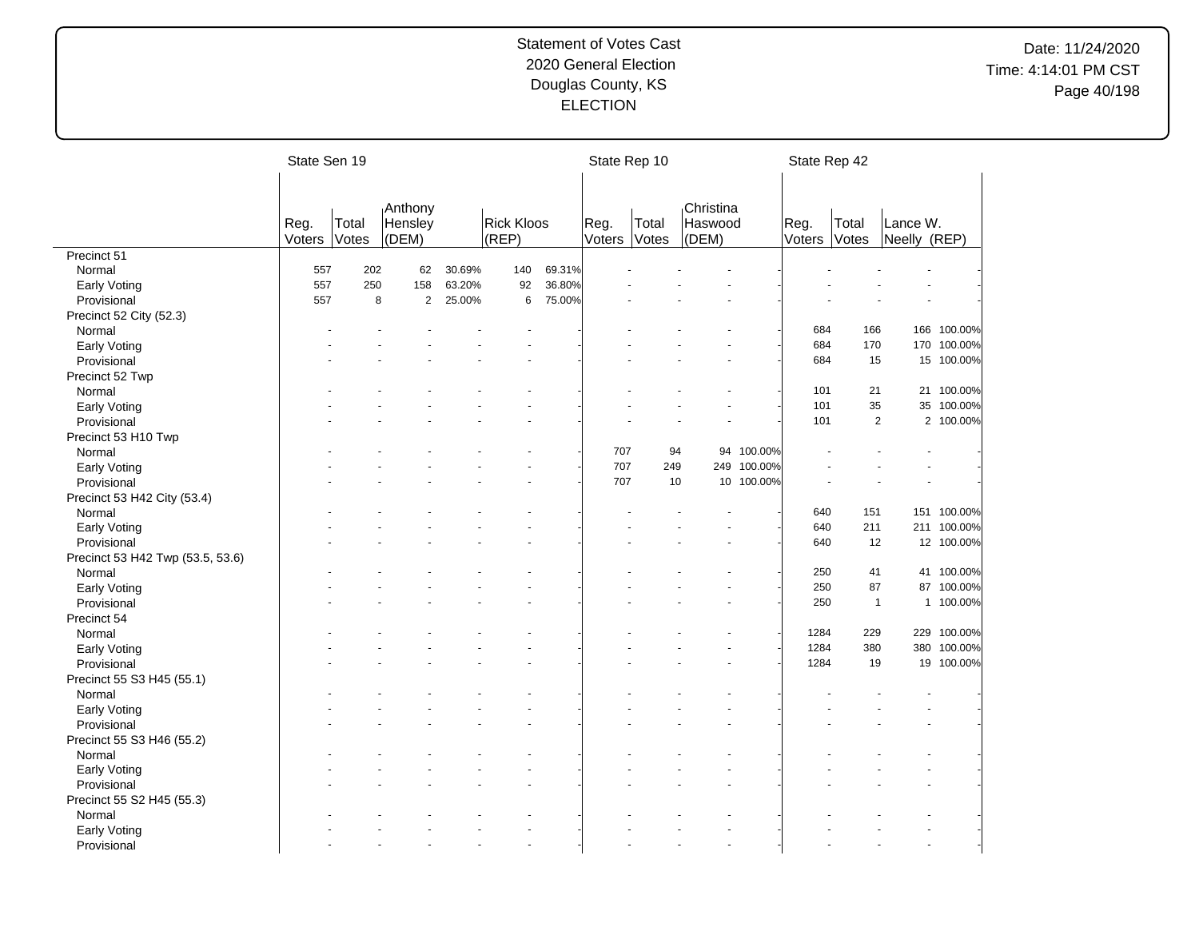Statement of Votes Cast
2020 General Election
Douglas County, KS
ELECTION

Date: 11/24/2020
Time: 4:14:01 PM CST

| | State Sen 19 | | | | | | State Rep 10 | | | | State Rep 42 | | | |
|---|---|---|---|---|---|---|---|---|---|---|---|---|---|---|
| | Reg. Voters | Total Votes | Anthony Hensley (DEM) | | Rick Kloos (REP) | | Reg. Voters | Total Votes | Christina Haswood (DEM) | | Reg. Voters | Total Votes | Lance W. Neelly (REP) | |
| **Precinct 51** | | | | | | | | | | | | | | |
| Normal | 557 | 202 | 62 | 30.69% | 140 | 69.31% | - | - | - | - | - | - | - | - |
| Early Voting | 557 | 250 | 158 | 63.20% | 92 | 36.80% | - | - | - | - | - | - | - | - |
| Provisional | 557 | 8 | 2 | 25.00% | 6 | 75.00% | - | - | - | - | - | - | - | - |
| **Precinct 52 City (52.3)** | | | | | | | | | | | | | | |
| Normal | - | - | - | - | - | - | - | - | - | - | 684 | 166 | 166 | 100.00% |
| Early Voting | - | - | - | - | - | - | - | - | - | - | 684 | 170 | 170 | 100.00% |
| Provisional | - | - | - | - | - | - | - | - | - | - | 684 | 15 | 15 | 100.00% |
| **Precinct 52 Twp** | | | | | | | | | | | | | | |
| Normal | - | - | - | - | - | - | - | - | - | - | 101 | 21 | 21 | 100.00% |
| Early Voting | - | - | - | - | - | - | - | - | - | - | 101 | 35 | 35 | 100.00% |
| Provisional | - | - | - | - | - | - | - | - | - | - | 101 | 2 | 2 | 100.00% |
| **Precinct 53 H10 Twp** | | | | | | | | | | | | | | |
| Normal | - | - | - | - | - | - | 707 | 94 | 94 | 100.00% | - | - | - | - |
| Early Voting | - | - | - | - | - | - | 707 | 249 | 249 | 100.00% | - | - | - | - |
| Provisional | - | - | - | - | - | - | 707 | 10 | 10 | 100.00% | - | - | - | - |
| **Precinct 53 H42 City (53.4)** | | | | | | | | | | | | | | |
| Normal | - | - | - | - | - | - | - | - | - | - | 640 | 151 | 151 | 100.00% |
| Early Voting | - | - | - | - | - | - | - | - | - | - | 640 | 211 | 211 | 100.00% |
| Provisional | - | - | - | - | - | - | - | - | - | - | 640 | 12 | 12 | 100.00% |
| **Precinct 53 H42 Twp (53.5, 53.6)** | | | | | | | | | | | | | | |
| Normal | - | - | - | - | - | - | - | - | - | - | 250 | 41 | 41 | 100.00% |
| Early Voting | - | - | - | - | - | - | - | - | - | - | 250 | 87 | 87 | 100.00% |
| Provisional | - | - | - | - | - | - | - | - | - | - | 250 | 1 | 1 | 100.00% |
| **Precinct 54** | | | | | | | | | | | | | | |
| Normal | - | - | - | - | - | - | - | - | - | - | 1284 | 229 | 229 | 100.00% |
| Early Voting | - | - | - | - | - | - | - | - | - | - | 1284 | 380 | 380 | 100.00% |
| Provisional | - | - | - | - | - | - | - | - | - | - | 1284 | 19 | 19 | 100.00% |
| **Precinct 55 S3 H45 (55.1)** | | | | | | | | | | | | | | |
| Normal | - | - | - | - | - | - | - | - | - | - | - | - | - | - |
| Early Voting | - | - | - | - | - | - | - | - | - | - | - | - | - | - |
| Provisional | - | - | - | - | - | - | - | - | - | - | - | - | - | - |
| **Precinct 55 S3 H46 (55.2)** | | | | | | | | | | | | | | |
| Normal | - | - | - | - | - | - | - | - | - | - | - | - | - | - |
| Early Voting | - | - | - | - | - | - | - | - | - | - | - | - | - | - |
| Provisional | - | - | - | - | - | - | - | - | - | - | - | - | - | - |
| **Precinct 55 S2 H45 (55.3)** | | | | | | | | | | | | | | |
| Normal | - | - | - | - | - | - | - | - | - | - | - | - | - | - |
| Early Voting | - | - | - | - | - | - | - | - | - | - | - | - | - | - |
| Provisional | - | - | - | - | - | - | - | - | - | - | - | - | - | - |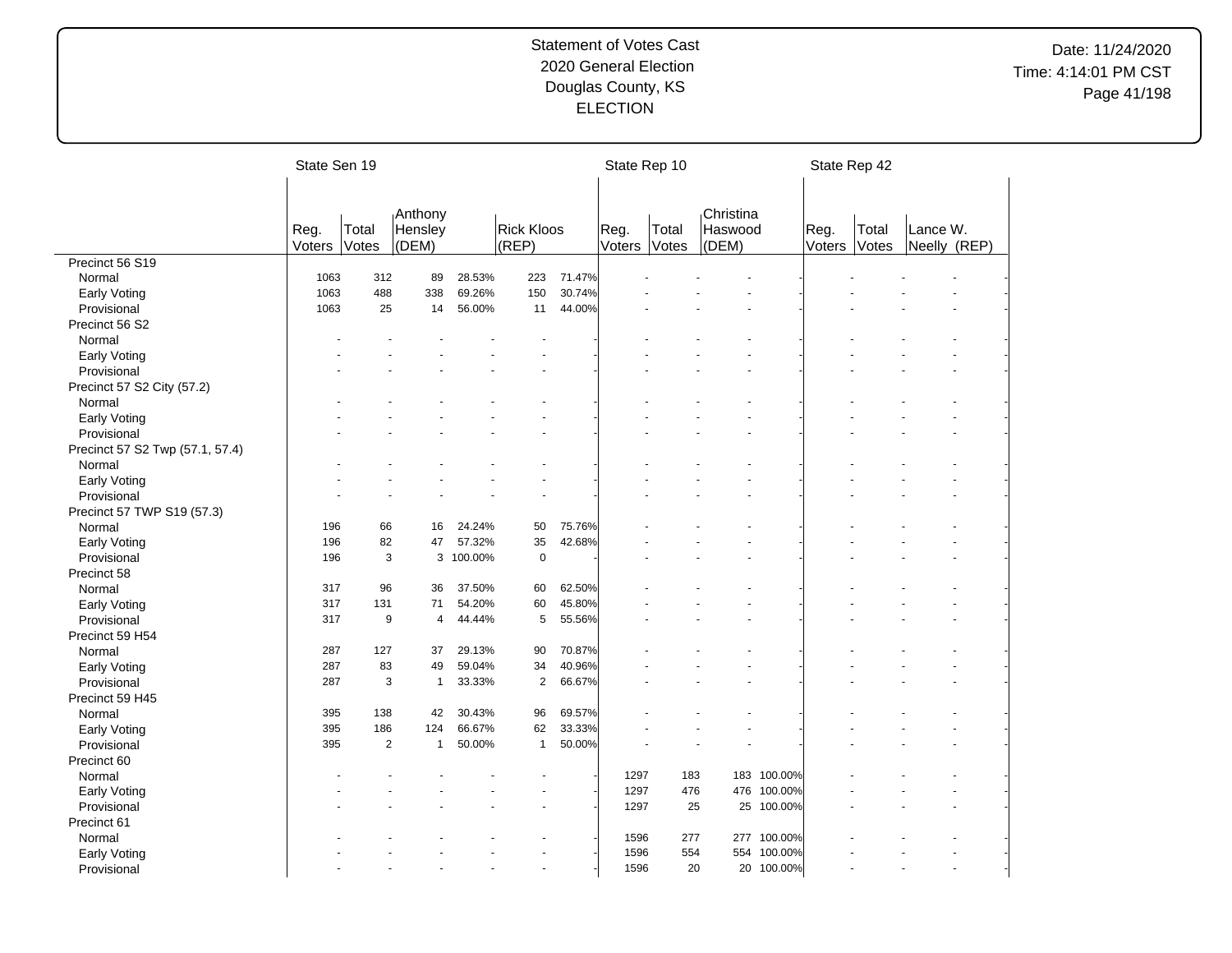Statement of Votes Cast
2020 General Election
Douglas County, KS
ELECTION

Date: 11/24/2020
Time: 4:14:01 PM CST

| | State Sen 19 | | | | | | State Rep 10 | | | | State Rep 42 | | | |
|---|---|---|---|---|---|---|---|---|---|---|---|---|---|---|
| | Reg. Voters | Total Votes | Anthony Hensley (DEM) | | Rick Kloos (REP) | | Reg. Voters | Total Votes | Christina Haswood (DEM) | | Reg. Voters | Total Votes | Lance W. Neelly (REP) | |
| Precinct 56 S19 | | | | | | | | | | | | | | |
| Normal | 1063 | 312 | 89 | 28.53% | 223 | 71.47% | - | - | - | - | - | - | - | - |
| Early Voting | 1063 | 488 | 338 | 69.26% | 150 | 30.74% | - | - | - | - | - | - | - | - |
| Provisional | 1063 | 25 | 14 | 56.00% | 11 | 44.00% | - | - | - | - | - | - | - | - |
| Precinct 56 S2 | | | | | | | | | | | | | | |
| Normal | - | - | - | - | - | - | - | - | - | - | - | - | - | - |
| Early Voting | - | - | - | - | - | - | - | - | - | - | - | - | - | - |
| Provisional | - | - | - | - | - | - | - | - | - | - | - | - | - | - |
| Precinct 57 S2 City (57.2) | | | | | | | | | | | | | | |
| Normal | - | - | - | - | - | - | - | - | - | - | - | - | - | - |
| Early Voting | - | - | - | - | - | - | - | - | - | - | - | - | - | - |
| Provisional | - | - | - | - | - | - | - | - | - | - | - | - | - | - |
| Precinct 57 S2 Twp (57.1, 57.4) | | | | | | | | | | | | | | |
| Normal | - | - | - | - | - | - | - | - | - | - | - | - | - | - |
| Early Voting | - | - | - | - | - | - | - | - | - | - | - | - | - | - |
| Provisional | - | - | - | - | - | - | - | - | - | - | - | - | - | - |
| Precinct 57 TWP S19 (57.3) | | | | | | | | | | | | | | |
| Normal | 196 | 66 | 16 | 24.24% | 50 | 75.76% | - | - | - | - | - | - | - | - |
| Early Voting | 196 | 82 | 47 | 57.32% | 35 | 42.68% | - | - | - | - | - | - | - | - |
| Provisional | 196 | 3 | 3 | 100.00% | 0 | - | - | - | - | - | - | - | - | - |
| Precinct 58 | | | | | | | | | | | | | | |
| Normal | 317 | 96 | 36 | 37.50% | 60 | 62.50% | - | - | - | - | - | - | - | - |
| Early Voting | 317 | 131 | 71 | 54.20% | 60 | 45.80% | - | - | - | - | - | - | - | - |
| Provisional | 317 | 9 | 4 | 44.44% | 5 | 55.56% | - | - | - | - | - | - | - | - |
| Precinct 59 H54 | | | | | | | | | | | | | | |
| Normal | 287 | 127 | 37 | 29.13% | 90 | 70.87% | - | - | - | - | - | - | - | - |
| Early Voting | 287 | 83 | 49 | 59.04% | 34 | 40.96% | - | - | - | - | - | - | - | - |
| Provisional | 287 | 3 | 1 | 33.33% | 2 | 66.67% | - | - | - | - | - | - | - | - |
| Precinct 59 H45 | | | | | | | | | | | | | | |
| Normal | 395 | 138 | 42 | 30.43% | 96 | 69.57% | - | - | - | - | - | - | - | - |
| Early Voting | 395 | 186 | 124 | 66.67% | 62 | 33.33% | - | - | - | - | - | - | - | - |
| Provisional | 395 | 2 | 1 | 50.00% | 1 | 50.00% | - | - | - | - | - | - | - | - |
| Precinct 60 | | | | | | | | | | | | | | |
| Normal | - | - | - | - | - | - | 1297 | 183 | 183 | 100.00% | - | - | - | - |
| Early Voting | - | - | - | - | - | - | 1297 | 476 | 476 | 100.00% | - | - | - | - |
| Provisional | - | - | - | - | - | - | 1297 | 25 | 25 | 100.00% | - | - | - | - |
| Precinct 61 | | | | | | | | | | | | | | |
| Normal | - | - | - | - | - | - | 1596 | 277 | 277 | 100.00% | - | - | - | - |
| Early Voting | - | - | - | - | - | - | 1596 | 554 | 554 | 100.00% | - | - | - | - |
| Provisional | - | - | - | - | - | - | 1596 | 20 | 20 | 100.00% | - | - | - | - |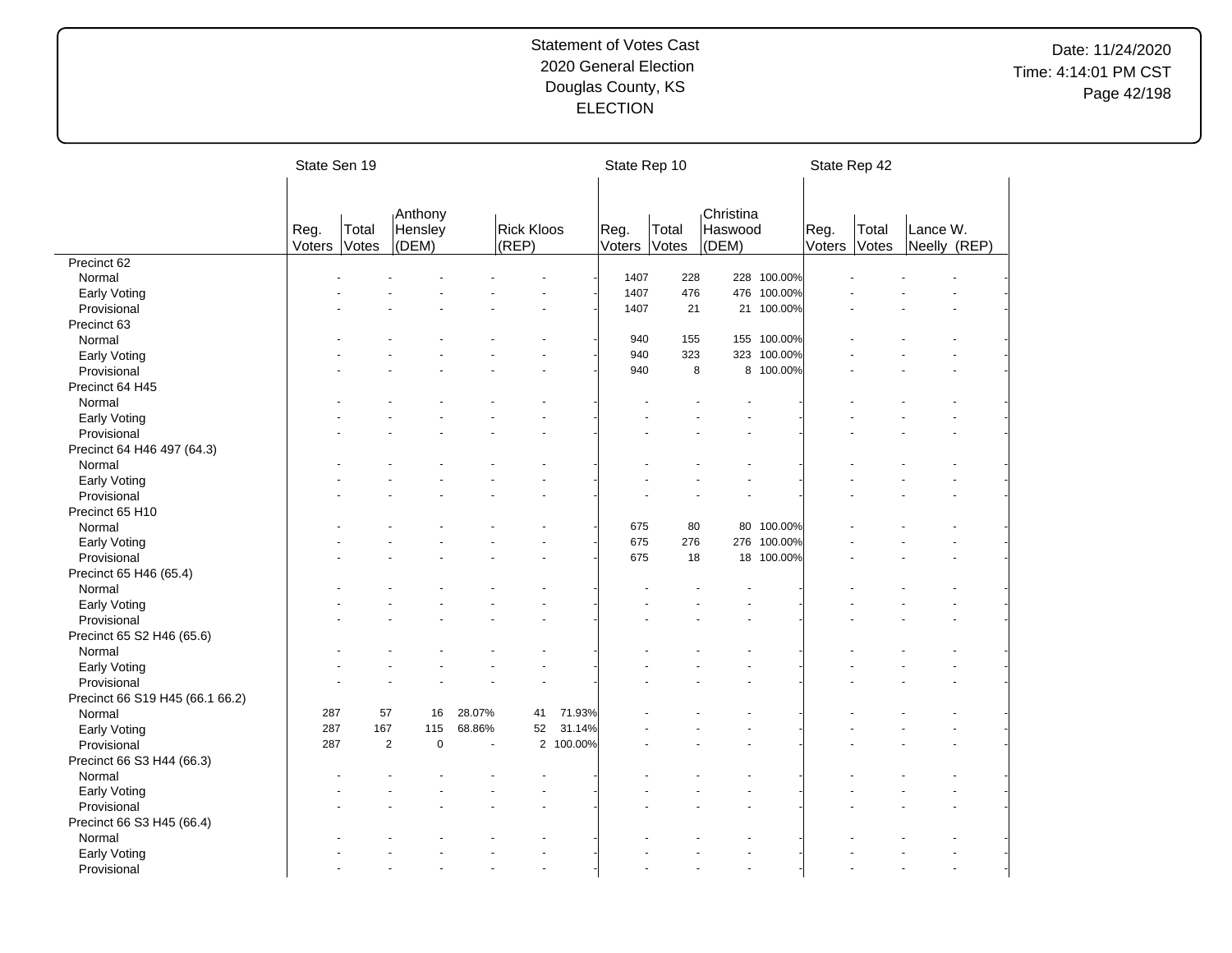# Statement of Votes Cast
## 2020 General Election
## Douglas County, KS
## ELECTION

Date: 11/24/2020
Time: 4:14:01 PM CST

| | State Sen 19 | | | | | | State Rep 10 | | | | State Rep 42 | | | |
|---|---|---|---|---|---|---|---|---|---|---|---|---|---|---|
| | Reg. Voters | Total Votes | Anthony Hensley (DEM) | | Rick Kloos (REP) | | Reg. Voters | Total Votes | Christina Haswood (DEM) | | Reg. Voters | Total Votes | Lance W. Neelly (REP) | |
| **Precinct 62** | | | | | | | | | | | | | | |
| Normal | - | - | - | - | - | - | 1407 | 228 | 228 | 100.00% | - | - | - | - |
| Early Voting | - | - | - | - | - | - | 1407 | 476 | 476 | 100.00% | - | - | - | - |
| Provisional | - | - | - | - | - | - | 1407 | 21 | 21 | 100.00% | - | - | - | - |
| **Precinct 63** | | | | | | | | | | | | | | |
| Normal | - | - | - | - | - | - | 940 | 155 | 155 | 100.00% | - | - | - | - |
| Early Voting | - | - | - | - | - | - | 940 | 323 | 323 | 100.00% | - | - | - | - |
| Provisional | - | - | - | - | - | - | 940 | 8 | 8 | 100.00% | - | - | - | - |
| **Precinct 64 H45** | | | | | | | | | | | | | | |
| Normal | - | - | - | - | - | - | - | - | - | - | - | - | - | - |
| Early Voting | - | - | - | - | - | - | - | - | - | - | - | - | - | - |
| Provisional | - | - | - | - | - | - | - | - | - | - | - | - | - | - |
| **Precinct 64 H46 497 (64.3)** | | | | | | | | | | | | | | |
| Normal | - | - | - | - | - | - | - | - | - | - | - | - | - | - |
| Early Voting | - | - | - | - | - | - | - | - | - | - | - | - | - | - |
| Provisional | - | - | - | - | - | - | - | - | - | - | - | - | - | - |
| **Precinct 65 H10** | | | | | | | | | | | | | | |
| Normal | - | - | - | - | - | - | 675 | 80 | 80 | 100.00% | - | - | - | - |
| Early Voting | - | - | - | - | - | - | 675 | 276 | 276 | 100.00% | - | - | - | - |
| Provisional | - | - | - | - | - | - | 675 | 18 | 18 | 100.00% | - | - | - | - |
| **Precinct 65 H46 (65.4)** | | | | | | | | | | | | | | |
| Normal | - | - | - | - | - | - | - | - | - | - | - | - | - | - |
| Early Voting | - | - | - | - | - | - | - | - | - | - | - | - | - | - |
| Provisional | - | - | - | - | - | - | - | - | - | - | - | - | - | - |
| **Precinct 65 S2 H46 (65.6)** | | | | | | | | | | | | | | |
| Normal | - | - | - | - | - | - | - | - | - | - | - | - | - | - |
| Early Voting | - | - | - | - | - | - | - | - | - | - | - | - | - | - |
| Provisional | - | - | - | - | - | - | - | - | - | - | - | - | - | - |
| **Precinct 66 S19 H45 (66.1 66.2)** | | | | | | | | | | | | | | |
| Normal | 287 | 57 | 16 | 28.07% | 41 | 71.93% | - | - | - | - | - | - | - | - |
| Early Voting | 287 | 167 | 115 | 68.86% | 52 | 31.14% | - | - | - | - | - | - | - | - |
| Provisional | 287 | 2 | 0 | - | 2 | 100.00% | - | - | - | - | - | - | - | - |
| **Precinct 66 S3 H44 (66.3)** | | | | | | | | | | | | | | |
| Normal | - | - | - | - | - | - | - | - | - | - | - | - | - | - |
| Early Voting | - | - | - | - | - | - | - | - | - | - | - | - | - | - |
| Provisional | - | - | - | - | - | - | - | - | - | - | - | - | - | - |
| **Precinct 66 S3 H45 (66.4)** | | | | | | | | | | | | | | |
| Normal | - | - | - | - | - | - | - | - | - | - | - | - | - | - |
| Early Voting | - | - | - | - | - | - | - | - | - | - | - | - | - | - |
| Provisional | - | - | - | - | - | - | - | - | - | - | - | - | - | - |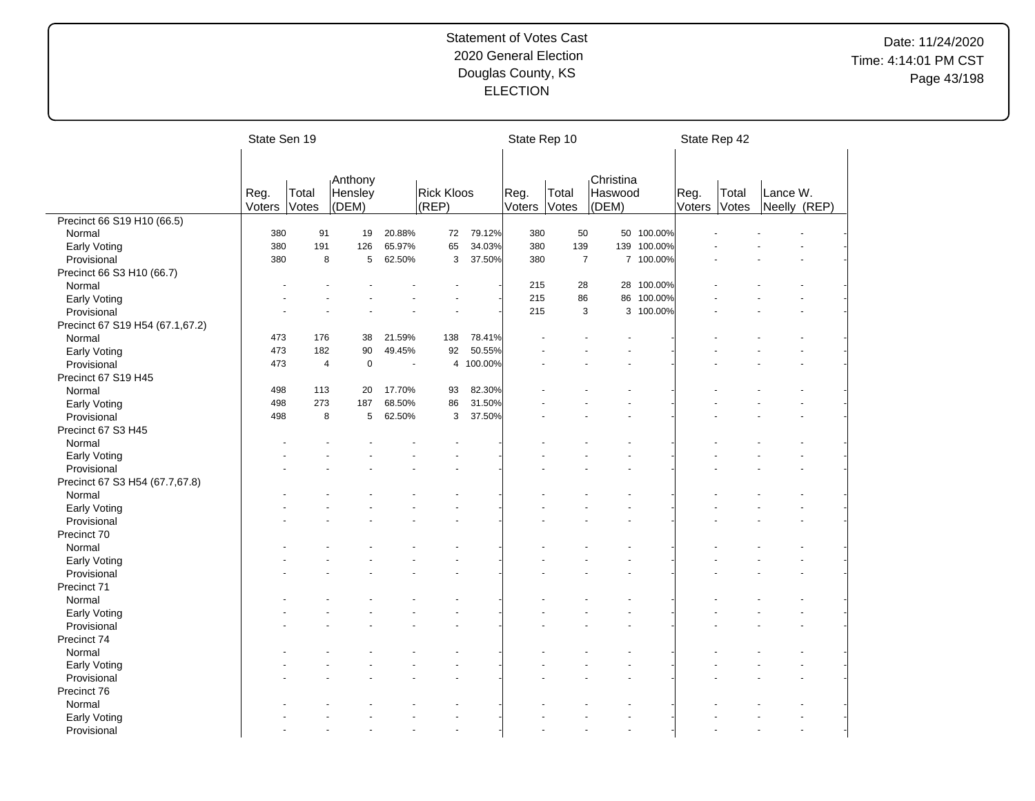Statement of Votes Cast
2020 General Election
Douglas County, KS
ELECTION

Date: 11/24/2020
Time: 4:14:01 PM CST

| | State Sen 19 | | | | | | State Rep 10 | | | | State Rep 42 | | |
|---|---|---|---|---|---|---|---|---|---|---|---|---|---|
| | Reg. Voters | Total Votes | Anthony Hensley (DEM) | | Rick Kloos (REP) | | Reg. Voters | Total Votes | Christina Haswood (DEM) | | Reg. Voters | Total Votes | Lance W. Neelly (REP) |
| **Precinct 66 S19 H10 (66.5)** | | | | | | | | | | | | | |
| Normal | 380 | 91 | 19 | 20.88% | 72 | 79.12% | 380 | 50 | 50 | 100.00% | - | - | - |
| Early Voting | 380 | 191 | 126 | 65.97% | 65 | 34.03% | 380 | 139 | 139 | 100.00% | - | - | - |
| Provisional | 380 | 8 | 5 | 62.50% | 3 | 37.50% | 380 | 7 | 7 | 100.00% | - | - | - |
| **Precinct 66 S3 H10 (66.7)** | | | | | | | | | | | | | |
| Normal | - | - | - | - | - | - | 215 | 28 | 28 | 100.00% | - | - | - |
| Early Voting | - | - | - | - | - | - | 215 | 86 | 86 | 100.00% | - | - | - |
| Provisional | - | - | - | - | - | - | 215 | 3 | 3 | 100.00% | - | - | - |
| **Precinct 67 S19 H54 (67.1,67.2)** | | | | | | | | | | | | | |
| Normal | 473 | 176 | 38 | 21.59% | 138 | 78.41% | - | - | - | - | - | - | - |
| Early Voting | 473 | 182 | 90 | 49.45% | 92 | 50.55% | - | - | - | - | - | - | - |
| Provisional | 473 | 4 | 0 | - | 4 | 100.00% | - | - | - | - | - | - | - |
| **Precinct 67 S19 H45** | | | | | | | | | | | | | |
| Normal | 498 | 113 | 20 | 17.70% | 93 | 82.30% | - | - | - | - | - | - | - |
| Early Voting | 498 | 273 | 187 | 68.50% | 86 | 31.50% | - | - | - | - | - | - | - |
| Provisional | 498 | 8 | 5 | 62.50% | 3 | 37.50% | - | - | - | - | - | - | - |
| **Precinct 67 S3 H45** | | | | | | | | | | | | | |
| Normal | - | - | - | - | - | - | - | - | - | - | - | - | - |
| Early Voting | - | - | - | - | - | - | - | - | - | - | - | - | - |
| Provisional | - | - | - | - | - | - | - | - | - | - | - | - | - |
| **Precinct 67 S3 H54 (67.7,67.8)** | | | | | | | | | | | | | |
| Normal | - | - | - | - | - | - | - | - | - | - | - | - | - |
| Early Voting | - | - | - | - | - | - | - | - | - | - | - | - | - |
| Provisional | - | - | - | - | - | - | - | - | - | - | - | - | - |
| **Precinct 70** | | | | | | | | | | | | | |
| Normal | - | - | - | - | - | - | - | - | - | - | - | - | - |
| Early Voting | - | - | - | - | - | - | - | - | - | - | - | - | - |
| Provisional | - | - | - | - | - | - | - | - | - | - | - | - | - |
| **Precinct 71** | | | | | | | | | | | | | |
| Normal | - | - | - | - | - | - | - | - | - | - | - | - | - |
| Early Voting | - | - | - | - | - | - | - | - | - | - | - | - | - |
| Provisional | - | - | - | - | - | - | - | - | - | - | - | - | - |
| **Precinct 74** | | | | | | | | | | | | | |
| Normal | - | - | - | - | - | - | - | - | - | - | - | - | - |
| Early Voting | - | - | - | - | - | - | - | - | - | - | - | - | - |
| Provisional | - | - | - | - | - | - | - | - | - | - | - | - | - |
| **Precinct 76** | | | | | | | | | | | | | |
| Normal | - | - | - | - | - | - | - | - | - | - | - | - | - |
| Early Voting | - | - | - | - | - | - | - | - | - | - | - | - | - |
| Provisional | - | - | - | - | - | - | - | - | - | - | - | - | - |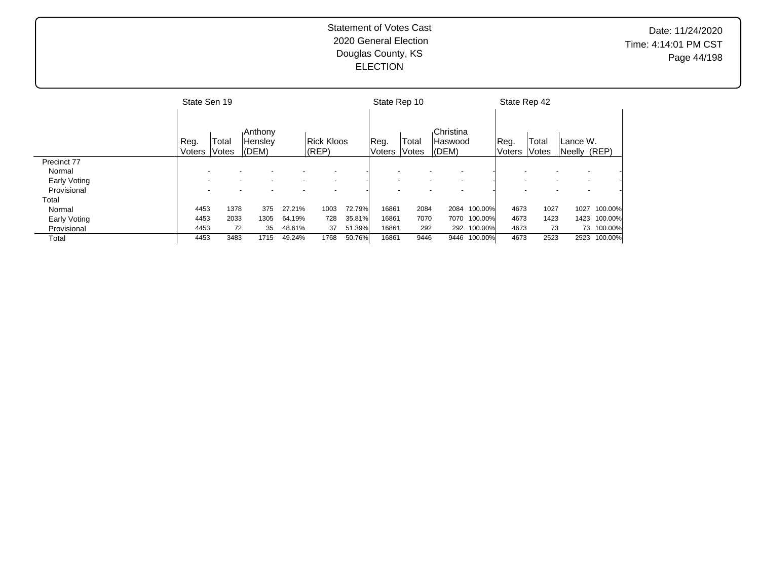Statement of Votes Cast
2020 General Election
Douglas County, KS
ELECTION

Date: 11/24/2020
Time: 4:14:01 PM CST

| | State Sen 19 | | | | | | State Rep 10 | | | | State Rep 42 | | | |
|---|---|---|---|---|---|---|---|---|---|---|---|---|---|---|
| | Reg. Voters | Total Votes | Anthony Hensley (DEM) | | Rick Kloos (REP) | | Reg. Voters | Total Votes | Christina Haswood (DEM) | | Reg. Voters | Total Votes | Lance W. Neelly (REP) | |
| Precinct 77 | | | | | | | | | | | | | | |
| Normal | - | - | - | - | - | - | - | - | - | - | - | - | - | - |
| Early Voting | - | - | - | - | - | - | - | - | - | - | - | - | - | - |
| Provisional | - | - | - | - | - | - | - | - | - | - | - | - | - | - |
| Total | | | | | | | | | | | | | | |
| Normal | 4453 | 1378 | 375 | 27.21% | 1003 | 72.79% | 16861 | 2084 | 2084 | 100.00% | 4673 | 1027 | 1027 | 100.00% |
| Early Voting | 4453 | 2033 | 1305 | 64.19% | 728 | 35.81% | 16861 | 7070 | 7070 | 100.00% | 4673 | 1423 | 1423 | 100.00% |
| Provisional | 4453 | 72 | 35 | 48.61% | 37 | 51.39% | 16861 | 292 | 292 | 100.00% | 4673 | 73 | 73 | 100.00% |
| Total | 4453 | 3483 | 1715 | 49.24% | 1768 | 50.76% | 16861 | 9446 | 9446 | 100.00% | 4673 | 2523 | 2523 | 100.00% |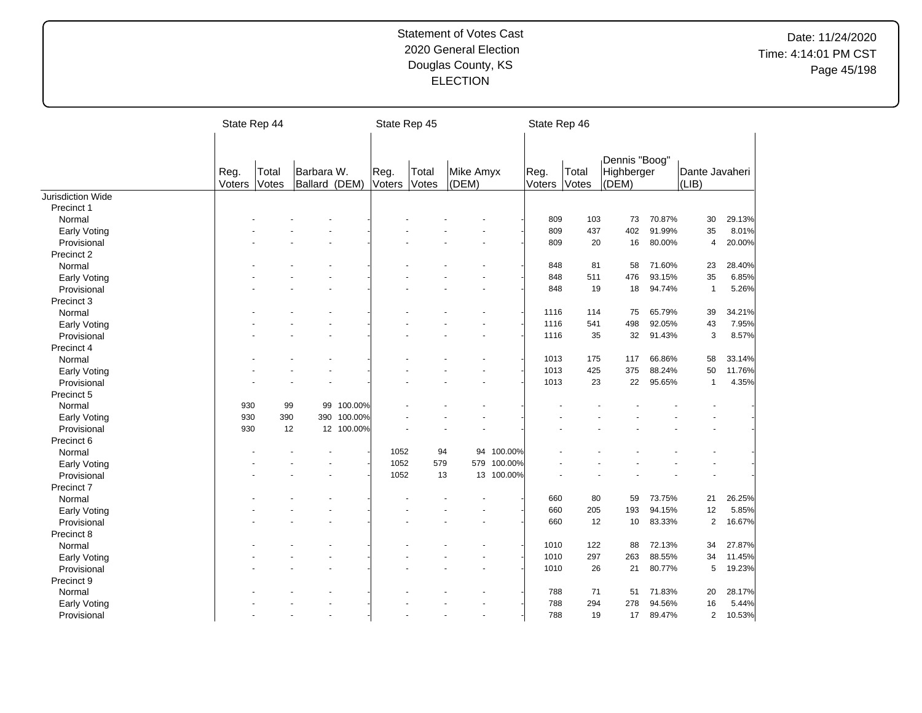Statement of Votes Cast
2020 General Election
Douglas County, KS
ELECTION

Date: 11/24/2020
Time: 4:14:01 PM CST

| | State Rep 44 | | | | State Rep 45 | | | | State Rep 46 | | | | | |
|---|---|---|---|---|---|---|---|---|---|---|---|---|---|---|
| | Reg. Voters | Total Votes | Barbara W. Ballard (DEM) | | Reg. Voters | Total Votes | Mike Amyx (DEM) | | Reg. Voters | Total Votes | Dennis "Boog" Highberger (DEM) | | Dante Javaheri (LIB) | |
| Jurisdiction Wide | | | | | | | | | | | | | | |
| Precinct 1 | | | | | | | | | | | | | | |
| Normal | - | - | - | - | - | - | - | - | 809 | 103 | 73 | 70.87% | 30 | 29.13% |
| Early Voting | - | - | - | - | - | - | - | - | 809 | 437 | 402 | 91.99% | 35 | 8.01% |
| Provisional | - | - | - | - | - | - | - | - | 809 | 20 | 16 | 80.00% | 4 | 20.00% |
| Precinct 2 | | | | | | | | | | | | | | |
| Normal | - | - | - | - | - | - | - | - | 848 | 81 | 58 | 71.60% | 23 | 28.40% |
| Early Voting | - | - | - | - | - | - | - | - | 848 | 511 | 476 | 93.15% | 35 | 6.85% |
| Provisional | - | - | - | - | - | - | - | - | 848 | 19 | 18 | 94.74% | 1 | 5.26% |
| Precinct 3 | | | | | | | | | | | | | | |
| Normal | - | - | - | - | - | - | - | - | 1116 | 114 | 75 | 65.79% | 39 | 34.21% |
| Early Voting | - | - | - | - | - | - | - | - | 1116 | 541 | 498 | 92.05% | 43 | 7.95% |
| Provisional | - | - | - | - | - | - | - | - | 1116 | 35 | 32 | 91.43% | 3 | 8.57% |
| Precinct 4 | | | | | | | | | | | | | | |
| Normal | - | - | - | - | - | - | - | - | 1013 | 175 | 117 | 66.86% | 58 | 33.14% |
| Early Voting | - | - | - | - | - | - | - | - | 1013 | 425 | 375 | 88.24% | 50 | 11.76% |
| Provisional | - | - | - | - | - | - | - | - | 1013 | 23 | 22 | 95.65% | 1 | 4.35% |
| Precinct 5 | | | | | | | | | | | | | | |
| Normal | 930 | 99 | 99 | 100.00% | - | - | - | - | - | - | - | - | - | - |
| Early Voting | 930 | 390 | 390 | 100.00% | - | - | - | - | - | - | - | - | - | - |
| Provisional | 930 | 12 | 12 | 100.00% | - | - | - | - | - | - | - | - | - | - |
| Precinct 6 | | | | | | | | | | | | | | |
| Normal | - | - | - | - | 1052 | 94 | 94 | 100.00% | - | - | - | - | - | - |
| Early Voting | - | - | - | - | 1052 | 579 | 579 | 100.00% | - | - | - | - | - | - |
| Provisional | - | - | - | - | 1052 | 13 | 13 | 100.00% | - | - | - | - | - | - |
| Precinct 7 | | | | | | | | | | | | | | |
| Normal | - | - | - | - | - | - | - | - | 660 | 80 | 59 | 73.75% | 21 | 26.25% |
| Early Voting | - | - | - | - | - | - | - | - | 660 | 205 | 193 | 94.15% | 12 | 5.85% |
| Provisional | - | - | - | - | - | - | - | - | 660 | 12 | 10 | 83.33% | 2 | 16.67% |
| Precinct 8 | | | | | | | | | | | | | | |
| Normal | - | - | - | - | - | - | - | - | 1010 | 122 | 88 | 72.13% | 34 | 27.87% |
| Early Voting | - | - | - | - | - | - | - | - | 1010 | 297 | 263 | 88.55% | 34 | 11.45% |
| Provisional | - | - | - | - | - | - | - | - | 1010 | 26 | 21 | 80.77% | 5 | 19.23% |
| Precinct 9 | | | | | | | | | | | | | | |
| Normal | - | - | - | - | - | - | - | - | 788 | 71 | 51 | 71.83% | 20 | 28.17% |
| Early Voting | - | - | - | - | - | - | - | - | 788 | 294 | 278 | 94.56% | 16 | 5.44% |
| Provisional | - | - | - | - | - | - | - | - | 788 | 19 | 17 | 89.47% | 2 | 10.53% |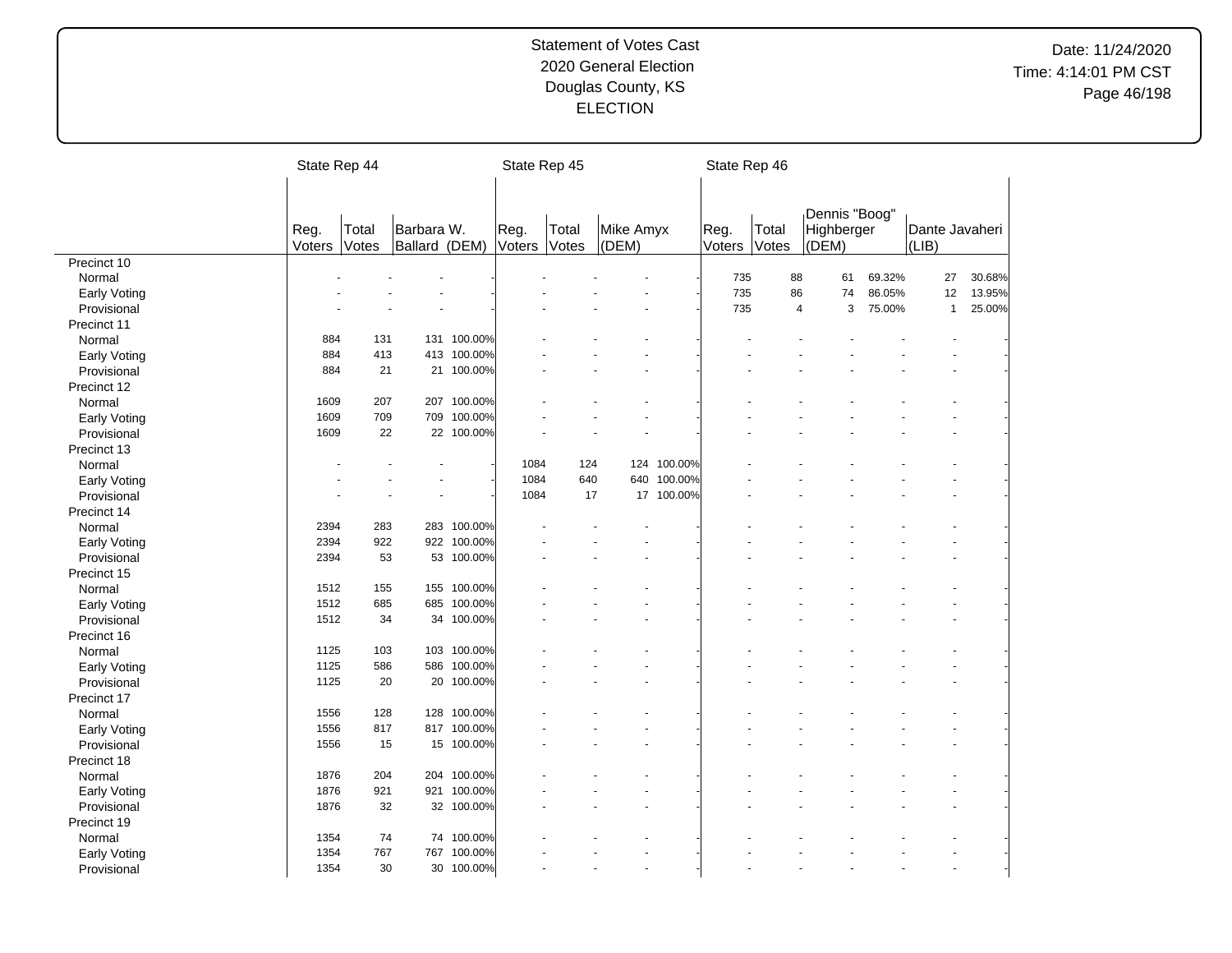# Statement of Votes Cast
## 2020 General Election
## Douglas County, KS
## ELECTION

| | State Rep 44 | | | | State Rep 45 | | | | State Rep 46 | | | | | |
|---|---|---|---|---|---|---|---|---|---|---|---|---|---|---|
| | Reg. Voters | Total Votes | Barbara W. Ballard (DEM) | | Reg. Voters | Total Votes | Mike Amyx (DEM) | | Reg. Voters | Total Votes | Dennis "Boog" Highberger (DEM) | | Dante Javaheri (LIB) | |
| Precinct 10 | | | | | | | | | | | | | | |
| Normal | - | - | - | - | - | - | - | - | 735 | 88 | 61 | 69.32% | 27 | 30.68% |
| Early Voting | - | - | - | - | - | - | - | - | 735 | 86 | 74 | 86.05% | 12 | 13.95% |
| Provisional | - | - | - | - | - | - | - | - | 735 | 4 | 3 | 75.00% | 1 | 25.00% |
| Precinct 11 | | | | | | | | | | | | | | |
| Normal | 884 | 131 | 131 | 100.00% | - | - | - | - | - | - | - | - | - | - |
| Early Voting | 884 | 413 | 413 | 100.00% | - | - | - | - | - | - | - | - | - | - |
| Provisional | 884 | 21 | 21 | 100.00% | - | - | - | - | - | - | - | - | - | - |
| Precinct 12 | | | | | | | | | | | | | | |
| Normal | 1609 | 207 | 207 | 100.00% | - | - | - | - | - | - | - | - | - | - |
| Early Voting | 1609 | 709 | 709 | 100.00% | - | - | - | - | - | - | - | - | - | - |
| Provisional | 1609 | 22 | 22 | 100.00% | - | - | - | - | - | - | - | - | - | - |
| Precinct 13 | | | | | | | | | | | | | | |
| Normal | - | - | - | - | 1084 | 124 | 124 | 100.00% | - | - | - | - | - | - |
| Early Voting | - | - | - | - | 1084 | 640 | 640 | 100.00% | - | - | - | - | - | - |
| Provisional | - | - | - | - | 1084 | 17 | 17 | 100.00% | - | - | - | - | - | - |
| Precinct 14 | | | | | | | | | | | | | | |
| Normal | 2394 | 283 | 283 | 100.00% | - | - | - | - | - | - | - | - | - | - |
| Early Voting | 2394 | 922 | 922 | 100.00% | - | - | - | - | - | - | - | - | - | - |
| Provisional | 2394 | 53 | 53 | 100.00% | - | - | - | - | - | - | - | - | - | - |
| Precinct 15 | | | | | | | | | | | | | | |
| Normal | 1512 | 155 | 155 | 100.00% | - | - | - | - | - | - | - | - | - | - |
| Early Voting | 1512 | 685 | 685 | 100.00% | - | - | - | - | - | - | - | - | - | - |
| Provisional | 1512 | 34 | 34 | 100.00% | - | - | - | - | - | - | - | - | - | - |
| Precinct 16 | | | | | | | | | | | | | | |
| Normal | 1125 | 103 | 103 | 100.00% | - | - | - | - | - | - | - | - | - | - |
| Early Voting | 1125 | 586 | 586 | 100.00% | - | - | - | - | - | - | - | - | - | - |
| Provisional | 1125 | 20 | 20 | 100.00% | - | - | - | - | - | - | - | - | - | - |
| Precinct 17 | | | | | | | | | | | | | | |
| Normal | 1556 | 128 | 128 | 100.00% | - | - | - | - | - | - | - | - | - | - |
| Early Voting | 1556 | 817 | 817 | 100.00% | - | - | - | - | - | - | - | - | - | - |
| Provisional | 1556 | 15 | 15 | 100.00% | - | - | - | - | - | - | - | - | - | - |
| Precinct 18 | | | | | | | | | | | | | | |
| Normal | 1876 | 204 | 204 | 100.00% | - | - | - | - | - | - | - | - | - | - |
| Early Voting | 1876 | 921 | 921 | 100.00% | - | - | - | - | - | - | - | - | - | - |
| Provisional | 1876 | 32 | 32 | 100.00% | - | - | - | - | - | - | - | - | - | - |
| Precinct 19 | | | | | | | | | | | | | | |
| Normal | 1354 | 74 | 74 | 100.00% | - | - | - | - | - | - | - | - | - | - |
| Early Voting | 1354 | 767 | 767 | 100.00% | - | - | - | - | - | - | - | - | - | - |
| Provisional | 1354 | 30 | 30 | 100.00% | - | - | - | - | - | - | - | - | - | - |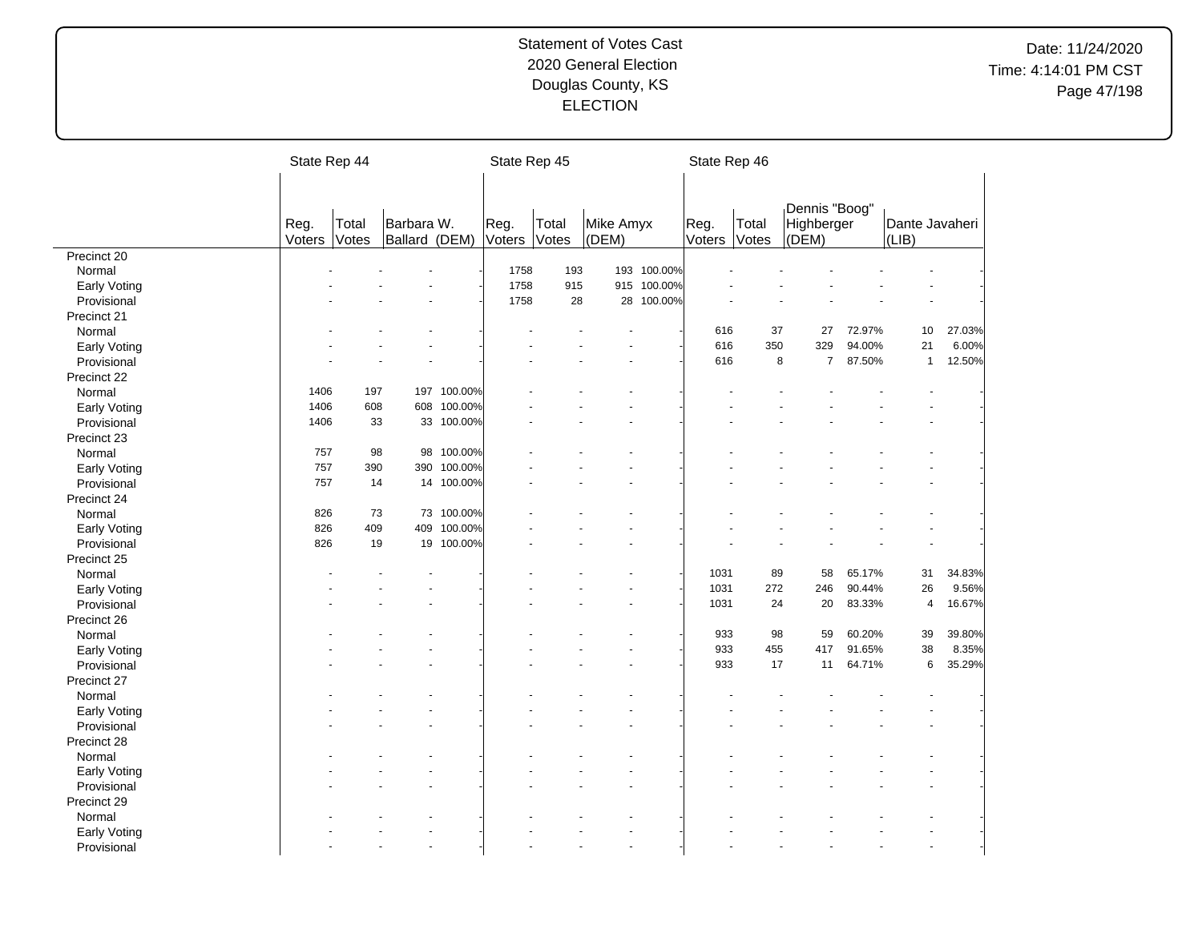Statement of Votes Cast
2020 General Election
Douglas County, KS
ELECTION

Date: 11/24/2020
Time: 4:14:01 PM CST

| | State Rep 44 | | | | State Rep 45 | | | | State Rep 46 | | | | | |
|---|---|---|---|---|---|---|---|---|---|---|---|---|---|---|
| | Reg. Voters | Total Votes | Barbara W. Ballard (DEM) | | Reg. Voters | Total Votes | Mike Amyx (DEM) | | Reg. Voters | Total Votes | Dennis "Boog" Highberger (DEM) | | Dante Javaheri (LIB) | |
| **Precinct 20** | | | | | | | | | | | | | | |
| Normal | - | - | - | - | 1758 | 193 | 193 | 100.00% | - | - | - | - | - | - |
| Early Voting | - | - | - | - | 1758 | 915 | 915 | 100.00% | - | - | - | - | - | - |
| Provisional | - | - | - | - | 1758 | 28 | 28 | 100.00% | - | - | - | - | - | - |
| **Precinct 21** | | | | | | | | | | | | | | |
| Normal | - | - | - | - | - | - | - | - | 616 | 37 | 27 | 72.97% | 10 | 27.03% |
| Early Voting | - | - | - | - | - | - | - | - | 616 | 350 | 329 | 94.00% | 21 | 6.00% |
| Provisional | - | - | - | - | - | - | - | - | 616 | 8 | 7 | 87.50% | 1 | 12.50% |
| **Precinct 22** | | | | | | | | | | | | | | |
| Normal | 1406 | 197 | 197 | 100.00% | - | - | - | - | - | - | - | - | - | - |
| Early Voting | 1406 | 608 | 608 | 100.00% | - | - | - | - | - | - | - | - | - | - |
| Provisional | 1406 | 33 | 33 | 100.00% | - | - | - | - | - | - | - | - | - | - |
| **Precinct 23** | | | | | | | | | | | | | | |
| Normal | 757 | 98 | 98 | 100.00% | - | - | - | - | - | - | - | - | - | - |
| Early Voting | 757 | 390 | 390 | 100.00% | - | - | - | - | - | - | - | - | - | - |
| Provisional | 757 | 14 | 14 | 100.00% | - | - | - | - | - | - | - | - | - | - |
| **Precinct 24** | | | | | | | | | | | | | | |
| Normal | 826 | 73 | 73 | 100.00% | - | - | - | - | - | - | - | - | - | - |
| Early Voting | 826 | 409 | 409 | 100.00% | - | - | - | - | - | - | - | - | - | - |
| Provisional | 826 | 19 | 19 | 100.00% | - | - | - | - | - | - | - | - | - | - |
| **Precinct 25** | | | | | | | | | | | | | | |
| Normal | - | - | - | - | - | - | - | - | 1031 | 89 | 58 | 65.17% | 31 | 34.83% |
| Early Voting | - | - | - | - | - | - | - | - | 1031 | 272 | 246 | 90.44% | 26 | 9.56% |
| Provisional | - | - | - | - | - | - | - | - | 1031 | 24 | 20 | 83.33% | 4 | 16.67% |
| **Precinct 26** | | | | | | | | | | | | | | |
| Normal | - | - | - | - | - | - | - | - | 933 | 98 | 59 | 60.20% | 39 | 39.80% |
| Early Voting | - | - | - | - | - | - | - | - | 933 | 455 | 417 | 91.65% | 38 | 8.35% |
| Provisional | - | - | - | - | - | - | - | - | 933 | 17 | 11 | 64.71% | 6 | 35.29% |
| **Precinct 27** | | | | | | | | | | | | | | |
| Normal | - | - | - | - | - | - | - | - | - | - | - | - | - | - |
| Early Voting | - | - | - | - | - | - | - | - | - | - | - | - | - | - |
| Provisional | - | - | - | - | - | - | - | - | - | - | - | - | - | - |
| **Precinct 28** | | | | | | | | | | | | | | |
| Normal | - | - | - | - | - | - | - | - | - | - | - | - | - | - |
| Early Voting | - | - | - | - | - | - | - | - | - | - | - | - | - | - |
| Provisional | - | - | - | - | - | - | - | - | - | - | - | - | - | - |
| **Precinct 29** | | | | | | | | | | | | | | |
| Normal | - | - | - | - | - | - | - | - | - | - | - | - | - | - |
| Early Voting | - | - | - | - | - | - | - | - | - | - | - | - | - | - |
| Provisional | - | - | - | - | - | - | - | - | - | - | - | - | - | - |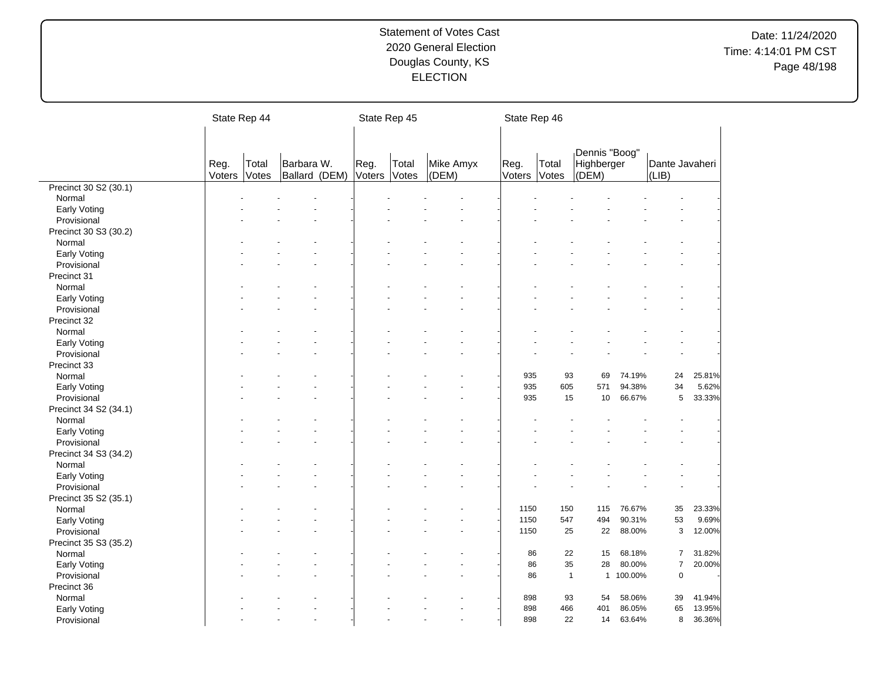Statement of Votes Cast
2020 General Election
Douglas County, KS
ELECTION

Date: 11/24/2020
Time: 4:14:01 PM CST

| | State Rep 44 | | | | State Rep 45 | | | | State Rep 46 | | | | | |
|---|---|---|---|---|---|---|---|---|---|---|---|---|---|---|
| | Reg. Voters | Total Votes | Barbara W. Ballard (DEM) | | Reg. Voters | Total Votes | Mike Amyx (DEM) | | Reg. Voters | Total Votes | Dennis "Boog" Highberger (DEM) | | Dante Javaheri (LIB) | |
| Precinct 30 S2 (30.1) | | | | | | | | | | | | | | |
| Normal | - | - | - | - | - | - | - | - | - | - | - | - | - | - |
| Early Voting | - | - | - | - | - | - | - | - | - | - | - | - | - | - |
| Provisional | - | - | - | - | - | - | - | - | - | - | - | - | - | - |
| Precinct 30 S3 (30.2) | | | | | | | | | | | | | | |
| Normal | - | - | - | - | - | - | - | - | - | - | - | - | - | - |
| Early Voting | - | - | - | - | - | - | - | - | - | - | - | - | - | - |
| Provisional | - | - | - | - | - | - | - | - | - | - | - | - | - | - |
| Precinct 31 | | | | | | | | | | | | | | |
| Normal | - | - | - | - | - | - | - | - | - | - | - | - | - | - |
| Early Voting | - | - | - | - | - | - | - | - | - | - | - | - | - | - |
| Provisional | - | - | - | - | - | - | - | - | - | - | - | - | - | - |
| Precinct 32 | | | | | | | | | | | | | | |
| Normal | - | - | - | - | - | - | - | - | - | - | - | - | - | - |
| Early Voting | - | - | - | - | - | - | - | - | - | - | - | - | - | - |
| Provisional | - | - | - | - | - | - | - | - | - | - | - | - | - | - |
| Precinct 33 | | | | | | | | | | | | | | |
| Normal | - | - | - | - | - | - | - | - | 935 | 93 | 69 | 74.19% | 24 | 25.81% |
| Early Voting | - | - | - | - | - | - | - | - | 935 | 605 | 571 | 94.38% | 34 | 5.62% |
| Provisional | - | - | - | - | - | - | - | - | 935 | 15 | 10 | 66.67% | 5 | 33.33% |
| Precinct 34 S2 (34.1) | | | | | | | | | | | | | | |
| Normal | - | - | - | - | - | - | - | - | - | - | - | - | - | - |
| Early Voting | - | - | - | - | - | - | - | - | - | - | - | - | - | - |
| Provisional | - | - | - | - | - | - | - | - | - | - | - | - | - | - |
| Precinct 34 S3 (34.2) | | | | | | | | | | | | | | |
| Normal | - | - | - | - | - | - | - | - | - | - | - | - | - | - |
| Early Voting | - | - | - | - | - | - | - | - | - | - | - | - | - | - |
| Provisional | - | - | - | - | - | - | - | - | - | - | - | - | - | - |
| Precinct 35 S2 (35.1) | | | | | | | | | | | | | | |
| Normal | - | - | - | - | - | - | - | - | 1150 | 150 | 115 | 76.67% | 35 | 23.33% |
| Early Voting | - | - | - | - | - | - | - | - | 1150 | 547 | 494 | 90.31% | 53 | 9.69% |
| Provisional | - | - | - | - | - | - | - | - | 1150 | 25 | 22 | 88.00% | 3 | 12.00% |
| Precinct 35 S3 (35.2) | | | | | | | | | | | | | | |
| Normal | - | - | - | - | - | - | - | - | 86 | 22 | 15 | 68.18% | 7 | 31.82% |
| Early Voting | - | - | - | - | - | - | - | - | 86 | 35 | 28 | 80.00% | 7 | 20.00% |
| Provisional | - | - | - | - | - | - | - | - | 86 | 1 | 1 | 100.00% | 0 | - |
| Precinct 36 | | | | | | | | | | | | | | |
| Normal | - | - | - | - | - | - | - | - | 898 | 93 | 54 | 58.06% | 39 | 41.94% |
| Early Voting | - | - | - | - | - | - | - | - | 898 | 466 | 401 | 86.05% | 65 | 13.95% |
| Provisional | - | - | - | - | - | - | - | - | 898 | 22 | 14 | 63.64% | 8 | 36.36% |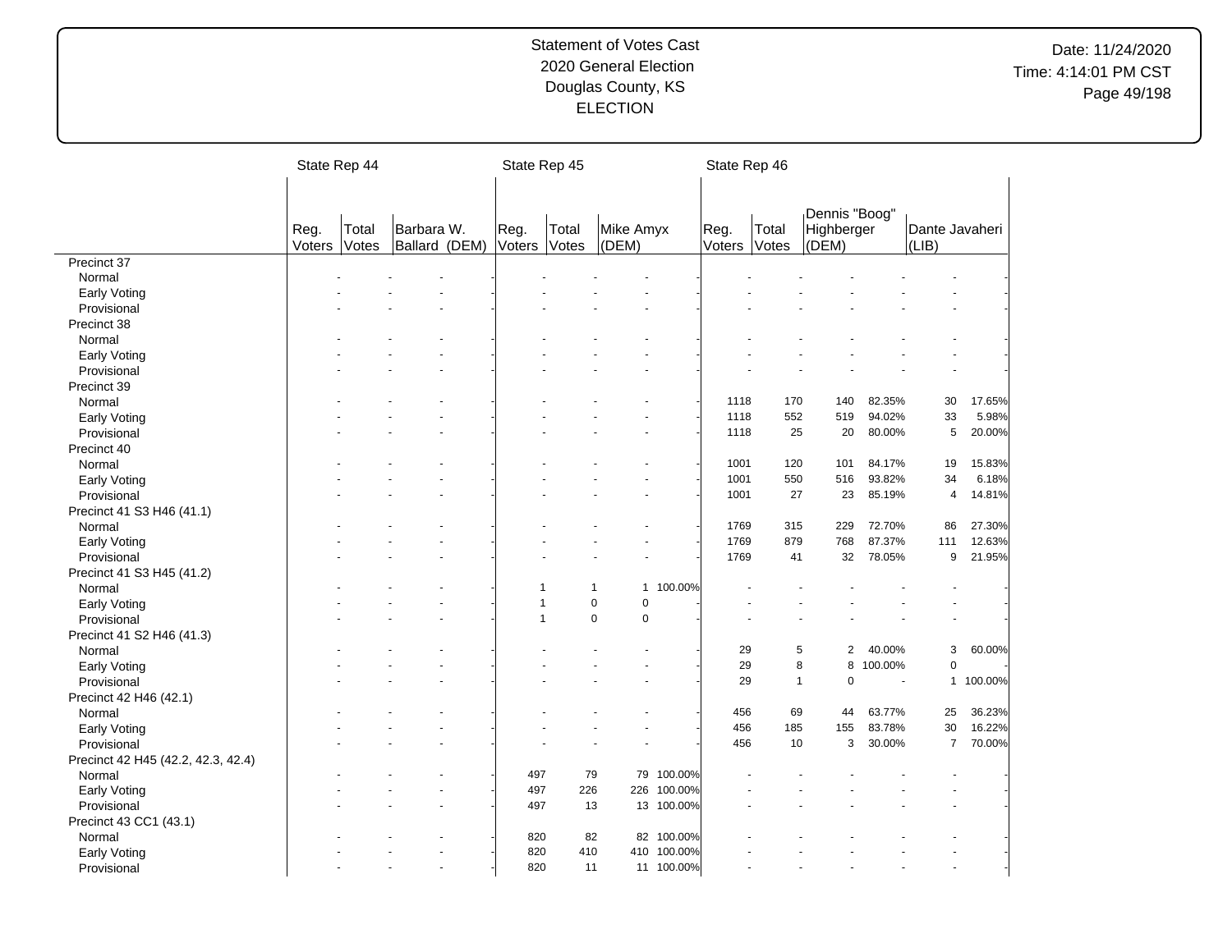# Statement of Votes Cast
# 2020 General Election
# Douglas County, KS
# ELECTION

Date: 11/24/2020
Time: 4:14:01 PM CST

| | State Rep 44 | | | | State Rep 45 | | | | State Rep 46 | | | | | |
|---|---|---|---|---|---|---|---|---|---|---|---|---|---|---|
| | Reg. Voters | Total Votes | Barbara W. Ballard (DEM) | | Reg. Voters | Total Votes | Mike Amyx (DEM) | | Reg. Voters | Total Votes | Dennis "Boog" Highberger (DEM) | | Dante Javaheri (LIB) | |
| **Precinct 37** | | | | | | | | | | | | | | |
| Normal | - | - | - | - | - | - | - | - | - | - | - | - | - | - |
| Early Voting | - | - | - | - | - | - | - | - | - | - | - | - | - | - |
| Provisional | - | - | - | - | - | - | - | - | - | - | - | - | - | - |
| **Precinct 38** | | | | | | | | | | | | | | |
| Normal | - | - | - | - | - | - | - | - | - | - | - | - | - | - |
| Early Voting | - | - | - | - | - | - | - | - | - | - | - | - | - | - |
| Provisional | - | - | - | - | - | - | - | - | - | - | - | - | - | - |
| **Precinct 39** | | | | | | | | | | | | | | |
| Normal | - | - | - | - | - | - | - | - | 1118 | 170 | 140 | 82.35% | 30 | 17.65% |
| Early Voting | - | - | - | - | - | - | - | - | 1118 | 552 | 519 | 94.02% | 33 | 5.98% |
| Provisional | - | - | - | - | - | - | - | - | 1118 | 25 | 20 | 80.00% | 5 | 20.00% |
| **Precinct 40** | | | | | | | | | | | | | | |
| Normal | - | - | - | - | - | - | - | - | 1001 | 120 | 101 | 84.17% | 19 | 15.83% |
| Early Voting | - | - | - | - | - | - | - | - | 1001 | 550 | 516 | 93.82% | 34 | 6.18% |
| Provisional | - | - | - | - | - | - | - | - | 1001 | 27 | 23 | 85.19% | 4 | 14.81% |
| **Precinct 41 S3 H46 (41.1)** | | | | | | | | | | | | | | |
| Normal | - | - | - | - | - | - | - | - | 1769 | 315 | 229 | 72.70% | 86 | 27.30% |
| Early Voting | - | - | - | - | - | - | - | - | 1769 | 879 | 768 | 87.37% | 111 | 12.63% |
| Provisional | - | - | - | - | - | - | - | - | 1769 | 41 | 32 | 78.05% | 9 | 21.95% |
| **Precinct 41 S3 H45 (41.2)** | | | | | | | | | | | | | | |
| Normal | - | - | - | - | 1 | 1 | 1 | 100.00% | - | - | - | - | - | - |
| Early Voting | - | - | - | - | 1 | 0 | 0 | - | - | - | - | - | - | - |
| Provisional | - | - | - | - | 1 | 0 | 0 | - | - | - | - | - | - | - |
| **Precinct 41 S2 H46 (41.3)** | | | | | | | | | | | | | | |
| Normal | - | - | - | - | - | - | - | - | 29 | 5 | 2 | 40.00% | 3 | 60.00% |
| Early Voting | - | - | - | - | - | - | - | - | 29 | 8 | 8 | 100.00% | 0 | - |
| Provisional | - | - | - | - | - | - | - | - | 29 | 1 | 0 | - | 1 | 100.00% |
| **Precinct 42 H46 (42.1)** | | | | | | | | | | | | | | |
| Normal | - | - | - | - | - | - | - | - | 456 | 69 | 44 | 63.77% | 25 | 36.23% |
| Early Voting | - | - | - | - | - | - | - | - | 456 | 185 | 155 | 83.78% | 30 | 16.22% |
| Provisional | - | - | - | - | - | - | - | - | 456 | 10 | 3 | 30.00% | 7 | 70.00% |
| **Precinct 42 H45 (42.2, 42.3, 42.4)** | | | | | | | | | | | | | | |
| Normal | - | - | - | - | 497 | 79 | 79 | 100.00% | - | - | - | - | - | - |
| Early Voting | - | - | - | - | 497 | 226 | 226 | 100.00% | - | - | - | - | - | - |
| Provisional | - | - | - | - | 497 | 13 | 13 | 100.00% | - | - | - | - | - | - |
| **Precinct 43 CC1 (43.1)** | | | | | | | | | | | | | | |
| Normal | - | - | - | - | 820 | 82 | 82 | 100.00% | - | - | - | - | - | - |
| Early Voting | - | - | - | - | 820 | 410 | 410 | 100.00% | - | - | - | - | - | - |
| Provisional | - | - | - | - | 820 | 11 | 11 | 100.00% | - | - | - | - | - | - |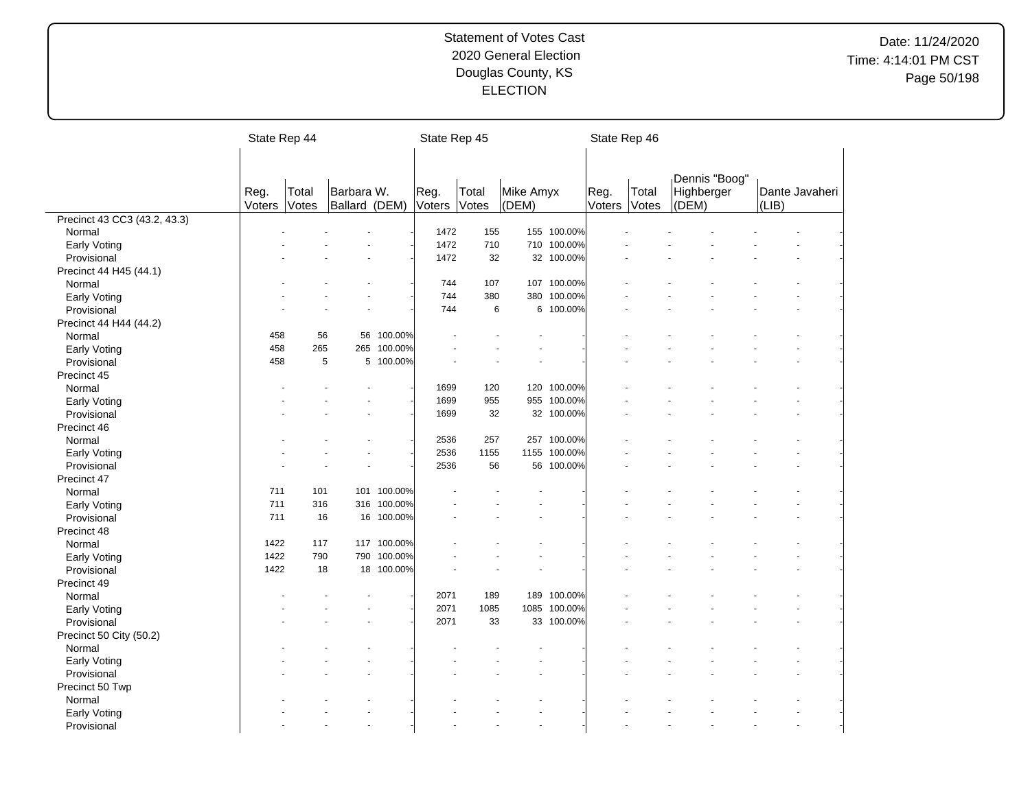Statement of Votes Cast
2020 General Election
Douglas County, KS
ELECTION

Date: 11/24/2020
Time: 4:14:01 PM CST

| | State Rep 44 | | | | State Rep 45 | | | | State Rep 46 | | | | | |
|---|---|---|---|---|---|---|---|---|---|---|---|---|---|---|
| | Reg. Voters | Total Votes | Barbara W. Ballard (DEM) | | Reg. Voters | Total Votes | Mike Amyx (DEM) | | Reg. Voters | Total Votes | Dennis "Boog" Highberger (DEM) | | Dante Javaheri (LIB) | |
| Precinct 43 CC3 (43.2, 43.3) | | | | | | | | | | | | | | |
| Normal | - | - | - | - | 1472 | 155 | 155 | 100.00% | - | - | - | - | - | - |
| Early Voting | - | - | - | - | 1472 | 710 | 710 | 100.00% | - | - | - | - | - | - |
| Provisional | - | - | - | - | 1472 | 32 | 32 | 100.00% | - | - | - | - | - | - |
| Precinct 44 H45 (44.1) | | | | | | | | | | | | | | |
| Normal | - | - | - | - | 744 | 107 | 107 | 100.00% | - | - | - | - | - | - |
| Early Voting | - | - | - | - | 744 | 380 | 380 | 100.00% | - | - | - | - | - | - |
| Provisional | - | - | - | - | 744 | 6 | 6 | 100.00% | - | - | - | - | - | - |
| Precinct 44 H44 (44.2) | | | | | | | | | | | | | | |
| Normal | 458 | 56 | 56 | 100.00% | - | - | - | - | - | - | - | - | - | - |
| Early Voting | 458 | 265 | 265 | 100.00% | - | - | - | - | - | - | - | - | - | - |
| Provisional | 458 | 5 | 5 | 100.00% | - | - | - | - | - | - | - | - | - | - |
| Precinct 45 | | | | | | | | | | | | | | |
| Normal | - | - | - | - | 1699 | 120 | 120 | 100.00% | - | - | - | - | - | - |
| Early Voting | - | - | - | - | 1699 | 955 | 955 | 100.00% | - | - | - | - | - | - |
| Provisional | - | - | - | - | 1699 | 32 | 32 | 100.00% | - | - | - | - | - | - |
| Precinct 46 | | | | | | | | | | | | | | |
| Normal | - | - | - | - | 2536 | 257 | 257 | 100.00% | - | - | - | - | - | - |
| Early Voting | - | - | - | - | 2536 | 1155 | 1155 | 100.00% | - | - | - | - | - | - |
| Provisional | - | - | - | - | 2536 | 56 | 56 | 100.00% | - | - | - | - | - | - |
| Precinct 47 | | | | | | | | | | | | | | |
| Normal | 711 | 101 | 101 | 100.00% | - | - | - | - | - | - | - | - | - | - |
| Early Voting | 711 | 316 | 316 | 100.00% | - | - | - | - | - | - | - | - | - | - |
| Provisional | 711 | 16 | 16 | 100.00% | - | - | - | - | - | - | - | - | - | - |
| Precinct 48 | | | | | | | | | | | | | | |
| Normal | 1422 | 117 | 117 | 100.00% | - | - | - | - | - | - | - | - | - | - |
| Early Voting | 1422 | 790 | 790 | 100.00% | - | - | - | - | - | - | - | - | - | - |
| Provisional | 1422 | 18 | 18 | 100.00% | - | - | - | - | - | - | - | - | - | - |
| Precinct 49 | | | | | | | | | | | | | | |
| Normal | - | - | - | - | 2071 | 189 | 189 | 100.00% | - | - | - | - | - | - |
| Early Voting | - | - | - | - | 2071 | 1085 | 1085 | 100.00% | - | - | - | - | - | - |
| Provisional | - | - | - | - | 2071 | 33 | 33 | 100.00% | - | - | - | - | - | - |
| Precinct 50 City (50.2) | | | | | | | | | | | | | | |
| Normal | - | - | - | - | - | - | - | - | - | - | - | - | - | - |
| Early Voting | - | - | - | - | - | - | - | - | - | - | - | - | - | - |
| Provisional | - | - | - | - | - | - | - | - | - | - | - | - | - | - |
| Precinct 50 Twp | | | | | | | | | | | | | | |
| Normal | - | - | - | - | - | - | - | - | - | - | - | - | - | - |
| Early Voting | - | - | - | - | - | - | - | - | - | - | - | - | - | - |
| Provisional | - | - | - | - | - | - | - | - | - | - | - | - | - | - |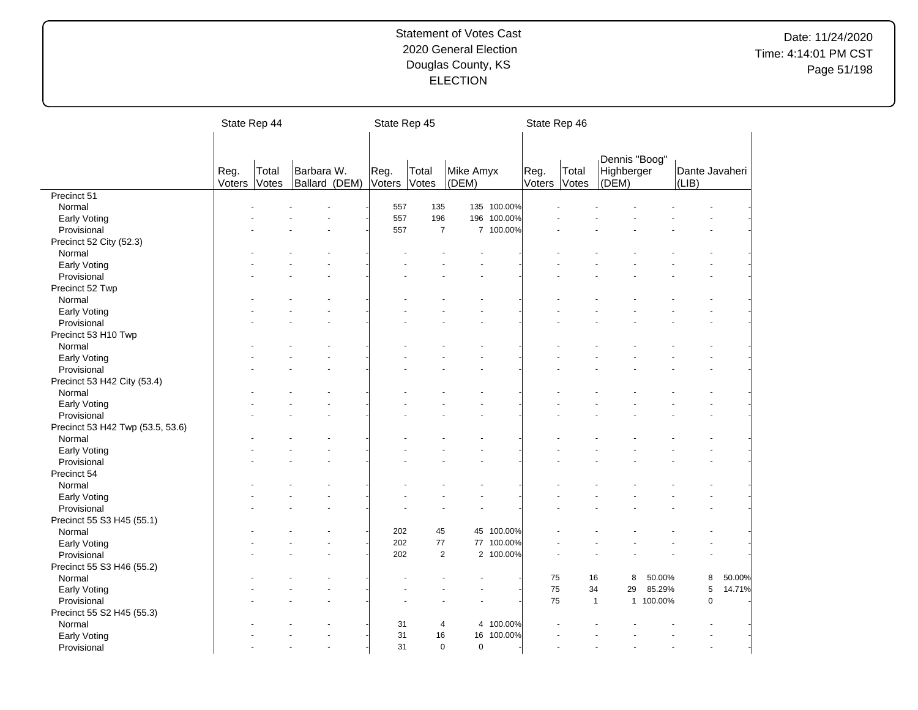Statement of Votes Cast
2020 General Election
Douglas County, KS
ELECTION

Date: 11/24/2020
Time: 4:14:01 PM CST

| | State Rep 44 | | | | State Rep 45 | | | | State Rep 46 | | | | | | |
|---|---|---|---|---|---|---|---|---|---|---|---|---|---|---|---|
| | Reg. Voters | Total Votes | Barbara W. Ballard (DEM) | | Reg. Voters | Total Votes | Mike Amyx (DEM) | | Reg. Voters | Total Votes | Dennis "Boog" Highberger (DEM) | | Dante Javaheri (LIB) | | |
| Precinct 51 | | | | | | | | | | | | | | | |
| Normal | - | - | - | - | 557 | 135 | 135 | 100.00% | - | - | - | - | - | - | |
| Early Voting | - | - | - | - | 557 | 196 | 196 | 100.00% | - | - | - | - | - | - | |
| Provisional | - | - | - | - | 557 | 7 | 7 | 100.00% | - | - | - | - | - | - | |
| Precinct 52 City (52.3) | | | | | | | | | | | | | | | |
| Normal | - | - | - | - | - | - | - | - | - | - | - | - | - | - | |
| Early Voting | - | - | - | - | - | - | - | - | - | - | - | - | - | - | |
| Provisional | - | - | - | - | - | - | - | - | - | - | - | - | - | - | |
| Precinct 52 Twp | | | | | | | | | | | | | | | |
| Normal | - | - | - | - | - | - | - | - | - | - | - | - | - | - | |
| Early Voting | - | - | - | - | - | - | - | - | - | - | - | - | - | - | |
| Provisional | - | - | - | - | - | - | - | - | - | - | - | - | - | - | |
| Precinct 53 H10 Twp | | | | | | | | | | | | | | | |
| Normal | - | - | - | - | - | - | - | - | - | - | - | - | - | - | |
| Early Voting | - | - | - | - | - | - | - | - | - | - | - | - | - | - | |
| Provisional | - | - | - | - | - | - | - | - | - | - | - | - | - | - | |
| Precinct 53 H42 City (53.4) | | | | | | | | | | | | | | | |
| Normal | - | - | - | - | - | - | - | - | - | - | - | - | - | - | |
| Early Voting | - | - | - | - | - | - | - | - | - | - | - | - | - | - | |
| Provisional | - | - | - | - | - | - | - | - | - | - | - | - | - | - | |
| Precinct 53 H42 Twp (53.5, 53.6) | | | | | | | | | | | | | | | |
| Normal | - | - | - | - | - | - | - | - | - | - | - | - | - | - | |
| Early Voting | - | - | - | - | - | - | - | - | - | - | - | - | - | - | |
| Provisional | - | - | - | - | - | - | - | - | - | - | - | - | - | - | |
| Precinct 54 | | | | | | | | | | | | | | | |
| Normal | - | - | - | - | - | - | - | - | - | - | - | - | - | - | |
| Early Voting | - | - | - | - | - | - | - | - | - | - | - | - | - | - | |
| Provisional | - | - | - | - | - | - | - | - | - | - | - | - | - | - | |
| Precinct 55 S3 H45 (55.1) | | | | | | | | | | | | | | | |
| Normal | - | - | - | - | 202 | 45 | 45 | 100.00% | - | - | - | - | - | - | |
| Early Voting | - | - | - | - | 202 | 77 | 77 | 100.00% | - | - | - | - | - | - | |
| Provisional | - | - | - | - | 202 | 2 | 2 | 100.00% | - | - | - | - | - | - | |
| Precinct 55 S3 H46 (55.2) | | | | | | | | | | | | | | | |
| Normal | - | - | - | - | - | - | - | - | 75 | 16 | 8 | 50.00% | 8 | 50.00% | |
| Early Voting | - | - | - | - | - | - | - | - | 75 | 34 | 29 | 85.29% | 5 | 14.71% | |
| Provisional | - | - | - | - | - | - | - | - | 75 | 1 | 1 | 100.00% | 0 | - | |
| Precinct 55 S2 H45 (55.3) | | | | | | | | | | | | | | | |
| Normal | - | - | - | - | 31 | 4 | 4 | 100.00% | - | - | - | - | - | - | |
| Early Voting | - | - | - | - | 31 | 16 | 16 | 100.00% | - | - | - | - | - | - | |
| Provisional | - | - | - | - | 31 | 0 | 0 | - | - | - | - | - | - | - | |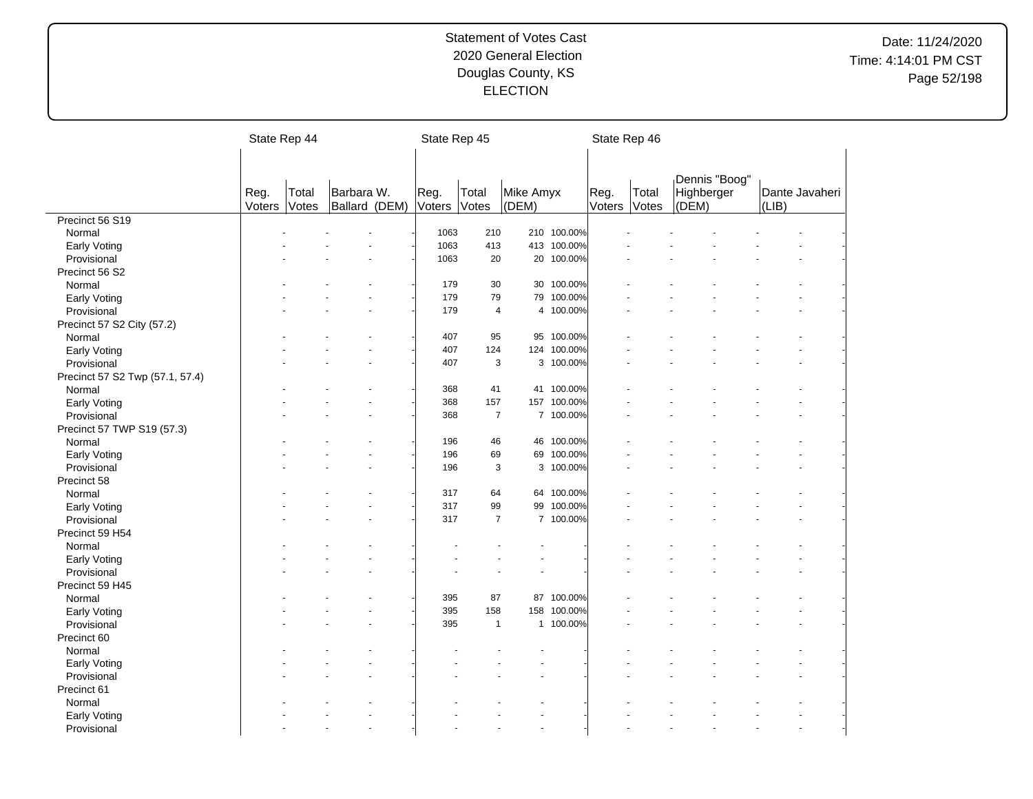Statement of Votes Cast
2020 General Election
Douglas County, KS
ELECTION

Date: 11/24/2020
Time: 4:14:01 PM CST

| | State Rep 44 | | | | State Rep 45 | | | | State Rep 46 | | | | | |
|---|---|---|---|---|---|---|---|---|---|---|---|---|---|---|
| | Reg. Voters | Total Votes | Barbara W. Ballard (DEM) | | Reg. Voters | Total Votes | Mike Amyx (DEM) | | Reg. Voters | Total Votes | Dennis "Boog" Highberger (DEM) | | Dante Javaheri (LIB) | |
| Precinct 56 S19 | | | | | | | | | | | | | | |
| Normal | - | - | - | - | 1063 | 210 | 210 | 100.00% | - | - | - | - | - | - |
| Early Voting | - | - | - | - | 1063 | 413 | 413 | 100.00% | - | - | - | - | - | - |
| Provisional | - | - | - | - | 1063 | 20 | 20 | 100.00% | - | - | - | - | - | - |
| Precinct 56 S2 | | | | | | | | | | | | | | |
| Normal | - | - | - | - | 179 | 30 | 30 | 100.00% | - | - | - | - | - | - |
| Early Voting | - | - | - | - | 179 | 79 | 79 | 100.00% | - | - | - | - | - | - |
| Provisional | - | - | - | - | 179 | 4 | 4 | 100.00% | - | - | - | - | - | - |
| Precinct 57 S2 City (57.2) | | | | | | | | | | | | | | |
| Normal | - | - | - | - | 407 | 95 | 95 | 100.00% | - | - | - | - | - | - |
| Early Voting | - | - | - | - | 407 | 124 | 124 | 100.00% | - | - | - | - | - | - |
| Provisional | - | - | - | - | 407 | 3 | 3 | 100.00% | - | - | - | - | - | - |
| Precinct 57 S2 Twp (57.1, 57.4) | | | | | | | | | | | | | | |
| Normal | - | - | - | - | 368 | 41 | 41 | 100.00% | - | - | - | - | - | - |
| Early Voting | - | - | - | - | 368 | 157 | 157 | 100.00% | - | - | - | - | - | - |
| Provisional | - | - | - | - | 368 | 7 | 7 | 100.00% | - | - | - | - | - | - |
| Precinct 57 TWP S19 (57.3) | | | | | | | | | | | | | | |
| Normal | - | - | - | - | 196 | 46 | 46 | 100.00% | - | - | - | - | - | - |
| Early Voting | - | - | - | - | 196 | 69 | 69 | 100.00% | - | - | - | - | - | - |
| Provisional | - | - | - | - | 196 | 3 | 3 | 100.00% | - | - | - | - | - | - |
| Precinct 58 | | | | | | | | | | | | | | |
| Normal | - | - | - | - | 317 | 64 | 64 | 100.00% | - | - | - | - | - | - |
| Early Voting | - | - | - | - | 317 | 99 | 99 | 100.00% | - | - | - | - | - | - |
| Provisional | - | - | - | - | 317 | 7 | 7 | 100.00% | - | - | - | - | - | - |
| Precinct 59 H54 | | | | | | | | | | | | | | |
| Normal | - | - | - | - | - | - | - | - | - | - | - | - | - | - |
| Early Voting | - | - | - | - | - | - | - | - | - | - | - | - | - | - |
| Provisional | - | - | - | - | - | - | - | - | - | - | - | - | - | - |
| Precinct 59 H45 | | | | | | | | | | | | | | |
| Normal | - | - | - | - | 395 | 87 | 87 | 100.00% | - | - | - | - | - | - |
| Early Voting | - | - | - | - | 395 | 158 | 158 | 100.00% | - | - | - | - | - | - |
| Provisional | - | - | - | - | 395 | 1 | 1 | 100.00% | - | - | - | - | - | - |
| Precinct 60 | | | | | | | | | | | | | | |
| Normal | - | - | - | - | - | - | - | - | - | - | - | - | - | - |
| Early Voting | - | - | - | - | - | - | - | - | - | - | - | - | - | - |
| Provisional | - | - | - | - | - | - | - | - | - | - | - | - | - | - |
| Precinct 61 | | | | | | | | | | | | | | |
| Normal | - | - | - | - | - | - | - | - | - | - | - | - | - | - |
| Early Voting | - | - | - | - | - | - | - | - | - | - | - | - | - | - |
| Provisional | - | - | - | - | - | - | - | - | - | - | - | - | - | - |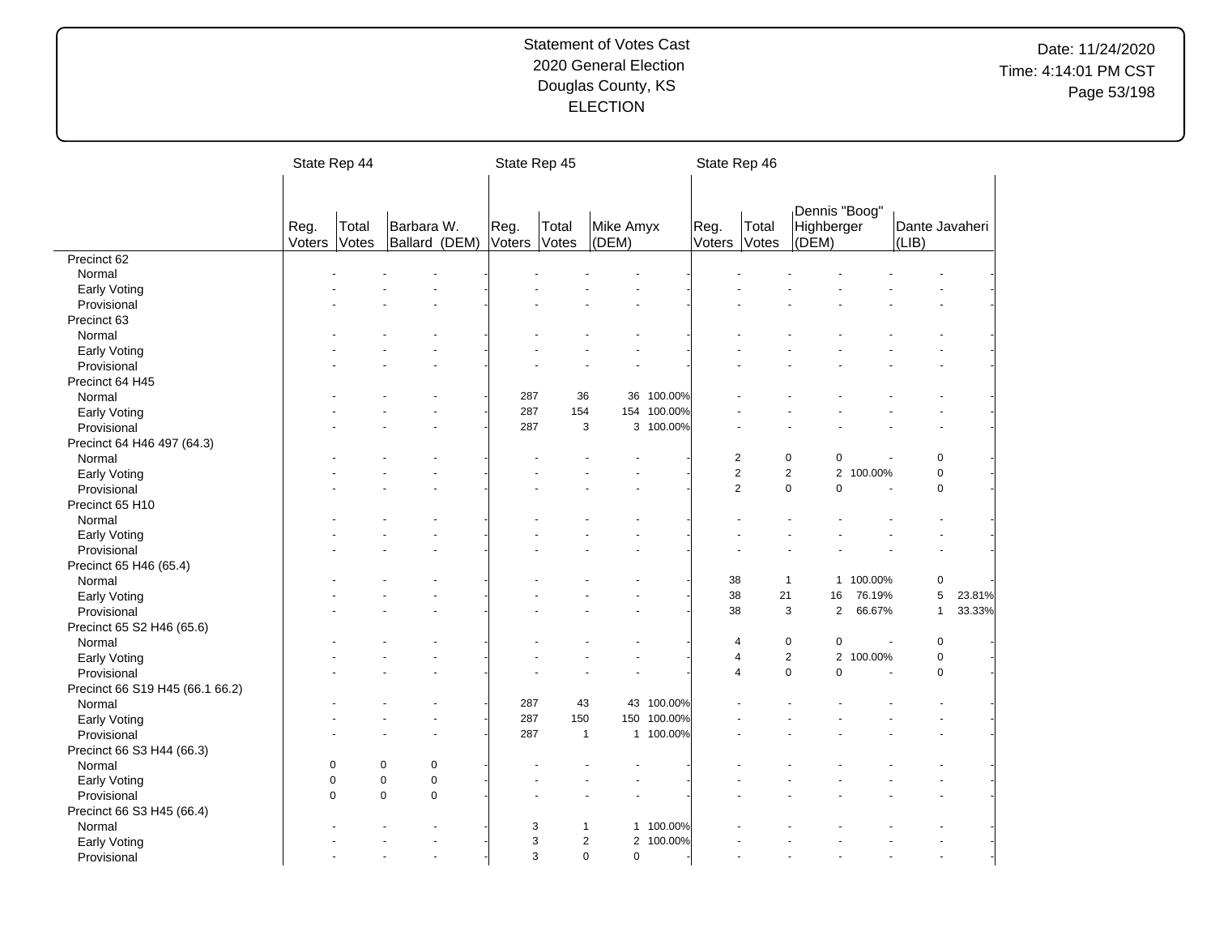Statement of Votes Cast
2020 General Election
Douglas County, KS
ELECTION

Date: 11/24/2020
Time: 4:14:01 PM CST

| | State Rep 44 | | | | State Rep 45 | | | | State Rep 46 | | | | | |
|---|---|---|---|---|---|---|---|---|---|---|---|---|---|---|
| | Reg. Voters | Total Votes | Barbara W. Ballard (DEM) | | Reg. Voters | Total Votes | Mike Amyx (DEM) | | Reg. Voters | Total Votes | Dennis "Boog" Highberger (DEM) | | Dante Javaheri (LIB) | |
| Precinct 62 | | | | | | | | | | | | | | |
| Normal | - | - | - | - | - | - | - | - | - | - | - | - | - | - |
| Early Voting | - | - | - | - | - | - | - | - | - | - | - | - | - | - |
| Provisional | - | - | - | - | - | - | - | - | - | - | - | - | - | - |
| Precinct 63 | | | | | | | | | | | | | | |
| Normal | - | - | - | - | - | - | - | - | - | - | - | - | - | - |
| Early Voting | - | - | - | - | - | - | - | - | - | - | - | - | - | - |
| Provisional | - | - | - | - | - | - | - | - | - | - | - | - | - | - |
| Precinct 64 H45 | | | | | | | | | | | | | | |
| Normal | - | - | - | - | 287 | 36 | 36 | 100.00% | - | - | - | - | - | - |
| Early Voting | - | - | - | - | 287 | 154 | 154 | 100.00% | - | - | - | - | - | - |
| Provisional | - | - | - | - | 287 | 3 | 3 | 100.00% | - | - | - | - | - | - |
| Precinct 64 H46 497 (64.3) | | | | | | | | | | | | | | |
| Normal | - | - | - | - | - | - | - | - | 2 | 0 | 0 | - | 0 | - |
| Early Voting | - | - | - | - | - | - | - | - | 2 | 2 | 2 | 100.00% | 0 | - |
| Provisional | - | - | - | - | - | - | - | - | 2 | 0 | 0 | - | 0 | - |
| Precinct 65 H10 | | | | | | | | | | | | | | |
| Normal | - | - | - | - | - | - | - | - | - | - | - | - | - | - |
| Early Voting | - | - | - | - | - | - | - | - | - | - | - | - | - | - |
| Provisional | - | - | - | - | - | - | - | - | - | - | - | - | - | - |
| Precinct 65 H46 (65.4) | | | | | | | | | | | | | | |
| Normal | - | - | - | - | - | - | - | - | 38 | 1 | 1 | 100.00% | 0 | - |
| Early Voting | - | - | - | - | - | - | - | - | 38 | 21 | 16 | 76.19% | 5 | 23.81% |
| Provisional | - | - | - | - | - | - | - | - | 38 | 3 | 2 | 66.67% | 1 | 33.33% |
| Precinct 65 S2 H46 (65.6) | | | | | | | | | | | | | | |
| Normal | - | - | - | - | - | - | - | - | 4 | 0 | 0 | - | 0 | - |
| Early Voting | - | - | - | - | - | - | - | - | 4 | 2 | 2 | 100.00% | 0 | - |
| Provisional | - | - | - | - | - | - | - | - | 4 | 0 | 0 | - | 0 | - |
| Precinct 66 S19 H45 (66.1 66.2) | | | | | | | | | | | | | | |
| Normal | - | - | - | - | 287 | 43 | 43 | 100.00% | - | - | - | - | - | - |
| Early Voting | - | - | - | - | 287 | 150 | 150 | 100.00% | - | - | - | - | - | - |
| Provisional | - | - | - | - | 287 | 1 | 1 | 100.00% | - | - | - | - | - | - |
| Precinct 66 S3 H44 (66.3) | | | | | | | | | | | | | | |
| Normal | 0 | 0 | 0 | - | - | - | - | - | - | - | - | - | - | - |
| Early Voting | 0 | 0 | 0 | - | - | - | - | - | - | - | - | - | - | - |
| Provisional | 0 | 0 | 0 | - | - | - | - | - | - | - | - | - | - | - |
| Precinct 66 S3 H45 (66.4) | | | | | | | | | | | | | | |
| Normal | - | - | - | - | 3 | 1 | 1 | 100.00% | - | - | - | - | - | - |
| Early Voting | - | - | - | - | 3 | 2 | 2 | 100.00% | - | - | - | - | - | - |
| Provisional | - | - | - | - | 3 | 0 | 0 | - | - | - | - | - | - | - |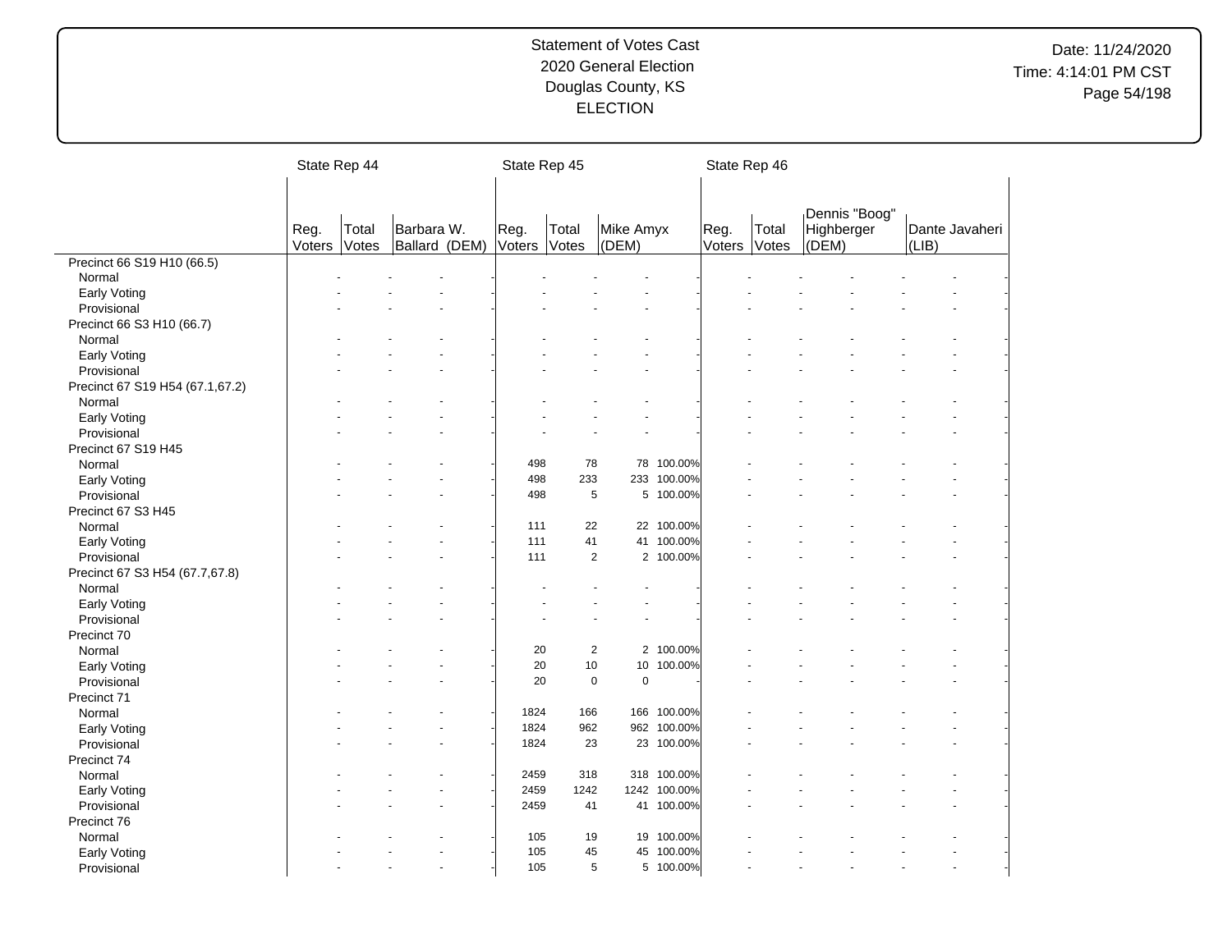# Statement of Votes Cast
## 2020 General Election
## Douglas County, KS
## ELECTION

Date: 11/24/2020
Time: 4:14:01 PM CST

| | State Rep 44 | | | | State Rep 45 | | | | State Rep 46 | | | | | |
|---|---|---|---|---|---|---|---|---|---|---|---|---|---|---|
| | Reg. Voters | Total Votes | Barbara W. Ballard (DEM) | | Reg. Voters | Total Votes | Mike Amyx (DEM) | | Reg. Voters | Total Votes | Dennis "Boog" Highberger (DEM) | | Dante Javaheri (LIB) | |
| **Precinct 66 S19 H10 (66.5)** | | | | | | | | | | | | | | |
| Normal | - | - | - | - | - | - | - | - | - | - | - | - | - | - |
| Early Voting | - | - | - | - | - | - | - | - | - | - | - | - | - | - |
| Provisional | - | - | - | - | - | - | - | - | - | - | - | - | - | - |
| **Precinct 66 S3 H10 (66.7)** | | | | | | | | | | | | | | |
| Normal | - | - | - | - | - | - | - | - | - | - | - | - | - | - |
| Early Voting | - | - | - | - | - | - | - | - | - | - | - | - | - | - |
| Provisional | - | - | - | - | - | - | - | - | - | - | - | - | - | - |
| **Precinct 67 S19 H54 (67.1,67.2)** | | | | | | | | | | | | | | |
| Normal | - | - | - | - | - | - | - | - | - | - | - | - | - | - |
| Early Voting | - | - | - | - | - | - | - | - | - | - | - | - | - | - |
| Provisional | - | - | - | - | - | - | - | - | - | - | - | - | - | - |
| **Precinct 67 S19 H45** | | | | | | | | | | | | | | |
| Normal | - | - | - | - | 498 | 78 | 78 | 100.00% | - | - | - | - | - | - |
| Early Voting | - | - | - | - | 498 | 233 | 233 | 100.00% | - | - | - | - | - | - |
| Provisional | - | - | - | - | 498 | 5 | 5 | 100.00% | - | - | - | - | - | - |
| **Precinct 67 S3 H45** | | | | | | | | | | | | | | |
| Normal | - | - | - | - | 111 | 22 | 22 | 100.00% | - | - | - | - | - | - |
| Early Voting | - | - | - | - | 111 | 41 | 41 | 100.00% | - | - | - | - | - | - |
| Provisional | - | - | - | - | 111 | 2 | 2 | 100.00% | - | - | - | - | - | - |
| **Precinct 67 S3 H54 (67.7,67.8)** | | | | | | | | | | | | | | |
| Normal | - | - | - | - | - | - | - | - | - | - | - | - | - | - |
| Early Voting | - | - | - | - | - | - | - | - | - | - | - | - | - | - |
| Provisional | - | - | - | - | - | - | - | - | - | - | - | - | - | - |
| **Precinct 70** | | | | | | | | | | | | | | |
| Normal | - | - | - | - | 20 | 2 | 2 | 100.00% | - | - | - | - | - | - |
| Early Voting | - | - | - | - | 20 | 10 | 10 | 100.00% | - | - | - | - | - | - |
| Provisional | - | - | - | - | 20 | 0 | 0 | - | - | - | - | - | - | - |
| **Precinct 71** | | | | | | | | | | | | | | |
| Normal | - | - | - | - | 1824 | 166 | 166 | 100.00% | - | - | - | - | - | - |
| Early Voting | - | - | - | - | 1824 | 962 | 962 | 100.00% | - | - | - | - | - | - |
| Provisional | - | - | - | - | 1824 | 23 | 23 | 100.00% | - | - | - | - | - | - |
| **Precinct 74** | | | | | | | | | | | | | | |
| Normal | - | - | - | - | 2459 | 318 | 318 | 100.00% | - | - | - | - | - | - |
| Early Voting | - | - | - | - | 2459 | 1242 | 1242 | 100.00% | - | - | - | - | - | - |
| Provisional | - | - | - | - | 2459 | 41 | 41 | 100.00% | - | - | - | - | - | - |
| **Precinct 76** | | | | | | | | | | | | | | |
| Normal | - | - | - | - | 105 | 19 | 19 | 100.00% | - | - | - | - | - | - |
| Early Voting | - | - | - | - | 105 | 45 | 45 | 100.00% | - | - | - | - | - | - |
| Provisional | - | - | - | - | 105 | 5 | 5 | 100.00% | - | - | - | - | - | - |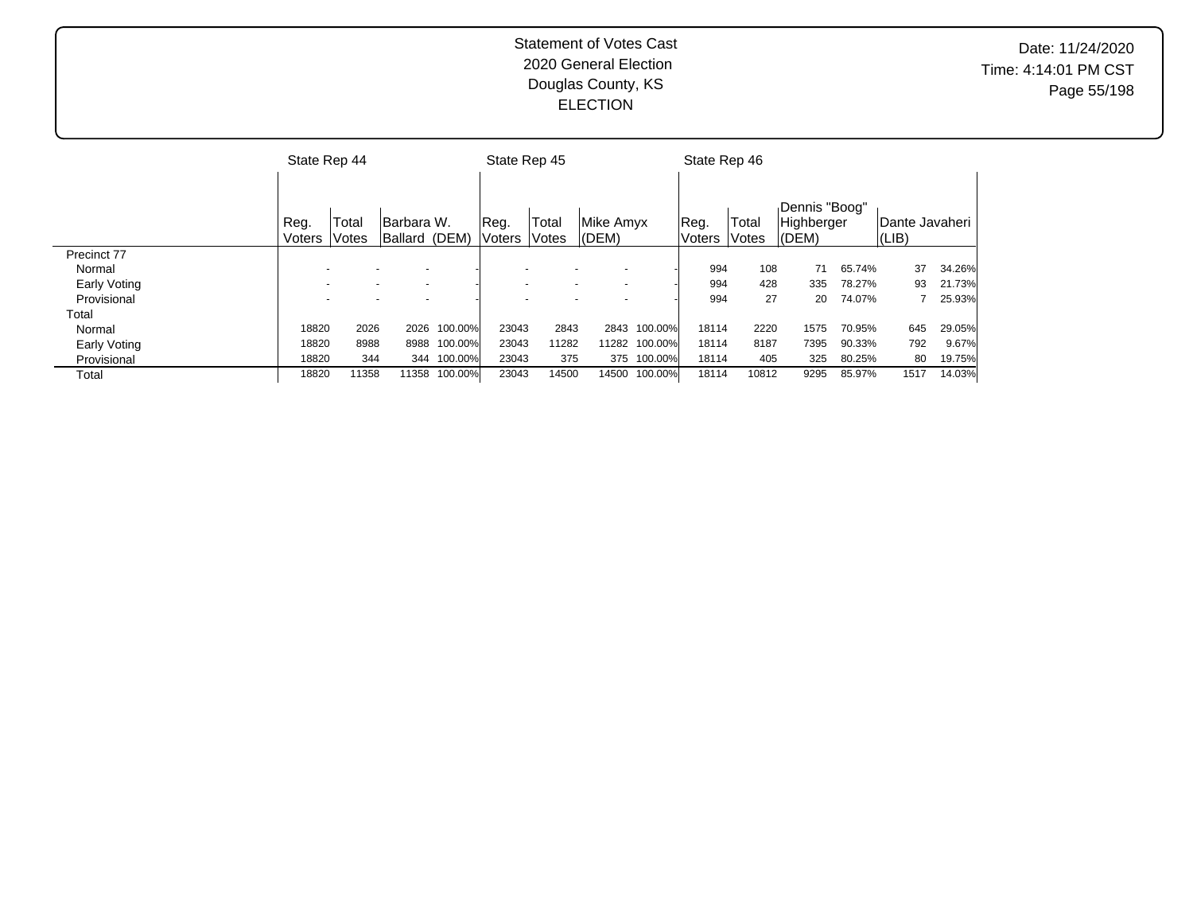Statement of Votes Cast
2020 General Election
Douglas County, KS
ELECTION

Date: 11/24/2020
Time: 4:14:01 PM CST

| | State Rep 44 | | | | State Rep 45 | | | | State Rep 46 | | | | | |
|---|---|---|---|---|---|---|---|---|---|---|---|---|---|---|
| | Reg. Voters | Total Votes | Barbara W. Ballard (DEM) | | Reg. Voters | Total Votes | Mike Amyx (DEM) | | Reg. Voters | Total Votes | Dennis "Boog" Highberger (DEM) | | Dante Javaheri (LIB) | |
| Precinct 77 | | | | | | | | | | | | | | |
| Normal | - | - | - | - | - | - | - | - | 994 | 108 | 71 | 65.74% | 37 | 34.26% |
| Early Voting | - | - | - | - | - | - | - | - | 994 | 428 | 335 | 78.27% | 93 | 21.73% |
| Provisional | - | - | - | - | - | - | - | - | 994 | 27 | 20 | 74.07% | 7 | 25.93% |
| Total | | | | | | | | | | | | | | |
| Normal | 18820 | 2026 | 2026 | 100.00% | 23043 | 2843 | 2843 | 100.00% | 18114 | 2220 | 1575 | 70.95% | 645 | 29.05% |
| Early Voting | 18820 | 8988 | 8988 | 100.00% | 23043 | 11282 | 11282 | 100.00% | 18114 | 8187 | 7395 | 90.33% | 792 | 9.67% |
| Provisional | 18820 | 344 | 344 | 100.00% | 23043 | 375 | 375 | 100.00% | 18114 | 405 | 325 | 80.25% | 80 | 19.75% |
| Total | 18820 | 11358 | 11358 | 100.00% | 23043 | 14500 | 14500 | 100.00% | 18114 | 10812 | 9295 | 85.97% | 1517 | 14.03% |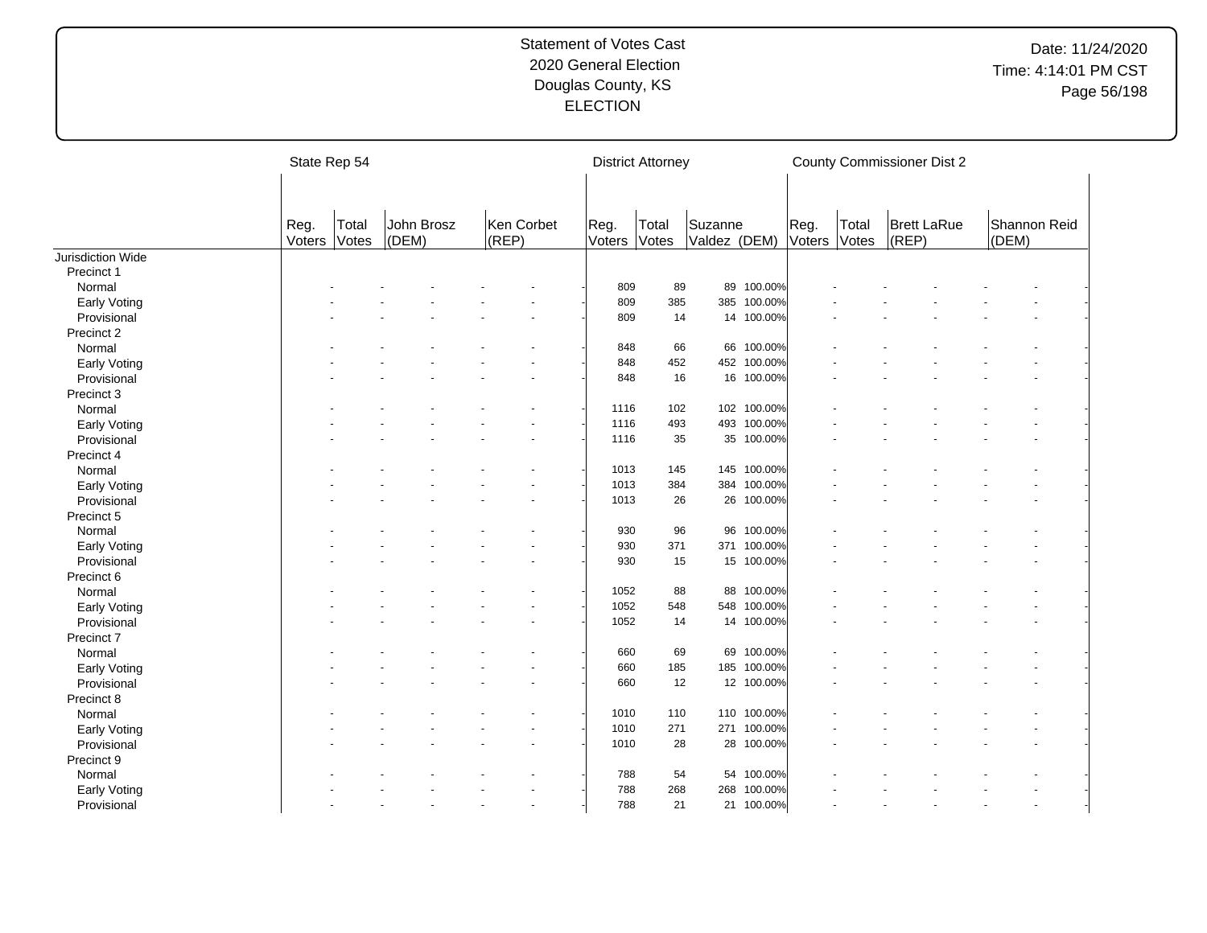Statement of Votes Cast
2020 General Election
Douglas County, KS
ELECTION

Date: 11/24/2020
Time: 4:14:01 PM CST

| | State Rep 54 | | | | | | District Attorney | | | | County Commissioner Dist 2 | | | | | |
|---|---|---|---|---|---|---|---|---|---|---|---|---|---|---|---|---|
| | Reg. Voters | Total Votes | John Brosz (DEM) | | Ken Corbet (REP) | | Reg. Voters | Total Votes | Suzanne Valdez (DEM) | | Reg. Voters | Total Votes | Brett LaRue (REP) | | Shannon Reid (DEM) | |
| Jurisdiction Wide | | | | | | | | | | | | | | | | |
| Precinct 1 | | | | | | | | | | | | | | | | |
| Normal | - | - | - | - | - | - | 809 | 89 | 89 | 100.00% | - | - | - | - | - | - |
| Early Voting | - | - | - | - | - | - | 809 | 385 | 385 | 100.00% | - | - | - | - | - | - |
| Provisional | - | - | - | - | - | - | 809 | 14 | 14 | 100.00% | - | - | - | - | - | - |
| Precinct 2 | | | | | | | | | | | | | | | | |
| Normal | - | - | - | - | - | - | 848 | 66 | 66 | 100.00% | - | - | - | - | - | - |
| Early Voting | - | - | - | - | - | - | 848 | 452 | 452 | 100.00% | - | - | - | - | - | - |
| Provisional | - | - | - | - | - | - | 848 | 16 | 16 | 100.00% | - | - | - | - | - | - |
| Precinct 3 | | | | | | | | | | | | | | | | |
| Normal | - | - | - | - | - | - | 1116 | 102 | 102 | 100.00% | - | - | - | - | - | - |
| Early Voting | - | - | - | - | - | - | 1116 | 493 | 493 | 100.00% | - | - | - | - | - | - |
| Provisional | - | - | - | - | - | - | 1116 | 35 | 35 | 100.00% | - | - | - | - | - | - |
| Precinct 4 | | | | | | | | | | | | | | | | |
| Normal | - | - | - | - | - | - | 1013 | 145 | 145 | 100.00% | - | - | - | - | - | - |
| Early Voting | - | - | - | - | - | - | 1013 | 384 | 384 | 100.00% | - | - | - | - | - | - |
| Provisional | - | - | - | - | - | - | 1013 | 26 | 26 | 100.00% | - | - | - | - | - | - |
| Precinct 5 | | | | | | | | | | | | | | | | |
| Normal | - | - | - | - | - | - | 930 | 96 | 96 | 100.00% | - | - | - | - | - | - |
| Early Voting | - | - | - | - | - | - | 930 | 371 | 371 | 100.00% | - | - | - | - | - | - |
| Provisional | - | - | - | - | - | - | 930 | 15 | 15 | 100.00% | - | - | - | - | - | - |
| Precinct 6 | | | | | | | | | | | | | | | | |
| Normal | - | - | - | - | - | - | 1052 | 88 | 88 | 100.00% | - | - | - | - | - | - |
| Early Voting | - | - | - | - | - | - | 1052 | 548 | 548 | 100.00% | - | - | - | - | - | - |
| Provisional | - | - | - | - | - | - | 1052 | 14 | 14 | 100.00% | - | - | - | - | - | - |
| Precinct 7 | | | | | | | | | | | | | | | | |
| Normal | - | - | - | - | - | - | 660 | 69 | 69 | 100.00% | - | - | - | - | - | - |
| Early Voting | - | - | - | - | - | - | 660 | 185 | 185 | 100.00% | - | - | - | - | - | - |
| Provisional | - | - | - | - | - | - | 660 | 12 | 12 | 100.00% | - | - | - | - | - | - |
| Precinct 8 | | | | | | | | | | | | | | | | |
| Normal | - | - | - | - | - | - | 1010 | 110 | 110 | 100.00% | - | - | - | - | - | - |
| Early Voting | - | - | - | - | - | - | 1010 | 271 | 271 | 100.00% | - | - | - | - | - | - |
| Provisional | - | - | - | - | - | - | 1010 | 28 | 28 | 100.00% | - | - | - | - | - | - |
| Precinct 9 | | | | | | | | | | | | | | | | |
| Normal | - | - | - | - | - | - | 788 | 54 | 54 | 100.00% | - | - | - | - | - | - |
| Early Voting | - | - | - | - | - | - | 788 | 268 | 268 | 100.00% | - | - | - | - | - | - |
| Provisional | - | - | - | - | - | - | 788 | 21 | 21 | 100.00% | - | - | - | - | - | - |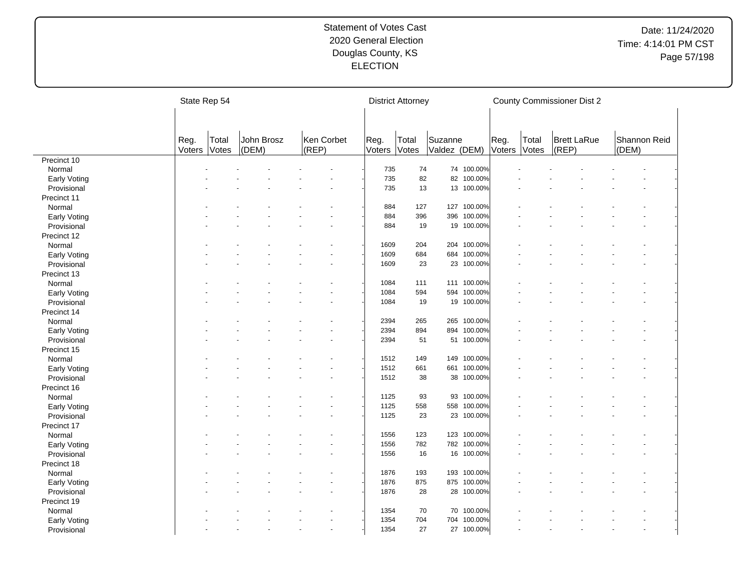Statement of Votes Cast
2020 General Election
Douglas County, KS
ELECTION

Date: 11/24/2020
Time: 4:14:01 PM CST

| | State Rep 54 | | | | | | District Attorney | | | | County Commissioner Dist 2 | | | | | |
|---|---|---|---|---|---|---|---|---|---|---|---|---|---|---|---|---|
| | Reg. Voters | Total Votes | John Brosz (DEM) | | Ken Corbet (REP) | | Reg. Voters | Total Votes | Suzanne Valdez (DEM) | | Reg. Voters | Total Votes | Brett LaRue (REP) | | Shannon Reid (DEM) | |
| Precinct 10 | | | | | | | | | | | | | | | | |
| Normal | - | - | - | - | - | - | 735 | 74 | 74 | 100.00% | - | - | - | - | - | - |
| Early Voting | - | - | - | - | - | - | 735 | 82 | 82 | 100.00% | - | - | - | - | - | - |
| Provisional | - | - | - | - | - | - | 735 | 13 | 13 | 100.00% | - | - | - | - | - | - |
| Precinct 11 | | | | | | | | | | | | | | | | |
| Normal | - | - | - | - | - | - | 884 | 127 | 127 | 100.00% | - | - | - | - | - | - |
| Early Voting | - | - | - | - | - | - | 884 | 396 | 396 | 100.00% | - | - | - | - | - | - |
| Provisional | - | - | - | - | - | - | 884 | 19 | 19 | 100.00% | - | - | - | - | - | - |
| Precinct 12 | | | | | | | | | | | | | | | | |
| Normal | - | - | - | - | - | - | 1609 | 204 | 204 | 100.00% | - | - | - | - | - | - |
| Early Voting | - | - | - | - | - | - | 1609 | 684 | 684 | 100.00% | - | - | - | - | - | - |
| Provisional | - | - | - | - | - | - | 1609 | 23 | 23 | 100.00% | - | - | - | - | - | - |
| Precinct 13 | | | | | | | | | | | | | | | | |
| Normal | - | - | - | - | - | - | 1084 | 111 | 111 | 100.00% | - | - | - | - | - | - |
| Early Voting | - | - | - | - | - | - | 1084 | 594 | 594 | 100.00% | - | - | - | - | - | - |
| Provisional | - | - | - | - | - | - | 1084 | 19 | 19 | 100.00% | - | - | - | - | - | - |
| Precinct 14 | | | | | | | | | | | | | | | | |
| Normal | - | - | - | - | - | - | 2394 | 265 | 265 | 100.00% | - | - | - | - | - | - |
| Early Voting | - | - | - | - | - | - | 2394 | 894 | 894 | 100.00% | - | - | - | - | - | - |
| Provisional | - | - | - | - | - | - | 2394 | 51 | 51 | 100.00% | - | - | - | - | - | - |
| Precinct 15 | | | | | | | | | | | | | | | | |
| Normal | - | - | - | - | - | - | 1512 | 149 | 149 | 100.00% | - | - | - | - | - | - |
| Early Voting | - | - | - | - | - | - | 1512 | 661 | 661 | 100.00% | - | - | - | - | - | - |
| Provisional | - | - | - | - | - | - | 1512 | 38 | 38 | 100.00% | - | - | - | - | - | - |
| Precinct 16 | | | | | | | | | | | | | | | | |
| Normal | - | - | - | - | - | - | 1125 | 93 | 93 | 100.00% | - | - | - | - | - | - |
| Early Voting | - | - | - | - | - | - | 1125 | 558 | 558 | 100.00% | - | - | - | - | - | - |
| Provisional | - | - | - | - | - | - | 1125 | 23 | 23 | 100.00% | - | - | - | - | - | - |
| Precinct 17 | | | | | | | | | | | | | | | | |
| Normal | - | - | - | - | - | - | 1556 | 123 | 123 | 100.00% | - | - | - | - | - | - |
| Early Voting | - | - | - | - | - | - | 1556 | 782 | 782 | 100.00% | - | - | - | - | - | - |
| Provisional | - | - | - | - | - | - | 1556 | 16 | 16 | 100.00% | - | - | - | - | - | - |
| Precinct 18 | | | | | | | | | | | | | | | | |
| Normal | - | - | - | - | - | - | 1876 | 193 | 193 | 100.00% | - | - | - | - | - | - |
| Early Voting | - | - | - | - | - | - | 1876 | 875 | 875 | 100.00% | - | - | - | - | - | - |
| Provisional | - | - | - | - | - | - | 1876 | 28 | 28 | 100.00% | - | - | - | - | - | - |
| Precinct 19 | | | | | | | | | | | | | | | | |
| Normal | - | - | - | - | - | - | 1354 | 70 | 70 | 100.00% | - | - | - | - | - | - |
| Early Voting | - | - | - | - | - | - | 1354 | 704 | 704 | 100.00% | - | - | - | - | - | - |
| Provisional | - | - | - | - | - | - | 1354 | 27 | 27 | 100.00% | - | - | - | - | - | - |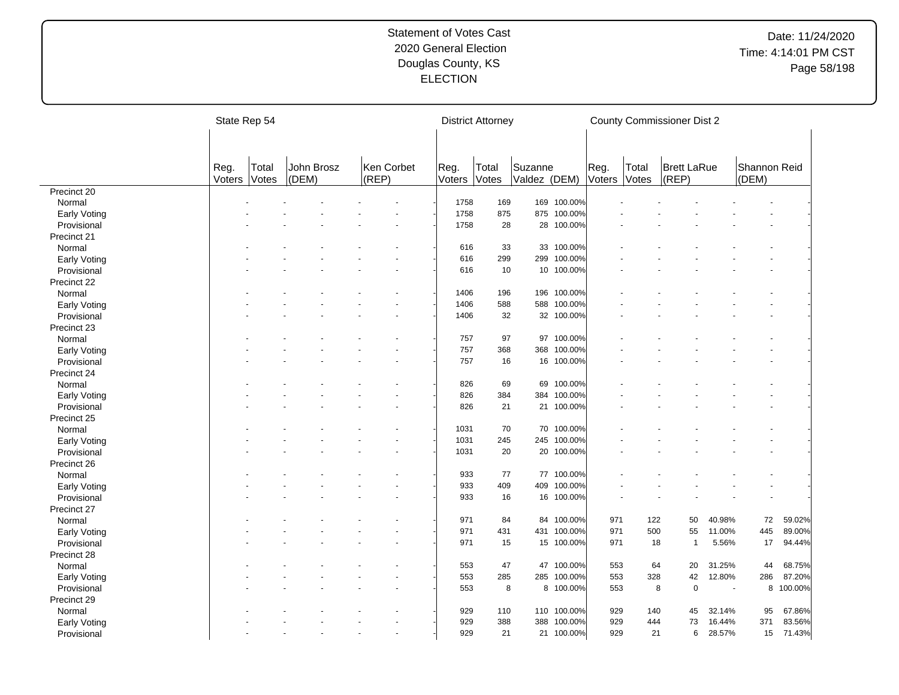Statement of Votes Cast
2020 General Election
Douglas County, KS
ELECTION

Date: 11/24/2020
Time: 4:14:01 PM CST

| | State Rep 54 | | | | | | District Attorney | | | | County Commissioner Dist 2 | | | | | |
|---|---|---|---|---|---|---|---|---|---|---|---|---|---|---|---|---|
| | Reg. Voters | Total Votes | John Brosz (DEM) | | Ken Corbet (REP) | | Reg. Voters | Total Votes | Suzanne Valdez (DEM) | | Reg. Voters | Total Votes | Brett LaRue (REP) | | Shannon Reid (DEM) | |
| Precinct 20 | | | | | | | | | | | | | | | | |
| Normal | - | - | - | - | - | - | 1758 | 169 | 169 | 100.00% | - | - | - | - | - | - |
| Early Voting | - | - | - | - | - | - | 1758 | 875 | 875 | 100.00% | - | - | - | - | - | - |
| Provisional | - | - | - | - | - | - | 1758 | 28 | 28 | 100.00% | - | - | - | - | - | - |
| Precinct 21 | | | | | | | | | | | | | | | | |
| Normal | - | - | - | - | - | - | 616 | 33 | 33 | 100.00% | - | - | - | - | - | - |
| Early Voting | - | - | - | - | - | - | 616 | 299 | 299 | 100.00% | - | - | - | - | - | - |
| Provisional | - | - | - | - | - | - | 616 | 10 | 10 | 100.00% | - | - | - | - | - | - |
| Precinct 22 | | | | | | | | | | | | | | | | |
| Normal | - | - | - | - | - | - | 1406 | 196 | 196 | 100.00% | - | - | - | - | - | - |
| Early Voting | - | - | - | - | - | - | 1406 | 588 | 588 | 100.00% | - | - | - | - | - | - |
| Provisional | - | - | - | - | - | - | 1406 | 32 | 32 | 100.00% | - | - | - | - | - | - |
| Precinct 23 | | | | | | | | | | | | | | | | |
| Normal | - | - | - | - | - | - | 757 | 97 | 97 | 100.00% | - | - | - | - | - | - |
| Early Voting | - | - | - | - | - | - | 757 | 368 | 368 | 100.00% | - | - | - | - | - | - |
| Provisional | - | - | - | - | - | - | 757 | 16 | 16 | 100.00% | - | - | - | - | - | - |
| Precinct 24 | | | | | | | | | | | | | | | | |
| Normal | - | - | - | - | - | - | 826 | 69 | 69 | 100.00% | - | - | - | - | - | - |
| Early Voting | - | - | - | - | - | - | 826 | 384 | 384 | 100.00% | - | - | - | - | - | - |
| Provisional | - | - | - | - | - | - | 826 | 21 | 21 | 100.00% | - | - | - | - | - | - |
| Precinct 25 | | | | | | | | | | | | | | | | |
| Normal | - | - | - | - | - | - | 1031 | 70 | 70 | 100.00% | - | - | - | - | - | - |
| Early Voting | - | - | - | - | - | - | 1031 | 245 | 245 | 100.00% | - | - | - | - | - | - |
| Provisional | - | - | - | - | - | - | 1031 | 20 | 20 | 100.00% | - | - | - | - | - | - |
| Precinct 26 | | | | | | | | | | | | | | | | |
| Normal | - | - | - | - | - | - | 933 | 77 | 77 | 100.00% | - | - | - | - | - | - |
| Early Voting | - | - | - | - | - | - | 933 | 409 | 409 | 100.00% | - | - | - | - | - | - |
| Provisional | - | - | - | - | - | - | 933 | 16 | 16 | 100.00% | - | - | - | - | - | - |
| Precinct 27 | | | | | | | | | | | | | | | | |
| Normal | - | - | - | - | - | - | 971 | 84 | 84 | 100.00% | 971 | 122 | 50 | 40.98% | 72 | 59.02% |
| Early Voting | - | - | - | - | - | - | 971 | 431 | 431 | 100.00% | 971 | 500 | 55 | 11.00% | 445 | 89.00% |
| Provisional | - | - | - | - | - | - | 971 | 15 | 15 | 100.00% | 971 | 18 | 1 | 5.56% | 17 | 94.44% |
| Precinct 28 | | | | | | | | | | | | | | | | |
| Normal | - | - | - | - | - | - | 553 | 47 | 47 | 100.00% | 553 | 64 | 20 | 31.25% | 44 | 68.75% |
| Early Voting | - | - | - | - | - | - | 553 | 285 | 285 | 100.00% | 553 | 328 | 42 | 12.80% | 286 | 87.20% |
| Provisional | - | - | - | - | - | - | 553 | 8 | 8 | 100.00% | 553 | 8 | 0 | - | 8 | 100.00% |
| Precinct 29 | | | | | | | | | | | | | | | | |
| Normal | - | - | - | - | - | - | 929 | 110 | 110 | 100.00% | 929 | 140 | 45 | 32.14% | 95 | 67.86% |
| Early Voting | - | - | - | - | - | - | 929 | 388 | 388 | 100.00% | 929 | 444 | 73 | 16.44% | 371 | 83.56% |
| Provisional | - | - | - | - | - | - | 929 | 21 | 21 | 100.00% | 929 | 21 | 6 | 28.57% | 15 | 71.43% |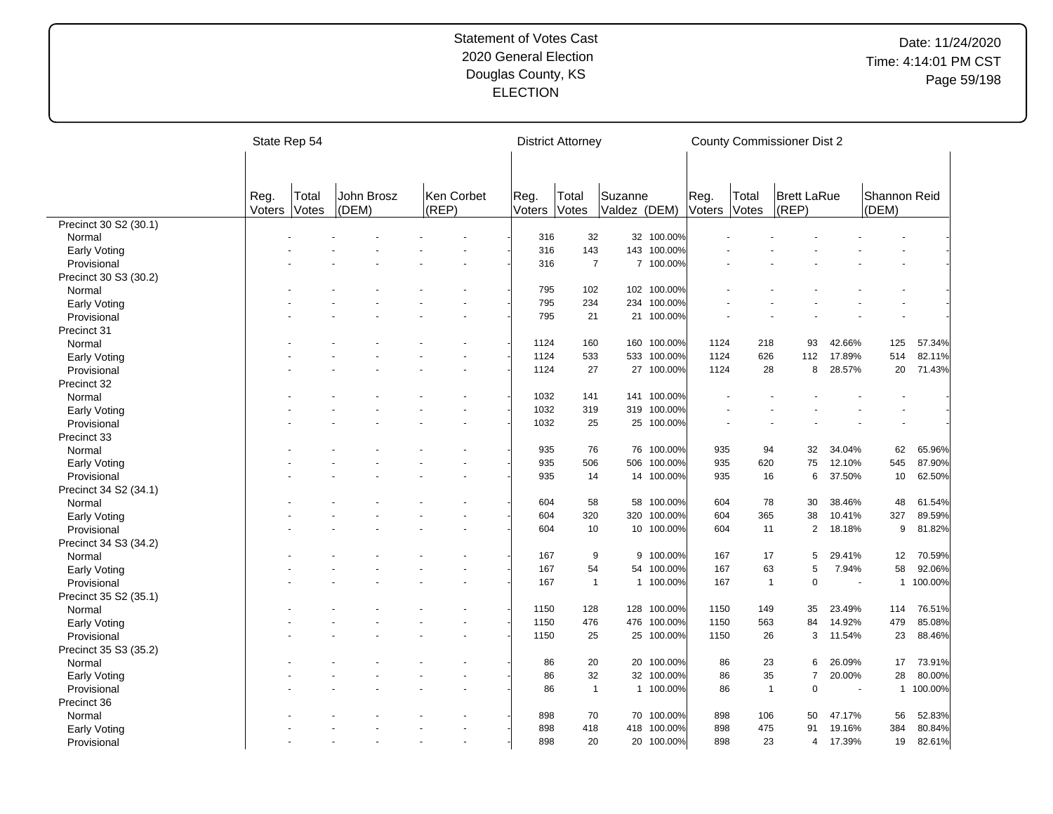# Statement of Votes Cast
## 2020 General Election
## Douglas County, KS
## ELECTION

Date: 11/24/2020
Time: 4:14:01 PM CST

| | State Rep 54 | | | | | | District Attorney | | | | County Commissioner Dist 2 | | | | | |
|---|---|---|---|---|---|---|---|---|---|---|---|---|---|---|---|---|
| | Reg. Voters | Total Votes | John Brosz (DEM) | | Ken Corbet (REP) | | Reg. Voters | Total Votes | Suzanne Valdez (DEM) | | Reg. Voters | Total Votes | Brett LaRue (REP) | | Shannon Reid (DEM) | |
| **Precinct 30 S2 (30.1)** | | | | | | | | | | | | | | | | |
| Normal | - | - | - | - | - | - | 316 | 32 | 32 | 100.00% | - | - | - | - | - | - |
| Early Voting | - | - | - | - | - | - | 316 | 143 | 143 | 100.00% | - | - | - | - | - | - |
| Provisional | - | - | - | - | - | - | 316 | 7 | 7 | 100.00% | - | - | - | - | - | - |
| **Precinct 30 S3 (30.2)** | | | | | | | | | | | | | | | | |
| Normal | - | - | - | - | - | - | 795 | 102 | 102 | 100.00% | - | - | - | - | - | - |
| Early Voting | - | - | - | - | - | - | 795 | 234 | 234 | 100.00% | - | - | - | - | - | - |
| Provisional | - | - | - | - | - | - | 795 | 21 | 21 | 100.00% | - | - | - | - | - | - |
| **Precinct 31** | | | | | | | | | | | | | | | | |
| Normal | - | - | - | - | - | - | 1124 | 160 | 160 | 100.00% | 1124 | 218 | 93 | 42.66% | 125 | 57.34% |
| Early Voting | - | - | - | - | - | - | 1124 | 533 | 533 | 100.00% | 1124 | 626 | 112 | 17.89% | 514 | 82.11% |
| Provisional | - | - | - | - | - | - | 1124 | 27 | 27 | 100.00% | 1124 | 28 | 8 | 28.57% | 20 | 71.43% |
| **Precinct 32** | | | | | | | | | | | | | | | | |
| Normal | - | - | - | - | - | - | 1032 | 141 | 141 | 100.00% | - | - | - | - | - | - |
| Early Voting | - | - | - | - | - | - | 1032 | 319 | 319 | 100.00% | - | - | - | - | - | - |
| Provisional | - | - | - | - | - | - | 1032 | 25 | 25 | 100.00% | - | - | - | - | - | - |
| **Precinct 33** | | | | | | | | | | | | | | | | |
| Normal | - | - | - | - | - | - | 935 | 76 | 76 | 100.00% | 935 | 94 | 32 | 34.04% | 62 | 65.96% |
| Early Voting | - | - | - | - | - | - | 935 | 506 | 506 | 100.00% | 935 | 620 | 75 | 12.10% | 545 | 87.90% |
| Provisional | - | - | - | - | - | - | 935 | 14 | 14 | 100.00% | 935 | 16 | 6 | 37.50% | 10 | 62.50% |
| **Precinct 34 S2 (34.1)** | | | | | | | | | | | | | | | | |
| Normal | - | - | - | - | - | - | 604 | 58 | 58 | 100.00% | 604 | 78 | 30 | 38.46% | 48 | 61.54% |
| Early Voting | - | - | - | - | - | - | 604 | 320 | 320 | 100.00% | 604 | 365 | 38 | 10.41% | 327 | 89.59% |
| Provisional | - | - | - | - | - | - | 604 | 10 | 10 | 100.00% | 604 | 11 | 2 | 18.18% | 9 | 81.82% |
| **Precinct 34 S3 (34.2)** | | | | | | | | | | | | | | | | |
| Normal | - | - | - | - | - | - | 167 | 9 | 9 | 100.00% | 167 | 17 | 5 | 29.41% | 12 | 70.59% |
| Early Voting | - | - | - | - | - | - | 167 | 54 | 54 | 100.00% | 167 | 63 | 5 | 7.94% | 58 | 92.06% |
| Provisional | - | - | - | - | - | - | 167 | 1 | 1 | 100.00% | 167 | 1 | 0 | - | 1 | 100.00% |
| **Precinct 35 S2 (35.1)** | | | | | | | | | | | | | | | | |
| Normal | - | - | - | - | - | - | 1150 | 128 | 128 | 100.00% | 1150 | 149 | 35 | 23.49% | 114 | 76.51% |
| Early Voting | - | - | - | - | - | - | 1150 | 476 | 476 | 100.00% | 1150 | 563 | 84 | 14.92% | 479 | 85.08% |
| Provisional | - | - | - | - | - | - | 1150 | 25 | 25 | 100.00% | 1150 | 26 | 3 | 11.54% | 23 | 88.46% |
| **Precinct 35 S3 (35.2)** | | | | | | | | | | | | | | | | |
| Normal | - | - | - | - | - | - | 86 | 20 | 20 | 100.00% | 86 | 23 | 6 | 26.09% | 17 | 73.91% |
| Early Voting | - | - | - | - | - | - | 86 | 32 | 32 | 100.00% | 86 | 35 | 7 | 20.00% | 28 | 80.00% |
| Provisional | - | - | - | - | - | - | 86 | 1 | 1 | 100.00% | 86 | 1 | 0 | - | 1 | 100.00% |
| **Precinct 36** | | | | | | | | | | | | | | | | |
| Normal | - | - | - | - | - | - | 898 | 70 | 70 | 100.00% | 898 | 106 | 50 | 47.17% | 56 | 52.83% |
| Early Voting | - | - | - | - | - | - | 898 | 418 | 418 | 100.00% | 898 | 475 | 91 | 19.16% | 384 | 80.84% |
| Provisional | - | - | - | - | - | - | 898 | 20 | 20 | 100.00% | 898 | 23 | 4 | 17.39% | 19 | 82.61% |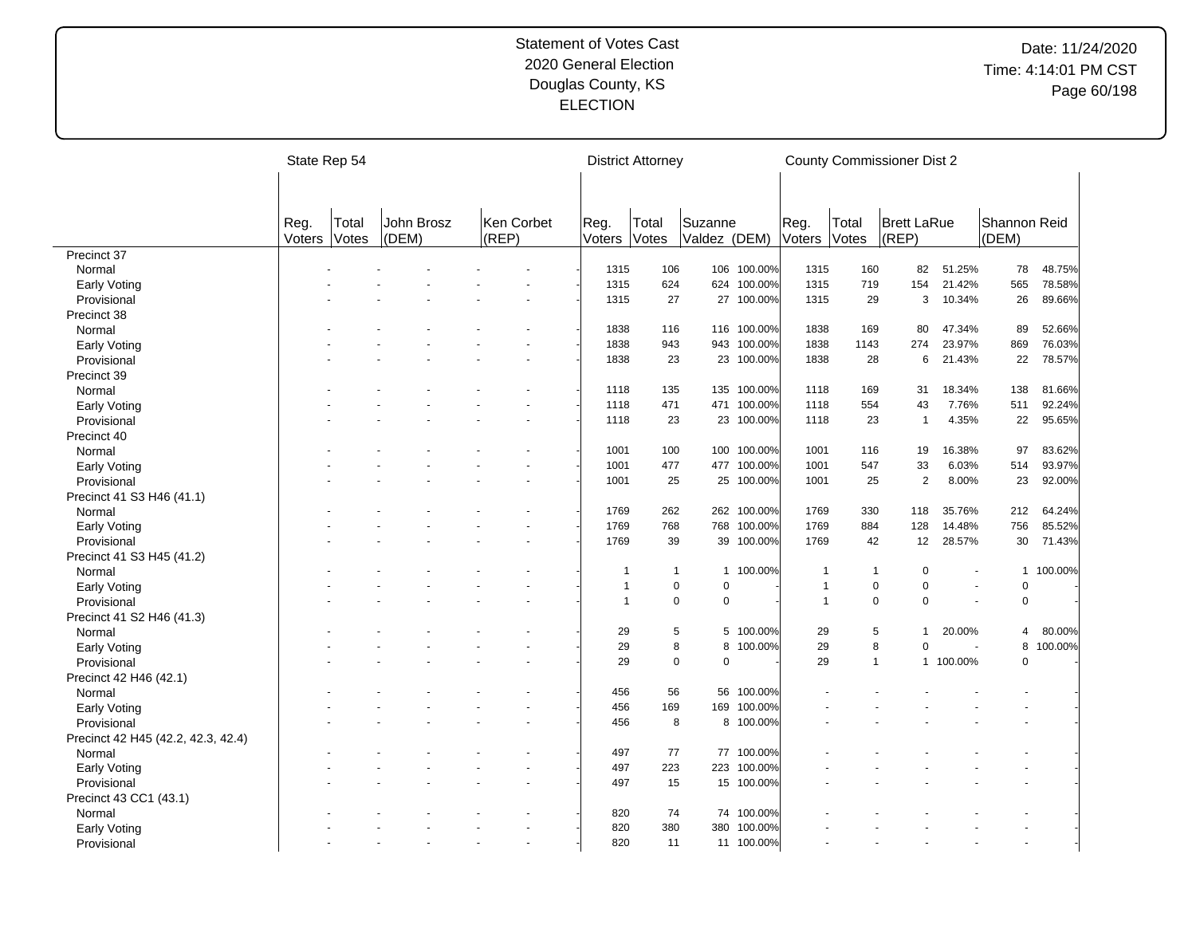Statement of Votes Cast
2020 General Election
Douglas County, KS
ELECTION

Date: 11/24/2020
Time: 4:14:01 PM CST

| | State Rep 54 | | | | | | District Attorney | | | | County Commissioner Dist 2 | | | | | |
|---|---|---|---|---|---|---|---|---|---|---|---|---|---|---|---|---|
| | Reg. Voters | Total Votes | John Brosz (DEM) | | Ken Corbet (REP) | | Reg. Voters | Total Votes | Suzanne Valdez (DEM) | | Reg. Voters | Total Votes | Brett LaRue (REP) | | Shannon Reid (DEM) | |
| Precinct 37 | | | | | | | | | | | | | | | | |
| Normal | - | - | - | - | - | - | 1315 | 106 | 106 | 100.00% | 1315 | 160 | 82 | 51.25% | 78 | 48.75% |
| Early Voting | - | - | - | - | - | - | 1315 | 624 | 624 | 100.00% | 1315 | 719 | 154 | 21.42% | 565 | 78.58% |
| Provisional | - | - | - | - | - | - | 1315 | 27 | 27 | 100.00% | 1315 | 29 | 3 | 10.34% | 26 | 89.66% |
| Precinct 38 | | | | | | | | | | | | | | | | |
| Normal | - | - | - | - | - | - | 1838 | 116 | 116 | 100.00% | 1838 | 169 | 80 | 47.34% | 89 | 52.66% |
| Early Voting | - | - | - | - | - | - | 1838 | 943 | 943 | 100.00% | 1838 | 1143 | 274 | 23.97% | 869 | 76.03% |
| Provisional | - | - | - | - | - | - | 1838 | 23 | 23 | 100.00% | 1838 | 28 | 6 | 21.43% | 22 | 78.57% |
| Precinct 39 | | | | | | | | | | | | | | | | |
| Normal | - | - | - | - | - | - | 1118 | 135 | 135 | 100.00% | 1118 | 169 | 31 | 18.34% | 138 | 81.66% |
| Early Voting | - | - | - | - | - | - | 1118 | 471 | 471 | 100.00% | 1118 | 554 | 43 | 7.76% | 511 | 92.24% |
| Provisional | - | - | - | - | - | - | 1118 | 23 | 23 | 100.00% | 1118 | 23 | 1 | 4.35% | 22 | 95.65% |
| Precinct 40 | | | | | | | | | | | | | | | | |
| Normal | - | - | - | - | - | - | 1001 | 100 | 100 | 100.00% | 1001 | 116 | 19 | 16.38% | 97 | 83.62% |
| Early Voting | - | - | - | - | - | - | 1001 | 477 | 477 | 100.00% | 1001 | 547 | 33 | 6.03% | 514 | 93.97% |
| Provisional | - | - | - | - | - | - | 1001 | 25 | 25 | 100.00% | 1001 | 25 | 2 | 8.00% | 23 | 92.00% |
| Precinct 41 S3 H46 (41.1) | | | | | | | | | | | | | | | | |
| Normal | - | - | - | - | - | - | 1769 | 262 | 262 | 100.00% | 1769 | 330 | 118 | 35.76% | 212 | 64.24% |
| Early Voting | - | - | - | - | - | - | 1769 | 768 | 768 | 100.00% | 1769 | 884 | 128 | 14.48% | 756 | 85.52% |
| Provisional | - | - | - | - | - | - | 1769 | 39 | 39 | 100.00% | 1769 | 42 | 12 | 28.57% | 30 | 71.43% |
| Precinct 41 S3 H45 (41.2) | | | | | | | | | | | | | | | | |
| Normal | - | - | - | - | - | - | 1 | 1 | 1 | 100.00% | 1 | 1 | 0 | - | 1 | 100.00% |
| Early Voting | - | - | - | - | - | - | 1 | 0 | 0 | - | 1 | 0 | 0 | - | 0 | - |
| Provisional | - | - | - | - | - | - | 1 | 0 | 0 | - | 1 | 0 | 0 | - | 0 | - |
| Precinct 41 S2 H46 (41.3) | | | | | | | | | | | | | | | | |
| Normal | - | - | - | - | - | - | 29 | 5 | 5 | 100.00% | 29 | 5 | 1 | 20.00% | 4 | 80.00% |
| Early Voting | - | - | - | - | - | - | 29 | 8 | 8 | 100.00% | 29 | 8 | 0 | - | 8 | 100.00% |
| Provisional | - | - | - | - | - | - | 29 | 0 | 0 | - | 29 | 1 | 1 | 100.00% | 0 | - |
| Precinct 42 H46 (42.1) | | | | | | | | | | | | | | | | |
| Normal | - | - | - | - | - | - | 456 | 56 | 56 | 100.00% | - | - | - | - | - | - |
| Early Voting | - | - | - | - | - | - | 456 | 169 | 169 | 100.00% | - | - | - | - | - | - |
| Provisional | - | - | - | - | - | - | 456 | 8 | 8 | 100.00% | - | - | - | - | - | - |
| Precinct 42 H45 (42.2, 42.3, 42.4) | | | | | | | | | | | | | | | | |
| Normal | - | - | - | - | - | - | 497 | 77 | 77 | 100.00% | - | - | - | - | - | - |
| Early Voting | - | - | - | - | - | - | 497 | 223 | 223 | 100.00% | - | - | - | - | - | - |
| Provisional | - | - | - | - | - | - | 497 | 15 | 15 | 100.00% | - | - | - | - | - | - |
| Precinct 43 CC1 (43.1) | | | | | | | | | | | | | | | | |
| Normal | - | - | - | - | - | - | 820 | 74 | 74 | 100.00% | - | - | - | - | - | - |
| Early Voting | - | - | - | - | - | - | 820 | 380 | 380 | 100.00% | - | - | - | - | - | - |
| Provisional | - | - | - | - | - | - | 820 | 11 | 11 | 100.00% | - | - | - | - | - | - |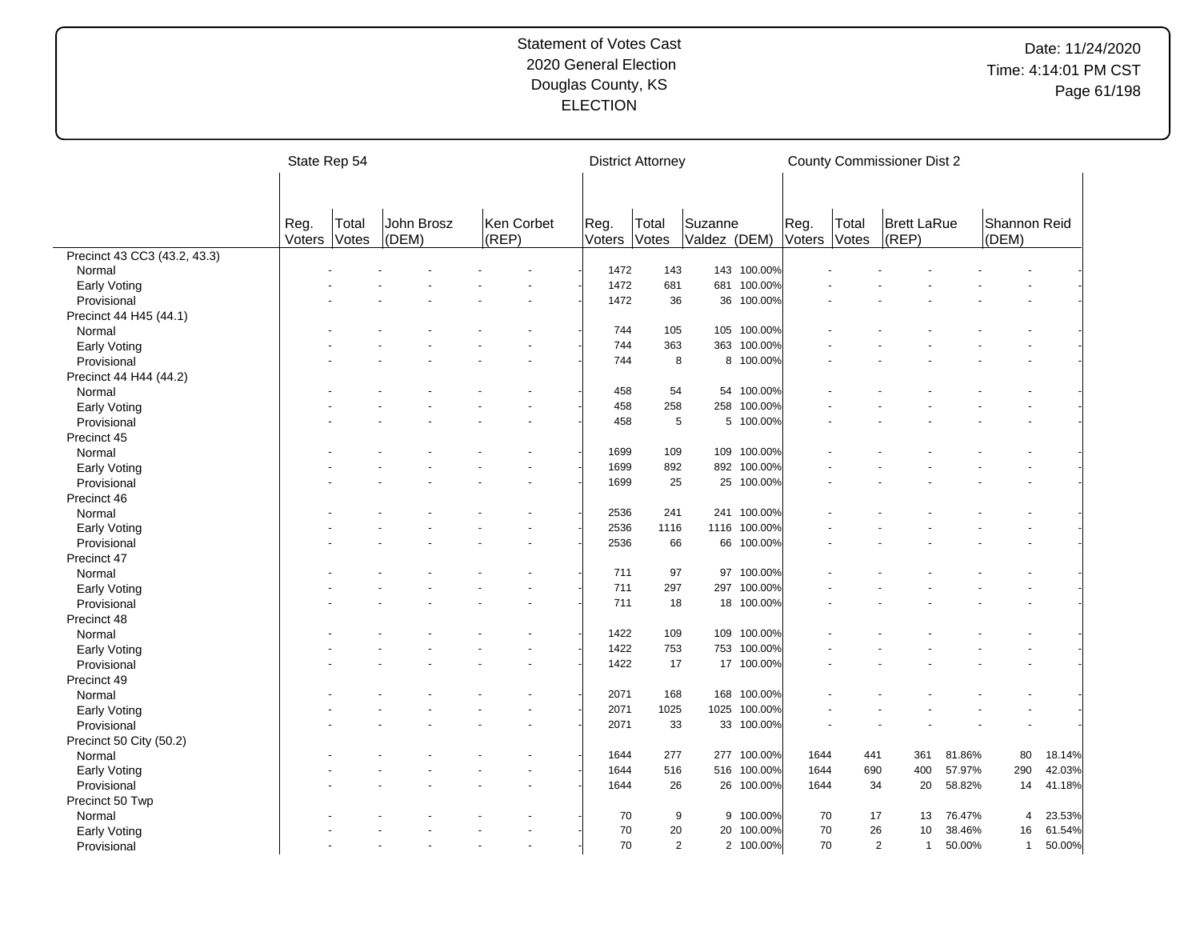# Statement of Votes Cast
## 2020 General Election
## Douglas County, KS
## ELECTION

Date: 11/24/2020
Time: 4:14:01 PM CST

| | State Rep 54 | | | | | | District Attorney | | | | County Commissioner Dist 2 | | | | | |
|---|---|---|---|---|---|---|---|---|---|---|---|---|---|---|---|---|
| | Reg. Voters | Total Votes | John Brosz (DEM) | | Ken Corbet (REP) | | Reg. Voters | Total Votes | Suzanne Valdez (DEM) | | Reg. Voters | Total Votes | Brett LaRue (REP) | | Shannon Reid (DEM) | |
| **Precinct 43 CC3 (43.2, 43.3)** | | | | | | | | | | | | | | | | |
| Normal | - | - | - | - | - | - | 1472 | 143 | 143 | 100.00% | - | - | - | - | - | - |
| Early Voting | - | - | - | - | - | - | 1472 | 681 | 681 | 100.00% | - | - | - | - | - | - |
| Provisional | - | - | - | - | - | - | 1472 | 36 | 36 | 100.00% | - | - | - | - | - | - |
| **Precinct 44 H45 (44.1)** | | | | | | | | | | | | | | | | |
| Normal | - | - | - | - | - | - | 744 | 105 | 105 | 100.00% | - | - | - | - | - | - |
| Early Voting | - | - | - | - | - | - | 744 | 363 | 363 | 100.00% | - | - | - | - | - | - |
| Provisional | - | - | - | - | - | - | 744 | 8 | 8 | 100.00% | - | - | - | - | - | - |
| **Precinct 44 H44 (44.2)** | | | | | | | | | | | | | | | | |
| Normal | - | - | - | - | - | - | 458 | 54 | 54 | 100.00% | - | - | - | - | - | - |
| Early Voting | - | - | - | - | - | - | 458 | 258 | 258 | 100.00% | - | - | - | - | - | - |
| Provisional | - | - | - | - | - | - | 458 | 5 | 5 | 100.00% | - | - | - | - | - | - |
| **Precinct 45** | | | | | | | | | | | | | | | | |
| Normal | - | - | - | - | - | - | 1699 | 109 | 109 | 100.00% | - | - | - | - | - | - |
| Early Voting | - | - | - | - | - | - | 1699 | 892 | 892 | 100.00% | - | - | - | - | - | - |
| Provisional | - | - | - | - | - | - | 1699 | 25 | 25 | 100.00% | - | - | - | - | - | - |
| **Precinct 46** | | | | | | | | | | | | | | | | |
| Normal | - | - | - | - | - | - | 2536 | 241 | 241 | 100.00% | - | - | - | - | - | - |
| Early Voting | - | - | - | - | - | - | 2536 | 1116 | 1116 | 100.00% | - | - | - | - | - | - |
| Provisional | - | - | - | - | - | - | 2536 | 66 | 66 | 100.00% | - | - | - | - | - | - |
| **Precinct 47** | | | | | | | | | | | | | | | | |
| Normal | - | - | - | - | - | - | 711 | 97 | 97 | 100.00% | - | - | - | - | - | - |
| Early Voting | - | - | - | - | - | - | 711 | 297 | 297 | 100.00% | - | - | - | - | - | - |
| Provisional | - | - | - | - | - | - | 711 | 18 | 18 | 100.00% | - | - | - | - | - | - |
| **Precinct 48** | | | | | | | | | | | | | | | | |
| Normal | - | - | - | - | - | - | 1422 | 109 | 109 | 100.00% | - | - | - | - | - | - |
| Early Voting | - | - | - | - | - | - | 1422 | 753 | 753 | 100.00% | - | - | - | - | - | - |
| Provisional | - | - | - | - | - | - | 1422 | 17 | 17 | 100.00% | - | - | - | - | - | - |
| **Precinct 49** | | | | | | | | | | | | | | | | |
| Normal | - | - | - | - | - | - | 2071 | 168 | 168 | 100.00% | - | - | - | - | - | - |
| Early Voting | - | - | - | - | - | - | 2071 | 1025 | 1025 | 100.00% | - | - | - | - | - | - |
| Provisional | - | - | - | - | - | - | 2071 | 33 | 33 | 100.00% | - | - | - | - | - | - |
| **Precinct 50 City (50.2)** | | | | | | | | | | | | | | | | |
| Normal | - | - | - | - | - | - | 1644 | 277 | 277 | 100.00% | 1644 | 441 | 361 | 81.86% | 80 | 18.14% |
| Early Voting | - | - | - | - | - | - | 1644 | 516 | 516 | 100.00% | 1644 | 690 | 400 | 57.97% | 290 | 42.03% |
| Provisional | - | - | - | - | - | - | 1644 | 26 | 26 | 100.00% | 1644 | 34 | 20 | 58.82% | 14 | 41.18% |
| **Precinct 50 Twp** | | | | | | | | | | | | | | | | |
| Normal | - | - | - | - | - | - | 70 | 9 | 9 | 100.00% | 70 | 17 | 13 | 76.47% | 4 | 23.53% |
| Early Voting | - | - | - | - | - | - | 70 | 20 | 20 | 100.00% | 70 | 26 | 10 | 38.46% | 16 | 61.54% |
| Provisional | - | - | - | - | - | - | 70 | 2 | 2 | 100.00% | 70 | 2 | 1 | 50.00% | 1 | 50.00% |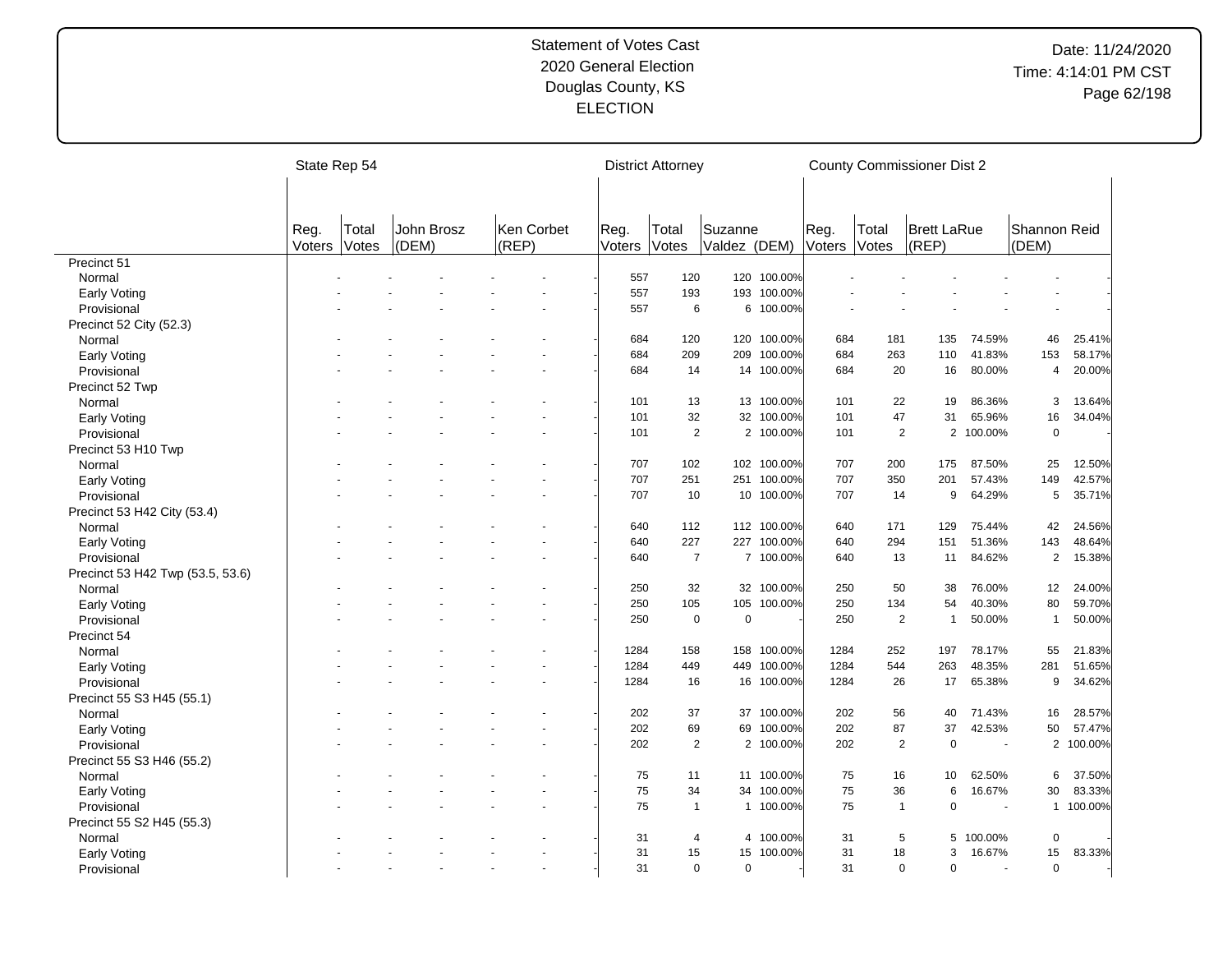# Statement of Votes Cast
## 2020 General Election
## Douglas County, KS
## ELECTION

Date: 11/24/2020
Time: 4:14:01 PM CST

| | State Rep 54 | | | | | | District Attorney | | | | County Commissioner Dist 2 | | | | | |
|---|---|---|---|---|---|---|---|---|---|---|---|---|---|---|---|---|
| | Reg. Voters | Total Votes | John Brosz (DEM) | | Ken Corbet (REP) | | Reg. Voters | Total Votes | Suzanne Valdez (DEM) | | Reg. Voters | Total Votes | Brett LaRue (REP) | | Shannon Reid (DEM) | |
| **Precinct 51** | | | | | | | | | | | | | | | | |
| Normal | - | - | - | - | - | - | 557 | 120 | 120 | 100.00% | - | - | - | - | - | - |
| Early Voting | - | - | - | - | - | - | 557 | 193 | 193 | 100.00% | - | - | - | - | - | - |
| Provisional | - | - | - | - | - | - | 557 | 6 | 6 | 100.00% | - | - | - | - | - | - |
| **Precinct 52 City (52.3)** | | | | | | | | | | | | | | | | |
| Normal | - | - | - | - | - | - | 684 | 120 | 120 | 100.00% | 684 | 181 | 135 | 74.59% | 46 | 25.41% |
| Early Voting | - | - | - | - | - | - | 684 | 209 | 209 | 100.00% | 684 | 263 | 110 | 41.83% | 153 | 58.17% |
| Provisional | - | - | - | - | - | - | 684 | 14 | 14 | 100.00% | 684 | 20 | 16 | 80.00% | 4 | 20.00% |
| **Precinct 52 Twp** | | | | | | | | | | | | | | | | |
| Normal | - | - | - | - | - | - | 101 | 13 | 13 | 100.00% | 101 | 22 | 19 | 86.36% | 3 | 13.64% |
| Early Voting | - | - | - | - | - | - | 101 | 32 | 32 | 100.00% | 101 | 47 | 31 | 65.96% | 16 | 34.04% |
| Provisional | - | - | - | - | - | - | 101 | 2 | 2 | 100.00% | 101 | 2 | 2 | 100.00% | 0 | - |
| **Precinct 53 H10 Twp** | | | | | | | | | | | | | | | | |
| Normal | - | - | - | - | - | - | 707 | 102 | 102 | 100.00% | 707 | 200 | 175 | 87.50% | 25 | 12.50% |
| Early Voting | - | - | - | - | - | - | 707 | 251 | 251 | 100.00% | 707 | 350 | 201 | 57.43% | 149 | 42.57% |
| Provisional | - | - | - | - | - | - | 707 | 10 | 10 | 100.00% | 707 | 14 | 9 | 64.29% | 5 | 35.71% |
| **Precinct 53 H42 City (53.4)** | | | | | | | | | | | | | | | | |
| Normal | - | - | - | - | - | - | 640 | 112 | 112 | 100.00% | 640 | 171 | 129 | 75.44% | 42 | 24.56% |
| Early Voting | - | - | - | - | - | - | 640 | 227 | 227 | 100.00% | 640 | 294 | 151 | 51.36% | 143 | 48.64% |
| Provisional | - | - | - | - | - | - | 640 | 7 | 7 | 100.00% | 640 | 13 | 11 | 84.62% | 2 | 15.38% |
| **Precinct 53 H42 Twp (53.5, 53.6)** | | | | | | | | | | | | | | | | |
| Normal | - | - | - | - | - | - | 250 | 32 | 32 | 100.00% | 250 | 50 | 38 | 76.00% | 12 | 24.00% |
| Early Voting | - | - | - | - | - | - | 250 | 105 | 105 | 100.00% | 250 | 134 | 54 | 40.30% | 80 | 59.70% |
| Provisional | - | - | - | - | - | - | 250 | 0 | 0 | - | 250 | 2 | 1 | 50.00% | 1 | 50.00% |
| **Precinct 54** | | | | | | | | | | | | | | | | |
| Normal | - | - | - | - | - | - | 1284 | 158 | 158 | 100.00% | 1284 | 252 | 197 | 78.17% | 55 | 21.83% |
| Early Voting | - | - | - | - | - | - | 1284 | 449 | 449 | 100.00% | 1284 | 544 | 263 | 48.35% | 281 | 51.65% |
| Provisional | - | - | - | - | - | - | 1284 | 16 | 16 | 100.00% | 1284 | 26 | 17 | 65.38% | 9 | 34.62% |
| **Precinct 55 S3 H45 (55.1)** | | | | | | | | | | | | | | | | |
| Normal | - | - | - | - | - | - | 202 | 37 | 37 | 100.00% | 202 | 56 | 40 | 71.43% | 16 | 28.57% |
| Early Voting | - | - | - | - | - | - | 202 | 69 | 69 | 100.00% | 202 | 87 | 37 | 42.53% | 50 | 57.47% |
| Provisional | - | - | - | - | - | - | 202 | 2 | 2 | 100.00% | 202 | 2 | 0 | - | 2 | 100.00% |
| **Precinct 55 S3 H46 (55.2)** | | | | | | | | | | | | | | | | |
| Normal | - | - | - | - | - | - | 75 | 11 | 11 | 100.00% | 75 | 16 | 10 | 62.50% | 6 | 37.50% |
| Early Voting | - | - | - | - | - | - | 75 | 34 | 34 | 100.00% | 75 | 36 | 6 | 16.67% | 30 | 83.33% |
| Provisional | - | - | - | - | - | - | 75 | 1 | 1 | 100.00% | 75 | 1 | 0 | - | 1 | 100.00% |
| **Precinct 55 S2 H45 (55.3)** | | | | | | | | | | | | | | | | |
| Normal | - | - | - | - | - | - | 31 | 4 | 4 | 100.00% | 31 | 5 | 5 | 100.00% | 0 | - |
| Early Voting | - | - | - | - | - | - | 31 | 15 | 15 | 100.00% | 31 | 18 | 3 | 16.67% | 15 | 83.33% |
| Provisional | - | - | - | - | - | - | 31 | 0 | 0 | - | 31 | 0 | 0 | - | 0 | - |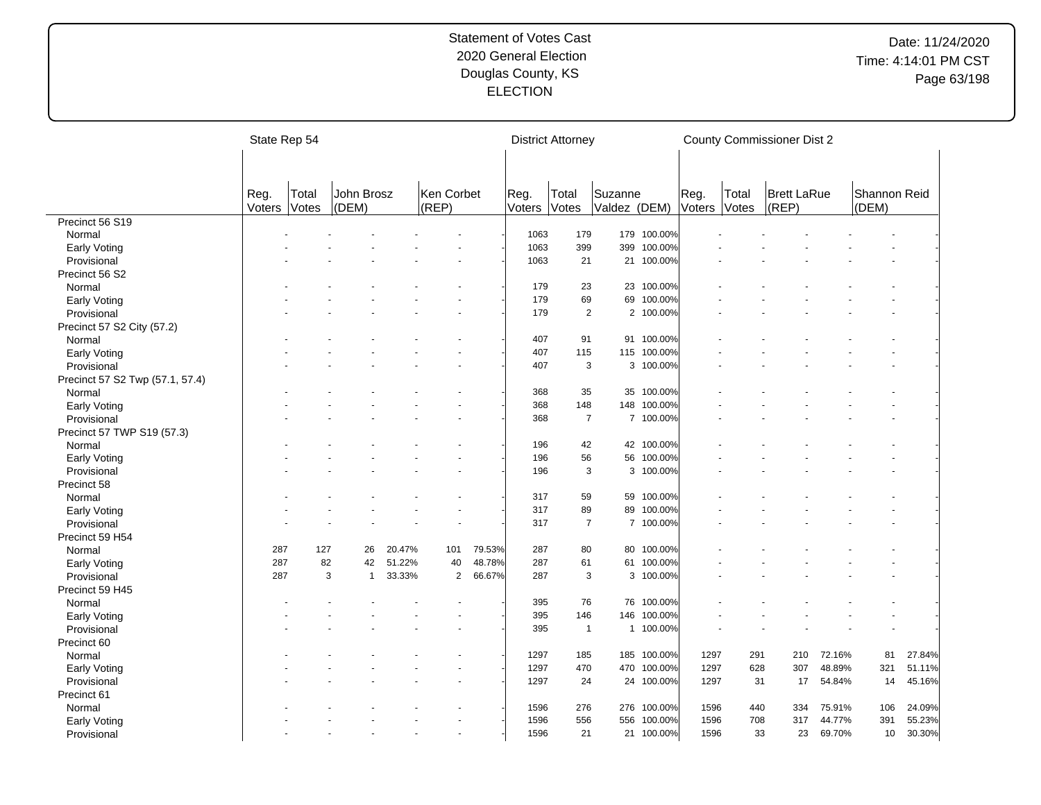Statement of Votes Cast
2020 General Election
Douglas County, KS
ELECTION

Date: 11/24/2020
Time: 4:14:01 PM CST

| | State Rep 54 | | | | | | District Attorney | | | | County Commissioner Dist 2 | | | | | |
|---|---|---|---|---|---|---|---|---|---|---|---|---|---|---|---|---|
| | Reg. Voters | Total Votes | John Brosz (DEM) | | Ken Corbet (REP) | | Reg. Voters | Total Votes | Suzanne Valdez (DEM) | | Reg. Voters | Total Votes | Brett LaRue (REP) | | Shannon Reid (DEM) | |
| Precinct 56 S19 | | | | | | | | | | | | | | | | |
| Normal | - | - | - | - | - | - | 1063 | 179 | 179 | 100.00% | - | - | - | - | - | - |
| Early Voting | - | - | - | - | - | - | 1063 | 399 | 399 | 100.00% | - | - | - | - | - | - |
| Provisional | - | - | - | - | - | - | 1063 | 21 | 21 | 100.00% | - | - | - | - | - | - |
| Precinct 56 S2 | | | | | | | | | | | | | | | | |
| Normal | - | - | - | - | - | - | 179 | 23 | 23 | 100.00% | - | - | - | - | - | - |
| Early Voting | - | - | - | - | - | - | 179 | 69 | 69 | 100.00% | - | - | - | - | - | - |
| Provisional | - | - | - | - | - | - | 179 | 2 | 2 | 100.00% | - | - | - | - | - | - |
| Precinct 57 S2 City (57.2) | | | | | | | | | | | | | | | | |
| Normal | - | - | - | - | - | - | 407 | 91 | 91 | 100.00% | - | - | - | - | - | - |
| Early Voting | - | - | - | - | - | - | 407 | 115 | 115 | 100.00% | - | - | - | - | - | - |
| Provisional | - | - | - | - | - | - | 407 | 3 | 3 | 100.00% | - | - | - | - | - | - |
| Precinct 57 S2 Twp (57.1, 57.4) | | | | | | | | | | | | | | | | |
| Normal | - | - | - | - | - | - | 368 | 35 | 35 | 100.00% | - | - | - | - | - | - |
| Early Voting | - | - | - | - | - | - | 368 | 148 | 148 | 100.00% | - | - | - | - | - | - |
| Provisional | - | - | - | - | - | - | 368 | 7 | 7 | 100.00% | - | - | - | - | - | - |
| Precinct 57 TWP S19 (57.3) | | | | | | | | | | | | | | | | |
| Normal | - | - | - | - | - | - | 196 | 42 | 42 | 100.00% | - | - | - | - | - | - |
| Early Voting | - | - | - | - | - | - | 196 | 56 | 56 | 100.00% | - | - | - | - | - | - |
| Provisional | - | - | - | - | - | - | 196 | 3 | 3 | 100.00% | - | - | - | - | - | - |
| Precinct 58 | | | | | | | | | | | | | | | | |
| Normal | - | - | - | - | - | - | 317 | 59 | 59 | 100.00% | - | - | - | - | - | - |
| Early Voting | - | - | - | - | - | - | 317 | 89 | 89 | 100.00% | - | - | - | - | - | - |
| Provisional | - | - | - | - | - | - | 317 | 7 | 7 | 100.00% | - | - | - | - | - | - |
| Precinct 59 H54 | | | | | | | | | | | | | | | | |
| Normal | 287 | 127 | 26 | 20.47% | 101 | 79.53% | 287 | 80 | 80 | 100.00% | - | - | - | - | - | - |
| Early Voting | 287 | 82 | 42 | 51.22% | 40 | 48.78% | 287 | 61 | 61 | 100.00% | - | - | - | - | - | - |
| Provisional | 287 | 3 | 1 | 33.33% | 2 | 66.67% | 287 | 3 | 3 | 100.00% | - | - | - | - | - | - |
| Precinct 59 H45 | | | | | | | | | | | | | | | | |
| Normal | - | - | - | - | - | - | 395 | 76 | 76 | 100.00% | - | - | - | - | - | - |
| Early Voting | - | - | - | - | - | - | 395 | 146 | 146 | 100.00% | - | - | - | - | - | - |
| Provisional | - | - | - | - | - | - | 395 | 1 | 1 | 100.00% | - | - | - | - | - | - |
| Precinct 60 | | | | | | | | | | | | | | | | |
| Normal | - | - | - | - | - | - | 1297 | 185 | 185 | 100.00% | 1297 | 291 | 210 | 72.16% | 81 | 27.84% |
| Early Voting | - | - | - | - | - | - | 1297 | 470 | 470 | 100.00% | 1297 | 628 | 307 | 48.89% | 321 | 51.11% |
| Provisional | - | - | - | - | - | - | 1297 | 24 | 24 | 100.00% | 1297 | 31 | 17 | 54.84% | 14 | 45.16% |
| Precinct 61 | | | | | | | | | | | | | | | | |
| Normal | - | - | - | - | - | - | 1596 | 276 | 276 | 100.00% | 1596 | 440 | 334 | 75.91% | 106 | 24.09% |
| Early Voting | - | - | - | - | - | - | 1596 | 556 | 556 | 100.00% | 1596 | 708 | 317 | 44.77% | 391 | 55.23% |
| Provisional | - | - | - | - | - | - | 1596 | 21 | 21 | 100.00% | 1596 | 33 | 23 | 69.70% | 10 | 30.30% |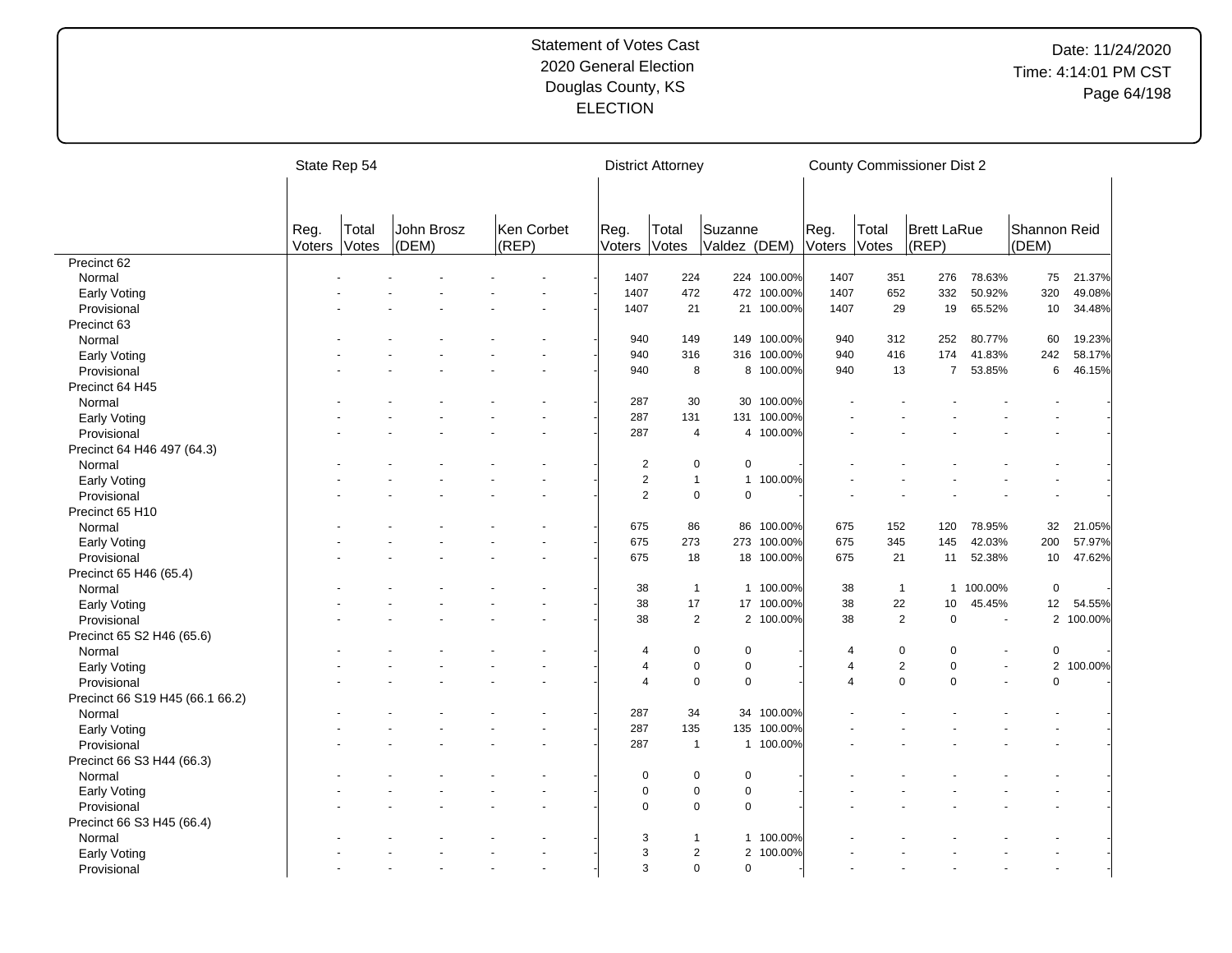Statement of Votes Cast
2020 General Election
Douglas County, KS
ELECTION

Date: 11/24/2020
Time: 4:14:01 PM CST

| | State Rep 54 | | | | | | District Attorney | | | | County Commissioner Dist 2 | | | | | |
|---|---|---|---|---|---|---|---|---|---|---|---|---|---|---|---|---|
| | Reg. Voters | Total Votes | John Brosz (DEM) | | Ken Corbet (REP) | | Reg. Voters | Total Votes | Suzanne Valdez (DEM) | | Reg. Voters | Total Votes | Brett LaRue (REP) | | Shannon Reid (DEM) | |
| Precinct 62 | | | | | | | | | | | | | | | | |
| Normal | - | - | - | - | - | - | 1407 | 224 | 224 | 100.00% | 1407 | 351 | 276 | 78.63% | 75 | 21.37% |
| Early Voting | - | - | - | - | - | - | 1407 | 472 | 472 | 100.00% | 1407 | 652 | 332 | 50.92% | 320 | 49.08% |
| Provisional | - | - | - | - | - | - | 1407 | 21 | 21 | 100.00% | 1407 | 29 | 19 | 65.52% | 10 | 34.48% |
| Precinct 63 | | | | | | | | | | | | | | | | |
| Normal | - | - | - | - | - | - | 940 | 149 | 149 | 100.00% | 940 | 312 | 252 | 80.77% | 60 | 19.23% |
| Early Voting | - | - | - | - | - | - | 940 | 316 | 316 | 100.00% | 940 | 416 | 174 | 41.83% | 242 | 58.17% |
| Provisional | - | - | - | - | - | - | 940 | 8 | 8 | 100.00% | 940 | 13 | 7 | 53.85% | 6 | 46.15% |
| Precinct 64 H45 | | | | | | | | | | | | | | | | |
| Normal | - | - | - | - | - | - | 287 | 30 | 30 | 100.00% | - | - | - | - | - | - |
| Early Voting | - | - | - | - | - | - | 287 | 131 | 131 | 100.00% | - | - | - | - | - | - |
| Provisional | - | - | - | - | - | - | 287 | 4 | 4 | 100.00% | - | - | - | - | - | - |
| Precinct 64 H46 497 (64.3) | | | | | | | | | | | | | | | | |
| Normal | - | - | - | - | - | - | 2 | 0 | 0 | - | - | - | - | - | - | - |
| Early Voting | - | - | - | - | - | - | 2 | 1 | 1 | 100.00% | - | - | - | - | - | - |
| Provisional | - | - | - | - | - | - | 2 | 0 | 0 | - | - | - | - | - | - | - |
| Precinct 65 H10 | | | | | | | | | | | | | | | | |
| Normal | - | - | - | - | - | - | 675 | 86 | 86 | 100.00% | 675 | 152 | 120 | 78.95% | 32 | 21.05% |
| Early Voting | - | - | - | - | - | - | 675 | 273 | 273 | 100.00% | 675 | 345 | 145 | 42.03% | 200 | 57.97% |
| Provisional | - | - | - | - | - | - | 675 | 18 | 18 | 100.00% | 675 | 21 | 11 | 52.38% | 10 | 47.62% |
| Precinct 65 H46 (65.4) | | | | | | | | | | | | | | | | |
| Normal | - | - | - | - | - | - | 38 | 1 | 1 | 100.00% | 38 | 1 | 1 | 100.00% | 0 | - |
| Early Voting | - | - | - | - | - | - | 38 | 17 | 17 | 100.00% | 38 | 22 | 10 | 45.45% | 12 | 54.55% |
| Provisional | - | - | - | - | - | - | 38 | 2 | 2 | 100.00% | 38 | 2 | 0 | - | 2 | 100.00% |
| Precinct 65 S2 H46 (65.6) | | | | | | | | | | | | | | | | |
| Normal | - | - | - | - | - | - | 4 | 0 | 0 | - | 4 | 0 | 0 | - | 0 | - |
| Early Voting | - | - | - | - | - | - | 4 | 0 | 0 | - | 4 | 2 | 0 | - | 2 | 100.00% |
| Provisional | - | - | - | - | - | - | 4 | 0 | 0 | - | 4 | 0 | 0 | - | 0 | - |
| Precinct 66 S19 H45 (66.1 66.2) | | | | | | | | | | | | | | | | |
| Normal | - | - | - | - | - | - | 287 | 34 | 34 | 100.00% | - | - | - | - | - | - |
| Early Voting | - | - | - | - | - | - | 287 | 135 | 135 | 100.00% | - | - | - | - | - | - |
| Provisional | - | - | - | - | - | - | 287 | 1 | 1 | 100.00% | - | - | - | - | - | - |
| Precinct 66 S3 H44 (66.3) | | | | | | | | | | | | | | | | |
| Normal | - | - | - | - | - | - | 0 | 0 | 0 | - | - | - | - | - | - | - |
| Early Voting | - | - | - | - | - | - | 0 | 0 | 0 | - | - | - | - | - | - | - |
| Provisional | - | - | - | - | - | - | 0 | 0 | 0 | - | - | - | - | - | - | - |
| Precinct 66 S3 H45 (66.4) | | | | | | | | | | | | | | | | |
| Normal | - | - | - | - | - | - | 3 | 1 | 1 | 100.00% | - | - | - | - | - | - |
| Early Voting | - | - | - | - | - | - | 3 | 2 | 2 | 100.00% | - | - | - | - | - | - |
| Provisional | - | - | - | - | - | - | 3 | 0 | 0 | - | - | - | - | - | - | - |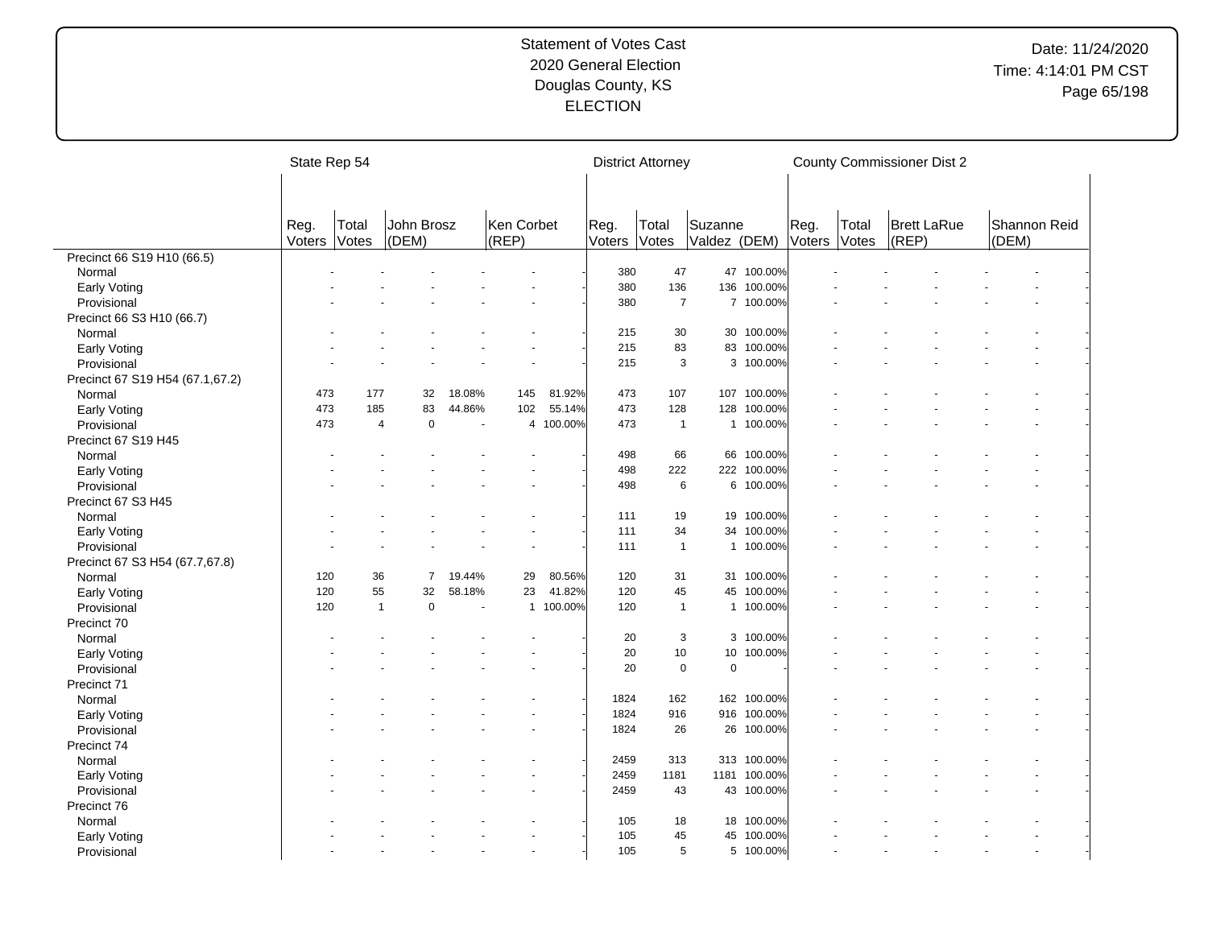Statement of Votes Cast
2020 General Election
Douglas County, KS
ELECTION

Date: 11/24/2020
Time: 4:14:01 PM CST

| | State Rep 54 | | | | | | District Attorney | | | | County Commissioner Dist 2 | | | | | |
|---|---|---|---|---|---|---|---|---|---|---|---|---|---|---|---|---|
| | Reg. Voters | Total Votes | John Brosz (DEM) | | Ken Corbet (REP) | | Reg. Voters | Total Votes | Suzanne Valdez (DEM) | | Reg. Voters | Total Votes | Brett LaRue (REP) | | Shannon Reid (DEM) | |
| Precinct 66 S19 H10 (66.5) | | | | | | | | | | | | | | | | |
| Normal | - | - | - | - | - | - | 380 | 47 | 47 | 100.00% | - | - | - | - | - | - |
| Early Voting | - | - | - | - | - | - | 380 | 136 | 136 | 100.00% | - | - | - | - | - | - |
| Provisional | - | - | - | - | - | - | 380 | 7 | 7 | 100.00% | - | - | - | - | - | - |
| Precinct 66 S3 H10 (66.7) | | | | | | | | | | | | | | | | |
| Normal | - | - | - | - | - | - | 215 | 30 | 30 | 100.00% | - | - | - | - | - | - |
| Early Voting | - | - | - | - | - | - | 215 | 83 | 83 | 100.00% | - | - | - | - | - | - |
| Provisional | - | - | - | - | - | - | 215 | 3 | 3 | 100.00% | - | - | - | - | - | - |
| Precinct 67 S19 H54 (67.1,67.2) | | | | | | | | | | | | | | | | |
| Normal | 473 | 177 | 32 | 18.08% | 145 | 81.92% | 473 | 107 | 107 | 100.00% | - | - | - | - | - | - |
| Early Voting | 473 | 185 | 83 | 44.86% | 102 | 55.14% | 473 | 128 | 128 | 100.00% | - | - | - | - | - | - |
| Provisional | 473 | 4 | 0 | - | 4 | 100.00% | 473 | 1 | 1 | 100.00% | - | - | - | - | - | - |
| Precinct 67 S19 H45 | | | | | | | | | | | | | | | | |
| Normal | - | - | - | - | - | - | 498 | 66 | 66 | 100.00% | - | - | - | - | - | - |
| Early Voting | - | - | - | - | - | - | 498 | 222 | 222 | 100.00% | - | - | - | - | - | - |
| Provisional | - | - | - | - | - | - | 498 | 6 | 6 | 100.00% | - | - | - | - | - | - |
| Precinct 67 S3 H45 | | | | | | | | | | | | | | | | |
| Normal | - | - | - | - | - | - | 111 | 19 | 19 | 100.00% | - | - | - | - | - | - |
| Early Voting | - | - | - | - | - | - | 111 | 34 | 34 | 100.00% | - | - | - | - | - | - |
| Provisional | - | - | - | - | - | - | 111 | 1 | 1 | 100.00% | - | - | - | - | - | - |
| Precinct 67 S3 H54 (67.7,67.8) | | | | | | | | | | | | | | | | |
| Normal | 120 | 36 | 7 | 19.44% | 29 | 80.56% | 120 | 31 | 31 | 100.00% | - | - | - | - | - | - |
| Early Voting | 120 | 55 | 32 | 58.18% | 23 | 41.82% | 120 | 45 | 45 | 100.00% | - | - | - | - | - | - |
| Provisional | 120 | 1 | 0 | - | 1 | 100.00% | 120 | 1 | 1 | 100.00% | - | - | - | - | - | - |
| Precinct 70 | | | | | | | | | | | | | | | | |
| Normal | - | - | - | - | - | - | 20 | 3 | 3 | 100.00% | - | - | - | - | - | - |
| Early Voting | - | - | - | - | - | - | 20 | 10 | 10 | 100.00% | - | - | - | - | - | - |
| Provisional | - | - | - | - | - | - | 20 | 0 | 0 | - | - | - | - | - | - | - |
| Precinct 71 | | | | | | | | | | | | | | | | |
| Normal | - | - | - | - | - | - | 1824 | 162 | 162 | 100.00% | - | - | - | - | - | - |
| Early Voting | - | - | - | - | - | - | 1824 | 916 | 916 | 100.00% | - | - | - | - | - | - |
| Provisional | - | - | - | - | - | - | 1824 | 26 | 26 | 100.00% | - | - | - | - | - | - |
| Precinct 74 | | | | | | | | | | | | | | | | |
| Normal | - | - | - | - | - | - | 2459 | 313 | 313 | 100.00% | - | - | - | - | - | - |
| Early Voting | - | - | - | - | - | - | 2459 | 1181 | 1181 | 100.00% | - | - | - | - | - | - |
| Provisional | - | - | - | - | - | - | 2459 | 43 | 43 | 100.00% | - | - | - | - | - | - |
| Precinct 76 | | | | | | | | | | | | | | | | |
| Normal | - | - | - | - | - | - | 105 | 18 | 18 | 100.00% | - | - | - | - | - | - |
| Early Voting | - | - | - | - | - | - | 105 | 45 | 45 | 100.00% | - | - | - | - | - | - |
| Provisional | - | - | - | - | - | - | 105 | 5 | 5 | 100.00% | - | - | - | - | - | - |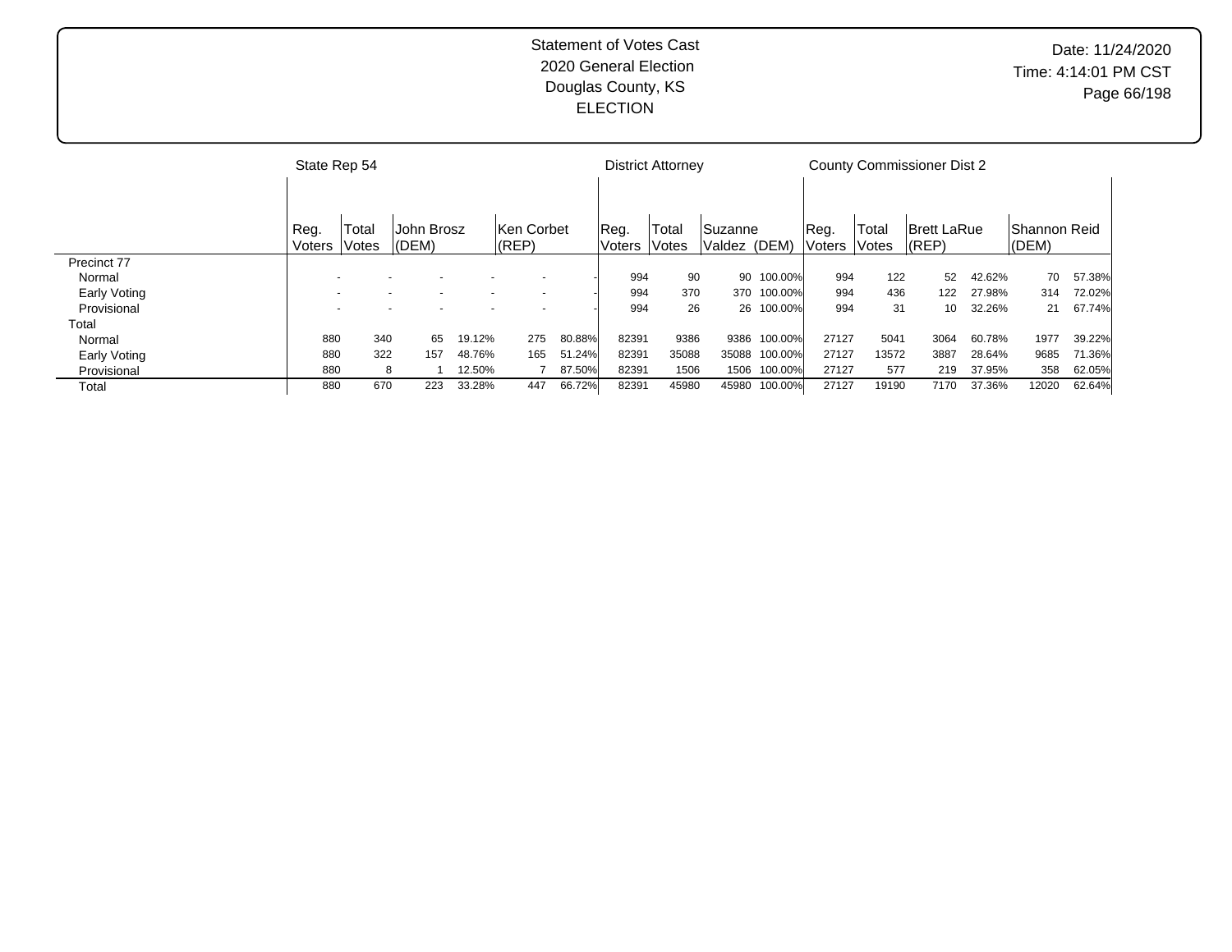Statement of Votes Cast
2020 General Election
Douglas County, KS
ELECTION

Date: 11/24/2020
Time: 4:14:01 PM CST

| | State Rep 54 | | | | | | District Attorney | | | | County Commissioner Dist 2 | | | | | |
|---|---|---|---|---|---|---|---|---|---|---|---|---|---|---|---|---|
| | Reg. Voters | Total Votes | John Brosz (DEM) | | Ken Corbet (REP) | | Reg. Voters | Total Votes | Suzanne Valdez (DEM) | | Reg. Voters | Total Votes | Brett LaRue (REP) | | Shannon Reid (DEM) | |
| Precinct 77 | | | | | | | | | | | | | | | | |
| Normal | - | - | - | - | - | - | 994 | 90 | 90 | 100.00% | 994 | 122 | 52 | 42.62% | 70 | 57.38% |
| Early Voting | - | - | - | - | - | - | 994 | 370 | 370 | 100.00% | 994 | 436 | 122 | 27.98% | 314 | 72.02% |
| Provisional | - | - | - | - | - | - | 994 | 26 | 26 | 100.00% | 994 | 31 | 10 | 32.26% | 21 | 67.74% |
| Total | | | | | | | | | | | | | | | | |
| Normal | 880 | 340 | 65 | 19.12% | 275 | 80.88% | 82391 | 9386 | 9386 | 100.00% | 27127 | 5041 | 3064 | 60.78% | 1977 | 39.22% |
| Early Voting | 880 | 322 | 157 | 48.76% | 165 | 51.24% | 82391 | 35088 | 35088 | 100.00% | 27127 | 13572 | 3887 | 28.64% | 9685 | 71.36% |
| Provisional | 880 | 8 | 1 | 12.50% | 7 | 87.50% | 82391 | 1506 | 1506 | 100.00% | 27127 | 577 | 219 | 37.95% | 358 | 62.05% |
| Total | 880 | 670 | 223 | 33.28% | 447 | 66.72% | 82391 | 45980 | 45980 | 100.00% | 27127 | 19190 | 7170 | 37.36% | 12020 | 62.64% |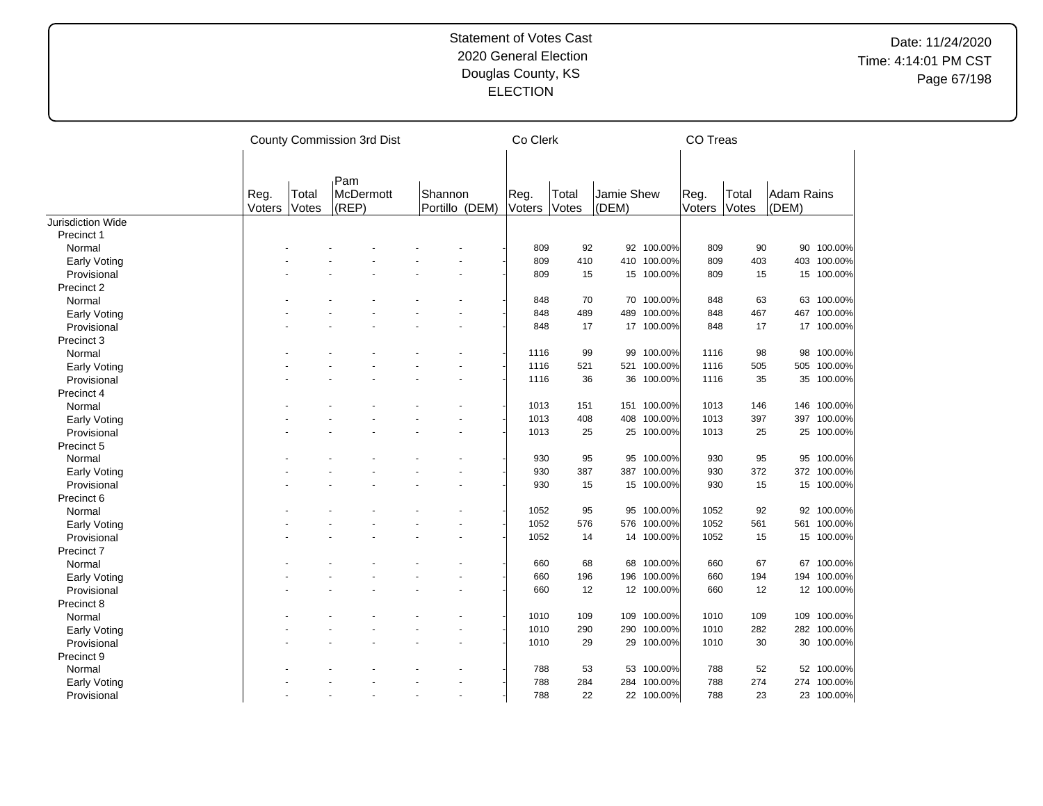Statement of Votes Cast
2020 General Election
Douglas County, KS
ELECTION

Date: 11/24/2020
Time: 4:14:01 PM CST

| | County Commission 3rd Dist | | | | | | Co Clerk | | | | CO Treas | | | |
|---|---|---|---|---|---|---|---|---|---|---|---|---|---|---|
| | Reg. Voters | Total Votes | Pam McDermott (REP) | | Shannon Portillo (DEM) | | Reg. Voters | Total Votes | Jamie Shew (DEM) | | Reg. Voters | Total Votes | Adam Rains (DEM) | |
| Jurisdiction Wide | | | | | | | | | | | | | | |
| Precinct 1 | | | | | | | | | | | | | | |
| Normal | - | - | - | - | - | - | 809 | 92 | 92 | 100.00% | 809 | 90 | 90 | 100.00% |
| Early Voting | - | - | - | - | - | - | 809 | 410 | 410 | 100.00% | 809 | 403 | 403 | 100.00% |
| Provisional | - | - | - | - | - | - | 809 | 15 | 15 | 100.00% | 809 | 15 | 15 | 100.00% |
| Precinct 2 | | | | | | | | | | | | | | |
| Normal | - | - | - | - | - | - | 848 | 70 | 70 | 100.00% | 848 | 63 | 63 | 100.00% |
| Early Voting | - | - | - | - | - | - | 848 | 489 | 489 | 100.00% | 848 | 467 | 467 | 100.00% |
| Provisional | - | - | - | - | - | - | 848 | 17 | 17 | 100.00% | 848 | 17 | 17 | 100.00% |
| Precinct 3 | | | | | | | | | | | | | | |
| Normal | - | - | - | - | - | - | 1116 | 99 | 99 | 100.00% | 1116 | 98 | 98 | 100.00% |
| Early Voting | - | - | - | - | - | - | 1116 | 521 | 521 | 100.00% | 1116 | 505 | 505 | 100.00% |
| Provisional | - | - | - | - | - | - | 1116 | 36 | 36 | 100.00% | 1116 | 35 | 35 | 100.00% |
| Precinct 4 | | | | | | | | | | | | | | |
| Normal | - | - | - | - | - | - | 1013 | 151 | 151 | 100.00% | 1013 | 146 | 146 | 100.00% |
| Early Voting | - | - | - | - | - | - | 1013 | 408 | 408 | 100.00% | 1013 | 397 | 397 | 100.00% |
| Provisional | - | - | - | - | - | - | 1013 | 25 | 25 | 100.00% | 1013 | 25 | 25 | 100.00% |
| Precinct 5 | | | | | | | | | | | | | | |
| Normal | - | - | - | - | - | - | 930 | 95 | 95 | 100.00% | 930 | 95 | 95 | 100.00% |
| Early Voting | - | - | - | - | - | - | 930 | 387 | 387 | 100.00% | 930 | 372 | 372 | 100.00% |
| Provisional | - | - | - | - | - | - | 930 | 15 | 15 | 100.00% | 930 | 15 | 15 | 100.00% |
| Precinct 6 | | | | | | | | | | | | | | |
| Normal | - | - | - | - | - | - | 1052 | 95 | 95 | 100.00% | 1052 | 92 | 92 | 100.00% |
| Early Voting | - | - | - | - | - | - | 1052 | 576 | 576 | 100.00% | 1052 | 561 | 561 | 100.00% |
| Provisional | - | - | - | - | - | - | 1052 | 14 | 14 | 100.00% | 1052 | 15 | 15 | 100.00% |
| Precinct 7 | | | | | | | | | | | | | | |
| Normal | - | - | - | - | - | - | 660 | 68 | 68 | 100.00% | 660 | 67 | 67 | 100.00% |
| Early Voting | - | - | - | - | - | - | 660 | 196 | 196 | 100.00% | 660 | 194 | 194 | 100.00% |
| Provisional | - | - | - | - | - | - | 660 | 12 | 12 | 100.00% | 660 | 12 | 12 | 100.00% |
| Precinct 8 | | | | | | | | | | | | | | |
| Normal | - | - | - | - | - | - | 1010 | 109 | 109 | 100.00% | 1010 | 109 | 109 | 100.00% |
| Early Voting | - | - | - | - | - | - | 1010 | 290 | 290 | 100.00% | 1010 | 282 | 282 | 100.00% |
| Provisional | - | - | - | - | - | - | 1010 | 29 | 29 | 100.00% | 1010 | 30 | 30 | 100.00% |
| Precinct 9 | | | | | | | | | | | | | | |
| Normal | - | - | - | - | - | - | 788 | 53 | 53 | 100.00% | 788 | 52 | 52 | 100.00% |
| Early Voting | - | - | - | - | - | - | 788 | 284 | 284 | 100.00% | 788 | 274 | 274 | 100.00% |
| Provisional | - | - | - | - | - | - | 788 | 22 | 22 | 100.00% | 788 | 23 | 23 | 100.00% |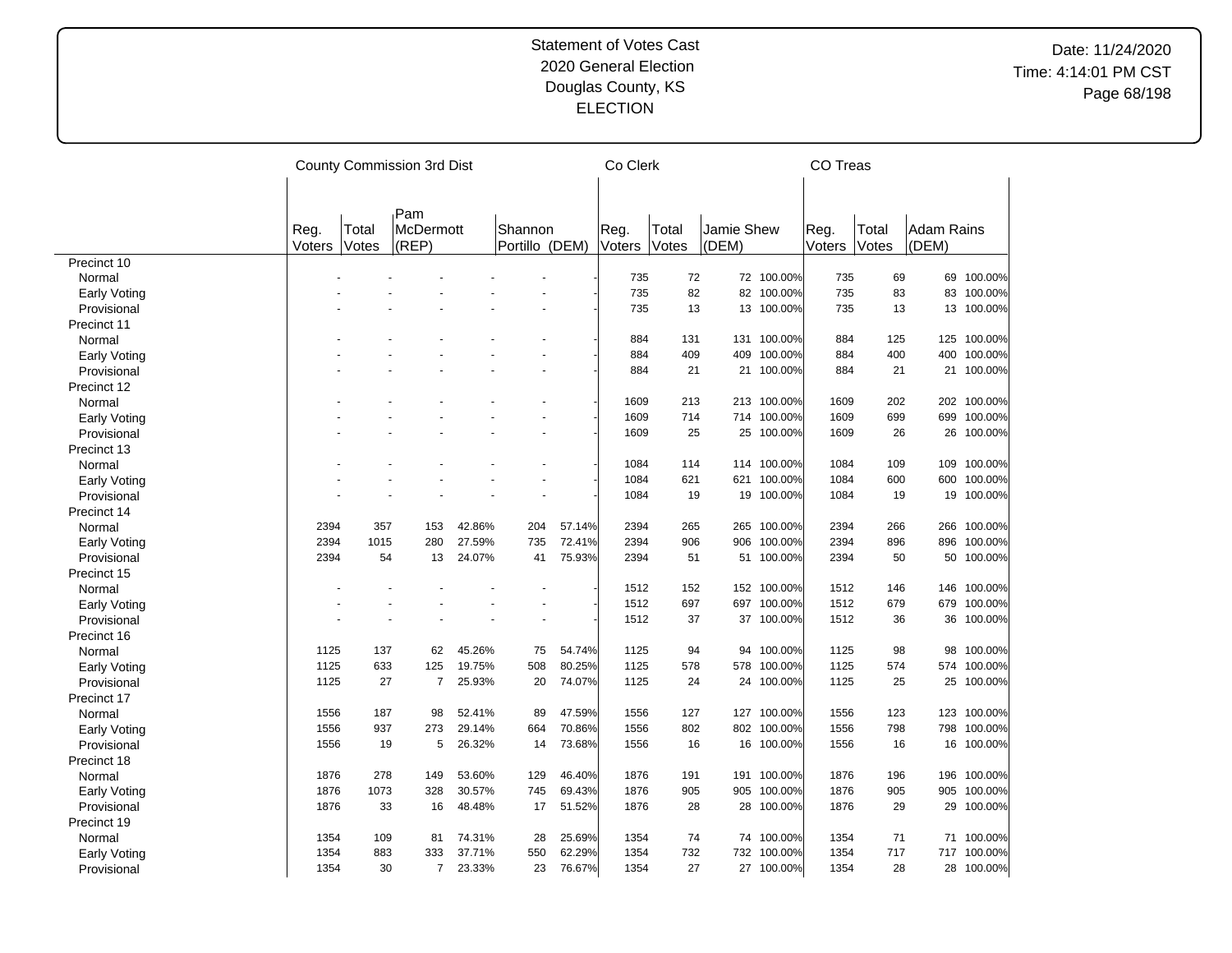Statement of Votes Cast
2020 General Election
Douglas County, KS
ELECTION

Date: 11/24/2020
Time: 4:14:01 PM CST

| | County Commission 3rd Dist | | | | | | Co Clerk | | | | CO Treas | | | |
|---|---|---|---|---|---|---|---|---|---|---|---|---|---|---|
| | Reg. Voters | Total Votes | Pam McDermott (REP) | | Shannon Portillo (DEM) | | Reg. Voters | Total Votes | Jamie Shew (DEM) | | Reg. Voters | Total Votes | Adam Rains (DEM) | |
| Precinct 10 | | | | | | | | | | | | | | |
| Normal | - | - | - | - | - | - | 735 | 72 | 72 | 100.00% | 735 | 69 | 69 | 100.00% |
| Early Voting | - | - | - | - | - | - | 735 | 82 | 82 | 100.00% | 735 | 83 | 83 | 100.00% |
| Provisional | - | - | - | - | - | - | 735 | 13 | 13 | 100.00% | 735 | 13 | 13 | 100.00% |
| Precinct 11 | | | | | | | | | | | | | | |
| Normal | - | - | - | - | - | - | 884 | 131 | 131 | 100.00% | 884 | 125 | 125 | 100.00% |
| Early Voting | - | - | - | - | - | - | 884 | 409 | 409 | 100.00% | 884 | 400 | 400 | 100.00% |
| Provisional | - | - | - | - | - | - | 884 | 21 | 21 | 100.00% | 884 | 21 | 21 | 100.00% |
| Precinct 12 | | | | | | | | | | | | | | |
| Normal | - | - | - | - | - | - | 1609 | 213 | 213 | 100.00% | 1609 | 202 | 202 | 100.00% |
| Early Voting | - | - | - | - | - | - | 1609 | 714 | 714 | 100.00% | 1609 | 699 | 699 | 100.00% |
| Provisional | - | - | - | - | - | - | 1609 | 25 | 25 | 100.00% | 1609 | 26 | 26 | 100.00% |
| Precinct 13 | | | | | | | | | | | | | | |
| Normal | - | - | - | - | - | - | 1084 | 114 | 114 | 100.00% | 1084 | 109 | 109 | 100.00% |
| Early Voting | - | - | - | - | - | - | 1084 | 621 | 621 | 100.00% | 1084 | 600 | 600 | 100.00% |
| Provisional | - | - | - | - | - | - | 1084 | 19 | 19 | 100.00% | 1084 | 19 | 19 | 100.00% |
| Precinct 14 | | | | | | | | | | | | | | |
| Normal | 2394 | 357 | 153 | 42.86% | 204 | 57.14% | 2394 | 265 | 265 | 100.00% | 2394 | 266 | 266 | 100.00% |
| Early Voting | 2394 | 1015 | 280 | 27.59% | 735 | 72.41% | 2394 | 906 | 906 | 100.00% | 2394 | 896 | 896 | 100.00% |
| Provisional | 2394 | 54 | 13 | 24.07% | 41 | 75.93% | 2394 | 51 | 51 | 100.00% | 2394 | 50 | 50 | 100.00% |
| Precinct 15 | | | | | | | | | | | | | | |
| Normal | - | - | - | - | - | - | 1512 | 152 | 152 | 100.00% | 1512 | 146 | 146 | 100.00% |
| Early Voting | - | - | - | - | - | - | 1512 | 697 | 697 | 100.00% | 1512 | 679 | 679 | 100.00% |
| Provisional | - | - | - | - | - | - | 1512 | 37 | 37 | 100.00% | 1512 | 36 | 36 | 100.00% |
| Precinct 16 | | | | | | | | | | | | | | |
| Normal | 1125 | 137 | 62 | 45.26% | 75 | 54.74% | 1125 | 94 | 94 | 100.00% | 1125 | 98 | 98 | 100.00% |
| Early Voting | 1125 | 633 | 125 | 19.75% | 508 | 80.25% | 1125 | 578 | 578 | 100.00% | 1125 | 574 | 574 | 100.00% |
| Provisional | 1125 | 27 | 7 | 25.93% | 20 | 74.07% | 1125 | 24 | 24 | 100.00% | 1125 | 25 | 25 | 100.00% |
| Precinct 17 | | | | | | | | | | | | | | |
| Normal | 1556 | 187 | 98 | 52.41% | 89 | 47.59% | 1556 | 127 | 127 | 100.00% | 1556 | 123 | 123 | 100.00% |
| Early Voting | 1556 | 937 | 273 | 29.14% | 664 | 70.86% | 1556 | 802 | 802 | 100.00% | 1556 | 798 | 798 | 100.00% |
| Provisional | 1556 | 19 | 5 | 26.32% | 14 | 73.68% | 1556 | 16 | 16 | 100.00% | 1556 | 16 | 16 | 100.00% |
| Precinct 18 | | | | | | | | | | | | | | |
| Normal | 1876 | 278 | 149 | 53.60% | 129 | 46.40% | 1876 | 191 | 191 | 100.00% | 1876 | 196 | 196 | 100.00% |
| Early Voting | 1876 | 1073 | 328 | 30.57% | 745 | 69.43% | 1876 | 905 | 905 | 100.00% | 1876 | 905 | 905 | 100.00% |
| Provisional | 1876 | 33 | 16 | 48.48% | 17 | 51.52% | 1876 | 28 | 28 | 100.00% | 1876 | 29 | 29 | 100.00% |
| Precinct 19 | | | | | | | | | | | | | | |
| Normal | 1354 | 109 | 81 | 74.31% | 28 | 25.69% | 1354 | 74 | 74 | 100.00% | 1354 | 71 | 71 | 100.00% |
| Early Voting | 1354 | 883 | 333 | 37.71% | 550 | 62.29% | 1354 | 732 | 732 | 100.00% | 1354 | 717 | 717 | 100.00% |
| Provisional | 1354 | 30 | 7 | 23.33% | 23 | 76.67% | 1354 | 27 | 27 | 100.00% | 1354 | 28 | 28 | 100.00% |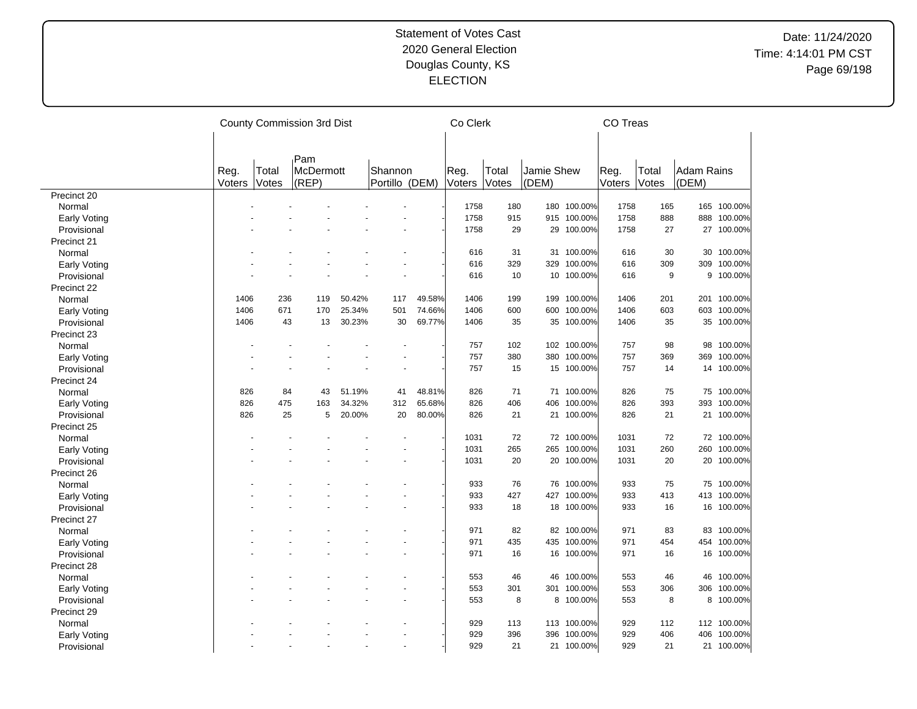# Statement of Votes Cast
## 2020 General Election
## Douglas County, KS
## ELECTION

Date: 11/24/2020
Time: 4:14:01 PM CST

| | County Commission 3rd Dist | | | | | | Co Clerk | | | | CO Treas | | | |
|---|---|---|---|---|---|---|---|---|---|---|---|---|---|---|
| | Reg. Voters | Total Votes | Pam McDermott (REP) | | Shannon Portillo (DEM) | | Reg. Voters | Total Votes | Jamie Shew (DEM) | | Reg. Voters | Total Votes | Adam Rains (DEM) | |
| Precinct 20 | | | | | | | | | | | | | | |
| Normal | - | - | - | - | - | - | 1758 | 180 | 180 | 100.00% | 1758 | 165 | 165 | 100.00% |
| Early Voting | - | - | - | - | - | - | 1758 | 915 | 915 | 100.00% | 1758 | 888 | 888 | 100.00% |
| Provisional | - | - | - | - | - | - | 1758 | 29 | 29 | 100.00% | 1758 | 27 | 27 | 100.00% |
| Precinct 21 | | | | | | | | | | | | | | |
| Normal | - | - | - | - | - | - | 616 | 31 | 31 | 100.00% | 616 | 30 | 30 | 100.00% |
| Early Voting | - | - | - | - | - | - | 616 | 329 | 329 | 100.00% | 616 | 309 | 309 | 100.00% |
| Provisional | - | - | - | - | - | - | 616 | 10 | 10 | 100.00% | 616 | 9 | 9 | 100.00% |
| Precinct 22 | | | | | | | | | | | | | | |
| Normal | 1406 | 236 | 119 | 50.42% | 117 | 49.58% | 1406 | 199 | 199 | 100.00% | 1406 | 201 | 201 | 100.00% |
| Early Voting | 1406 | 671 | 170 | 25.34% | 501 | 74.66% | 1406 | 600 | 600 | 100.00% | 1406 | 603 | 603 | 100.00% |
| Provisional | 1406 | 43 | 13 | 30.23% | 30 | 69.77% | 1406 | 35 | 35 | 100.00% | 1406 | 35 | 35 | 100.00% |
| Precinct 23 | | | | | | | | | | | | | | |
| Normal | - | - | - | - | - | - | 757 | 102 | 102 | 100.00% | 757 | 98 | 98 | 100.00% |
| Early Voting | - | - | - | - | - | - | 757 | 380 | 380 | 100.00% | 757 | 369 | 369 | 100.00% |
| Provisional | - | - | - | - | - | - | 757 | 15 | 15 | 100.00% | 757 | 14 | 14 | 100.00% |
| Precinct 24 | | | | | | | | | | | | | | |
| Normal | 826 | 84 | 43 | 51.19% | 41 | 48.81% | 826 | 71 | 71 | 100.00% | 826 | 75 | 75 | 100.00% |
| Early Voting | 826 | 475 | 163 | 34.32% | 312 | 65.68% | 826 | 406 | 406 | 100.00% | 826 | 393 | 393 | 100.00% |
| Provisional | 826 | 25 | 5 | 20.00% | 20 | 80.00% | 826 | 21 | 21 | 100.00% | 826 | 21 | 21 | 100.00% |
| Precinct 25 | | | | | | | | | | | | | | |
| Normal | - | - | - | - | - | - | 1031 | 72 | 72 | 100.00% | 1031 | 72 | 72 | 100.00% |
| Early Voting | - | - | - | - | - | - | 1031 | 265 | 265 | 100.00% | 1031 | 260 | 260 | 100.00% |
| Provisional | - | - | - | - | - | - | 1031 | 20 | 20 | 100.00% | 1031 | 20 | 20 | 100.00% |
| Precinct 26 | | | | | | | | | | | | | | |
| Normal | - | - | - | - | - | - | 933 | 76 | 76 | 100.00% | 933 | 75 | 75 | 100.00% |
| Early Voting | - | - | - | - | - | - | 933 | 427 | 427 | 100.00% | 933 | 413 | 413 | 100.00% |
| Provisional | - | - | - | - | - | - | 933 | 18 | 18 | 100.00% | 933 | 16 | 16 | 100.00% |
| Precinct 27 | | | | | | | | | | | | | | |
| Normal | - | - | - | - | - | - | 971 | 82 | 82 | 100.00% | 971 | 83 | 83 | 100.00% |
| Early Voting | - | - | - | - | - | - | 971 | 435 | 435 | 100.00% | 971 | 454 | 454 | 100.00% |
| Provisional | - | - | - | - | - | - | 971 | 16 | 16 | 100.00% | 971 | 16 | 16 | 100.00% |
| Precinct 28 | | | | | | | | | | | | | | |
| Normal | - | - | - | - | - | - | 553 | 46 | 46 | 100.00% | 553 | 46 | 46 | 100.00% |
| Early Voting | - | - | - | - | - | - | 553 | 301 | 301 | 100.00% | 553 | 306 | 306 | 100.00% |
| Provisional | - | - | - | - | - | - | 553 | 8 | 8 | 100.00% | 553 | 8 | 8 | 100.00% |
| Precinct 29 | | | | | | | | | | | | | | |
| Normal | - | - | - | - | - | - | 929 | 113 | 113 | 100.00% | 929 | 112 | 112 | 100.00% |
| Early Voting | - | - | - | - | - | - | 929 | 396 | 396 | 100.00% | 929 | 406 | 406 | 100.00% |
| Provisional | - | - | - | - | - | - | 929 | 21 | 21 | 100.00% | 929 | 21 | 21 | 100.00% |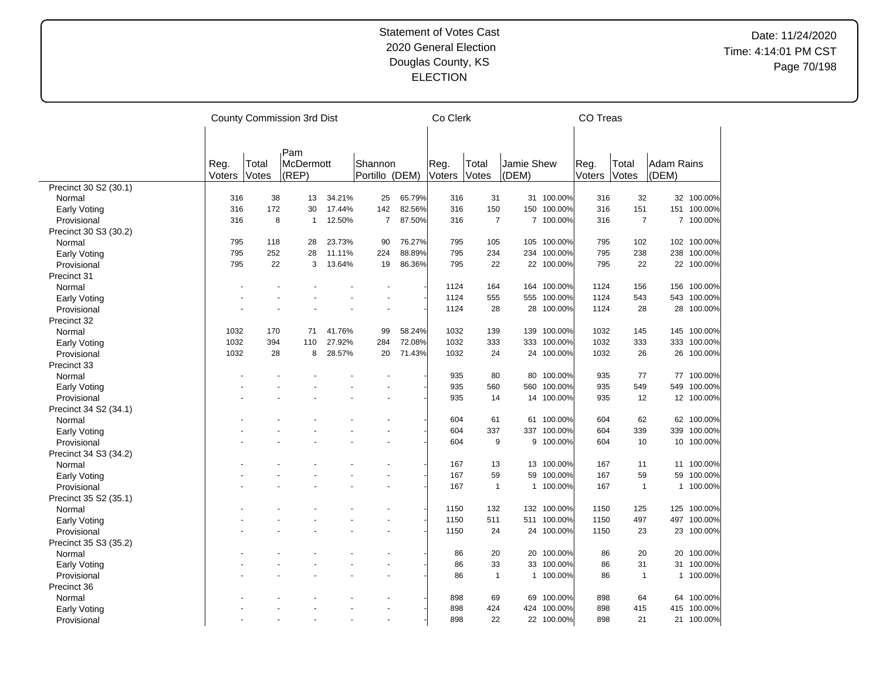Statement of Votes Cast
2020 General Election
Douglas County, KS
ELECTION

Date: 11/24/2020
Time: 4:14:01 PM CST

| | County Commission 3rd Dist | | | | | | Co Clerk | | | | CO Treas | | | |
|---|---|---|---|---|---|---|---|---|---|---|---|---|---|---|
| | Reg. Voters | Total Votes | Pam McDermott (REP) | | Shannon Portillo (DEM) | | Reg. Voters | Total Votes | Jamie Shew (DEM) | | Reg. Voters | Total Votes | Adam Rains (DEM) | |
| Precinct 30 S2 (30.1) | | | | | | | | | | | | | | |
| Normal | 316 | 38 | 13 | 34.21% | 25 | 65.79% | 316 | 31 | 31 | 100.00% | 316 | 32 | 32 | 100.00% |
| Early Voting | 316 | 172 | 30 | 17.44% | 142 | 82.56% | 316 | 150 | 150 | 100.00% | 316 | 151 | 151 | 100.00% |
| Provisional | 316 | 8 | 1 | 12.50% | 7 | 87.50% | 316 | 7 | 7 | 100.00% | 316 | 7 | 7 | 100.00% |
| Precinct 30 S3 (30.2) | | | | | | | | | | | | | | |
| Normal | 795 | 118 | 28 | 23.73% | 90 | 76.27% | 795 | 105 | 105 | 100.00% | 795 | 102 | 102 | 100.00% |
| Early Voting | 795 | 252 | 28 | 11.11% | 224 | 88.89% | 795 | 234 | 234 | 100.00% | 795 | 238 | 238 | 100.00% |
| Provisional | 795 | 22 | 3 | 13.64% | 19 | 86.36% | 795 | 22 | 22 | 100.00% | 795 | 22 | 22 | 100.00% |
| Precinct 31 | | | | | | | | | | | | | | |
| Normal | - | - | - | - | - | - | 1124 | 164 | 164 | 100.00% | 1124 | 156 | 156 | 100.00% |
| Early Voting | - | - | - | - | - | - | 1124 | 555 | 555 | 100.00% | 1124 | 543 | 543 | 100.00% |
| Provisional | - | - | - | - | - | - | 1124 | 28 | 28 | 100.00% | 1124 | 28 | 28 | 100.00% |
| Precinct 32 | | | | | | | | | | | | | | |
| Normal | 1032 | 170 | 71 | 41.76% | 99 | 58.24% | 1032 | 139 | 139 | 100.00% | 1032 | 145 | 145 | 100.00% |
| Early Voting | 1032 | 394 | 110 | 27.92% | 284 | 72.08% | 1032 | 333 | 333 | 100.00% | 1032 | 333 | 333 | 100.00% |
| Provisional | 1032 | 28 | 8 | 28.57% | 20 | 71.43% | 1032 | 24 | 24 | 100.00% | 1032 | 26 | 26 | 100.00% |
| Precinct 33 | | | | | | | | | | | | | | |
| Normal | - | - | - | - | - | - | 935 | 80 | 80 | 100.00% | 935 | 77 | 77 | 100.00% |
| Early Voting | - | - | - | - | - | - | 935 | 560 | 560 | 100.00% | 935 | 549 | 549 | 100.00% |
| Provisional | - | - | - | - | - | - | 935 | 14 | 14 | 100.00% | 935 | 12 | 12 | 100.00% |
| Precinct 34 S2 (34.1) | | | | | | | | | | | | | | |
| Normal | - | - | - | - | - | - | 604 | 61 | 61 | 100.00% | 604 | 62 | 62 | 100.00% |
| Early Voting | - | - | - | - | - | - | 604 | 337 | 337 | 100.00% | 604 | 339 | 339 | 100.00% |
| Provisional | - | - | - | - | - | - | 604 | 9 | 9 | 100.00% | 604 | 10 | 10 | 100.00% |
| Precinct 34 S3 (34.2) | | | | | | | | | | | | | | |
| Normal | - | - | - | - | - | - | 167 | 13 | 13 | 100.00% | 167 | 11 | 11 | 100.00% |
| Early Voting | - | - | - | - | - | - | 167 | 59 | 59 | 100.00% | 167 | 59 | 59 | 100.00% |
| Provisional | - | - | - | - | - | - | 167 | 1 | 1 | 100.00% | 167 | 1 | 1 | 100.00% |
| Precinct 35 S2 (35.1) | | | | | | | | | | | | | | |
| Normal | - | - | - | - | - | - | 1150 | 132 | 132 | 100.00% | 1150 | 125 | 125 | 100.00% |
| Early Voting | - | - | - | - | - | - | 1150 | 511 | 511 | 100.00% | 1150 | 497 | 497 | 100.00% |
| Provisional | - | - | - | - | - | - | 1150 | 24 | 24 | 100.00% | 1150 | 23 | 23 | 100.00% |
| Precinct 35 S3 (35.2) | | | | | | | | | | | | | | |
| Normal | - | - | - | - | - | - | 86 | 20 | 20 | 100.00% | 86 | 20 | 20 | 100.00% |
| Early Voting | - | - | - | - | - | - | 86 | 33 | 33 | 100.00% | 86 | 31 | 31 | 100.00% |
| Provisional | - | - | - | - | - | - | 86 | 1 | 1 | 100.00% | 86 | 1 | 1 | 100.00% |
| Precinct 36 | | | | | | | | | | | | | | |
| Normal | - | - | - | - | - | - | 898 | 69 | 69 | 100.00% | 898 | 64 | 64 | 100.00% |
| Early Voting | - | - | - | - | - | - | 898 | 424 | 424 | 100.00% | 898 | 415 | 415 | 100.00% |
| Provisional | - | - | - | - | - | - | 898 | 22 | 22 | 100.00% | 898 | 21 | 21 | 100.00% |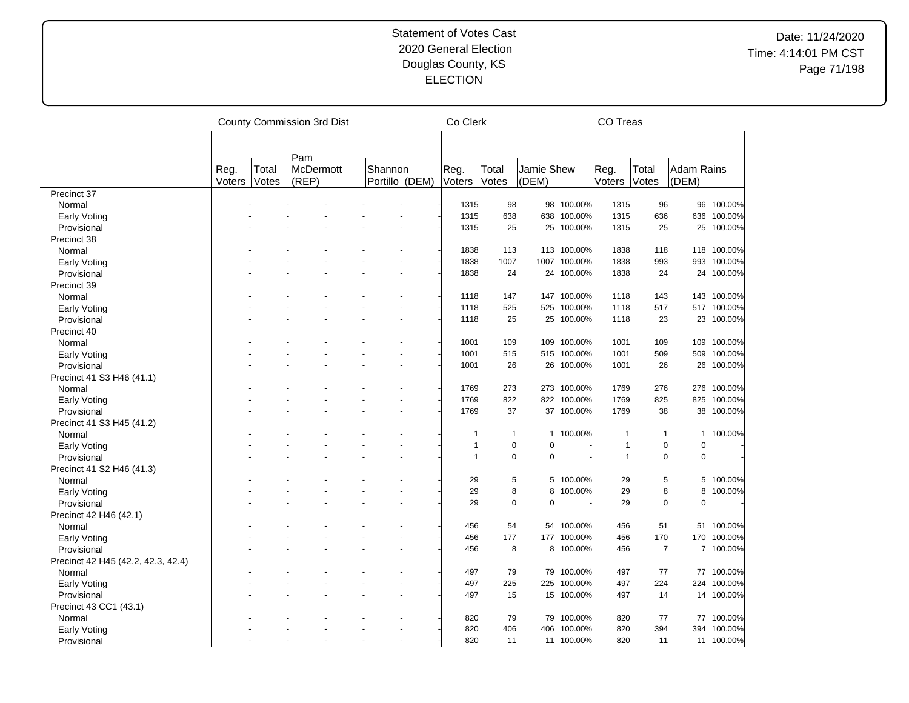Statement of Votes Cast
2020 General Election
Douglas County, KS
ELECTION

Date: 11/24/2020
Time: 4:14:01 PM CST

| | County Commission 3rd Dist | | | | | Co Clerk | | | | CO Treas | | | |
|---|---|---|---|---|---|---|---|---|---|---|---|---|---|
| | Reg. Voters | Total Votes | Pam McDermott (REP) | | Shannon Portillo (DEM) | Reg. Voters | Total Votes | Jamie Shew (DEM) | | Reg. Voters | Total Votes | Adam Rains (DEM) | |
| Precinct 37 | | | | | | | | | | | | | |
| Normal | - | - | - | - | - | 1315 | 98 | 98 | 100.00% | 1315 | 96 | 96 | 100.00% |
| Early Voting | - | - | - | - | - | 1315 | 638 | 638 | 100.00% | 1315 | 636 | 636 | 100.00% |
| Provisional | - | - | - | - | - | 1315 | 25 | 25 | 100.00% | 1315 | 25 | 25 | 100.00% |
| Precinct 38 | | | | | | | | | | | | | |
| Normal | - | - | - | - | - | 1838 | 113 | 113 | 100.00% | 1838 | 118 | 118 | 100.00% |
| Early Voting | - | - | - | - | - | 1838 | 1007 | 1007 | 100.00% | 1838 | 993 | 993 | 100.00% |
| Provisional | - | - | - | - | - | 1838 | 24 | 24 | 100.00% | 1838 | 24 | 24 | 100.00% |
| Precinct 39 | | | | | | | | | | | | | |
| Normal | - | - | - | - | - | 1118 | 147 | 147 | 100.00% | 1118 | 143 | 143 | 100.00% |
| Early Voting | - | - | - | - | - | 1118 | 525 | 525 | 100.00% | 1118 | 517 | 517 | 100.00% |
| Provisional | - | - | - | - | - | 1118 | 25 | 25 | 100.00% | 1118 | 23 | 23 | 100.00% |
| Precinct 40 | | | | | | | | | | | | | |
| Normal | - | - | - | - | - | 1001 | 109 | 109 | 100.00% | 1001 | 109 | 109 | 100.00% |
| Early Voting | - | - | - | - | - | 1001 | 515 | 515 | 100.00% | 1001 | 509 | 509 | 100.00% |
| Provisional | - | - | - | - | - | 1001 | 26 | 26 | 100.00% | 1001 | 26 | 26 | 100.00% |
| Precinct 41 S3 H46 (41.1) | | | | | | | | | | | | | |
| Normal | - | - | - | - | - | 1769 | 273 | 273 | 100.00% | 1769 | 276 | 276 | 100.00% |
| Early Voting | - | - | - | - | - | 1769 | 822 | 822 | 100.00% | 1769 | 825 | 825 | 100.00% |
| Provisional | - | - | - | - | - | 1769 | 37 | 37 | 100.00% | 1769 | 38 | 38 | 100.00% |
| Precinct 41 S3 H45 (41.2) | | | | | | | | | | | | | |
| Normal | - | - | - | - | - | 1 | 1 | 1 | 100.00% | 1 | 1 | 1 | 100.00% |
| Early Voting | - | - | - | - | - | 1 | 0 | 0 | - | 1 | 0 | 0 | - |
| Provisional | - | - | - | - | - | 1 | 0 | 0 | - | 1 | 0 | 0 | - |
| Precinct 41 S2 H46 (41.3) | | | | | | | | | | | | | |
| Normal | - | - | - | - | - | 29 | 5 | 5 | 100.00% | 29 | 5 | 5 | 100.00% |
| Early Voting | - | - | - | - | - | 29 | 8 | 8 | 100.00% | 29 | 8 | 8 | 100.00% |
| Provisional | - | - | - | - | - | 29 | 0 | 0 | - | 29 | 0 | 0 | - |
| Precinct 42 H46 (42.1) | | | | | | | | | | | | | |
| Normal | - | - | - | - | - | 456 | 54 | 54 | 100.00% | 456 | 51 | 51 | 100.00% |
| Early Voting | - | - | - | - | - | 456 | 177 | 177 | 100.00% | 456 | 170 | 170 | 100.00% |
| Provisional | - | - | - | - | - | 456 | 8 | 8 | 100.00% | 456 | 7 | 7 | 100.00% |
| Precinct 42 H45 (42.2, 42.3, 42.4) | | | | | | | | | | | | | |
| Normal | - | - | - | - | - | 497 | 79 | 79 | 100.00% | 497 | 77 | 77 | 100.00% |
| Early Voting | - | - | - | - | - | 497 | 225 | 225 | 100.00% | 497 | 224 | 224 | 100.00% |
| Provisional | - | - | - | - | - | 497 | 15 | 15 | 100.00% | 497 | 14 | 14 | 100.00% |
| Precinct 43 CC1 (43.1) | | | | | | | | | | | | | |
| Normal | - | - | - | - | - | 820 | 79 | 79 | 100.00% | 820 | 77 | 77 | 100.00% |
| Early Voting | - | - | - | - | - | 820 | 406 | 406 | 100.00% | 820 | 394 | 394 | 100.00% |
| Provisional | - | - | - | - | - | 820 | 11 | 11 | 100.00% | 820 | 11 | 11 | 100.00% |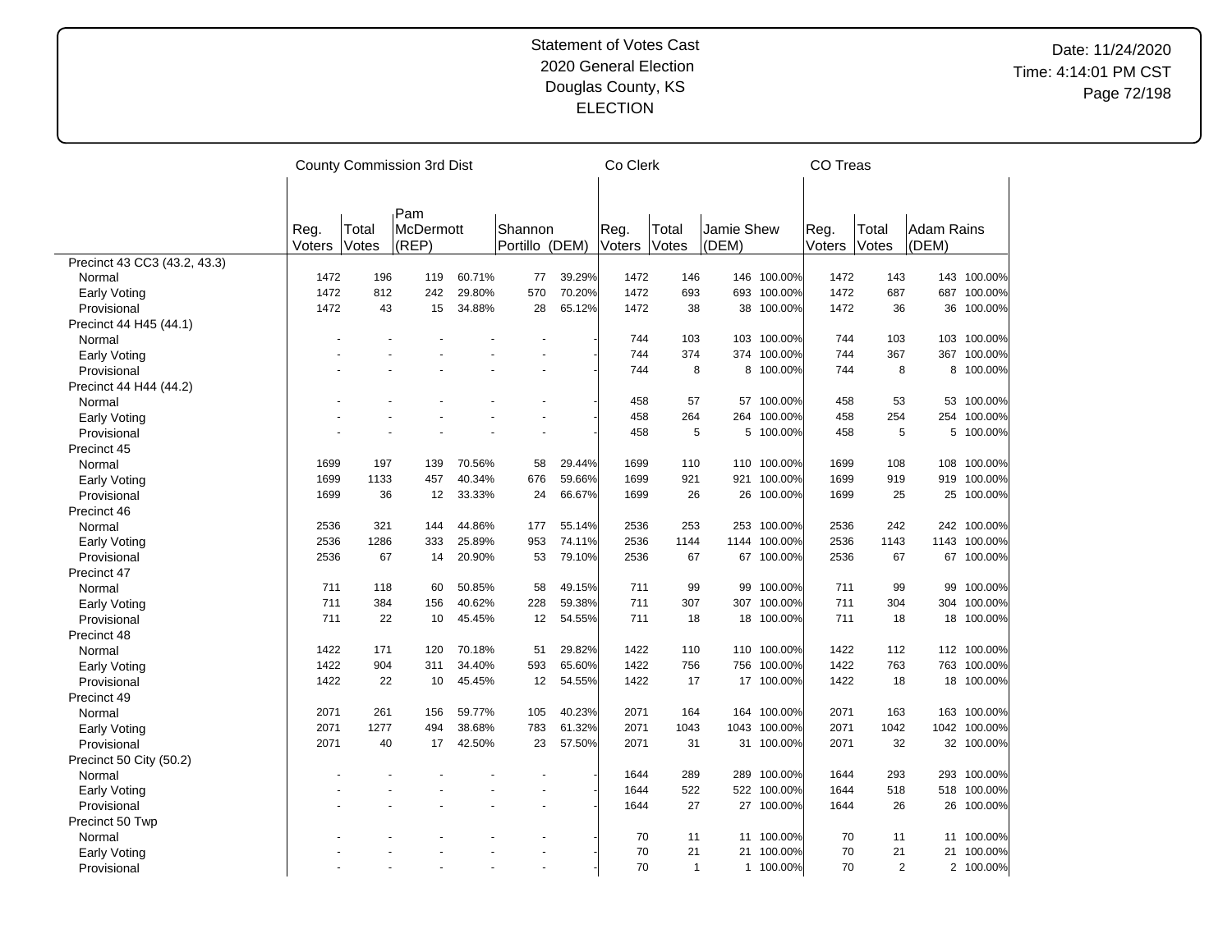# Statement of Votes Cast
## 2020 General Election
## Douglas County, KS
## ELECTION

Date: 11/24/2020
Time: 4:14:01 PM CST

| | County Commission 3rd Dist | | | | | | Co Clerk | | | | CO Treas | | | |
|---|---|---|---|---|---|---|---|---|---|---|---|---|---|---|
| | Reg. Voters | Total Votes | Pam McDermott (REP) | | Shannon Portillo (DEM) | | Reg. Voters | Total Votes | Jamie Shew (DEM) | | Reg. Voters | Total Votes | Adam Rains (DEM) | |
| Precinct 43 CC3 (43.2, 43.3) | | | | | | | | | | | | | | |
| Normal | 1472 | 196 | 119 | 60.71% | 77 | 39.29% | 1472 | 146 | 146 | 100.00% | 1472 | 143 | 143 | 100.00% |
| Early Voting | 1472 | 812 | 242 | 29.80% | 570 | 70.20% | 1472 | 693 | 693 | 100.00% | 1472 | 687 | 687 | 100.00% |
| Provisional | 1472 | 43 | 15 | 34.88% | 28 | 65.12% | 1472 | 38 | 38 | 100.00% | 1472 | 36 | 36 | 100.00% |
| Precinct 44 H45 (44.1) | | | | | | | | | | | | | | |
| Normal | - | - | - | - | - | - | 744 | 103 | 103 | 100.00% | 744 | 103 | 103 | 100.00% |
| Early Voting | - | - | - | - | - | - | 744 | 374 | 374 | 100.00% | 744 | 367 | 367 | 100.00% |
| Provisional | - | - | - | - | - | - | 744 | 8 | 8 | 100.00% | 744 | 8 | 8 | 100.00% |
| Precinct 44 H44 (44.2) | | | | | | | | | | | | | | |
| Normal | - | - | - | - | - | - | 458 | 57 | 57 | 100.00% | 458 | 53 | 53 | 100.00% |
| Early Voting | - | - | - | - | - | - | 458 | 264 | 264 | 100.00% | 458 | 254 | 254 | 100.00% |
| Provisional | - | - | - | - | - | - | 458 | 5 | 5 | 100.00% | 458 | 5 | 5 | 100.00% |
| Precinct 45 | | | | | | | | | | | | | | |
| Normal | 1699 | 197 | 139 | 70.56% | 58 | 29.44% | 1699 | 110 | 110 | 100.00% | 1699 | 108 | 108 | 100.00% |
| Early Voting | 1699 | 1133 | 457 | 40.34% | 676 | 59.66% | 1699 | 921 | 921 | 100.00% | 1699 | 919 | 919 | 100.00% |
| Provisional | 1699 | 36 | 12 | 33.33% | 24 | 66.67% | 1699 | 26 | 26 | 100.00% | 1699 | 25 | 25 | 100.00% |
| Precinct 46 | | | | | | | | | | | | | | |
| Normal | 2536 | 321 | 144 | 44.86% | 177 | 55.14% | 2536 | 253 | 253 | 100.00% | 2536 | 242 | 242 | 100.00% |
| Early Voting | 2536 | 1286 | 333 | 25.89% | 953 | 74.11% | 2536 | 1144 | 1144 | 100.00% | 2536 | 1143 | 1143 | 100.00% |
| Provisional | 2536 | 67 | 14 | 20.90% | 53 | 79.10% | 2536 | 67 | 67 | 100.00% | 2536 | 67 | 67 | 100.00% |
| Precinct 47 | | | | | | | | | | | | | | |
| Normal | 711 | 118 | 60 | 50.85% | 58 | 49.15% | 711 | 99 | 99 | 100.00% | 711 | 99 | 99 | 100.00% |
| Early Voting | 711 | 384 | 156 | 40.62% | 228 | 59.38% | 711 | 307 | 307 | 100.00% | 711 | 304 | 304 | 100.00% |
| Provisional | 711 | 22 | 10 | 45.45% | 12 | 54.55% | 711 | 18 | 18 | 100.00% | 711 | 18 | 18 | 100.00% |
| Precinct 48 | | | | | | | | | | | | | | |
| Normal | 1422 | 171 | 120 | 70.18% | 51 | 29.82% | 1422 | 110 | 110 | 100.00% | 1422 | 112 | 112 | 100.00% |
| Early Voting | 1422 | 904 | 311 | 34.40% | 593 | 65.60% | 1422 | 756 | 756 | 100.00% | 1422 | 763 | 763 | 100.00% |
| Provisional | 1422 | 22 | 10 | 45.45% | 12 | 54.55% | 1422 | 17 | 17 | 100.00% | 1422 | 18 | 18 | 100.00% |
| Precinct 49 | | | | | | | | | | | | | | |
| Normal | 2071 | 261 | 156 | 59.77% | 105 | 40.23% | 2071 | 164 | 164 | 100.00% | 2071 | 163 | 163 | 100.00% |
| Early Voting | 2071 | 1277 | 494 | 38.68% | 783 | 61.32% | 2071 | 1043 | 1043 | 100.00% | 2071 | 1042 | 1042 | 100.00% |
| Provisional | 2071 | 40 | 17 | 42.50% | 23 | 57.50% | 2071 | 31 | 31 | 100.00% | 2071 | 32 | 32 | 100.00% |
| Precinct 50 City (50.2) | | | | | | | | | | | | | | |
| Normal | - | - | - | - | - | - | 1644 | 289 | 289 | 100.00% | 1644 | 293 | 293 | 100.00% |
| Early Voting | - | - | - | - | - | - | 1644 | 522 | 522 | 100.00% | 1644 | 518 | 518 | 100.00% |
| Provisional | - | - | - | - | - | - | 1644 | 27 | 27 | 100.00% | 1644 | 26 | 26 | 100.00% |
| Precinct 50 Twp | | | | | | | | | | | | | | |
| Normal | - | - | - | - | - | - | 70 | 11 | 11 | 100.00% | 70 | 11 | 11 | 100.00% |
| Early Voting | - | - | - | - | - | - | 70 | 21 | 21 | 100.00% | 70 | 21 | 21 | 100.00% |
| Provisional | - | - | - | - | - | - | 70 | 1 | 1 | 100.00% | 70 | 2 | 2 | 100.00% |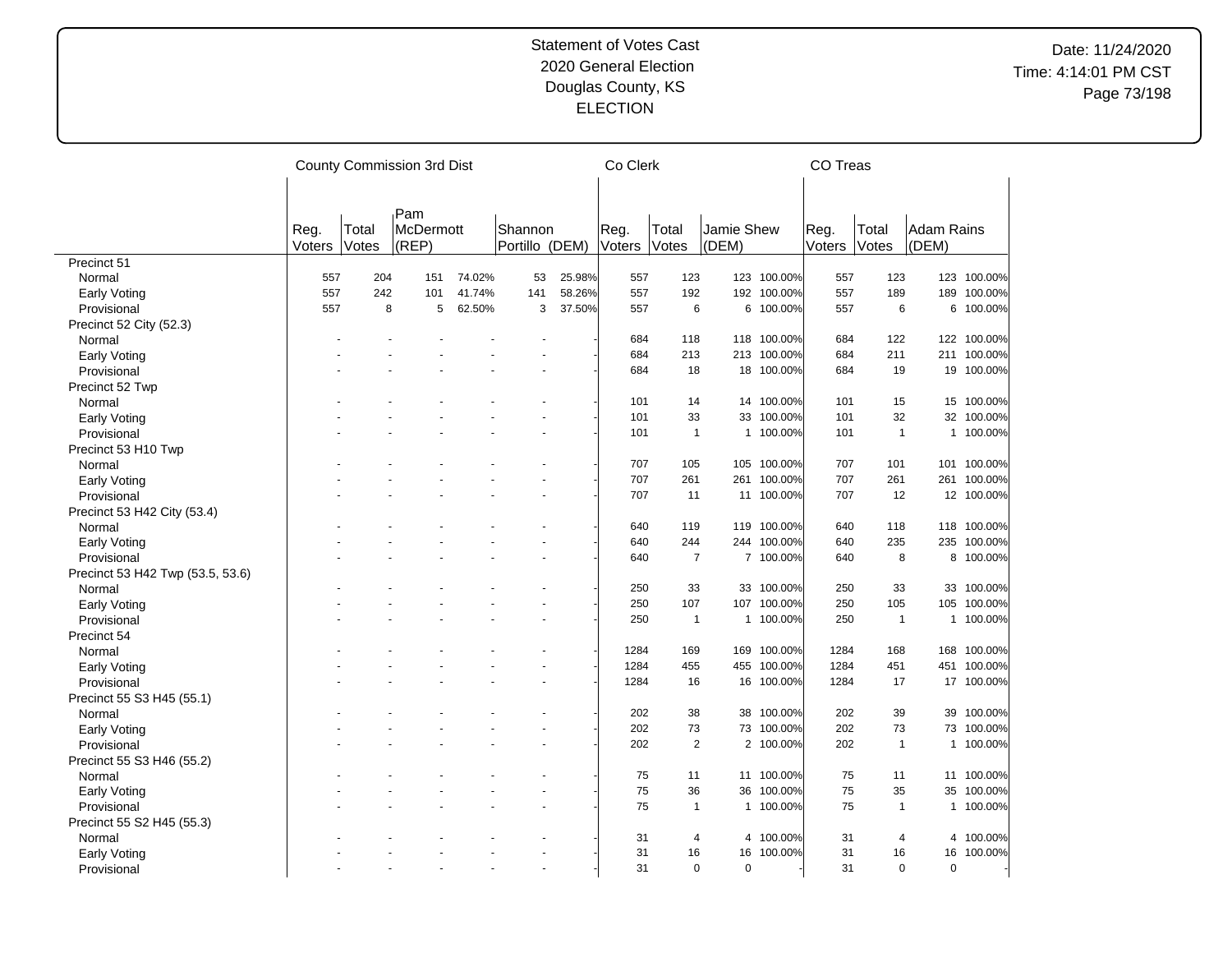Statement of Votes Cast
2020 General Election
Douglas County, KS
ELECTION

Date: 11/24/2020
Time: 4:14:01 PM CST

| | County Commission 3rd Dist | | | | | | | Co Clerk | | | | CO Treas | | | |
|---|---|---|---|---|---|---|---|---|---|---|---|---|---|---|---|
| | Reg. Voters | Total Votes | Pam McDermott (REP) | | Shannon Portillo (DEM) | | | Reg. Voters | Total Votes | Jamie Shew (DEM) | | Reg. Voters | Total Votes | Adam Rains (DEM) | |
| Precinct 51 | | | | | | | | | | | | | | | |
| Normal | 557 | 204 | 151 | 74.02% | 53 | 25.98% | | 557 | 123 | 123 | 100.00% | 557 | 123 | 123 | 100.00% |
| Early Voting | 557 | 242 | 101 | 41.74% | 141 | 58.26% | | 557 | 192 | 192 | 100.00% | 557 | 189 | 189 | 100.00% |
| Provisional | 557 | 8 | 5 | 62.50% | 3 | 37.50% | | 557 | 6 | 6 | 100.00% | 557 | 6 | 6 | 100.00% |
| Precinct 52 City (52.3) | | | | | | | | | | | | | | | |
| Normal | - | - | - | - | - | - | | 684 | 118 | 118 | 100.00% | 684 | 122 | 122 | 100.00% |
| Early Voting | - | - | - | - | - | - | | 684 | 213 | 213 | 100.00% | 684 | 211 | 211 | 100.00% |
| Provisional | - | - | - | - | - | - | | 684 | 18 | 18 | 100.00% | 684 | 19 | 19 | 100.00% |
| Precinct 52 Twp | | | | | | | | | | | | | | | |
| Normal | - | - | - | - | - | - | | 101 | 14 | 14 | 100.00% | 101 | 15 | 15 | 100.00% |
| Early Voting | - | - | - | - | - | - | | 101 | 33 | 33 | 100.00% | 101 | 32 | 32 | 100.00% |
| Provisional | - | - | - | - | - | - | | 101 | 1 | 1 | 100.00% | 101 | 1 | 1 | 100.00% |
| Precinct 53 H10 Twp | | | | | | | | | | | | | | | |
| Normal | - | - | - | - | - | - | | 707 | 105 | 105 | 100.00% | 707 | 101 | 101 | 100.00% |
| Early Voting | - | - | - | - | - | - | | 707 | 261 | 261 | 100.00% | 707 | 261 | 261 | 100.00% |
| Provisional | - | - | - | - | - | - | | 707 | 11 | 11 | 100.00% | 707 | 12 | 12 | 100.00% |
| Precinct 53 H42 City (53.4) | | | | | | | | | | | | | | | |
| Normal | - | - | - | - | - | - | | 640 | 119 | 119 | 100.00% | 640 | 118 | 118 | 100.00% |
| Early Voting | - | - | - | - | - | - | | 640 | 244 | 244 | 100.00% | 640 | 235 | 235 | 100.00% |
| Provisional | - | - | - | - | - | - | | 640 | 7 | 7 | 100.00% | 640 | 8 | 8 | 100.00% |
| Precinct 53 H42 Twp (53.5, 53.6) | | | | | | | | | | | | | | | |
| Normal | - | - | - | - | - | - | | 250 | 33 | 33 | 100.00% | 250 | 33 | 33 | 100.00% |
| Early Voting | - | - | - | - | - | - | | 250 | 107 | 107 | 100.00% | 250 | 105 | 105 | 100.00% |
| Provisional | - | - | - | - | - | - | | 250 | 1 | 1 | 100.00% | 250 | 1 | 1 | 100.00% |
| Precinct 54 | | | | | | | | | | | | | | | |
| Normal | - | - | - | - | - | - | | 1284 | 169 | 169 | 100.00% | 1284 | 168 | 168 | 100.00% |
| Early Voting | - | - | - | - | - | - | | 1284 | 455 | 455 | 100.00% | 1284 | 451 | 451 | 100.00% |
| Provisional | - | - | - | - | - | - | | 1284 | 16 | 16 | 100.00% | 1284 | 17 | 17 | 100.00% |
| Precinct 55 S3 H45 (55.1) | | | | | | | | | | | | | | | |
| Normal | - | - | - | - | - | - | | 202 | 38 | 38 | 100.00% | 202 | 39 | 39 | 100.00% |
| Early Voting | - | - | - | - | - | - | | 202 | 73 | 73 | 100.00% | 202 | 73 | 73 | 100.00% |
| Provisional | - | - | - | - | - | - | | 202 | 2 | 2 | 100.00% | 202 | 1 | 1 | 100.00% |
| Precinct 55 S3 H46 (55.2) | | | | | | | | | | | | | | | |
| Normal | - | - | - | - | - | - | | 75 | 11 | 11 | 100.00% | 75 | 11 | 11 | 100.00% |
| Early Voting | - | - | - | - | - | - | | 75 | 36 | 36 | 100.00% | 75 | 35 | 35 | 100.00% |
| Provisional | - | - | - | - | - | - | | 75 | 1 | 1 | 100.00% | 75 | 1 | 1 | 100.00% |
| Precinct 55 S2 H45 (55.3) | | | | | | | | | | | | | | | |
| Normal | - | - | - | - | - | - | | 31 | 4 | 4 | 100.00% | 31 | 4 | 4 | 100.00% |
| Early Voting | - | - | - | - | - | - | | 31 | 16 | 16 | 100.00% | 31 | 16 | 16 | 100.00% |
| Provisional | - | - | - | - | - | - | | 31 | 0 | 0 | - | 31 | 0 | 0 | - |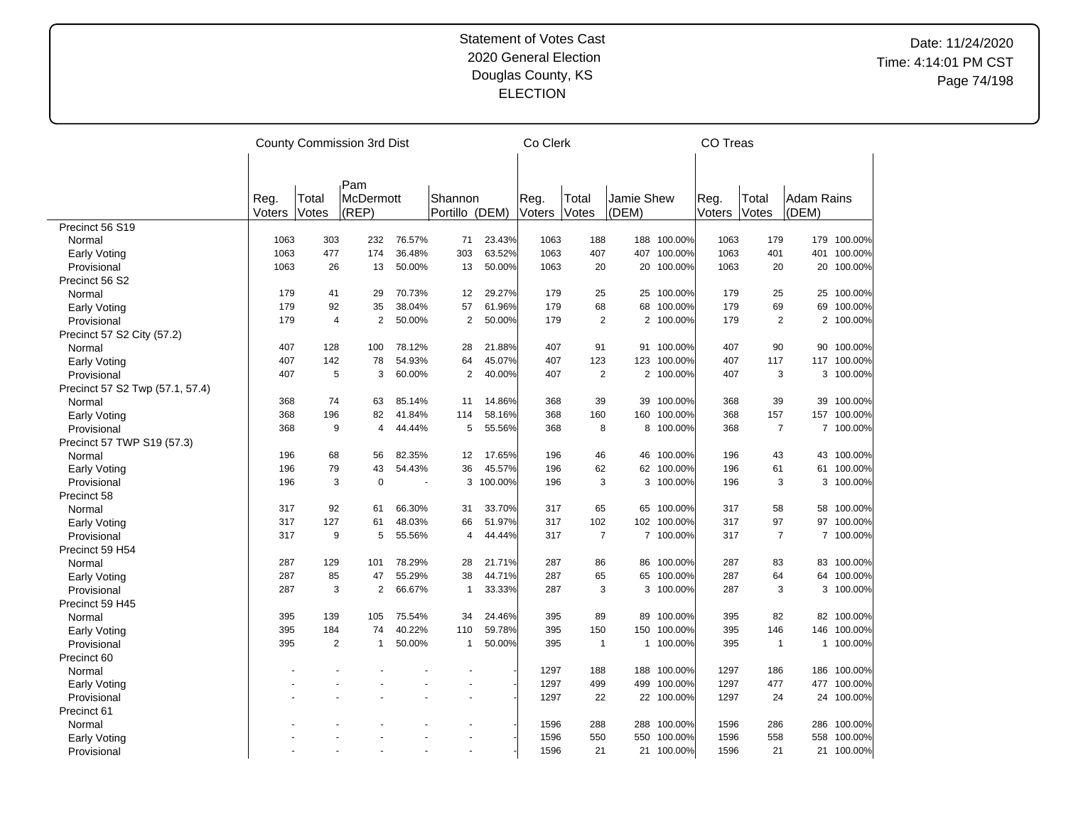Statement of Votes Cast
2020 General Election
Douglas County, KS
ELECTION

Date: 11/24/2020
Time: 4:14:01 PM CST

| | County Commission 3rd Dist | | | | | | Co Clerk | | | | CO Treas | | | |
|---|---|---|---|---|---|---|---|---|---|---|---|---|---|---|
| | Reg. Voters | Total Votes | Pam McDermott (REP) | | Shannon Portillo (DEM) | | Reg. Voters | Total Votes | Jamie Shew (DEM) | | Reg. Voters | Total Votes | Adam Rains (DEM) | |
| **Precinct 56 S19** | | | | | | | | | | | | | | |
| Normal | 1063 | 303 | 232 | 76.57% | 71 | 23.43% | 1063 | 188 | 188 | 100.00% | 1063 | 179 | 179 | 100.00% |
| Early Voting | 1063 | 477 | 174 | 36.48% | 303 | 63.52% | 1063 | 407 | 407 | 100.00% | 1063 | 401 | 401 | 100.00% |
| Provisional | 1063 | 26 | 13 | 50.00% | 13 | 50.00% | 1063 | 20 | 20 | 100.00% | 1063 | 20 | 20 | 100.00% |
| **Precinct 56 S2** | | | | | | | | | | | | | | |
| Normal | 179 | 41 | 29 | 70.73% | 12 | 29.27% | 179 | 25 | 25 | 100.00% | 179 | 25 | 25 | 100.00% |
| Early Voting | 179 | 92 | 35 | 38.04% | 57 | 61.96% | 179 | 68 | 68 | 100.00% | 179 | 69 | 69 | 100.00% |
| Provisional | 179 | 4 | 2 | 50.00% | 2 | 50.00% | 179 | 2 | 2 | 100.00% | 179 | 2 | 2 | 100.00% |
| **Precinct 57 S2 City (57.2)** | | | | | | | | | | | | | | |
| Normal | 407 | 128 | 100 | 78.12% | 28 | 21.88% | 407 | 91 | 91 | 100.00% | 407 | 90 | 90 | 100.00% |
| Early Voting | 407 | 142 | 78 | 54.93% | 64 | 45.07% | 407 | 123 | 123 | 100.00% | 407 | 117 | 117 | 100.00% |
| Provisional | 407 | 5 | 3 | 60.00% | 2 | 40.00% | 407 | 2 | 2 | 100.00% | 407 | 3 | 3 | 100.00% |
| **Precinct 57 S2 Twp (57.1, 57.4)** | | | | | | | | | | | | | | |
| Normal | 368 | 74 | 63 | 85.14% | 11 | 14.86% | 368 | 39 | 39 | 100.00% | 368 | 39 | 39 | 100.00% |
| Early Voting | 368 | 196 | 82 | 41.84% | 114 | 58.16% | 368 | 160 | 160 | 100.00% | 368 | 157 | 157 | 100.00% |
| Provisional | 368 | 9 | 4 | 44.44% | 5 | 55.56% | 368 | 8 | 8 | 100.00% | 368 | 7 | 7 | 100.00% |
| **Precinct 57 TWP S19 (57.3)** | | | | | | | | | | | | | | |
| Normal | 196 | 68 | 56 | 82.35% | 12 | 17.65% | 196 | 46 | 46 | 100.00% | 196 | 43 | 43 | 100.00% |
| Early Voting | 196 | 79 | 43 | 54.43% | 36 | 45.57% | 196 | 62 | 62 | 100.00% | 196 | 61 | 61 | 100.00% |
| Provisional | 196 | 3 | 0 | - | 3 | 100.00% | 196 | 3 | 3 | 100.00% | 196 | 3 | 3 | 100.00% |
| **Precinct 58** | | | | | | | | | | | | | | |
| Normal | 317 | 92 | 61 | 66.30% | 31 | 33.70% | 317 | 65 | 65 | 100.00% | 317 | 58 | 58 | 100.00% |
| Early Voting | 317 | 127 | 61 | 48.03% | 66 | 51.97% | 317 | 102 | 102 | 100.00% | 317 | 97 | 97 | 100.00% |
| Provisional | 317 | 9 | 5 | 55.56% | 4 | 44.44% | 317 | 7 | 7 | 100.00% | 317 | 7 | 7 | 100.00% |
| **Precinct 59 H54** | | | | | | | | | | | | | | |
| Normal | 287 | 129 | 101 | 78.29% | 28 | 21.71% | 287 | 86 | 86 | 100.00% | 287 | 83 | 83 | 100.00% |
| Early Voting | 287 | 85 | 47 | 55.29% | 38 | 44.71% | 287 | 65 | 65 | 100.00% | 287 | 64 | 64 | 100.00% |
| Provisional | 287 | 3 | 2 | 66.67% | 1 | 33.33% | 287 | 3 | 3 | 100.00% | 287 | 3 | 3 | 100.00% |
| **Precinct 59 H45** | | | | | | | | | | | | | | |
| Normal | 395 | 139 | 105 | 75.54% | 34 | 24.46% | 395 | 89 | 89 | 100.00% | 395 | 82 | 82 | 100.00% |
| Early Voting | 395 | 184 | 74 | 40.22% | 110 | 59.78% | 395 | 150 | 150 | 100.00% | 395 | 146 | 146 | 100.00% |
| Provisional | 395 | 2 | 1 | 50.00% | 1 | 50.00% | 395 | 1 | 1 | 100.00% | 395 | 1 | 1 | 100.00% |
| **Precinct 60** | | | | | | | | | | | | | | |
| Normal | - | - | - | - | - | - | 1297 | 188 | 188 | 100.00% | 1297 | 186 | 186 | 100.00% |
| Early Voting | - | - | - | - | - | - | 1297 | 499 | 499 | 100.00% | 1297 | 477 | 477 | 100.00% |
| Provisional | - | - | - | - | - | - | 1297 | 22 | 22 | 100.00% | 1297 | 24 | 24 | 100.00% |
| **Precinct 61** | | | | | | | | | | | | | | |
| Normal | - | - | - | - | - | - | 1596 | 288 | 288 | 100.00% | 1596 | 286 | 286 | 100.00% |
| Early Voting | - | - | - | - | - | - | 1596 | 550 | 550 | 100.00% | 1596 | 558 | 558 | 100.00% |
| Provisional | - | - | - | - | - | - | 1596 | 21 | 21 | 100.00% | 1596 | 21 | 21 | 100.00% |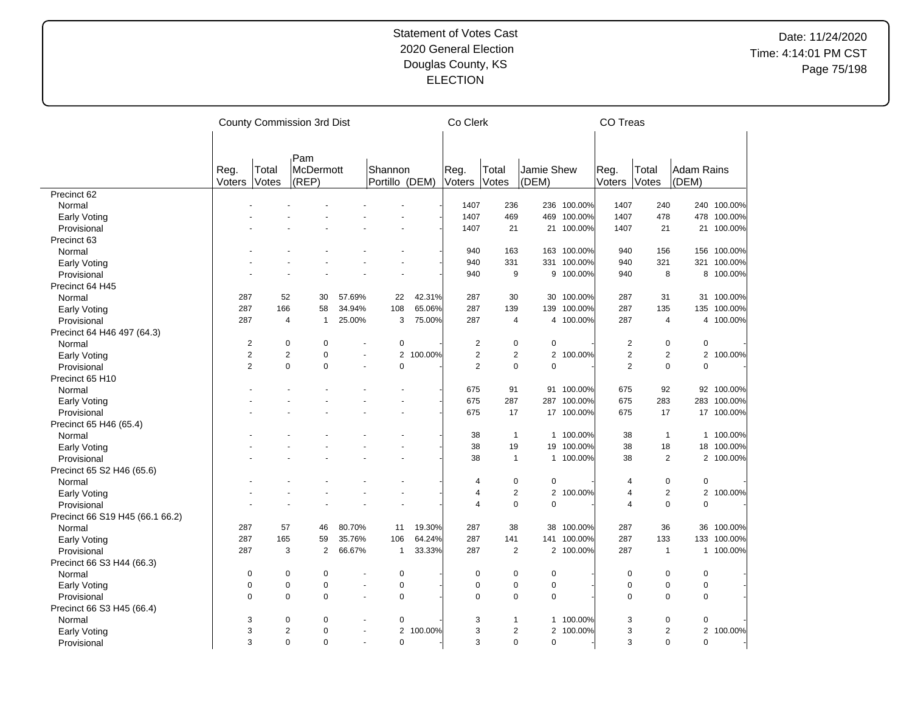Statement of Votes Cast
2020 General Election
Douglas County, KS
ELECTION

Date: 11/24/2020
Time: 4:14:01 PM CST

| | County Commission 3rd Dist | | | | | | Co Clerk | | | | CO Treas | | | |
|---|---|---|---|---|---|---|---|---|---|---|---|---|---|---|
| | Reg. Voters | Total Votes | Pam McDermott (REP) | | Shannon Portillo (DEM) | | Reg. Voters | Total Votes | Jamie Shew (DEM) | | Reg. Voters | Total Votes | Adam Rains (DEM) | |
| Precinct 62 | | | | | | | | | | | | | | |
| Normal | - | - | - | - | - | - | 1407 | 236 | 236 | 100.00% | 1407 | 240 | 240 | 100.00% |
| Early Voting | - | - | - | - | - | - | 1407 | 469 | 469 | 100.00% | 1407 | 478 | 478 | 100.00% |
| Provisional | - | - | - | - | - | - | 1407 | 21 | 21 | 100.00% | 1407 | 21 | 21 | 100.00% |
| Precinct 63 | | | | | | | | | | | | | | |
| Normal | - | - | - | - | - | - | 940 | 163 | 163 | 100.00% | 940 | 156 | 156 | 100.00% |
| Early Voting | - | - | - | - | - | - | 940 | 331 | 331 | 100.00% | 940 | 321 | 321 | 100.00% |
| Provisional | - | - | - | - | - | - | 940 | 9 | 9 | 100.00% | 940 | 8 | 8 | 100.00% |
| Precinct 64 H45 | | | | | | | | | | | | | | |
| Normal | 287 | 52 | 30 | 57.69% | 22 | 42.31% | 287 | 30 | 30 | 100.00% | 287 | 31 | 31 | 100.00% |
| Early Voting | 287 | 166 | 58 | 34.94% | 108 | 65.06% | 287 | 139 | 139 | 100.00% | 287 | 135 | 135 | 100.00% |
| Provisional | 287 | 4 | 1 | 25.00% | 3 | 75.00% | 287 | 4 | 4 | 100.00% | 287 | 4 | 4 | 100.00% |
| Precinct 64 H46 497 (64.3) | | | | | | | | | | | | | | |
| Normal | 2 | 0 | 0 | - | 0 | - | 2 | 0 | 0 | - | 2 | 0 | 0 | - |
| Early Voting | 2 | 2 | 0 | - | 2 | 100.00% | 2 | 2 | 2 | 100.00% | 2 | 2 | 2 | 100.00% |
| Provisional | 2 | 0 | 0 | - | 0 | - | 2 | 0 | 0 | - | 2 | 0 | 0 | - |
| Precinct 65 H10 | | | | | | | | | | | | | | |
| Normal | - | - | - | - | - | - | 675 | 91 | 91 | 100.00% | 675 | 92 | 92 | 100.00% |
| Early Voting | - | - | - | - | - | - | 675 | 287 | 287 | 100.00% | 675 | 283 | 283 | 100.00% |
| Provisional | - | - | - | - | - | - | 675 | 17 | 17 | 100.00% | 675 | 17 | 17 | 100.00% |
| Precinct 65 H46 (65.4) | | | | | | | | | | | | | | |
| Normal | - | - | - | - | - | - | 38 | 1 | 1 | 100.00% | 38 | 1 | 1 | 100.00% |
| Early Voting | - | - | - | - | - | - | 38 | 19 | 19 | 100.00% | 38 | 18 | 18 | 100.00% |
| Provisional | - | - | - | - | - | - | 38 | 1 | 1 | 100.00% | 38 | 2 | 2 | 100.00% |
| Precinct 65 S2 H46 (65.6) | | | | | | | | | | | | | | |
| Normal | - | - | - | - | - | - | 4 | 0 | 0 | - | 4 | 0 | 0 | - |
| Early Voting | - | - | - | - | - | - | 4 | 2 | 2 | 100.00% | 4 | 2 | 2 | 100.00% |
| Provisional | - | - | - | - | - | - | 4 | 0 | 0 | - | 4 | 0 | 0 | - |
| Precinct 66 S19 H45 (66.1 66.2) | | | | | | | | | | | | | | |
| Normal | 287 | 57 | 46 | 80.70% | 11 | 19.30% | 287 | 38 | 38 | 100.00% | 287 | 36 | 36 | 100.00% |
| Early Voting | 287 | 165 | 59 | 35.76% | 106 | 64.24% | 287 | 141 | 141 | 100.00% | 287 | 133 | 133 | 100.00% |
| Provisional | 287 | 3 | 2 | 66.67% | 1 | 33.33% | 287 | 2 | 2 | 100.00% | 287 | 1 | 1 | 100.00% |
| Precinct 66 S3 H44 (66.3) | | | | | | | | | | | | | | |
| Normal | 0 | 0 | 0 | - | 0 | - | 0 | 0 | 0 | - | 0 | 0 | 0 | - |
| Early Voting | 0 | 0 | 0 | - | 0 | - | 0 | 0 | 0 | - | 0 | 0 | 0 | - |
| Provisional | 0 | 0 | 0 | - | 0 | - | 0 | 0 | 0 | - | 0 | 0 | 0 | - |
| Precinct 66 S3 H45 (66.4) | | | | | | | | | | | | | | |
| Normal | 3 | 0 | 0 | - | 0 | - | 3 | 1 | 1 | 100.00% | 3 | 0 | 0 | - |
| Early Voting | 3 | 2 | 0 | - | 2 | 100.00% | 3 | 2 | 2 | 100.00% | 3 | 2 | 2 | 100.00% |
| Provisional | 3 | 0 | 0 | - | 0 | - | 3 | 0 | 0 | - | 3 | 0 | 0 | - |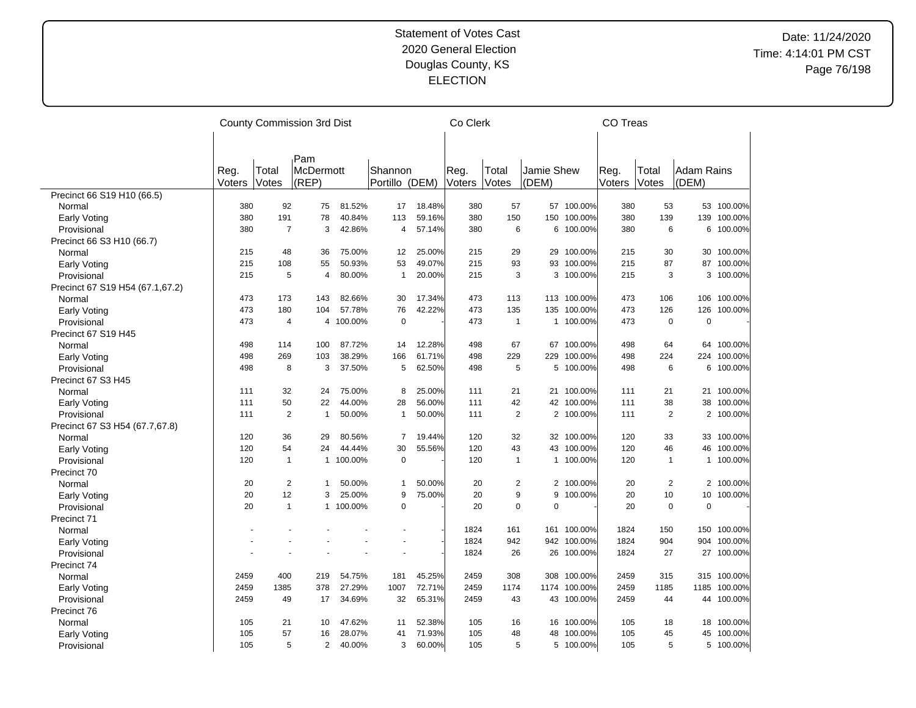# Statement of Votes Cast
## 2020 General Election
## Douglas County, KS
## ELECTION

Date: 11/24/2020
Time: 4:14:01 PM CST

| | County Commission 3rd Dist | | | | | | Co Clerk | | | | CO Treas | | | |
|---|---|---|---|---|---|---|---|---|---|---|---|---|---|---|
| | Reg. Voters | Total Votes | Pam McDermott (REP) | | Shannon Portillo (DEM) | | Reg. Voters | Total Votes | Jamie Shew (DEM) | | Reg. Voters | Total Votes | Adam Rains (DEM) | |
| Precinct 66 S19 H10 (66.5) | | | | | | | | | | | | | | |
| Normal | 380 | 92 | 75 | 81.52% | 17 | 18.48% | 380 | 57 | 57 | 100.00% | 380 | 53 | 53 | 100.00% |
| Early Voting | 380 | 191 | 78 | 40.84% | 113 | 59.16% | 380 | 150 | 150 | 100.00% | 380 | 139 | 139 | 100.00% |
| Provisional | 380 | 7 | 3 | 42.86% | 4 | 57.14% | 380 | 6 | 6 | 100.00% | 380 | 6 | 6 | 100.00% |
| Precinct 66 S3 H10 (66.7) | | | | | | | | | | | | | | |
| Normal | 215 | 48 | 36 | 75.00% | 12 | 25.00% | 215 | 29 | 29 | 100.00% | 215 | 30 | 30 | 100.00% |
| Early Voting | 215 | 108 | 55 | 50.93% | 53 | 49.07% | 215 | 93 | 93 | 100.00% | 215 | 87 | 87 | 100.00% |
| Provisional | 215 | 5 | 4 | 80.00% | 1 | 20.00% | 215 | 3 | 3 | 100.00% | 215 | 3 | 3 | 100.00% |
| Precinct 67 S19 H54 (67.1,67.2) | | | | | | | | | | | | | | |
| Normal | 473 | 173 | 143 | 82.66% | 30 | 17.34% | 473 | 113 | 113 | 100.00% | 473 | 106 | 106 | 100.00% |
| Early Voting | 473 | 180 | 104 | 57.78% | 76 | 42.22% | 473 | 135 | 135 | 100.00% | 473 | 126 | 126 | 100.00% |
| Provisional | 473 | 4 | 4 | 100.00% | 0 | - | 473 | 1 | 1 | 100.00% | 473 | 0 | 0 | - |
| Precinct 67 S19 H45 | | | | | | | | | | | | | | |
| Normal | 498 | 114 | 100 | 87.72% | 14 | 12.28% | 498 | 67 | 67 | 100.00% | 498 | 64 | 64 | 100.00% |
| Early Voting | 498 | 269 | 103 | 38.29% | 166 | 61.71% | 498 | 229 | 229 | 100.00% | 498 | 224 | 224 | 100.00% |
| Provisional | 498 | 8 | 3 | 37.50% | 5 | 62.50% | 498 | 5 | 5 | 100.00% | 498 | 6 | 6 | 100.00% |
| Precinct 67 S3 H45 | | | | | | | | | | | | | | |
| Normal | 111 | 32 | 24 | 75.00% | 8 | 25.00% | 111 | 21 | 21 | 100.00% | 111 | 21 | 21 | 100.00% |
| Early Voting | 111 | 50 | 22 | 44.00% | 28 | 56.00% | 111 | 42 | 42 | 100.00% | 111 | 38 | 38 | 100.00% |
| Provisional | 111 | 2 | 1 | 50.00% | 1 | 50.00% | 111 | 2 | 2 | 100.00% | 111 | 2 | 2 | 100.00% |
| Precinct 67 S3 H54 (67.7,67.8) | | | | | | | | | | | | | | |
| Normal | 120 | 36 | 29 | 80.56% | 7 | 19.44% | 120 | 32 | 32 | 100.00% | 120 | 33 | 33 | 100.00% |
| Early Voting | 120 | 54 | 24 | 44.44% | 30 | 55.56% | 120 | 43 | 43 | 100.00% | 120 | 46 | 46 | 100.00% |
| Provisional | 120 | 1 | 1 | 100.00% | 0 | - | 120 | 1 | 1 | 100.00% | 120 | 1 | 1 | 100.00% |
| Precinct 70 | | | | | | | | | | | | | | |
| Normal | 20 | 2 | 1 | 50.00% | 1 | 50.00% | 20 | 2 | 2 | 100.00% | 20 | 2 | 2 | 100.00% |
| Early Voting | 20 | 12 | 3 | 25.00% | 9 | 75.00% | 20 | 9 | 9 | 100.00% | 20 | 10 | 10 | 100.00% |
| Provisional | 20 | 1 | 1 | 100.00% | 0 | - | 20 | 0 | 0 | - | 20 | 0 | 0 | - |
| Precinct 71 | | | | | | | | | | | | | | |
| Normal | - | - | - | - | - | - | 1824 | 161 | 161 | 100.00% | 1824 | 150 | 150 | 100.00% |
| Early Voting | - | - | - | - | - | - | 1824 | 942 | 942 | 100.00% | 1824 | 904 | 904 | 100.00% |
| Provisional | - | - | - | - | - | - | 1824 | 26 | 26 | 100.00% | 1824 | 27 | 27 | 100.00% |
| Precinct 74 | | | | | | | | | | | | | | |
| Normal | 2459 | 400 | 219 | 54.75% | 181 | 45.25% | 2459 | 308 | 308 | 100.00% | 2459 | 315 | 315 | 100.00% |
| Early Voting | 2459 | 1385 | 378 | 27.29% | 1007 | 72.71% | 2459 | 1174 | 1174 | 100.00% | 2459 | 1185 | 1185 | 100.00% |
| Provisional | 2459 | 49 | 17 | 34.69% | 32 | 65.31% | 2459 | 43 | 43 | 100.00% | 2459 | 44 | 44 | 100.00% |
| Precinct 76 | | | | | | | | | | | | | | |
| Normal | 105 | 21 | 10 | 47.62% | 11 | 52.38% | 105 | 16 | 16 | 100.00% | 105 | 18 | 18 | 100.00% |
| Early Voting | 105 | 57 | 16 | 28.07% | 41 | 71.93% | 105 | 48 | 48 | 100.00% | 105 | 45 | 45 | 100.00% |
| Provisional | 105 | 5 | 2 | 40.00% | 3 | 60.00% | 105 | 5 | 5 | 100.00% | 105 | 5 | 5 | 100.00% |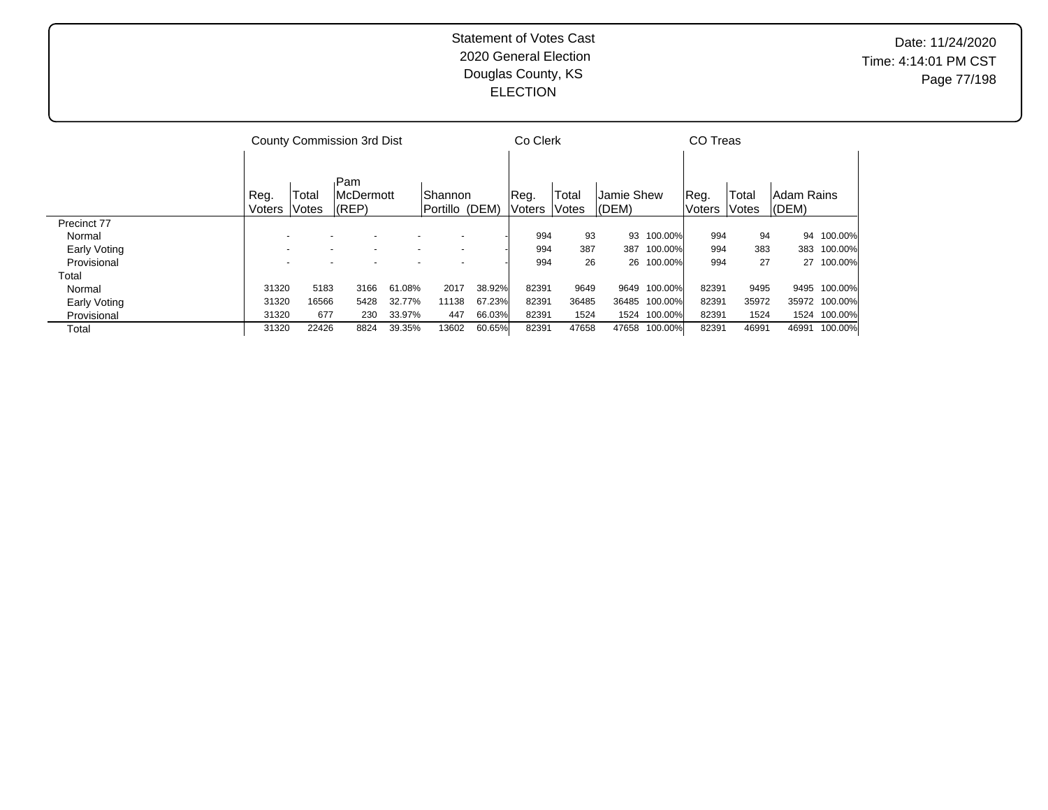# Statement of Votes Cast
## 2020 General Election
## Douglas County, KS
## ELECTION

Date: 11/24/2020
Time: 4:14:01 PM CST

| | County Commission 3rd Dist | | | | | | Co Clerk | | | | CO Treas | | | |
|---|---|---|---|---|---|---|---|---|---|---|---|---|---|---|
| | Reg. Voters | Total Votes | Pam McDermott (REP) | | Shannon Portillo (DEM) | | Reg. Voters | Total Votes | Jamie Shew (DEM) | | Reg. Voters | Total Votes | Adam Rains (DEM) | |
| **Precinct 77** | | | | | | | | | | | | | | |
| Normal | - | - | - | - | - | - | 994 | 93 | 93 | 100.00% | 994 | 94 | 94 | 100.00% |
| Early Voting | - | - | - | - | - | - | 994 | 387 | 387 | 100.00% | 994 | 383 | 383 | 100.00% |
| Provisional | - | - | - | - | - | - | 994 | 26 | 26 | 100.00% | 994 | 27 | 27 | 100.00% |
| **Total** | | | | | | | | | | | | | | |
| Normal | 31320 | 5183 | 3166 | 61.08% | 2017 | 38.92% | 82391 | 9649 | 9649 | 100.00% | 82391 | 9495 | 9495 | 100.00% |
| Early Voting | 31320 | 16566 | 5428 | 32.77% | 11138 | 67.23% | 82391 | 36485 | 36485 | 100.00% | 82391 | 35972 | 35972 | 100.00% |
| Provisional | 31320 | 677 | 230 | 33.97% | 447 | 66.03% | 82391 | 1524 | 1524 | 100.00% | 82391 | 1524 | 1524 | 100.00% |
| Total | 31320 | 22426 | 8824 | 39.35% | 13602 | 60.65% | 82391 | 47658 | 47658 | 100.00% | 82391 | 46991 | 46991 | 100.00% |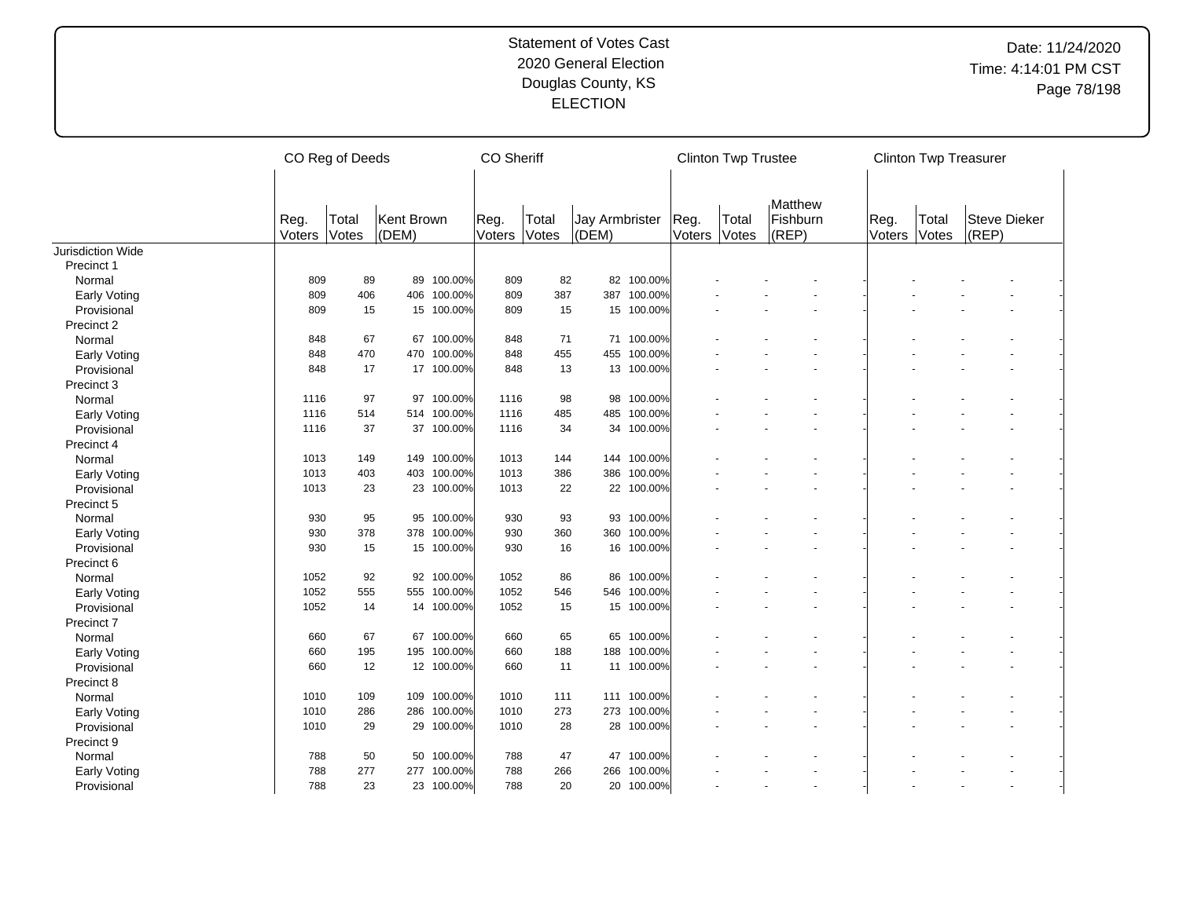Statement of Votes Cast
2020 General Election
Douglas County, KS
ELECTION

Date: 11/24/2020
Time: 4:14:01 PM CST

| | CO Reg of Deeds | | | | CO Sheriff | | | | Clinton Twp Trustee | | | | Clinton Twp Treasurer | | | |
|---|---|---|---|---|---|---|---|---|---|---|---|---|---|---|---|---|
| | Reg. Voters | Total Votes | Kent Brown (DEM) | | Reg. Voters | Total Votes | Jay Armbrister (DEM) | | Reg. Voters | Total Votes | Matthew Fishburn (REP) | | Reg. Voters | Total Votes | Steve Dieker (REP) | |
| Jurisdiction Wide | | | | | | | | | | | | | | | | |
| Precinct 1 | | | | | | | | | | | | | | | | |
| Normal | 809 | 89 | 89 | 100.00% | 809 | 82 | 82 | 100.00% | - | - | - | - | - | - | - | - |
| Early Voting | 809 | 406 | 406 | 100.00% | 809 | 387 | 387 | 100.00% | - | - | - | - | - | - | - | - |
| Provisional | 809 | 15 | 15 | 100.00% | 809 | 15 | 15 | 100.00% | - | - | - | - | - | - | - | - |
| Precinct 2 | | | | | | | | | | | | | | | | |
| Normal | 848 | 67 | 67 | 100.00% | 848 | 71 | 71 | 100.00% | - | - | - | - | - | - | - | - |
| Early Voting | 848 | 470 | 470 | 100.00% | 848 | 455 | 455 | 100.00% | - | - | - | - | - | - | - | - |
| Provisional | 848 | 17 | 17 | 100.00% | 848 | 13 | 13 | 100.00% | - | - | - | - | - | - | - | - |
| Precinct 3 | | | | | | | | | | | | | | | | |
| Normal | 1116 | 97 | 97 | 100.00% | 1116 | 98 | 98 | 100.00% | - | - | - | - | - | - | - | - |
| Early Voting | 1116 | 514 | 514 | 100.00% | 1116 | 485 | 485 | 100.00% | - | - | - | - | - | - | - | - |
| Provisional | 1116 | 37 | 37 | 100.00% | 1116 | 34 | 34 | 100.00% | - | - | - | - | - | - | - | - |
| Precinct 4 | | | | | | | | | | | | | | | | |
| Normal | 1013 | 149 | 149 | 100.00% | 1013 | 144 | 144 | 100.00% | - | - | - | - | - | - | - | - |
| Early Voting | 1013 | 403 | 403 | 100.00% | 1013 | 386 | 386 | 100.00% | - | - | - | - | - | - | - | - |
| Provisional | 1013 | 23 | 23 | 100.00% | 1013 | 22 | 22 | 100.00% | - | - | - | - | - | - | - | - |
| Precinct 5 | | | | | | | | | | | | | | | | |
| Normal | 930 | 95 | 95 | 100.00% | 930 | 93 | 93 | 100.00% | - | - | - | - | - | - | - | - |
| Early Voting | 930 | 378 | 378 | 100.00% | 930 | 360 | 360 | 100.00% | - | - | - | - | - | - | - | - |
| Provisional | 930 | 15 | 15 | 100.00% | 930 | 16 | 16 | 100.00% | - | - | - | - | - | - | - | - |
| Precinct 6 | | | | | | | | | | | | | | | | |
| Normal | 1052 | 92 | 92 | 100.00% | 1052 | 86 | 86 | 100.00% | - | - | - | - | - | - | - | - |
| Early Voting | 1052 | 555 | 555 | 100.00% | 1052 | 546 | 546 | 100.00% | - | - | - | - | - | - | - | - |
| Provisional | 1052 | 14 | 14 | 100.00% | 1052 | 15 | 15 | 100.00% | - | - | - | - | - | - | - | - |
| Precinct 7 | | | | | | | | | | | | | | | | |
| Normal | 660 | 67 | 67 | 100.00% | 660 | 65 | 65 | 100.00% | - | - | - | - | - | - | - | - |
| Early Voting | 660 | 195 | 195 | 100.00% | 660 | 188 | 188 | 100.00% | - | - | - | - | - | - | - | - |
| Provisional | 660 | 12 | 12 | 100.00% | 660 | 11 | 11 | 100.00% | - | - | - | - | - | - | - | - |
| Precinct 8 | | | | | | | | | | | | | | | | |
| Normal | 1010 | 109 | 109 | 100.00% | 1010 | 111 | 111 | 100.00% | - | - | - | - | - | - | - | - |
| Early Voting | 1010 | 286 | 286 | 100.00% | 1010 | 273 | 273 | 100.00% | - | - | - | - | - | - | - | - |
| Provisional | 1010 | 29 | 29 | 100.00% | 1010 | 28 | 28 | 100.00% | - | - | - | - | - | - | - | - |
| Precinct 9 | | | | | | | | | | | | | | | | |
| Normal | 788 | 50 | 50 | 100.00% | 788 | 47 | 47 | 100.00% | - | - | - | - | - | - | - | - |
| Early Voting | 788 | 277 | 277 | 100.00% | 788 | 266 | 266 | 100.00% | - | - | - | - | - | - | - | - |
| Provisional | 788 | 23 | 23 | 100.00% | 788 | 20 | 20 | 100.00% | - | - | - | - | - | - | - | - |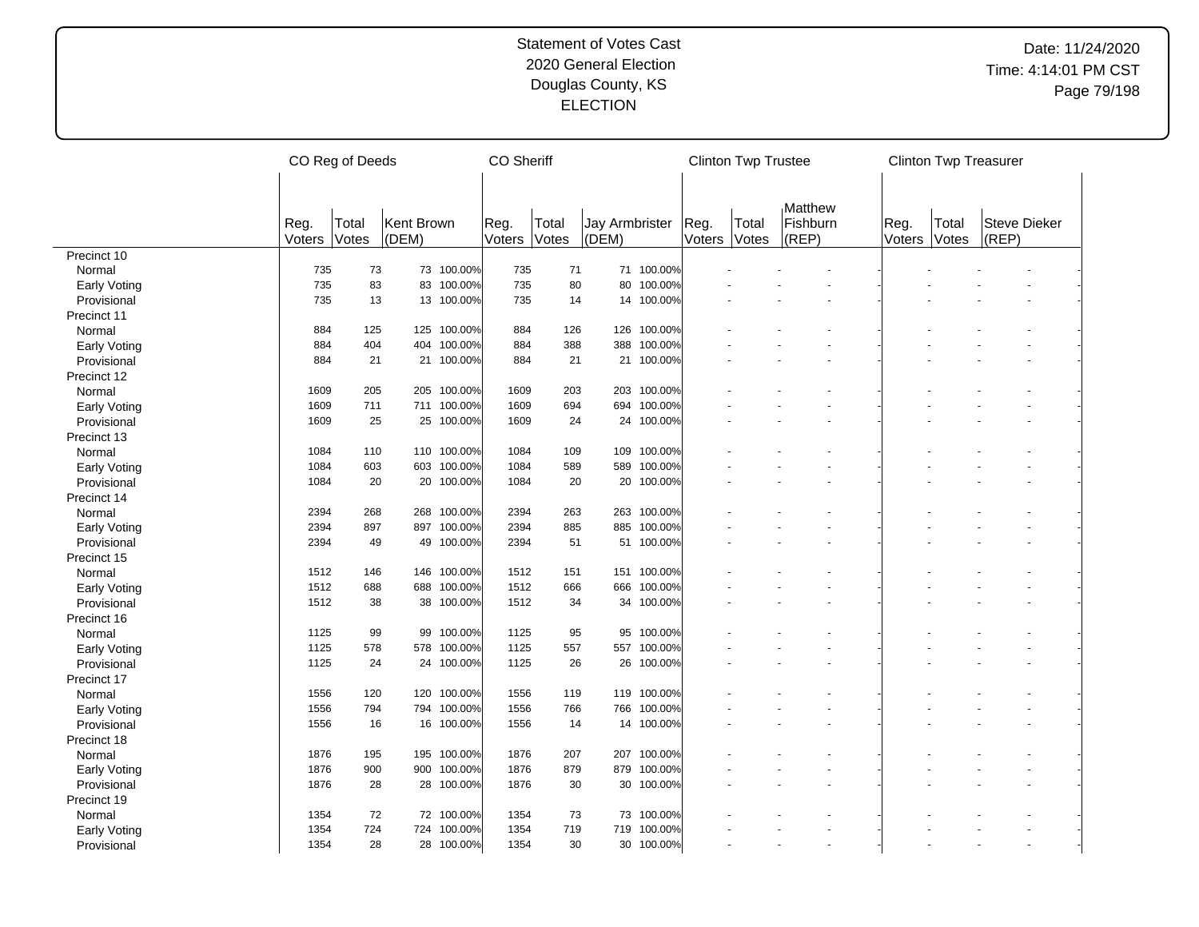Statement of Votes Cast
2020 General Election
Douglas County, KS
ELECTION

Date: 11/24/2020
Time: 4:14:01 PM CST

| | CO Reg of Deeds | | | | CO Sheriff | | | | Clinton Twp Trustee | | | | Clinton Twp Treasurer | | | |
|---|---|---|---|---|---|---|---|---|---|---|---|---|---|---|---|---|
| | Reg. Voters | Total Votes | Kent Brown (DEM) | | Reg. Voters | Total Votes | Jay Armbrister (DEM) | | Reg. Voters | Total Votes | Matthew Fishburn (REP) | | Reg. Voters | Total Votes | Steve Dieker (REP) | |
| Precinct 10 | | | | | | | | | | | | | | | | |
| Normal | 735 | 73 | 73 | 100.00% | 735 | 71 | 71 | 100.00% | - | - | - | - | - | - | - | - |
| Early Voting | 735 | 83 | 83 | 100.00% | 735 | 80 | 80 | 100.00% | - | - | - | - | - | - | - | - |
| Provisional | 735 | 13 | 13 | 100.00% | 735 | 14 | 14 | 100.00% | - | - | - | - | - | - | - | - |
| Precinct 11 | | | | | | | | | | | | | | | | |
| Normal | 884 | 125 | 125 | 100.00% | 884 | 126 | 126 | 100.00% | - | - | - | - | - | - | - | - |
| Early Voting | 884 | 404 | 404 | 100.00% | 884 | 388 | 388 | 100.00% | - | - | - | - | - | - | - | - |
| Provisional | 884 | 21 | 21 | 100.00% | 884 | 21 | 21 | 100.00% | - | - | - | - | - | - | - | - |
| Precinct 12 | | | | | | | | | | | | | | | | |
| Normal | 1609 | 205 | 205 | 100.00% | 1609 | 203 | 203 | 100.00% | - | - | - | - | - | - | - | - |
| Early Voting | 1609 | 711 | 711 | 100.00% | 1609 | 694 | 694 | 100.00% | - | - | - | - | - | - | - | - |
| Provisional | 1609 | 25 | 25 | 100.00% | 1609 | 24 | 24 | 100.00% | - | - | - | - | - | - | - | - |
| Precinct 13 | | | | | | | | | | | | | | | | |
| Normal | 1084 | 110 | 110 | 100.00% | 1084 | 109 | 109 | 100.00% | - | - | - | - | - | - | - | - |
| Early Voting | 1084 | 603 | 603 | 100.00% | 1084 | 589 | 589 | 100.00% | - | - | - | - | - | - | - | - |
| Provisional | 1084 | 20 | 20 | 100.00% | 1084 | 20 | 20 | 100.00% | - | - | - | - | - | - | - | - |
| Precinct 14 | | | | | | | | | | | | | | | | |
| Normal | 2394 | 268 | 268 | 100.00% | 2394 | 263 | 263 | 100.00% | - | - | - | - | - | - | - | - |
| Early Voting | 2394 | 897 | 897 | 100.00% | 2394 | 885 | 885 | 100.00% | - | - | - | - | - | - | - | - |
| Provisional | 2394 | 49 | 49 | 100.00% | 2394 | 51 | 51 | 100.00% | - | - | - | - | - | - | - | - |
| Precinct 15 | | | | | | | | | | | | | | | | |
| Normal | 1512 | 146 | 146 | 100.00% | 1512 | 151 | 151 | 100.00% | - | - | - | - | - | - | - | - |
| Early Voting | 1512 | 688 | 688 | 100.00% | 1512 | 666 | 666 | 100.00% | - | - | - | - | - | - | - | - |
| Provisional | 1512 | 38 | 38 | 100.00% | 1512 | 34 | 34 | 100.00% | - | - | - | - | - | - | - | - |
| Precinct 16 | | | | | | | | | | | | | | | | |
| Normal | 1125 | 99 | 99 | 100.00% | 1125 | 95 | 95 | 100.00% | - | - | - | - | - | - | - | - |
| Early Voting | 1125 | 578 | 578 | 100.00% | 1125 | 557 | 557 | 100.00% | - | - | - | - | - | - | - | - |
| Provisional | 1125 | 24 | 24 | 100.00% | 1125 | 26 | 26 | 100.00% | - | - | - | - | - | - | - | - |
| Precinct 17 | | | | | | | | | | | | | | | | |
| Normal | 1556 | 120 | 120 | 100.00% | 1556 | 119 | 119 | 100.00% | - | - | - | - | - | - | - | - |
| Early Voting | 1556 | 794 | 794 | 100.00% | 1556 | 766 | 766 | 100.00% | - | - | - | - | - | - | - | - |
| Provisional | 1556 | 16 | 16 | 100.00% | 1556 | 14 | 14 | 100.00% | - | - | - | - | - | - | - | - |
| Precinct 18 | | | | | | | | | | | | | | | | |
| Normal | 1876 | 195 | 195 | 100.00% | 1876 | 207 | 207 | 100.00% | - | - | - | - | - | - | - | - |
| Early Voting | 1876 | 900 | 900 | 100.00% | 1876 | 879 | 879 | 100.00% | - | - | - | - | - | - | - | - |
| Provisional | 1876 | 28 | 28 | 100.00% | 1876 | 30 | 30 | 100.00% | - | - | - | - | - | - | - | - |
| Precinct 19 | | | | | | | | | | | | | | | | |
| Normal | 1354 | 72 | 72 | 100.00% | 1354 | 73 | 73 | 100.00% | - | - | - | - | - | - | - | - |
| Early Voting | 1354 | 724 | 724 | 100.00% | 1354 | 719 | 719 | 100.00% | - | - | - | - | - | - | - | - |
| Provisional | 1354 | 28 | 28 | 100.00% | 1354 | 30 | 30 | 100.00% | - | - | - | - | - | - | - | - |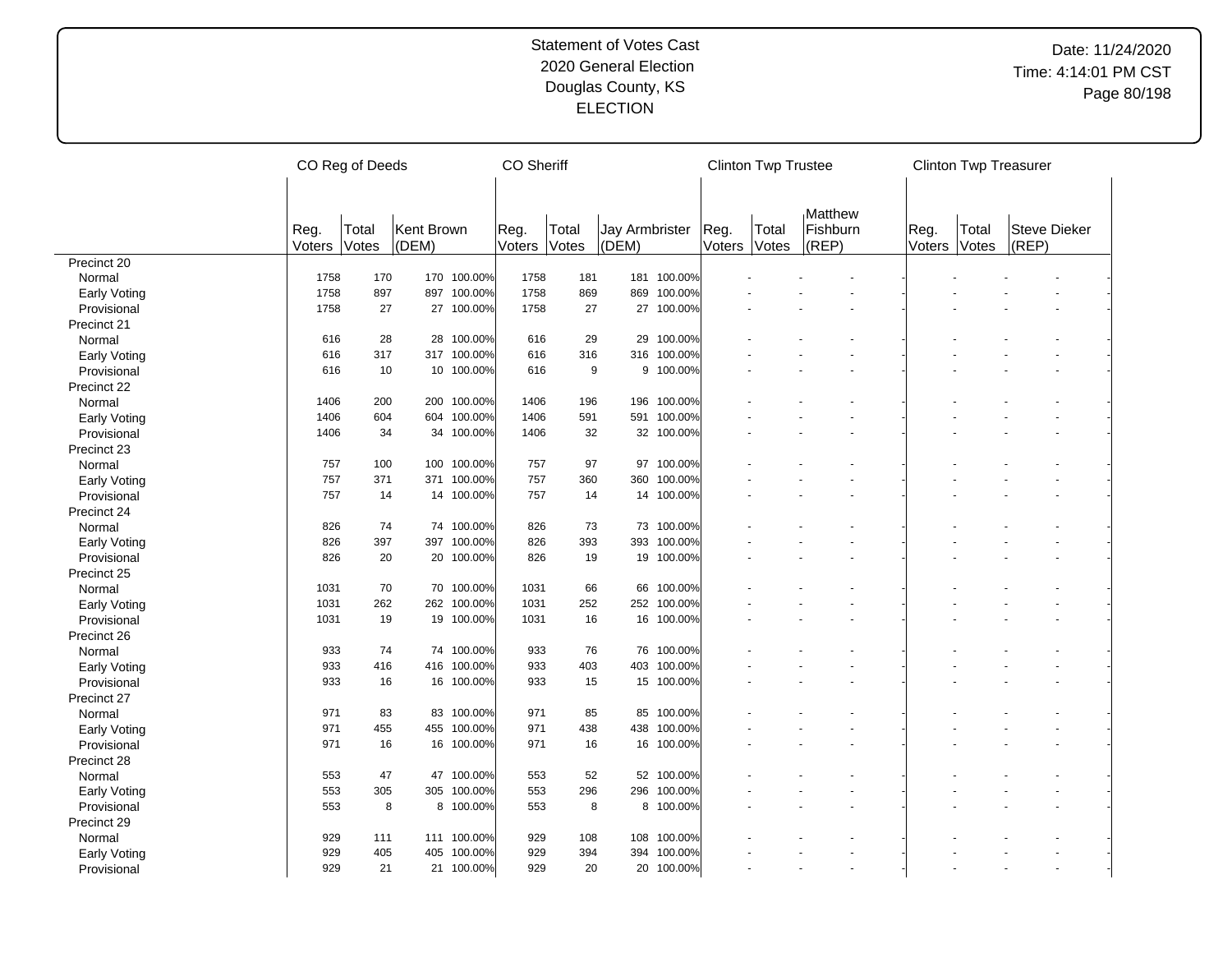# Statement of Votes Cast
## 2020 General Election
## Douglas County, KS
## ELECTION

Date: 11/24/2020
Time: 4:14:01 PM CST

| | CO Reg of Deeds | | | | CO Sheriff | | | | Clinton Twp Trustee | | | | Clinton Twp Treasurer | | | |
|---|---|---|---|---|---|---|---|---|---|---|---|---|---|---|---|---|
| | Reg. Voters | Total Votes | Kent Brown (DEM) | | Reg. Voters | Total Votes | Jay Armbrister (DEM) | | Reg. Voters | Total Votes | Matthew Fishburn (REP) | | Reg. Voters | Total Votes | Steve Dieker (REP) | |
| Precinct 20 | | | | | | | | | | | | | | | | |
| Normal | 1758 | 170 | 170 | 100.00% | 1758 | 181 | 181 | 100.00% | - | - | - | - | - | - | - | - |
| Early Voting | 1758 | 897 | 897 | 100.00% | 1758 | 869 | 869 | 100.00% | - | - | - | - | - | - | - | - |
| Provisional | 1758 | 27 | 27 | 100.00% | 1758 | 27 | 27 | 100.00% | - | - | - | - | - | - | - | - |
| Precinct 21 | | | | | | | | | | | | | | | | |
| Normal | 616 | 28 | 28 | 100.00% | 616 | 29 | 29 | 100.00% | - | - | - | - | - | - | - | - |
| Early Voting | 616 | 317 | 317 | 100.00% | 616 | 316 | 316 | 100.00% | - | - | - | - | - | - | - | - |
| Provisional | 616 | 10 | 10 | 100.00% | 616 | 9 | 9 | 100.00% | - | - | - | - | - | - | - | - |
| Precinct 22 | | | | | | | | | | | | | | | | |
| Normal | 1406 | 200 | 200 | 100.00% | 1406 | 196 | 196 | 100.00% | - | - | - | - | - | - | - | - |
| Early Voting | 1406 | 604 | 604 | 100.00% | 1406 | 591 | 591 | 100.00% | - | - | - | - | - | - | - | - |
| Provisional | 1406 | 34 | 34 | 100.00% | 1406 | 32 | 32 | 100.00% | - | - | - | - | - | - | - | - |
| Precinct 23 | | | | | | | | | | | | | | | | |
| Normal | 757 | 100 | 100 | 100.00% | 757 | 97 | 97 | 100.00% | - | - | - | - | - | - | - | - |
| Early Voting | 757 | 371 | 371 | 100.00% | 757 | 360 | 360 | 100.00% | - | - | - | - | - | - | - | - |
| Provisional | 757 | 14 | 14 | 100.00% | 757 | 14 | 14 | 100.00% | - | - | - | - | - | - | - | - |
| Precinct 24 | | | | | | | | | | | | | | | | |
| Normal | 826 | 74 | 74 | 100.00% | 826 | 73 | 73 | 100.00% | - | - | - | - | - | - | - | - |
| Early Voting | 826 | 397 | 397 | 100.00% | 826 | 393 | 393 | 100.00% | - | - | - | - | - | - | - | - |
| Provisional | 826 | 20 | 20 | 100.00% | 826 | 19 | 19 | 100.00% | - | - | - | - | - | - | - | - |
| Precinct 25 | | | | | | | | | | | | | | | | |
| Normal | 1031 | 70 | 70 | 100.00% | 1031 | 66 | 66 | 100.00% | - | - | - | - | - | - | - | - |
| Early Voting | 1031 | 262 | 262 | 100.00% | 1031 | 252 | 252 | 100.00% | - | - | - | - | - | - | - | - |
| Provisional | 1031 | 19 | 19 | 100.00% | 1031 | 16 | 16 | 100.00% | - | - | - | - | - | - | - | - |
| Precinct 26 | | | | | | | | | | | | | | | | |
| Normal | 933 | 74 | 74 | 100.00% | 933 | 76 | 76 | 100.00% | - | - | - | - | - | - | - | - |
| Early Voting | 933 | 416 | 416 | 100.00% | 933 | 403 | 403 | 100.00% | - | - | - | - | - | - | - | - |
| Provisional | 933 | 16 | 16 | 100.00% | 933 | 15 | 15 | 100.00% | - | - | - | - | - | - | - | - |
| Precinct 27 | | | | | | | | | | | | | | | | |
| Normal | 971 | 83 | 83 | 100.00% | 971 | 85 | 85 | 100.00% | - | - | - | - | - | - | - | - |
| Early Voting | 971 | 455 | 455 | 100.00% | 971 | 438 | 438 | 100.00% | - | - | - | - | - | - | - | - |
| Provisional | 971 | 16 | 16 | 100.00% | 971 | 16 | 16 | 100.00% | - | - | - | - | - | - | - | - |
| Precinct 28 | | | | | | | | | | | | | | | | |
| Normal | 553 | 47 | 47 | 100.00% | 553 | 52 | 52 | 100.00% | - | - | - | - | - | - | - | - |
| Early Voting | 553 | 305 | 305 | 100.00% | 553 | 296 | 296 | 100.00% | - | - | - | - | - | - | - | - |
| Provisional | 553 | 8 | 8 | 100.00% | 553 | 8 | 8 | 100.00% | - | - | - | - | - | - | - | - |
| Precinct 29 | | | | | | | | | | | | | | | | |
| Normal | 929 | 111 | 111 | 100.00% | 929 | 108 | 108 | 100.00% | - | - | - | - | - | - | - | - |
| Early Voting | 929 | 405 | 405 | 100.00% | 929 | 394 | 394 | 100.00% | - | - | - | - | - | - | - | - |
| Provisional | 929 | 21 | 21 | 100.00% | 929 | 20 | 20 | 100.00% | - | - | - | - | - | - | - | - |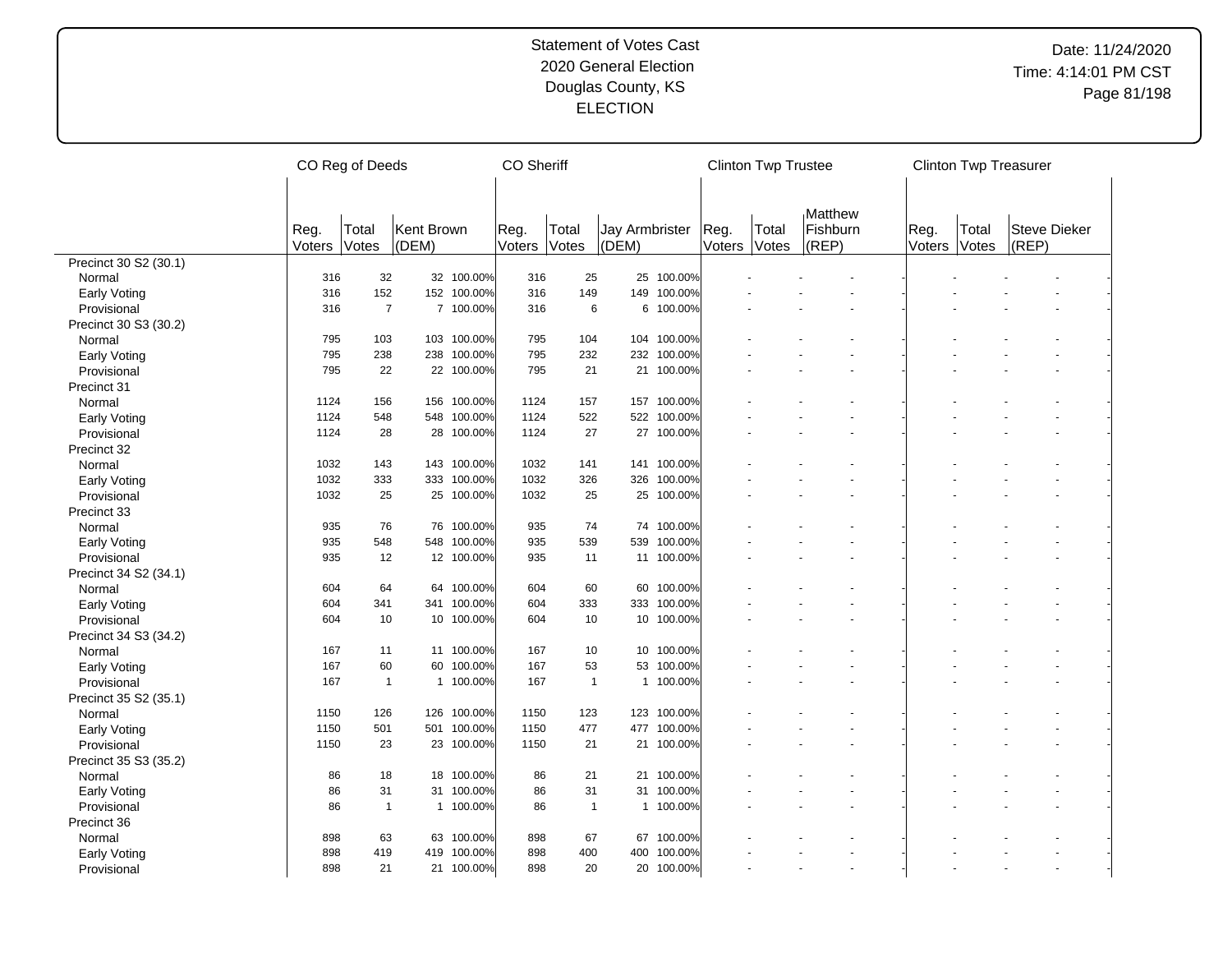Statement of Votes Cast
2020 General Election
Douglas County, KS
ELECTION

Date: 11/24/2020
Time: 4:14:01 PM CST

| | CO Reg of Deeds | | | | CO Sheriff | | | | Clinton Twp Trustee | | | | Clinton Twp Treasurer | | | |
|---|---|---|---|---|---|---|---|---|---|---|---|---|---|---|---|---|
| | Reg. Voters | Total Votes | Kent Brown (DEM) | | Reg. Voters | Total Votes | Jay Armbrister (DEM) | | Reg. Voters | Total Votes | Matthew Fishburn (REP) | | Reg. Voters | Total Votes | Steve Dieker (REP) | |
| Precinct 30 S2 (30.1) | | | | | | | | | | | | | | | | |
| Normal | 316 | 32 | 32 | 100.00% | 316 | 25 | 25 | 100.00% | - | - | - | - | - | - | - | - |
| Early Voting | 316 | 152 | 152 | 100.00% | 316 | 149 | 149 | 100.00% | - | - | - | - | - | - | - | - |
| Provisional | 316 | 7 | 7 | 100.00% | 316 | 6 | 6 | 100.00% | - | - | - | - | - | - | - | - |
| Precinct 30 S3 (30.2) | | | | | | | | | | | | | | | | |
| Normal | 795 | 103 | 103 | 100.00% | 795 | 104 | 104 | 100.00% | - | - | - | - | - | - | - | - |
| Early Voting | 795 | 238 | 238 | 100.00% | 795 | 232 | 232 | 100.00% | - | - | - | - | - | - | - | - |
| Provisional | 795 | 22 | 22 | 100.00% | 795 | 21 | 21 | 100.00% | - | - | - | - | - | - | - | - |
| Precinct 31 | | | | | | | | | | | | | | | | |
| Normal | 1124 | 156 | 156 | 100.00% | 1124 | 157 | 157 | 100.00% | - | - | - | - | - | - | - | - |
| Early Voting | 1124 | 548 | 548 | 100.00% | 1124 | 522 | 522 | 100.00% | - | - | - | - | - | - | - | - |
| Provisional | 1124 | 28 | 28 | 100.00% | 1124 | 27 | 27 | 100.00% | - | - | - | - | - | - | - | - |
| Precinct 32 | | | | | | | | | | | | | | | | |
| Normal | 1032 | 143 | 143 | 100.00% | 1032 | 141 | 141 | 100.00% | - | - | - | - | - | - | - | - |
| Early Voting | 1032 | 333 | 333 | 100.00% | 1032 | 326 | 326 | 100.00% | - | - | - | - | - | - | - | - |
| Provisional | 1032 | 25 | 25 | 100.00% | 1032 | 25 | 25 | 100.00% | - | - | - | - | - | - | - | - |
| Precinct 33 | | | | | | | | | | | | | | | | |
| Normal | 935 | 76 | 76 | 100.00% | 935 | 74 | 74 | 100.00% | - | - | - | - | - | - | - | - |
| Early Voting | 935 | 548 | 548 | 100.00% | 935 | 539 | 539 | 100.00% | - | - | - | - | - | - | - | - |
| Provisional | 935 | 12 | 12 | 100.00% | 935 | 11 | 11 | 100.00% | - | - | - | - | - | - | - | - |
| Precinct 34 S2 (34.1) | | | | | | | | | | | | | | | | |
| Normal | 604 | 64 | 64 | 100.00% | 604 | 60 | 60 | 100.00% | - | - | - | - | - | - | - | - |
| Early Voting | 604 | 341 | 341 | 100.00% | 604 | 333 | 333 | 100.00% | - | - | - | - | - | - | - | - |
| Provisional | 604 | 10 | 10 | 100.00% | 604 | 10 | 10 | 100.00% | - | - | - | - | - | - | - | - |
| Precinct 34 S3 (34.2) | | | | | | | | | | | | | | | | |
| Normal | 167 | 11 | 11 | 100.00% | 167 | 10 | 10 | 100.00% | - | - | - | - | - | - | - | - |
| Early Voting | 167 | 60 | 60 | 100.00% | 167 | 53 | 53 | 100.00% | - | - | - | - | - | - | - | - |
| Provisional | 167 | 1 | 1 | 100.00% | 167 | 1 | 1 | 100.00% | - | - | - | - | - | - | - | - |
| Precinct 35 S2 (35.1) | | | | | | | | | | | | | | | | |
| Normal | 1150 | 126 | 126 | 100.00% | 1150 | 123 | 123 | 100.00% | - | - | - | - | - | - | - | - |
| Early Voting | 1150 | 501 | 501 | 100.00% | 1150 | 477 | 477 | 100.00% | - | - | - | - | - | - | - | - |
| Provisional | 1150 | 23 | 23 | 100.00% | 1150 | 21 | 21 | 100.00% | - | - | - | - | - | - | - | - |
| Precinct 35 S3 (35.2) | | | | | | | | | | | | | | | | |
| Normal | 86 | 18 | 18 | 100.00% | 86 | 21 | 21 | 100.00% | - | - | - | - | - | - | - | - |
| Early Voting | 86 | 31 | 31 | 100.00% | 86 | 31 | 31 | 100.00% | - | - | - | - | - | - | - | - |
| Provisional | 86 | 1 | 1 | 100.00% | 86 | 1 | 1 | 100.00% | - | - | - | - | - | - | - | - |
| Precinct 36 | | | | | | | | | | | | | | | | |
| Normal | 898 | 63 | 63 | 100.00% | 898 | 67 | 67 | 100.00% | - | - | - | - | - | - | - | - |
| Early Voting | 898 | 419 | 419 | 100.00% | 898 | 400 | 400 | 100.00% | - | - | - | - | - | - | - | - |
| Provisional | 898 | 21 | 21 | 100.00% | 898 | 20 | 20 | 100.00% | - | - | - | - | - | - | - | - |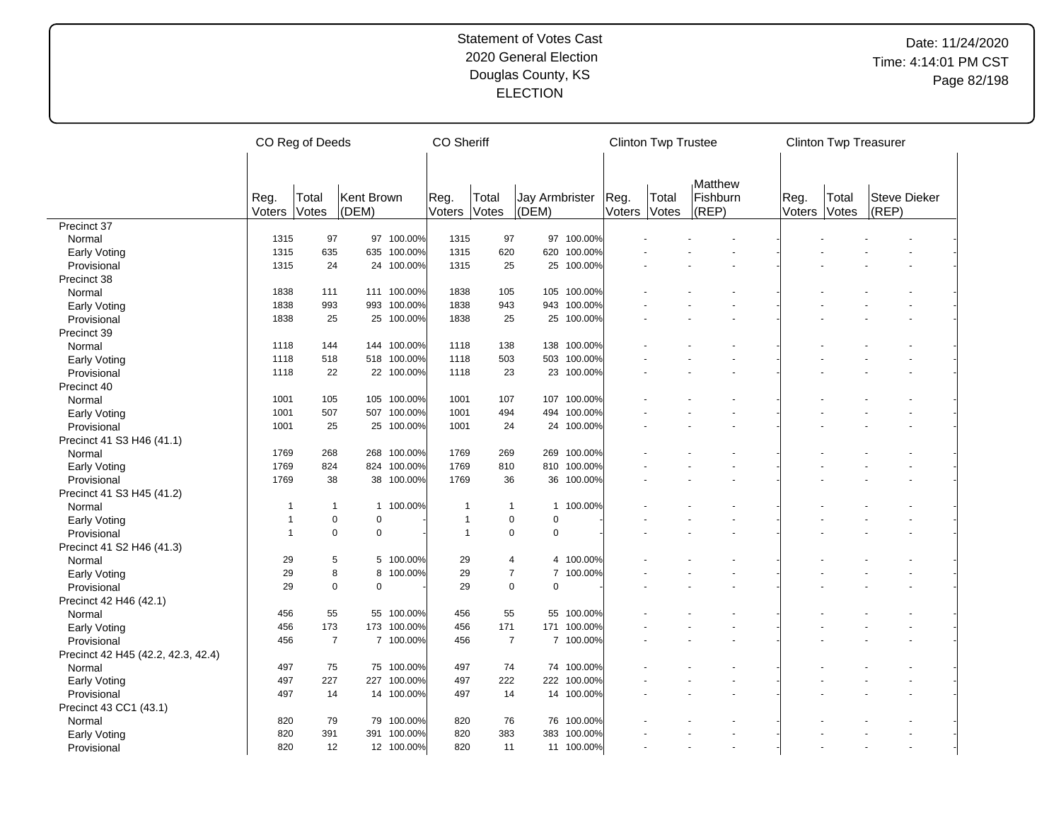# Statement of Votes Cast
## 2020 General Election
## Douglas County, KS
## ELECTION

Date: 11/24/2020
Time: 4:14:01 PM CST

| | CO Reg of Deeds | | | | CO Sheriff | | | | Clinton Twp Trustee | | | | Clinton Twp Treasurer | | | |
|---|---|---|---|---|---|---|---|---|---|---|---|---|---|---|---|---|
| | Reg. Voters | Total Votes | Kent Brown (DEM) | | Reg. Voters | Total Votes | Jay Armbrister (DEM) | | Reg. Voters | Total Votes | Matthew Fishburn (REP) | | Reg. Voters | Total Votes | Steve Dieker (REP) | |
| Precinct 37 | | | | | | | | | | | | | | | | |
| Normal | 1315 | 97 | 97 | 100.00% | 1315 | 97 | 97 | 100.00% | - | - | - | - | - | - | - | - |
| Early Voting | 1315 | 635 | 635 | 100.00% | 1315 | 620 | 620 | 100.00% | - | - | - | - | - | - | - | - |
| Provisional | 1315 | 24 | 24 | 100.00% | 1315 | 25 | 25 | 100.00% | - | - | - | - | - | - | - | - |
| Precinct 38 | | | | | | | | | | | | | | | | |
| Normal | 1838 | 111 | 111 | 100.00% | 1838 | 105 | 105 | 100.00% | - | - | - | - | - | - | - | - |
| Early Voting | 1838 | 993 | 993 | 100.00% | 1838 | 943 | 943 | 100.00% | - | - | - | - | - | - | - | - |
| Provisional | 1838 | 25 | 25 | 100.00% | 1838 | 25 | 25 | 100.00% | - | - | - | - | - | - | - | - |
| Precinct 39 | | | | | | | | | | | | | | | | |
| Normal | 1118 | 144 | 144 | 100.00% | 1118 | 138 | 138 | 100.00% | - | - | - | - | - | - | - | - |
| Early Voting | 1118 | 518 | 518 | 100.00% | 1118 | 503 | 503 | 100.00% | - | - | - | - | - | - | - | - |
| Provisional | 1118 | 22 | 22 | 100.00% | 1118 | 23 | 23 | 100.00% | - | - | - | - | - | - | - | - |
| Precinct 40 | | | | | | | | | | | | | | | | |
| Normal | 1001 | 105 | 105 | 100.00% | 1001 | 107 | 107 | 100.00% | - | - | - | - | - | - | - | - |
| Early Voting | 1001 | 507 | 507 | 100.00% | 1001 | 494 | 494 | 100.00% | - | - | - | - | - | - | - | - |
| Provisional | 1001 | 25 | 25 | 100.00% | 1001 | 24 | 24 | 100.00% | - | - | - | - | - | - | - | - |
| Precinct 41 S3 H46 (41.1) | | | | | | | | | | | | | | | | |
| Normal | 1769 | 268 | 268 | 100.00% | 1769 | 269 | 269 | 100.00% | - | - | - | - | - | - | - | - |
| Early Voting | 1769 | 824 | 824 | 100.00% | 1769 | 810 | 810 | 100.00% | - | - | - | - | - | - | - | - |
| Provisional | 1769 | 38 | 38 | 100.00% | 1769 | 36 | 36 | 100.00% | - | - | - | - | - | - | - | - |
| Precinct 41 S3 H45 (41.2) | | | | | | | | | | | | | | | | |
| Normal | 1 | 1 | 1 | 100.00% | 1 | 1 | 1 | 100.00% | - | - | - | - | - | - | - | - |
| Early Voting | 1 | 0 | 0 | - | 1 | 0 | 0 | - | - | - | - | - | - | - | - | - |
| Provisional | 1 | 0 | 0 | - | 1 | 0 | 0 | - | - | - | - | - | - | - | - | - |
| Precinct 41 S2 H46 (41.3) | | | | | | | | | | | | | | | | |
| Normal | 29 | 5 | 5 | 100.00% | 29 | 4 | 4 | 100.00% | - | - | - | - | - | - | - | - |
| Early Voting | 29 | 8 | 8 | 100.00% | 29 | 7 | 7 | 100.00% | - | - | - | - | - | - | - | - |
| Provisional | 29 | 0 | 0 | - | 29 | 0 | 0 | - | - | - | - | - | - | - | - | - |
| Precinct 42 H46 (42.1) | | | | | | | | | | | | | | | | |
| Normal | 456 | 55 | 55 | 100.00% | 456 | 55 | 55 | 100.00% | - | - | - | - | - | - | - | - |
| Early Voting | 456 | 173 | 173 | 100.00% | 456 | 171 | 171 | 100.00% | - | - | - | - | - | - | - | - |
| Provisional | 456 | 7 | 7 | 100.00% | 456 | 7 | 7 | 100.00% | - | - | - | - | - | - | - | - |
| Precinct 42 H45 (42.2, 42.3, 42.4) | | | | | | | | | | | | | | | | |
| Normal | 497 | 75 | 75 | 100.00% | 497 | 74 | 74 | 100.00% | - | - | - | - | - | - | - | - |
| Early Voting | 497 | 227 | 227 | 100.00% | 497 | 222 | 222 | 100.00% | - | - | - | - | - | - | - | - |
| Provisional | 497 | 14 | 14 | 100.00% | 497 | 14 | 14 | 100.00% | - | - | - | - | - | - | - | - |
| Precinct 43 CC1 (43.1) | | | | | | | | | | | | | | | | |
| Normal | 820 | 79 | 79 | 100.00% | 820 | 76 | 76 | 100.00% | - | - | - | - | - | - | - | - |
| Early Voting | 820 | 391 | 391 | 100.00% | 820 | 383 | 383 | 100.00% | - | - | - | - | - | - | - | - |
| Provisional | 820 | 12 | 12 | 100.00% | 820 | 11 | 11 | 100.00% | - | - | - | - | - | - | - | - |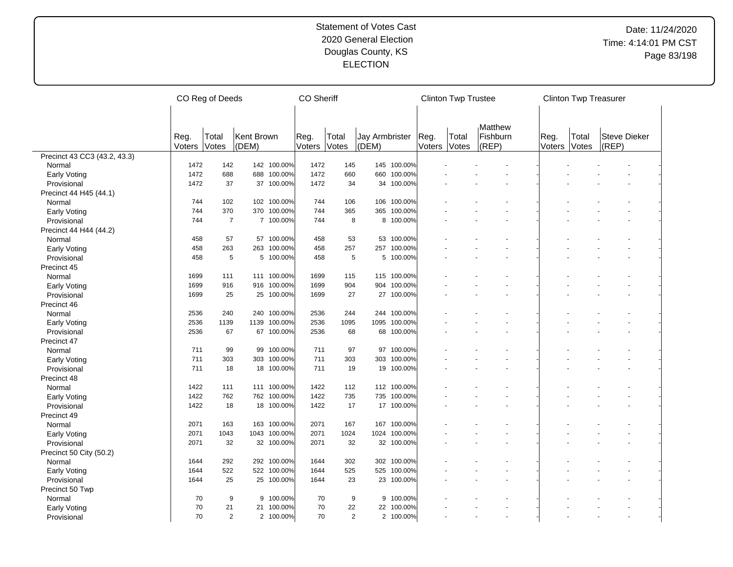Statement of Votes Cast
2020 General Election
Douglas County, KS
ELECTION

Date: 11/24/2020
Time: 4:14:01 PM CST

| | CO Reg of Deeds | | | | CO Sheriff | | | | Clinton Twp Trustee | | | | Clinton Twp Treasurer | | | |
|---|---|---|---|---|---|---|---|---|---|---|---|---|---|---|---|---|
| | Reg. Voters | Total Votes | Kent Brown (DEM) | | Reg. Voters | Total Votes | Jay Armbrister (DEM) | | Reg. Voters | Total Votes | Matthew Fishburn (REP) | | Reg. Voters | Total Votes | Steve Dieker (REP) | |
| Precinct 43 CC3 (43.2, 43.3) | | | | | | | | | | | | | | | | |
| Normal | 1472 | 142 | 142 | 100.00% | 1472 | 145 | 145 | 100.00% | - | - | - | - | - | - | - | - |
| Early Voting | 1472 | 688 | 688 | 100.00% | 1472 | 660 | 660 | 100.00% | - | - | - | - | - | - | - | - |
| Provisional | 1472 | 37 | 37 | 100.00% | 1472 | 34 | 34 | 100.00% | - | - | - | - | - | - | - | - |
| Precinct 44 H45 (44.1) | | | | | | | | | | | | | | | | |
| Normal | 744 | 102 | 102 | 100.00% | 744 | 106 | 106 | 100.00% | - | - | - | - | - | - | - | - |
| Early Voting | 744 | 370 | 370 | 100.00% | 744 | 365 | 365 | 100.00% | - | - | - | - | - | - | - | - |
| Provisional | 744 | 7 | 7 | 100.00% | 744 | 8 | 8 | 100.00% | - | - | - | - | - | - | - | - |
| Precinct 44 H44 (44.2) | | | | | | | | | | | | | | | | |
| Normal | 458 | 57 | 57 | 100.00% | 458 | 53 | 53 | 100.00% | - | - | - | - | - | - | - | - |
| Early Voting | 458 | 263 | 263 | 100.00% | 458 | 257 | 257 | 100.00% | - | - | - | - | - | - | - | - |
| Provisional | 458 | 5 | 5 | 100.00% | 458 | 5 | 5 | 100.00% | - | - | - | - | - | - | - | - |
| Precinct 45 | | | | | | | | | | | | | | | | |
| Normal | 1699 | 111 | 111 | 100.00% | 1699 | 115 | 115 | 100.00% | - | - | - | - | - | - | - | - |
| Early Voting | 1699 | 916 | 916 | 100.00% | 1699 | 904 | 904 | 100.00% | - | - | - | - | - | - | - | - |
| Provisional | 1699 | 25 | 25 | 100.00% | 1699 | 27 | 27 | 100.00% | - | - | - | - | - | - | - | - |
| Precinct 46 | | | | | | | | | | | | | | | | |
| Normal | 2536 | 240 | 240 | 100.00% | 2536 | 244 | 244 | 100.00% | - | - | - | - | - | - | - | - |
| Early Voting | 2536 | 1139 | 1139 | 100.00% | 2536 | 1095 | 1095 | 100.00% | - | - | - | - | - | - | - | - |
| Provisional | 2536 | 67 | 67 | 100.00% | 2536 | 68 | 68 | 100.00% | - | - | - | - | - | - | - | - |
| Precinct 47 | | | | | | | | | | | | | | | | |
| Normal | 711 | 99 | 99 | 100.00% | 711 | 97 | 97 | 100.00% | - | - | - | - | - | - | - | - |
| Early Voting | 711 | 303 | 303 | 100.00% | 711 | 303 | 303 | 100.00% | - | - | - | - | - | - | - | - |
| Provisional | 711 | 18 | 18 | 100.00% | 711 | 19 | 19 | 100.00% | - | - | - | - | - | - | - | - |
| Precinct 48 | | | | | | | | | | | | | | | | |
| Normal | 1422 | 111 | 111 | 100.00% | 1422 | 112 | 112 | 100.00% | - | - | - | - | - | - | - | - |
| Early Voting | 1422 | 762 | 762 | 100.00% | 1422 | 735 | 735 | 100.00% | - | - | - | - | - | - | - | - |
| Provisional | 1422 | 18 | 18 | 100.00% | 1422 | 17 | 17 | 100.00% | - | - | - | - | - | - | - | - |
| Precinct 49 | | | | | | | | | | | | | | | | |
| Normal | 2071 | 163 | 163 | 100.00% | 2071 | 167 | 167 | 100.00% | - | - | - | - | - | - | - | - |
| Early Voting | 2071 | 1043 | 1043 | 100.00% | 2071 | 1024 | 1024 | 100.00% | - | - | - | - | - | - | - | - |
| Provisional | 2071 | 32 | 32 | 100.00% | 2071 | 32 | 32 | 100.00% | - | - | - | - | - | - | - | - |
| Precinct 50 City (50.2) | | | | | | | | | | | | | | | | |
| Normal | 1644 | 292 | 292 | 100.00% | 1644 | 302 | 302 | 100.00% | - | - | - | - | - | - | - | - |
| Early Voting | 1644 | 522 | 522 | 100.00% | 1644 | 525 | 525 | 100.00% | - | - | - | - | - | - | - | - |
| Provisional | 1644 | 25 | 25 | 100.00% | 1644 | 23 | 23 | 100.00% | - | - | - | - | - | - | - | - |
| Precinct 50 Twp | | | | | | | | | | | | | | | | |
| Normal | 70 | 9 | 9 | 100.00% | 70 | 9 | 9 | 100.00% | - | - | - | - | - | - | - | - |
| Early Voting | 70 | 21 | 21 | 100.00% | 70 | 22 | 22 | 100.00% | - | - | - | - | - | - | - | - |
| Provisional | 70 | 2 | 2 | 100.00% | 70 | 2 | 2 | 100.00% | - | - | - | - | - | - | - | - |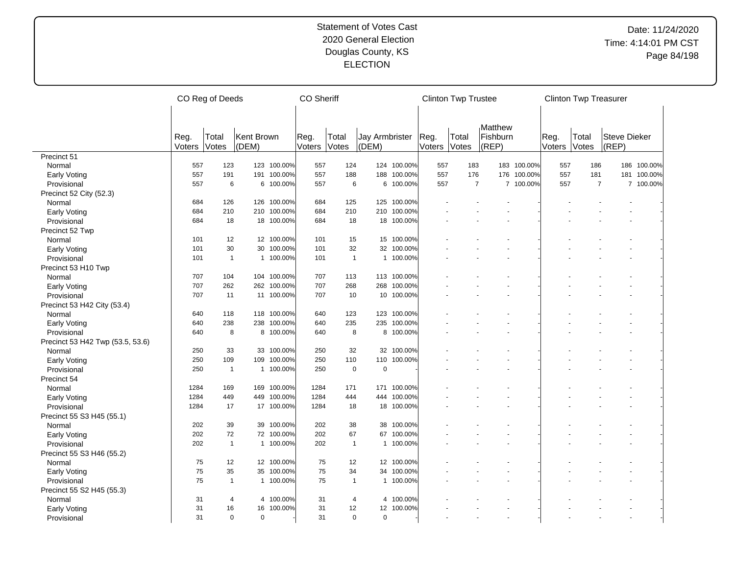Statement of Votes Cast
2020 General Election
Douglas County, KS
ELECTION

Date: 11/24/2020
Time: 4:14:01 PM CST

| | CO Reg of Deeds | | | | CO Sheriff | | | | Clinton Twp Trustee | | | | Clinton Twp Treasurer | | | |
|---|---|---|---|---|---|---|---|---|---|---|---|---|---|---|---|---|
| | Reg. Voters | Total Votes | Kent Brown (DEM) | | Reg. Voters | Total Votes | Jay Armbrister (DEM) | | Reg. Voters | Total Votes | Matthew Fishburn (REP) | | Reg. Voters | Total Votes | Steve Dieker (REP) | |
| Precinct 51 | | | | | | | | | | | | | | | | |
| Normal | 557 | 123 | 123 | 100.00% | 557 | 124 | 124 | 100.00% | 557 | 183 | 183 | 100.00% | 557 | 186 | 186 | 100.00% |
| Early Voting | 557 | 191 | 191 | 100.00% | 557 | 188 | 188 | 100.00% | 557 | 176 | 176 | 100.00% | 557 | 181 | 181 | 100.00% |
| Provisional | 557 | 6 | 6 | 100.00% | 557 | 6 | 6 | 100.00% | 557 | 7 | 7 | 100.00% | 557 | 7 | 7 | 100.00% |
| Precinct 52 City (52.3) | | | | | | | | | | | | | | | | |
| Normal | 684 | 126 | 126 | 100.00% | 684 | 125 | 125 | 100.00% | - | - | - | - | - | - | - | - |
| Early Voting | 684 | 210 | 210 | 100.00% | 684 | 210 | 210 | 100.00% | - | - | - | - | - | - | - | - |
| Provisional | 684 | 18 | 18 | 100.00% | 684 | 18 | 18 | 100.00% | - | - | - | - | - | - | - | - |
| Precinct 52 Twp | | | | | | | | | | | | | | | | |
| Normal | 101 | 12 | 12 | 100.00% | 101 | 15 | 15 | 100.00% | - | - | - | - | - | - | - | - |
| Early Voting | 101 | 30 | 30 | 100.00% | 101 | 32 | 32 | 100.00% | - | - | - | - | - | - | - | - |
| Provisional | 101 | 1 | 1 | 100.00% | 101 | 1 | 1 | 100.00% | - | - | - | - | - | - | - | - |
| Precinct 53 H10 Twp | | | | | | | | | | | | | | | | |
| Normal | 707 | 104 | 104 | 100.00% | 707 | 113 | 113 | 100.00% | - | - | - | - | - | - | - | - |
| Early Voting | 707 | 262 | 262 | 100.00% | 707 | 268 | 268 | 100.00% | - | - | - | - | - | - | - | - |
| Provisional | 707 | 11 | 11 | 100.00% | 707 | 10 | 10 | 100.00% | - | - | - | - | - | - | - | - |
| Precinct 53 H42 City (53.4) | | | | | | | | | | | | | | | | |
| Normal | 640 | 118 | 118 | 100.00% | 640 | 123 | 123 | 100.00% | - | - | - | - | - | - | - | - |
| Early Voting | 640 | 238 | 238 | 100.00% | 640 | 235 | 235 | 100.00% | - | - | - | - | - | - | - | - |
| Provisional | 640 | 8 | 8 | 100.00% | 640 | 8 | 8 | 100.00% | - | - | - | - | - | - | - | - |
| Precinct 53 H42 Twp (53.5, 53.6) | | | | | | | | | | | | | | | | |
| Normal | 250 | 33 | 33 | 100.00% | 250 | 32 | 32 | 100.00% | - | - | - | - | - | - | - | - |
| Early Voting | 250 | 109 | 109 | 100.00% | 250 | 110 | 110 | 100.00% | - | - | - | - | - | - | - | - |
| Provisional | 250 | 1 | 1 | 100.00% | 250 | 0 | 0 | - | - | - | - | - | - | - | - | - |
| Precinct 54 | | | | | | | | | | | | | | | | |
| Normal | 1284 | 169 | 169 | 100.00% | 1284 | 171 | 171 | 100.00% | - | - | - | - | - | - | - | - |
| Early Voting | 1284 | 449 | 449 | 100.00% | 1284 | 444 | 444 | 100.00% | - | - | - | - | - | - | - | - |
| Provisional | 1284 | 17 | 17 | 100.00% | 1284 | 18 | 18 | 100.00% | - | - | - | - | - | - | - | - |
| Precinct 55 S3 H45 (55.1) | | | | | | | | | | | | | | | | |
| Normal | 202 | 39 | 39 | 100.00% | 202 | 38 | 38 | 100.00% | - | - | - | - | - | - | - | - |
| Early Voting | 202 | 72 | 72 | 100.00% | 202 | 67 | 67 | 100.00% | - | - | - | - | - | - | - | - |
| Provisional | 202 | 1 | 1 | 100.00% | 202 | 1 | 1 | 100.00% | - | - | - | - | - | - | - | - |
| Precinct 55 S3 H46 (55.2) | | | | | | | | | | | | | | | | |
| Normal | 75 | 12 | 12 | 100.00% | 75 | 12 | 12 | 100.00% | - | - | - | - | - | - | - | - |
| Early Voting | 75 | 35 | 35 | 100.00% | 75 | 34 | 34 | 100.00% | - | - | - | - | - | - | - | - |
| Provisional | 75 | 1 | 1 | 100.00% | 75 | 1 | 1 | 100.00% | - | - | - | - | - | - | - | - |
| Precinct 55 S2 H45 (55.3) | | | | | | | | | | | | | | | | |
| Normal | 31 | 4 | 4 | 100.00% | 31 | 4 | 4 | 100.00% | - | - | - | - | - | - | - | - |
| Early Voting | 31 | 16 | 16 | 100.00% | 31 | 12 | 12 | 100.00% | - | - | - | - | - | - | - | - |
| Provisional | 31 | 0 | 0 | - | 31 | 0 | 0 | - | - | - | - | - | - | - | - | - |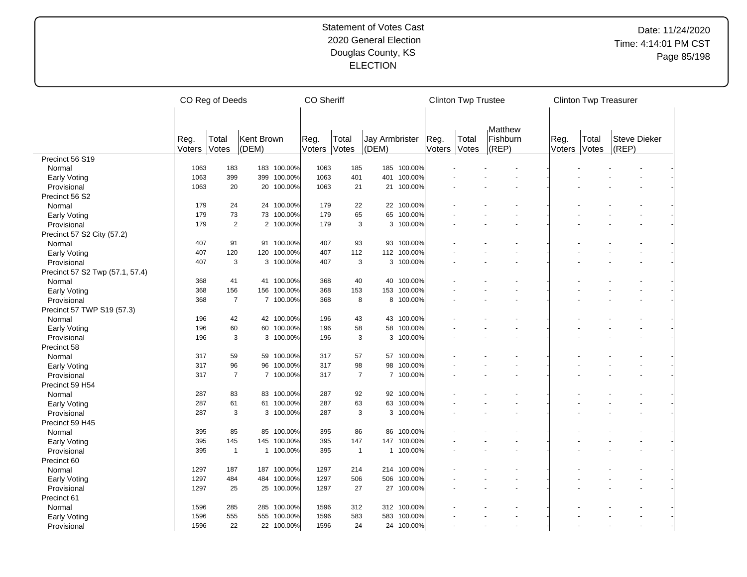Statement of Votes Cast
2020 General Election
Douglas County, KS
ELECTION

Date: 11/24/2020
Time: 4:14:01 PM CST

| | CO Reg of Deeds | | | | CO Sheriff | | | | Clinton Twp Trustee | | | | Clinton Twp Treasurer | | | |
|---|---|---|---|---|---|---|---|---|---|---|---|---|---|---|---|---|
| | Reg. Voters | Total Votes | Kent Brown (DEM) | | Reg. Voters | Total Votes | Jay Armbrister (DEM) | | Reg. Voters | Total Votes | Matthew Fishburn (REP) | | Reg. Voters | Total Votes | Steve Dieker (REP) | |
| Precinct 56 S19 | | | | | | | | | | | | | | | | |
| Normal | 1063 | 183 | 183 | 100.00% | 1063 | 185 | 185 | 100.00% | - | - | - | - | - | - | - | - |
| Early Voting | 1063 | 399 | 399 | 100.00% | 1063 | 401 | 401 | 100.00% | - | - | - | - | - | - | - | - |
| Provisional | 1063 | 20 | 20 | 100.00% | 1063 | 21 | 21 | 100.00% | - | - | - | - | - | - | - | - |
| Precinct 56 S2 | | | | | | | | | | | | | | | | |
| Normal | 179 | 24 | 24 | 100.00% | 179 | 22 | 22 | 100.00% | - | - | - | - | - | - | - | - |
| Early Voting | 179 | 73 | 73 | 100.00% | 179 | 65 | 65 | 100.00% | - | - | - | - | - | - | - | - |
| Provisional | 179 | 2 | 2 | 100.00% | 179 | 3 | 3 | 100.00% | - | - | - | - | - | - | - | - |
| Precinct 57 S2 City (57.2) | | | | | | | | | | | | | | | | |
| Normal | 407 | 91 | 91 | 100.00% | 407 | 93 | 93 | 100.00% | - | - | - | - | - | - | - | - |
| Early Voting | 407 | 120 | 120 | 100.00% | 407 | 112 | 112 | 100.00% | - | - | - | - | - | - | - | - |
| Provisional | 407 | 3 | 3 | 100.00% | 407 | 3 | 3 | 100.00% | - | - | - | - | - | - | - | - |
| Precinct 57 S2 Twp (57.1, 57.4) | | | | | | | | | | | | | | | | |
| Normal | 368 | 41 | 41 | 100.00% | 368 | 40 | 40 | 100.00% | - | - | - | - | - | - | - | - |
| Early Voting | 368 | 156 | 156 | 100.00% | 368 | 153 | 153 | 100.00% | - | - | - | - | - | - | - | - |
| Provisional | 368 | 7 | 7 | 100.00% | 368 | 8 | 8 | 100.00% | - | - | - | - | - | - | - | - |
| Precinct 57 TWP S19 (57.3) | | | | | | | | | | | | | | | | |
| Normal | 196 | 42 | 42 | 100.00% | 196 | 43 | 43 | 100.00% | - | - | - | - | - | - | - | - |
| Early Voting | 196 | 60 | 60 | 100.00% | 196 | 58 | 58 | 100.00% | - | - | - | - | - | - | - | - |
| Provisional | 196 | 3 | 3 | 100.00% | 196 | 3 | 3 | 100.00% | - | - | - | - | - | - | - | - |
| Precinct 58 | | | | | | | | | | | | | | | | |
| Normal | 317 | 59 | 59 | 100.00% | 317 | 57 | 57 | 100.00% | - | - | - | - | - | - | - | - |
| Early Voting | 317 | 96 | 96 | 100.00% | 317 | 98 | 98 | 100.00% | - | - | - | - | - | - | - | - |
| Provisional | 317 | 7 | 7 | 100.00% | 317 | 7 | 7 | 100.00% | - | - | - | - | - | - | - | - |
| Precinct 59 H54 | | | | | | | | | | | | | | | | |
| Normal | 287 | 83 | 83 | 100.00% | 287 | 92 | 92 | 100.00% | - | - | - | - | - | - | - | - |
| Early Voting | 287 | 61 | 61 | 100.00% | 287 | 63 | 63 | 100.00% | - | - | - | - | - | - | - | - |
| Provisional | 287 | 3 | 3 | 100.00% | 287 | 3 | 3 | 100.00% | - | - | - | - | - | - | - | - |
| Precinct 59 H45 | | | | | | | | | | | | | | | | |
| Normal | 395 | 85 | 85 | 100.00% | 395 | 86 | 86 | 100.00% | - | - | - | - | - | - | - | - |
| Early Voting | 395 | 145 | 145 | 100.00% | 395 | 147 | 147 | 100.00% | - | - | - | - | - | - | - | - |
| Provisional | 395 | 1 | 1 | 100.00% | 395 | 1 | 1 | 100.00% | - | - | - | - | - | - | - | - |
| Precinct 60 | | | | | | | | | | | | | | | | |
| Normal | 1297 | 187 | 187 | 100.00% | 1297 | 214 | 214 | 100.00% | - | - | - | - | - | - | - | - |
| Early Voting | 1297 | 484 | 484 | 100.00% | 1297 | 506 | 506 | 100.00% | - | - | - | - | - | - | - | - |
| Provisional | 1297 | 25 | 25 | 100.00% | 1297 | 27 | 27 | 100.00% | - | - | - | - | - | - | - | - |
| Precinct 61 | | | | | | | | | | | | | | | | |
| Normal | 1596 | 285 | 285 | 100.00% | 1596 | 312 | 312 | 100.00% | - | - | - | - | - | - | - | - |
| Early Voting | 1596 | 555 | 555 | 100.00% | 1596 | 583 | 583 | 100.00% | - | - | - | - | - | - | - | - |
| Provisional | 1596 | 22 | 22 | 100.00% | 1596 | 24 | 24 | 100.00% | - | - | - | - | - | - | - | - |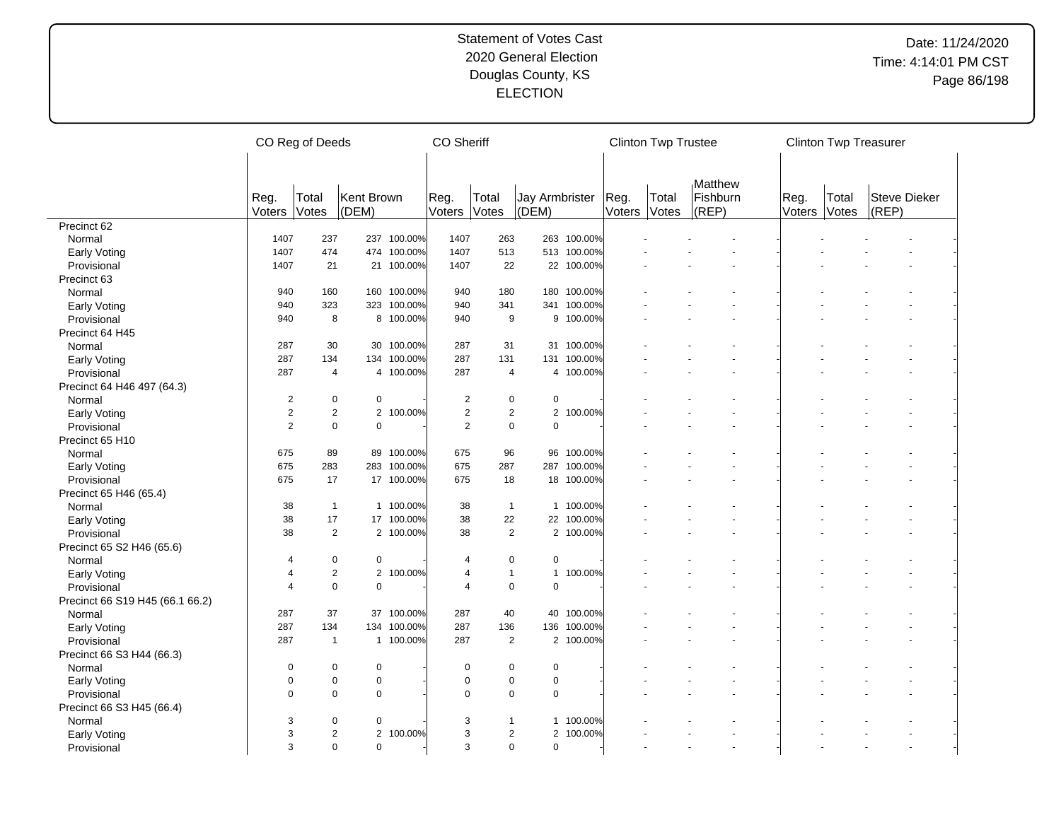# Statement of Votes Cast
## 2020 General Election
## Douglas County, KS
## ELECTION

Date: 11/24/2020
Time: 4:14:01 PM CST

| | CO Reg of Deeds | | | | CO Sheriff | | | | Clinton Twp Trustee | | | | Clinton Twp Treasurer | | | |
|---|---|---|---|---|---|---|---|---|---|---|---|---|---|---|---|---|
| | Reg. Voters | Total Votes | Kent Brown (DEM) | | Reg. Voters | Total Votes | Jay Armbrister (DEM) | | Reg. Voters | Total Votes | Matthew Fishburn (REP) | | Reg. Voters | Total Votes | Steve Dieker (REP) | |
| Precinct 62 | | | | | | | | | | | | | | | | |
| Normal | 1407 | 237 | 237 | 100.00% | 1407 | 263 | 263 | 100.00% | - | - | - | - | - | - | - | - |
| Early Voting | 1407 | 474 | 474 | 100.00% | 1407 | 513 | 513 | 100.00% | - | - | - | - | - | - | - | - |
| Provisional | 1407 | 21 | 21 | 100.00% | 1407 | 22 | 22 | 100.00% | - | - | - | - | - | - | - | - |
| Precinct 63 | | | | | | | | | | | | | | | | |
| Normal | 940 | 160 | 160 | 100.00% | 940 | 180 | 180 | 100.00% | - | - | - | - | - | - | - | - |
| Early Voting | 940 | 323 | 323 | 100.00% | 940 | 341 | 341 | 100.00% | - | - | - | - | - | - | - | - |
| Provisional | 940 | 8 | 8 | 100.00% | 940 | 9 | 9 | 100.00% | - | - | - | - | - | - | - | - |
| Precinct 64 H45 | | | | | | | | | | | | | | | | |
| Normal | 287 | 30 | 30 | 100.00% | 287 | 31 | 31 | 100.00% | - | - | - | - | - | - | - | - |
| Early Voting | 287 | 134 | 134 | 100.00% | 287 | 131 | 131 | 100.00% | - | - | - | - | - | - | - | - |
| Provisional | 287 | 4 | 4 | 100.00% | 287 | 4 | 4 | 100.00% | - | - | - | - | - | - | - | - |
| Precinct 64 H46 497 (64.3) | | | | | | | | | | | | | | | | |
| Normal | 2 | 0 | 0 | - | 2 | 0 | 0 | - | - | - | - | - | - | - | - | - |
| Early Voting | 2 | 2 | 2 | 100.00% | 2 | 2 | 2 | 100.00% | - | - | - | - | - | - | - | - |
| Provisional | 2 | 0 | 0 | - | 2 | 0 | 0 | - | - | - | - | - | - | - | - | - |
| Precinct 65 H10 | | | | | | | | | | | | | | | | |
| Normal | 675 | 89 | 89 | 100.00% | 675 | 96 | 96 | 100.00% | - | - | - | - | - | - | - | - |
| Early Voting | 675 | 283 | 283 | 100.00% | 675 | 287 | 287 | 100.00% | - | - | - | - | - | - | - | - |
| Provisional | 675 | 17 | 17 | 100.00% | 675 | 18 | 18 | 100.00% | - | - | - | - | - | - | - | - |
| Precinct 65 H46 (65.4) | | | | | | | | | | | | | | | | |
| Normal | 38 | 1 | 1 | 100.00% | 38 | 1 | 1 | 100.00% | - | - | - | - | - | - | - | - |
| Early Voting | 38 | 17 | 17 | 100.00% | 38 | 22 | 22 | 100.00% | - | - | - | - | - | - | - | - |
| Provisional | 38 | 2 | 2 | 100.00% | 38 | 2 | 2 | 100.00% | - | - | - | - | - | - | - | - |
| Precinct 65 S2 H46 (65.6) | | | | | | | | | | | | | | | | |
| Normal | 4 | 0 | 0 | - | 4 | 0 | 0 | - | - | - | - | - | - | - | - | - |
| Early Voting | 4 | 2 | 2 | 100.00% | 4 | 1 | 1 | 100.00% | - | - | - | - | - | - | - | - |
| Provisional | 4 | 0 | 0 | - | 4 | 0 | 0 | - | - | - | - | - | - | - | - | - |
| Precinct 66 S19 H45 (66.1 66.2) | | | | | | | | | | | | | | | | |
| Normal | 287 | 37 | 37 | 100.00% | 287 | 40 | 40 | 100.00% | - | - | - | - | - | - | - | - |
| Early Voting | 287 | 134 | 134 | 100.00% | 287 | 136 | 136 | 100.00% | - | - | - | - | - | - | - | - |
| Provisional | 287 | 1 | 1 | 100.00% | 287 | 2 | 2 | 100.00% | - | - | - | - | - | - | - | - |
| Precinct 66 S3 H44 (66.3) | | | | | | | | | | | | | | | | |
| Normal | 0 | 0 | 0 | - | 0 | 0 | 0 | - | - | - | - | - | - | - | - | - |
| Early Voting | 0 | 0 | 0 | - | 0 | 0 | 0 | - | - | - | - | - | - | - | - | - |
| Provisional | 0 | 0 | 0 | - | 0 | 0 | 0 | - | - | - | - | - | - | - | - | - |
| Precinct 66 S3 H45 (66.4) | | | | | | | | | | | | | | | | |
| Normal | 3 | 0 | 0 | - | 3 | 1 | 1 | 100.00% | - | - | - | - | - | - | - | - |
| Early Voting | 3 | 2 | 2 | 100.00% | 3 | 2 | 2 | 100.00% | - | - | - | - | - | - | - | - |
| Provisional | 3 | 0 | 0 | - | 3 | 0 | 0 | - | - | - | - | - | - | - | - | - |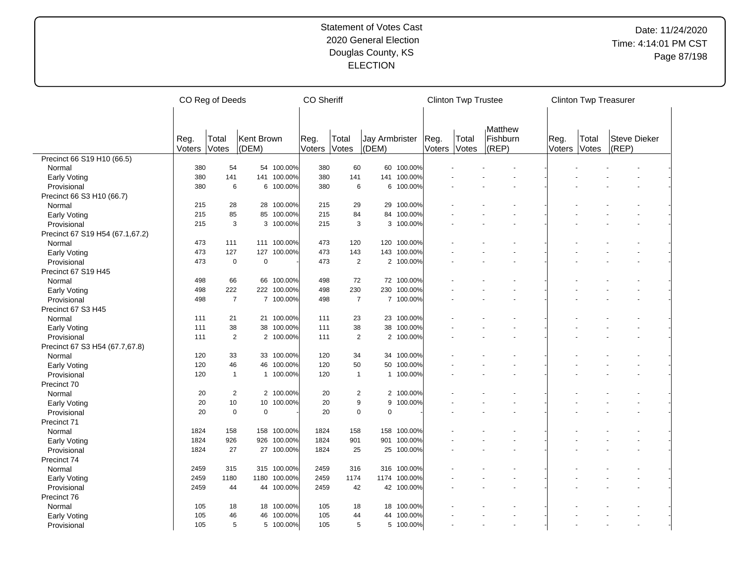Statement of Votes Cast
2020 General Election
Douglas County, KS
ELECTION

Date: 11/24/2020
Time: 4:14:01 PM CST

| | CO Reg of Deeds | | | | CO Sheriff | | | | Clinton Twp Trustee | | | | Clinton Twp Treasurer | | | |
|---|---|---|---|---|---|---|---|---|---|---|---|---|---|---|---|---|
| | Reg. Voters | Total Votes | Kent Brown (DEM) | | Reg. Voters | Total Votes | Jay Armbrister (DEM) | | Reg. Voters | Total Votes | Matthew Fishburn (REP) | | Reg. Voters | Total Votes | Steve Dieker (REP) | |
| Precinct 66 S19 H10 (66.5) | | | | | | | | | | | | | | | | |
| Normal | 380 | 54 | 54 | 100.00% | 380 | 60 | 60 | 100.00% | - | - | - | - | - | - | - | - |
| Early Voting | 380 | 141 | 141 | 100.00% | 380 | 141 | 141 | 100.00% | - | - | - | - | - | - | - | - |
| Provisional | 380 | 6 | 6 | 100.00% | 380 | 6 | 6 | 100.00% | - | - | - | - | - | - | - | - |
| Precinct 66 S3 H10 (66.7) | | | | | | | | | | | | | | | | |
| Normal | 215 | 28 | 28 | 100.00% | 215 | 29 | 29 | 100.00% | - | - | - | - | - | - | - | - |
| Early Voting | 215 | 85 | 85 | 100.00% | 215 | 84 | 84 | 100.00% | - | - | - | - | - | - | - | - |
| Provisional | 215 | 3 | 3 | 100.00% | 215 | 3 | 3 | 100.00% | - | - | - | - | - | - | - | - |
| Precinct 67 S19 H54 (67.1,67.2) | | | | | | | | | | | | | | | | |
| Normal | 473 | 111 | 111 | 100.00% | 473 | 120 | 120 | 100.00% | - | - | - | - | - | - | - | - |
| Early Voting | 473 | 127 | 127 | 100.00% | 473 | 143 | 143 | 100.00% | - | - | - | - | - | - | - | - |
| Provisional | 473 | 0 | 0 | - | 473 | 2 | 2 | 100.00% | - | - | - | - | - | - | - | - |
| Precinct 67 S19 H45 | | | | | | | | | | | | | | | | |
| Normal | 498 | 66 | 66 | 100.00% | 498 | 72 | 72 | 100.00% | - | - | - | - | - | - | - | - |
| Early Voting | 498 | 222 | 222 | 100.00% | 498 | 230 | 230 | 100.00% | - | - | - | - | - | - | - | - |
| Provisional | 498 | 7 | 7 | 100.00% | 498 | 7 | 7 | 100.00% | - | - | - | - | - | - | - | - |
| Precinct 67 S3 H45 | | | | | | | | | | | | | | | | |
| Normal | 111 | 21 | 21 | 100.00% | 111 | 23 | 23 | 100.00% | - | - | - | - | - | - | - | - |
| Early Voting | 111 | 38 | 38 | 100.00% | 111 | 38 | 38 | 100.00% | - | - | - | - | - | - | - | - |
| Provisional | 111 | 2 | 2 | 100.00% | 111 | 2 | 2 | 100.00% | - | - | - | - | - | - | - | - |
| Precinct 67 S3 H54 (67.7,67.8) | | | | | | | | | | | | | | | | |
| Normal | 120 | 33 | 33 | 100.00% | 120 | 34 | 34 | 100.00% | - | - | - | - | - | - | - | - |
| Early Voting | 120 | 46 | 46 | 100.00% | 120 | 50 | 50 | 100.00% | - | - | - | - | - | - | - | - |
| Provisional | 120 | 1 | 1 | 100.00% | 120 | 1 | 1 | 100.00% | - | - | - | - | - | - | - | - |
| Precinct 70 | | | | | | | | | | | | | | | | |
| Normal | 20 | 2 | 2 | 100.00% | 20 | 2 | 2 | 100.00% | - | - | - | - | - | - | - | - |
| Early Voting | 20 | 10 | 10 | 100.00% | 20 | 9 | 9 | 100.00% | - | - | - | - | - | - | - | - |
| Provisional | 20 | 0 | 0 | - | 20 | 0 | 0 | - | - | - | - | - | - | - | - | - |
| Precinct 71 | | | | | | | | | | | | | | | | |
| Normal | 1824 | 158 | 158 | 100.00% | 1824 | 158 | 158 | 100.00% | - | - | - | - | - | - | - | - |
| Early Voting | 1824 | 926 | 926 | 100.00% | 1824 | 901 | 901 | 100.00% | - | - | - | - | - | - | - | - |
| Provisional | 1824 | 27 | 27 | 100.00% | 1824 | 25 | 25 | 100.00% | - | - | - | - | - | - | - | - |
| Precinct 74 | | | | | | | | | | | | | | | | |
| Normal | 2459 | 315 | 315 | 100.00% | 2459 | 316 | 316 | 100.00% | - | - | - | - | - | - | - | - |
| Early Voting | 2459 | 1180 | 1180 | 100.00% | 2459 | 1174 | 1174 | 100.00% | - | - | - | - | - | - | - | - |
| Provisional | 2459 | 44 | 44 | 100.00% | 2459 | 42 | 42 | 100.00% | - | - | - | - | - | - | - | - |
| Precinct 76 | | | | | | | | | | | | | | | | |
| Normal | 105 | 18 | 18 | 100.00% | 105 | 18 | 18 | 100.00% | - | - | - | - | - | - | - | - |
| Early Voting | 105 | 46 | 46 | 100.00% | 105 | 44 | 44 | 100.00% | - | - | - | - | - | - | - | - |
| Provisional | 105 | 5 | 5 | 100.00% | 105 | 5 | 5 | 100.00% | - | - | - | - | - | - | - | - |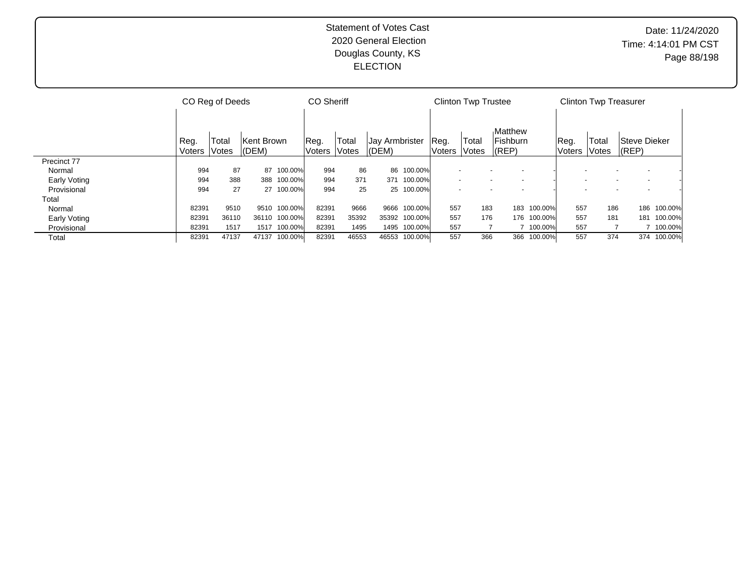Statement of Votes Cast
2020 General Election
Douglas County, KS
ELECTION

Date: 11/24/2020
Time: 4:14:01 PM CST

| | CO Reg of Deeds | | | | CO Sheriff | | | | Clinton Twp Trustee | | | | Clinton Twp Treasurer | | | |
|---|---|---|---|---|---|---|---|---|---|---|---|---|---|---|---|---|
| | Reg. Voters | Total Votes | Kent Brown (DEM) | | Reg. Voters | Total Votes | Jay Armbrister (DEM) | | Reg. Voters | Total Votes | Matthew Fishburn (REP) | | Reg. Voters | Total Votes | Steve Dieker (REP) | |
| Precinct 77 | | | | | | | | | | | | | | | | |
| Normal | 994 | 87 | 87 | 100.00% | 994 | 86 | 86 | 100.00% | - | - | - | - | - | - | - | - |
| Early Voting | 994 | 388 | 388 | 100.00% | 994 | 371 | 371 | 100.00% | - | - | - | - | - | - | - | - |
| Provisional | 994 | 27 | 27 | 100.00% | 994 | 25 | 25 | 100.00% | - | - | - | - | - | - | - | - |
| Total | | | | | | | | | | | | | | | | |
| Normal | 82391 | 9510 | 9510 | 100.00% | 82391 | 9666 | 9666 | 100.00% | 557 | 183 | 183 | 100.00% | 557 | 186 | 186 | 100.00% |
| Early Voting | 82391 | 36110 | 36110 | 100.00% | 82391 | 35392 | 35392 | 100.00% | 557 | 176 | 176 | 100.00% | 557 | 181 | 181 | 100.00% |
| Provisional | 82391 | 1517 | 1517 | 100.00% | 82391 | 1495 | 1495 | 100.00% | 557 | 7 | 7 | 100.00% | 557 | 7 | 7 | 100.00% |
| Total | 82391 | 47137 | 47137 | 100.00% | 82391 | 46553 | 46553 | 100.00% | 557 | 366 | 366 | 100.00% | 557 | 374 | 374 | 100.00% |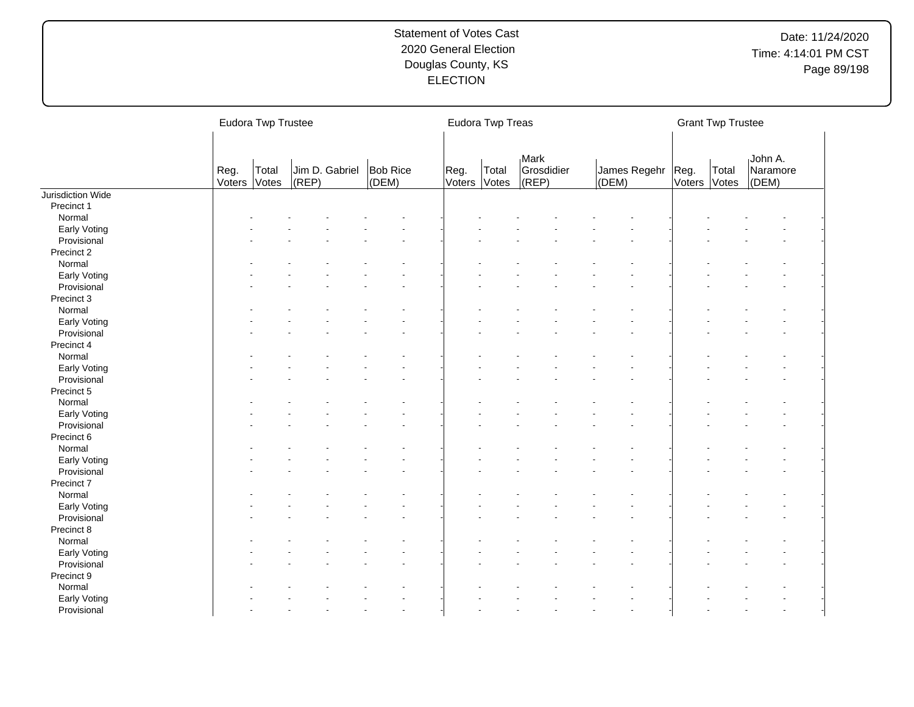Statement of Votes Cast
2020 General Election
Douglas County, KS
ELECTION

Date: 11/24/2020
Time: 4:14:01 PM CST

| | Eudora Twp Trustee | | | | | Eudora Twp Treas | | | | | Grant Twp Trustee | | | |
|---|---|---|---|---|---|---|---|---|---|---|---|---|---|---|
| | Reg. Voters | Total Votes | Jim D. Gabriel (REP) | | Bob Rice (DEM) | Reg. Voters | Total Votes | Mark Grosdidier (REP) | | James Regehr (DEM) | Reg. Voters | Total Votes | John A. Naramore (DEM) | |
| Jurisdiction Wide | | | | | | | | | | | | | | |
| Precinct 1 | | | | | | | | | | | | | | |
| Normal | - | - | - | - | - | - | - | - | - | - | - | - | - | - |
| Early Voting | - | - | - | - | - | - | - | - | - | - | - | - | - | - |
| Provisional | - | - | - | - | - | - | - | - | - | - | - | - | - | - |
| Precinct 2 | | | | | | | | | | | | | | |
| Normal | - | - | - | - | - | - | - | - | - | - | - | - | - | - |
| Early Voting | - | - | - | - | - | - | - | - | - | - | - | - | - | - |
| Provisional | - | - | - | - | - | - | - | - | - | - | - | - | - | - |
| Precinct 3 | | | | | | | | | | | | | | |
| Normal | - | - | - | - | - | - | - | - | - | - | - | - | - | - |
| Early Voting | - | - | - | - | - | - | - | - | - | - | - | - | - | - |
| Provisional | - | - | - | - | - | - | - | - | - | - | - | - | - | - |
| Precinct 4 | | | | | | | | | | | | | | |
| Normal | - | - | - | - | - | - | - | - | - | - | - | - | - | - |
| Early Voting | - | - | - | - | - | - | - | - | - | - | - | - | - | - |
| Provisional | - | - | - | - | - | - | - | - | - | - | - | - | - | - |
| Precinct 5 | | | | | | | | | | | | | | |
| Normal | - | - | - | - | - | - | - | - | - | - | - | - | - | - |
| Early Voting | - | - | - | - | - | - | - | - | - | - | - | - | - | - |
| Provisional | - | - | - | - | - | - | - | - | - | - | - | - | - | - |
| Precinct 6 | | | | | | | | | | | | | | |
| Normal | - | - | - | - | - | - | - | - | - | - | - | - | - | - |
| Early Voting | - | - | - | - | - | - | - | - | - | - | - | - | - | - |
| Provisional | - | - | - | - | - | - | - | - | - | - | - | - | - | - |
| Precinct 7 | | | | | | | | | | | | | | |
| Normal | - | - | - | - | - | - | - | - | - | - | - | - | - | - |
| Early Voting | - | - | - | - | - | - | - | - | - | - | - | - | - | - |
| Provisional | - | - | - | - | - | - | - | - | - | - | - | - | - | - |
| Precinct 8 | | | | | | | | | | | | | | |
| Normal | - | - | - | - | - | - | - | - | - | - | - | - | - | - |
| Early Voting | - | - | - | - | - | - | - | - | - | - | - | - | - | - |
| Provisional | - | - | - | - | - | - | - | - | - | - | - | - | - | - |
| Precinct 9 | | | | | | | | | | | | | | |
| Normal | - | - | - | - | - | - | - | - | - | - | - | - | - | - |
| Early Voting | - | - | - | - | - | - | - | - | - | - | - | - | - | - |
| Provisional | - | - | - | - | - | - | - | - | - | - | - | - | - | - |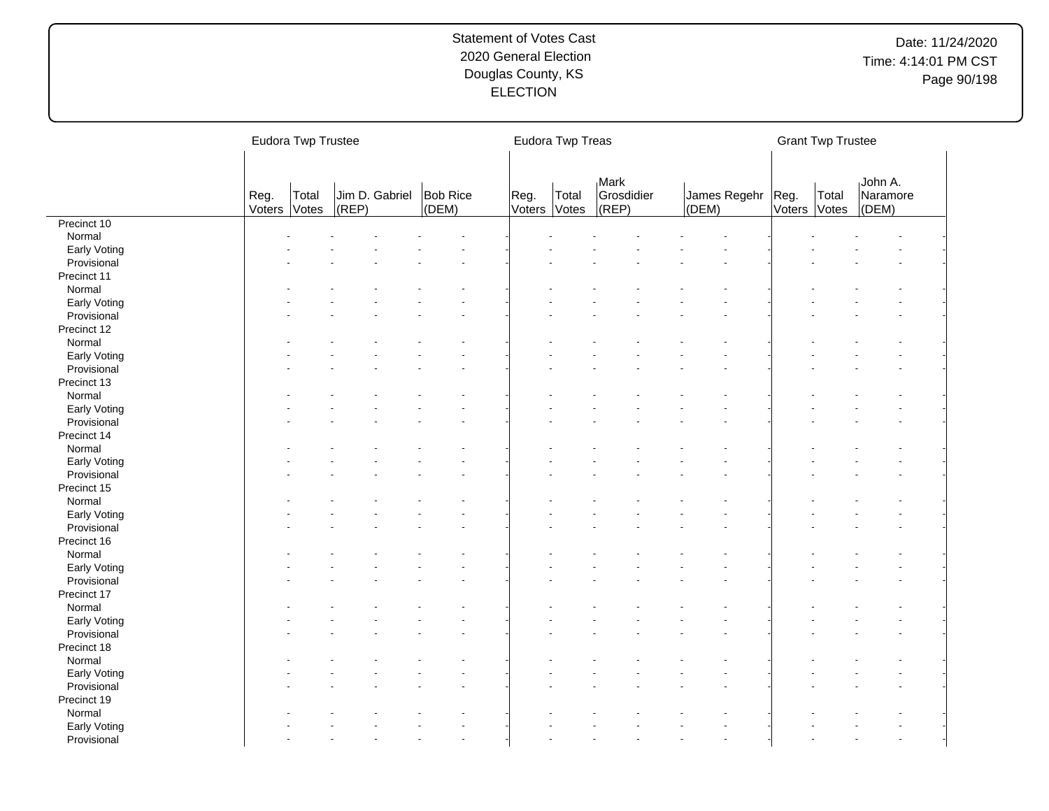Statement of Votes Cast
2020 General Election
Douglas County, KS
ELECTION

Date: 11/24/2020
Time: 4:14:01 PM CST

| | Eudora Twp Trustee | | | | Eudora Twp Treas | | | | Grant Twp Trustee | | |
|---|---|---|---|---|---|---|---|---|---|---|---|
| | Reg. Voters | Total Votes | Jim D. Gabriel (REP) | Bob Rice (DEM) | Reg. Voters | Total Votes | Mark Grosdidier (REP) | James Regehr (DEM) | Reg. Voters | Total Votes | John A. Naramore (DEM) |
| Precinct 10 | | | | | | | | | | | |
| Normal | - | - | - | - | - | - | - | - | - | - | - |
| Early Voting | - | - | - | - | - | - | - | - | - | - | - |
| Provisional | - | - | - | - | - | - | - | - | - | - | - |
| Precinct 11 | | | | | | | | | | | |
| Normal | - | - | - | - | - | - | - | - | - | - | - |
| Early Voting | - | - | - | - | - | - | - | - | - | - | - |
| Provisional | - | - | - | - | - | - | - | - | - | - | - |
| Precinct 12 | | | | | | | | | | | |
| Normal | - | - | - | - | - | - | - | - | - | - | - |
| Early Voting | - | - | - | - | - | - | - | - | - | - | - |
| Provisional | - | - | - | - | - | - | - | - | - | - | - |
| Precinct 13 | | | | | | | | | | | |
| Normal | - | - | - | - | - | - | - | - | - | - | - |
| Early Voting | - | - | - | - | - | - | - | - | - | - | - |
| Provisional | - | - | - | - | - | - | - | - | - | - | - |
| Precinct 14 | | | | | | | | | | | |
| Normal | - | - | - | - | - | - | - | - | - | - | - |
| Early Voting | - | - | - | - | - | - | - | - | - | - | - |
| Provisional | - | - | - | - | - | - | - | - | - | - | - |
| Precinct 15 | | | | | | | | | | | |
| Normal | - | - | - | - | - | - | - | - | - | - | - |
| Early Voting | - | - | - | - | - | - | - | - | - | - | - |
| Provisional | - | - | - | - | - | - | - | - | - | - | - |
| Precinct 16 | | | | | | | | | | | |
| Normal | - | - | - | - | - | - | - | - | - | - | - |
| Early Voting | - | - | - | - | - | - | - | - | - | - | - |
| Provisional | - | - | - | - | - | - | - | - | - | - | - |
| Precinct 17 | | | | | | | | | | | |
| Normal | - | - | - | - | - | - | - | - | - | - | - |
| Early Voting | - | - | - | - | - | - | - | - | - | - | - |
| Provisional | - | - | - | - | - | - | - | - | - | - | - |
| Precinct 18 | | | | | | | | | | | |
| Normal | - | - | - | - | - | - | - | - | - | - | - |
| Early Voting | - | - | - | - | - | - | - | - | - | - | - |
| Provisional | - | - | - | - | - | - | - | - | - | - | - |
| Precinct 19 | | | | | | | | | | | |
| Normal | - | - | - | - | - | - | - | - | - | - | - |
| Early Voting | - | - | - | - | - | - | - | - | - | - | - |
| Provisional | - | - | - | - | - | - | - | - | - | - | - |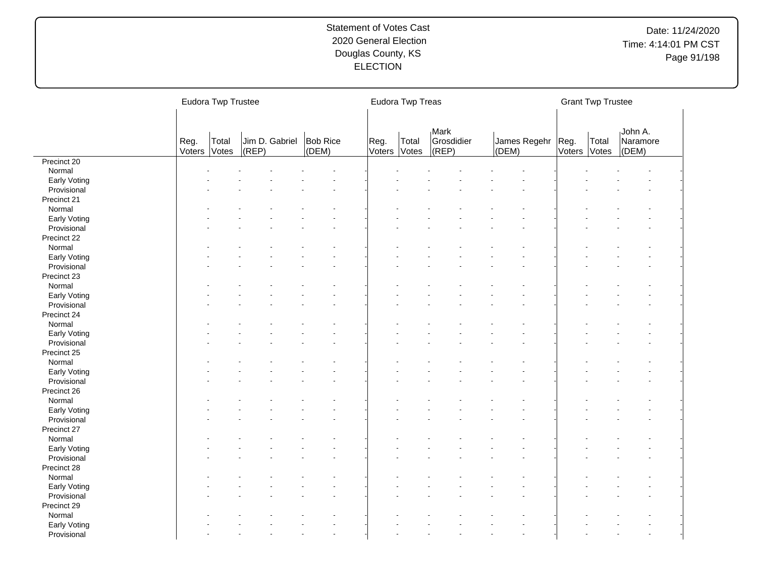Statement of Votes Cast
2020 General Election
Douglas County, KS
ELECTION

Date: 11/24/2020
Time: 4:14:01 PM CST

| | Eudora Twp Trustee | | | | Eudora Twp Treas | | | | Grant Twp Trustee | | |
|---|---|---|---|---|---|---|---|---|---|---|---|
| | Reg. Voters | Total Votes | Jim D. Gabriel (REP) | Bob Rice (DEM) | Reg. Voters | Total Votes | Mark Grosdidier (REP) | James Regehr (DEM) | Reg. Voters | Total Votes | John A. Naramore (DEM) |
| Precinct 20 | | | | | | | | | | | |
| Normal | - | - | - | - | - | - | - | - | - | - | - |
| Early Voting | - | - | - | - | - | - | - | - | - | - | - |
| Provisional | - | - | - | - | - | - | - | - | - | - | - |
| Precinct 21 | | | | | | | | | | | |
| Normal | - | - | - | - | - | - | - | - | - | - | - |
| Early Voting | - | - | - | - | - | - | - | - | - | - | - |
| Provisional | - | - | - | - | - | - | - | - | - | - | - |
| Precinct 22 | | | | | | | | | | | |
| Normal | - | - | - | - | - | - | - | - | - | - | - |
| Early Voting | - | - | - | - | - | - | - | - | - | - | - |
| Provisional | - | - | - | - | - | - | - | - | - | - | - |
| Precinct 23 | | | | | | | | | | | |
| Normal | - | - | - | - | - | - | - | - | - | - | - |
| Early Voting | - | - | - | - | - | - | - | - | - | - | - |
| Provisional | - | - | - | - | - | - | - | - | - | - | - |
| Precinct 24 | | | | | | | | | | | |
| Normal | - | - | - | - | - | - | - | - | - | - | - |
| Early Voting | - | - | - | - | - | - | - | - | - | - | - |
| Provisional | - | - | - | - | - | - | - | - | - | - | - |
| Precinct 25 | | | | | | | | | | | |
| Normal | - | - | - | - | - | - | - | - | - | - | - |
| Early Voting | - | - | - | - | - | - | - | - | - | - | - |
| Provisional | - | - | - | - | - | - | - | - | - | - | - |
| Precinct 26 | | | | | | | | | | | |
| Normal | - | - | - | - | - | - | - | - | - | - | - |
| Early Voting | - | - | - | - | - | - | - | - | - | - | - |
| Provisional | - | - | - | - | - | - | - | - | - | - | - |
| Precinct 27 | | | | | | | | | | | |
| Normal | - | - | - | - | - | - | - | - | - | - | - |
| Early Voting | - | - | - | - | - | - | - | - | - | - | - |
| Provisional | - | - | - | - | - | - | - | - | - | - | - |
| Precinct 28 | | | | | | | | | | | |
| Normal | - | - | - | - | - | - | - | - | - | - | - |
| Early Voting | - | - | - | - | - | - | - | - | - | - | - |
| Provisional | - | - | - | - | - | - | - | - | - | - | - |
| Precinct 29 | | | | | | | | | | | |
| Normal | - | - | - | - | - | - | - | - | - | - | - |
| Early Voting | - | - | - | - | - | - | - | - | - | - | - |
| Provisional | - | - | - | - | - | - | - | - | - | - | - |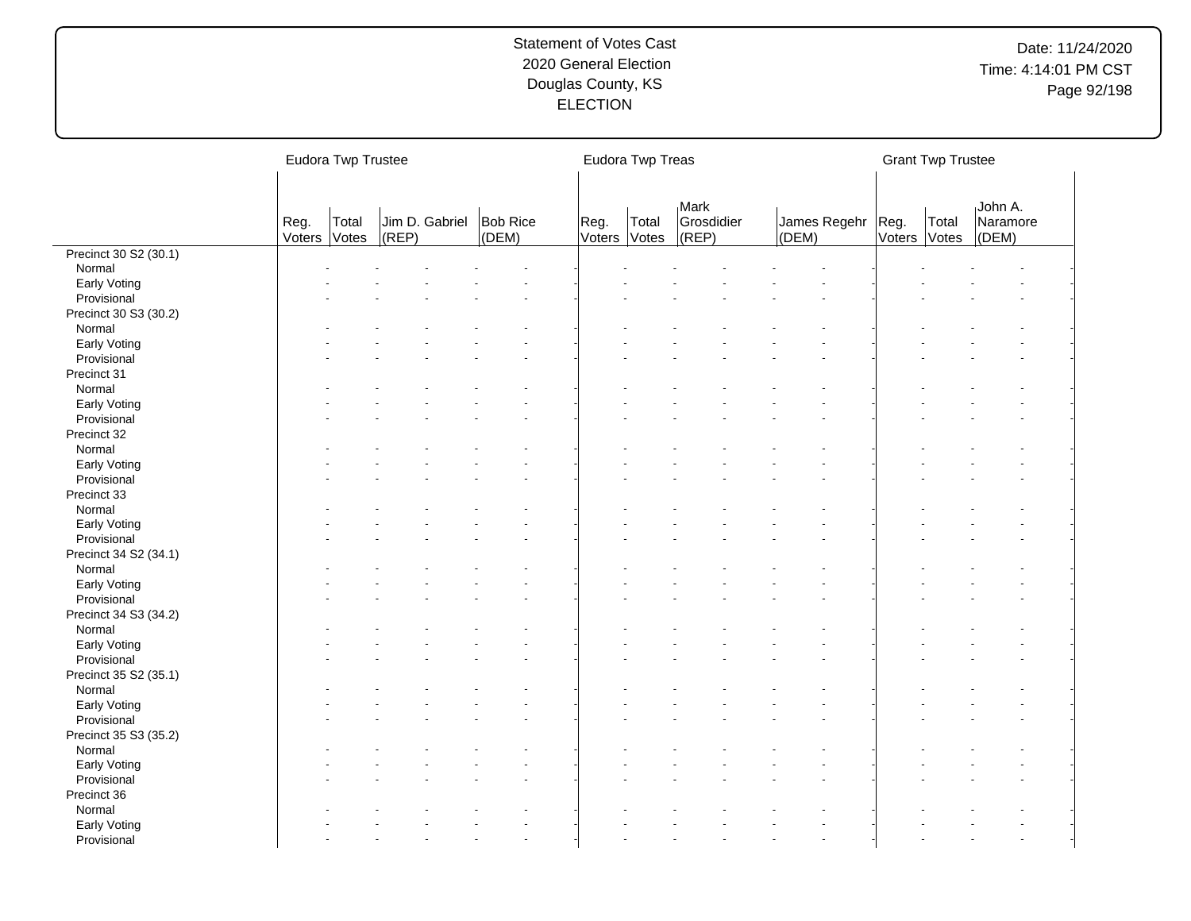| | Eudora Twp Trustee | | | | | | Eudora Twp Treas | | | | | | Grant Twp Trustee | | | |
|---|---|---|---|---|---|---|---|---|---|---|---|---|---|---|---|---|
| | Reg. Voters | Total Votes | Jim D. Gabriel (REP) | | Bob Rice (DEM) | | Reg. Voters | Total Votes | Mark Grosdidier (REP) | | James Regehr (DEM) | | Reg. Voters | Total Votes | John A. Naramore (DEM) | |
| Precinct 30 S2 (30.1) | | | | | | | | | | | | | | | | |
| Normal | - | - | - | - | - | - | - | - | - | - | - | - | - | - | - | - |
| Early Voting | - | - | - | - | - | - | - | - | - | - | - | - | - | - | - | - |
| Provisional | - | - | - | - | - | - | - | - | - | - | - | - | - | - | - | - |
| Precinct 30 S3 (30.2) | | | | | | | | | | | | | | | | |
| Normal | - | - | - | - | - | - | - | - | - | - | - | - | - | - | - | - |
| Early Voting | - | - | - | - | - | - | - | - | - | - | - | - | - | - | - | - |
| Provisional | - | - | - | - | - | - | - | - | - | - | - | - | - | - | - | - |
| Precinct 31 | | | | | | | | | | | | | | | | |
| Normal | - | - | - | - | - | - | - | - | - | - | - | - | - | - | - | - |
| Early Voting | - | - | - | - | - | - | - | - | - | - | - | - | - | - | - | - |
| Provisional | - | - | - | - | - | - | - | - | - | - | - | - | - | - | - | - |
| Precinct 32 | | | | | | | | | | | | | | | | |
| Normal | - | - | - | - | - | - | - | - | - | - | - | - | - | - | - | - |
| Early Voting | - | - | - | - | - | - | - | - | - | - | - | - | - | - | - | - |
| Provisional | - | - | - | - | - | - | - | - | - | - | - | - | - | - | - | - |
| Precinct 33 | | | | | | | | | | | | | | | | |
| Normal | - | - | - | - | - | - | - | - | - | - | - | - | - | - | - | - |
| Early Voting | - | - | - | - | - | - | - | - | - | - | - | - | - | - | - | - |
| Provisional | - | - | - | - | - | - | - | - | - | - | - | - | - | - | - | - |
| Precinct 34 S2 (34.1) | | | | | | | | | | | | | | | | |
| Normal | - | - | - | - | - | - | - | - | - | - | - | - | - | - | - | - |
| Early Voting | - | - | - | - | - | - | - | - | - | - | - | - | - | - | - | - |
| Provisional | - | - | - | - | - | - | - | - | - | - | - | - | - | - | - | - |
| Precinct 34 S3 (34.2) | | | | | | | | | | | | | | | | |
| Normal | - | - | - | - | - | - | - | - | - | - | - | - | - | - | - | - |
| Early Voting | - | - | - | - | - | - | - | - | - | - | - | - | - | - | - | - |
| Provisional | - | - | - | - | - | - | - | - | - | - | - | - | - | - | - | - |
| Precinct 35 S2 (35.1) | | | | | | | | | | | | | | | | |
| Normal | - | - | - | - | - | - | - | - | - | - | - | - | - | - | - | - |
| Early Voting | - | - | - | - | - | - | - | - | - | - | - | - | - | - | - | - |
| Provisional | - | - | - | - | - | - | - | - | - | - | - | - | - | - | - | - |
| Precinct 35 S3 (35.2) | | | | | | | | | | | | | | | | |
| Normal | - | - | - | - | - | - | - | - | - | - | - | - | - | - | - | - |
| Early Voting | - | - | - | - | - | - | - | - | - | - | - | - | - | - | - | - |
| Provisional | - | - | - | - | - | - | - | - | - | - | - | - | - | - | - | - |
| Precinct 36 | | | | | | | | | | | | | | | | |
| Normal | - | - | - | - | - | - | - | - | - | - | - | - | - | - | - | - |
| Early Voting | - | - | - | - | - | - | - | - | - | - | - | - | - | - | - | - |
| Provisional | - | - | - | - | - | - | - | - | - | - | - | - | - | - | - | - |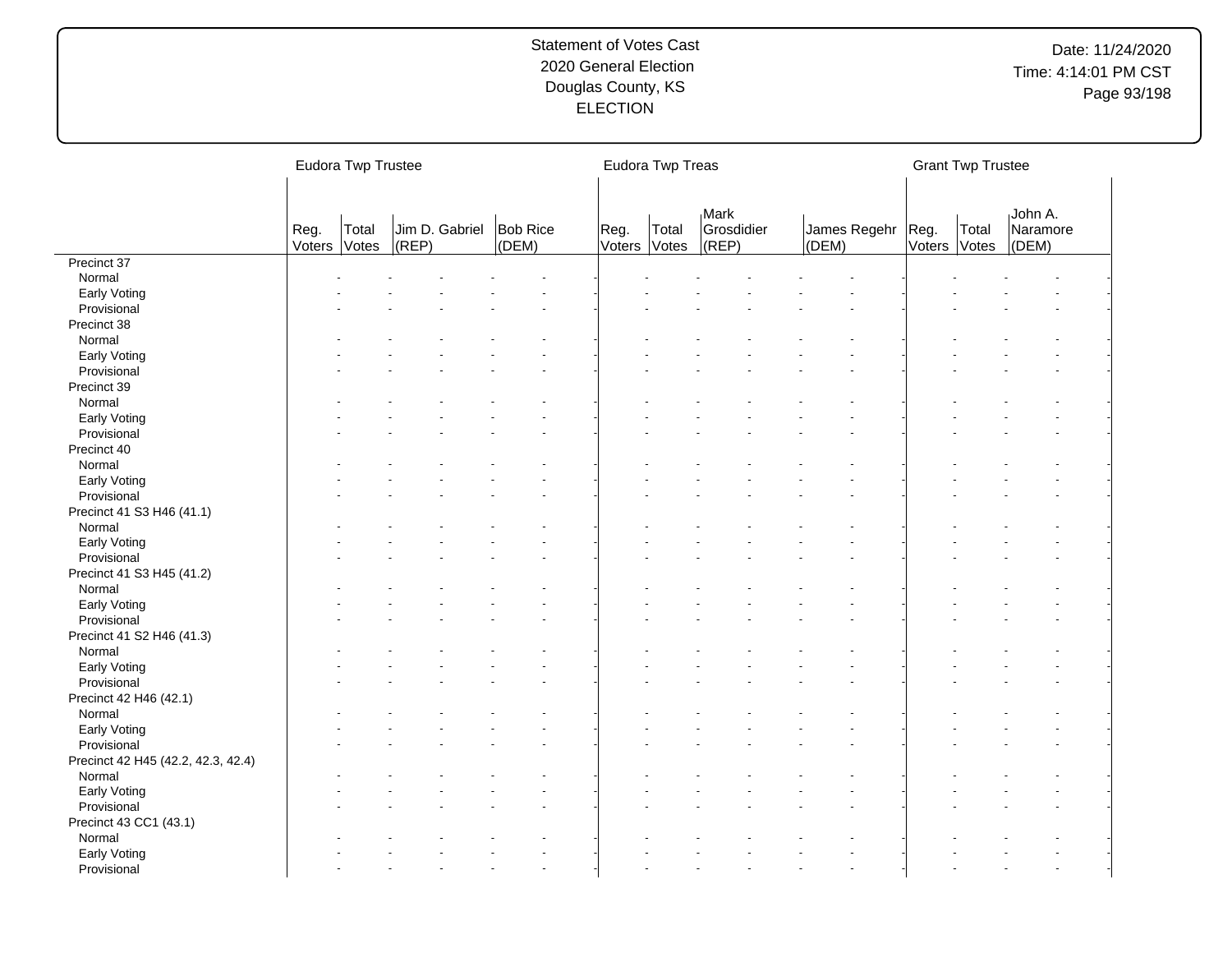Statement of Votes Cast
2020 General Election
Douglas County, KS
ELECTION

| | Eudora Twp Trustee | | | | Eudora Twp Treas | | | | Grant Twp Trustee | | |
|---|---|---|---|---|---|---|---|---|---|---|---|
| | Reg. Voters | Total Votes | Jim D. Gabriel (REP) | Bob Rice (DEM) | Reg. Voters | Total Votes | Mark Grosdidier (REP) | James Regehr (DEM) | Reg. Voters | Total Votes | John A. Naramore (DEM) |
| Precinct 37 | | | | | | | | | | | |
| Normal | - | - | - | - | - | - | - | - | - | - | - |
| Early Voting | - | - | - | - | - | - | - | - | - | - | - |
| Provisional | - | - | - | - | - | - | - | - | - | - | - |
| Precinct 38 | | | | | | | | | | | |
| Normal | - | - | - | - | - | - | - | - | - | - | - |
| Early Voting | - | - | - | - | - | - | - | - | - | - | - |
| Provisional | - | - | - | - | - | - | - | - | - | - | - |
| Precinct 39 | | | | | | | | | | | |
| Normal | - | - | - | - | - | - | - | - | - | - | - |
| Early Voting | - | - | - | - | - | - | - | - | - | - | - |
| Provisional | - | - | - | - | - | - | - | - | - | - | - |
| Precinct 40 | | | | | | | | | | | |
| Normal | - | - | - | - | - | - | - | - | - | - | - |
| Early Voting | - | - | - | - | - | - | - | - | - | - | - |
| Provisional | - | - | - | - | - | - | - | - | - | - | - |
| Precinct 41 S3 H46 (41.1) | | | | | | | | | | | |
| Normal | - | - | - | - | - | - | - | - | - | - | - |
| Early Voting | - | - | - | - | - | - | - | - | - | - | - |
| Provisional | - | - | - | - | - | - | - | - | - | - | - |
| Precinct 41 S3 H45 (41.2) | | | | | | | | | | | |
| Normal | - | - | - | - | - | - | - | - | - | - | - |
| Early Voting | - | - | - | - | - | - | - | - | - | - | - |
| Provisional | - | - | - | - | - | - | - | - | - | - | - |
| Precinct 41 S2 H46 (41.3) | | | | | | | | | | | |
| Normal | - | - | - | - | - | - | - | - | - | - | - |
| Early Voting | - | - | - | - | - | - | - | - | - | - | - |
| Provisional | - | - | - | - | - | - | - | - | - | - | - |
| Precinct 42 H46 (42.1) | | | | | | | | | | | |
| Normal | - | - | - | - | - | - | - | - | - | - | - |
| Early Voting | - | - | - | - | - | - | - | - | - | - | - |
| Provisional | - | - | - | - | - | - | - | - | - | - | - |
| Precinct 42 H45 (42.2, 42.3, 42.4) | | | | | | | | | | | |
| Normal | - | - | - | - | - | - | - | - | - | - | - |
| Early Voting | - | - | - | - | - | - | - | - | - | - | - |
| Provisional | - | - | - | - | - | - | - | - | - | - | - |
| Precinct 43 CC1 (43.1) | | | | | | | | | | | |
| Normal | - | - | - | - | - | - | - | - | - | - | - |
| Early Voting | - | - | - | - | - | - | - | - | - | - | - |
| Provisional | - | - | - | - | - | - | - | - | - | - | - |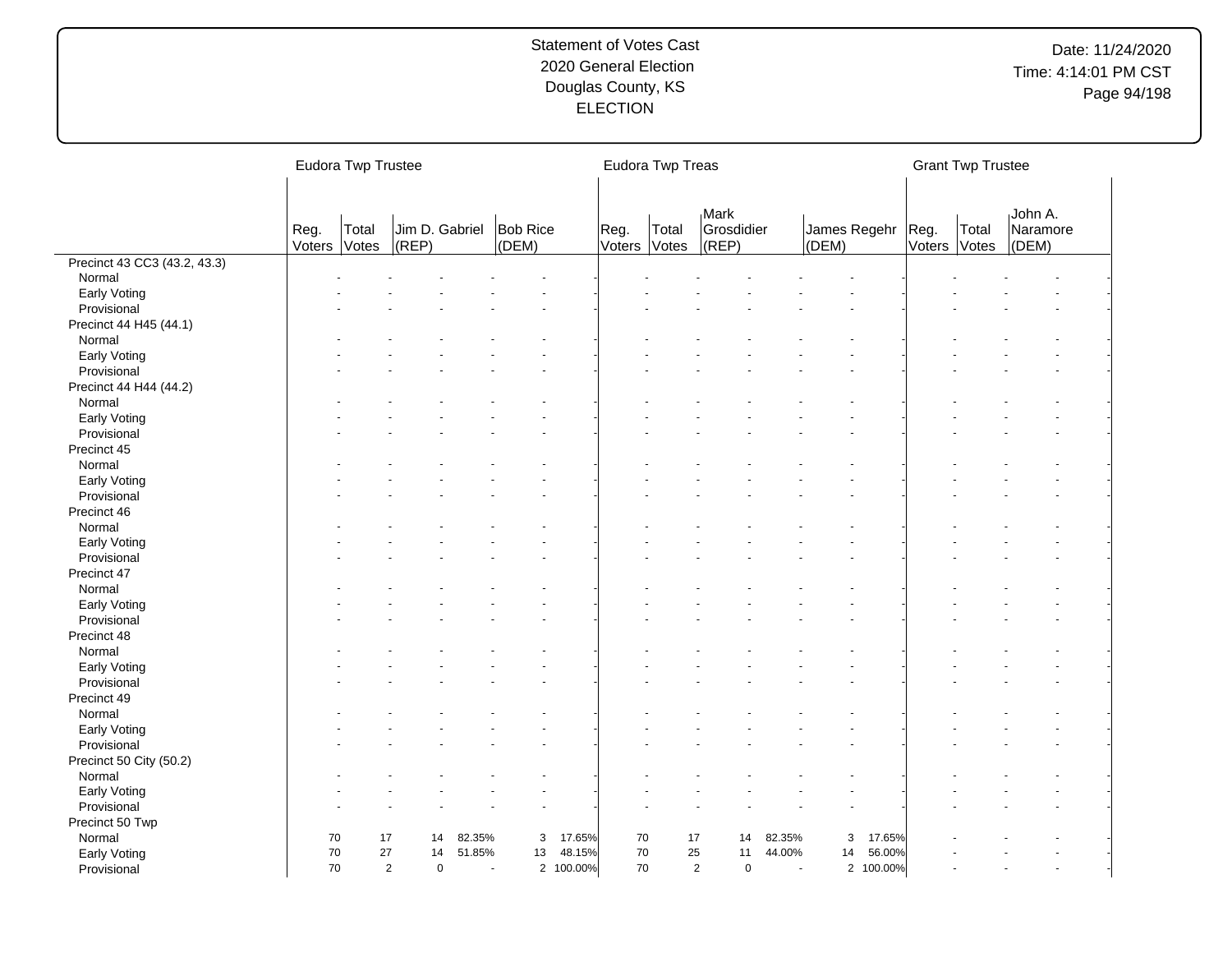Statement of Votes Cast
2020 General Election
Douglas County, KS
ELECTION

Date: 11/24/2020
Time: 4:14:01 PM CST

| | Eudora Twp Trustee | | | | | | Eudora Twp Treas | | | | | | Grant Twp Trustee | | | |
|---|---|---|---|---|---|---|---|---|---|---|---|---|---|---|---|---|
| | Reg. Voters | Total Votes | Jim D. Gabriel (REP) | | Bob Rice (DEM) | | Reg. Voters | Total Votes | Mark Grosdidier (REP) | | James Regehr (DEM) | | Reg. Voters | Total Votes | John A. Naramore (DEM) | |
| Precinct 43 CC3 (43.2, 43.3) | | | | | | | | | | | | | | | | |
| Normal | - | - | - | - | - | - | - | - | - | - | - | - | - | - | - | - |
| Early Voting | - | - | - | - | - | - | - | - | - | - | - | - | - | - | - | - |
| Provisional | - | - | - | - | - | - | - | - | - | - | - | - | - | - | - | - |
| Precinct 44 H45 (44.1) | | | | | | | | | | | | | | | | |
| Normal | - | - | - | - | - | - | - | - | - | - | - | - | - | - | - | - |
| Early Voting | - | - | - | - | - | - | - | - | - | - | - | - | - | - | - | - |
| Provisional | - | - | - | - | - | - | - | - | - | - | - | - | - | - | - | - |
| Precinct 44 H44 (44.2) | | | | | | | | | | | | | | | | |
| Normal | - | - | - | - | - | - | - | - | - | - | - | - | - | - | - | - |
| Early Voting | - | - | - | - | - | - | - | - | - | - | - | - | - | - | - | - |
| Provisional | - | - | - | - | - | - | - | - | - | - | - | - | - | - | - | - |
| Precinct 45 | | | | | | | | | | | | | | | | |
| Normal | - | - | - | - | - | - | - | - | - | - | - | - | - | - | - | - |
| Early Voting | - | - | - | - | - | - | - | - | - | - | - | - | - | - | - | - |
| Provisional | - | - | - | - | - | - | - | - | - | - | - | - | - | - | - | - |
| Precinct 46 | | | | | | | | | | | | | | | | |
| Normal | - | - | - | - | - | - | - | - | - | - | - | - | - | - | - | - |
| Early Voting | - | - | - | - | - | - | - | - | - | - | - | - | - | - | - | - |
| Provisional | - | - | - | - | - | - | - | - | - | - | - | - | - | - | - | - |
| Precinct 47 | | | | | | | | | | | | | | | | |
| Normal | - | - | - | - | - | - | - | - | - | - | - | - | - | - | - | - |
| Early Voting | - | - | - | - | - | - | - | - | - | - | - | - | - | - | - | - |
| Provisional | - | - | - | - | - | - | - | - | - | - | - | - | - | - | - | - |
| Precinct 48 | | | | | | | | | | | | | | | | |
| Normal | - | - | - | - | - | - | - | - | - | - | - | - | - | - | - | - |
| Early Voting | - | - | - | - | - | - | - | - | - | - | - | - | - | - | - | - |
| Provisional | - | - | - | - | - | - | - | - | - | - | - | - | - | - | - | - |
| Precinct 49 | | | | | | | | | | | | | | | | |
| Normal | - | - | - | - | - | - | - | - | - | - | - | - | - | - | - | - |
| Early Voting | - | - | - | - | - | - | - | - | - | - | - | - | - | - | - | - |
| Provisional | - | - | - | - | - | - | - | - | - | - | - | - | - | - | - | - |
| Precinct 50 City (50.2) | | | | | | | | | | | | | | | | |
| Normal | - | - | - | - | - | - | - | - | - | - | - | - | - | - | - | - |
| Early Voting | - | - | - | - | - | - | - | - | - | - | - | - | - | - | - | - |
| Provisional | - | - | - | - | - | - | - | - | - | - | - | - | - | - | - | - |
| Precinct 50 Twp | | | | | | | | | | | | | | | | |
| Normal | 70 | 17 | 14 | 82.35% | 3 | 17.65% | 70 | 17 | 14 | 82.35% | 3 | 17.65% | - | - | - | - |
| Early Voting | 70 | 27 | 14 | 51.85% | 13 | 48.15% | 70 | 25 | 11 | 44.00% | 14 | 56.00% | - | - | - | - |
| Provisional | 70 | 2 | 0 | - | 2 | 100.00% | 70 | 2 | 0 | - | 2 | 100.00% | - | - | - | - |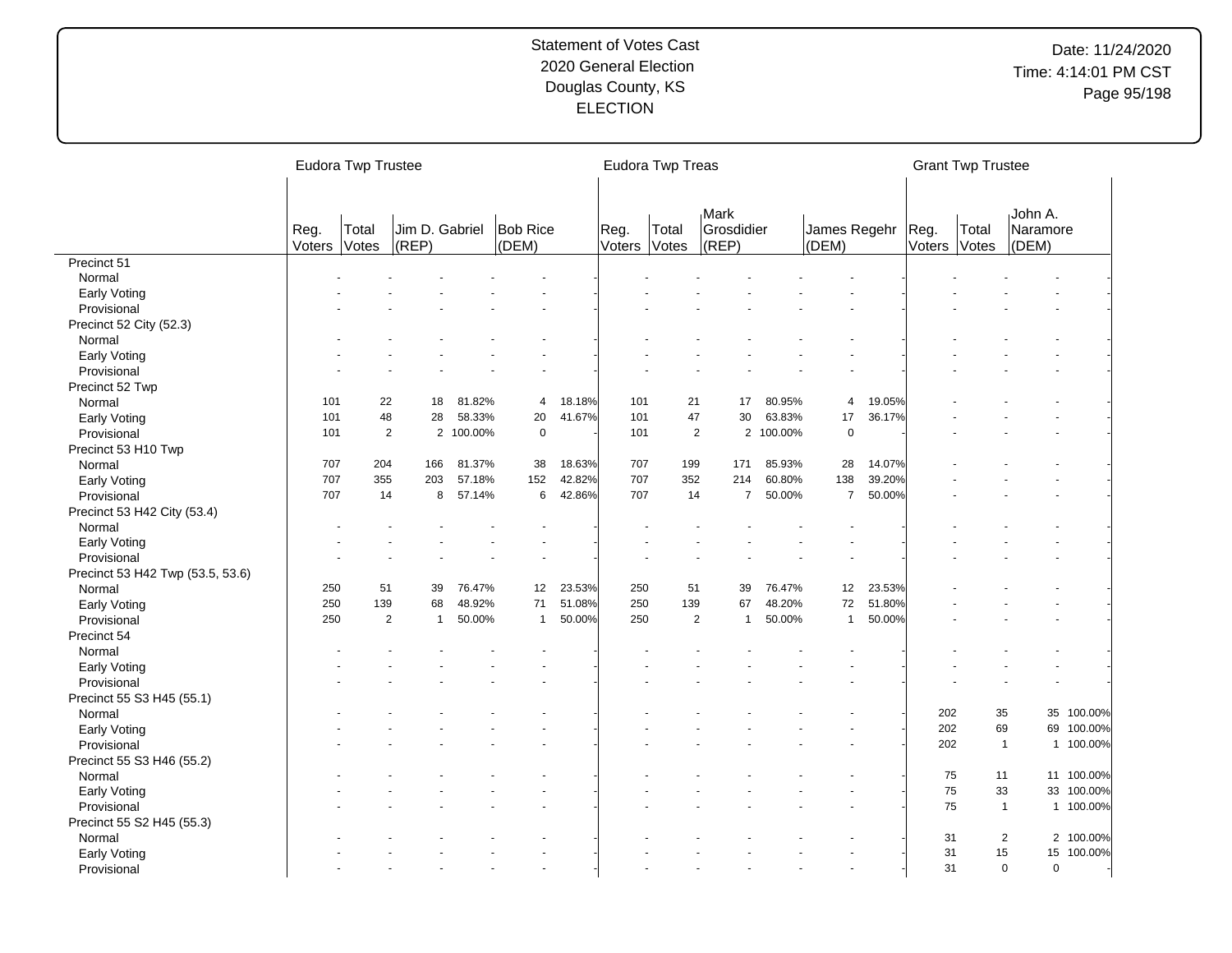Statement of Votes Cast
2020 General Election
Douglas County, KS
ELECTION

Date: 11/24/2020
Time: 4:14:01 PM CST

| | Eudora Twp Trustee | | | | | | Eudora Twp Treas | | | | | | Grant Twp Trustee | | | |
|---|---|---|---|---|---|---|---|---|---|---|---|---|---|---|---|---|
| | Reg. Voters | Total Votes | Jim D. Gabriel (REP) | | Bob Rice (DEM) | | Reg. Voters | Total Votes | Mark Grosdidier (REP) | | James Regehr (DEM) | | Reg. Voters | Total Votes | John A. Naramore (DEM) | |
| **Precinct 51** | | | | | | | | | | | | | | | | |
| Normal | - | - | - | - | - | - | - | - | - | - | - | - | - | - | - | - |
| Early Voting | - | - | - | - | - | - | - | - | - | - | - | - | - | - | - | - |
| Provisional | - | - | - | - | - | - | - | - | - | - | - | - | - | - | - | - |
| **Precinct 52 City (52.3)** | | | | | | | | | | | | | | | | |
| Normal | - | - | - | - | - | - | - | - | - | - | - | - | - | - | - | - |
| Early Voting | - | - | - | - | - | - | - | - | - | - | - | - | - | - | - | - |
| Provisional | - | - | - | - | - | - | - | - | - | - | - | - | - | - | - | - |
| **Precinct 52 Twp** | | | | | | | | | | | | | | | | |
| Normal | 101 | 22 | 18 | 81.82% | 4 | 18.18% | 101 | 21 | 17 | 80.95% | 4 | 19.05% | - | - | - | - |
| Early Voting | 101 | 48 | 28 | 58.33% | 20 | 41.67% | 101 | 47 | 30 | 63.83% | 17 | 36.17% | - | - | - | - |
| Provisional | 101 | 2 | 2 | 100.00% | 0 | - | 101 | 2 | 2 | 100.00% | 0 | - | - | - | - | - |
| **Precinct 53 H10 Twp** | | | | | | | | | | | | | | | | |
| Normal | 707 | 204 | 166 | 81.37% | 38 | 18.63% | 707 | 199 | 171 | 85.93% | 28 | 14.07% | - | - | - | - |
| Early Voting | 707 | 355 | 203 | 57.18% | 152 | 42.82% | 707 | 352 | 214 | 60.80% | 138 | 39.20% | - | - | - | - |
| Provisional | 707 | 14 | 8 | 57.14% | 6 | 42.86% | 707 | 14 | 7 | 50.00% | 7 | 50.00% | - | - | - | - |
| **Precinct 53 H42 City (53.4)** | | | | | | | | | | | | | | | | |
| Normal | - | - | - | - | - | - | - | - | - | - | - | - | - | - | - | - |
| Early Voting | - | - | - | - | - | - | - | - | - | - | - | - | - | - | - | - |
| Provisional | - | - | - | - | - | - | - | - | - | - | - | - | - | - | - | - |
| **Precinct 53 H42 Twp (53.5, 53.6)** | | | | | | | | | | | | | | | | |
| Normal | 250 | 51 | 39 | 76.47% | 12 | 23.53% | 250 | 51 | 39 | 76.47% | 12 | 23.53% | - | - | - | - |
| Early Voting | 250 | 139 | 68 | 48.92% | 71 | 51.08% | 250 | 139 | 67 | 48.20% | 72 | 51.80% | - | - | - | - |
| Provisional | 250 | 2 | 1 | 50.00% | 1 | 50.00% | 250 | 2 | 1 | 50.00% | 1 | 50.00% | - | - | - | - |
| **Precinct 54** | | | | | | | | | | | | | | | | |
| Normal | - | - | - | - | - | - | - | - | - | - | - | - | - | - | - | - |
| Early Voting | - | - | - | - | - | - | - | - | - | - | - | - | - | - | - | - |
| Provisional | - | - | - | - | - | - | - | - | - | - | - | - | - | - | - | - |
| **Precinct 55 S3 H45 (55.1)** | | | | | | | | | | | | | | | | |
| Normal | - | - | - | - | - | - | - | - | - | - | - | - | 202 | 35 | 35 | 100.00% |
| Early Voting | - | - | - | - | - | - | - | - | - | - | - | - | 202 | 69 | 69 | 100.00% |
| Provisional | - | - | - | - | - | - | - | - | - | - | - | - | 202 | 1 | 1 | 100.00% |
| **Precinct 55 S3 H46 (55.2)** | | | | | | | | | | | | | | | | |
| Normal | - | - | - | - | - | - | - | - | - | - | - | - | 75 | 11 | 11 | 100.00% |
| Early Voting | - | - | - | - | - | - | - | - | - | - | - | - | 75 | 33 | 33 | 100.00% |
| Provisional | - | - | - | - | - | - | - | - | - | - | - | - | 75 | 1 | 1 | 100.00% |
| **Precinct 55 S2 H45 (55.3)** | | | | | | | | | | | | | | | | |
| Normal | - | - | - | - | - | - | - | - | - | - | - | - | 31 | 2 | 2 | 100.00% |
| Early Voting | - | - | - | - | - | - | - | - | - | - | - | - | 31 | 15 | 15 | 100.00% |
| Provisional | - | - | - | - | - | - | - | - | - | - | - | - | 31 | 0 | 0 | - |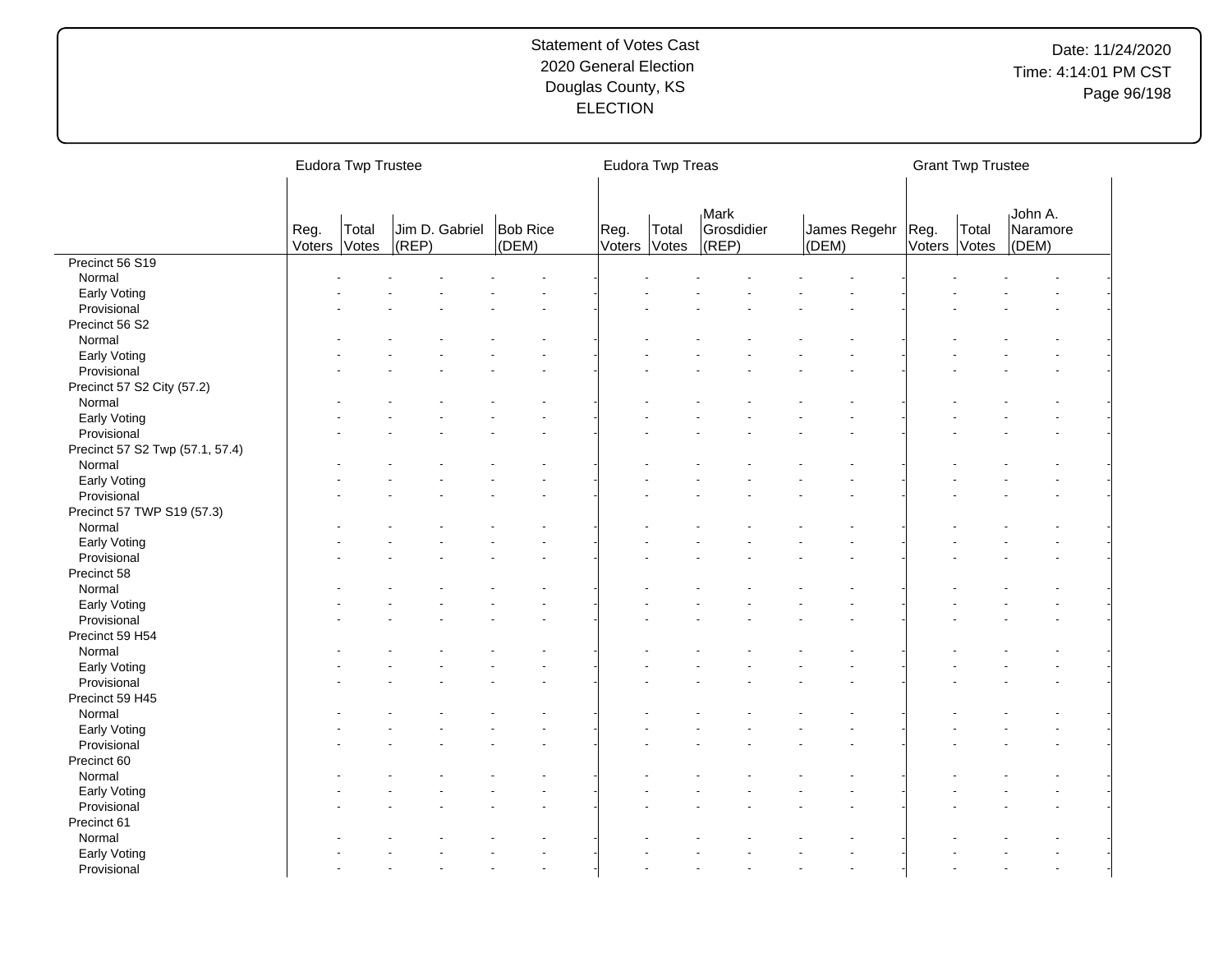Statement of Votes Cast
2020 General Election
Douglas County, KS
ELECTION

Date: 11/24/2020
Time: 4:14:01 PM CST

| | Eudora Twp Trustee | | | | Eudora Twp Treas | | | | Grant Twp Trustee | | |
|---|---|---|---|---|---|---|---|---|---|---|---|
| | Reg. Voters | Total Votes | Jim D. Gabriel (REP) | Bob Rice (DEM) | Reg. Voters | Total Votes | Mark Grosdidier (REP) | James Regehr (DEM) | Reg. Voters | Total Votes | John A. Naramore (DEM) |
| Precinct 56 S19 | | | | | | | | | | | |
| Normal | - | - | - | - | - | - | - | - | - | - | - |
| Early Voting | - | - | - | - | - | - | - | - | - | - | - |
| Provisional | - | - | - | - | - | - | - | - | - | - | - |
| Precinct 56 S2 | | | | | | | | | | | |
| Normal | - | - | - | - | - | - | - | - | - | - | - |
| Early Voting | - | - | - | - | - | - | - | - | - | - | - |
| Provisional | - | - | - | - | - | - | - | - | - | - | - |
| Precinct 57 S2 City (57.2) | | | | | | | | | | | |
| Normal | - | - | - | - | - | - | - | - | - | - | - |
| Early Voting | - | - | - | - | - | - | - | - | - | - | - |
| Provisional | - | - | - | - | - | - | - | - | - | - | - |
| Precinct 57 S2 Twp (57.1, 57.4) | | | | | | | | | | | |
| Normal | - | - | - | - | - | - | - | - | - | - | - |
| Early Voting | - | - | - | - | - | - | - | - | - | - | - |
| Provisional | - | - | - | - | - | - | - | - | - | - | - |
| Precinct 57 TWP S19 (57.3) | | | | | | | | | | | |
| Normal | - | - | - | - | - | - | - | - | - | - | - |
| Early Voting | - | - | - | - | - | - | - | - | - | - | - |
| Provisional | - | - | - | - | - | - | - | - | - | - | - |
| Precinct 58 | | | | | | | | | | | |
| Normal | - | - | - | - | - | - | - | - | - | - | - |
| Early Voting | - | - | - | - | - | - | - | - | - | - | - |
| Provisional | - | - | - | - | - | - | - | - | - | - | - |
| Precinct 59 H54 | | | | | | | | | | | |
| Normal | - | - | - | - | - | - | - | - | - | - | - |
| Early Voting | - | - | - | - | - | - | - | - | - | - | - |
| Provisional | - | - | - | - | - | - | - | - | - | - | - |
| Precinct 59 H45 | | | | | | | | | | | |
| Normal | - | - | - | - | - | - | - | - | - | - | - |
| Early Voting | - | - | - | - | - | - | - | - | - | - | - |
| Provisional | - | - | - | - | - | - | - | - | - | - | - |
| Precinct 60 | | | | | | | | | | | |
| Normal | - | - | - | - | - | - | - | - | - | - | - |
| Early Voting | - | - | - | - | - | - | - | - | - | - | - |
| Provisional | - | - | - | - | - | - | - | - | - | - | - |
| Precinct 61 | | | | | | | | | | | |
| Normal | - | - | - | - | - | - | - | - | - | - | - |
| Early Voting | - | - | - | - | - | - | - | - | - | - | - |
| Provisional | - | - | - | - | - | - | - | - | - | - | - |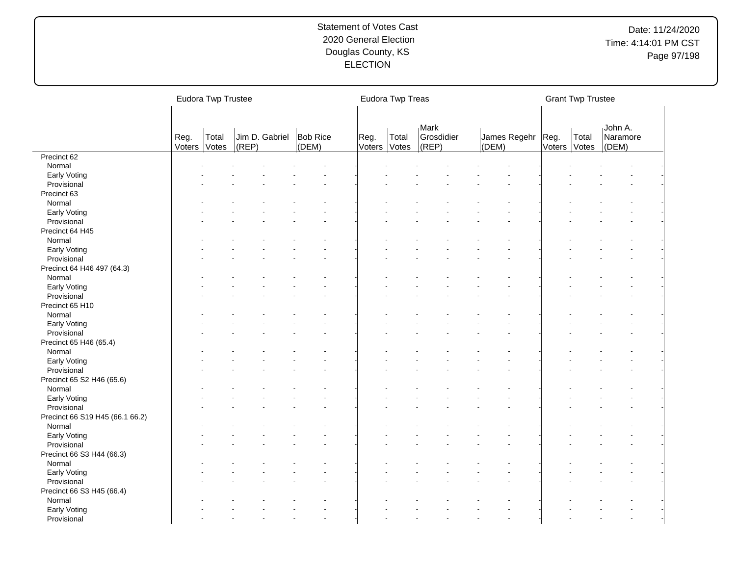# Statement of Votes Cast
## 2020 General Election
## Douglas County, KS
## ELECTION

Date: 11/24/2020
Time: 4:14:01 PM CST

| | Eudora Twp Trustee | | | | Eudora Twp Treas | | | | Grant Twp Trustee | | |
|---|---|---|---|---|---|---|---|---|---|---|---|
| | Reg. Voters | Total Votes | Jim D. Gabriel (REP) | Bob Rice (DEM) | Reg. Voters | Total Votes | Mark Grosdidier (REP) | James Regehr (DEM) | Reg. Voters | Total Votes | John A. Naramore (DEM) |
| Precinct 62 | | | | | | | | | | | |
| Normal | - | - | - | - | - | - | - | - | - | - | - |
| Early Voting | - | - | - | - | - | - | - | - | - | - | - |
| Provisional | - | - | - | - | - | - | - | - | - | - | - |
| Precinct 63 | | | | | | | | | | | |
| Normal | - | - | - | - | - | - | - | - | - | - | - |
| Early Voting | - | - | - | - | - | - | - | - | - | - | - |
| Provisional | - | - | - | - | - | - | - | - | - | - | - |
| Precinct 64 H45 | | | | | | | | | | | |
| Normal | - | - | - | - | - | - | - | - | - | - | - |
| Early Voting | - | - | - | - | - | - | - | - | - | - | - |
| Provisional | - | - | - | - | - | - | - | - | - | - | - |
| Precinct 64 H46 497 (64.3) | | | | | | | | | | | |
| Normal | - | - | - | - | - | - | - | - | - | - | - |
| Early Voting | - | - | - | - | - | - | - | - | - | - | - |
| Provisional | - | - | - | - | - | - | - | - | - | - | - |
| Precinct 65 H10 | | | | | | | | | | | |
| Normal | - | - | - | - | - | - | - | - | - | - | - |
| Early Voting | - | - | - | - | - | - | - | - | - | - | - |
| Provisional | - | - | - | - | - | - | - | - | - | - | - |
| Precinct 65 H46 (65.4) | | | | | | | | | | | |
| Normal | - | - | - | - | - | - | - | - | - | - | - |
| Early Voting | - | - | - | - | - | - | - | - | - | - | - |
| Provisional | - | - | - | - | - | - | - | - | - | - | - |
| Precinct 65 S2 H46 (65.6) | | | | | | | | | | | |
| Normal | - | - | - | - | - | - | - | - | - | - | - |
| Early Voting | - | - | - | - | - | - | - | - | - | - | - |
| Provisional | - | - | - | - | - | - | - | - | - | - | - |
| Precinct 66 S19 H45 (66.1 66.2) | | | | | | | | | | | |
| Normal | - | - | - | - | - | - | - | - | - | - | - |
| Early Voting | - | - | - | - | - | - | - | - | - | - | - |
| Provisional | - | - | - | - | - | - | - | - | - | - | - |
| Precinct 66 S3 H44 (66.3) | | | | | | | | | | | |
| Normal | - | - | - | - | - | - | - | - | - | - | - |
| Early Voting | - | - | - | - | - | - | - | - | - | - | - |
| Provisional | - | - | - | - | - | - | - | - | - | - | - |
| Precinct 66 S3 H45 (66.4) | | | | | | | | | | | |
| Normal | - | - | - | - | - | - | - | - | - | - | - |
| Early Voting | - | - | - | - | - | - | - | - | - | - | - |
| Provisional | - | - | - | - | - | - | - | - | - | - | - |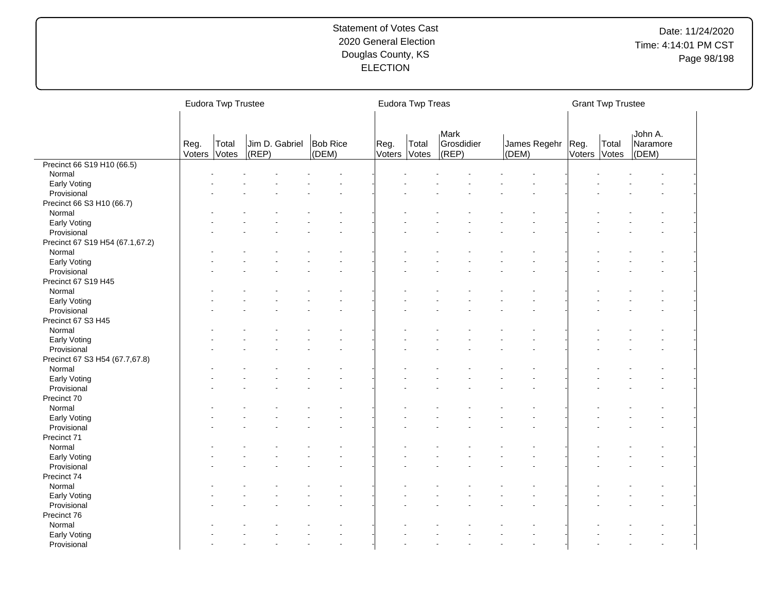Statement of Votes Cast
2020 General Election
Douglas County, KS
ELECTION

Date: 11/24/2020
Time: 4:14:01 PM CST

| | Eudora Twp Trustee | | | | Eudora Twp Treas | | | | Grant Twp Trustee | | |
|---|---|---|---|---|---|---|---|---|---|---|---|
| | Reg. Voters | Total Votes | Jim D. Gabriel (REP) | Bob Rice (DEM) | Reg. Voters | Total Votes | Mark Grosdidier (REP) | James Regehr (DEM) | Reg. Voters | Total Votes | John A. Naramore (DEM) |
| Precinct 66 S19 H10 (66.5) | | | | | | | | | | | |
| Normal | - | - | - | - | - | - | - | - | - | - | - |
| Early Voting | - | - | - | - | - | - | - | - | - | - | - |
| Provisional | - | - | - | - | - | - | - | - | - | - | - |
| Precinct 66 S3 H10 (66.7) | | | | | | | | | | | |
| Normal | - | - | - | - | - | - | - | - | - | - | - |
| Early Voting | - | - | - | - | - | - | - | - | - | - | - |
| Provisional | - | - | - | - | - | - | - | - | - | - | - |
| Precinct 67 S19 H54 (67.1,67.2) | | | | | | | | | | | |
| Normal | - | - | - | - | - | - | - | - | - | - | - |
| Early Voting | - | - | - | - | - | - | - | - | - | - | - |
| Provisional | - | - | - | - | - | - | - | - | - | - | - |
| Precinct 67 S19 H45 | | | | | | | | | | | |
| Normal | - | - | - | - | - | - | - | - | - | - | - |
| Early Voting | - | - | - | - | - | - | - | - | - | - | - |
| Provisional | - | - | - | - | - | - | - | - | - | - | - |
| Precinct 67 S3 H45 | | | | | | | | | | | |
| Normal | - | - | - | - | - | - | - | - | - | - | - |
| Early Voting | - | - | - | - | - | - | - | - | - | - | - |
| Provisional | - | - | - | - | - | - | - | - | - | - | - |
| Precinct 67 S3 H54 (67.7,67.8) | | | | | | | | | | | |
| Normal | - | - | - | - | - | - | - | - | - | - | - |
| Early Voting | - | - | - | - | - | - | - | - | - | - | - |
| Provisional | - | - | - | - | - | - | - | - | - | - | - |
| Precinct 70 | | | | | | | | | | | |
| Normal | - | - | - | - | - | - | - | - | - | - | - |
| Early Voting | - | - | - | - | - | - | - | - | - | - | - |
| Provisional | - | - | - | - | - | - | - | - | - | - | - |
| Precinct 71 | | | | | | | | | | | |
| Normal | - | - | - | - | - | - | - | - | - | - | - |
| Early Voting | - | - | - | - | - | - | - | - | - | - | - |
| Provisional | - | - | - | - | - | - | - | - | - | - | - |
| Precinct 74 | | | | | | | | | | | |
| Normal | - | - | - | - | - | - | - | - | - | - | - |
| Early Voting | - | - | - | - | - | - | - | - | - | - | - |
| Provisional | - | - | - | - | - | - | - | - | - | - | - |
| Precinct 76 | | | | | | | | | | | |
| Normal | - | - | - | - | - | - | - | - | - | - | - |
| Early Voting | - | - | - | - | - | - | - | - | - | - | - |
| Provisional | - | - | - | - | - | - | - | - | - | - | - |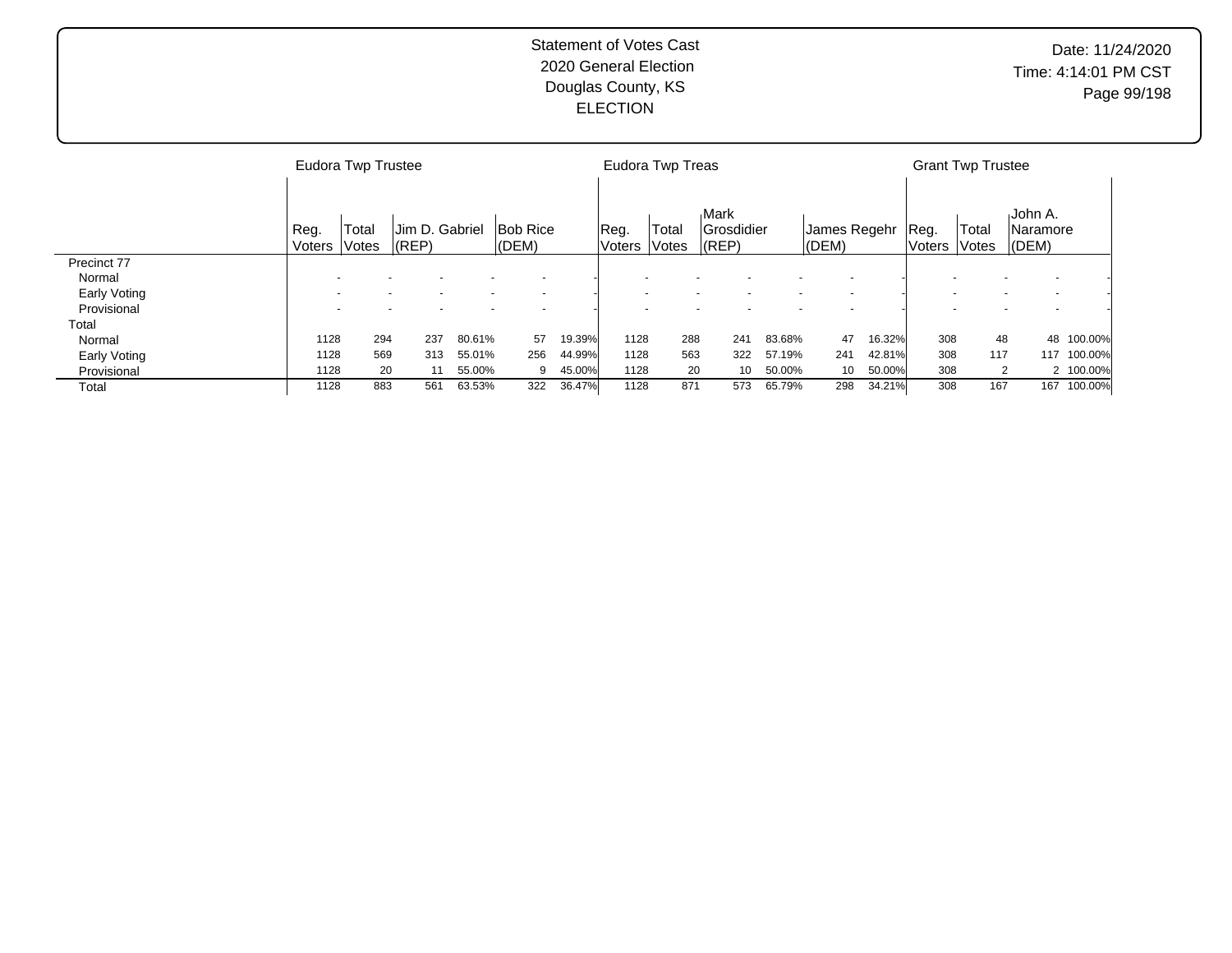Statement of Votes Cast
2020 General Election
Douglas County, KS
ELECTION

Date: 11/24/2020
Time: 4:14:01 PM CST

| | Eudora Twp Trustee | | | | | | Eudora Twp Treas | | | | | | Grant Twp Trustee | | | |
|---|---|---|---|---|---|---|---|---|---|---|---|---|---|---|---|---|
| | Reg. Voters | Total Votes | Jim D. Gabriel (REP) | | Bob Rice (DEM) | | Reg. Voters | Total Votes | Mark Grosdidier (REP) | | James Regehr (DEM) | | Reg. Voters | Total Votes | John A. Naramore (DEM) | |
| Precinct 77 | | | | | | | | | | | | | | | | |
| Normal | - | - | - | - | - | - | - | - | - | - | - | - | - | - | - | - |
| Early Voting | - | - | - | - | - | - | - | - | - | - | - | - | - | - | - | - |
| Provisional | - | - | - | - | - | - | - | - | - | - | - | - | - | - | - | - |
| Total | | | | | | | | | | | | | | | | |
| Normal | 1128 | 294 | 237 | 80.61% | 57 | 19.39% | 1128 | 288 | 241 | 83.68% | 47 | 16.32% | 308 | 48 | 48 | 100.00% |
| Early Voting | 1128 | 569 | 313 | 55.01% | 256 | 44.99% | 1128 | 563 | 322 | 57.19% | 241 | 42.81% | 308 | 117 | 117 | 100.00% |
| Provisional | 1128 | 20 | 11 | 55.00% | 9 | 45.00% | 1128 | 20 | 10 | 50.00% | 10 | 50.00% | 308 | 2 | 2 | 100.00% |
| Total | 1128 | 883 | 561 | 63.53% | 322 | 36.47% | 1128 | 871 | 573 | 65.79% | 298 | 34.21% | 308 | 167 | 167 | 100.00% |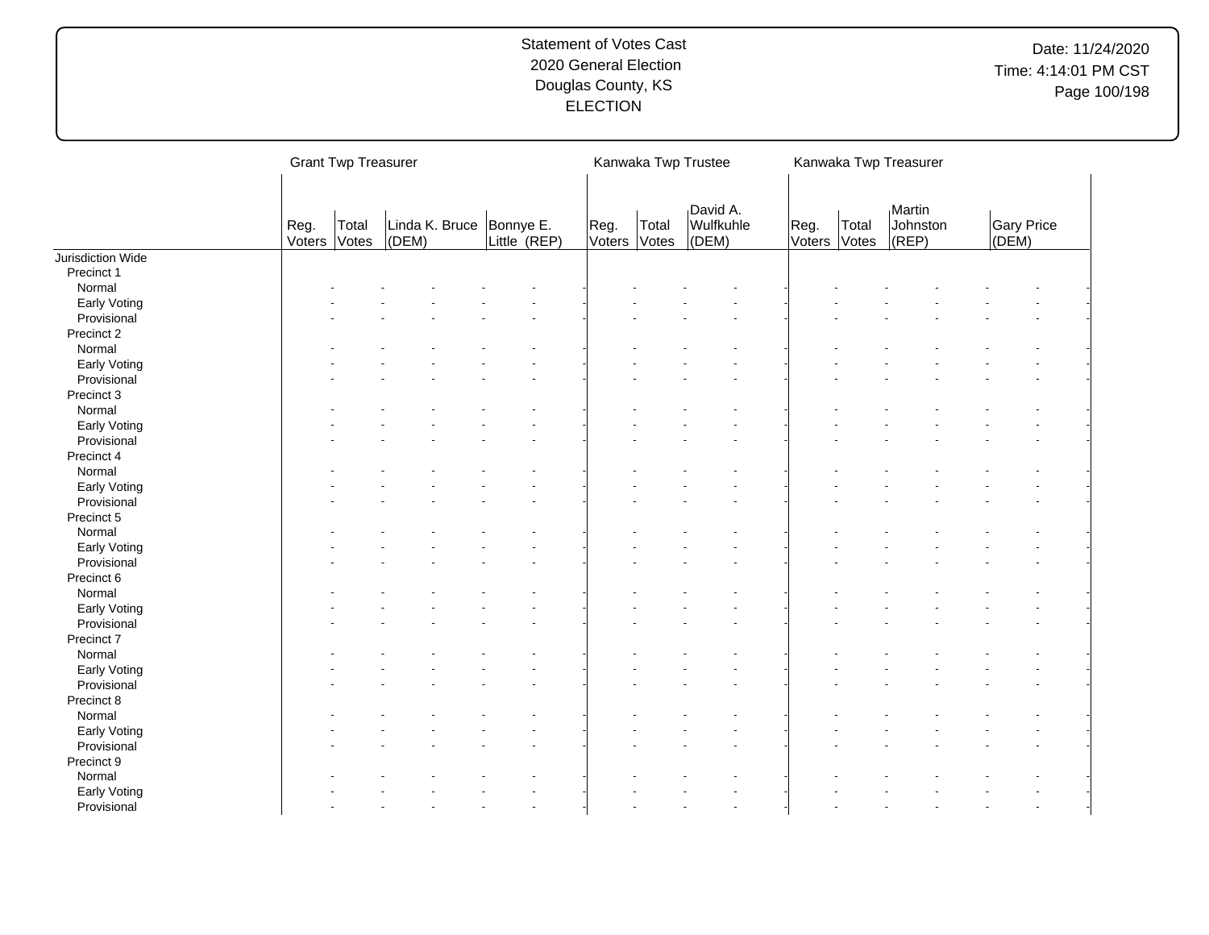Statement of Votes Cast
2020 General Election
Douglas County, KS
ELECTION

| | Grant Twp Treasurer | | | | Kanwaka Twp Trustee | | | Kanwaka Twp Treasurer | | | |
|---|---|---|---|---|---|---|---|---|---|---|---|
| | Reg. Voters | Total Votes | Linda K. Bruce (DEM) | Bonnye E. Little (REP) | Reg. Voters | Total Votes | David A. Wulfkuhle (DEM) | Reg. Voters | Total Votes | Martin Johnston (REP) | Gary Price (DEM) |
| Jurisdiction Wide | | | | | | | | | | | |
| Precinct 1 | | | | | | | | | | | |
| Normal | - | - | - | - | - | - | - | - | - | - | - |
| Early Voting | - | - | - | - | - | - | - | - | - | - | - |
| Provisional | - | - | - | - | - | - | - | - | - | - | - |
| Precinct 2 | | | | | | | | | | | |
| Normal | - | - | - | - | - | - | - | - | - | - | - |
| Early Voting | - | - | - | - | - | - | - | - | - | - | - |
| Provisional | - | - | - | - | - | - | - | - | - | - | - |
| Precinct 3 | | | | | | | | | | | |
| Normal | - | - | - | - | - | - | - | - | - | - | - |
| Early Voting | - | - | - | - | - | - | - | - | - | - | - |
| Provisional | - | - | - | - | - | - | - | - | - | - | - |
| Precinct 4 | | | | | | | | | | | |
| Normal | - | - | - | - | - | - | - | - | - | - | - |
| Early Voting | - | - | - | - | - | - | - | - | - | - | - |
| Provisional | - | - | - | - | - | - | - | - | - | - | - |
| Precinct 5 | | | | | | | | | | | |
| Normal | - | - | - | - | - | - | - | - | - | - | - |
| Early Voting | - | - | - | - | - | - | - | - | - | - | - |
| Provisional | - | - | - | - | - | - | - | - | - | - | - |
| Precinct 6 | | | | | | | | | | | |
| Normal | - | - | - | - | - | - | - | - | - | - | - |
| Early Voting | - | - | - | - | - | - | - | - | - | - | - |
| Provisional | - | - | - | - | - | - | - | - | - | - | - |
| Precinct 7 | | | | | | | | | | | |
| Normal | - | - | - | - | - | - | - | - | - | - | - |
| Early Voting | - | - | - | - | - | - | - | - | - | - | - |
| Provisional | - | - | - | - | - | - | - | - | - | - | - |
| Precinct 8 | | | | | | | | | | | |
| Normal | - | - | - | - | - | - | - | - | - | - | - |
| Early Voting | - | - | - | - | - | - | - | - | - | - | - |
| Provisional | - | - | - | - | - | - | - | - | - | - | - |
| Precinct 9 | | | | | | | | | | | |
| Normal | - | - | - | - | - | - | - | - | - | - | - |
| Early Voting | - | - | - | - | - | - | - | - | - | - | - |
| Provisional | - | - | - | - | - | - | - | - | - | - | - |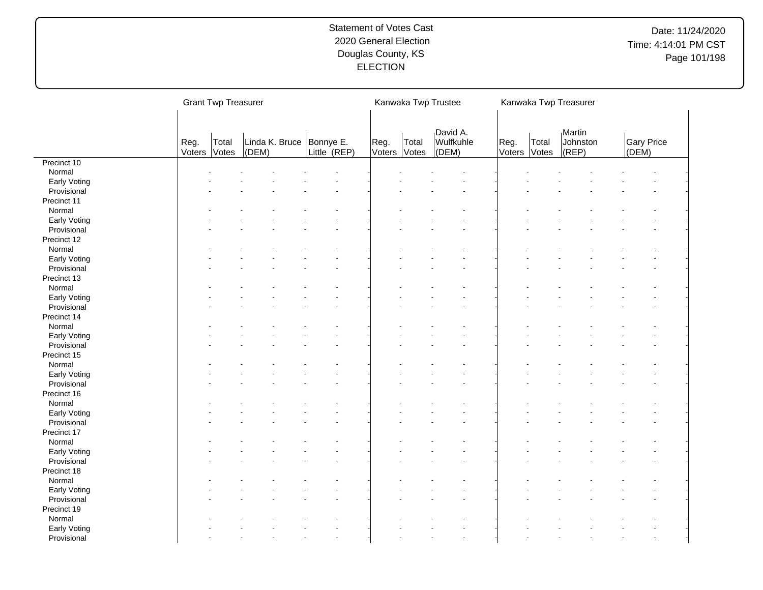Statement of Votes Cast
2020 General Election
Douglas County, KS
ELECTION

Date: 11/24/2020
Time: 4:14:01 PM CST

| | Grant Twp Treasurer | | | | Kanwaka Twp Trustee | | | Kanwaka Twp Treasurer | | | |
|---|---|---|---|---|---|---|---|---|---|---|---|
| | Reg. Voters | Total Votes | Linda K. Bruce (DEM) | Bonnye E. Little (REP) | Reg. Voters | Total Votes | David A. Wulfkuhle (DEM) | Reg. Voters | Total Votes | Martin Johnston (REP) | Gary Price (DEM) |
| Precinct 10 | | | | | | | | | | | |
| Normal | - | - | - | - | - | - | - | - | - | - | - |
| Early Voting | - | - | - | - | - | - | - | - | - | - | - |
| Provisional | - | - | - | - | - | - | - | - | - | - | - |
| Precinct 11 | | | | | | | | | | | |
| Normal | - | - | - | - | - | - | - | - | - | - | - |
| Early Voting | - | - | - | - | - | - | - | - | - | - | - |
| Provisional | - | - | - | - | - | - | - | - | - | - | - |
| Precinct 12 | | | | | | | | | | | |
| Normal | - | - | - | - | - | - | - | - | - | - | - |
| Early Voting | - | - | - | - | - | - | - | - | - | - | - |
| Provisional | - | - | - | - | - | - | - | - | - | - | - |
| Precinct 13 | | | | | | | | | | | |
| Normal | - | - | - | - | - | - | - | - | - | - | - |
| Early Voting | - | - | - | - | - | - | - | - | - | - | - |
| Provisional | - | - | - | - | - | - | - | - | - | - | - |
| Precinct 14 | | | | | | | | | | | |
| Normal | - | - | - | - | - | - | - | - | - | - | - |
| Early Voting | - | - | - | - | - | - | - | - | - | - | - |
| Provisional | - | - | - | - | - | - | - | - | - | - | - |
| Precinct 15 | | | | | | | | | | | |
| Normal | - | - | - | - | - | - | - | - | - | - | - |
| Early Voting | - | - | - | - | - | - | - | - | - | - | - |
| Provisional | - | - | - | - | - | - | - | - | - | - | - |
| Precinct 16 | | | | | | | | | | | |
| Normal | - | - | - | - | - | - | - | - | - | - | - |
| Early Voting | - | - | - | - | - | - | - | - | - | - | - |
| Provisional | - | - | - | - | - | - | - | - | - | - | - |
| Precinct 17 | | | | | | | | | | | |
| Normal | - | - | - | - | - | - | - | - | - | - | - |
| Early Voting | - | - | - | - | - | - | - | - | - | - | - |
| Provisional | - | - | - | - | - | - | - | - | - | - | - |
| Precinct 18 | | | | | | | | | | | |
| Normal | - | - | - | - | - | - | - | - | - | - | - |
| Early Voting | - | - | - | - | - | - | - | - | - | - | - |
| Provisional | - | - | - | - | - | - | - | - | - | - | - |
| Precinct 19 | | | | | | | | | | | |
| Normal | - | - | - | - | - | - | - | - | - | - | - |
| Early Voting | - | - | - | - | - | - | - | - | - | - | - |
| Provisional | - | - | - | - | - | - | - | - | - | - | - |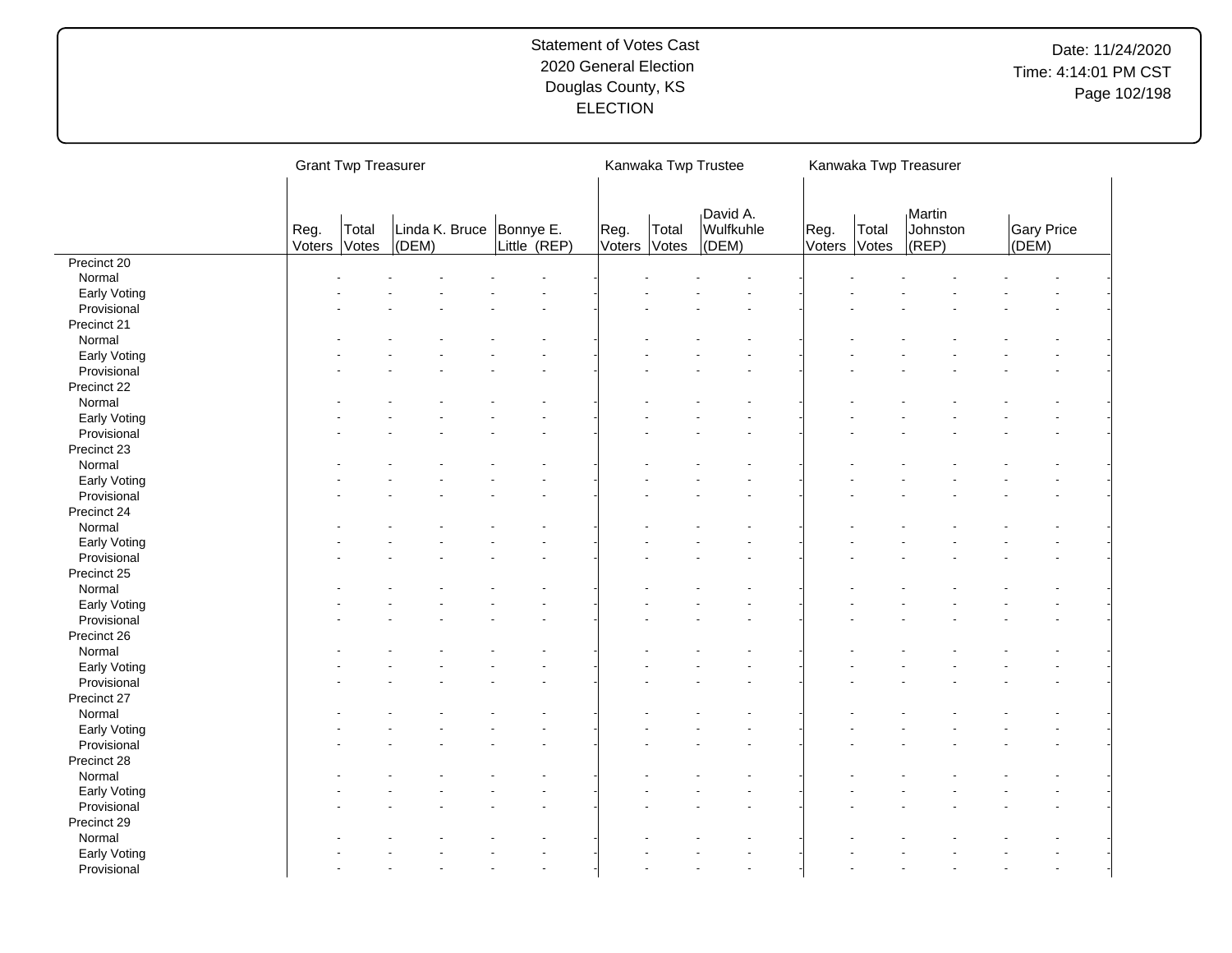Statement of Votes Cast
2020 General Election
Douglas County, KS
ELECTION

Date: 11/24/2020
Time: 4:14:01 PM CST

| | Grant Twp Treasurer | | | | Kanwaka Twp Trustee | | | Kanwaka Twp Treasurer | | | |
|---|---|---|---|---|---|---|---|---|---|---|---|
| | Reg. Voters | Total Votes | Linda K. Bruce (DEM) | Bonnye E. Little (REP) | Reg. Voters | Total Votes | David A. Wulfkuhle (DEM) | Reg. Voters | Total Votes | Martin Johnston (REP) | Gary Price (DEM) |
| Precinct 20 | | | | | | | | | | | |
| Normal | - | - | - | - | - | - | - | - | - | - | - |
| Early Voting | - | - | - | - | - | - | - | - | - | - | - |
| Provisional | - | - | - | - | - | - | - | - | - | - | - |
| Precinct 21 | | | | | | | | | | | |
| Normal | - | - | - | - | - | - | - | - | - | - | - |
| Early Voting | - | - | - | - | - | - | - | - | - | - | - |
| Provisional | - | - | - | - | - | - | - | - | - | - | - |
| Precinct 22 | | | | | | | | | | | |
| Normal | - | - | - | - | - | - | - | - | - | - | - |
| Early Voting | - | - | - | - | - | - | - | - | - | - | - |
| Provisional | - | - | - | - | - | - | - | - | - | - | - |
| Precinct 23 | | | | | | | | | | | |
| Normal | - | - | - | - | - | - | - | - | - | - | - |
| Early Voting | - | - | - | - | - | - | - | - | - | - | - |
| Provisional | - | - | - | - | - | - | - | - | - | - | - |
| Precinct 24 | | | | | | | | | | | |
| Normal | - | - | - | - | - | - | - | - | - | - | - |
| Early Voting | - | - | - | - | - | - | - | - | - | - | - |
| Provisional | - | - | - | - | - | - | - | - | - | - | - |
| Precinct 25 | | | | | | | | | | | |
| Normal | - | - | - | - | - | - | - | - | - | - | - |
| Early Voting | - | - | - | - | - | - | - | - | - | - | - |
| Provisional | - | - | - | - | - | - | - | - | - | - | - |
| Precinct 26 | | | | | | | | | | | |
| Normal | - | - | - | - | - | - | - | - | - | - | - |
| Early Voting | - | - | - | - | - | - | - | - | - | - | - |
| Provisional | - | - | - | - | - | - | - | - | - | - | - |
| Precinct 27 | | | | | | | | | | | |
| Normal | - | - | - | - | - | - | - | - | - | - | - |
| Early Voting | - | - | - | - | - | - | - | - | - | - | - |
| Provisional | - | - | - | - | - | - | - | - | - | - | - |
| Precinct 28 | | | | | | | | | | | |
| Normal | - | - | - | - | - | - | - | - | - | - | - |
| Early Voting | - | - | - | - | - | - | - | - | - | - | - |
| Provisional | - | - | - | - | - | - | - | - | - | - | - |
| Precinct 29 | | | | | | | | | | | |
| Normal | - | - | - | - | - | - | - | - | - | - | - |
| Early Voting | - | - | - | - | - | - | - | - | - | - | - |
| Provisional | - | - | - | - | - | - | - | - | - | - | - |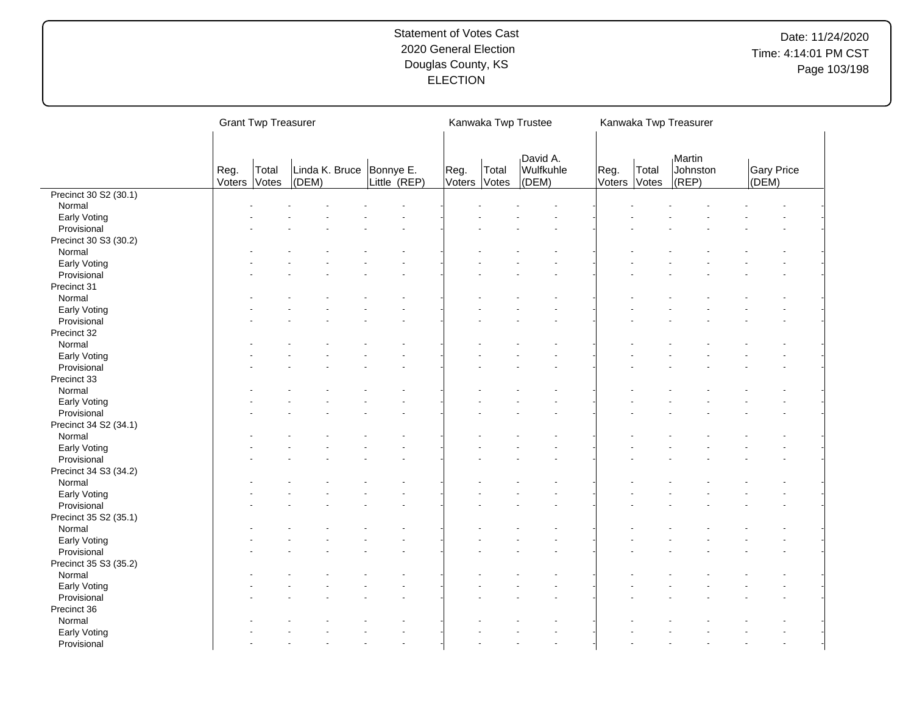Statement of Votes Cast
2020 General Election
Douglas County, KS
ELECTION

Date: 11/24/2020
Time: 4:14:01 PM CST

| | Grant Twp Treasurer | | | | Kanwaka Twp Trustee | | | Kanwaka Twp Treasurer | | | |
|---|---|---|---|---|---|---|---|---|---|---|---|
| | Reg. Voters | Total Votes | Linda K. Bruce (DEM) | Bonnye E. Little (REP) | Reg. Voters | Total Votes | David A. Wulfkuhle (DEM) | Reg. Voters | Total Votes | Martin Johnston (REP) | Gary Price (DEM) |
| Precinct 30 S2 (30.1) | | | | | | | | | | | |
| Normal | - | - | - | - | - | - | - | - | - | - | - |
| Early Voting | - | - | - | - | - | - | - | - | - | - | - |
| Provisional | - | - | - | - | - | - | - | - | - | - | - |
| Precinct 30 S3 (30.2) | | | | | | | | | | | |
| Normal | - | - | - | - | - | - | - | - | - | - | - |
| Early Voting | - | - | - | - | - | - | - | - | - | - | - |
| Provisional | - | - | - | - | - | - | - | - | - | - | - |
| Precinct 31 | | | | | | | | | | | |
| Normal | - | - | - | - | - | - | - | - | - | - | - |
| Early Voting | - | - | - | - | - | - | - | - | - | - | - |
| Provisional | - | - | - | - | - | - | - | - | - | - | - |
| Precinct 32 | | | | | | | | | | | |
| Normal | - | - | - | - | - | - | - | - | - | - | - |
| Early Voting | - | - | - | - | - | - | - | - | - | - | - |
| Provisional | - | - | - | - | - | - | - | - | - | - | - |
| Precinct 33 | | | | | | | | | | | |
| Normal | - | - | - | - | - | - | - | - | - | - | - |
| Early Voting | - | - | - | - | - | - | - | - | - | - | - |
| Provisional | - | - | - | - | - | - | - | - | - | - | - |
| Precinct 34 S2 (34.1) | | | | | | | | | | | |
| Normal | - | - | - | - | - | - | - | - | - | - | - |
| Early Voting | - | - | - | - | - | - | - | - | - | - | - |
| Provisional | - | - | - | - | - | - | - | - | - | - | - |
| Precinct 34 S3 (34.2) | | | | | | | | | | | |
| Normal | - | - | - | - | - | - | - | - | - | - | - |
| Early Voting | - | - | - | - | - | - | - | - | - | - | - |
| Provisional | - | - | - | - | - | - | - | - | - | - | - |
| Precinct 35 S2 (35.1) | | | | | | | | | | | |
| Normal | - | - | - | - | - | - | - | - | - | - | - |
| Early Voting | - | - | - | - | - | - | - | - | - | - | - |
| Provisional | - | - | - | - | - | - | - | - | - | - | - |
| Precinct 35 S3 (35.2) | | | | | | | | | | | |
| Normal | - | - | - | - | - | - | - | - | - | - | - |
| Early Voting | - | - | - | - | - | - | - | - | - | - | - |
| Provisional | - | - | - | - | - | - | - | - | - | - | - |
| Precinct 36 | | | | | | | | | | | |
| Normal | - | - | - | - | - | - | - | - | - | - | - |
| Early Voting | - | - | - | - | - | - | - | - | - | - | - |
| Provisional | - | - | - | - | - | - | - | - | - | - | - |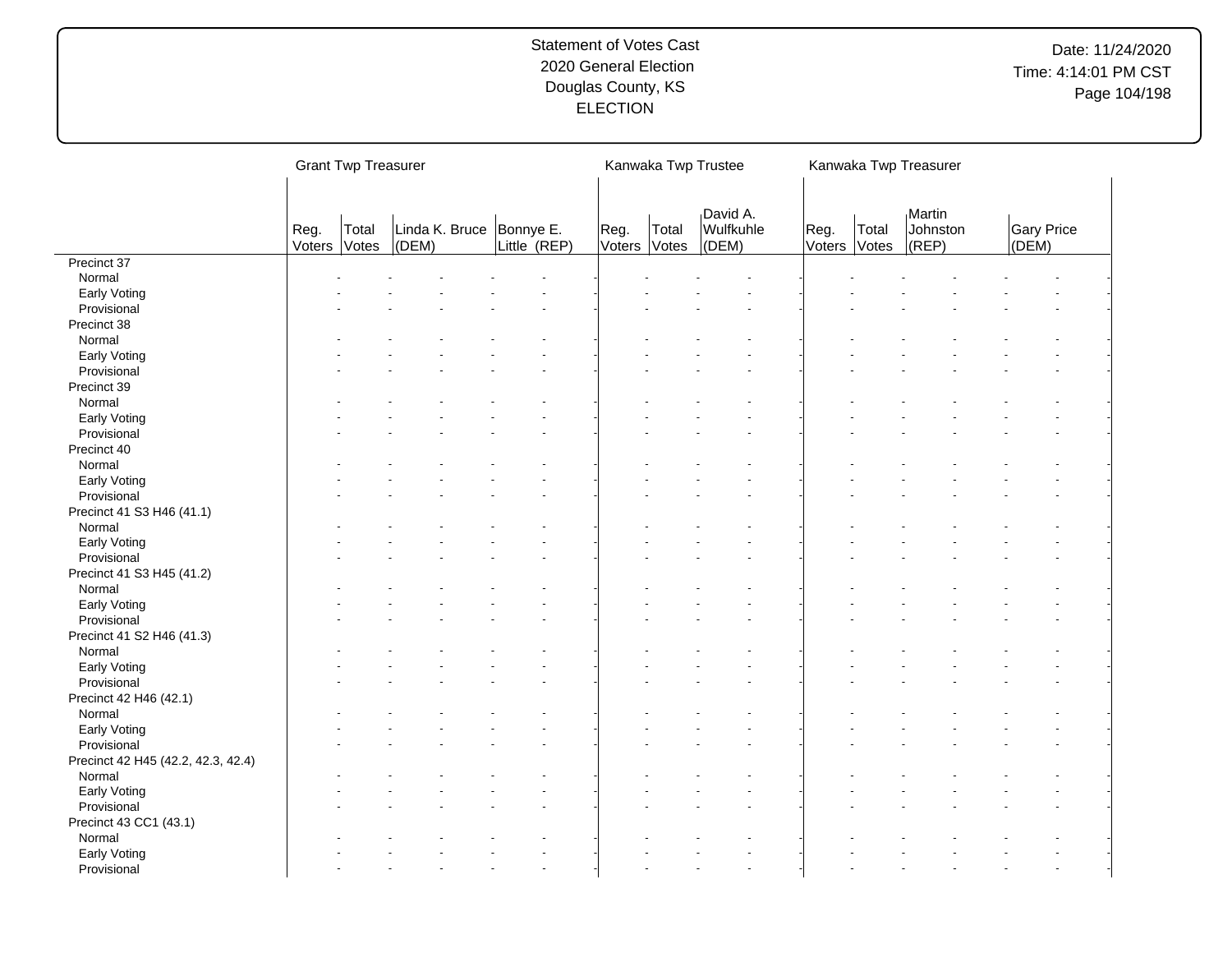Statement of Votes Cast
2020 General Election
Douglas County, KS
ELECTION

Date: 11/24/2020
Time: 4:14:01 PM CST

| | Grant Twp Treasurer | | | | Kanwaka Twp Trustee | | | Kanwaka Twp Treasurer | | | |
|---|---|---|---|---|---|---|---|---|---|---|---|
| | Reg. Voters | Total Votes | Linda K. Bruce (DEM) | Bonnye E. Little (REP) | Reg. Voters | Total Votes | David A. Wulfkuhle (DEM) | Reg. Voters | Total Votes | Martin Johnston (REP) | Gary Price (DEM) |
| Precinct 37 | | | | | | | | | | | |
| Normal | - | - | - | - | - | - | - | - | - | - | - |
| Early Voting | - | - | - | - | - | - | - | - | - | - | - |
| Provisional | - | - | - | - | - | - | - | - | - | - | - |
| Precinct 38 | | | | | | | | | | | |
| Normal | - | - | - | - | - | - | - | - | - | - | - |
| Early Voting | - | - | - | - | - | - | - | - | - | - | - |
| Provisional | - | - | - | - | - | - | - | - | - | - | - |
| Precinct 39 | | | | | | | | | | | |
| Normal | - | - | - | - | - | - | - | - | - | - | - |
| Early Voting | - | - | - | - | - | - | - | - | - | - | - |
| Provisional | - | - | - | - | - | - | - | - | - | - | - |
| Precinct 40 | | | | | | | | | | | |
| Normal | - | - | - | - | - | - | - | - | - | - | - |
| Early Voting | - | - | - | - | - | - | - | - | - | - | - |
| Provisional | - | - | - | - | - | - | - | - | - | - | - |
| Precinct 41 S3 H46 (41.1) | | | | | | | | | | | |
| Normal | - | - | - | - | - | - | - | - | - | - | - |
| Early Voting | - | - | - | - | - | - | - | - | - | - | - |
| Provisional | - | - | - | - | - | - | - | - | - | - | - |
| Precinct 41 S3 H45 (41.2) | | | | | | | | | | | |
| Normal | - | - | - | - | - | - | - | - | - | - | - |
| Early Voting | - | - | - | - | - | - | - | - | - | - | - |
| Provisional | - | - | - | - | - | - | - | - | - | - | - |
| Precinct 41 S2 H46 (41.3) | | | | | | | | | | | |
| Normal | - | - | - | - | - | - | - | - | - | - | - |
| Early Voting | - | - | - | - | - | - | - | - | - | - | - |
| Provisional | - | - | - | - | - | - | - | - | - | - | - |
| Precinct 42 H46 (42.1) | | | | | | | | | | | |
| Normal | - | - | - | - | - | - | - | - | - | - | - |
| Early Voting | - | - | - | - | - | - | - | - | - | - | - |
| Provisional | - | - | - | - | - | - | - | - | - | - | - |
| Precinct 42 H45 (42.2, 42.3, 42.4) | | | | | | | | | | | |
| Normal | - | - | - | - | - | - | - | - | - | - | - |
| Early Voting | - | - | - | - | - | - | - | - | - | - | - |
| Provisional | - | - | - | - | - | - | - | - | - | - | - |
| Precinct 43 CC1 (43.1) | | | | | | | | | | | |
| Normal | - | - | - | - | - | - | - | - | - | - | - |
| Early Voting | - | - | - | - | - | - | - | - | - | - | - |
| Provisional | - | - | - | - | - | - | - | - | - | - | - |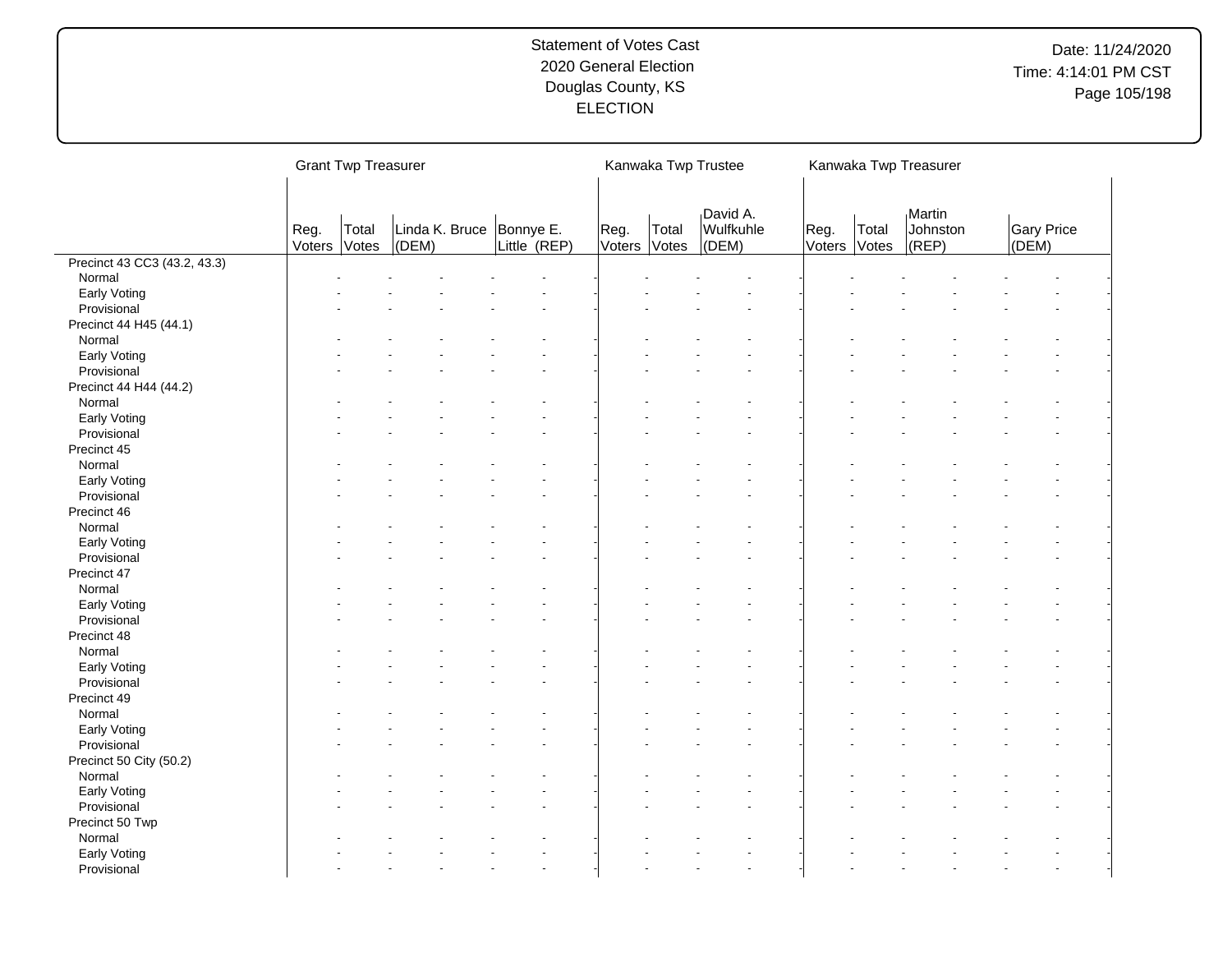# Statement of Votes Cast
## 2020 General Election
## Douglas County, KS
## ELECTION

Date: 11/24/2020
Time: 4:14:01 PM CST

| | Grant Twp Treasurer | | | | Kanwaka Twp Trustee | | | Kanwaka Twp Treasurer | | | |
|---|---|---|---|---|---|---|---|---|---|---|---|
| | Reg. Voters | Total Votes | Linda K. Bruce (DEM) | Bonnye E. Little (REP) | Reg. Voters | Total Votes | David A. Wulfkuhle (DEM) | Reg. Voters | Total Votes | Martin Johnston (REP) | Gary Price (DEM) |
| Precinct 43 CC3 (43.2, 43.3) | | | | | | | | | | | |
| Normal | - | - | - | - | - | - | - | - | - | - | - |
| Early Voting | - | - | - | - | - | - | - | - | - | - | - |
| Provisional | - | - | - | - | - | - | - | - | - | - | - |
| Precinct 44 H45 (44.1) | | | | | | | | | | | |
| Normal | - | - | - | - | - | - | - | - | - | - | - |
| Early Voting | - | - | - | - | - | - | - | - | - | - | - |
| Provisional | - | - | - | - | - | - | - | - | - | - | - |
| Precinct 44 H44 (44.2) | | | | | | | | | | | |
| Normal | - | - | - | - | - | - | - | - | - | - | - |
| Early Voting | - | - | - | - | - | - | - | - | - | - | - |
| Provisional | - | - | - | - | - | - | - | - | - | - | - |
| Precinct 45 | | | | | | | | | | | |
| Normal | - | - | - | - | - | - | - | - | - | - | - |
| Early Voting | - | - | - | - | - | - | - | - | - | - | - |
| Provisional | - | - | - | - | - | - | - | - | - | - | - |
| Precinct 46 | | | | | | | | | | | |
| Normal | - | - | - | - | - | - | - | - | - | - | - |
| Early Voting | - | - | - | - | - | - | - | - | - | - | - |
| Provisional | - | - | - | - | - | - | - | - | - | - | - |
| Precinct 47 | | | | | | | | | | | |
| Normal | - | - | - | - | - | - | - | - | - | - | - |
| Early Voting | - | - | - | - | - | - | - | - | - | - | - |
| Provisional | - | - | - | - | - | - | - | - | - | - | - |
| Precinct 48 | | | | | | | | | | | |
| Normal | - | - | - | - | - | - | - | - | - | - | - |
| Early Voting | - | - | - | - | - | - | - | - | - | - | - |
| Provisional | - | - | - | - | - | - | - | - | - | - | - |
| Precinct 49 | | | | | | | | | | | |
| Normal | - | - | - | - | - | - | - | - | - | - | - |
| Early Voting | - | - | - | - | - | - | - | - | - | - | - |
| Provisional | - | - | - | - | - | - | - | - | - | - | - |
| Precinct 50 City (50.2) | | | | | | | | | | | |
| Normal | - | - | - | - | - | - | - | - | - | - | - |
| Early Voting | - | - | - | - | - | - | - | - | - | - | - |
| Provisional | - | - | - | - | - | - | - | - | - | - | - |
| Precinct 50 Twp | | | | | | | | | | | |
| Normal | - | - | - | - | - | - | - | - | - | - | - |
| Early Voting | - | - | - | - | - | - | - | - | - | - | - |
| Provisional | - | - | - | - | - | - | - | - | - | - | - |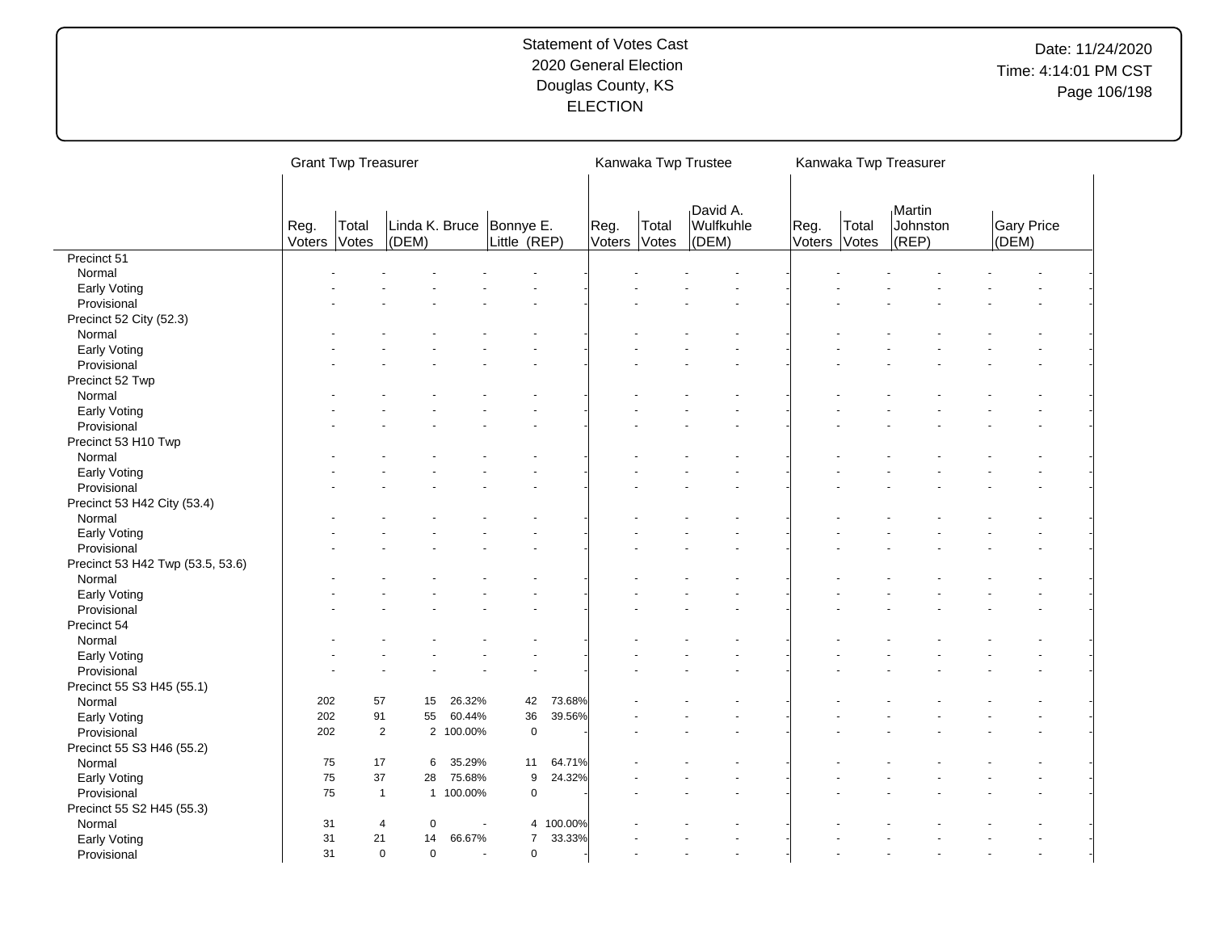Statement of Votes Cast
2020 General Election
Douglas County, KS
ELECTION

Date: 11/24/2020
Time: 4:14:01 PM CST

| | Grant Twp Treasurer | | | | | | Kanwaka Twp Trustee | | | Kanwaka Twp Treasurer | | | |
|---|---|---|---|---|---|---|---|---|---|---|---|---|---|
| | Reg. Voters | Total Votes | Linda K. Bruce (DEM) | | Bonnye E. Little (REP) | | Reg. Voters | Total Votes | David A. Wulfkuhle (DEM) | Reg. Voters | Total Votes | Martin Johnston (REP) | Gary Price (DEM) |
| Precinct 51 | | | | | | | | | | | | | |
| Normal | - | - | - | - | - | - | - | - | - | - | - | - | - |
| Early Voting | - | - | - | - | - | - | - | - | - | - | - | - | - |
| Provisional | - | - | - | - | - | - | - | - | - | - | - | - | - |
| Precinct 52 City (52.3) | | | | | | | | | | | | | |
| Normal | - | - | - | - | - | - | - | - | - | - | - | - | - |
| Early Voting | - | - | - | - | - | - | - | - | - | - | - | - | - |
| Provisional | - | - | - | - | - | - | - | - | - | - | - | - | - |
| Precinct 52 Twp | | | | | | | | | | | | | |
| Normal | - | - | - | - | - | - | - | - | - | - | - | - | - |
| Early Voting | - | - | - | - | - | - | - | - | - | - | - | - | - |
| Provisional | - | - | - | - | - | - | - | - | - | - | - | - | - |
| Precinct 53 H10 Twp | | | | | | | | | | | | | |
| Normal | - | - | - | - | - | - | - | - | - | - | - | - | - |
| Early Voting | - | - | - | - | - | - | - | - | - | - | - | - | - |
| Provisional | - | - | - | - | - | - | - | - | - | - | - | - | - |
| Precinct 53 H42 City (53.4) | | | | | | | | | | | | | |
| Normal | - | - | - | - | - | - | - | - | - | - | - | - | - |
| Early Voting | - | - | - | - | - | - | - | - | - | - | - | - | - |
| Provisional | - | - | - | - | - | - | - | - | - | - | - | - | - |
| Precinct 53 H42 Twp (53.5, 53.6) | | | | | | | | | | | | | |
| Normal | - | - | - | - | - | - | - | - | - | - | - | - | - |
| Early Voting | - | - | - | - | - | - | - | - | - | - | - | - | - |
| Provisional | - | - | - | - | - | - | - | - | - | - | - | - | - |
| Precinct 54 | | | | | | | | | | | | | |
| Normal | - | - | - | - | - | - | - | - | - | - | - | - | - |
| Early Voting | - | - | - | - | - | - | - | - | - | - | - | - | - |
| Provisional | - | - | - | - | - | - | - | - | - | - | - | - | - |
| Precinct 55 S3 H45 (55.1) | | | | | | | | | | | | | |
| Normal | 202 | 57 | 15 | 26.32% | 42 | 73.68% | - | - | - | - | - | - | - |
| Early Voting | 202 | 91 | 55 | 60.44% | 36 | 39.56% | - | - | - | - | - | - | - |
| Provisional | 202 | 2 | 2 | 100.00% | 0 | - | - | - | - | - | - | - | - |
| Precinct 55 S3 H46 (55.2) | | | | | | | | | | | | | |
| Normal | 75 | 17 | 6 | 35.29% | 11 | 64.71% | - | - | - | - | - | - | - |
| Early Voting | 75 | 37 | 28 | 75.68% | 9 | 24.32% | - | - | - | - | - | - | - |
| Provisional | 75 | 1 | 1 | 100.00% | 0 | - | - | - | - | - | - | - | - |
| Precinct 55 S2 H45 (55.3) | | | | | | | | | | | | | |
| Normal | 31 | 4 | 0 | - | 4 | 100.00% | - | - | - | - | - | - | - |
| Early Voting | 31 | 21 | 14 | 66.67% | 7 | 33.33% | - | - | - | - | - | - | - |
| Provisional | 31 | 0 | 0 | - | 0 | - | - | - | - | - | - | - | - |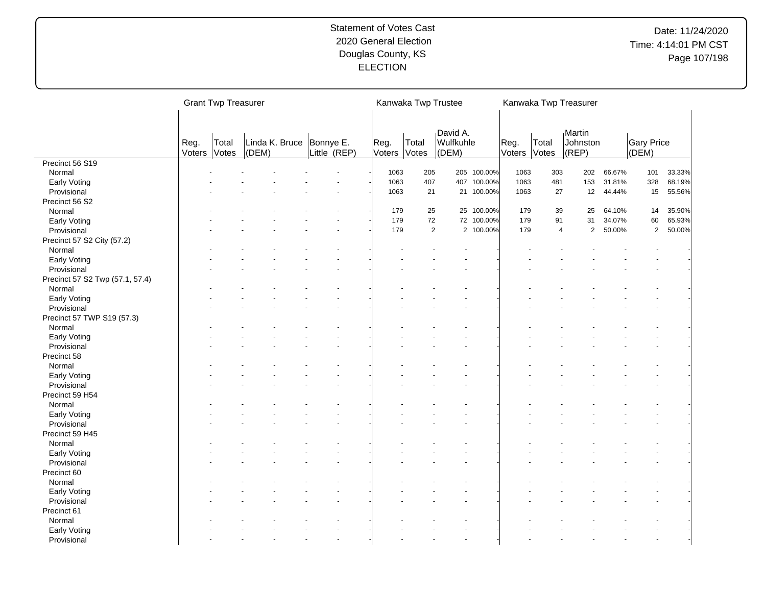Statement of Votes Cast
2020 General Election
Douglas County, KS
ELECTION

Date: 11/24/2020
Time: 4:14:01 PM CST

| | Grant Twp Treasurer | | | | Kanwaka Twp Trustee | | | | Kanwaka Twp Treasurer | | | | | |
|---|---|---|---|---|---|---|---|---|---|---|---|---|---|---|
| | Reg. Voters | Total Votes | Linda K. Bruce (DEM) | Bonnye E. Little (REP) | Reg. Voters | Total Votes | David A. Wulfkuhle (DEM) | | Reg. Voters | Total Votes | Martin Johnston (REP) | | Gary Price (DEM) | |
| Precinct 56 S19 | | | | | | | | | | | | | | |
| Normal | - | - | - | - | 1063 | 205 | 205 | 100.00% | 1063 | 303 | 202 | 66.67% | 101 | 33.33% |
| Early Voting | - | - | - | - | 1063 | 407 | 407 | 100.00% | 1063 | 481 | 153 | 31.81% | 328 | 68.19% |
| Provisional | - | - | - | - | 1063 | 21 | 21 | 100.00% | 1063 | 27 | 12 | 44.44% | 15 | 55.56% |
| Precinct 56 S2 | | | | | | | | | | | | | | |
| Normal | - | - | - | - | 179 | 25 | 25 | 100.00% | 179 | 39 | 25 | 64.10% | 14 | 35.90% |
| Early Voting | - | - | - | - | 179 | 72 | 72 | 100.00% | 179 | 91 | 31 | 34.07% | 60 | 65.93% |
| Provisional | - | - | - | - | 179 | 2 | 2 | 100.00% | 179 | 4 | 2 | 50.00% | 2 | 50.00% |
| Precinct 57 S2 City (57.2) | | | | | | | | | | | | | | |
| Normal | - | - | - | - | - | - | - | - | - | - | - | - | - | - |
| Early Voting | - | - | - | - | - | - | - | - | - | - | - | - | - | - |
| Provisional | - | - | - | - | - | - | - | - | - | - | - | - | - | - |
| Precinct 57 S2 Twp (57.1, 57.4) | | | | | | | | | | | | | | |
| Normal | - | - | - | - | - | - | - | - | - | - | - | - | - | - |
| Early Voting | - | - | - | - | - | - | - | - | - | - | - | - | - | - |
| Provisional | - | - | - | - | - | - | - | - | - | - | - | - | - | - |
| Precinct 57 TWP S19 (57.3) | | | | | | | | | | | | | | |
| Normal | - | - | - | - | - | - | - | - | - | - | - | - | - | - |
| Early Voting | - | - | - | - | - | - | - | - | - | - | - | - | - | - |
| Provisional | - | - | - | - | - | - | - | - | - | - | - | - | - | - |
| Precinct 58 | | | | | | | | | | | | | | |
| Normal | - | - | - | - | - | - | - | - | - | - | - | - | - | - |
| Early Voting | - | - | - | - | - | - | - | - | - | - | - | - | - | - |
| Provisional | - | - | - | - | - | - | - | - | - | - | - | - | - | - |
| Precinct 59 H54 | | | | | | | | | | | | | | |
| Normal | - | - | - | - | - | - | - | - | - | - | - | - | - | - |
| Early Voting | - | - | - | - | - | - | - | - | - | - | - | - | - | - |
| Provisional | - | - | - | - | - | - | - | - | - | - | - | - | - | - |
| Precinct 59 H45 | | | | | | | | | | | | | | |
| Normal | - | - | - | - | - | - | - | - | - | - | - | - | - | - |
| Early Voting | - | - | - | - | - | - | - | - | - | - | - | - | - | - |
| Provisional | - | - | - | - | - | - | - | - | - | - | - | - | - | - |
| Precinct 60 | | | | | | | | | | | | | | |
| Normal | - | - | - | - | - | - | - | - | - | - | - | - | - | - |
| Early Voting | - | - | - | - | - | - | - | - | - | - | - | - | - | - |
| Provisional | - | - | - | - | - | - | - | - | - | - | - | - | - | - |
| Precinct 61 | | | | | | | | | | | | | | |
| Normal | - | - | - | - | - | - | - | - | - | - | - | - | - | - |
| Early Voting | - | - | - | - | - | - | - | - | - | - | - | - | - | - |
| Provisional | - | - | - | - | - | - | - | - | - | - | - | - | - | - |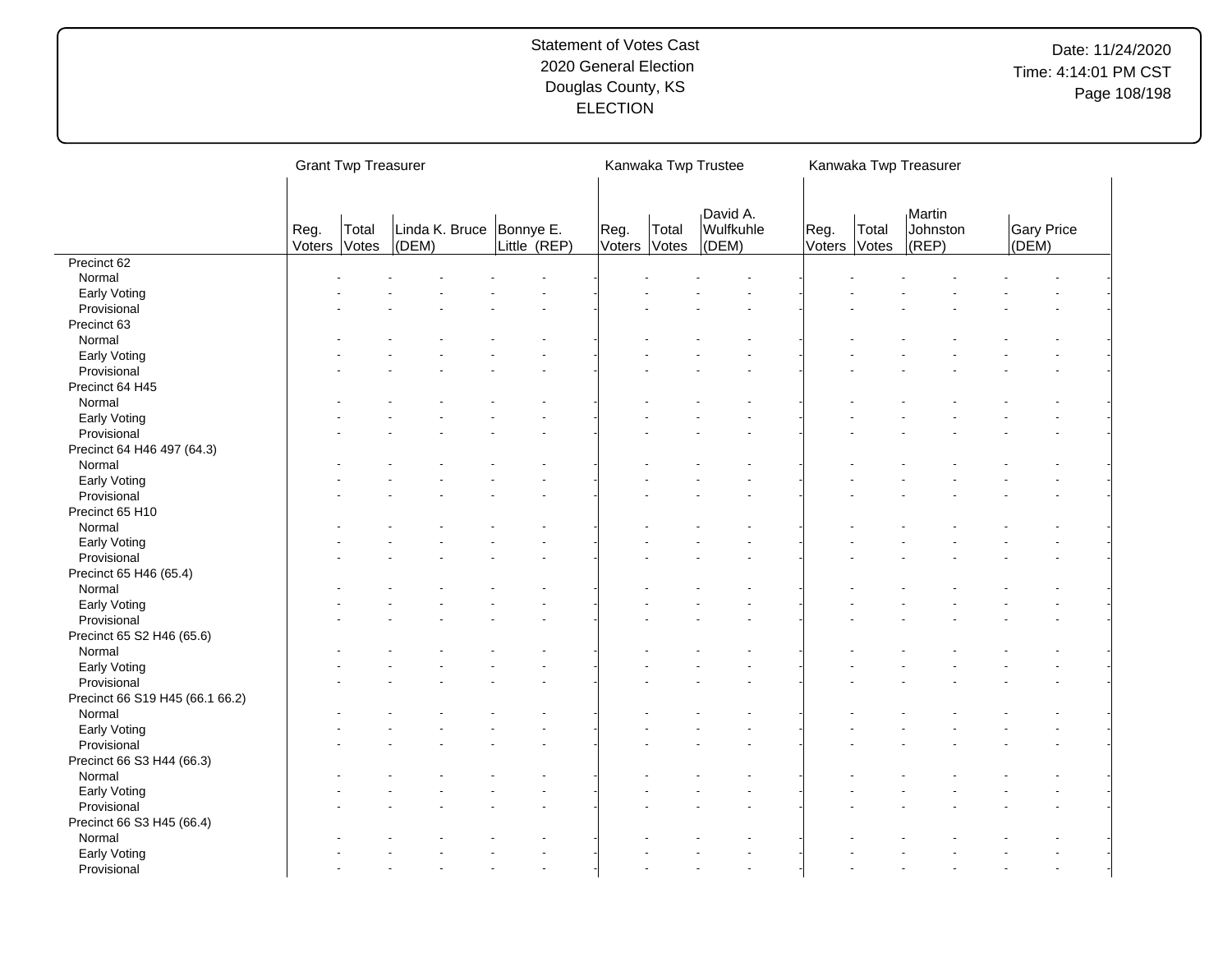# Statement of Votes Cast
## 2020 General Election
## Douglas County, KS
## ELECTION

Date: 11/24/2020
Time: 4:14:01 PM CST

| | Grant Twp Treasurer | | | | Kanwaka Twp Trustee | | | Kanwaka Twp Treasurer | | | |
|---|---|---|---|---|---|---|---|---|---|---|---|
| | Reg. Voters | Total Votes | Linda K. Bruce (DEM) | Bonnye E. Little (REP) | Reg. Voters | Total Votes | David A. Wulfkuhle (DEM) | Reg. Voters | Total Votes | Martin Johnston (REP) | Gary Price (DEM) |
| Precinct 62 | | | | | | | | | | | |
| Normal | - | - | - | - | - | - | - | - | - | - | - |
| Early Voting | - | - | - | - | - | - | - | - | - | - | - |
| Provisional | - | - | - | - | - | - | - | - | - | - | - |
| Precinct 63 | | | | | | | | | | | |
| Normal | - | - | - | - | - | - | - | - | - | - | - |
| Early Voting | - | - | - | - | - | - | - | - | - | - | - |
| Provisional | - | - | - | - | - | - | - | - | - | - | - |
| Precinct 64 H45 | | | | | | | | | | | |
| Normal | - | - | - | - | - | - | - | - | - | - | - |
| Early Voting | - | - | - | - | - | - | - | - | - | - | - |
| Provisional | - | - | - | - | - | - | - | - | - | - | - |
| Precinct 64 H46 497 (64.3) | | | | | | | | | | | |
| Normal | - | - | - | - | - | - | - | - | - | - | - |
| Early Voting | - | - | - | - | - | - | - | - | - | - | - |
| Provisional | - | - | - | - | - | - | - | - | - | - | - |
| Precinct 65 H10 | | | | | | | | | | | |
| Normal | - | - | - | - | - | - | - | - | - | - | - |
| Early Voting | - | - | - | - | - | - | - | - | - | - | - |
| Provisional | - | - | - | - | - | - | - | - | - | - | - |
| Precinct 65 H46 (65.4) | | | | | | | | | | | |
| Normal | - | - | - | - | - | - | - | - | - | - | - |
| Early Voting | - | - | - | - | - | - | - | - | - | - | - |
| Provisional | - | - | - | - | - | - | - | - | - | - | - |
| Precinct 65 S2 H46 (65.6) | | | | | | | | | | | |
| Normal | - | - | - | - | - | - | - | - | - | - | - |
| Early Voting | - | - | - | - | - | - | - | - | - | - | - |
| Provisional | - | - | - | - | - | - | - | - | - | - | - |
| Precinct 66 S19 H45 (66.1 66.2) | | | | | | | | | | | |
| Normal | - | - | - | - | - | - | - | - | - | - | - |
| Early Voting | - | - | - | - | - | - | - | - | - | - | - |
| Provisional | - | - | - | - | - | - | - | - | - | - | - |
| Precinct 66 S3 H44 (66.3) | | | | | | | | | | | |
| Normal | - | - | - | - | - | - | - | - | - | - | - |
| Early Voting | - | - | - | - | - | - | - | - | - | - | - |
| Provisional | - | - | - | - | - | - | - | - | - | - | - |
| Precinct 66 S3 H45 (66.4) | | | | | | | | | | | |
| Normal | - | - | - | - | - | - | - | - | - | - | - |
| Early Voting | - | - | - | - | - | - | - | - | - | - | - |
| Provisional | - | - | - | - | - | - | - | - | - | - | - |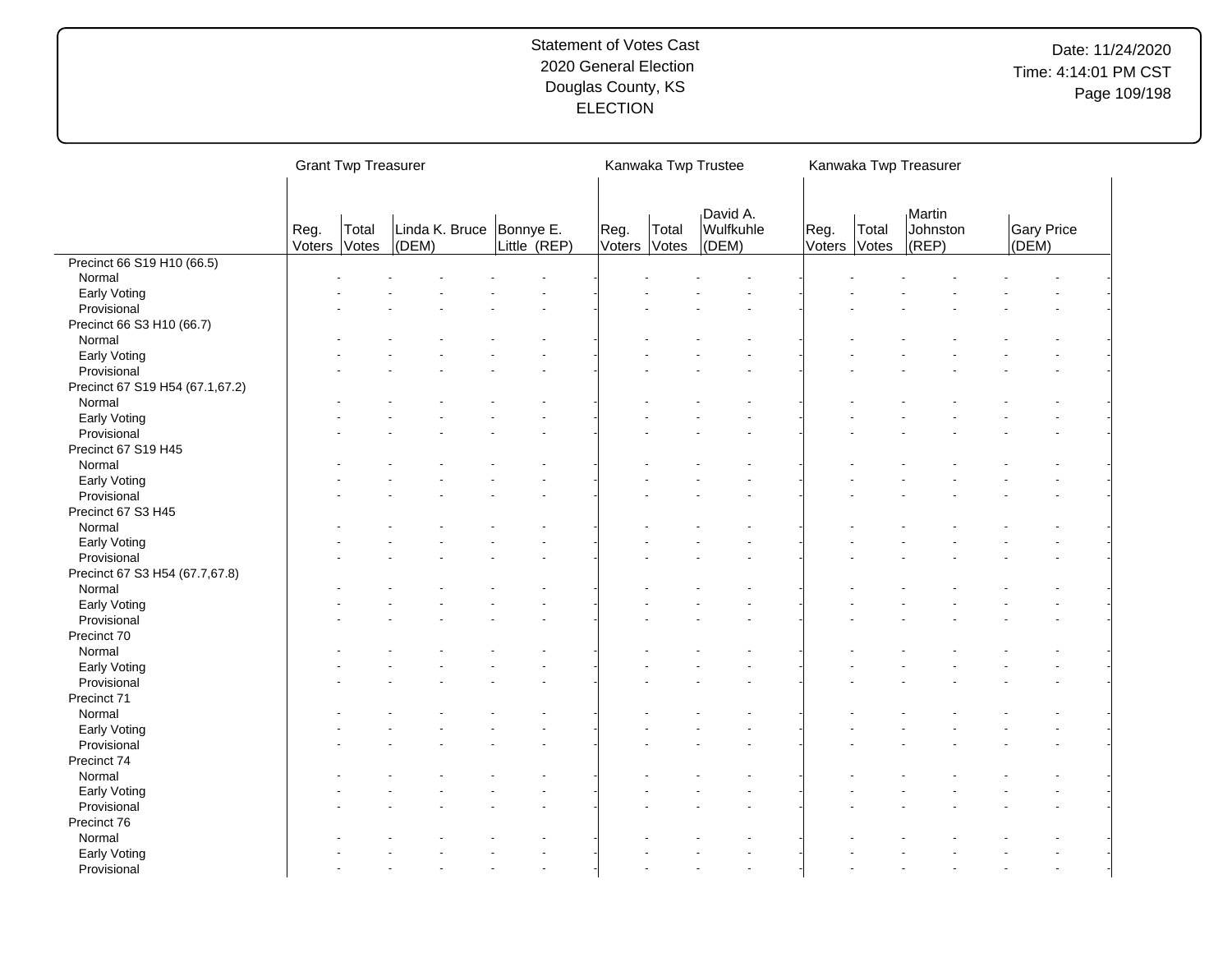| | Grant Twp Treasurer | | | | Kanwaka Twp Trustee | | | Kanwaka Twp Treasurer | | | |
|---|---|---|---|---|---|---|---|---|---|---|---|
| | Reg. Voters | Total Votes | Linda K. Bruce (DEM) | Bonnye E. Little (REP) | Reg. Voters | Total Votes | David A. Wulfkuhle (DEM) | Reg. Voters | Total Votes | Martin Johnston (REP) | Gary Price (DEM) |
| Precinct 66 S19 H10 (66.5) | | | | | | | | | | | |
| Normal | - | - | - | - | - | - | - | - | - | - | - |
| Early Voting | - | - | - | - | - | - | - | - | - | - | - |
| Provisional | - | - | - | - | - | - | - | - | - | - | - |
| Precinct 66 S3 H10 (66.7) | | | | | | | | | | | |
| Normal | - | - | - | - | - | - | - | - | - | - | - |
| Early Voting | - | - | - | - | - | - | - | - | - | - | - |
| Provisional | - | - | - | - | - | - | - | - | - | - | - |
| Precinct 67 S19 H54 (67.1,67.2) | | | | | | | | | | | |
| Normal | - | - | - | - | - | - | - | - | - | - | - |
| Early Voting | - | - | - | - | - | - | - | - | - | - | - |
| Provisional | - | - | - | - | - | - | - | - | - | - | - |
| Precinct 67 S19 H45 | | | | | | | | | | | |
| Normal | - | - | - | - | - | - | - | - | - | - | - |
| Early Voting | - | - | - | - | - | - | - | - | - | - | - |
| Provisional | - | - | - | - | - | - | - | - | - | - | - |
| Precinct 67 S3 H45 | | | | | | | | | | | |
| Normal | - | - | - | - | - | - | - | - | - | - | - |
| Early Voting | - | - | - | - | - | - | - | - | - | - | - |
| Provisional | - | - | - | - | - | - | - | - | - | - | - |
| Precinct 67 S3 H54 (67.7,67.8) | | | | | | | | | | | |
| Normal | - | - | - | - | - | - | - | - | - | - | - |
| Early Voting | - | - | - | - | - | - | - | - | - | - | - |
| Provisional | - | - | - | - | - | - | - | - | - | - | - |
| Precinct 70 | | | | | | | | | | | |
| Normal | - | - | - | - | - | - | - | - | - | - | - |
| Early Voting | - | - | - | - | - | - | - | - | - | - | - |
| Provisional | - | - | - | - | - | - | - | - | - | - | - |
| Precinct 71 | | | | | | | | | | | |
| Normal | - | - | - | - | - | - | - | - | - | - | - |
| Early Voting | - | - | - | - | - | - | - | - | - | - | - |
| Provisional | - | - | - | - | - | - | - | - | - | - | - |
| Precinct 74 | | | | | | | | | | | |
| Normal | - | - | - | - | - | - | - | - | - | - | - |
| Early Voting | - | - | - | - | - | - | - | - | - | - | - |
| Provisional | - | - | - | - | - | - | - | - | - | - | - |
| Precinct 76 | | | | | | | | | | | |
| Normal | - | - | - | - | - | - | - | - | - | - | - |
| Early Voting | - | - | - | - | - | - | - | - | - | - | - |
| Provisional | - | - | - | - | - | - | - | - | - | - | - |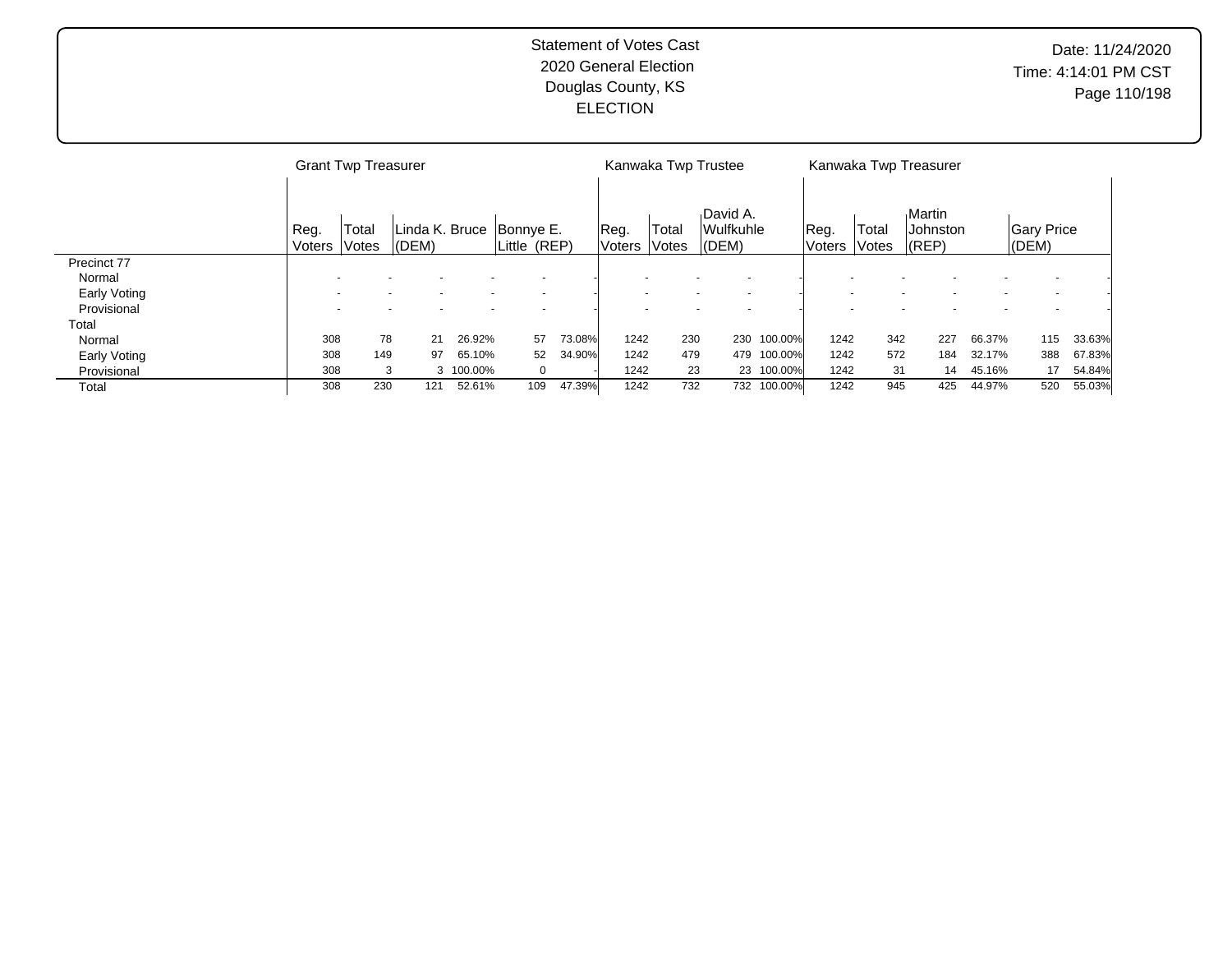Statement of Votes Cast
2020 General Election
Douglas County, KS
ELECTION

| | Grant Twp Treasurer | | | | | | Kanwaka Twp Trustee | | | | Kanwaka Twp Treasurer | | | | | |
|---|---|---|---|---|---|---|---|---|---|---|---|---|---|---|---|---|
| | Reg. Voters | Total Votes | Linda K. Bruce (DEM) | | Bonnye E. Little (REP) | | Reg. Voters | Total Votes | David A. Wulfkuhle (DEM) | | Reg. Voters | Total Votes | Martin Johnston (REP) | | Gary Price (DEM) | |
| Precinct 77 | | | | | | | | | | | | | | | | |
| Normal | - | - | - | - | - | - | - | - | - | - | - | - | - | - | - | - |
| Early Voting | - | - | - | - | - | - | - | - | - | - | - | - | - | - | - | - |
| Provisional | - | - | - | - | - | - | - | - | - | - | - | - | - | - | - | - |
| Total | | | | | | | | | | | | | | | | |
| Normal | 308 | 78 | 21 | 26.92% | 57 | 73.08% | 1242 | 230 | 230 | 100.00% | 1242 | 342 | 227 | 66.37% | 115 | 33.63% |
| Early Voting | 308 | 149 | 97 | 65.10% | 52 | 34.90% | 1242 | 479 | 479 | 100.00% | 1242 | 572 | 184 | 32.17% | 388 | 67.83% |
| Provisional | 308 | 3 | 3 | 100.00% | 0 | - | 1242 | 23 | 23 | 100.00% | 1242 | 31 | 14 | 45.16% | 17 | 54.84% |
| Total | 308 | 230 | 121 | 52.61% | 109 | 47.39% | 1242 | 732 | 732 | 100.00% | 1242 | 945 | 425 | 44.97% | 520 | 55.03% |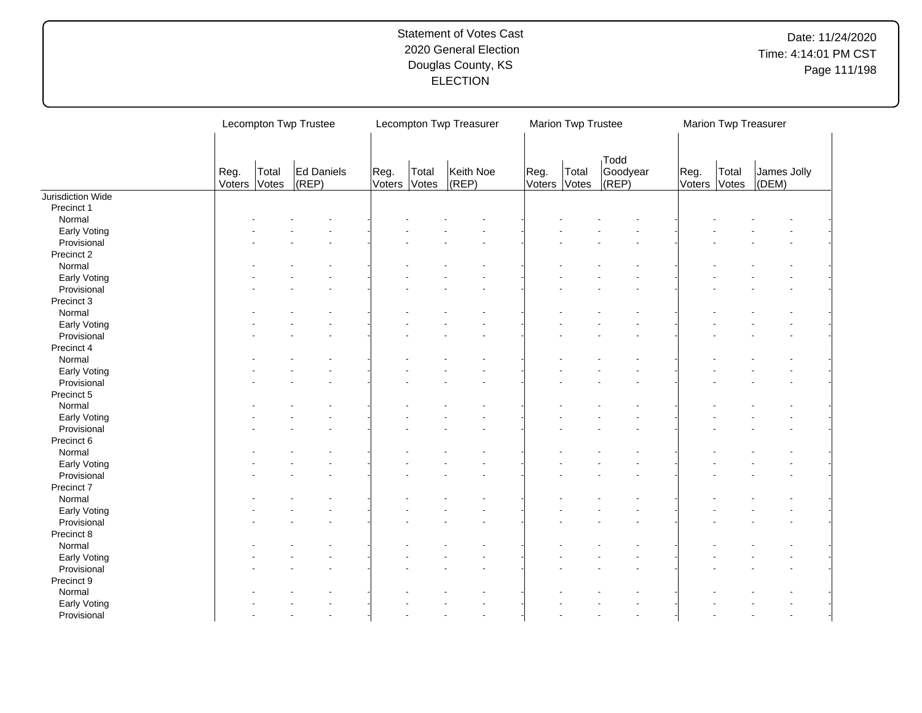# Statement of Votes Cast
## 2020 General Election
## Douglas County, KS
## ELECTION

Date: 11/24/2020
Time: 4:14:01 PM CST

| | Lecompton Twp Trustee | | | Lecompton Twp Treasurer | | | Marion Twp Trustee | | | Marion Twp Treasurer | | |
|---|---|---|---|---|---|---|---|---|---|---|---|---|
| | Reg. Voters | Total Votes | Ed Daniels (REP) | Reg. Voters | Total Votes | Keith Noe (REP) | Reg. Voters | Total Votes | Todd Goodyear (REP) | Reg. Voters | Total Votes | James Jolly (DEM) |
| Jurisdiction Wide | | | | | | | | | | | | |
| Precinct 1 | | | | | | | | | | | | |
| Normal | - | - | - | - | - | - | - | - | - | - | - | - |
| Early Voting | - | - | - | - | - | - | - | - | - | - | - | - |
| Provisional | - | - | - | - | - | - | - | - | - | - | - | - |
| Precinct 2 | | | | | | | | | | | | |
| Normal | - | - | - | - | - | - | - | - | - | - | - | - |
| Early Voting | - | - | - | - | - | - | - | - | - | - | - | - |
| Provisional | - | - | - | - | - | - | - | - | - | - | - | - |
| Precinct 3 | | | | | | | | | | | | |
| Normal | - | - | - | - | - | - | - | - | - | - | - | - |
| Early Voting | - | - | - | - | - | - | - | - | - | - | - | - |
| Provisional | - | - | - | - | - | - | - | - | - | - | - | - |
| Precinct 4 | | | | | | | | | | | | |
| Normal | - | - | - | - | - | - | - | - | - | - | - | - |
| Early Voting | - | - | - | - | - | - | - | - | - | - | - | - |
| Provisional | - | - | - | - | - | - | - | - | - | - | - | - |
| Precinct 5 | | | | | | | | | | | | |
| Normal | - | - | - | - | - | - | - | - | - | - | - | - |
| Early Voting | - | - | - | - | - | - | - | - | - | - | - | - |
| Provisional | - | - | - | - | - | - | - | - | - | - | - | - |
| Precinct 6 | | | | | | | | | | | | |
| Normal | - | - | - | - | - | - | - | - | - | - | - | - |
| Early Voting | - | - | - | - | - | - | - | - | - | - | - | - |
| Provisional | - | - | - | - | - | - | - | - | - | - | - | - |
| Precinct 7 | | | | | | | | | | | | |
| Normal | - | - | - | - | - | - | - | - | - | - | - | - |
| Early Voting | - | - | - | - | - | - | - | - | - | - | - | - |
| Provisional | - | - | - | - | - | - | - | - | - | - | - | - |
| Precinct 8 | | | | | | | | | | | | |
| Normal | - | - | - | - | - | - | - | - | - | - | - | - |
| Early Voting | - | - | - | - | - | - | - | - | - | - | - | - |
| Provisional | - | - | - | - | - | - | - | - | - | - | - | - |
| Precinct 9 | | | | | | | | | | | | |
| Normal | - | - | - | - | - | - | - | - | - | - | - | - |
| Early Voting | - | - | - | - | - | - | - | - | - | - | - | - |
| Provisional | - | - | - | - | - | - | - | - | - | - | - | - |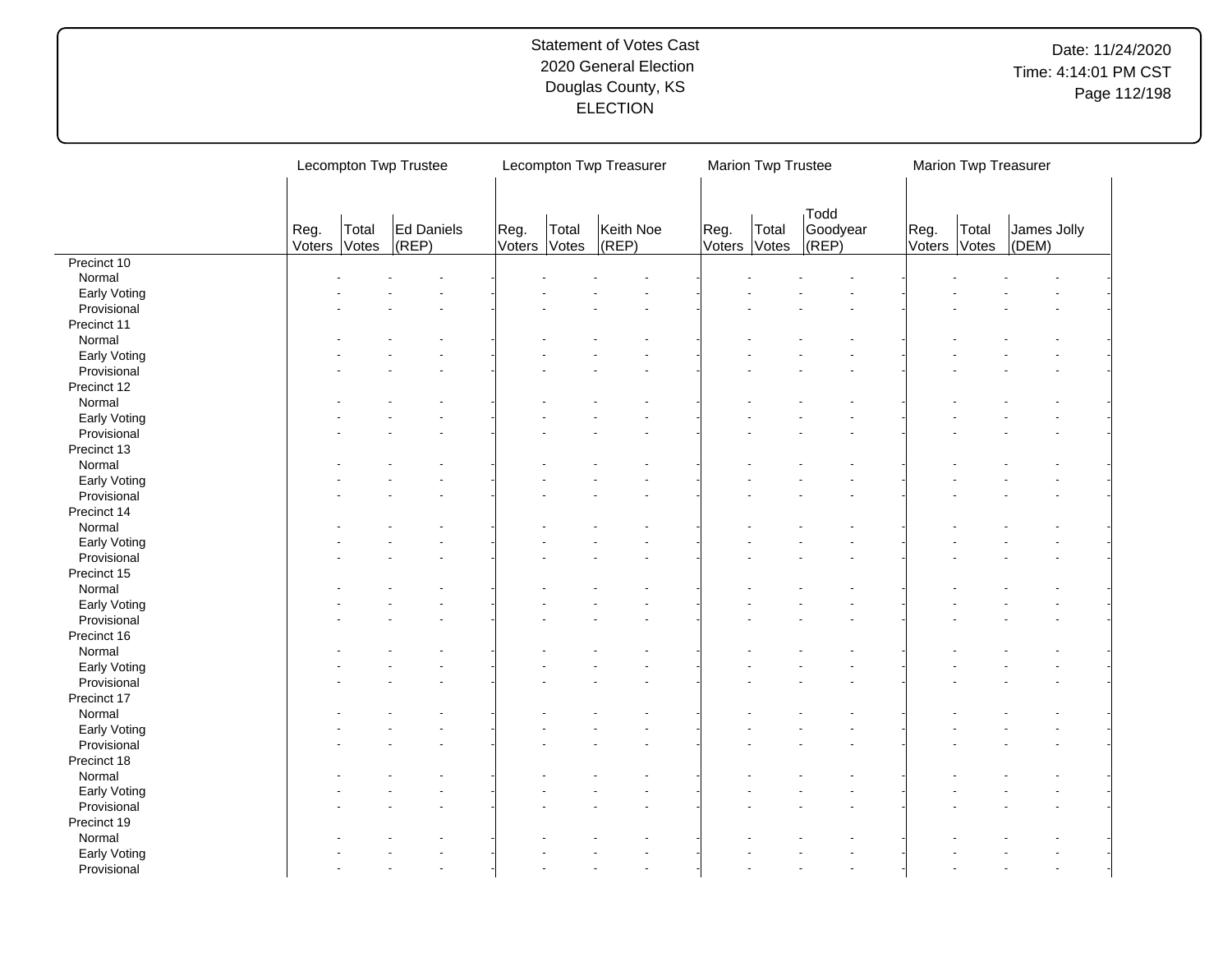Statement of Votes Cast
2020 General Election
Douglas County, KS
ELECTION

Date: 11/24/2020
Time: 4:14:01 PM CST

| | Lecompton Twp Trustee | | | Lecompton Twp Treasurer | | | Marion Twp Trustee | | | Marion Twp Treasurer | | |
|---|---|---|---|---|---|---|---|---|---|---|---|---|
| | Reg. Voters | Total Votes | Ed Daniels (REP) | Reg. Voters | Total Votes | Keith Noe (REP) | Reg. Voters | Total Votes | Todd Goodyear (REP) | Reg. Voters | Total Votes | James Jolly (DEM) |
| Precinct 10 | | | | | | | | | | | | |
| Normal | - | - | - | - | - | - | - | - | - | - | - | - |
| Early Voting | - | - | - | - | - | - | - | - | - | - | - | - |
| Provisional | - | - | - | - | - | - | - | - | - | - | - | - |
| Precinct 11 | | | | | | | | | | | | |
| Normal | - | - | - | - | - | - | - | - | - | - | - | - |
| Early Voting | - | - | - | - | - | - | - | - | - | - | - | - |
| Provisional | - | - | - | - | - | - | - | - | - | - | - | - |
| Precinct 12 | | | | | | | | | | | | |
| Normal | - | - | - | - | - | - | - | - | - | - | - | - |
| Early Voting | - | - | - | - | - | - | - | - | - | - | - | - |
| Provisional | - | - | - | - | - | - | - | - | - | - | - | - |
| Precinct 13 | | | | | | | | | | | | |
| Normal | - | - | - | - | - | - | - | - | - | - | - | - |
| Early Voting | - | - | - | - | - | - | - | - | - | - | - | - |
| Provisional | - | - | - | - | - | - | - | - | - | - | - | - |
| Precinct 14 | | | | | | | | | | | | |
| Normal | - | - | - | - | - | - | - | - | - | - | - | - |
| Early Voting | - | - | - | - | - | - | - | - | - | - | - | - |
| Provisional | - | - | - | - | - | - | - | - | - | - | - | - |
| Precinct 15 | | | | | | | | | | | | |
| Normal | - | - | - | - | - | - | - | - | - | - | - | - |
| Early Voting | - | - | - | - | - | - | - | - | - | - | - | - |
| Provisional | - | - | - | - | - | - | - | - | - | - | - | - |
| Precinct 16 | | | | | | | | | | | | |
| Normal | - | - | - | - | - | - | - | - | - | - | - | - |
| Early Voting | - | - | - | - | - | - | - | - | - | - | - | - |
| Provisional | - | - | - | - | - | - | - | - | - | - | - | - |
| Precinct 17 | | | | | | | | | | | | |
| Normal | - | - | - | - | - | - | - | - | - | - | - | - |
| Early Voting | - | - | - | - | - | - | - | - | - | - | - | - |
| Provisional | - | - | - | - | - | - | - | - | - | - | - | - |
| Precinct 18 | | | | | | | | | | | | |
| Normal | - | - | - | - | - | - | - | - | - | - | - | - |
| Early Voting | - | - | - | - | - | - | - | - | - | - | - | - |
| Provisional | - | - | - | - | - | - | - | - | - | - | - | - |
| Precinct 19 | | | | | | | | | | | | |
| Normal | - | - | - | - | - | - | - | - | - | - | - | - |
| Early Voting | - | - | - | - | - | - | - | - | - | - | - | - |
| Provisional | - | - | - | - | - | - | - | - | - | - | - | - |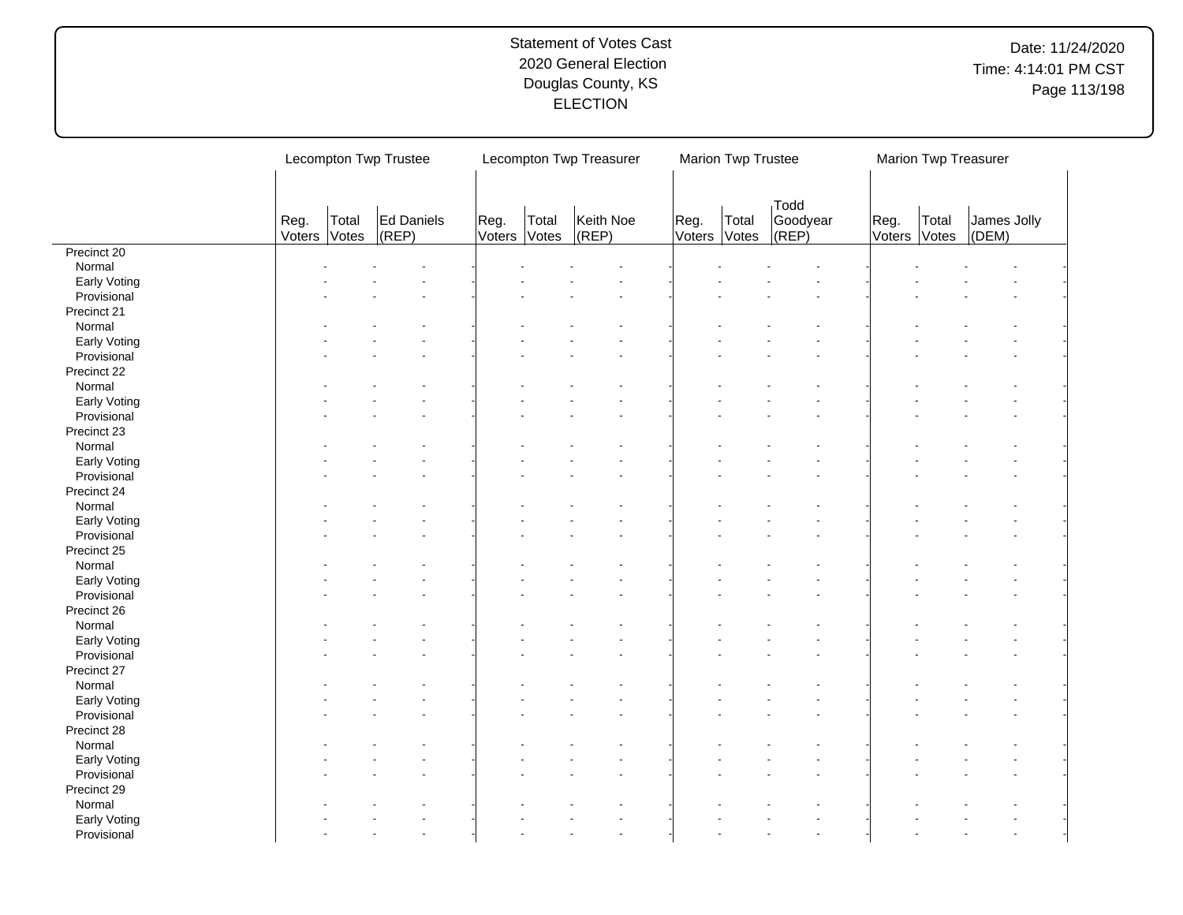Statement of Votes Cast
2020 General Election
Douglas County, KS
ELECTION

Date: 11/24/2020
Time: 4:14:01 PM CST

| | Lecompton Twp Trustee | | | Lecompton Twp Treasurer | | | Marion Twp Trustee | | | Marion Twp Treasurer | | |
|---|---|---|---|---|---|---|---|---|---|---|---|---|
| | Reg. Voters | Total Votes | Ed Daniels (REP) | Reg. Voters | Total Votes | Keith Noe (REP) | Reg. Voters | Total Votes | Todd Goodyear (REP) | Reg. Voters | Total Votes | James Jolly (DEM) |
| Precinct 20 | | | | | | | | | | | | |
| Normal | - | - | - | - | - | - | - | - | - | - | - | - |
| Early Voting | - | - | - | - | - | - | - | - | - | - | - | - |
| Provisional | - | - | - | - | - | - | - | - | - | - | - | - |
| Precinct 21 | | | | | | | | | | | | |
| Normal | - | - | - | - | - | - | - | - | - | - | - | - |
| Early Voting | - | - | - | - | - | - | - | - | - | - | - | - |
| Provisional | - | - | - | - | - | - | - | - | - | - | - | - |
| Precinct 22 | | | | | | | | | | | | |
| Normal | - | - | - | - | - | - | - | - | - | - | - | - |
| Early Voting | - | - | - | - | - | - | - | - | - | - | - | - |
| Provisional | - | - | - | - | - | - | - | - | - | - | - | - |
| Precinct 23 | | | | | | | | | | | | |
| Normal | - | - | - | - | - | - | - | - | - | - | - | - |
| Early Voting | - | - | - | - | - | - | - | - | - | - | - | - |
| Provisional | - | - | - | - | - | - | - | - | - | - | - | - |
| Precinct 24 | | | | | | | | | | | | |
| Normal | - | - | - | - | - | - | - | - | - | - | - | - |
| Early Voting | - | - | - | - | - | - | - | - | - | - | - | - |
| Provisional | - | - | - | - | - | - | - | - | - | - | - | - |
| Precinct 25 | | | | | | | | | | | | |
| Normal | - | - | - | - | - | - | - | - | - | - | - | - |
| Early Voting | - | - | - | - | - | - | - | - | - | - | - | - |
| Provisional | - | - | - | - | - | - | - | - | - | - | - | - |
| Precinct 26 | | | | | | | | | | | | |
| Normal | - | - | - | - | - | - | - | - | - | - | - | - |
| Early Voting | - | - | - | - | - | - | - | - | - | - | - | - |
| Provisional | - | - | - | - | - | - | - | - | - | - | - | - |
| Precinct 27 | | | | | | | | | | | | |
| Normal | - | - | - | - | - | - | - | - | - | - | - | - |
| Early Voting | - | - | - | - | - | - | - | - | - | - | - | - |
| Provisional | - | - | - | - | - | - | - | - | - | - | - | - |
| Precinct 28 | | | | | | | | | | | | |
| Normal | - | - | - | - | - | - | - | - | - | - | - | - |
| Early Voting | - | - | - | - | - | - | - | - | - | - | - | - |
| Provisional | - | - | - | - | - | - | - | - | - | - | - | - |
| Precinct 29 | | | | | | | | | | | | |
| Normal | - | - | - | - | - | - | - | - | - | - | - | - |
| Early Voting | - | - | - | - | - | - | - | - | - | - | - | - |
| Provisional | - | - | - | - | - | - | - | - | - | - | - | - |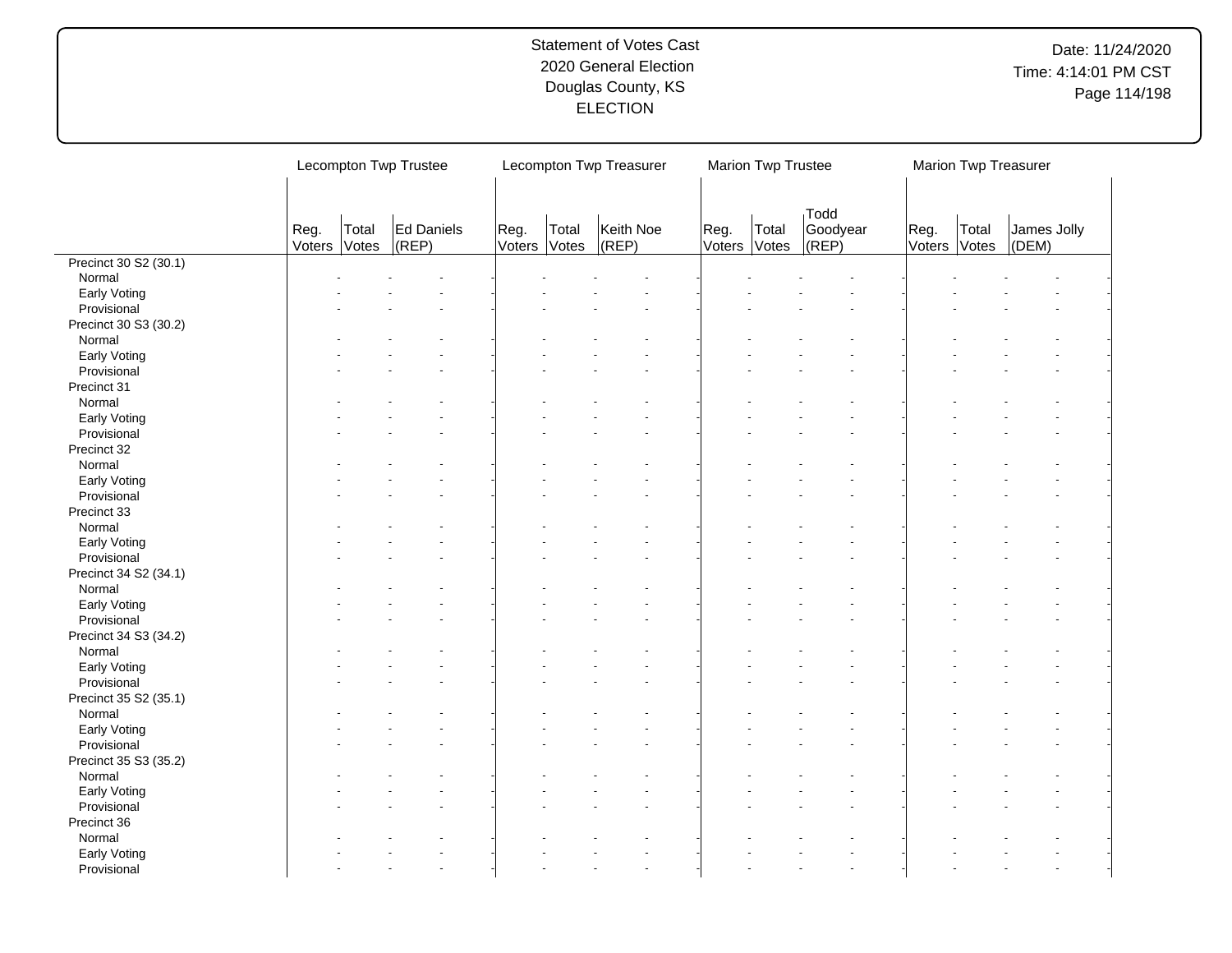Statement of Votes Cast
2020 General Election
Douglas County, KS
ELECTION

Date: 11/24/2020
Time: 4:14:01 PM CST

| | Lecompton Twp Trustee | | | Lecompton Twp Treasurer | | | Marion Twp Trustee | | | Marion Twp Treasurer | | |
|---|---|---|---|---|---|---|---|---|---|---|---|---|
| | Reg. Voters | Total Votes | Ed Daniels (REP) | Reg. Voters | Total Votes | Keith Noe (REP) | Reg. Voters | Total Votes | Todd Goodyear (REP) | Reg. Voters | Total Votes | James Jolly (DEM) |
| Precinct 30 S2 (30.1) | | | | | | | | | | | | |
| Normal | - | - | - | - | - | - | - | - | - | - | - | - |
| Early Voting | - | - | - | - | - | - | - | - | - | - | - | - |
| Provisional | - | - | - | - | - | - | - | - | - | - | - | - |
| Precinct 30 S3 (30.2) | | | | | | | | | | | | |
| Normal | - | - | - | - | - | - | - | - | - | - | - | - |
| Early Voting | - | - | - | - | - | - | - | - | - | - | - | - |
| Provisional | - | - | - | - | - | - | - | - | - | - | - | - |
| Precinct 31 | | | | | | | | | | | | |
| Normal | - | - | - | - | - | - | - | - | - | - | - | - |
| Early Voting | - | - | - | - | - | - | - | - | - | - | - | - |
| Provisional | - | - | - | - | - | - | - | - | - | - | - | - |
| Precinct 32 | | | | | | | | | | | | |
| Normal | - | - | - | - | - | - | - | - | - | - | - | - |
| Early Voting | - | - | - | - | - | - | - | - | - | - | - | - |
| Provisional | - | - | - | - | - | - | - | - | - | - | - | - |
| Precinct 33 | | | | | | | | | | | | |
| Normal | - | - | - | - | - | - | - | - | - | - | - | - |
| Early Voting | - | - | - | - | - | - | - | - | - | - | - | - |
| Provisional | - | - | - | - | - | - | - | - | - | - | - | - |
| Precinct 34 S2 (34.1) | | | | | | | | | | | | |
| Normal | - | - | - | - | - | - | - | - | - | - | - | - |
| Early Voting | - | - | - | - | - | - | - | - | - | - | - | - |
| Provisional | - | - | - | - | - | - | - | - | - | - | - | - |
| Precinct 34 S3 (34.2) | | | | | | | | | | | | |
| Normal | - | - | - | - | - | - | - | - | - | - | - | - |
| Early Voting | - | - | - | - | - | - | - | - | - | - | - | - |
| Provisional | - | - | - | - | - | - | - | - | - | - | - | - |
| Precinct 35 S2 (35.1) | | | | | | | | | | | | |
| Normal | - | - | - | - | - | - | - | - | - | - | - | - |
| Early Voting | - | - | - | - | - | - | - | - | - | - | - | - |
| Provisional | - | - | - | - | - | - | - | - | - | - | - | - |
| Precinct 35 S3 (35.2) | | | | | | | | | | | | |
| Normal | - | - | - | - | - | - | - | - | - | - | - | - |
| Early Voting | - | - | - | - | - | - | - | - | - | - | - | - |
| Provisional | - | - | - | - | - | - | - | - | - | - | - | - |
| Precinct 36 | | | | | | | | | | | | |
| Normal | - | - | - | - | - | - | - | - | - | - | - | - |
| Early Voting | - | - | - | - | - | - | - | - | - | - | - | - |
| Provisional | - | - | - | - | - | - | - | - | - | - | - | - |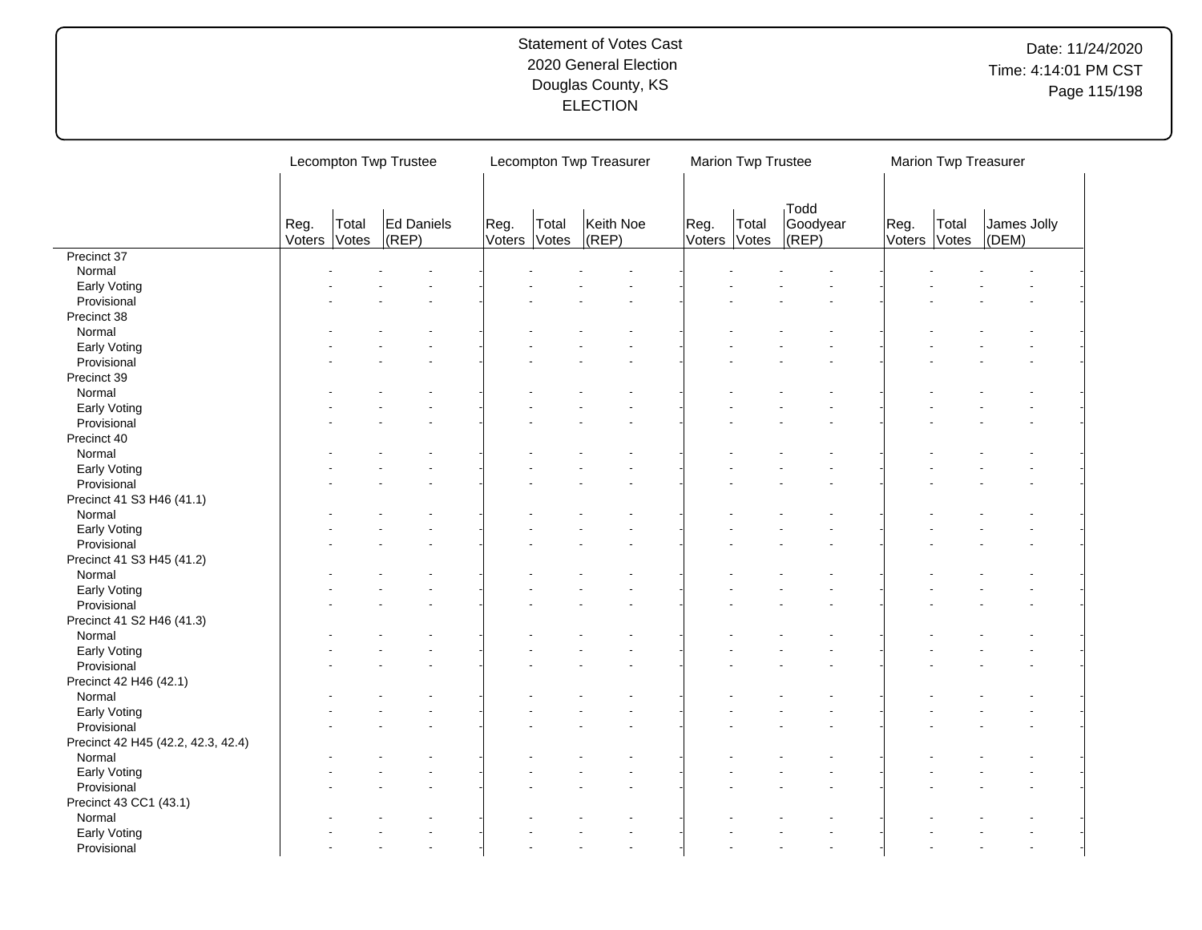# Statement of Votes Cast
## 2020 General Election
## Douglas County, KS
## ELECTION

Date: 11/24/2020
Time: 4:14:01 PM CST

| | Lecompton Twp Trustee | | | Lecompton Twp Treasurer | | | Marion Twp Trustee | | | Marion Twp Treasurer | | |
|---|---|---|---|---|---|---|---|---|---|---|---|---|
| | Reg. Voters | Total Votes | Ed Daniels (REP) | Reg. Voters | Total Votes | Keith Noe (REP) | Reg. Voters | Total Votes | Todd Goodyear (REP) | Reg. Voters | Total Votes | James Jolly (DEM) |
| Precinct 37 | | | | | | | | | | | | |
| Normal | - | - | - | - | - | - | - | - | - | - | - | - |
| Early Voting | - | - | - | - | - | - | - | - | - | - | - | - |
| Provisional | - | - | - | - | - | - | - | - | - | - | - | - |
| Precinct 38 | | | | | | | | | | | | |
| Normal | - | - | - | - | - | - | - | - | - | - | - | - |
| Early Voting | - | - | - | - | - | - | - | - | - | - | - | - |
| Provisional | - | - | - | - | - | - | - | - | - | - | - | - |
| Precinct 39 | | | | | | | | | | | | |
| Normal | - | - | - | - | - | - | - | - | - | - | - | - |
| Early Voting | - | - | - | - | - | - | - | - | - | - | - | - |
| Provisional | - | - | - | - | - | - | - | - | - | - | - | - |
| Precinct 40 | | | | | | | | | | | | |
| Normal | - | - | - | - | - | - | - | - | - | - | - | - |
| Early Voting | - | - | - | - | - | - | - | - | - | - | - | - |
| Provisional | - | - | - | - | - | - | - | - | - | - | - | - |
| Precinct 41 S3 H46 (41.1) | | | | | | | | | | | | |
| Normal | - | - | - | - | - | - | - | - | - | - | - | - |
| Early Voting | - | - | - | - | - | - | - | - | - | - | - | - |
| Provisional | - | - | - | - | - | - | - | - | - | - | - | - |
| Precinct 41 S3 H45 (41.2) | | | | | | | | | | | | |
| Normal | - | - | - | - | - | - | - | - | - | - | - | - |
| Early Voting | - | - | - | - | - | - | - | - | - | - | - | - |
| Provisional | - | - | - | - | - | - | - | - | - | - | - | - |
| Precinct 41 S2 H46 (41.3) | | | | | | | | | | | | |
| Normal | - | - | - | - | - | - | - | - | - | - | - | - |
| Early Voting | - | - | - | - | - | - | - | - | - | - | - | - |
| Provisional | - | - | - | - | - | - | - | - | - | - | - | - |
| Precinct 42 H46 (42.1) | | | | | | | | | | | | |
| Normal | - | - | - | - | - | - | - | - | - | - | - | - |
| Early Voting | - | - | - | - | - | - | - | - | - | - | - | - |
| Provisional | - | - | - | - | - | - | - | - | - | - | - | - |
| Precinct 42 H45 (42.2, 42.3, 42.4) | | | | | | | | | | | | |
| Normal | - | - | - | - | - | - | - | - | - | - | - | - |
| Early Voting | - | - | - | - | - | - | - | - | - | - | - | - |
| Provisional | - | - | - | - | - | - | - | - | - | - | - | - |
| Precinct 43 CC1 (43.1) | | | | | | | | | | | | |
| Normal | - | - | - | - | - | - | - | - | - | - | - | - |
| Early Voting | - | - | - | - | - | - | - | - | - | - | - | - |
| Provisional | - | - | - | - | - | - | - | - | - | - | - | - |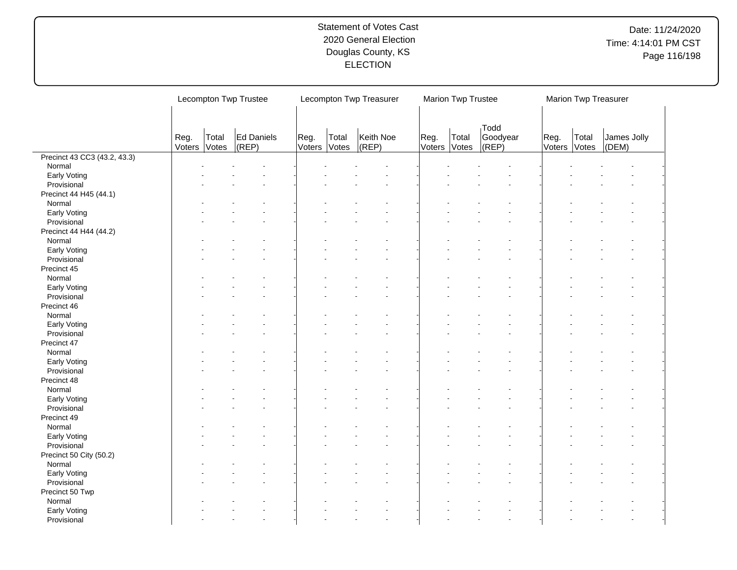# Statement of Votes Cast
## 2020 General Election
## Douglas County, KS
## ELECTION

Date: 11/24/2020
Time: 4:14:01 PM CST

| | Lecompton Twp Trustee | | | Lecompton Twp Treasurer | | | Marion Twp Trustee | | | Marion Twp Treasurer | | |
|---|---|---|---|---|---|---|---|---|---|---|---|---|
| | Reg. Voters | Total Votes | Ed Daniels (REP) | Reg. Voters | Total Votes | Keith Noe (REP) | Reg. Voters | Total Votes | Todd Goodyear (REP) | Reg. Voters | Total Votes | James Jolly (DEM) |
| Precinct 43 CC3 (43.2, 43.3) | | | | | | | | | | | | |
| Normal | - | - | - | - | - | - | - | - | - | - | - | - |
| Early Voting | - | - | - | - | - | - | - | - | - | - | - | - |
| Provisional | - | - | - | - | - | - | - | - | - | - | - | - |
| Precinct 44 H45 (44.1) | | | | | | | | | | | | |
| Normal | - | - | - | - | - | - | - | - | - | - | - | - |
| Early Voting | - | - | - | - | - | - | - | - | - | - | - | - |
| Provisional | - | - | - | - | - | - | - | - | - | - | - | - |
| Precinct 44 H44 (44.2) | | | | | | | | | | | | |
| Normal | - | - | - | - | - | - | - | - | - | - | - | - |
| Early Voting | - | - | - | - | - | - | - | - | - | - | - | - |
| Provisional | - | - | - | - | - | - | - | - | - | - | - | - |
| Precinct 45 | | | | | | | | | | | | |
| Normal | - | - | - | - | - | - | - | - | - | - | - | - |
| Early Voting | - | - | - | - | - | - | - | - | - | - | - | - |
| Provisional | - | - | - | - | - | - | - | - | - | - | - | - |
| Precinct 46 | | | | | | | | | | | | |
| Normal | - | - | - | - | - | - | - | - | - | - | - | - |
| Early Voting | - | - | - | - | - | - | - | - | - | - | - | - |
| Provisional | - | - | - | - | - | - | - | - | - | - | - | - |
| Precinct 47 | | | | | | | | | | | | |
| Normal | - | - | - | - | - | - | - | - | - | - | - | - |
| Early Voting | - | - | - | - | - | - | - | - | - | - | - | - |
| Provisional | - | - | - | - | - | - | - | - | - | - | - | - |
| Precinct 48 | | | | | | | | | | | | |
| Normal | - | - | - | - | - | - | - | - | - | - | - | - |
| Early Voting | - | - | - | - | - | - | - | - | - | - | - | - |
| Provisional | - | - | - | - | - | - | - | - | - | - | - | - |
| Precinct 49 | | | | | | | | | | | | |
| Normal | - | - | - | - | - | - | - | - | - | - | - | - |
| Early Voting | - | - | - | - | - | - | - | - | - | - | - | - |
| Provisional | - | - | - | - | - | - | - | - | - | - | - | - |
| Precinct 50 City (50.2) | | | | | | | | | | | | |
| Normal | - | - | - | - | - | - | - | - | - | - | - | - |
| Early Voting | - | - | - | - | - | - | - | - | - | - | - | - |
| Provisional | - | - | - | - | - | - | - | - | - | - | - | - |
| Precinct 50 Twp | | | | | | | | | | | | |
| Normal | - | - | - | - | - | - | - | - | - | - | - | - |
| Early Voting | - | - | - | - | - | - | - | - | - | - | - | - |
| Provisional | - | - | - | - | - | - | - | - | - | - | - | - |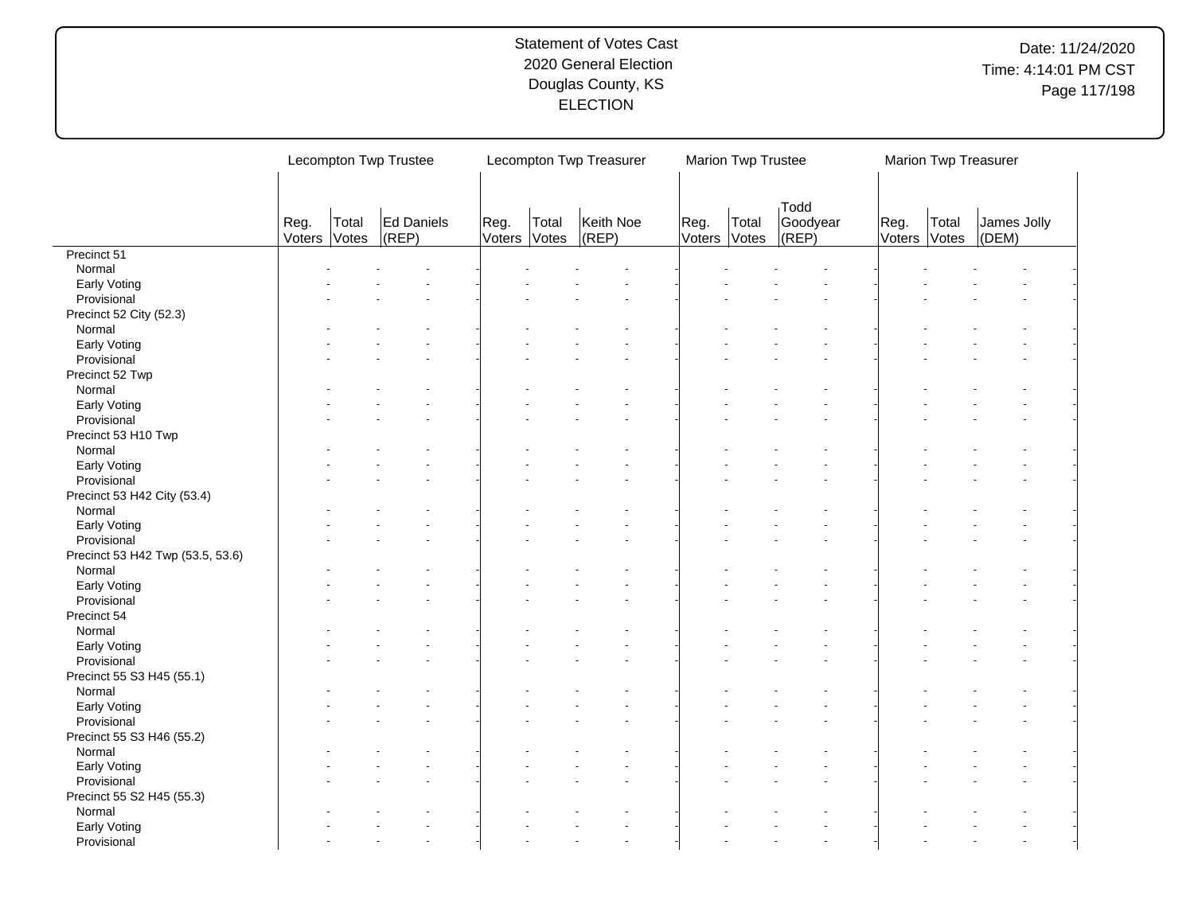Statement of Votes Cast
2020 General Election
Douglas County, KS
ELECTION

Date: 11/24/2020
Time: 4:14:01 PM CST

| | Lecompton Twp Trustee | | | Lecompton Twp Treasurer | | | Marion Twp Trustee | | | Marion Twp Treasurer | | |
|---|---|---|---|---|---|---|---|---|---|---|---|---|
| | Reg. Voters | Total Votes | Ed Daniels (REP) | Reg. Voters | Total Votes | Keith Noe (REP) | Reg. Voters | Total Votes | Todd Goodyear (REP) | Reg. Voters | Total Votes | James Jolly (DEM) |
| Precinct 51 | | | | | | | | | | | | |
| Normal | - | - | - | - | - | - | - | - | - | - | - | - |
| Early Voting | - | - | - | - | - | - | - | - | - | - | - | - |
| Provisional | - | - | - | - | - | - | - | - | - | - | - | - |
| Precinct 52 City (52.3) | | | | | | | | | | | | |
| Normal | - | - | - | - | - | - | - | - | - | - | - | - |
| Early Voting | - | - | - | - | - | - | - | - | - | - | - | - |
| Provisional | - | - | - | - | - | - | - | - | - | - | - | - |
| Precinct 52 Twp | | | | | | | | | | | | |
| Normal | - | - | - | - | - | - | - | - | - | - | - | - |
| Early Voting | - | - | - | - | - | - | - | - | - | - | - | - |
| Provisional | - | - | - | - | - | - | - | - | - | - | - | - |
| Precinct 53 H10 Twp | | | | | | | | | | | | |
| Normal | - | - | - | - | - | - | - | - | - | - | - | - |
| Early Voting | - | - | - | - | - | - | - | - | - | - | - | - |
| Provisional | - | - | - | - | - | - | - | - | - | - | - | - |
| Precinct 53 H42 City (53.4) | | | | | | | | | | | | |
| Normal | - | - | - | - | - | - | - | - | - | - | - | - |
| Early Voting | - | - | - | - | - | - | - | - | - | - | - | - |
| Provisional | - | - | - | - | - | - | - | - | - | - | - | - |
| Precinct 53 H42 Twp (53.5, 53.6) | | | | | | | | | | | | |
| Normal | - | - | - | - | - | - | - | - | - | - | - | - |
| Early Voting | - | - | - | - | - | - | - | - | - | - | - | - |
| Provisional | - | - | - | - | - | - | - | - | - | - | - | - |
| Precinct 54 | | | | | | | | | | | | |
| Normal | - | - | - | - | - | - | - | - | - | - | - | - |
| Early Voting | - | - | - | - | - | - | - | - | - | - | - | - |
| Provisional | - | - | - | - | - | - | - | - | - | - | - | - |
| Precinct 55 S3 H45 (55.1) | | | | | | | | | | | | |
| Normal | - | - | - | - | - | - | - | - | - | - | - | - |
| Early Voting | - | - | - | - | - | - | - | - | - | - | - | - |
| Provisional | - | - | - | - | - | - | - | - | - | - | - | - |
| Precinct 55 S3 H46 (55.2) | | | | | | | | | | | | |
| Normal | - | - | - | - | - | - | - | - | - | - | - | - |
| Early Voting | - | - | - | - | - | - | - | - | - | - | - | - |
| Provisional | - | - | - | - | - | - | - | - | - | - | - | - |
| Precinct 55 S2 H45 (55.3) | | | | | | | | | | | | |
| Normal | - | - | - | - | - | - | - | - | - | - | - | - |
| Early Voting | - | - | - | - | - | - | - | - | - | - | - | - |
| Provisional | - | - | - | - | - | - | - | - | - | - | - | - |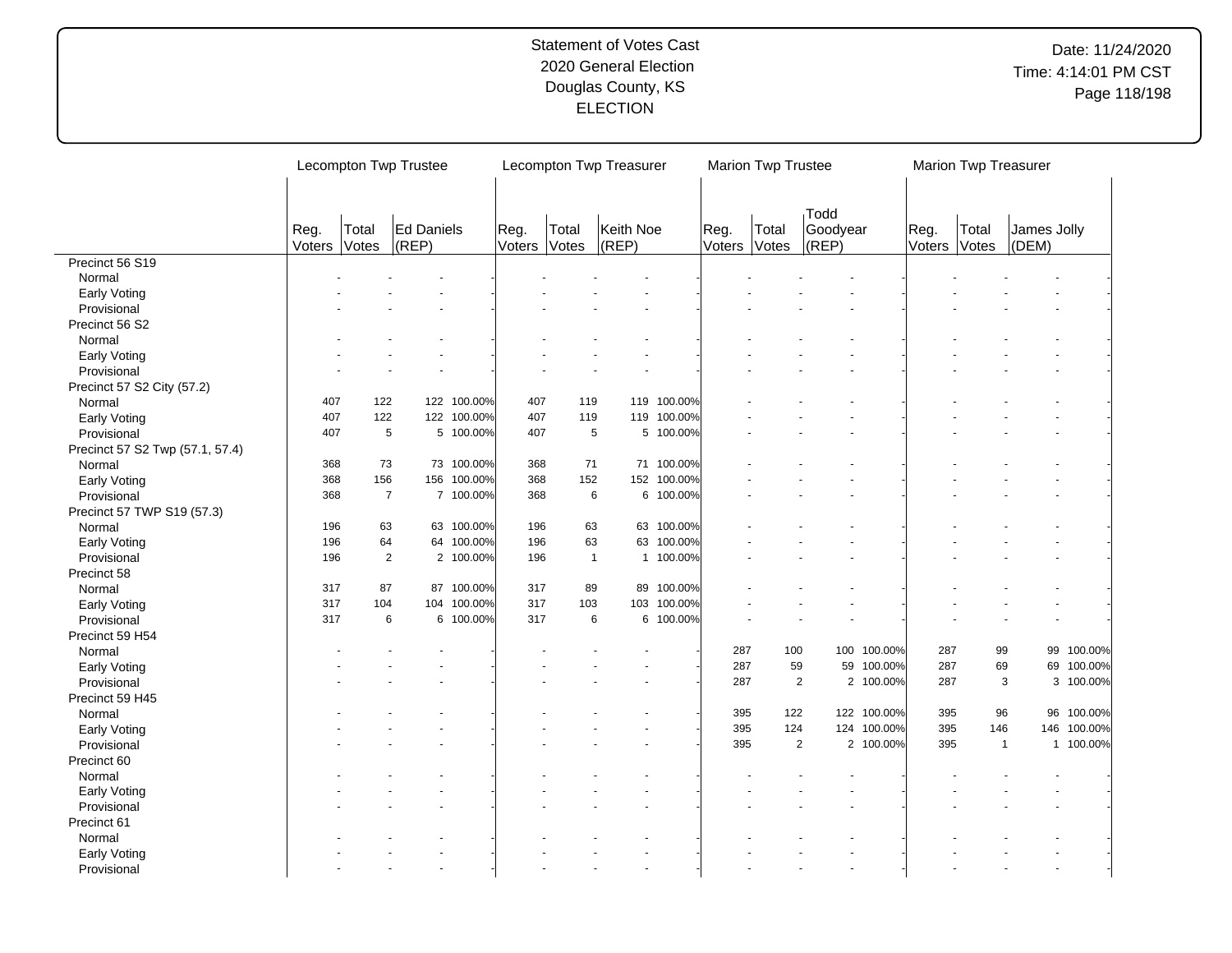Statement of Votes Cast
2020 General Election
Douglas County, KS
ELECTION

Date: 11/24/2020
Time: 4:14:01 PM CST

| | Lecompton Twp Trustee | | | | Lecompton Twp Treasurer | | | | Marion Twp Trustee | | | | Marion Twp Treasurer | | | |
|---|---|---|---|---|---|---|---|---|---|---|---|---|---|---|---|---|
| | Reg. Voters | Total Votes | Ed Daniels (REP) | | Reg. Voters | Total Votes | Keith Noe (REP) | | Reg. Voters | Total Votes | Todd Goodyear (REP) | | Reg. Voters | Total Votes | James Jolly (DEM) | |
| Precinct 56 S19 | | | | | | | | | | | | | | | | |
| Normal | - | - | - | - | - | - | - | - | - | - | - | - | - | - | - | - |
| Early Voting | - | - | - | - | - | - | - | - | - | - | - | - | - | - | - | - |
| Provisional | - | - | - | - | - | - | - | - | - | - | - | - | - | - | - | - |
| Precinct 56 S2 | | | | | | | | | | | | | | | | |
| Normal | - | - | - | - | - | - | - | - | - | - | - | - | - | - | - | - |
| Early Voting | - | - | - | - | - | - | - | - | - | - | - | - | - | - | - | - |
| Provisional | - | - | - | - | - | - | - | - | - | - | - | - | - | - | - | - |
| Precinct 57 S2 City (57.2) | | | | | | | | | | | | | | | | |
| Normal | 407 | 122 | 122 | 100.00% | 407 | 119 | 119 | 100.00% | - | - | - | - | - | - | - | - |
| Early Voting | 407 | 122 | 122 | 100.00% | 407 | 119 | 119 | 100.00% | - | - | - | - | - | - | - | - |
| Provisional | 407 | 5 | 5 | 100.00% | 407 | 5 | 5 | 100.00% | - | - | - | - | - | - | - | - |
| Precinct 57 S2 Twp (57.1, 57.4) | | | | | | | | | | | | | | | | |
| Normal | 368 | 73 | 73 | 100.00% | 368 | 71 | 71 | 100.00% | - | - | - | - | - | - | - | - |
| Early Voting | 368 | 156 | 156 | 100.00% | 368 | 152 | 152 | 100.00% | - | - | - | - | - | - | - | - |
| Provisional | 368 | 7 | 7 | 100.00% | 368 | 6 | 6 | 100.00% | - | - | - | - | - | - | - | - |
| Precinct 57 TWP S19 (57.3) | | | | | | | | | | | | | | | | |
| Normal | 196 | 63 | 63 | 100.00% | 196 | 63 | 63 | 100.00% | - | - | - | - | - | - | - | - |
| Early Voting | 196 | 64 | 64 | 100.00% | 196 | 63 | 63 | 100.00% | - | - | - | - | - | - | - | - |
| Provisional | 196 | 2 | 2 | 100.00% | 196 | 1 | 1 | 100.00% | - | - | - | - | - | - | - | - |
| Precinct 58 | | | | | | | | | | | | | | | | |
| Normal | 317 | 87 | 87 | 100.00% | 317 | 89 | 89 | 100.00% | - | - | - | - | - | - | - | - |
| Early Voting | 317 | 104 | 104 | 100.00% | 317 | 103 | 103 | 100.00% | - | - | - | - | - | - | - | - |
| Provisional | 317 | 6 | 6 | 100.00% | 317 | 6 | 6 | 100.00% | - | - | - | - | - | - | - | - |
| Precinct 59 H54 | | | | | | | | | | | | | | | | |
| Normal | - | - | - | - | - | - | - | - | 287 | 100 | 100 | 100.00% | 287 | 99 | 99 | 100.00% |
| Early Voting | - | - | - | - | - | - | - | - | 287 | 59 | 59 | 100.00% | 287 | 69 | 69 | 100.00% |
| Provisional | - | - | - | - | - | - | - | - | 287 | 2 | 2 | 100.00% | 287 | 3 | 3 | 100.00% |
| Precinct 59 H45 | | | | | | | | | | | | | | | | |
| Normal | - | - | - | - | - | - | - | - | 395 | 122 | 122 | 100.00% | 395 | 96 | 96 | 100.00% |
| Early Voting | - | - | - | - | - | - | - | - | 395 | 124 | 124 | 100.00% | 395 | 146 | 146 | 100.00% |
| Provisional | - | - | - | - | - | - | - | - | 395 | 2 | 2 | 100.00% | 395 | 1 | 1 | 100.00% |
| Precinct 60 | | | | | | | | | | | | | | | | |
| Normal | - | - | - | - | - | - | - | - | - | - | - | - | - | - | - | - |
| Early Voting | - | - | - | - | - | - | - | - | - | - | - | - | - | - | - | - |
| Provisional | - | - | - | - | - | - | - | - | - | - | - | - | - | - | - | - |
| Precinct 61 | | | | | | | | | | | | | | | | |
| Normal | - | - | - | - | - | - | - | - | - | - | - | - | - | - | - | - |
| Early Voting | - | - | - | - | - | - | - | - | - | - | - | - | - | - | - | - |
| Provisional | - | - | - | - | - | - | - | - | - | - | - | - | - | - | - | - |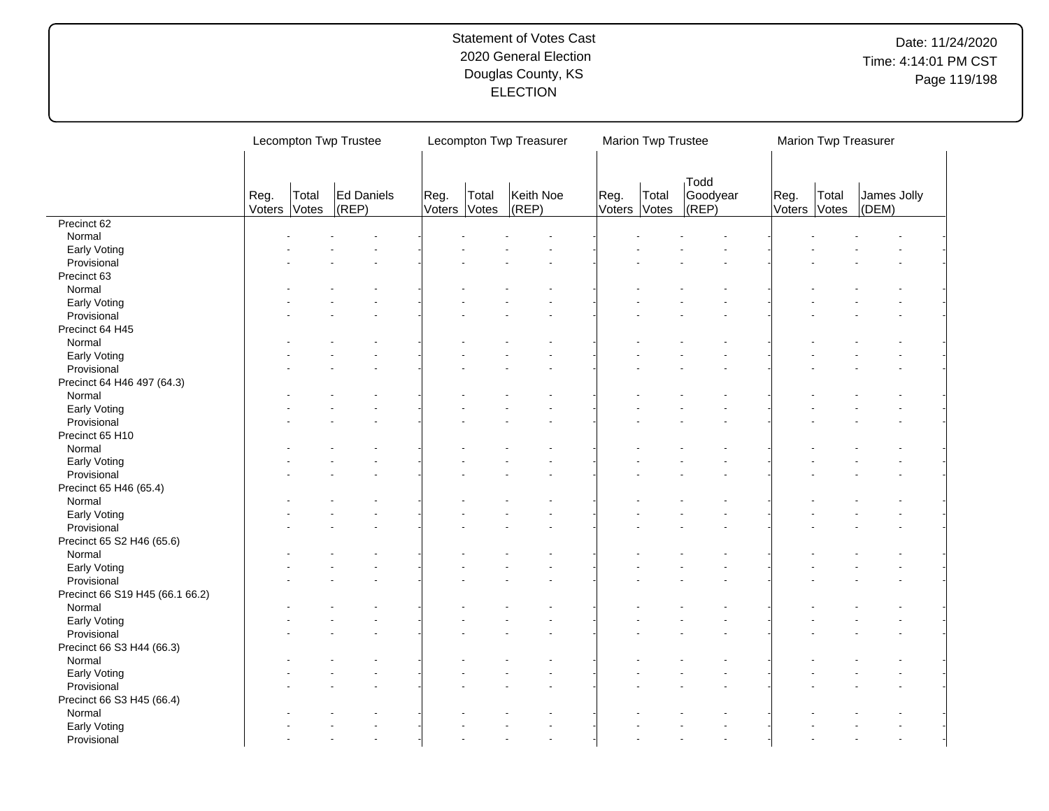Statement of Votes Cast
2020 General Election
Douglas County, KS
ELECTION

Date: 11/24/2020
Time: 4:14:01 PM CST

| | Lecompton Twp Trustee | | | Lecompton Twp Treasurer | | | Marion Twp Trustee | | | Marion Twp Treasurer | | |
|---|---|---|---|---|---|---|---|---|---|---|---|---|
| | Reg. Voters | Total Votes | Ed Daniels (REP) | Reg. Voters | Total Votes | Keith Noe (REP) | Reg. Voters | Total Votes | Todd Goodyear (REP) | Reg. Voters | Total Votes | James Jolly (DEM) |
| Precinct 62 | | | | | | | | | | | | |
| Normal | - | - | - | - | - | - | - | - | - | - | - | - |
| Early Voting | - | - | - | - | - | - | - | - | - | - | - | - |
| Provisional | - | - | - | - | - | - | - | - | - | - | - | - |
| Precinct 63 | | | | | | | | | | | | |
| Normal | - | - | - | - | - | - | - | - | - | - | - | - |
| Early Voting | - | - | - | - | - | - | - | - | - | - | - | - |
| Provisional | - | - | - | - | - | - | - | - | - | - | - | - |
| Precinct 64 H45 | | | | | | | | | | | | |
| Normal | - | - | - | - | - | - | - | - | - | - | - | - |
| Early Voting | - | - | - | - | - | - | - | - | - | - | - | - |
| Provisional | - | - | - | - | - | - | - | - | - | - | - | - |
| Precinct 64 H46 497 (64.3) | | | | | | | | | | | | |
| Normal | - | - | - | - | - | - | - | - | - | - | - | - |
| Early Voting | - | - | - | - | - | - | - | - | - | - | - | - |
| Provisional | - | - | - | - | - | - | - | - | - | - | - | - |
| Precinct 65 H10 | | | | | | | | | | | | |
| Normal | - | - | - | - | - | - | - | - | - | - | - | - |
| Early Voting | - | - | - | - | - | - | - | - | - | - | - | - |
| Provisional | - | - | - | - | - | - | - | - | - | - | - | - |
| Precinct 65 H46 (65.4) | | | | | | | | | | | | |
| Normal | - | - | - | - | - | - | - | - | - | - | - | - |
| Early Voting | - | - | - | - | - | - | - | - | - | - | - | - |
| Provisional | - | - | - | - | - | - | - | - | - | - | - | - |
| Precinct 65 S2 H46 (65.6) | | | | | | | | | | | | |
| Normal | - | - | - | - | - | - | - | - | - | - | - | - |
| Early Voting | - | - | - | - | - | - | - | - | - | - | - | - |
| Provisional | - | - | - | - | - | - | - | - | - | - | - | - |
| Precinct 66 S19 H45 (66.1 66.2) | | | | | | | | | | | | |
| Normal | - | - | - | - | - | - | - | - | - | - | - | - |
| Early Voting | - | - | - | - | - | - | - | - | - | - | - | - |
| Provisional | - | - | - | - | - | - | - | - | - | - | - | - |
| Precinct 66 S3 H44 (66.3) | | | | | | | | | | | | |
| Normal | - | - | - | - | - | - | - | - | - | - | - | - |
| Early Voting | - | - | - | - | - | - | - | - | - | - | - | - |
| Provisional | - | - | - | - | - | - | - | - | - | - | - | - |
| Precinct 66 S3 H45 (66.4) | | | | | | | | | | | | |
| Normal | - | - | - | - | - | - | - | - | - | - | - | - |
| Early Voting | - | - | - | - | - | - | - | - | - | - | - | - |
| Provisional | - | - | - | - | - | - | - | - | - | - | - | - |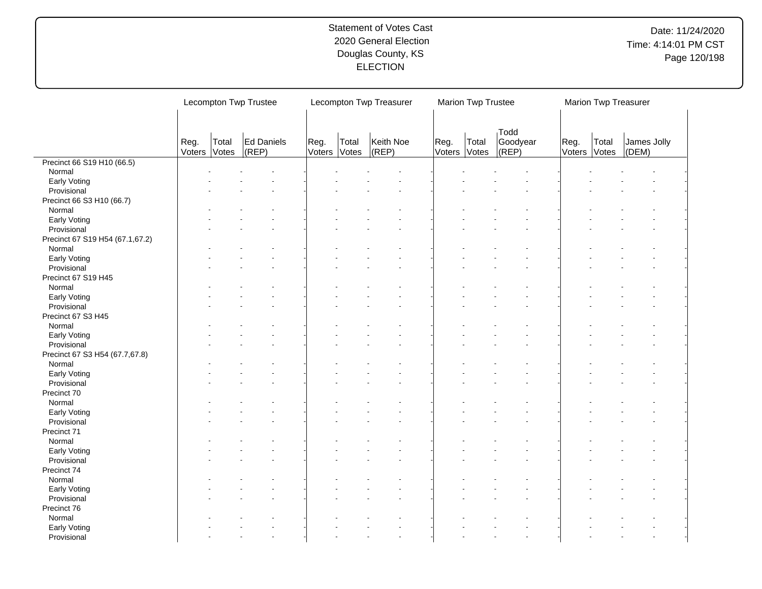Statement of Votes Cast
2020 General Election
Douglas County, KS
ELECTION

Date: 11/24/2020
Time: 4:14:01 PM CST

| | Lecompton Twp Trustee | | | Lecompton Twp Treasurer | | | Marion Twp Trustee | | | Marion Twp Treasurer | | |
|---|---|---|---|---|---|---|---|---|---|---|---|---|
| | Reg. Voters | Total Votes | Ed Daniels (REP) | Reg. Voters | Total Votes | Keith Noe (REP) | Reg. Voters | Total Votes | Todd Goodyear (REP) | Reg. Voters | Total Votes | James Jolly (DEM) |
| Precinct 66 S19 H10 (66.5) | | | | | | | | | | | | |
| Normal | - | - | - | - | - | - | - | - | - | - | - | - |
| Early Voting | - | - | - | - | - | - | - | - | - | - | - | - |
| Provisional | - | - | - | - | - | - | - | - | - | - | - | - |
| Precinct 66 S3 H10 (66.7) | | | | | | | | | | | | |
| Normal | - | - | - | - | - | - | - | - | - | - | - | - |
| Early Voting | - | - | - | - | - | - | - | - | - | - | - | - |
| Provisional | - | - | - | - | - | - | - | - | - | - | - | - |
| Precinct 67 S19 H54 (67.1,67.2) | | | | | | | | | | | | |
| Normal | - | - | - | - | - | - | - | - | - | - | - | - |
| Early Voting | - | - | - | - | - | - | - | - | - | - | - | - |
| Provisional | - | - | - | - | - | - | - | - | - | - | - | - |
| Precinct 67 S19 H45 | | | | | | | | | | | | |
| Normal | - | - | - | - | - | - | - | - | - | - | - | - |
| Early Voting | - | - | - | - | - | - | - | - | - | - | - | - |
| Provisional | - | - | - | - | - | - | - | - | - | - | - | - |
| Precinct 67 S3 H45 | | | | | | | | | | | | |
| Normal | - | - | - | - | - | - | - | - | - | - | - | - |
| Early Voting | - | - | - | - | - | - | - | - | - | - | - | - |
| Provisional | - | - | - | - | - | - | - | - | - | - | - | - |
| Precinct 67 S3 H54 (67.7,67.8) | | | | | | | | | | | | |
| Normal | - | - | - | - | - | - | - | - | - | - | - | - |
| Early Voting | - | - | - | - | - | - | - | - | - | - | - | - |
| Provisional | - | - | - | - | - | - | - | - | - | - | - | - |
| Precinct 70 | | | | | | | | | | | | |
| Normal | - | - | - | - | - | - | - | - | - | - | - | - |
| Early Voting | - | - | - | - | - | - | - | - | - | - | - | - |
| Provisional | - | - | - | - | - | - | - | - | - | - | - | - |
| Precinct 71 | | | | | | | | | | | | |
| Normal | - | - | - | - | - | - | - | - | - | - | - | - |
| Early Voting | - | - | - | - | - | - | - | - | - | - | - | - |
| Provisional | - | - | - | - | - | - | - | - | - | - | - | - |
| Precinct 74 | | | | | | | | | | | | |
| Normal | - | - | - | - | - | - | - | - | - | - | - | - |
| Early Voting | - | - | - | - | - | - | - | - | - | - | - | - |
| Provisional | - | - | - | - | - | - | - | - | - | - | - | - |
| Precinct 76 | | | | | | | | | | | | |
| Normal | - | - | - | - | - | - | - | - | - | - | - | - |
| Early Voting | - | - | - | - | - | - | - | - | - | - | - | - |
| Provisional | - | - | - | - | - | - | - | - | - | - | - | - |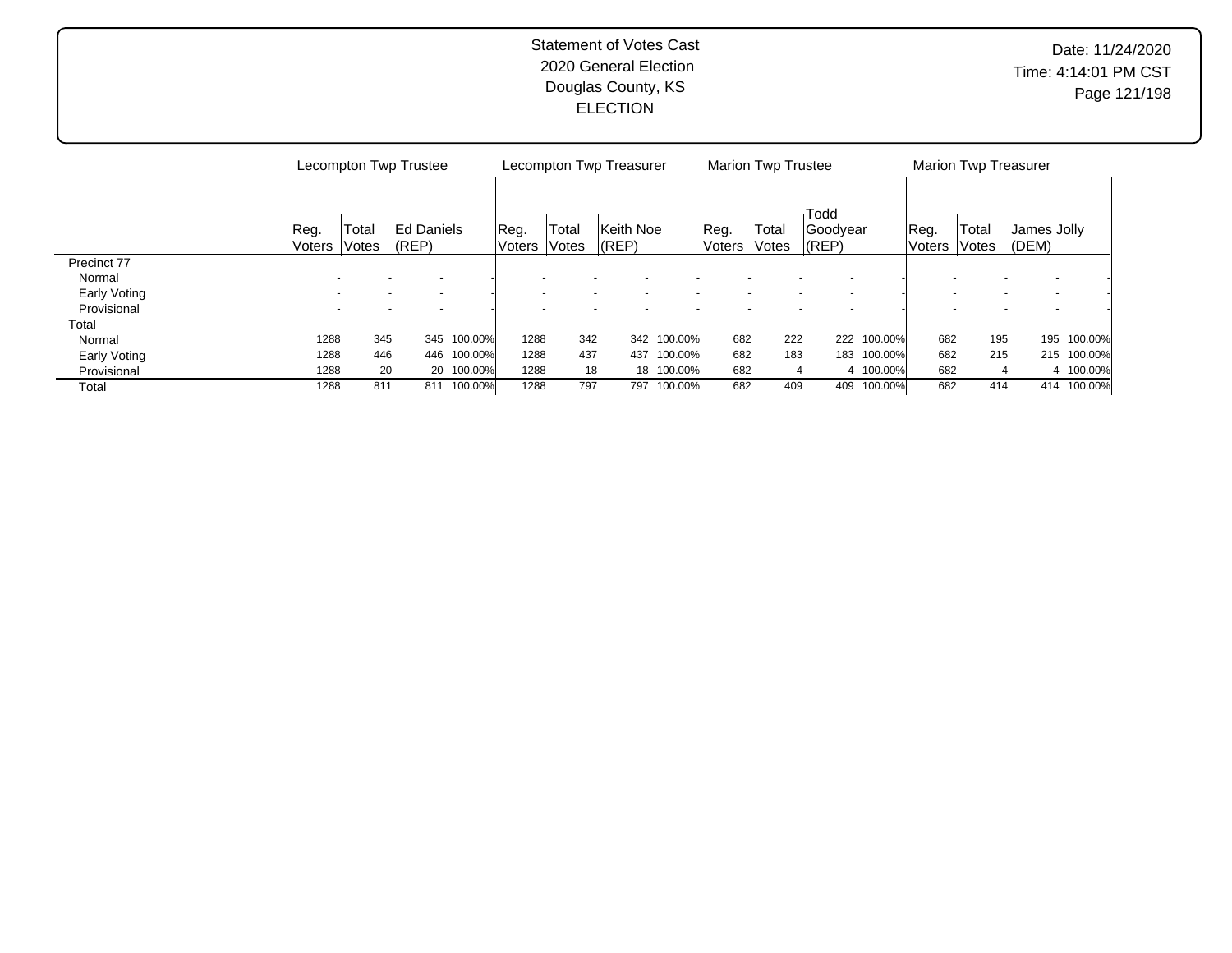Statement of Votes Cast
2020 General Election
Douglas County, KS
ELECTION

Date: 11/24/2020
Time: 4:14:01 PM CST

| | Lecompton Twp Trustee | | | | Lecompton Twp Treasurer | | | | Marion Twp Trustee | | | | Marion Twp Treasurer | | | |
|---|---|---|---|---|---|---|---|---|---|---|---|---|---|---|---|---|
| | Reg. Voters | Total Votes | Ed Daniels (REP) | | Reg. Voters | Total Votes | Keith Noe (REP) | | Reg. Voters | Total Votes | Todd Goodyear (REP) | | Reg. Voters | Total Votes | James Jolly (DEM) | |
| Precinct 77 | | | | | | | | | | | | | | | | |
| Normal | - | - | - | - | - | - | - | - | - | - | - | - | - | - | - | - |
| Early Voting | - | - | - | - | - | - | - | - | - | - | - | - | - | - | - | - |
| Provisional | - | - | - | - | - | - | - | - | - | - | - | - | - | - | - | - |
| Total | | | | | | | | | | | | | | | | |
| Normal | 1288 | 345 | 345 | 100.00% | 1288 | 342 | 342 | 100.00% | 682 | 222 | 222 | 100.00% | 682 | 195 | 195 | 100.00% |
| Early Voting | 1288 | 446 | 446 | 100.00% | 1288 | 437 | 437 | 100.00% | 682 | 183 | 183 | 100.00% | 682 | 215 | 215 | 100.00% |
| Provisional | 1288 | 20 | 20 | 100.00% | 1288 | 18 | 18 | 100.00% | 682 | 4 | 4 | 100.00% | 682 | 4 | 4 | 100.00% |
| Total | 1288 | 811 | 811 | 100.00% | 1288 | 797 | 797 | 100.00% | 682 | 409 | 409 | 100.00% | 682 | 414 | 414 | 100.00% |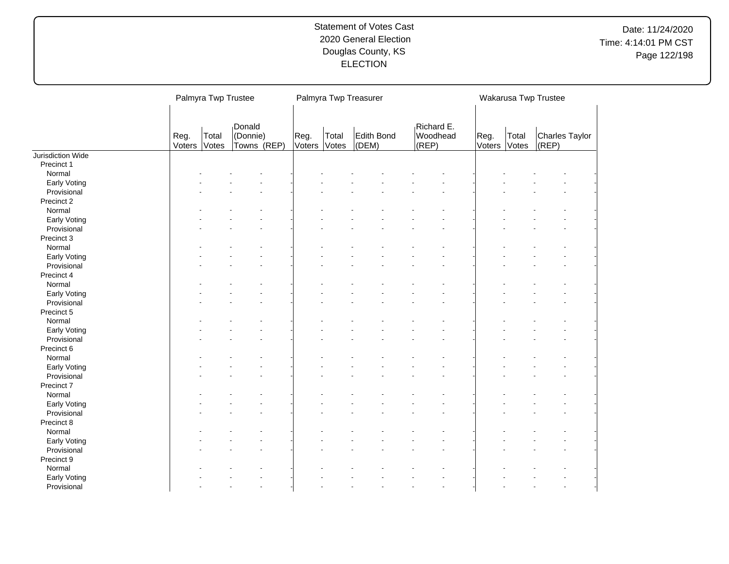Statement of Votes Cast
2020 General Election
Douglas County, KS
ELECTION

Date: 11/24/2020
Time: 4:14:01 PM CST

| | Palmyra Twp Trustee | | | Palmyra Twp Treasurer | | | | Wakarusa Twp Trustee | | |
|---|---|---|---|---|---|---|---|---|---|---|
| | Reg. Voters | Total Votes | Donald (Donnie) Towns (REP) | Reg. Voters | Total Votes | Edith Bond (DEM) | Richard E. Woodhead (REP) | Reg. Voters | Total Votes | Charles Taylor (REP) |
| Jurisdiction Wide | | | | | | | | | | |
| Precinct 1 | | | | | | | | | | |
| Normal | - | - | - | - | - | - | - | - | - | - |
| Early Voting | - | - | - | - | - | - | - | - | - | - |
| Provisional | - | - | - | - | - | - | - | - | - | - |
| Precinct 2 | | | | | | | | | | |
| Normal | - | - | - | - | - | - | - | - | - | - |
| Early Voting | - | - | - | - | - | - | - | - | - | - |
| Provisional | - | - | - | - | - | - | - | - | - | - |
| Precinct 3 | | | | | | | | | | |
| Normal | - | - | - | - | - | - | - | - | - | - |
| Early Voting | - | - | - | - | - | - | - | - | - | - |
| Provisional | - | - | - | - | - | - | - | - | - | - |
| Precinct 4 | | | | | | | | | | |
| Normal | - | - | - | - | - | - | - | - | - | - |
| Early Voting | - | - | - | - | - | - | - | - | - | - |
| Provisional | - | - | - | - | - | - | - | - | - | - |
| Precinct 5 | | | | | | | | | | |
| Normal | - | - | - | - | - | - | - | - | - | - |
| Early Voting | - | - | - | - | - | - | - | - | - | - |
| Provisional | - | - | - | - | - | - | - | - | - | - |
| Precinct 6 | | | | | | | | | | |
| Normal | - | - | - | - | - | - | - | - | - | - |
| Early Voting | - | - | - | - | - | - | - | - | - | - |
| Provisional | - | - | - | - | - | - | - | - | - | - |
| Precinct 7 | | | | | | | | | | |
| Normal | - | - | - | - | - | - | - | - | - | - |
| Early Voting | - | - | - | - | - | - | - | - | - | - |
| Provisional | - | - | - | - | - | - | - | - | - | - |
| Precinct 8 | | | | | | | | | | |
| Normal | - | - | - | - | - | - | - | - | - | - |
| Early Voting | - | - | - | - | - | - | - | - | - | - |
| Provisional | - | - | - | - | - | - | - | - | - | - |
| Precinct 9 | | | | | | | | | | |
| Normal | - | - | - | - | - | - | - | - | - | - |
| Early Voting | - | - | - | - | - | - | - | - | - | - |
| Provisional | - | - | - | - | - | - | - | - | - | - |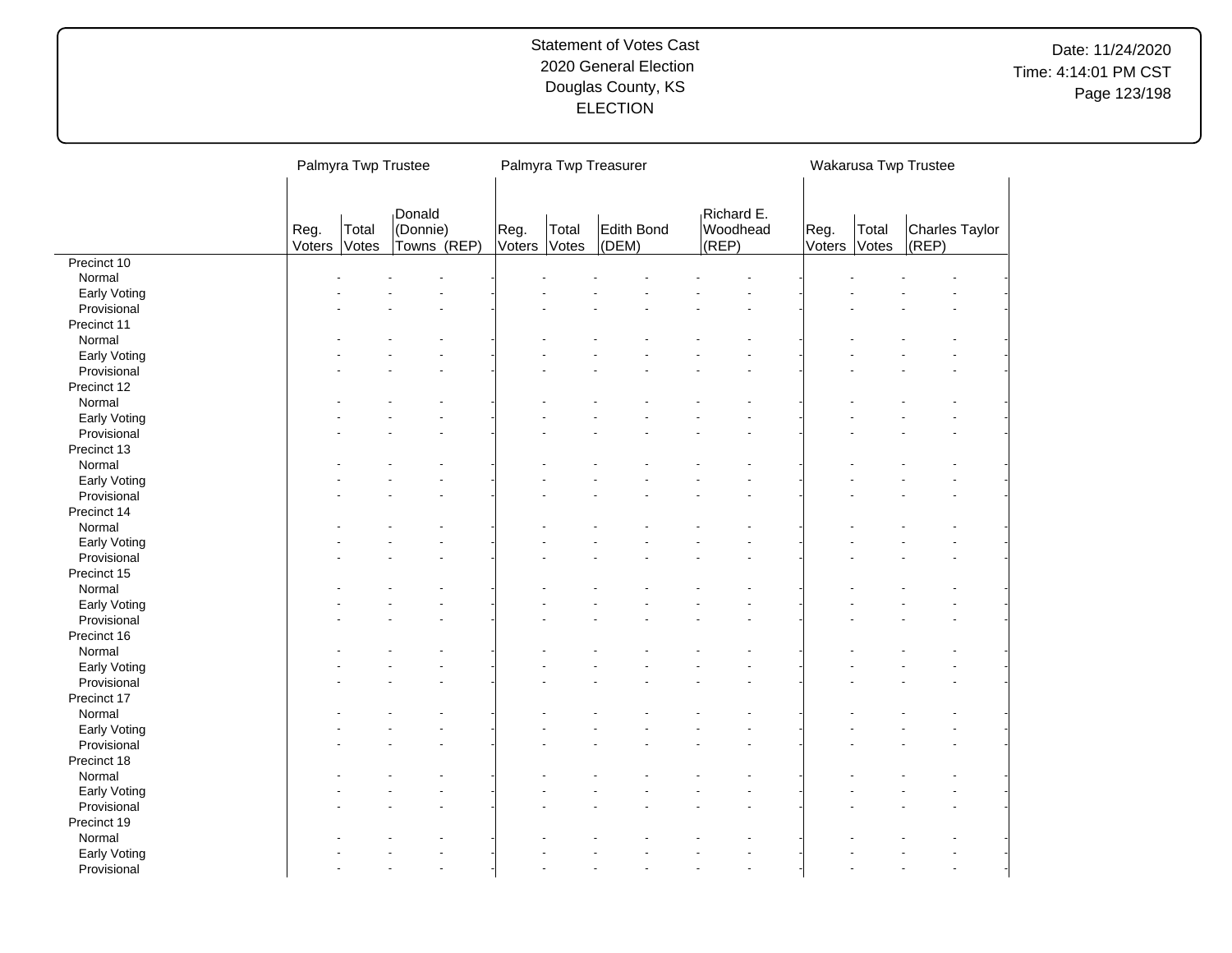Statement of Votes Cast
2020 General Election
Douglas County, KS
ELECTION

Date: 11/24/2020
Time: 4:14:01 PM CST

| | Palmyra Twp Trustee | | | Palmyra Twp Treasurer | | | | Wakarusa Twp Trustee | | |
|---|---|---|---|---|---|---|---|---|---|---|
| | Reg. Voters | Total Votes | Donald (Donnie) Towns (REP) | Reg. Voters | Total Votes | Edith Bond (DEM) | Richard E. Woodhead (REP) | Reg. Voters | Total Votes | Charles Taylor (REP) |
| Precinct 10 | | | | | | | | | | |
| Normal | - | - | - | - | - | - | - | - | - | - |
| Early Voting | - | - | - | - | - | - | - | - | - | - |
| Provisional | - | - | - | - | - | - | - | - | - | - |
| Precinct 11 | | | | | | | | | | |
| Normal | - | - | - | - | - | - | - | - | - | - |
| Early Voting | - | - | - | - | - | - | - | - | - | - |
| Provisional | - | - | - | - | - | - | - | - | - | - |
| Precinct 12 | | | | | | | | | | |
| Normal | - | - | - | - | - | - | - | - | - | - |
| Early Voting | - | - | - | - | - | - | - | - | - | - |
| Provisional | - | - | - | - | - | - | - | - | - | - |
| Precinct 13 | | | | | | | | | | |
| Normal | - | - | - | - | - | - | - | - | - | - |
| Early Voting | - | - | - | - | - | - | - | - | - | - |
| Provisional | - | - | - | - | - | - | - | - | - | - |
| Precinct 14 | | | | | | | | | | |
| Normal | - | - | - | - | - | - | - | - | - | - |
| Early Voting | - | - | - | - | - | - | - | - | - | - |
| Provisional | - | - | - | - | - | - | - | - | - | - |
| Precinct 15 | | | | | | | | | | |
| Normal | - | - | - | - | - | - | - | - | - | - |
| Early Voting | - | - | - | - | - | - | - | - | - | - |
| Provisional | - | - | - | - | - | - | - | - | - | - |
| Precinct 16 | | | | | | | | | | |
| Normal | - | - | - | - | - | - | - | - | - | - |
| Early Voting | - | - | - | - | - | - | - | - | - | - |
| Provisional | - | - | - | - | - | - | - | - | - | - |
| Precinct 17 | | | | | | | | | | |
| Normal | - | - | - | - | - | - | - | - | - | - |
| Early Voting | - | - | - | - | - | - | - | - | - | - |
| Provisional | - | - | - | - | - | - | - | - | - | - |
| Precinct 18 | | | | | | | | | | |
| Normal | - | - | - | - | - | - | - | - | - | - |
| Early Voting | - | - | - | - | - | - | - | - | - | - |
| Provisional | - | - | - | - | - | - | - | - | - | - |
| Precinct 19 | | | | | | | | | | |
| Normal | - | - | - | - | - | - | - | - | - | - |
| Early Voting | - | - | - | - | - | - | - | - | - | - |
| Provisional | - | - | - | - | - | - | - | - | - | - |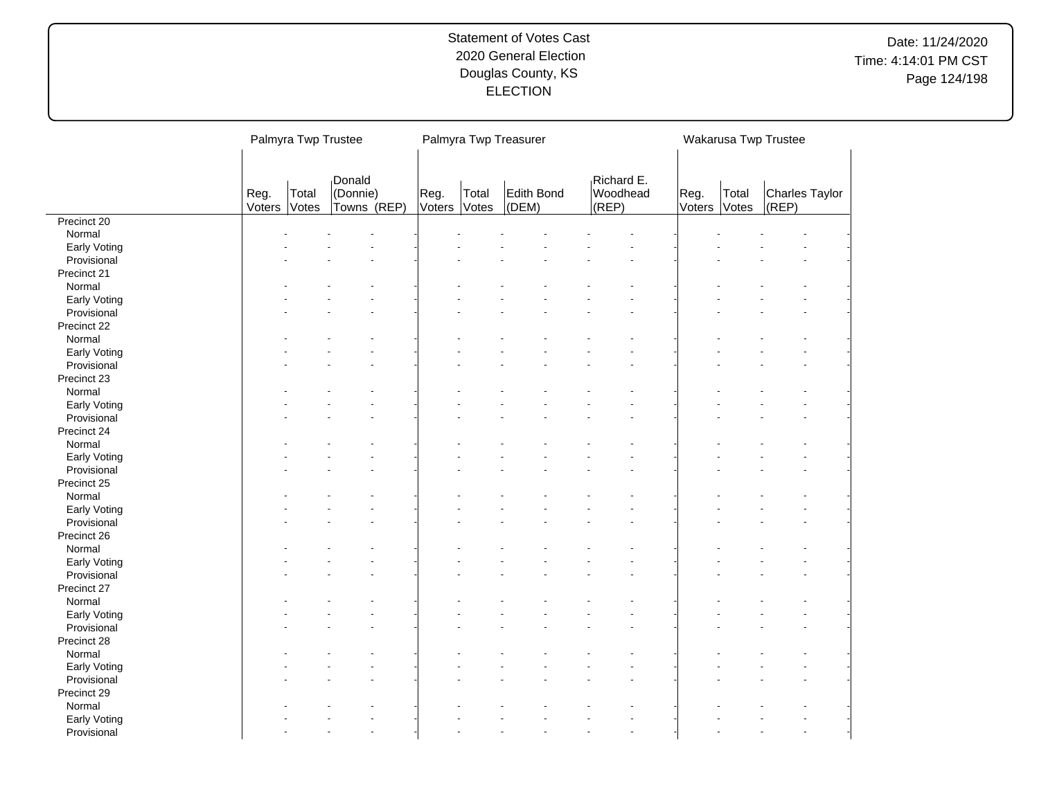Statement of Votes Cast
2020 General Election
Douglas County, KS
ELECTION

Date: 11/24/2020
Time: 4:14:01 PM CST

| | Palmyra Twp Trustee | | | Palmyra Twp Treasurer | | | | Wakarusa Twp Trustee | | |
|---|---|---|---|---|---|---|---|---|---|---|
| | Reg. Voters | Total Votes | Donald (Donnie) Towns (REP) | Reg. Voters | Total Votes | Edith Bond (DEM) | Richard E. Woodhead (REP) | Reg. Voters | Total Votes | Charles Taylor (REP) |
| Precinct 20 | | | | | | | | | | |
| Normal | - | - | - | - | - | - | - | - | - | - |
| Early Voting | - | - | - | - | - | - | - | - | - | - |
| Provisional | - | - | - | - | - | - | - | - | - | - |
| Precinct 21 | | | | | | | | | | |
| Normal | - | - | - | - | - | - | - | - | - | - |
| Early Voting | - | - | - | - | - | - | - | - | - | - |
| Provisional | - | - | - | - | - | - | - | - | - | - |
| Precinct 22 | | | | | | | | | | |
| Normal | - | - | - | - | - | - | - | - | - | - |
| Early Voting | - | - | - | - | - | - | - | - | - | - |
| Provisional | - | - | - | - | - | - | - | - | - | - |
| Precinct 23 | | | | | | | | | | |
| Normal | - | - | - | - | - | - | - | - | - | - |
| Early Voting | - | - | - | - | - | - | - | - | - | - |
| Provisional | - | - | - | - | - | - | - | - | - | - |
| Precinct 24 | | | | | | | | | | |
| Normal | - | - | - | - | - | - | - | - | - | - |
| Early Voting | - | - | - | - | - | - | - | - | - | - |
| Provisional | - | - | - | - | - | - | - | - | - | - |
| Precinct 25 | | | | | | | | | | |
| Normal | - | - | - | - | - | - | - | - | - | - |
| Early Voting | - | - | - | - | - | - | - | - | - | - |
| Provisional | - | - | - | - | - | - | - | - | - | - |
| Precinct 26 | | | | | | | | | | |
| Normal | - | - | - | - | - | - | - | - | - | - |
| Early Voting | - | - | - | - | - | - | - | - | - | - |
| Provisional | - | - | - | - | - | - | - | - | - | - |
| Precinct 27 | | | | | | | | | | |
| Normal | - | - | - | - | - | - | - | - | - | - |
| Early Voting | - | - | - | - | - | - | - | - | - | - |
| Provisional | - | - | - | - | - | - | - | - | - | - |
| Precinct 28 | | | | | | | | | | |
| Normal | - | - | - | - | - | - | - | - | - | - |
| Early Voting | - | - | - | - | - | - | - | - | - | - |
| Provisional | - | - | - | - | - | - | - | - | - | - |
| Precinct 29 | | | | | | | | | | |
| Normal | - | - | - | - | - | - | - | - | - | - |
| Early Voting | - | - | - | - | - | - | - | - | - | - |
| Provisional | - | - | - | - | - | - | - | - | - | - |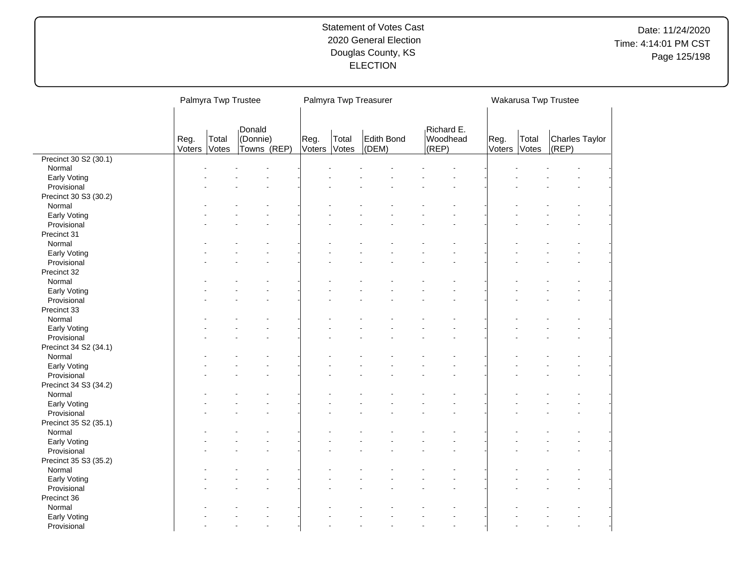Statement of Votes Cast
2020 General Election
Douglas County, KS
ELECTION

| | Palmyra Twp Trustee | | | Palmyra Twp Treasurer | | | | Wakarusa Twp Trustee | | |
|---|---|---|---|---|---|---|---|---|---|---|
| | Reg. Voters | Total Votes | Donald (Donnie) Towns (REP) | Reg. Voters | Total Votes | Edith Bond (DEM) | Richard E. Woodhead (REP) | Reg. Voters | Total Votes | Charles Taylor (REP) |
| Precinct 30 S2 (30.1) | | | | | | | | | | |
| Normal | - | - | - | - | - | - | - | - | - | - |
| Early Voting | - | - | - | - | - | - | - | - | - | - |
| Provisional | - | - | - | - | - | - | - | - | - | - |
| Precinct 30 S3 (30.2) | | | | | | | | | | |
| Normal | - | - | - | - | - | - | - | - | - | - |
| Early Voting | - | - | - | - | - | - | - | - | - | - |
| Provisional | - | - | - | - | - | - | - | - | - | - |
| Precinct 31 | | | | | | | | | | |
| Normal | - | - | - | - | - | - | - | - | - | - |
| Early Voting | - | - | - | - | - | - | - | - | - | - |
| Provisional | - | - | - | - | - | - | - | - | - | - |
| Precinct 32 | | | | | | | | | | |
| Normal | - | - | - | - | - | - | - | - | - | - |
| Early Voting | - | - | - | - | - | - | - | - | - | - |
| Provisional | - | - | - | - | - | - | - | - | - | - |
| Precinct 33 | | | | | | | | | | |
| Normal | - | - | - | - | - | - | - | - | - | - |
| Early Voting | - | - | - | - | - | - | - | - | - | - |
| Provisional | - | - | - | - | - | - | - | - | - | - |
| Precinct 34 S2 (34.1) | | | | | | | | | | |
| Normal | - | - | - | - | - | - | - | - | - | - |
| Early Voting | - | - | - | - | - | - | - | - | - | - |
| Provisional | - | - | - | - | - | - | - | - | - | - |
| Precinct 34 S3 (34.2) | | | | | | | | | | |
| Normal | - | - | - | - | - | - | - | - | - | - |
| Early Voting | - | - | - | - | - | - | - | - | - | - |
| Provisional | - | - | - | - | - | - | - | - | - | - |
| Precinct 35 S2 (35.1) | | | | | | | | | | |
| Normal | - | - | - | - | - | - | - | - | - | - |
| Early Voting | - | - | - | - | - | - | - | - | - | - |
| Provisional | - | - | - | - | - | - | - | - | - | - |
| Precinct 35 S3 (35.2) | | | | | | | | | | |
| Normal | - | - | - | - | - | - | - | - | - | - |
| Early Voting | - | - | - | - | - | - | - | - | - | - |
| Provisional | - | - | - | - | - | - | - | - | - | - |
| Precinct 36 | | | | | | | | | | |
| Normal | - | - | - | - | - | - | - | - | - | - |
| Early Voting | - | - | - | - | - | - | - | - | - | - |
| Provisional | - | - | - | - | - | - | - | - | - | - |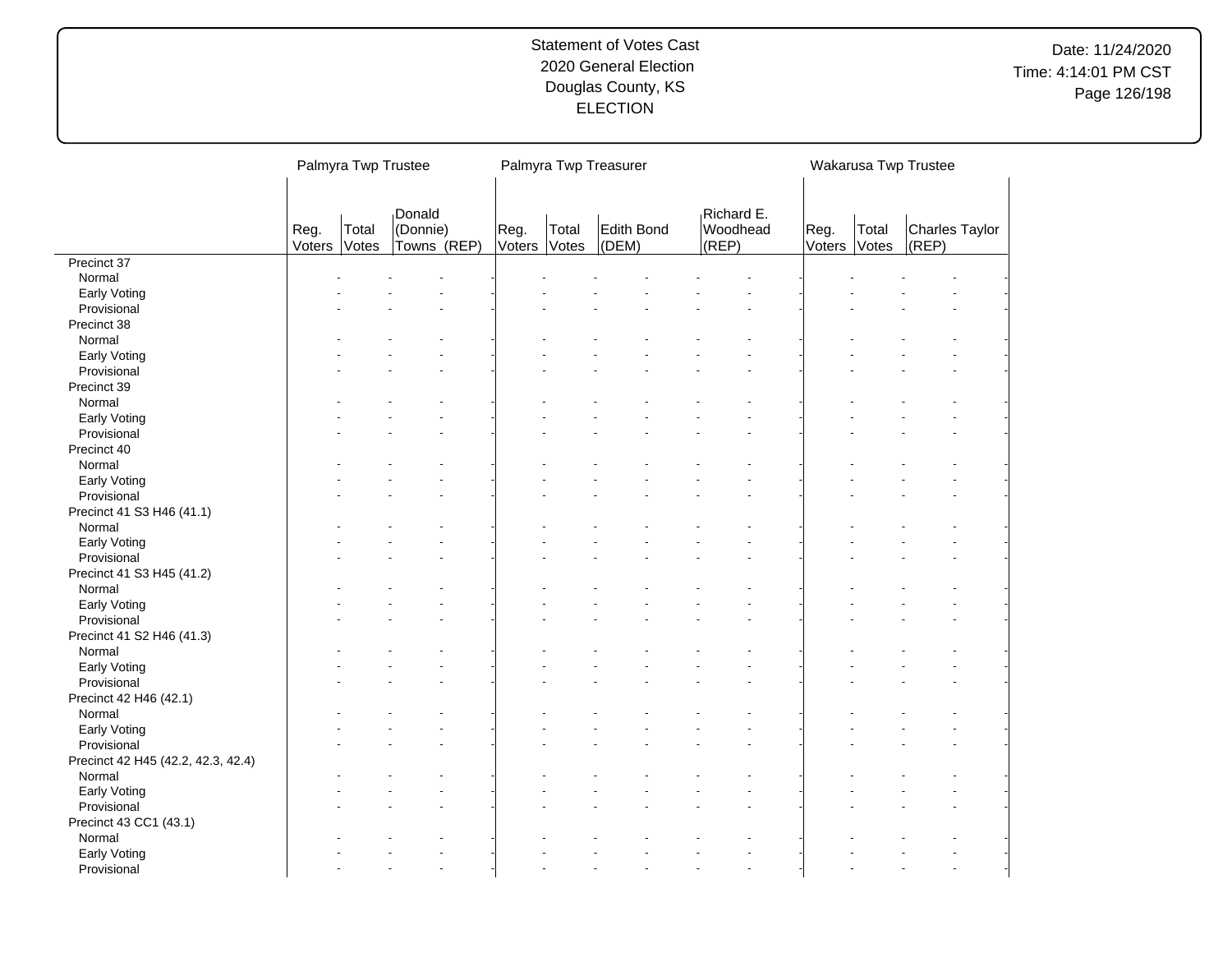# Statement of Votes Cast
## 2020 General Election
## Douglas County, KS
## ELECTION

Date: 11/24/2020
Time: 4:14:01 PM CST

| | Palmyra Twp Trustee | | | Palmyra Twp Treasurer | | | | Wakarusa Twp Trustee | | |
|---|---|---|---|---|---|---|---|---|---|---|
| | Reg. Voters | Total Votes | Donald (Donnie) Towns (REP) | Reg. Voters | Total Votes | Edith Bond (DEM) | Richard E. Woodhead (REP) | Reg. Voters | Total Votes | Charles Taylor (REP) |
| Precinct 37 | | | | | | | | | | |
| Normal | - | - | - | - | - | - | - | - | - | - |
| Early Voting | - | - | - | - | - | - | - | - | - | - |
| Provisional | - | - | - | - | - | - | - | - | - | - |
| Precinct 38 | | | | | | | | | | |
| Normal | - | - | - | - | - | - | - | - | - | - |
| Early Voting | - | - | - | - | - | - | - | - | - | - |
| Provisional | - | - | - | - | - | - | - | - | - | - |
| Precinct 39 | | | | | | | | | | |
| Normal | - | - | - | - | - | - | - | - | - | - |
| Early Voting | - | - | - | - | - | - | - | - | - | - |
| Provisional | - | - | - | - | - | - | - | - | - | - |
| Precinct 40 | | | | | | | | | | |
| Normal | - | - | - | - | - | - | - | - | - | - |
| Early Voting | - | - | - | - | - | - | - | - | - | - |
| Provisional | - | - | - | - | - | - | - | - | - | - |
| Precinct 41 S3 H46 (41.1) | | | | | | | | | | |
| Normal | - | - | - | - | - | - | - | - | - | - |
| Early Voting | - | - | - | - | - | - | - | - | - | - |
| Provisional | - | - | - | - | - | - | - | - | - | - |
| Precinct 41 S3 H45 (41.2) | | | | | | | | | | |
| Normal | - | - | - | - | - | - | - | - | - | - |
| Early Voting | - | - | - | - | - | - | - | - | - | - |
| Provisional | - | - | - | - | - | - | - | - | - | - |
| Precinct 41 S2 H46 (41.3) | | | | | | | | | | |
| Normal | - | - | - | - | - | - | - | - | - | - |
| Early Voting | - | - | - | - | - | - | - | - | - | - |
| Provisional | - | - | - | - | - | - | - | - | - | - |
| Precinct 42 H46 (42.1) | | | | | | | | | | |
| Normal | - | - | - | - | - | - | - | - | - | - |
| Early Voting | - | - | - | - | - | - | - | - | - | - |
| Provisional | - | - | - | - | - | - | - | - | - | - |
| Precinct 42 H45 (42.2, 42.3, 42.4) | | | | | | | | | | |
| Normal | - | - | - | - | - | - | - | - | - | - |
| Early Voting | - | - | - | - | - | - | - | - | - | - |
| Provisional | - | - | - | - | - | - | - | - | - | - |
| Precinct 43 CC1 (43.1) | | | | | | | | | | |
| Normal | - | - | - | - | - | - | - | - | - | - |
| Early Voting | - | - | - | - | - | - | - | - | - | - |
| Provisional | - | - | - | - | - | - | - | - | - | - |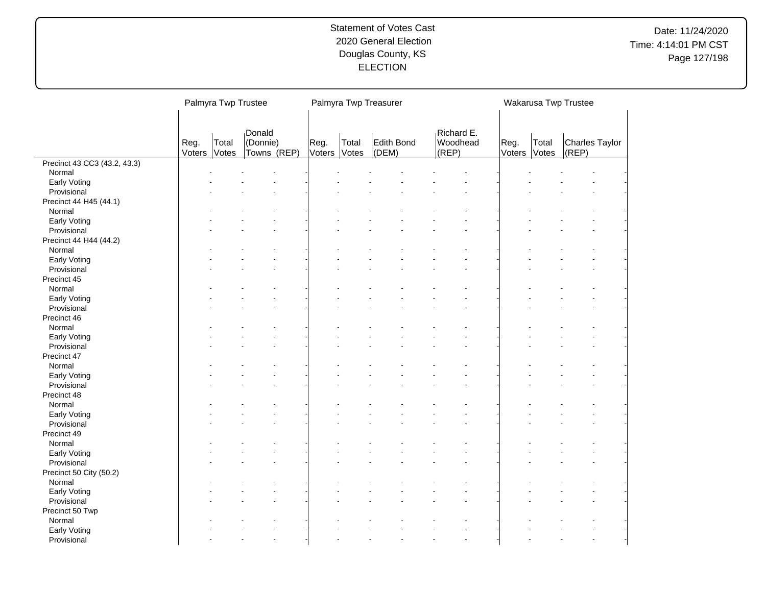Statement of Votes Cast
2020 General Election
Douglas County, KS
ELECTION

Date: 11/24/2020
Time: 4:14:01 PM CST

| | Palmyra Twp Trustee | | | Palmyra Twp Treasurer | | | | Wakarusa Twp Trustee | | |
|---|---|---|---|---|---|---|---|---|---|---|
| | Reg. Voters | Total Votes | Donald (Donnie) Towns (REP) | Reg. Voters | Total Votes | Edith Bond (DEM) | Richard E. Woodhead (REP) | Reg. Voters | Total Votes | Charles Taylor (REP) |
| Precinct 43 CC3 (43.2, 43.3) | | | | | | | | | | |
| Normal | - | - | - | - | - | - | - | - | - | - |
| Early Voting | - | - | - | - | - | - | - | - | - | - |
| Provisional | - | - | - | - | - | - | - | - | - | - |
| Precinct 44 H45 (44.1) | | | | | | | | | | |
| Normal | - | - | - | - | - | - | - | - | - | - |
| Early Voting | - | - | - | - | - | - | - | - | - | - |
| Provisional | - | - | - | - | - | - | - | - | - | - |
| Precinct 44 H44 (44.2) | | | | | | | | | | |
| Normal | - | - | - | - | - | - | - | - | - | - |
| Early Voting | - | - | - | - | - | - | - | - | - | - |
| Provisional | - | - | - | - | - | - | - | - | - | - |
| Precinct 45 | | | | | | | | | | |
| Normal | - | - | - | - | - | - | - | - | - | - |
| Early Voting | - | - | - | - | - | - | - | - | - | - |
| Provisional | - | - | - | - | - | - | - | - | - | - |
| Precinct 46 | | | | | | | | | | |
| Normal | - | - | - | - | - | - | - | - | - | - |
| Early Voting | - | - | - | - | - | - | - | - | - | - |
| Provisional | - | - | - | - | - | - | - | - | - | - |
| Precinct 47 | | | | | | | | | | |
| Normal | - | - | - | - | - | - | - | - | - | - |
| Early Voting | - | - | - | - | - | - | - | - | - | - |
| Provisional | - | - | - | - | - | - | - | - | - | - |
| Precinct 48 | | | | | | | | | | |
| Normal | - | - | - | - | - | - | - | - | - | - |
| Early Voting | - | - | - | - | - | - | - | - | - | - |
| Provisional | - | - | - | - | - | - | - | - | - | - |
| Precinct 49 | | | | | | | | | | |
| Normal | - | - | - | - | - | - | - | - | - | - |
| Early Voting | - | - | - | - | - | - | - | - | - | - |
| Provisional | - | - | - | - | - | - | - | - | - | - |
| Precinct 50 City (50.2) | | | | | | | | | | |
| Normal | - | - | - | - | - | - | - | - | - | - |
| Early Voting | - | - | - | - | - | - | - | - | - | - |
| Provisional | - | - | - | - | - | - | - | - | - | - |
| Precinct 50 Twp | | | | | | | | | | |
| Normal | - | - | - | - | - | - | - | - | - | - |
| Early Voting | - | - | - | - | - | - | - | - | - | - |
| Provisional | - | - | - | - | - | - | - | - | - | - |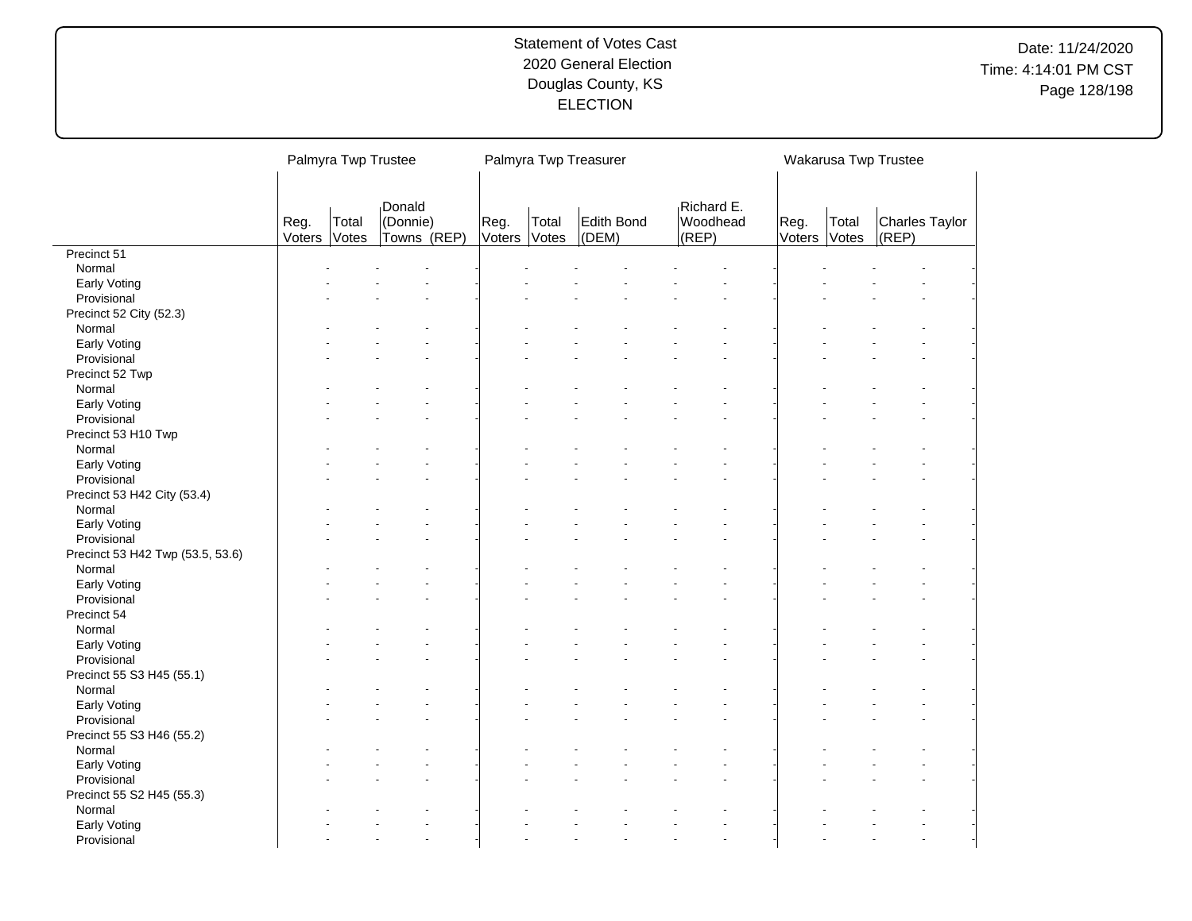Statement of Votes Cast
2020 General Election
Douglas County, KS
ELECTION

Date: 11/24/2020
Time: 4:14:01 PM CST

| | Palmyra Twp Trustee | | | Palmyra Twp Treasurer | | | | Wakarusa Twp Trustee | | |
|---|---|---|---|---|---|---|---|---|---|---|
| | Reg. Voters | Total Votes | Donald (Donnie) Towns (REP) | Reg. Voters | Total Votes | Edith Bond (DEM) | Richard E. Woodhead (REP) | Reg. Voters | Total Votes | Charles Taylor (REP) |
| Precinct 51 | | | | | | | | | | |
| Normal | - | - | - | - | - | - | - | - | - | - |
| Early Voting | - | - | - | - | - | - | - | - | - | - |
| Provisional | - | - | - | - | - | - | - | - | - | - |
| Precinct 52 City (52.3) | | | | | | | | | | |
| Normal | - | - | - | - | - | - | - | - | - | - |
| Early Voting | - | - | - | - | - | - | - | - | - | - |
| Provisional | - | - | - | - | - | - | - | - | - | - |
| Precinct 52 Twp | | | | | | | | | | |
| Normal | - | - | - | - | - | - | - | - | - | - |
| Early Voting | - | - | - | - | - | - | - | - | - | - |
| Provisional | - | - | - | - | - | - | - | - | - | - |
| Precinct 53 H10 Twp | | | | | | | | | | |
| Normal | - | - | - | - | - | - | - | - | - | - |
| Early Voting | - | - | - | - | - | - | - | - | - | - |
| Provisional | - | - | - | - | - | - | - | - | - | - |
| Precinct 53 H42 City (53.4) | | | | | | | | | | |
| Normal | - | - | - | - | - | - | - | - | - | - |
| Early Voting | - | - | - | - | - | - | - | - | - | - |
| Provisional | - | - | - | - | - | - | - | - | - | - |
| Precinct 53 H42 Twp (53.5, 53.6) | | | | | | | | | | |
| Normal | - | - | - | - | - | - | - | - | - | - |
| Early Voting | - | - | - | - | - | - | - | - | - | - |
| Provisional | - | - | - | - | - | - | - | - | - | - |
| Precinct 54 | | | | | | | | | | |
| Normal | - | - | - | - | - | - | - | - | - | - |
| Early Voting | - | - | - | - | - | - | - | - | - | - |
| Provisional | - | - | - | - | - | - | - | - | - | - |
| Precinct 55 S3 H45 (55.1) | | | | | | | | | | |
| Normal | - | - | - | - | - | - | - | - | - | - |
| Early Voting | - | - | - | - | - | - | - | - | - | - |
| Provisional | - | - | - | - | - | - | - | - | - | - |
| Precinct 55 S3 H46 (55.2) | | | | | | | | | | |
| Normal | - | - | - | - | - | - | - | - | - | - |
| Early Voting | - | - | - | - | - | - | - | - | - | - |
| Provisional | - | - | - | - | - | - | - | - | - | - |
| Precinct 55 S2 H45 (55.3) | | | | | | | | | | |
| Normal | - | - | - | - | - | - | - | - | - | - |
| Early Voting | - | - | - | - | - | - | - | - | - | - |
| Provisional | - | - | - | - | - | - | - | - | - | - |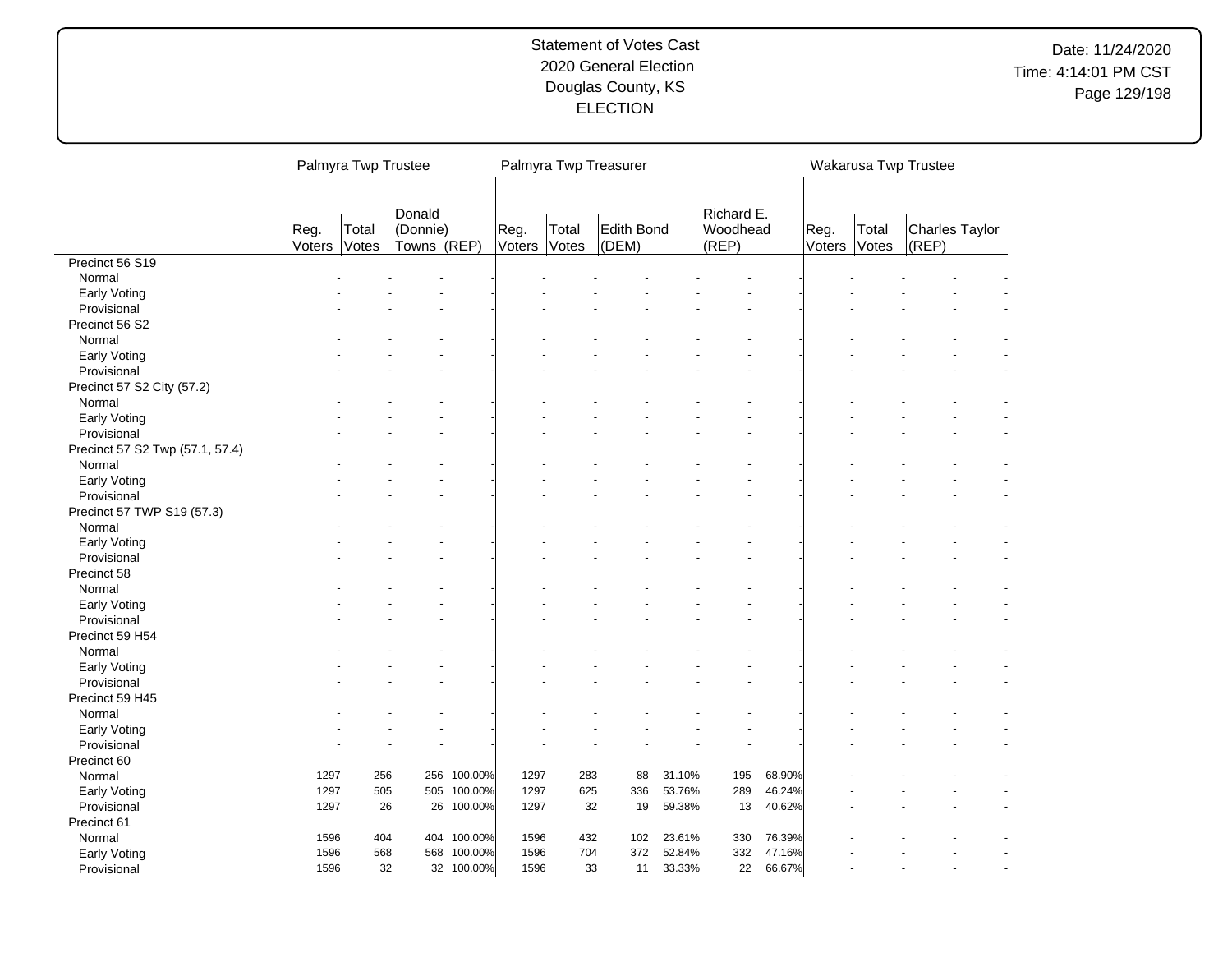# Statement of Votes Cast
## 2020 General Election
## Douglas County, KS
## ELECTION

Date: 11/24/2020
Time: 4:14:01 PM CST

| | Palmyra Twp Trustee | | | | Palmyra Twp Treasurer | | | | | | Wakarusa Twp Trustee | | | |
|---|---|---|---|---|---|---|---|---|---|---|---|---|---|---|
| | Reg. Voters | Total Votes | Donald (Donnie) Towns (REP) | | Reg. Voters | Total Votes | Edith Bond (DEM) | | Richard E. Woodhead (REP) | | Reg. Voters | Total Votes | Charles Taylor (REP) | |
| **Precinct 56 S19** | | | | | | | | | | | | | | |
| Normal | - | - | - | - | - | - | - | - | - | - | - | - | - | - |
| Early Voting | - | - | - | - | - | - | - | - | - | - | - | - | - | - |
| Provisional | - | - | - | - | - | - | - | - | - | - | - | - | - | - |
| **Precinct 56 S2** | | | | | | | | | | | | | | |
| Normal | - | - | - | - | - | - | - | - | - | - | - | - | - | - |
| Early Voting | - | - | - | - | - | - | - | - | - | - | - | - | - | - |
| Provisional | - | - | - | - | - | - | - | - | - | - | - | - | - | - |
| **Precinct 57 S2 City (57.2)** | | | | | | | | | | | | | | |
| Normal | - | - | - | - | - | - | - | - | - | - | - | - | - | - |
| Early Voting | - | - | - | - | - | - | - | - | - | - | - | - | - | - |
| Provisional | - | - | - | - | - | - | - | - | - | - | - | - | - | - |
| **Precinct 57 S2 Twp (57.1, 57.4)** | | | | | | | | | | | | | | |
| Normal | - | - | - | - | - | - | - | - | - | - | - | - | - | - |
| Early Voting | - | - | - | - | - | - | - | - | - | - | - | - | - | - |
| Provisional | - | - | - | - | - | - | - | - | - | - | - | - | - | - |
| **Precinct 57 TWP S19 (57.3)** | | | | | | | | | | | | | | |
| Normal | - | - | - | - | - | - | - | - | - | - | - | - | - | - |
| Early Voting | - | - | - | - | - | - | - | - | - | - | - | - | - | - |
| Provisional | - | - | - | - | - | - | - | - | - | - | - | - | - | - |
| **Precinct 58** | | | | | | | | | | | | | | |
| Normal | - | - | - | - | - | - | - | - | - | - | - | - | - | - |
| Early Voting | - | - | - | - | - | - | - | - | - | - | - | - | - | - |
| Provisional | - | - | - | - | - | - | - | - | - | - | - | - | - | - |
| **Precinct 59 H54** | | | | | | | | | | | | | | |
| Normal | - | - | - | - | - | - | - | - | - | - | - | - | - | - |
| Early Voting | - | - | - | - | - | - | - | - | - | - | - | - | - | - |
| Provisional | - | - | - | - | - | - | - | - | - | - | - | - | - | - |
| **Precinct 59 H45** | | | | | | | | | | | | | | |
| Normal | - | - | - | - | - | - | - | - | - | - | - | - | - | - |
| Early Voting | - | - | - | - | - | - | - | - | - | - | - | - | - | - |
| Provisional | - | - | - | - | - | - | - | - | - | - | - | - | - | - |
| **Precinct 60** | | | | | | | | | | | | | | |
| Normal | 1297 | 256 | 256 | 100.00% | 1297 | 283 | 88 | 31.10% | 195 | 68.90% | - | - | - | - |
| Early Voting | 1297 | 505 | 505 | 100.00% | 1297 | 625 | 336 | 53.76% | 289 | 46.24% | - | - | - | - |
| Provisional | 1297 | 26 | 26 | 100.00% | 1297 | 32 | 19 | 59.38% | 13 | 40.62% | - | - | - | - |
| **Precinct 61** | | | | | | | | | | | | | | |
| Normal | 1596 | 404 | 404 | 100.00% | 1596 | 432 | 102 | 23.61% | 330 | 76.39% | - | - | - | - |
| Early Voting | 1596 | 568 | 568 | 100.00% | 1596 | 704 | 372 | 52.84% | 332 | 47.16% | - | - | - | - |
| Provisional | 1596 | 32 | 32 | 100.00% | 1596 | 33 | 11 | 33.33% | 22 | 66.67% | - | - | - | - |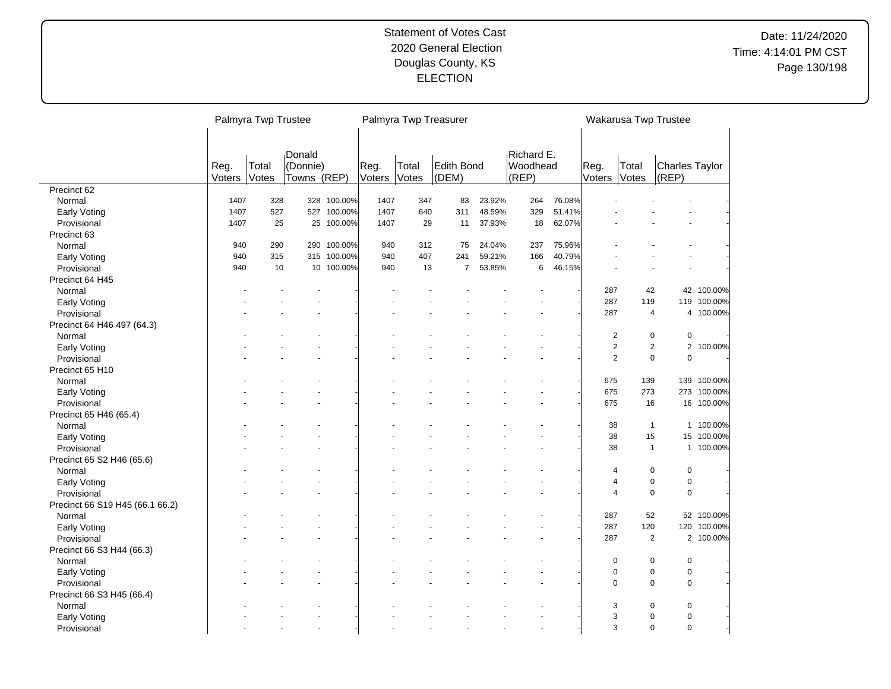# Statement of Votes Cast
# 2020 General Election
# Douglas County, KS
# ELECTION

Date: 11/24/2020
Time: 4:14:01 PM CST

| | Palmyra Twp Trustee | | | | Palmyra Twp Treasurer | | | | | | Wakarusa Twp Trustee | | | |
|---|---|---|---|---|---|---|---|---|---|---|---|---|---|---|
| | Reg. Voters | Total Votes | Donald (Donnie) Towns (REP) | | Reg. Voters | Total Votes | Edith Bond (DEM) | | Richard E. Woodhead (REP) | | Reg. Voters | Total Votes | Charles Taylor (REP) | |
| **Precinct 62** | | | | | | | | | | | | | | |
| Normal | 1407 | 328 | 328 | 100.00% | 1407 | 347 | 83 | 23.92% | 264 | 76.08% | - | - | - | - |
| Early Voting | 1407 | 527 | 527 | 100.00% | 1407 | 640 | 311 | 48.59% | 329 | 51.41% | - | - | - | - |
| Provisional | 1407 | 25 | 25 | 100.00% | 1407 | 29 | 11 | 37.93% | 18 | 62.07% | - | - | - | - |
| **Precinct 63** | | | | | | | | | | | | | | |
| Normal | 940 | 290 | 290 | 100.00% | 940 | 312 | 75 | 24.04% | 237 | 75.96% | - | - | - | - |
| Early Voting | 940 | 315 | 315 | 100.00% | 940 | 407 | 241 | 59.21% | 166 | 40.79% | - | - | - | - |
| Provisional | 940 | 10 | 10 | 100.00% | 940 | 13 | 7 | 53.85% | 6 | 46.15% | - | - | - | - |
| **Precinct 64 H45** | | | | | | | | | | | | | | |
| Normal | - | - | - | - | - | - | - | - | - | - | 287 | 42 | 42 | 100.00% |
| Early Voting | - | - | - | - | - | - | - | - | - | - | 287 | 119 | 119 | 100.00% |
| Provisional | - | - | - | - | - | - | - | - | - | - | 287 | 4 | 4 | 100.00% |
| **Precinct 64 H46 497 (64.3)** | | | | | | | | | | | | | | |
| Normal | - | - | - | - | - | - | - | - | - | - | 2 | 0 | 0 | - |
| Early Voting | - | - | - | - | - | - | - | - | - | - | 2 | 2 | 2 | 100.00% |
| Provisional | - | - | - | - | - | - | - | - | - | - | 2 | 0 | 0 | - |
| **Precinct 65 H10** | | | | | | | | | | | | | | |
| Normal | - | - | - | - | - | - | - | - | - | - | 675 | 139 | 139 | 100.00% |
| Early Voting | - | - | - | - | - | - | - | - | - | - | 675 | 273 | 273 | 100.00% |
| Provisional | - | - | - | - | - | - | - | - | - | - | 675 | 16 | 16 | 100.00% |
| **Precinct 65 H46 (65.4)** | | | | | | | | | | | | | | |
| Normal | - | - | - | - | - | - | - | - | - | - | 38 | 1 | 1 | 100.00% |
| Early Voting | - | - | - | - | - | - | - | - | - | - | 38 | 15 | 15 | 100.00% |
| Provisional | - | - | - | - | - | - | - | - | - | - | 38 | 1 | 1 | 100.00% |
| **Precinct 65 S2 H46 (65.6)** | | | | | | | | | | | | | | |
| Normal | - | - | - | - | - | - | - | - | - | - | 4 | 0 | 0 | - |
| Early Voting | - | - | - | - | - | - | - | - | - | - | 4 | 0 | 0 | - |
| Provisional | - | - | - | - | - | - | - | - | - | - | 4 | 0 | 0 | - |
| **Precinct 66 S19 H45 (66.1 66.2)** | | | | | | | | | | | | | | |
| Normal | - | - | - | - | - | - | - | - | - | - | 287 | 52 | 52 | 100.00% |
| Early Voting | - | - | - | - | - | - | - | - | - | - | 287 | 120 | 120 | 100.00% |
| Provisional | - | - | - | - | - | - | - | - | - | - | 287 | 2 | 2 | 100.00% |
| **Precinct 66 S3 H44 (66.3)** | | | | | | | | | | | | | | |
| Normal | - | - | - | - | - | - | - | - | - | - | 0 | 0 | 0 | - |
| Early Voting | - | - | - | - | - | - | - | - | - | - | 0 | 0 | 0 | - |
| Provisional | - | - | - | - | - | - | - | - | - | - | 0 | 0 | 0 | - |
| **Precinct 66 S3 H45 (66.4)** | | | | | | | | | | | | | | |
| Normal | - | - | - | - | - | - | - | - | - | - | 3 | 0 | 0 | - |
| Early Voting | - | - | - | - | - | - | - | - | - | - | 3 | 0 | 0 | - |
| Provisional | - | - | - | - | - | - | - | - | - | - | 3 | 0 | 0 | - |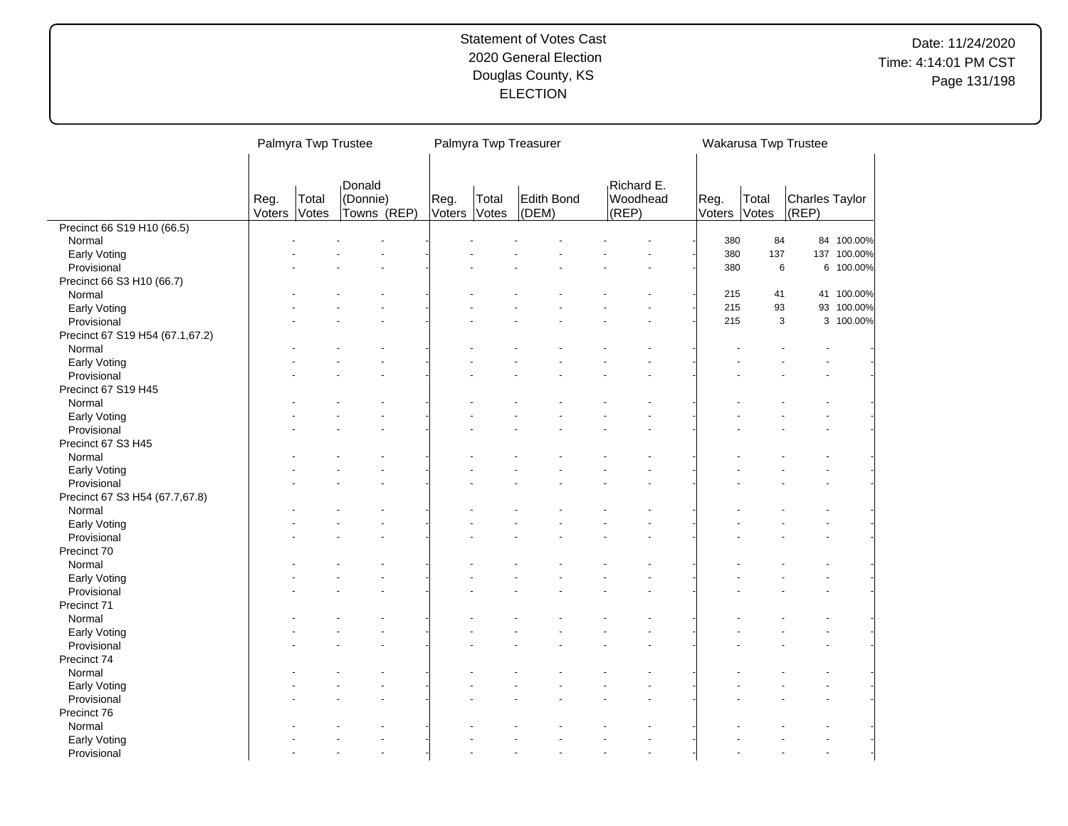# Statement of Votes Cast
## 2020 General Election
## Douglas County, KS
## ELECTION

Date: 11/24/2020
Time: 4:14:01 PM CST

| | Palmyra Twp Trustee | | | | Palmyra Twp Treasurer | | | | | | Wakarusa Twp Trustee | | | |
|---|---|---|---|---|---|---|---|---|---|---|---|---|---|---|
| | Reg. Voters | Total Votes | Donald (Donnie) Towns (REP) | | Reg. Voters | Total Votes | Edith Bond (DEM) | | Richard E. Woodhead (REP) | | Reg. Voters | Total Votes | Charles Taylor (REP) | |
| **Precinct 66 S19 H10 (66.5)** | | | | | | | | | | | | | | |
| Normal | - | - | - | - | - | - | - | - | - | - | 380 | 84 | 84 | 100.00% |
| Early Voting | - | - | - | - | - | - | - | - | - | - | 380 | 137 | 137 | 100.00% |
| Provisional | - | - | - | - | - | - | - | - | - | - | 380 | 6 | 6 | 100.00% |
| **Precinct 66 S3 H10 (66.7)** | | | | | | | | | | | | | | |
| Normal | - | - | - | - | - | - | - | - | - | - | 215 | 41 | 41 | 100.00% |
| Early Voting | - | - | - | - | - | - | - | - | - | - | 215 | 93 | 93 | 100.00% |
| Provisional | - | - | - | - | - | - | - | - | - | - | 215 | 3 | 3 | 100.00% |
| **Precinct 67 S19 H54 (67.1,67.2)** | | | | | | | | | | | | | | |
| Normal | - | - | - | - | - | - | - | - | - | - | - | - | - | - |
| Early Voting | - | - | - | - | - | - | - | - | - | - | - | - | - | - |
| Provisional | - | - | - | - | - | - | - | - | - | - | - | - | - | - |
| **Precinct 67 S19 H45** | | | | | | | | | | | | | | |
| Normal | - | - | - | - | - | - | - | - | - | - | - | - | - | - |
| Early Voting | - | - | - | - | - | - | - | - | - | - | - | - | - | - |
| Provisional | - | - | - | - | - | - | - | - | - | - | - | - | - | - |
| **Precinct 67 S3 H45** | | | | | | | | | | | | | | |
| Normal | - | - | - | - | - | - | - | - | - | - | - | - | - | - |
| Early Voting | - | - | - | - | - | - | - | - | - | - | - | - | - | - |
| Provisional | - | - | - | - | - | - | - | - | - | - | - | - | - | - |
| **Precinct 67 S3 H54 (67.7,67.8)** | | | | | | | | | | | | | | |
| Normal | - | - | - | - | - | - | - | - | - | - | - | - | - | - |
| Early Voting | - | - | - | - | - | - | - | - | - | - | - | - | - | - |
| Provisional | - | - | - | - | - | - | - | - | - | - | - | - | - | - |
| **Precinct 70** | | | | | | | | | | | | | | |
| Normal | - | - | - | - | - | - | - | - | - | - | - | - | - | - |
| Early Voting | - | - | - | - | - | - | - | - | - | - | - | - | - | - |
| Provisional | - | - | - | - | - | - | - | - | - | - | - | - | - | - |
| **Precinct 71** | | | | | | | | | | | | | | |
| Normal | - | - | - | - | - | - | - | - | - | - | - | - | - | - |
| Early Voting | - | - | - | - | - | - | - | - | - | - | - | - | - | - |
| Provisional | - | - | - | - | - | - | - | - | - | - | - | - | - | - |
| **Precinct 74** | | | | | | | | | | | | | | |
| Normal | - | - | - | - | - | - | - | - | - | - | - | - | - | - |
| Early Voting | - | - | - | - | - | - | - | - | - | - | - | - | - | - |
| Provisional | - | - | - | - | - | - | - | - | - | - | - | - | - | - |
| **Precinct 76** | | | | | | | | | | | | | | |
| Normal | - | - | - | - | - | - | - | - | - | - | - | - | - | - |
| Early Voting | - | - | - | - | - | - | - | - | - | - | - | - | - | - |
| Provisional | - | - | - | - | - | - | - | - | - | - | - | - | - | - |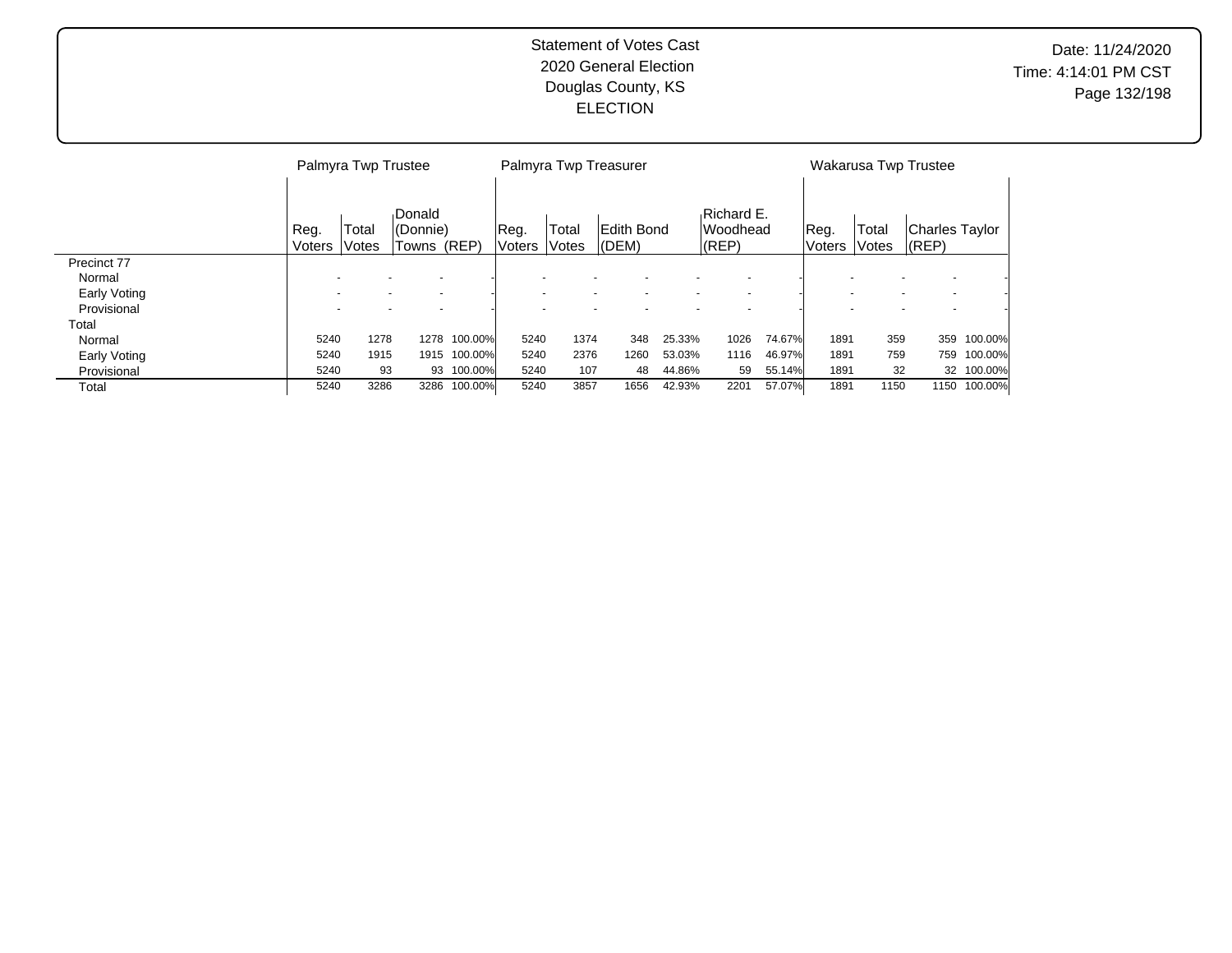Statement of Votes Cast
2020 General Election
Douglas County, KS
ELECTION

Date: 11/24/2020
Time: 4:14:01 PM CST

| | Palmyra Twp Trustee | | | | Palmyra Twp Treasurer | | | | | | Wakarusa Twp Trustee | | | |
|---|---|---|---|---|---|---|---|---|---|---|---|---|---|---|
| | Reg. Voters | Total Votes | Donald (Donnie) Towns (REP) | | Reg. Voters | Total Votes | Edith Bond (DEM) | | Richard E. Woodhead (REP) | | Reg. Voters | Total Votes | Charles Taylor (REP) | |
| Precinct 77 | | | | | | | | | | | | | | |
| Normal | - | - | - | - | - | - | - | - | - | - | - | - | - | - |
| Early Voting | - | - | - | - | - | - | - | - | - | - | - | - | - | - |
| Provisional | - | - | - | - | - | - | - | - | - | - | - | - | - | - |
| Total | | | | | | | | | | | | | | |
| Normal | 5240 | 1278 | 1278 | 100.00% | 5240 | 1374 | 348 | 25.33% | 1026 | 74.67% | 1891 | 359 | 359 | 100.00% |
| Early Voting | 5240 | 1915 | 1915 | 100.00% | 5240 | 2376 | 1260 | 53.03% | 1116 | 46.97% | 1891 | 759 | 759 | 100.00% |
| Provisional | 5240 | 93 | 93 | 100.00% | 5240 | 107 | 48 | 44.86% | 59 | 55.14% | 1891 | 32 | 32 | 100.00% |
| Total | 5240 | 3286 | 3286 | 100.00% | 5240 | 3857 | 1656 | 42.93% | 2201 | 57.07% | 1891 | 1150 | 1150 | 100.00% |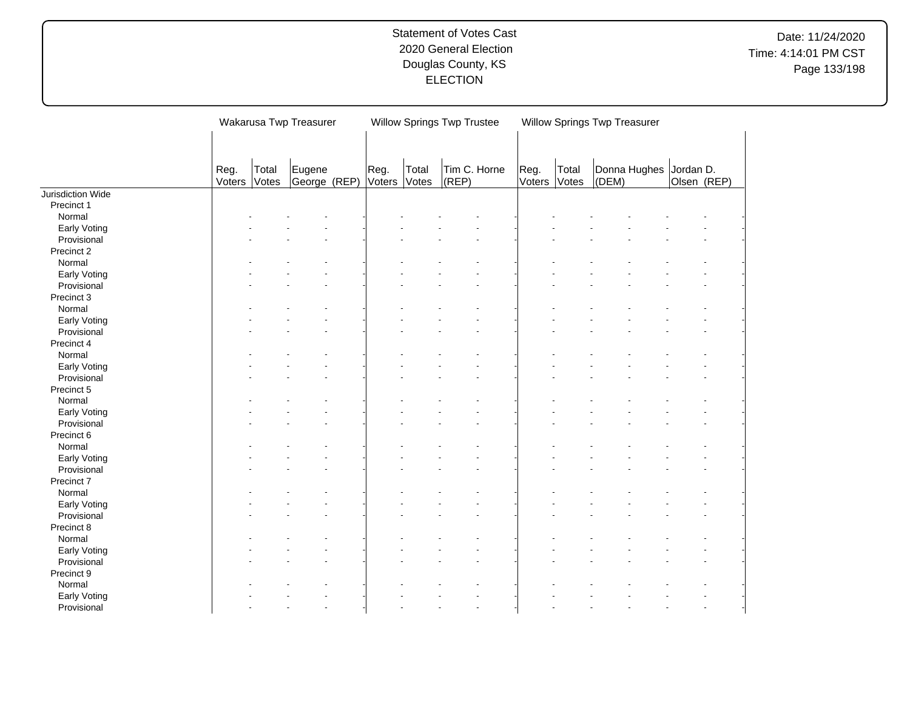Statement of Votes Cast
2020 General Election
Douglas County, KS
ELECTION

Date: 11/24/2020
Time: 4:14:01 PM CST

| | Wakarusa Twp Treasurer | | | Willow Springs Twp Trustee | | | Willow Springs Twp Treasurer | | | |
|---|---|---|---|---|---|---|---|---|---|---|
| | Reg. Voters | Total Votes | Eugene George (REP) | Reg. Voters | Total Votes | Tim C. Horne (REP) | Reg. Voters | Total Votes | Donna Hughes (DEM) | Jordan D. Olsen (REP) |
| Jurisdiction Wide | | | | | | | | | | |
| Precinct 1 | | | | | | | | | | |
| Normal | - | - | - | - | - | - | - | - | - | - |
| Early Voting | - | - | - | - | - | - | - | - | - | - |
| Provisional | - | - | - | - | - | - | - | - | - | - |
| Precinct 2 | | | | | | | | | | |
| Normal | - | - | - | - | - | - | - | - | - | - |
| Early Voting | - | - | - | - | - | - | - | - | - | - |
| Provisional | - | - | - | - | - | - | - | - | - | - |
| Precinct 3 | | | | | | | | | | |
| Normal | - | - | - | - | - | - | - | - | - | - |
| Early Voting | - | - | - | - | - | - | - | - | - | - |
| Provisional | - | - | - | - | - | - | - | - | - | - |
| Precinct 4 | | | | | | | | | | |
| Normal | - | - | - | - | - | - | - | - | - | - |
| Early Voting | - | - | - | - | - | - | - | - | - | - |
| Provisional | - | - | - | - | - | - | - | - | - | - |
| Precinct 5 | | | | | | | | | | |
| Normal | - | - | - | - | - | - | - | - | - | - |
| Early Voting | - | - | - | - | - | - | - | - | - | - |
| Provisional | - | - | - | - | - | - | - | - | - | - |
| Precinct 6 | | | | | | | | | | |
| Normal | - | - | - | - | - | - | - | - | - | - |
| Early Voting | - | - | - | - | - | - | - | - | - | - |
| Provisional | - | - | - | - | - | - | - | - | - | - |
| Precinct 7 | | | | | | | | | | |
| Normal | - | - | - | - | - | - | - | - | - | - |
| Early Voting | - | - | - | - | - | - | - | - | - | - |
| Provisional | - | - | - | - | - | - | - | - | - | - |
| Precinct 8 | | | | | | | | | | |
| Normal | - | - | - | - | - | - | - | - | - | - |
| Early Voting | - | - | - | - | - | - | - | - | - | - |
| Provisional | - | - | - | - | - | - | - | - | - | - |
| Precinct 9 | | | | | | | | | | |
| Normal | - | - | - | - | - | - | - | - | - | - |
| Early Voting | - | - | - | - | - | - | - | - | - | - |
| Provisional | - | - | - | - | - | - | - | - | - | - |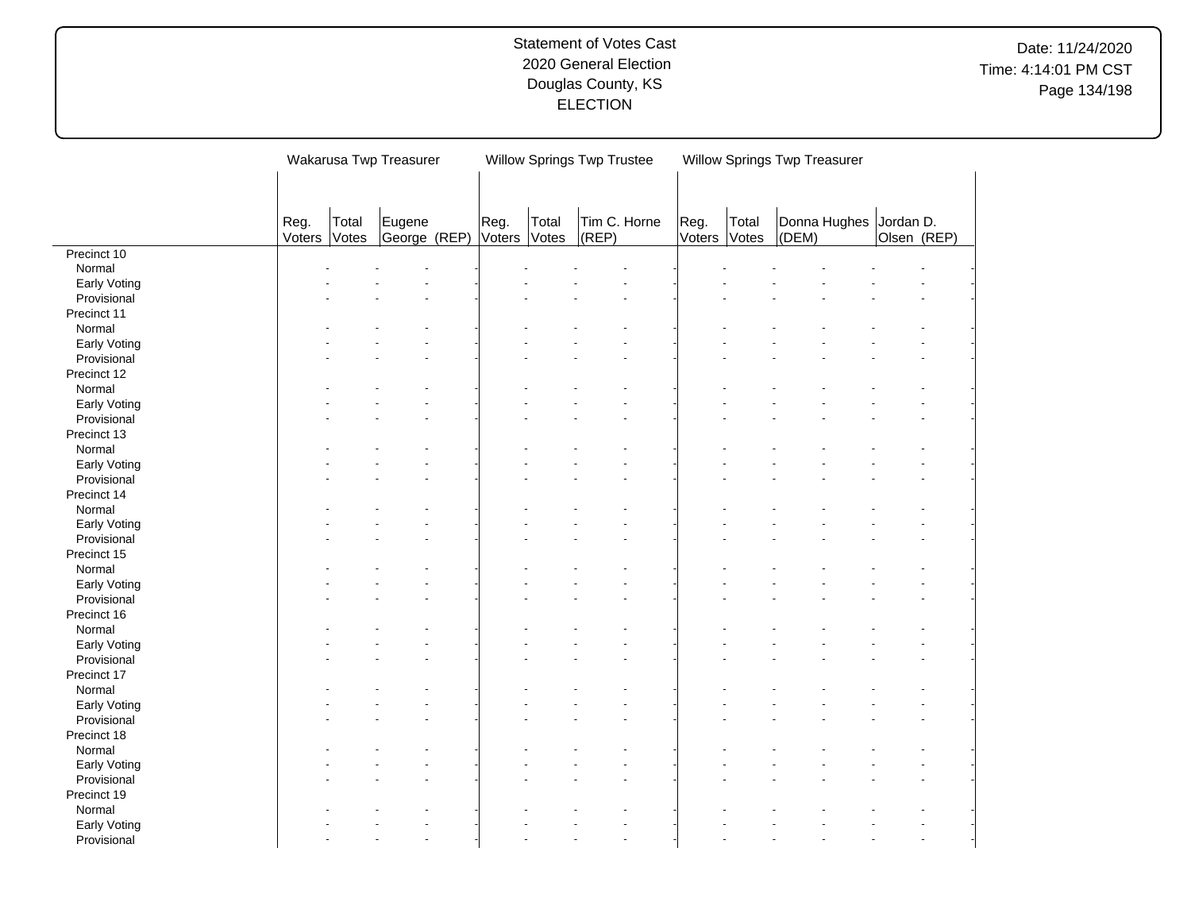Statement of Votes Cast
2020 General Election
Douglas County, KS
ELECTION

Date: 11/24/2020
Time: 4:14:01 PM CST

| | Wakarusa Twp Treasurer | | | Willow Springs Twp Trustee | | | Willow Springs Twp Treasurer | | | |
|---|---|---|---|---|---|---|---|---|---|---|
| | Reg. Voters | Total Votes | Eugene George (REP) | Reg. Voters | Total Votes | Tim C. Horne (REP) | Reg. Voters | Total Votes | Donna Hughes (DEM) | Jordan D. Olsen (REP) |
| Precinct 10 | | | | | | | | | | |
| Normal | - | - | - | - | - | - | - | - | - | - |
| Early Voting | - | - | - | - | - | - | - | - | - | - |
| Provisional | - | - | - | - | - | - | - | - | - | - |
| Precinct 11 | | | | | | | | | | |
| Normal | - | - | - | - | - | - | - | - | - | - |
| Early Voting | - | - | - | - | - | - | - | - | - | - |
| Provisional | - | - | - | - | - | - | - | - | - | - |
| Precinct 12 | | | | | | | | | | |
| Normal | - | - | - | - | - | - | - | - | - | - |
| Early Voting | - | - | - | - | - | - | - | - | - | - |
| Provisional | - | - | - | - | - | - | - | - | - | - |
| Precinct 13 | | | | | | | | | | |
| Normal | - | - | - | - | - | - | - | - | - | - |
| Early Voting | - | - | - | - | - | - | - | - | - | - |
| Provisional | - | - | - | - | - | - | - | - | - | - |
| Precinct 14 | | | | | | | | | | |
| Normal | - | - | - | - | - | - | - | - | - | - |
| Early Voting | - | - | - | - | - | - | - | - | - | - |
| Provisional | - | - | - | - | - | - | - | - | - | - |
| Precinct 15 | | | | | | | | | | |
| Normal | - | - | - | - | - | - | - | - | - | - |
| Early Voting | - | - | - | - | - | - | - | - | - | - |
| Provisional | - | - | - | - | - | - | - | - | - | - |
| Precinct 16 | | | | | | | | | | |
| Normal | - | - | - | - | - | - | - | - | - | - |
| Early Voting | - | - | - | - | - | - | - | - | - | - |
| Provisional | - | - | - | - | - | - | - | - | - | - |
| Precinct 17 | | | | | | | | | | |
| Normal | - | - | - | - | - | - | - | - | - | - |
| Early Voting | - | - | - | - | - | - | - | - | - | - |
| Provisional | - | - | - | - | - | - | - | - | - | - |
| Precinct 18 | | | | | | | | | | |
| Normal | - | - | - | - | - | - | - | - | - | - |
| Early Voting | - | - | - | - | - | - | - | - | - | - |
| Provisional | - | - | - | - | - | - | - | - | - | - |
| Precinct 19 | | | | | | | | | | |
| Normal | - | - | - | - | - | - | - | - | - | - |
| Early Voting | - | - | - | - | - | - | - | - | - | - |
| Provisional | - | - | - | - | - | - | - | - | - | - |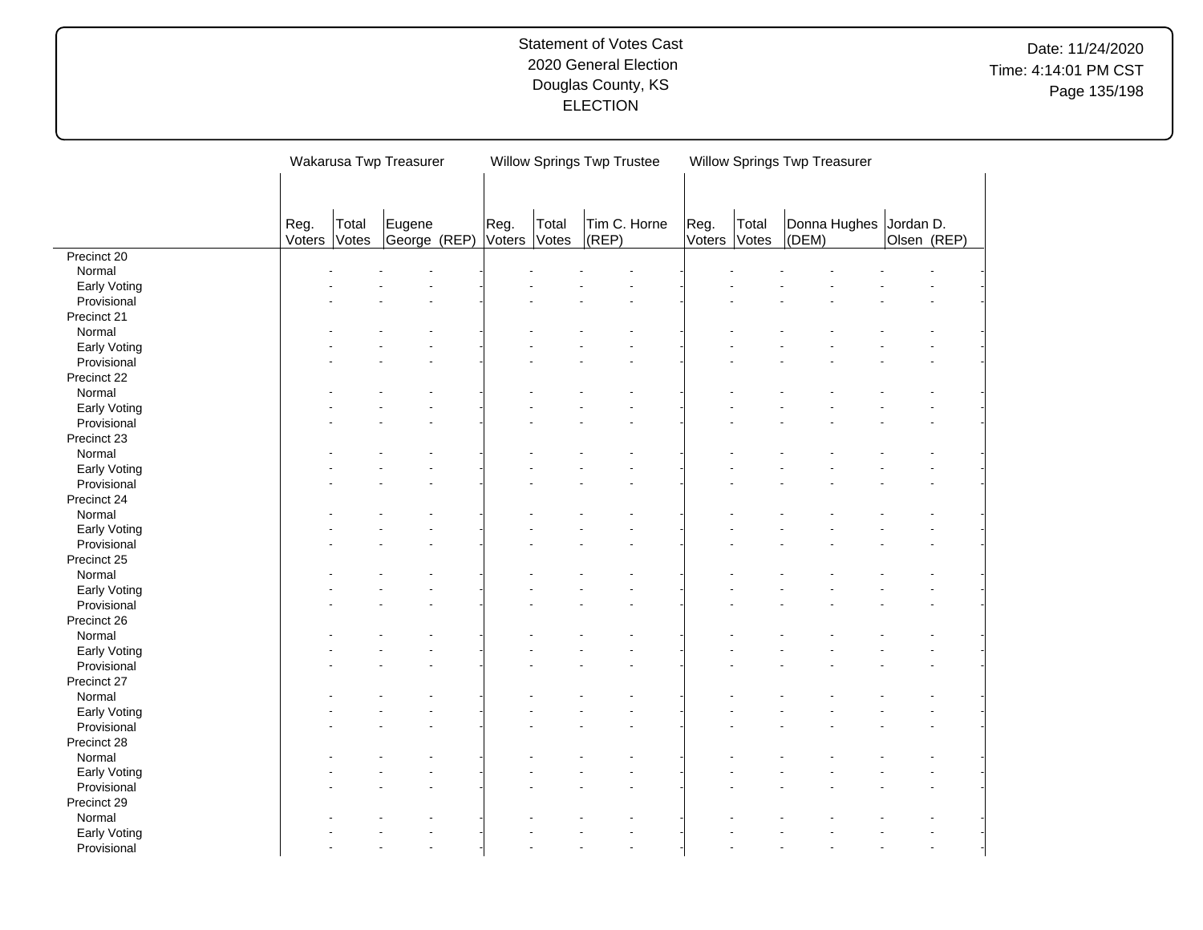Statement of Votes Cast
2020 General Election
Douglas County, KS
ELECTION

Date: 11/24/2020
Time: 4:14:01 PM CST

| | Wakarusa Twp Treasurer | | | Willow Springs Twp Trustee | | | Willow Springs Twp Treasurer | | | |
|---|---|---|---|---|---|---|---|---|---|---|
| | Reg. Voters | Total Votes | Eugene George (REP) | Reg. Voters | Total Votes | Tim C. Horne (REP) | Reg. Voters | Total Votes | Donna Hughes (DEM) | Jordan D. Olsen (REP) |
| Precinct 20 | | | | | | | | | | |
| Normal | - | - | - | - | - | - | - | - | - | - |
| Early Voting | - | - | - | - | - | - | - | - | - | - |
| Provisional | - | - | - | - | - | - | - | - | - | - |
| Precinct 21 | | | | | | | | | | |
| Normal | - | - | - | - | - | - | - | - | - | - |
| Early Voting | - | - | - | - | - | - | - | - | - | - |
| Provisional | - | - | - | - | - | - | - | - | - | - |
| Precinct 22 | | | | | | | | | | |
| Normal | - | - | - | - | - | - | - | - | - | - |
| Early Voting | - | - | - | - | - | - | - | - | - | - |
| Provisional | - | - | - | - | - | - | - | - | - | - |
| Precinct 23 | | | | | | | | | | |
| Normal | - | - | - | - | - | - | - | - | - | - |
| Early Voting | - | - | - | - | - | - | - | - | - | - |
| Provisional | - | - | - | - | - | - | - | - | - | - |
| Precinct 24 | | | | | | | | | | |
| Normal | - | - | - | - | - | - | - | - | - | - |
| Early Voting | - | - | - | - | - | - | - | - | - | - |
| Provisional | - | - | - | - | - | - | - | - | - | - |
| Precinct 25 | | | | | | | | | | |
| Normal | - | - | - | - | - | - | - | - | - | - |
| Early Voting | - | - | - | - | - | - | - | - | - | - |
| Provisional | - | - | - | - | - | - | - | - | - | - |
| Precinct 26 | | | | | | | | | | |
| Normal | - | - | - | - | - | - | - | - | - | - |
| Early Voting | - | - | - | - | - | - | - | - | - | - |
| Provisional | - | - | - | - | - | - | - | - | - | - |
| Precinct 27 | | | | | | | | | | |
| Normal | - | - | - | - | - | - | - | - | - | - |
| Early Voting | - | - | - | - | - | - | - | - | - | - |
| Provisional | - | - | - | - | - | - | - | - | - | - |
| Precinct 28 | | | | | | | | | | |
| Normal | - | - | - | - | - | - | - | - | - | - |
| Early Voting | - | - | - | - | - | - | - | - | - | - |
| Provisional | - | - | - | - | - | - | - | - | - | - |
| Precinct 29 | | | | | | | | | | |
| Normal | - | - | - | - | - | - | - | - | - | - |
| Early Voting | - | - | - | - | - | - | - | - | - | - |
| Provisional | - | - | - | - | - | - | - | - | - | - |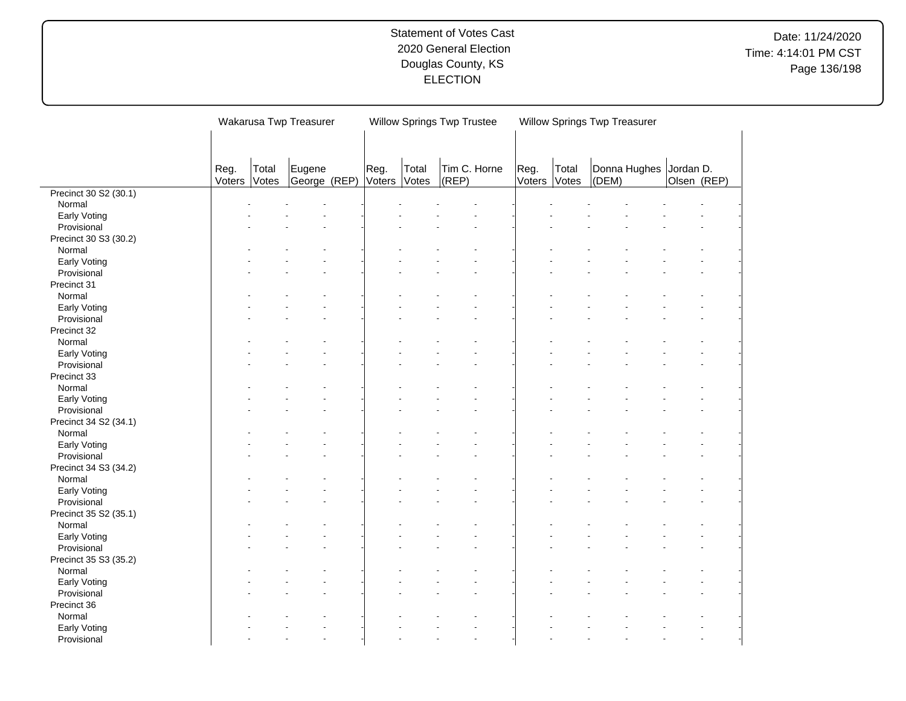Statement of Votes Cast
2020 General Election
Douglas County, KS
ELECTION

| | Wakarusa Twp Treasurer | | | Willow Springs Twp Trustee | | | Willow Springs Twp Treasurer | | | |
|---|---|---|---|---|---|---|---|---|---|---|
| | Reg. Voters | Total Votes | Eugene George (REP) | Reg. Voters | Total Votes | Tim C. Horne (REP) | Reg. Voters | Total Votes | Donna Hughes (DEM) | Jordan D. Olsen (REP) |
| Precinct 30 S2 (30.1) | | | | | | | | | | |
| Normal | - | - | - | - | - | - | - | - | - | - |
| Early Voting | - | - | - | - | - | - | - | - | - | - |
| Provisional | - | - | - | - | - | - | - | - | - | - |
| Precinct 30 S3 (30.2) | | | | | | | | | | |
| Normal | - | - | - | - | - | - | - | - | - | - |
| Early Voting | - | - | - | - | - | - | - | - | - | - |
| Provisional | - | - | - | - | - | - | - | - | - | - |
| Precinct 31 | | | | | | | | | | |
| Normal | - | - | - | - | - | - | - | - | - | - |
| Early Voting | - | - | - | - | - | - | - | - | - | - |
| Provisional | - | - | - | - | - | - | - | - | - | - |
| Precinct 32 | | | | | | | | | | |
| Normal | - | - | - | - | - | - | - | - | - | - |
| Early Voting | - | - | - | - | - | - | - | - | - | - |
| Provisional | - | - | - | - | - | - | - | - | - | - |
| Precinct 33 | | | | | | | | | | |
| Normal | - | - | - | - | - | - | - | - | - | - |
| Early Voting | - | - | - | - | - | - | - | - | - | - |
| Provisional | - | - | - | - | - | - | - | - | - | - |
| Precinct 34 S2 (34.1) | | | | | | | | | | |
| Normal | - | - | - | - | - | - | - | - | - | - |
| Early Voting | - | - | - | - | - | - | - | - | - | - |
| Provisional | - | - | - | - | - | - | - | - | - | - |
| Precinct 34 S3 (34.2) | | | | | | | | | | |
| Normal | - | - | - | - | - | - | - | - | - | - |
| Early Voting | - | - | - | - | - | - | - | - | - | - |
| Provisional | - | - | - | - | - | - | - | - | - | - |
| Precinct 35 S2 (35.1) | | | | | | | | | | |
| Normal | - | - | - | - | - | - | - | - | - | - |
| Early Voting | - | - | - | - | - | - | - | - | - | - |
| Provisional | - | - | - | - | - | - | - | - | - | - |
| Precinct 35 S3 (35.2) | | | | | | | | | | |
| Normal | - | - | - | - | - | - | - | - | - | - |
| Early Voting | - | - | - | - | - | - | - | - | - | - |
| Provisional | - | - | - | - | - | - | - | - | - | - |
| Precinct 36 | | | | | | | | | | |
| Normal | - | - | - | - | - | - | - | - | - | - |
| Early Voting | - | - | - | - | - | - | - | - | - | - |
| Provisional | - | - | - | - | - | - | - | - | - | - |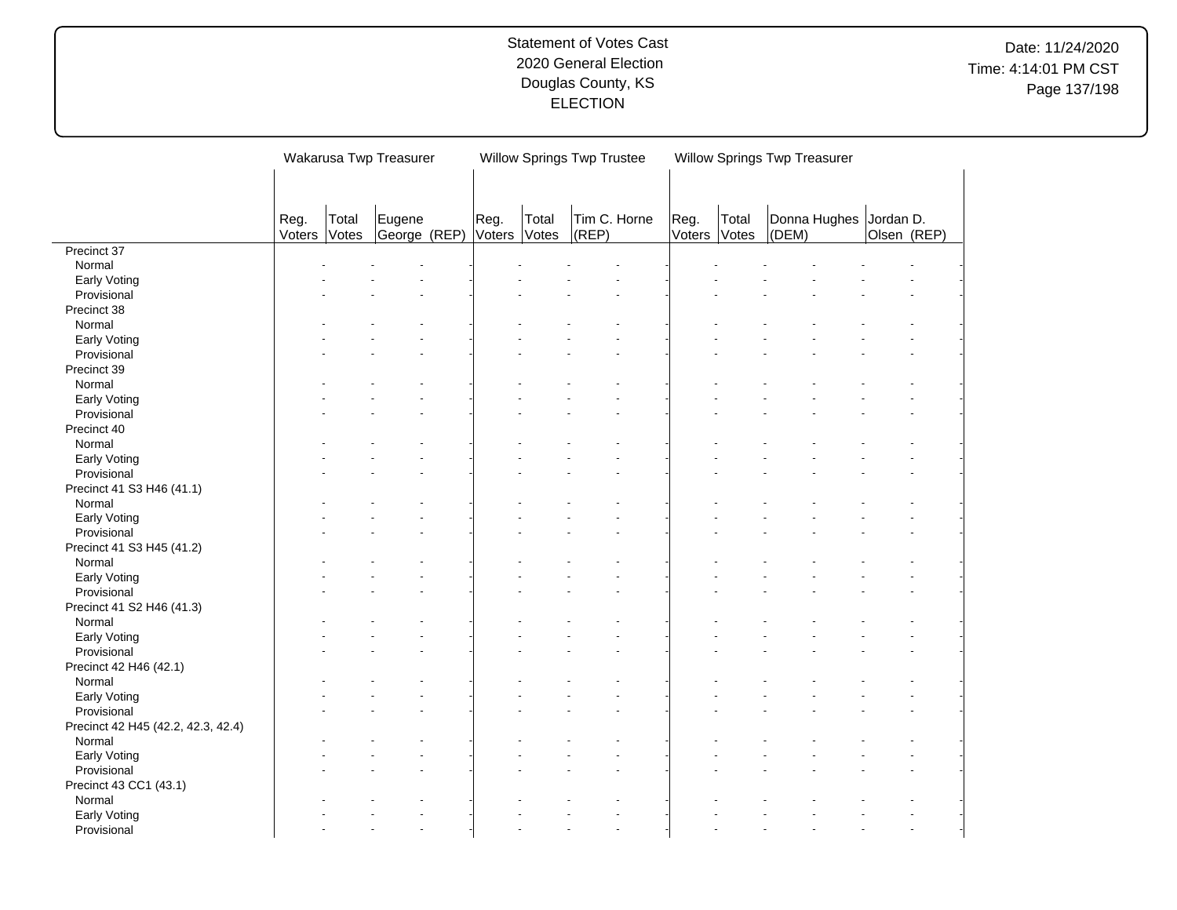Statement of Votes Cast
2020 General Election
Douglas County, KS
ELECTION

| | Wakarusa Twp Treasurer | | | Willow Springs Twp Trustee | | | Willow Springs Twp Treasurer | | | |
|---|---|---|---|---|---|---|---|---|---|---|
| | Reg. Voters | Total Votes | Eugene George (REP) | Reg. Voters | Total Votes | Tim C. Horne (REP) | Reg. Voters | Total Votes | Donna Hughes (DEM) | Jordan D. Olsen (REP) |
| Precinct 37 | | | | | | | | | | |
| Normal | - | - | - | - | - | - | - | - | - | - |
| Early Voting | - | - | - | - | - | - | - | - | - | - |
| Provisional | - | - | - | - | - | - | - | - | - | - |
| Precinct 38 | | | | | | | | | | |
| Normal | - | - | - | - | - | - | - | - | - | - |
| Early Voting | - | - | - | - | - | - | - | - | - | - |
| Provisional | - | - | - | - | - | - | - | - | - | - |
| Precinct 39 | | | | | | | | | | |
| Normal | - | - | - | - | - | - | - | - | - | - |
| Early Voting | - | - | - | - | - | - | - | - | - | - |
| Provisional | - | - | - | - | - | - | - | - | - | - |
| Precinct 40 | | | | | | | | | | |
| Normal | - | - | - | - | - | - | - | - | - | - |
| Early Voting | - | - | - | - | - | - | - | - | - | - |
| Provisional | - | - | - | - | - | - | - | - | - | - |
| Precinct 41 S3 H46 (41.1) | | | | | | | | | | |
| Normal | - | - | - | - | - | - | - | - | - | - |
| Early Voting | - | - | - | - | - | - | - | - | - | - |
| Provisional | - | - | - | - | - | - | - | - | - | - |
| Precinct 41 S3 H45 (41.2) | | | | | | | | | | |
| Normal | - | - | - | - | - | - | - | - | - | - |
| Early Voting | - | - | - | - | - | - | - | - | - | - |
| Provisional | - | - | - | - | - | - | - | - | - | - |
| Precinct 41 S2 H46 (41.3) | | | | | | | | | | |
| Normal | - | - | - | - | - | - | - | - | - | - |
| Early Voting | - | - | - | - | - | - | - | - | - | - |
| Provisional | - | - | - | - | - | - | - | - | - | - |
| Precinct 42 H46 (42.1) | | | | | | | | | | |
| Normal | - | - | - | - | - | - | - | - | - | - |
| Early Voting | - | - | - | - | - | - | - | - | - | - |
| Provisional | - | - | - | - | - | - | - | - | - | - |
| Precinct 42 H45 (42.2, 42.3, 42.4) | | | | | | | | | | |
| Normal | - | - | - | - | - | - | - | - | - | - |
| Early Voting | - | - | - | - | - | - | - | - | - | - |
| Provisional | - | - | - | - | - | - | - | - | - | - |
| Precinct 43 CC1 (43.1) | | | | | | | | | | |
| Normal | - | - | - | - | - | - | - | - | - | - |
| Early Voting | - | - | - | - | - | - | - | - | - | - |
| Provisional | - | - | - | - | - | - | - | - | - | - |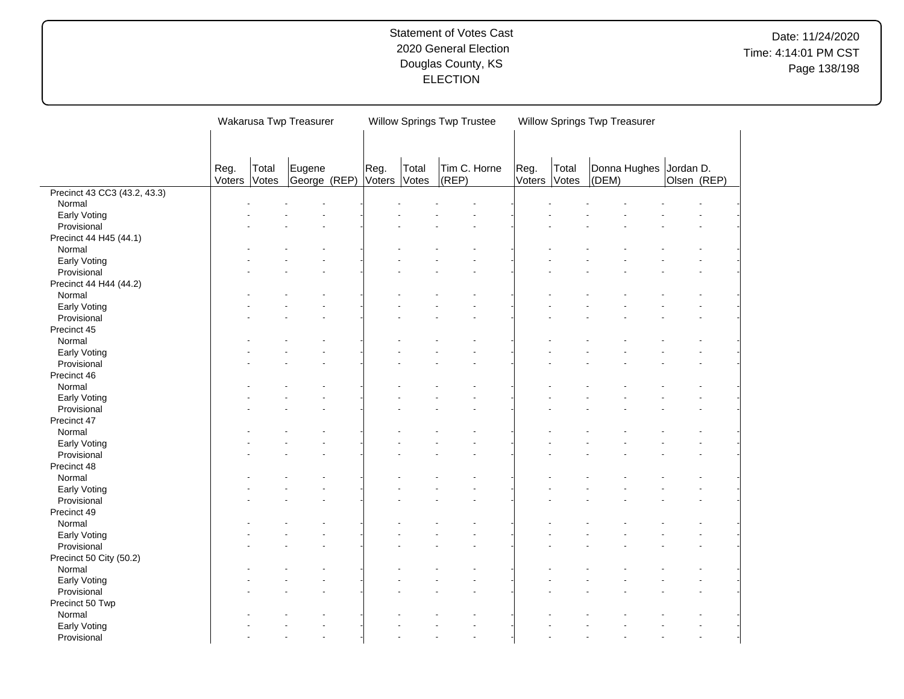Statement of Votes Cast
2020 General Election
Douglas County, KS
ELECTION

Date: 11/24/2020
Time: 4:14:01 PM CST

| | Wakarusa Twp Treasurer | | | Willow Springs Twp Trustee | | | Willow Springs Twp Treasurer | | | |
|---|---|---|---|---|---|---|---|---|---|---|
| | Reg. Voters | Total Votes | Eugene George (REP) | Reg. Voters | Total Votes | Tim C. Horne (REP) | Reg. Voters | Total Votes | Donna Hughes (DEM) | Jordan D. Olsen (REP) |
| Precinct 43 CC3 (43.2, 43.3) | | | | | | | | | | |
| Normal | - | - | - | - | - | - | - | - | - | - |
| Early Voting | - | - | - | - | - | - | - | - | - | - |
| Provisional | - | - | - | - | - | - | - | - | - | - |
| Precinct 44 H45 (44.1) | | | | | | | | | | |
| Normal | - | - | - | - | - | - | - | - | - | - |
| Early Voting | - | - | - | - | - | - | - | - | - | - |
| Provisional | - | - | - | - | - | - | - | - | - | - |
| Precinct 44 H44 (44.2) | | | | | | | | | | |
| Normal | - | - | - | - | - | - | - | - | - | - |
| Early Voting | - | - | - | - | - | - | - | - | - | - |
| Provisional | - | - | - | - | - | - | - | - | - | - |
| Precinct 45 | | | | | | | | | | |
| Normal | - | - | - | - | - | - | - | - | - | - |
| Early Voting | - | - | - | - | - | - | - | - | - | - |
| Provisional | - | - | - | - | - | - | - | - | - | - |
| Precinct 46 | | | | | | | | | | |
| Normal | - | - | - | - | - | - | - | - | - | - |
| Early Voting | - | - | - | - | - | - | - | - | - | - |
| Provisional | - | - | - | - | - | - | - | - | - | - |
| Precinct 47 | | | | | | | | | | |
| Normal | - | - | - | - | - | - | - | - | - | - |
| Early Voting | - | - | - | - | - | - | - | - | - | - |
| Provisional | - | - | - | - | - | - | - | - | - | - |
| Precinct 48 | | | | | | | | | | |
| Normal | - | - | - | - | - | - | - | - | - | - |
| Early Voting | - | - | - | - | - | - | - | - | - | - |
| Provisional | - | - | - | - | - | - | - | - | - | - |
| Precinct 49 | | | | | | | | | | |
| Normal | - | - | - | - | - | - | - | - | - | - |
| Early Voting | - | - | - | - | - | - | - | - | - | - |
| Provisional | - | - | - | - | - | - | - | - | - | - |
| Precinct 50 City (50.2) | | | | | | | | | | |
| Normal | - | - | - | - | - | - | - | - | - | - |
| Early Voting | - | - | - | - | - | - | - | - | - | - |
| Provisional | - | - | - | - | - | - | - | - | - | - |
| Precinct 50 Twp | | | | | | | | | | |
| Normal | - | - | - | - | - | - | - | - | - | - |
| Early Voting | - | - | - | - | - | - | - | - | - | - |
| Provisional | - | - | - | - | - | - | - | - | - | - |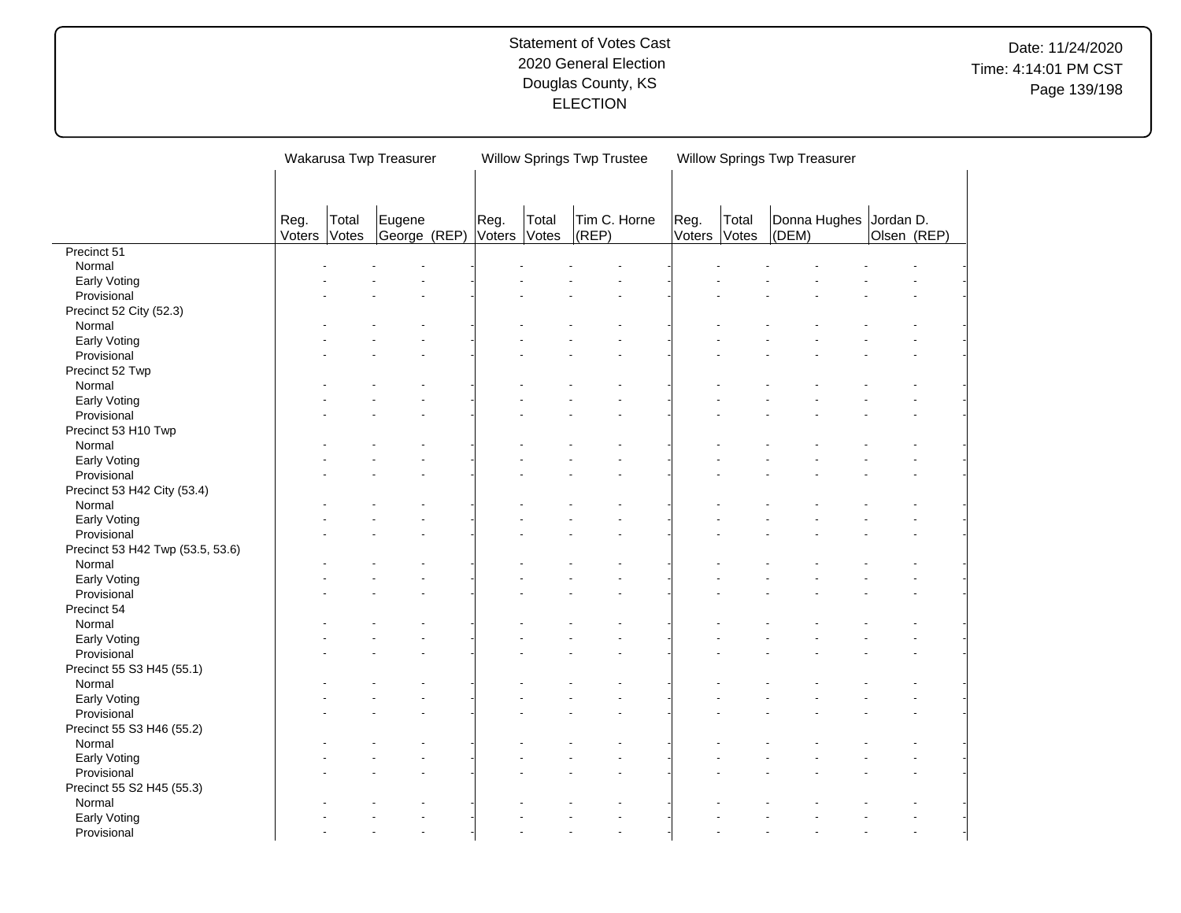Statement of Votes Cast
2020 General Election
Douglas County, KS
ELECTION

Date: 11/24/2020
Time: 4:14:01 PM CST

| | Wakarusa Twp Treasurer | | | Willow Springs Twp Trustee | | | Willow Springs Twp Treasurer | | | |
|---|---|---|---|---|---|---|---|---|---|---|
| | Reg. Voters | Total Votes | Eugene George (REP) | Reg. Voters | Total Votes | Tim C. Horne (REP) | Reg. Voters | Total Votes | Donna Hughes (DEM) | Jordan D. Olsen (REP) |
| Precinct 51 | | | | | | | | | | |
| Normal | - | - | - | - | - | - | - | - | - | - |
| Early Voting | - | - | - | - | - | - | - | - | - | - |
| Provisional | - | - | - | - | - | - | - | - | - | - |
| Precinct 52 City (52.3) | | | | | | | | | | |
| Normal | - | - | - | - | - | - | - | - | - | - |
| Early Voting | - | - | - | - | - | - | - | - | - | - |
| Provisional | - | - | - | - | - | - | - | - | - | - |
| Precinct 52 Twp | | | | | | | | | | |
| Normal | - | - | - | - | - | - | - | - | - | - |
| Early Voting | - | - | - | - | - | - | - | - | - | - |
| Provisional | - | - | - | - | - | - | - | - | - | - |
| Precinct 53 H10 Twp | | | | | | | | | | |
| Normal | - | - | - | - | - | - | - | - | - | - |
| Early Voting | - | - | - | - | - | - | - | - | - | - |
| Provisional | - | - | - | - | - | - | - | - | - | - |
| Precinct 53 H42 City (53.4) | | | | | | | | | | |
| Normal | - | - | - | - | - | - | - | - | - | - |
| Early Voting | - | - | - | - | - | - | - | - | - | - |
| Provisional | - | - | - | - | - | - | - | - | - | - |
| Precinct 53 H42 Twp (53.5, 53.6) | | | | | | | | | | |
| Normal | - | - | - | - | - | - | - | - | - | - |
| Early Voting | - | - | - | - | - | - | - | - | - | - |
| Provisional | - | - | - | - | - | - | - | - | - | - |
| Precinct 54 | | | | | | | | | | |
| Normal | - | - | - | - | - | - | - | - | - | - |
| Early Voting | - | - | - | - | - | - | - | - | - | - |
| Provisional | - | - | - | - | - | - | - | - | - | - |
| Precinct 55 S3 H45 (55.1) | | | | | | | | | | |
| Normal | - | - | - | - | - | - | - | - | - | - |
| Early Voting | - | - | - | - | - | - | - | - | - | - |
| Provisional | - | - | - | - | - | - | - | - | - | - |
| Precinct 55 S3 H46 (55.2) | | | | | | | | | | |
| Normal | - | - | - | - | - | - | - | - | - | - |
| Early Voting | - | - | - | - | - | - | - | - | - | - |
| Provisional | - | - | - | - | - | - | - | - | - | - |
| Precinct 55 S2 H45 (55.3) | | | | | | | | | | |
| Normal | - | - | - | - | - | - | - | - | - | - |
| Early Voting | - | - | - | - | - | - | - | - | - | - |
| Provisional | - | - | - | - | - | - | - | - | - | - |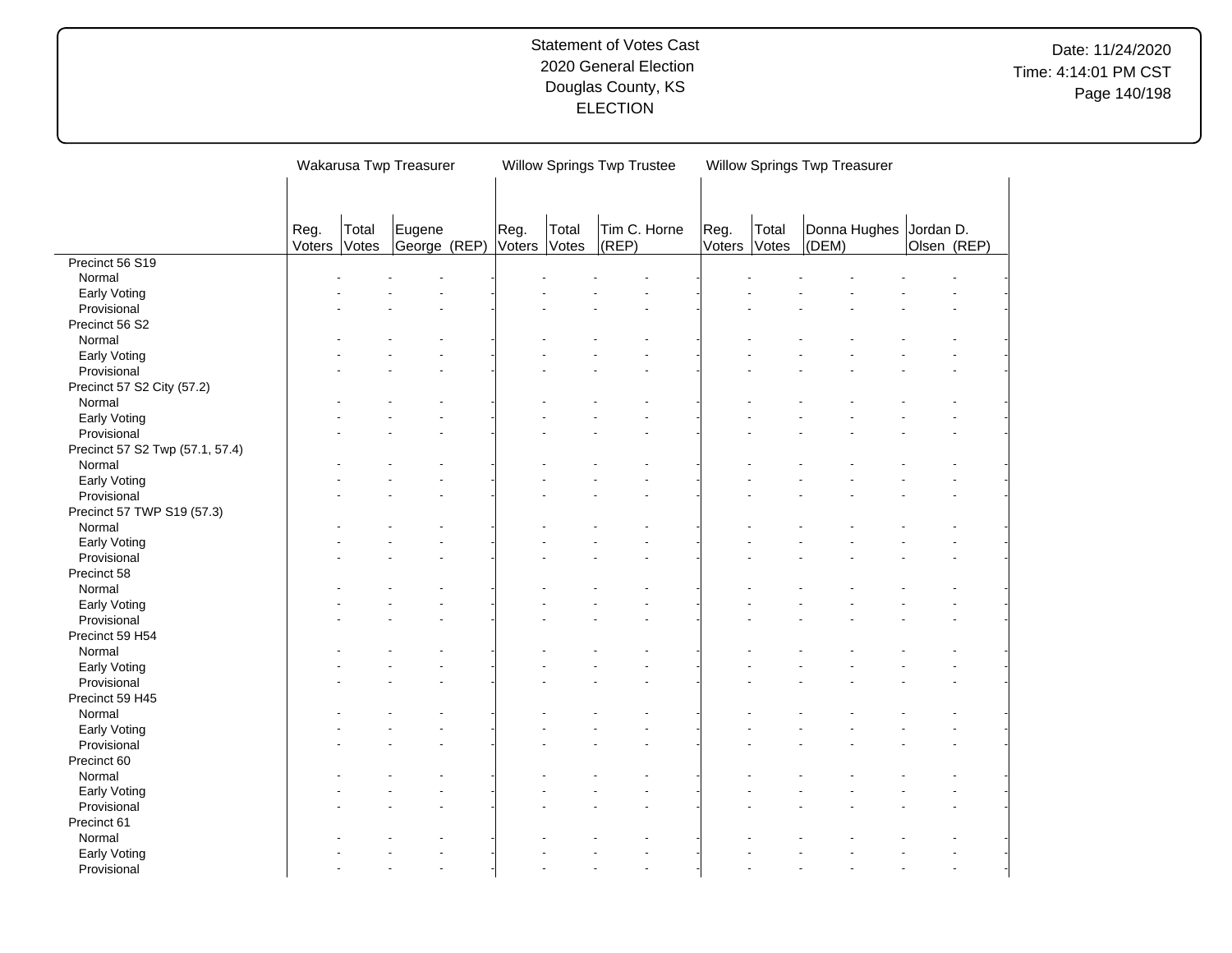Statement of Votes Cast
2020 General Election
Douglas County, KS
ELECTION

Date: 11/24/2020
Time: 4:14:01 PM CST

| | Wakarusa Twp Treasurer | | | Willow Springs Twp Trustee | | | Willow Springs Twp Treasurer | | | |
|---|---|---|---|---|---|---|---|---|---|---|
| | Reg. Voters | Total Votes | Eugene George (REP) | Reg. Voters | Total Votes | Tim C. Horne (REP) | Reg. Voters | Total Votes | Donna Hughes (DEM) | Jordan D. Olsen (REP) |
| Precinct 56 S19 | | | | | | | | | | |
| Normal | - | - | - | - | - | - | - | - | - | - |
| Early Voting | - | - | - | - | - | - | - | - | - | - |
| Provisional | - | - | - | - | - | - | - | - | - | - |
| Precinct 56 S2 | | | | | | | | | | |
| Normal | - | - | - | - | - | - | - | - | - | - |
| Early Voting | - | - | - | - | - | - | - | - | - | - |
| Provisional | - | - | - | - | - | - | - | - | - | - |
| Precinct 57 S2 City (57.2) | | | | | | | | | | |
| Normal | - | - | - | - | - | - | - | - | - | - |
| Early Voting | - | - | - | - | - | - | - | - | - | - |
| Provisional | - | - | - | - | - | - | - | - | - | - |
| Precinct 57 S2 Twp (57.1, 57.4) | | | | | | | | | | |
| Normal | - | - | - | - | - | - | - | - | - | - |
| Early Voting | - | - | - | - | - | - | - | - | - | - |
| Provisional | - | - | - | - | - | - | - | - | - | - |
| Precinct 57 TWP S19 (57.3) | | | | | | | | | | |
| Normal | - | - | - | - | - | - | - | - | - | - |
| Early Voting | - | - | - | - | - | - | - | - | - | - |
| Provisional | - | - | - | - | - | - | - | - | - | - |
| Precinct 58 | | | | | | | | | | |
| Normal | - | - | - | - | - | - | - | - | - | - |
| Early Voting | - | - | - | - | - | - | - | - | - | - |
| Provisional | - | - | - | - | - | - | - | - | - | - |
| Precinct 59 H54 | | | | | | | | | | |
| Normal | - | - | - | - | - | - | - | - | - | - |
| Early Voting | - | - | - | - | - | - | - | - | - | - |
| Provisional | - | - | - | - | - | - | - | - | - | - |
| Precinct 59 H45 | | | | | | | | | | |
| Normal | - | - | - | - | - | - | - | - | - | - |
| Early Voting | - | - | - | - | - | - | - | - | - | - |
| Provisional | - | - | - | - | - | - | - | - | - | - |
| Precinct 60 | | | | | | | | | | |
| Normal | - | - | - | - | - | - | - | - | - | - |
| Early Voting | - | - | - | - | - | - | - | - | - | - |
| Provisional | - | - | - | - | - | - | - | - | - | - |
| Precinct 61 | | | | | | | | | | |
| Normal | - | - | - | - | - | - | - | - | - | - |
| Early Voting | - | - | - | - | - | - | - | - | - | - |
| Provisional | - | - | - | - | - | - | - | - | - | - |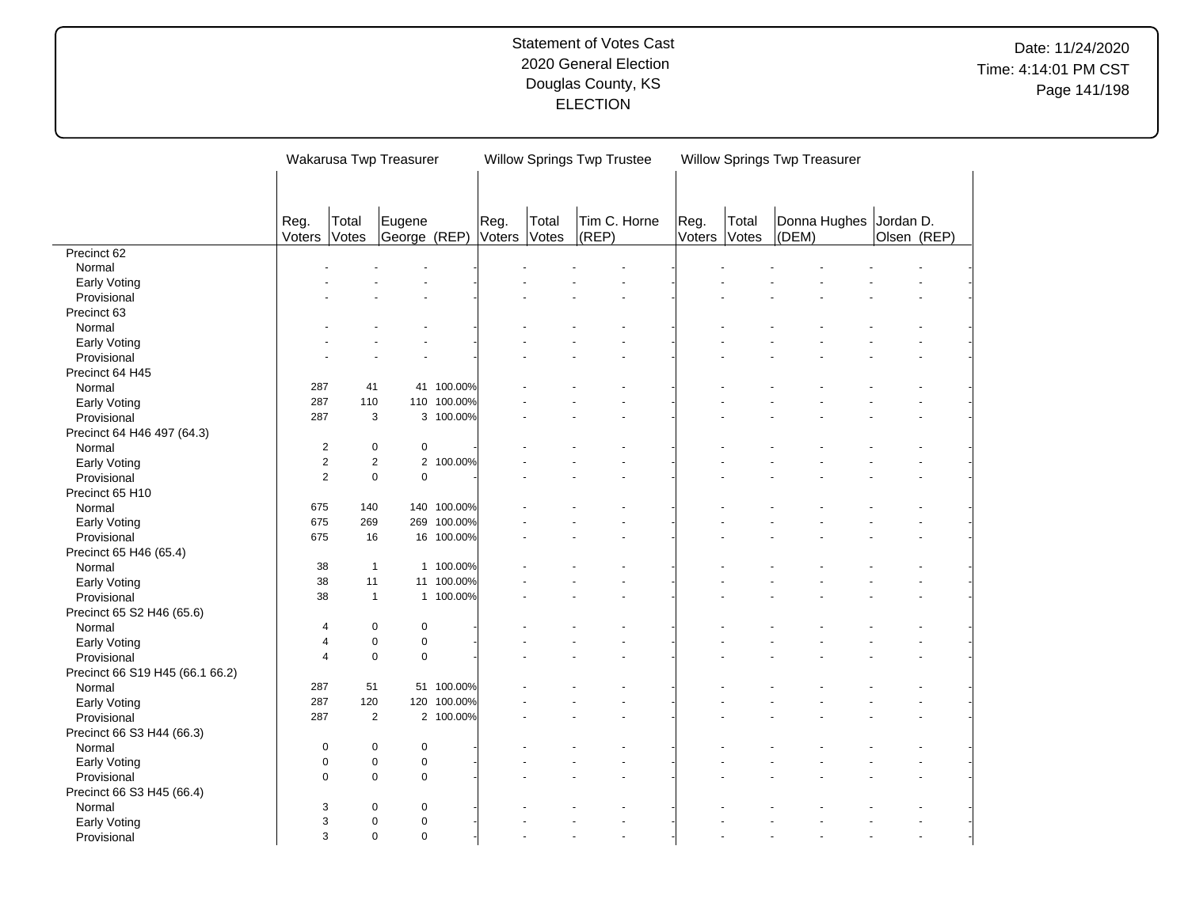# Statement of Votes Cast
## 2020 General Election
## Douglas County, KS
## ELECTION

Date: 11/24/2020
Time: 4:14:01 PM CST

| | Wakarusa Twp Treasurer | | | | Willow Springs Twp Trustee | | | | Willow Springs Twp Treasurer | | | | | |
|---|---|---|---|---|---|---|---|---|---|---|---|---|---|---|
| | Reg. Voters | Total Votes | Eugene George (REP) | | Reg. Voters | Total Votes | Tim C. Horne (REP) | | Reg. Voters | Total Votes | Donna Hughes (DEM) | | Jordan D. Olsen (REP) | |
| **Precinct 62** | | | | | | | | | | | | | | |
| Normal | - | - | - | - | - | - | - | - | - | - | - | - | - | - |
| Early Voting | - | - | - | - | - | - | - | - | - | - | - | - | - | - |
| Provisional | - | - | - | - | - | - | - | - | - | - | - | - | - | - |
| **Precinct 63** | | | | | | | | | | | | | | |
| Normal | - | - | - | - | - | - | - | - | - | - | - | - | - | - |
| Early Voting | - | - | - | - | - | - | - | - | - | - | - | - | - | - |
| Provisional | - | - | - | - | - | - | - | - | - | - | - | - | - | - |
| **Precinct 64 H45** | | | | | | | | | | | | | | |
| Normal | 287 | 41 | 41 | 100.00% | - | - | - | - | - | - | - | - | - | - |
| Early Voting | 287 | 110 | 110 | 100.00% | - | - | - | - | - | - | - | - | - | - |
| Provisional | 287 | 3 | 3 | 100.00% | - | - | - | - | - | - | - | - | - | - |
| **Precinct 64 H46 497 (64.3)** | | | | | | | | | | | | | | |
| Normal | 2 | 0 | 0 | - | - | - | - | - | - | - | - | - | - | - |
| Early Voting | 2 | 2 | 2 | 100.00% | - | - | - | - | - | - | - | - | - | - |
| Provisional | 2 | 0 | 0 | - | - | - | - | - | - | - | - | - | - | - |
| **Precinct 65 H10** | | | | | | | | | | | | | | |
| Normal | 675 | 140 | 140 | 100.00% | - | - | - | - | - | - | - | - | - | - |
| Early Voting | 675 | 269 | 269 | 100.00% | - | - | - | - | - | - | - | - | - | - |
| Provisional | 675 | 16 | 16 | 100.00% | - | - | - | - | - | - | - | - | - | - |
| **Precinct 65 H46 (65.4)** | | | | | | | | | | | | | | |
| Normal | 38 | 1 | 1 | 100.00% | - | - | - | - | - | - | - | - | - | - |
| Early Voting | 38 | 11 | 11 | 100.00% | - | - | - | - | - | - | - | - | - | - |
| Provisional | 38 | 1 | 1 | 100.00% | - | - | - | - | - | - | - | - | - | - |
| **Precinct 65 S2 H46 (65.6)** | | | | | | | | | | | | | | |
| Normal | 4 | 0 | 0 | - | - | - | - | - | - | - | - | - | - | - |
| Early Voting | 4 | 0 | 0 | - | - | - | - | - | - | - | - | - | - | - |
| Provisional | 4 | 0 | 0 | - | - | - | - | - | - | - | - | - | - | - |
| **Precinct 66 S19 H45 (66.1 66.2)** | | | | | | | | | | | | | | |
| Normal | 287 | 51 | 51 | 100.00% | - | - | - | - | - | - | - | - | - | - |
| Early Voting | 287 | 120 | 120 | 100.00% | - | - | - | - | - | - | - | - | - | - |
| Provisional | 287 | 2 | 2 | 100.00% | - | - | - | - | - | - | - | - | - | - |
| **Precinct 66 S3 H44 (66.3)** | | | | | | | | | | | | | | |
| Normal | 0 | 0 | 0 | - | - | - | - | - | - | - | - | - | - | - |
| Early Voting | 0 | 0 | 0 | - | - | - | - | - | - | - | - | - | - | - |
| Provisional | 0 | 0 | 0 | - | - | - | - | - | - | - | - | - | - | - |
| **Precinct 66 S3 H45 (66.4)** | | | | | | | | | | | | | | |
| Normal | 3 | 0 | 0 | - | - | - | - | - | - | - | - | - | - | - |
| Early Voting | 3 | 0 | 0 | - | - | - | - | - | - | - | - | - | - | - |
| Provisional | 3 | 0 | 0 | - | - | - | - | - | - | - | - | - | - | - |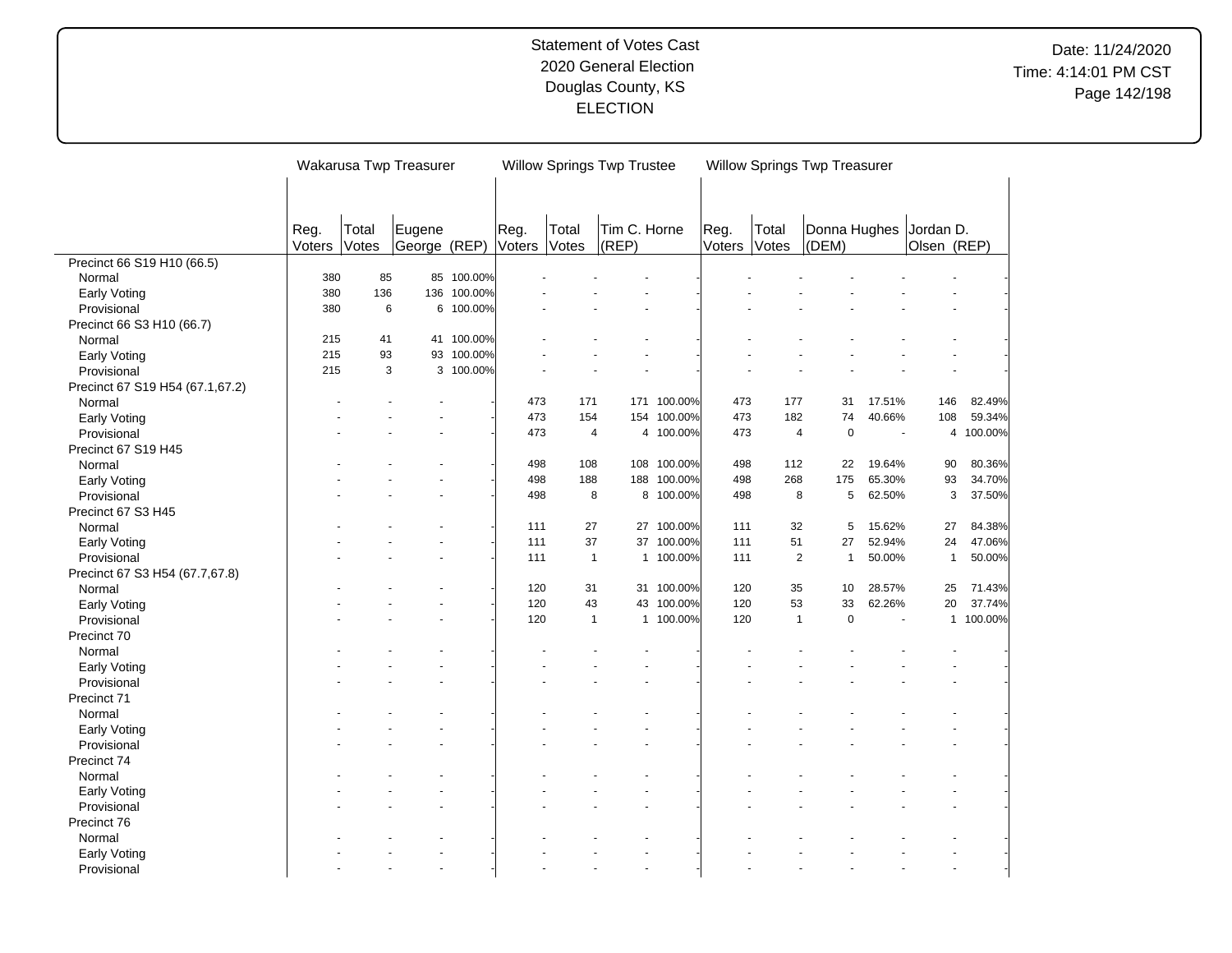# Statement of Votes Cast
## 2020 General Election
## Douglas County, KS
## ELECTION

Date: 11/24/2020
Time: 4:14:01 PM CST

| | Wakarusa Twp Treasurer | | | | Willow Springs Twp Trustee | | | | Willow Springs Twp Treasurer | | | | | |
|---|---|---|---|---|---|---|---|---|---|---|---|---|---|---|
| | Reg. Voters | Total Votes | Eugene George (REP) | | Reg. Voters | Total Votes | Tim C. Horne (REP) | | Reg. Voters | Total Votes | Donna Hughes (DEM) | | Jordan D. Olsen (REP) | |
| Precinct 66 S19 H10 (66.5) | | | | | | | | | | | | | | |
| Normal | 380 | 85 | 85 | 100.00% | - | - | - | - | - | - | - | - | - | - |
| Early Voting | 380 | 136 | 136 | 100.00% | - | - | - | - | - | - | - | - | - | - |
| Provisional | 380 | 6 | 6 | 100.00% | - | - | - | - | - | - | - | - | - | - |
| Precinct 66 S3 H10 (66.7) | | | | | | | | | | | | | | |
| Normal | 215 | 41 | 41 | 100.00% | - | - | - | - | - | - | - | - | - | - |
| Early Voting | 215 | 93 | 93 | 100.00% | - | - | - | - | - | - | - | - | - | - |
| Provisional | 215 | 3 | 3 | 100.00% | - | - | - | - | - | - | - | - | - | - |
| Precinct 67 S19 H54 (67.1,67.2) | | | | | | | | | | | | | | |
| Normal | - | - | - | - | 473 | 171 | 171 | 100.00% | 473 | 177 | 31 | 17.51% | 146 | 82.49% |
| Early Voting | - | - | - | - | 473 | 154 | 154 | 100.00% | 473 | 182 | 74 | 40.66% | 108 | 59.34% |
| Provisional | - | - | - | - | 473 | 4 | 4 | 100.00% | 473 | 4 | 0 | - | 4 | 100.00% |
| Precinct 67 S19 H45 | | | | | | | | | | | | | | |
| Normal | - | - | - | - | 498 | 108 | 108 | 100.00% | 498 | 112 | 22 | 19.64% | 90 | 80.36% |
| Early Voting | - | - | - | - | 498 | 188 | 188 | 100.00% | 498 | 268 | 175 | 65.30% | 93 | 34.70% |
| Provisional | - | - | - | - | 498 | 8 | 8 | 100.00% | 498 | 8 | 5 | 62.50% | 3 | 37.50% |
| Precinct 67 S3 H45 | | | | | | | | | | | | | | |
| Normal | - | - | - | - | 111 | 27 | 27 | 100.00% | 111 | 32 | 5 | 15.62% | 27 | 84.38% |
| Early Voting | - | - | - | - | 111 | 37 | 37 | 100.00% | 111 | 51 | 27 | 52.94% | 24 | 47.06% |
| Provisional | - | - | - | - | 111 | 1 | 1 | 100.00% | 111 | 2 | 1 | 50.00% | 1 | 50.00% |
| Precinct 67 S3 H54 (67.7,67.8) | | | | | | | | | | | | | | |
| Normal | - | - | - | - | 120 | 31 | 31 | 100.00% | 120 | 35 | 10 | 28.57% | 25 | 71.43% |
| Early Voting | - | - | - | - | 120 | 43 | 43 | 100.00% | 120 | 53 | 33 | 62.26% | 20 | 37.74% |
| Provisional | - | - | - | - | 120 | 1 | 1 | 100.00% | 120 | 1 | 0 | - | 1 | 100.00% |
| Precinct 70 | | | | | | | | | | | | | | |
| Normal | - | - | - | - | - | - | - | - | - | - | - | - | - | - |
| Early Voting | - | - | - | - | - | - | - | - | - | - | - | - | - | - |
| Provisional | - | - | - | - | - | - | - | - | - | - | - | - | - | - |
| Precinct 71 | | | | | | | | | | | | | | |
| Normal | - | - | - | - | - | - | - | - | - | - | - | - | - | - |
| Early Voting | - | - | - | - | - | - | - | - | - | - | - | - | - | - |
| Provisional | - | - | - | - | - | - | - | - | - | - | - | - | - | - |
| Precinct 74 | | | | | | | | | | | | | | |
| Normal | - | - | - | - | - | - | - | - | - | - | - | - | - | - |
| Early Voting | - | - | - | - | - | - | - | - | - | - | - | - | - | - |
| Provisional | - | - | - | - | - | - | - | - | - | - | - | - | - | - |
| Precinct 76 | | | | | | | | | | | | | | |
| Normal | - | - | - | - | - | - | - | - | - | - | - | - | - | - |
| Early Voting | - | - | - | - | - | - | - | - | - | - | - | - | - | - |
| Provisional | - | - | - | - | - | - | - | - | - | - | - | - | - | - |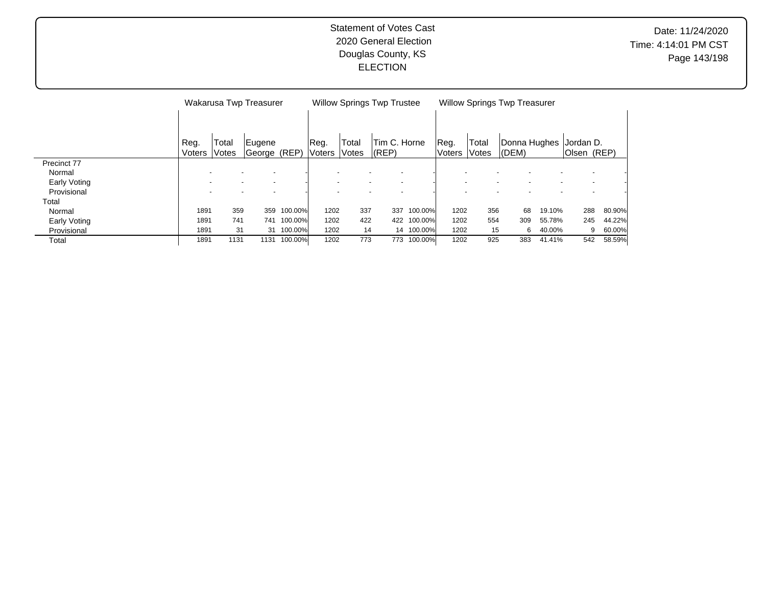Statement of Votes Cast
2020 General Election
Douglas County, KS
ELECTION

Date: 11/24/2020
Time: 4:14:01 PM CST

| | Wakarusa Twp Treasurer | | | | Willow Springs Twp Trustee | | | | Willow Springs Twp Treasurer | | | | | |
|---|---|---|---|---|---|---|---|---|---|---|---|---|---|---|
| | Reg. Voters | Total Votes | Eugene George (REP) | | Reg. Voters | Total Votes | Tim C. Horne (REP) | | Reg. Voters | Total Votes | Donna Hughes (DEM) | | Jordan D. Olsen (REP) | |
| Precinct 77 | | | | | | | | | | | | | | |
| Normal | - | - | - | - | - | - | - | - | - | - | - | - | - | - |
| Early Voting | - | - | - | - | - | - | - | - | - | - | - | - | - | - |
| Provisional | - | - | - | - | - | - | - | - | - | - | - | - | - | - |
| Total | | | | | | | | | | | | | | |
| Normal | 1891 | 359 | 359 | 100.00% | 1202 | 337 | 337 | 100.00% | 1202 | 356 | 68 | 19.10% | 288 | 80.90% |
| Early Voting | 1891 | 741 | 741 | 100.00% | 1202 | 422 | 422 | 100.00% | 1202 | 554 | 309 | 55.78% | 245 | 44.22% |
| Provisional | 1891 | 31 | 31 | 100.00% | 1202 | 14 | 14 | 100.00% | 1202 | 15 | 6 | 40.00% | 9 | 60.00% |
| Total | 1891 | 1131 | 1131 | 100.00% | 1202 | 773 | 773 | 100.00% | 1202 | 925 | 383 | 41.41% | 542 | 58.59% |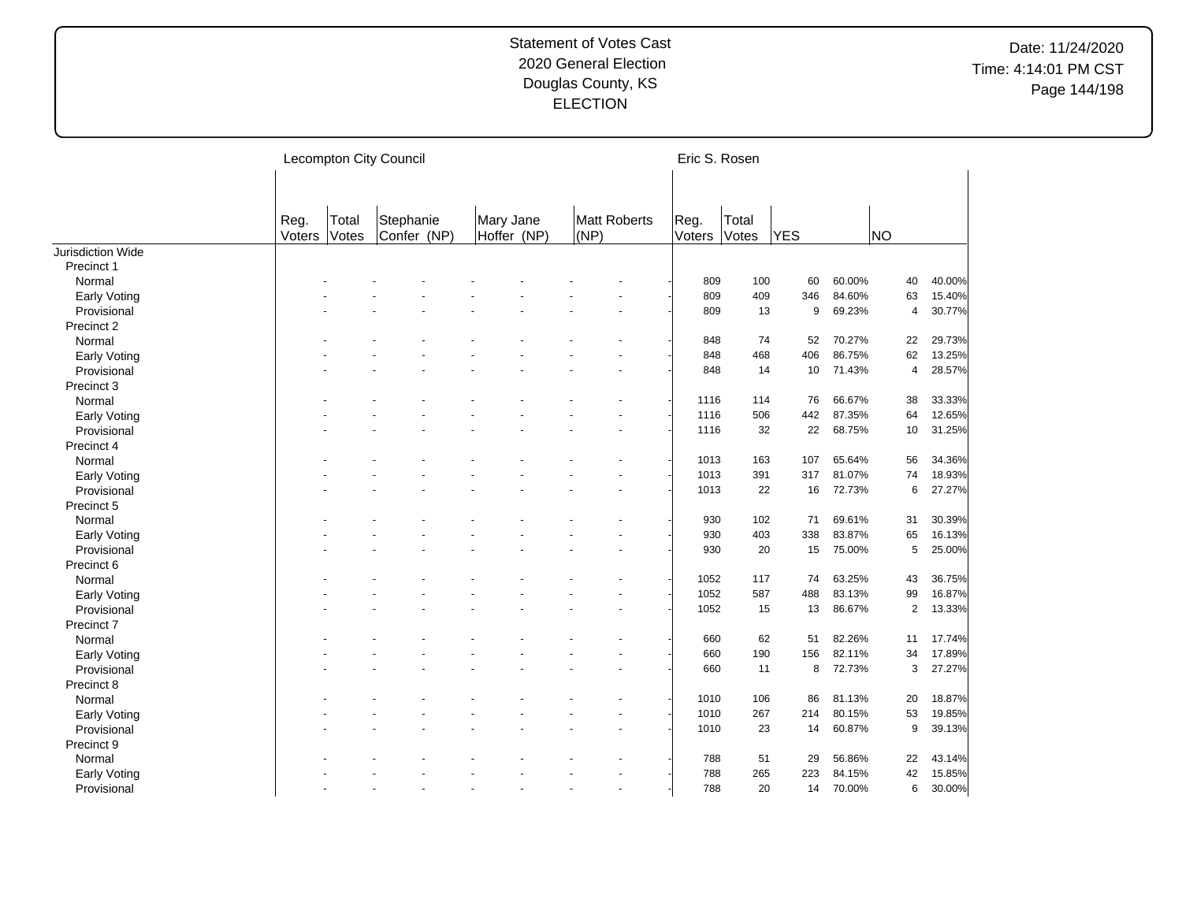# Statement of Votes Cast
## 2020 General Election
## Douglas County, KS
## ELECTION

Date: 11/24/2020
Time: 4:14:01 PM CST

| | Lecompton City Council | | | | | Eric S. Rosen | | | | | |
|---|---|---|---|---|---|---|---|---|---|---|---|
| | Reg. Voters | Total Votes | Stephanie Confer (NP) | Mary Jane Hoffer (NP) | Matt Roberts (NP) | Reg. Voters | Total Votes | YES | | NO | |
| Jurisdiction Wide | | | | | | | | | | | |
| Precinct 1 | | | | | | | | | | | |
| Normal | - | - | - | - | - | 809 | 100 | 60 | 60.00% | 40 | 40.00% |
| Early Voting | - | - | - | - | - | 809 | 409 | 346 | 84.60% | 63 | 15.40% |
| Provisional | - | - | - | - | - | 809 | 13 | 9 | 69.23% | 4 | 30.77% |
| Precinct 2 | | | | | | | | | | | |
| Normal | - | - | - | - | - | 848 | 74 | 52 | 70.27% | 22 | 29.73% |
| Early Voting | - | - | - | - | - | 848 | 468 | 406 | 86.75% | 62 | 13.25% |
| Provisional | - | - | - | - | - | 848 | 14 | 10 | 71.43% | 4 | 28.57% |
| Precinct 3 | | | | | | | | | | | |
| Normal | - | - | - | - | - | 1116 | 114 | 76 | 66.67% | 38 | 33.33% |
| Early Voting | - | - | - | - | - | 1116 | 506 | 442 | 87.35% | 64 | 12.65% |
| Provisional | - | - | - | - | - | 1116 | 32 | 22 | 68.75% | 10 | 31.25% |
| Precinct 4 | | | | | | | | | | | |
| Normal | - | - | - | - | - | 1013 | 163 | 107 | 65.64% | 56 | 34.36% |
| Early Voting | - | - | - | - | - | 1013 | 391 | 317 | 81.07% | 74 | 18.93% |
| Provisional | - | - | - | - | - | 1013 | 22 | 16 | 72.73% | 6 | 27.27% |
| Precinct 5 | | | | | | | | | | | |
| Normal | - | - | - | - | - | 930 | 102 | 71 | 69.61% | 31 | 30.39% |
| Early Voting | - | - | - | - | - | 930 | 403 | 338 | 83.87% | 65 | 16.13% |
| Provisional | - | - | - | - | - | 930 | 20 | 15 | 75.00% | 5 | 25.00% |
| Precinct 6 | | | | | | | | | | | |
| Normal | - | - | - | - | - | 1052 | 117 | 74 | 63.25% | 43 | 36.75% |
| Early Voting | - | - | - | - | - | 1052 | 587 | 488 | 83.13% | 99 | 16.87% |
| Provisional | - | - | - | - | - | 1052 | 15 | 13 | 86.67% | 2 | 13.33% |
| Precinct 7 | | | | | | | | | | | |
| Normal | - | - | - | - | - | 660 | 62 | 51 | 82.26% | 11 | 17.74% |
| Early Voting | - | - | - | - | - | 660 | 190 | 156 | 82.11% | 34 | 17.89% |
| Provisional | - | - | - | - | - | 660 | 11 | 8 | 72.73% | 3 | 27.27% |
| Precinct 8 | | | | | | | | | | | |
| Normal | - | - | - | - | - | 1010 | 106 | 86 | 81.13% | 20 | 18.87% |
| Early Voting | - | - | - | - | - | 1010 | 267 | 214 | 80.15% | 53 | 19.85% |
| Provisional | - | - | - | - | - | 1010 | 23 | 14 | 60.87% | 9 | 39.13% |
| Precinct 9 | | | | | | | | | | | |
| Normal | - | - | - | - | - | 788 | 51 | 29 | 56.86% | 22 | 43.14% |
| Early Voting | - | - | - | - | - | 788 | 265 | 223 | 84.15% | 42 | 15.85% |
| Provisional | - | - | - | - | - | 788 | 20 | 14 | 70.00% | 6 | 30.00% |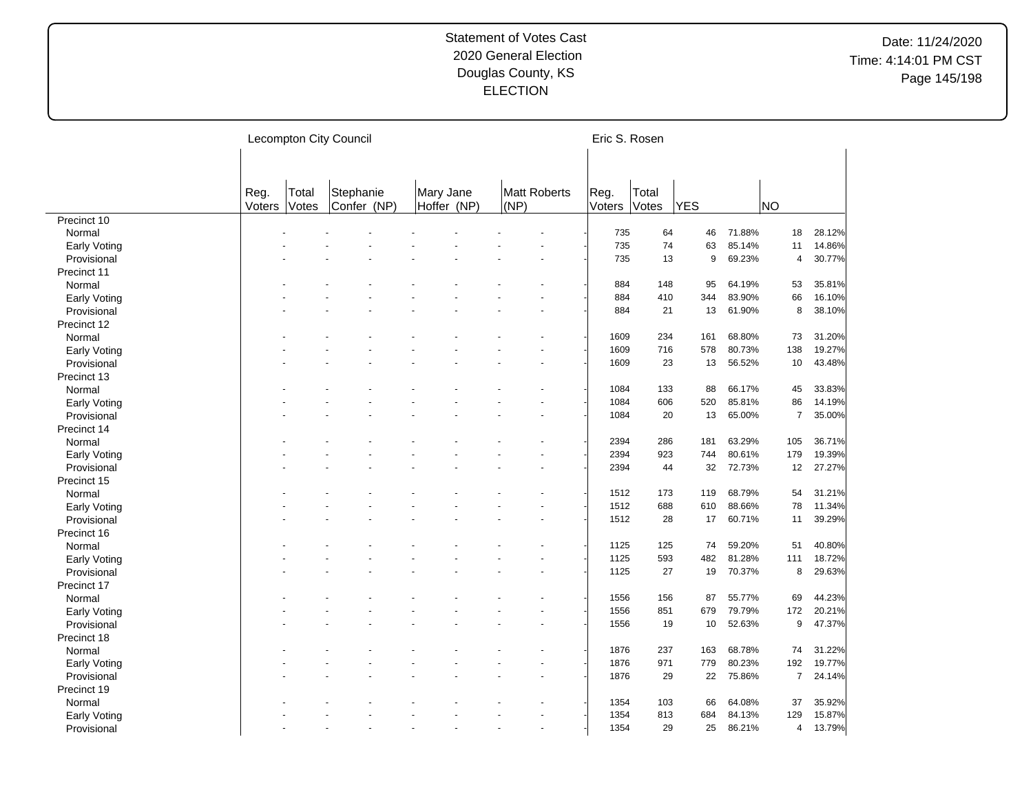# Statement of Votes Cast
## 2020 General Election
## Douglas County, KS
## ELECTION

Date: 11/24/2020
Time: 4:14:01 PM CST

| | Lecompton City Council | | | | | Eric S. Rosen | | | | | |
|---|---|---|---|---|---|---|---|---|---|---|---|
| | Reg. Voters | Total Votes | Stephanie Confer (NP) | Mary Jane Hoffer (NP) | Matt Roberts (NP) | Reg. Voters | Total Votes | YES | | NO | |
| Precinct 10 | | | | | | | | | | | |
| Normal | - | - | - | - | - | 735 | 64 | 46 | 71.88% | 18 | 28.12% |
| Early Voting | - | - | - | - | - | 735 | 74 | 63 | 85.14% | 11 | 14.86% |
| Provisional | - | - | - | - | - | 735 | 13 | 9 | 69.23% | 4 | 30.77% |
| Precinct 11 | | | | | | | | | | | |
| Normal | - | - | - | - | - | 884 | 148 | 95 | 64.19% | 53 | 35.81% |
| Early Voting | - | - | - | - | - | 884 | 410 | 344 | 83.90% | 66 | 16.10% |
| Provisional | - | - | - | - | - | 884 | 21 | 13 | 61.90% | 8 | 38.10% |
| Precinct 12 | | | | | | | | | | | |
| Normal | - | - | - | - | - | 1609 | 234 | 161 | 68.80% | 73 | 31.20% |
| Early Voting | - | - | - | - | - | 1609 | 716 | 578 | 80.73% | 138 | 19.27% |
| Provisional | - | - | - | - | - | 1609 | 23 | 13 | 56.52% | 10 | 43.48% |
| Precinct 13 | | | | | | | | | | | |
| Normal | - | - | - | - | - | 1084 | 133 | 88 | 66.17% | 45 | 33.83% |
| Early Voting | - | - | - | - | - | 1084 | 606 | 520 | 85.81% | 86 | 14.19% |
| Provisional | - | - | - | - | - | 1084 | 20 | 13 | 65.00% | 7 | 35.00% |
| Precinct 14 | | | | | | | | | | | |
| Normal | - | - | - | - | - | 2394 | 286 | 181 | 63.29% | 105 | 36.71% |
| Early Voting | - | - | - | - | - | 2394 | 923 | 744 | 80.61% | 179 | 19.39% |
| Provisional | - | - | - | - | - | 2394 | 44 | 32 | 72.73% | 12 | 27.27% |
| Precinct 15 | | | | | | | | | | | |
| Normal | - | - | - | - | - | 1512 | 173 | 119 | 68.79% | 54 | 31.21% |
| Early Voting | - | - | - | - | - | 1512 | 688 | 610 | 88.66% | 78 | 11.34% |
| Provisional | - | - | - | - | - | 1512 | 28 | 17 | 60.71% | 11 | 39.29% |
| Precinct 16 | | | | | | | | | | | |
| Normal | - | - | - | - | - | 1125 | 125 | 74 | 59.20% | 51 | 40.80% |
| Early Voting | - | - | - | - | - | 1125 | 593 | 482 | 81.28% | 111 | 18.72% |
| Provisional | - | - | - | - | - | 1125 | 27 | 19 | 70.37% | 8 | 29.63% |
| Precinct 17 | | | | | | | | | | | |
| Normal | - | - | - | - | - | 1556 | 156 | 87 | 55.77% | 69 | 44.23% |
| Early Voting | - | - | - | - | - | 1556 | 851 | 679 | 79.79% | 172 | 20.21% |
| Provisional | - | - | - | - | - | 1556 | 19 | 10 | 52.63% | 9 | 47.37% |
| Precinct 18 | | | | | | | | | | | |
| Normal | - | - | - | - | - | 1876 | 237 | 163 | 68.78% | 74 | 31.22% |
| Early Voting | - | - | - | - | - | 1876 | 971 | 779 | 80.23% | 192 | 19.77% |
| Provisional | - | - | - | - | - | 1876 | 29 | 22 | 75.86% | 7 | 24.14% |
| Precinct 19 | | | | | | | | | | | |
| Normal | - | - | - | - | - | 1354 | 103 | 66 | 64.08% | 37 | 35.92% |
| Early Voting | - | - | - | - | - | 1354 | 813 | 684 | 84.13% | 129 | 15.87% |
| Provisional | - | - | - | - | - | 1354 | 29 | 25 | 86.21% | 4 | 13.79% |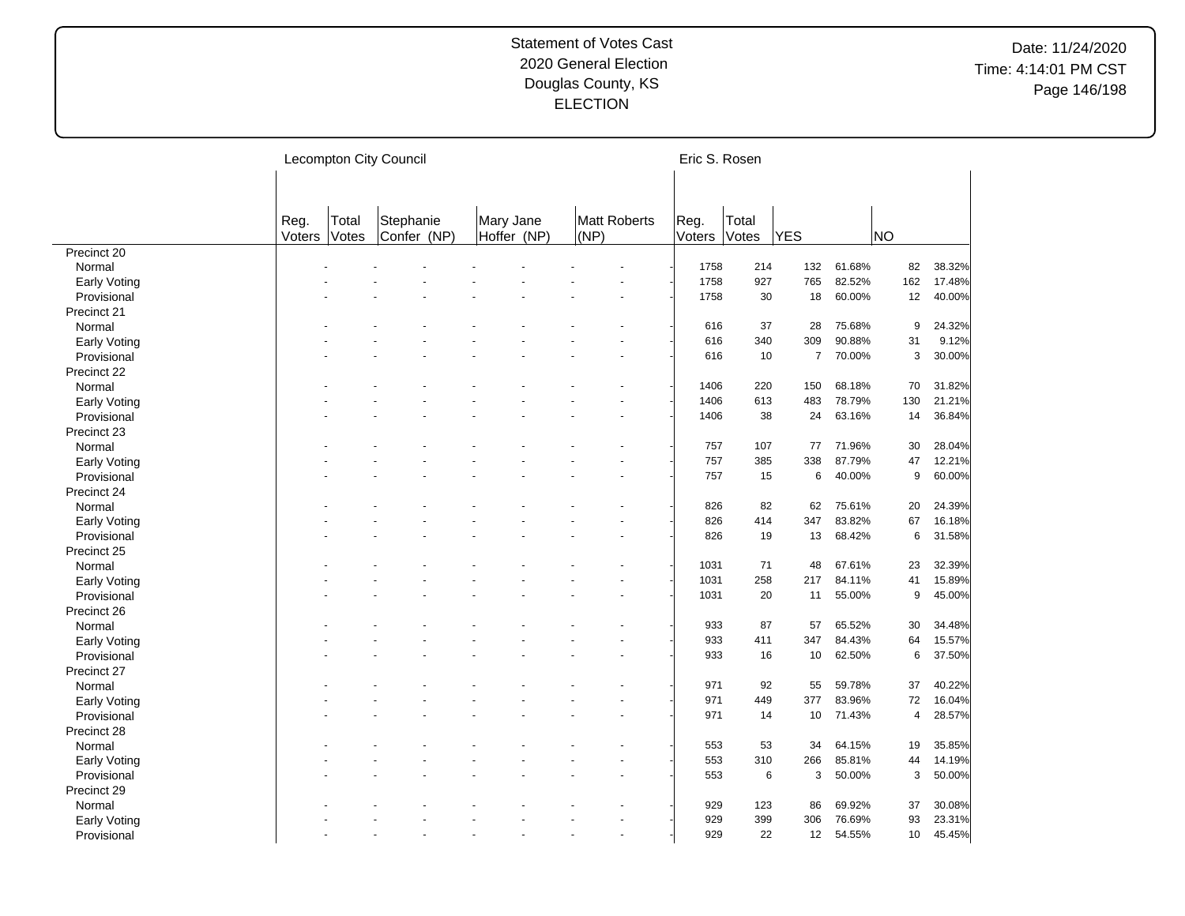Statement of Votes Cast
2020 General Election
Douglas County, KS
ELECTION

Date: 11/24/2020
Time: 4:14:01 PM CST

| | Lecompton City Council | | | | | Eric S. Rosen | | | | | |
|---|---|---|---|---|---|---|---|---|---|---|---|
| | Reg. Voters | Total Votes | Stephanie Confer (NP) | Mary Jane Hoffer (NP) | Matt Roberts (NP) | Reg. Voters | Total Votes | YES | | NO | |
| **Precinct 20** | | | | | | | | | | | |
| Normal | - | - | - | - | - | 1758 | 214 | 132 | 61.68% | 82 | 38.32% |
| Early Voting | - | - | - | - | - | 1758 | 927 | 765 | 82.52% | 162 | 17.48% |
| Provisional | - | - | - | - | - | 1758 | 30 | 18 | 60.00% | 12 | 40.00% |
| **Precinct 21** | | | | | | | | | | | |
| Normal | - | - | - | - | - | 616 | 37 | 28 | 75.68% | 9 | 24.32% |
| Early Voting | - | - | - | - | - | 616 | 340 | 309 | 90.88% | 31 | 9.12% |
| Provisional | - | - | - | - | - | 616 | 10 | 7 | 70.00% | 3 | 30.00% |
| **Precinct 22** | | | | | | | | | | | |
| Normal | - | - | - | - | - | 1406 | 220 | 150 | 68.18% | 70 | 31.82% |
| Early Voting | - | - | - | - | - | 1406 | 613 | 483 | 78.79% | 130 | 21.21% |
| Provisional | - | - | - | - | - | 1406 | 38 | 24 | 63.16% | 14 | 36.84% |
| **Precinct 23** | | | | | | | | | | | |
| Normal | - | - | - | - | - | 757 | 107 | 77 | 71.96% | 30 | 28.04% |
| Early Voting | - | - | - | - | - | 757 | 385 | 338 | 87.79% | 47 | 12.21% |
| Provisional | - | - | - | - | - | 757 | 15 | 6 | 40.00% | 9 | 60.00% |
| **Precinct 24** | | | | | | | | | | | |
| Normal | - | - | - | - | - | 826 | 82 | 62 | 75.61% | 20 | 24.39% |
| Early Voting | - | - | - | - | - | 826 | 414 | 347 | 83.82% | 67 | 16.18% |
| Provisional | - | - | - | - | - | 826 | 19 | 13 | 68.42% | 6 | 31.58% |
| **Precinct 25** | | | | | | | | | | | |
| Normal | - | - | - | - | - | 1031 | 71 | 48 | 67.61% | 23 | 32.39% |
| Early Voting | - | - | - | - | - | 1031 | 258 | 217 | 84.11% | 41 | 15.89% |
| Provisional | - | - | - | - | - | 1031 | 20 | 11 | 55.00% | 9 | 45.00% |
| **Precinct 26** | | | | | | | | | | | |
| Normal | - | - | - | - | - | 933 | 87 | 57 | 65.52% | 30 | 34.48% |
| Early Voting | - | - | - | - | - | 933 | 411 | 347 | 84.43% | 64 | 15.57% |
| Provisional | - | - | - | - | - | 933 | 16 | 10 | 62.50% | 6 | 37.50% |
| **Precinct 27** | | | | | | | | | | | |
| Normal | - | - | - | - | - | 971 | 92 | 55 | 59.78% | 37 | 40.22% |
| Early Voting | - | - | - | - | - | 971 | 449 | 377 | 83.96% | 72 | 16.04% |
| Provisional | - | - | - | - | - | 971 | 14 | 10 | 71.43% | 4 | 28.57% |
| **Precinct 28** | | | | | | | | | | | |
| Normal | - | - | - | - | - | 553 | 53 | 34 | 64.15% | 19 | 35.85% |
| Early Voting | - | - | - | - | - | 553 | 310 | 266 | 85.81% | 44 | 14.19% |
| Provisional | - | - | - | - | - | 553 | 6 | 3 | 50.00% | 3 | 50.00% |
| **Precinct 29** | | | | | | | | | | | |
| Normal | - | - | - | - | - | 929 | 123 | 86 | 69.92% | 37 | 30.08% |
| Early Voting | - | - | - | - | - | 929 | 399 | 306 | 76.69% | 93 | 23.31% |
| Provisional | - | - | - | - | - | 929 | 22 | 12 | 54.55% | 10 | 45.45% |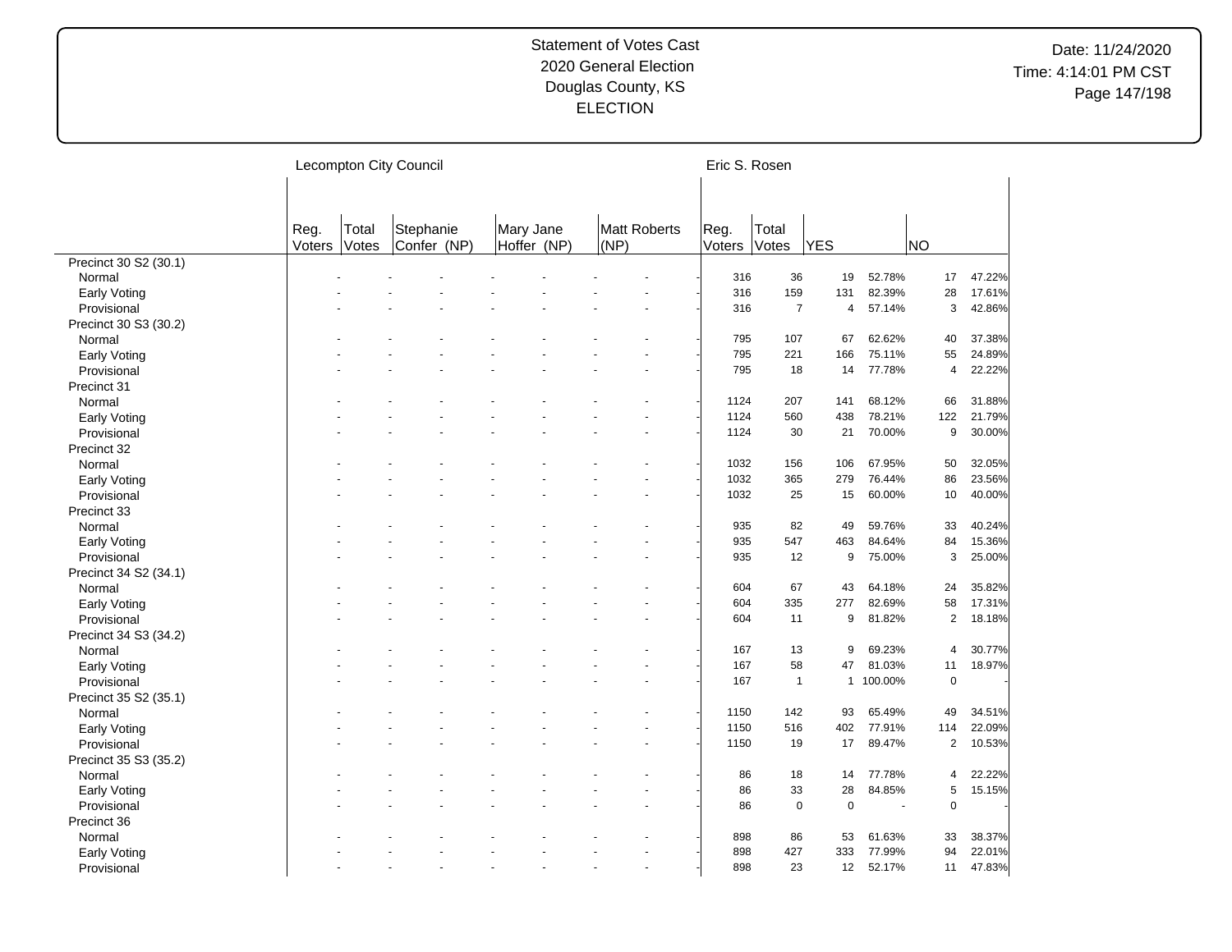Statement of Votes Cast
2020 General Election
Douglas County, KS
ELECTION

Date: 11/24/2020
Time: 4:14:01 PM CST

| | Lecompton City Council | | | | | Eric S. Rosen | | | | | |
|---|---|---|---|---|---|---|---|---|---|---|---|
| | Reg. Voters | Total Votes | Stephanie Confer (NP) | Mary Jane Hoffer (NP) | Matt Roberts (NP) | Reg. Voters | Total Votes | YES | | NO | |
| Precinct 30 S2 (30.1) | | | | | | | | | | | |
| Normal | - | - | - | - | - | 316 | 36 | 19 | 52.78% | 17 | 47.22% |
| Early Voting | - | - | - | - | - | 316 | 159 | 131 | 82.39% | 28 | 17.61% |
| Provisional | - | - | - | - | - | 316 | 7 | 4 | 57.14% | 3 | 42.86% |
| Precinct 30 S3 (30.2) | | | | | | | | | | | |
| Normal | - | - | - | - | - | 795 | 107 | 67 | 62.62% | 40 | 37.38% |
| Early Voting | - | - | - | - | - | 795 | 221 | 166 | 75.11% | 55 | 24.89% |
| Provisional | - | - | - | - | - | 795 | 18 | 14 | 77.78% | 4 | 22.22% |
| Precinct 31 | | | | | | | | | | | |
| Normal | - | - | - | - | - | 1124 | 207 | 141 | 68.12% | 66 | 31.88% |
| Early Voting | - | - | - | - | - | 1124 | 560 | 438 | 78.21% | 122 | 21.79% |
| Provisional | - | - | - | - | - | 1124 | 30 | 21 | 70.00% | 9 | 30.00% |
| Precinct 32 | | | | | | | | | | | |
| Normal | - | - | - | - | - | 1032 | 156 | 106 | 67.95% | 50 | 32.05% |
| Early Voting | - | - | - | - | - | 1032 | 365 | 279 | 76.44% | 86 | 23.56% |
| Provisional | - | - | - | - | - | 1032 | 25 | 15 | 60.00% | 10 | 40.00% |
| Precinct 33 | | | | | | | | | | | |
| Normal | - | - | - | - | - | 935 | 82 | 49 | 59.76% | 33 | 40.24% |
| Early Voting | - | - | - | - | - | 935 | 547 | 463 | 84.64% | 84 | 15.36% |
| Provisional | - | - | - | - | - | 935 | 12 | 9 | 75.00% | 3 | 25.00% |
| Precinct 34 S2 (34.1) | | | | | | | | | | | |
| Normal | - | - | - | - | - | 604 | 67 | 43 | 64.18% | 24 | 35.82% |
| Early Voting | - | - | - | - | - | 604 | 335 | 277 | 82.69% | 58 | 17.31% |
| Provisional | - | - | - | - | - | 604 | 11 | 9 | 81.82% | 2 | 18.18% |
| Precinct 34 S3 (34.2) | | | | | | | | | | | |
| Normal | - | - | - | - | - | 167 | 13 | 9 | 69.23% | 4 | 30.77% |
| Early Voting | - | - | - | - | - | 167 | 58 | 47 | 81.03% | 11 | 18.97% |
| Provisional | - | - | - | - | - | 167 | 1 | 1 | 100.00% | 0 | - |
| Precinct 35 S2 (35.1) | | | | | | | | | | | |
| Normal | - | - | - | - | - | 1150 | 142 | 93 | 65.49% | 49 | 34.51% |
| Early Voting | - | - | - | - | - | 1150 | 516 | 402 | 77.91% | 114 | 22.09% |
| Provisional | - | - | - | - | - | 1150 | 19 | 17 | 89.47% | 2 | 10.53% |
| Precinct 35 S3 (35.2) | | | | | | | | | | | |
| Normal | - | - | - | - | - | 86 | 18 | 14 | 77.78% | 4 | 22.22% |
| Early Voting | - | - | - | - | - | 86 | 33 | 28 | 84.85% | 5 | 15.15% |
| Provisional | - | - | - | - | - | 86 | 0 | 0 | - | 0 | - |
| Precinct 36 | | | | | | | | | | | |
| Normal | - | - | - | - | - | 898 | 86 | 53 | 61.63% | 33 | 38.37% |
| Early Voting | - | - | - | - | - | 898 | 427 | 333 | 77.99% | 94 | 22.01% |
| Provisional | - | - | - | - | - | 898 | 23 | 12 | 52.17% | 11 | 47.83% |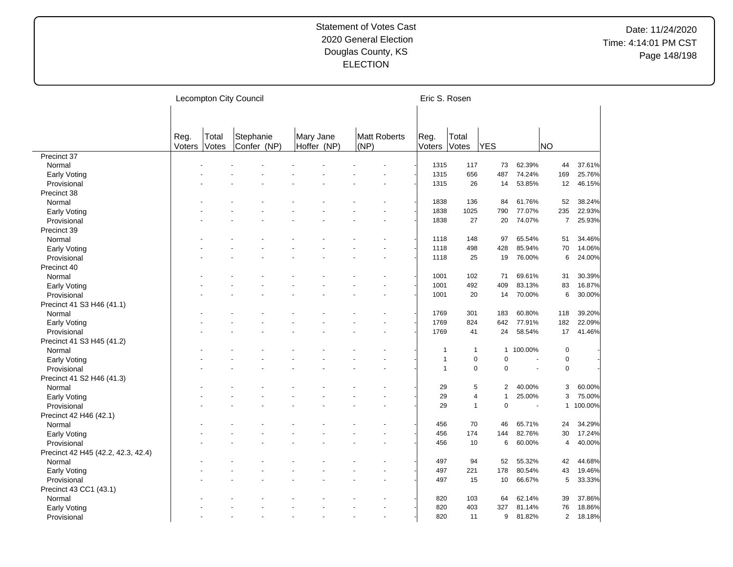Statement of Votes Cast
2020 General Election
Douglas County, KS
ELECTION

Date: 11/24/2020
Time: 4:14:01 PM CST

| | Lecompton City Council | | | | | Eric S. Rosen | | | | | |
|---|---|---|---|---|---|---|---|---|---|---|---|
| | Reg. Voters | Total Votes | Stephanie Confer (NP) | Mary Jane Hoffer (NP) | Matt Roberts (NP) | Reg. Voters | Total Votes | YES | | NO | |
| Precinct 37 | | | | | | | | | | | |
| Normal | - | - | - | - | - | 1315 | 117 | 73 | 62.39% | 44 | 37.61% |
| Early Voting | - | - | - | - | - | 1315 | 656 | 487 | 74.24% | 169 | 25.76% |
| Provisional | - | - | - | - | - | 1315 | 26 | 14 | 53.85% | 12 | 46.15% |
| Precinct 38 | | | | | | | | | | | |
| Normal | - | - | - | - | - | 1838 | 136 | 84 | 61.76% | 52 | 38.24% |
| Early Voting | - | - | - | - | - | 1838 | 1025 | 790 | 77.07% | 235 | 22.93% |
| Provisional | - | - | - | - | - | 1838 | 27 | 20 | 74.07% | 7 | 25.93% |
| Precinct 39 | | | | | | | | | | | |
| Normal | - | - | - | - | - | 1118 | 148 | 97 | 65.54% | 51 | 34.46% |
| Early Voting | - | - | - | - | - | 1118 | 498 | 428 | 85.94% | 70 | 14.06% |
| Provisional | - | - | - | - | - | 1118 | 25 | 19 | 76.00% | 6 | 24.00% |
| Precinct 40 | | | | | | | | | | | |
| Normal | - | - | - | - | - | 1001 | 102 | 71 | 69.61% | 31 | 30.39% |
| Early Voting | - | - | - | - | - | 1001 | 492 | 409 | 83.13% | 83 | 16.87% |
| Provisional | - | - | - | - | - | 1001 | 20 | 14 | 70.00% | 6 | 30.00% |
| Precinct 41 S3 H46 (41.1) | | | | | | | | | | | |
| Normal | - | - | - | - | - | 1769 | 301 | 183 | 60.80% | 118 | 39.20% |
| Early Voting | - | - | - | - | - | 1769 | 824 | 642 | 77.91% | 182 | 22.09% |
| Provisional | - | - | - | - | - | 1769 | 41 | 24 | 58.54% | 17 | 41.46% |
| Precinct 41 S3 H45 (41.2) | | | | | | | | | | | |
| Normal | - | - | - | - | - | 1 | 1 | 1 | 100.00% | 0 | - |
| Early Voting | - | - | - | - | - | 1 | 0 | 0 | - | 0 | - |
| Provisional | - | - | - | - | - | 1 | 0 | 0 | - | 0 | - |
| Precinct 41 S2 H46 (41.3) | | | | | | | | | | | |
| Normal | - | - | - | - | - | 29 | 5 | 2 | 40.00% | 3 | 60.00% |
| Early Voting | - | - | - | - | - | 29 | 4 | 1 | 25.00% | 3 | 75.00% |
| Provisional | - | - | - | - | - | 29 | 1 | 0 | - | 1 | 100.00% |
| Precinct 42 H46 (42.1) | | | | | | | | | | | |
| Normal | - | - | - | - | - | 456 | 70 | 46 | 65.71% | 24 | 34.29% |
| Early Voting | - | - | - | - | - | 456 | 174 | 144 | 82.76% | 30 | 17.24% |
| Provisional | - | - | - | - | - | 456 | 10 | 6 | 60.00% | 4 | 40.00% |
| Precinct 42 H45 (42.2, 42.3, 42.4) | | | | | | | | | | | |
| Normal | - | - | - | - | - | 497 | 94 | 52 | 55.32% | 42 | 44.68% |
| Early Voting | - | - | - | - | - | 497 | 221 | 178 | 80.54% | 43 | 19.46% |
| Provisional | - | - | - | - | - | 497 | 15 | 10 | 66.67% | 5 | 33.33% |
| Precinct 43 CC1 (43.1) | | | | | | | | | | | |
| Normal | - | - | - | - | - | 820 | 103 | 64 | 62.14% | 39 | 37.86% |
| Early Voting | - | - | - | - | - | 820 | 403 | 327 | 81.14% | 76 | 18.86% |
| Provisional | - | - | - | - | - | 820 | 11 | 9 | 81.82% | 2 | 18.18% |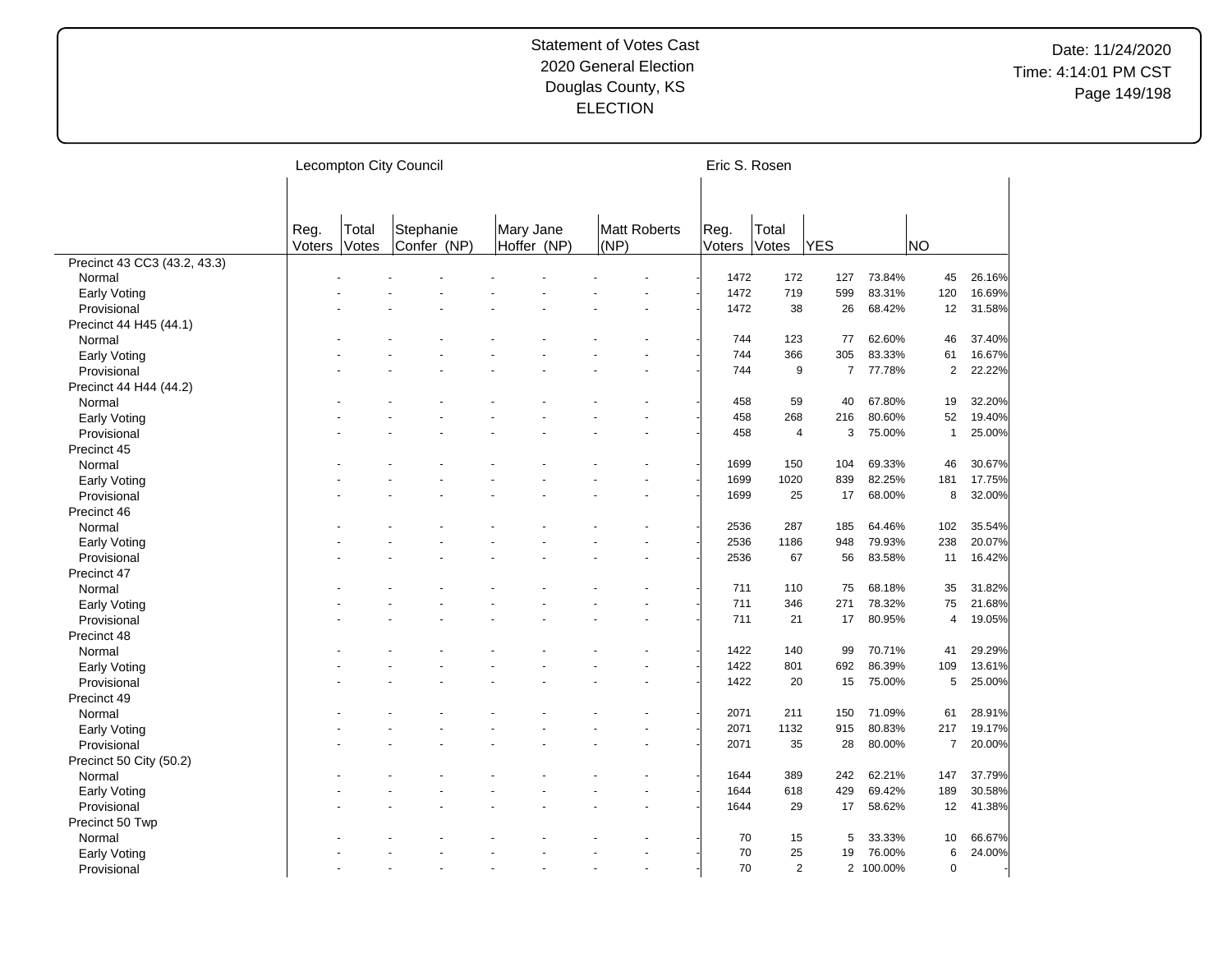Statement of Votes Cast
2020 General Election
Douglas County, KS
ELECTION

Date: 11/24/2020
Time: 4:14:01 PM CST

| | Lecompton City Council | | | | | Eric S. Rosen | | | | | |
|---|---|---|---|---|---|---|---|---|---|---|---|
| | Reg. Voters | Total Votes | Stephanie Confer (NP) | Mary Jane Hoffer (NP) | Matt Roberts (NP) | Reg. Voters | Total Votes | YES | | NO | |
| Precinct 43 CC3 (43.2, 43.3) | | | | | | | | | | | |
| Normal | - | - | - | - | - | 1472 | 172 | 127 | 73.84% | 45 | 26.16% |
| Early Voting | - | - | - | - | - | 1472 | 719 | 599 | 83.31% | 120 | 16.69% |
| Provisional | - | - | - | - | - | 1472 | 38 | 26 | 68.42% | 12 | 31.58% |
| Precinct 44 H45 (44.1) | | | | | | | | | | | |
| Normal | - | - | - | - | - | 744 | 123 | 77 | 62.60% | 46 | 37.40% |
| Early Voting | - | - | - | - | - | 744 | 366 | 305 | 83.33% | 61 | 16.67% |
| Provisional | - | - | - | - | - | 744 | 9 | 7 | 77.78% | 2 | 22.22% |
| Precinct 44 H44 (44.2) | | | | | | | | | | | |
| Normal | - | - | - | - | - | 458 | 59 | 40 | 67.80% | 19 | 32.20% |
| Early Voting | - | - | - | - | - | 458 | 268 | 216 | 80.60% | 52 | 19.40% |
| Provisional | - | - | - | - | - | 458 | 4 | 3 | 75.00% | 1 | 25.00% |
| Precinct 45 | | | | | | | | | | | |
| Normal | - | - | - | - | - | 1699 | 150 | 104 | 69.33% | 46 | 30.67% |
| Early Voting | - | - | - | - | - | 1699 | 1020 | 839 | 82.25% | 181 | 17.75% |
| Provisional | - | - | - | - | - | 1699 | 25 | 17 | 68.00% | 8 | 32.00% |
| Precinct 46 | | | | | | | | | | | |
| Normal | - | - | - | - | - | 2536 | 287 | 185 | 64.46% | 102 | 35.54% |
| Early Voting | - | - | - | - | - | 2536 | 1186 | 948 | 79.93% | 238 | 20.07% |
| Provisional | - | - | - | - | - | 2536 | 67 | 56 | 83.58% | 11 | 16.42% |
| Precinct 47 | | | | | | | | | | | |
| Normal | - | - | - | - | - | 711 | 110 | 75 | 68.18% | 35 | 31.82% |
| Early Voting | - | - | - | - | - | 711 | 346 | 271 | 78.32% | 75 | 21.68% |
| Provisional | - | - | - | - | - | 711 | 21 | 17 | 80.95% | 4 | 19.05% |
| Precinct 48 | | | | | | | | | | | |
| Normal | - | - | - | - | - | 1422 | 140 | 99 | 70.71% | 41 | 29.29% |
| Early Voting | - | - | - | - | - | 1422 | 801 | 692 | 86.39% | 109 | 13.61% |
| Provisional | - | - | - | - | - | 1422 | 20 | 15 | 75.00% | 5 | 25.00% |
| Precinct 49 | | | | | | | | | | | |
| Normal | - | - | - | - | - | 2071 | 211 | 150 | 71.09% | 61 | 28.91% |
| Early Voting | - | - | - | - | - | 2071 | 1132 | 915 | 80.83% | 217 | 19.17% |
| Provisional | - | - | - | - | - | 2071 | 35 | 28 | 80.00% | 7 | 20.00% |
| Precinct 50 City (50.2) | | | | | | | | | | | |
| Normal | - | - | - | - | - | 1644 | 389 | 242 | 62.21% | 147 | 37.79% |
| Early Voting | - | - | - | - | - | 1644 | 618 | 429 | 69.42% | 189 | 30.58% |
| Provisional | - | - | - | - | - | 1644 | 29 | 17 | 58.62% | 12 | 41.38% |
| Precinct 50 Twp | | | | | | | | | | | |
| Normal | - | - | - | - | - | 70 | 15 | 5 | 33.33% | 10 | 66.67% |
| Early Voting | - | - | - | - | - | 70 | 25 | 19 | 76.00% | 6 | 24.00% |
| Provisional | - | - | - | - | - | 70 | 2 | 2 | 100.00% | 0 | - |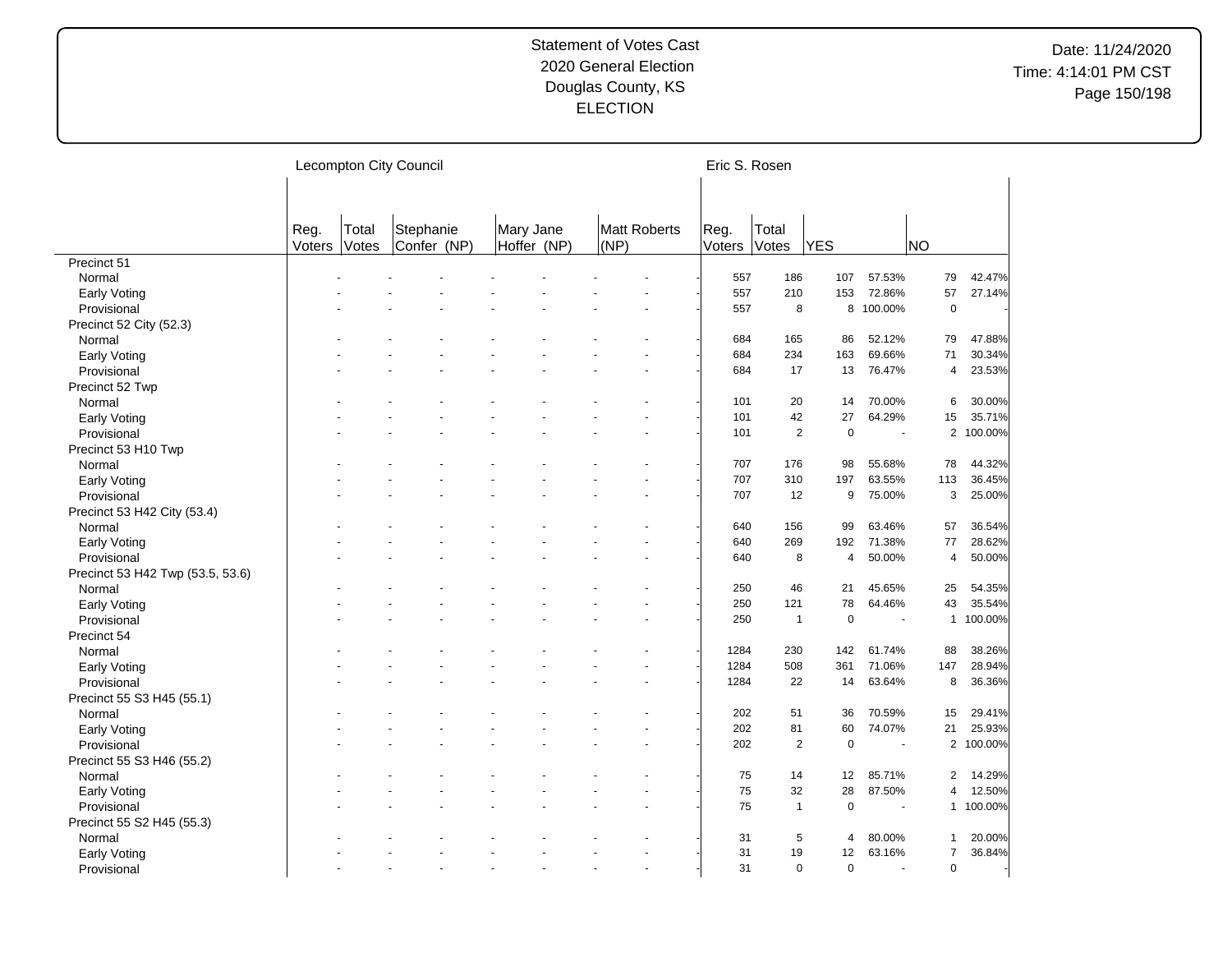Statement of Votes Cast
2020 General Election
Douglas County, KS
ELECTION

Date: 11/24/2020
Time: 4:14:01 PM CST

| | Lecompton City Council | | | | | Eric S. Rosen | | | | | |
|---|---|---|---|---|---|---|---|---|---|---|---|
| | Reg. Voters | Total Votes | Stephanie Confer (NP) | Mary Jane Hoffer (NP) | Matt Roberts (NP) | Reg. Voters | Total Votes | YES | | NO | |
| Precinct 51 | | | | | | | | | | | |
| Normal | - | - | - | - | - | 557 | 186 | 107 | 57.53% | 79 | 42.47% |
| Early Voting | - | - | - | - | - | 557 | 210 | 153 | 72.86% | 57 | 27.14% |
| Provisional | - | - | - | - | - | 557 | 8 | 8 | 100.00% | 0 | - |
| Precinct 52 City (52.3) | | | | | | | | | | | |
| Normal | - | - | - | - | - | 684 | 165 | 86 | 52.12% | 79 | 47.88% |
| Early Voting | - | - | - | - | - | 684 | 234 | 163 | 69.66% | 71 | 30.34% |
| Provisional | - | - | - | - | - | 684 | 17 | 13 | 76.47% | 4 | 23.53% |
| Precinct 52 Twp | | | | | | | | | | | |
| Normal | - | - | - | - | - | 101 | 20 | 14 | 70.00% | 6 | 30.00% |
| Early Voting | - | - | - | - | - | 101 | 42 | 27 | 64.29% | 15 | 35.71% |
| Provisional | - | - | - | - | - | 101 | 2 | 0 | - | 2 | 100.00% |
| Precinct 53 H10 Twp | | | | | | | | | | | |
| Normal | - | - | - | - | - | 707 | 176 | 98 | 55.68% | 78 | 44.32% |
| Early Voting | - | - | - | - | - | 707 | 310 | 197 | 63.55% | 113 | 36.45% |
| Provisional | - | - | - | - | - | 707 | 12 | 9 | 75.00% | 3 | 25.00% |
| Precinct 53 H42 City (53.4) | | | | | | | | | | | |
| Normal | - | - | - | - | - | 640 | 156 | 99 | 63.46% | 57 | 36.54% |
| Early Voting | - | - | - | - | - | 640 | 269 | 192 | 71.38% | 77 | 28.62% |
| Provisional | - | - | - | - | - | 640 | 8 | 4 | 50.00% | 4 | 50.00% |
| Precinct 53 H42 Twp (53.5, 53.6) | | | | | | | | | | | |
| Normal | - | - | - | - | - | 250 | 46 | 21 | 45.65% | 25 | 54.35% |
| Early Voting | - | - | - | - | - | 250 | 121 | 78 | 64.46% | 43 | 35.54% |
| Provisional | - | - | - | - | - | 250 | 1 | 0 | - | 1 | 100.00% |
| Precinct 54 | | | | | | | | | | | |
| Normal | - | - | - | - | - | 1284 | 230 | 142 | 61.74% | 88 | 38.26% |
| Early Voting | - | - | - | - | - | 1284 | 508 | 361 | 71.06% | 147 | 28.94% |
| Provisional | - | - | - | - | - | 1284 | 22 | 14 | 63.64% | 8 | 36.36% |
| Precinct 55 S3 H45 (55.1) | | | | | | | | | | | |
| Normal | - | - | - | - | - | 202 | 51 | 36 | 70.59% | 15 | 29.41% |
| Early Voting | - | - | - | - | - | 202 | 81 | 60 | 74.07% | 21 | 25.93% |
| Provisional | - | - | - | - | - | 202 | 2 | 0 | - | 2 | 100.00% |
| Precinct 55 S3 H46 (55.2) | | | | | | | | | | | |
| Normal | - | - | - | - | - | 75 | 14 | 12 | 85.71% | 2 | 14.29% |
| Early Voting | - | - | - | - | - | 75 | 32 | 28 | 87.50% | 4 | 12.50% |
| Provisional | - | - | - | - | - | 75 | 1 | 0 | - | 1 | 100.00% |
| Precinct 55 S2 H45 (55.3) | | | | | | | | | | | |
| Normal | - | - | - | - | - | 31 | 5 | 4 | 80.00% | 1 | 20.00% |
| Early Voting | - | - | - | - | - | 31 | 19 | 12 | 63.16% | 7 | 36.84% |
| Provisional | - | - | - | - | - | 31 | 0 | 0 | - | 0 | - |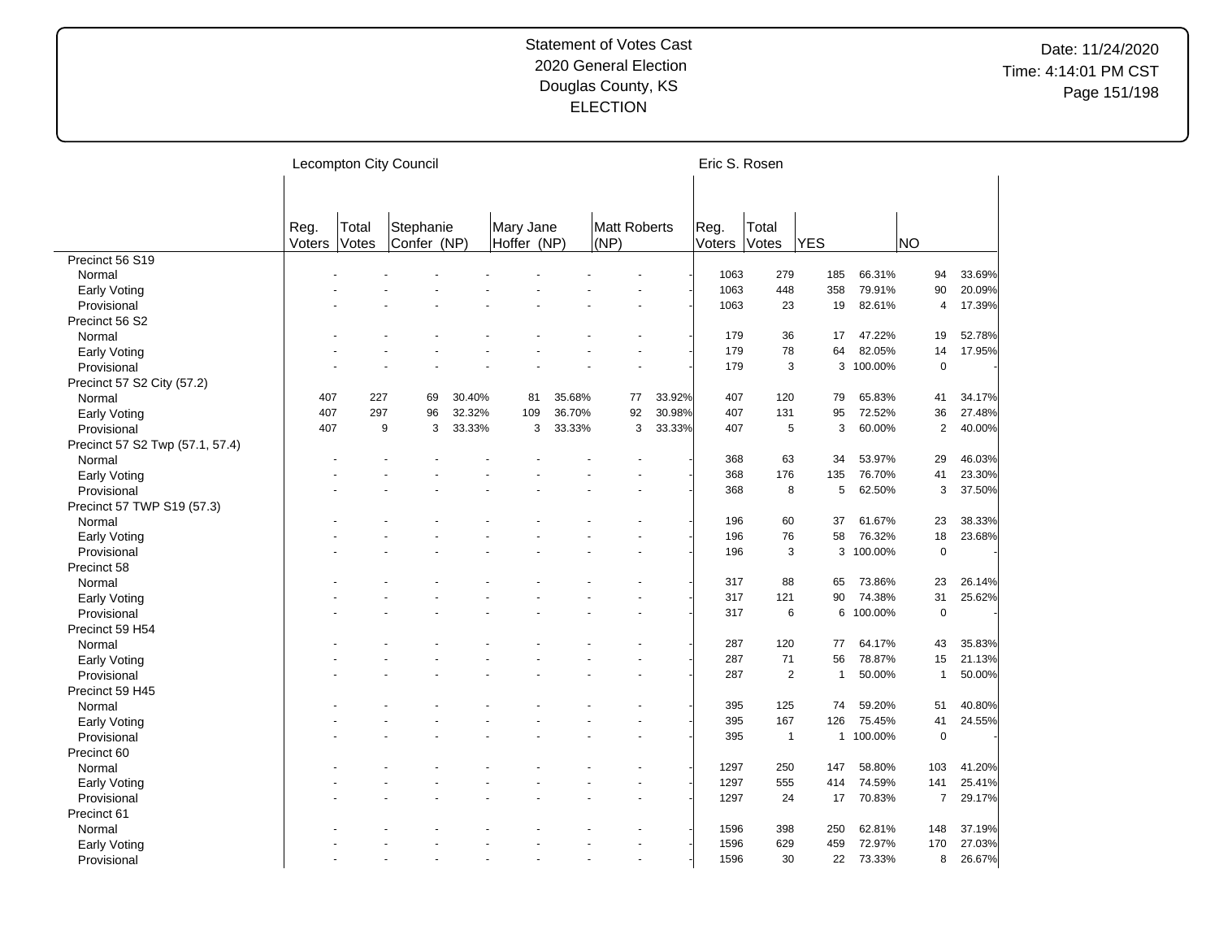Statement of Votes Cast
2020 General Election
Douglas County, KS
ELECTION

Date: 11/24/2020
Time: 4:14:01 PM CST

| | Lecompton City Council | | | | | | | | | Eric S. Rosen | | | | | |
|---|---|---|---|---|---|---|---|---|---|---|---|---|---|---|---|
| | Reg. Voters | Total Votes | Stephanie Confer (NP) | | Mary Jane Hoffer (NP) | | Matt Roberts (NP) | | | Reg. Voters | Total Votes | YES | | NO | |
| Precinct 56 S19 | | | | | | | | | | | | | | | |
| Normal | - | - | - | - | - | - | - | - | | 1063 | 279 | 185 | 66.31% | 94 | 33.69% |
| Early Voting | - | - | - | - | - | - | - | - | | 1063 | 448 | 358 | 79.91% | 90 | 20.09% |
| Provisional | - | - | - | - | - | - | - | - | | 1063 | 23 | 19 | 82.61% | 4 | 17.39% |
| Precinct 56 S2 | | | | | | | | | | | | | | | |
| Normal | - | - | - | - | - | - | - | - | | 179 | 36 | 17 | 47.22% | 19 | 52.78% |
| Early Voting | - | - | - | - | - | - | - | - | | 179 | 78 | 64 | 82.05% | 14 | 17.95% |
| Provisional | - | - | - | - | - | - | - | - | | 179 | 3 | 3 | 100.00% | 0 | - |
| Precinct 57 S2 City (57.2) | | | | | | | | | | | | | | | |
| Normal | 407 | 227 | 69 | 30.40% | 81 | 35.68% | 77 | 33.92% | | 407 | 120 | 79 | 65.83% | 41 | 34.17% |
| Early Voting | 407 | 297 | 96 | 32.32% | 109 | 36.70% | 92 | 30.98% | | 407 | 131 | 95 | 72.52% | 36 | 27.48% |
| Provisional | 407 | 9 | 3 | 33.33% | 3 | 33.33% | 3 | 33.33% | | 407 | 5 | 3 | 60.00% | 2 | 40.00% |
| Precinct 57 S2 Twp (57.1, 57.4) | | | | | | | | | | | | | | | |
| Normal | - | - | - | - | - | - | - | - | | 368 | 63 | 34 | 53.97% | 29 | 46.03% |
| Early Voting | - | - | - | - | - | - | - | - | | 368 | 176 | 135 | 76.70% | 41 | 23.30% |
| Provisional | - | - | - | - | - | - | - | - | | 368 | 8 | 5 | 62.50% | 3 | 37.50% |
| Precinct 57 TWP S19 (57.3) | | | | | | | | | | | | | | | |
| Normal | - | - | - | - | - | - | - | - | | 196 | 60 | 37 | 61.67% | 23 | 38.33% |
| Early Voting | - | - | - | - | - | - | - | - | | 196 | 76 | 58 | 76.32% | 18 | 23.68% |
| Provisional | - | - | - | - | - | - | - | - | | 196 | 3 | 3 | 100.00% | 0 | - |
| Precinct 58 | | | | | | | | | | | | | | | |
| Normal | - | - | - | - | - | - | - | - | | 317 | 88 | 65 | 73.86% | 23 | 26.14% |
| Early Voting | - | - | - | - | - | - | - | - | | 317 | 121 | 90 | 74.38% | 31 | 25.62% |
| Provisional | - | - | - | - | - | - | - | - | | 317 | 6 | 6 | 100.00% | 0 | - |
| Precinct 59 H54 | | | | | | | | | | | | | | | |
| Normal | - | - | - | - | - | - | - | - | | 287 | 120 | 77 | 64.17% | 43 | 35.83% |
| Early Voting | - | - | - | - | - | - | - | - | | 287 | 71 | 56 | 78.87% | 15 | 21.13% |
| Provisional | - | - | - | - | - | - | - | - | | 287 | 2 | 1 | 50.00% | 1 | 50.00% |
| Precinct 59 H45 | | | | | | | | | | | | | | | |
| Normal | - | - | - | - | - | - | - | - | | 395 | 125 | 74 | 59.20% | 51 | 40.80% |
| Early Voting | - | - | - | - | - | - | - | - | | 395 | 167 | 126 | 75.45% | 41 | 24.55% |
| Provisional | - | - | - | - | - | - | - | - | | 395 | 1 | 1 | 100.00% | 0 | - |
| Precinct 60 | | | | | | | | | | | | | | | |
| Normal | - | - | - | - | - | - | - | - | | 1297 | 250 | 147 | 58.80% | 103 | 41.20% |
| Early Voting | - | - | - | - | - | - | - | - | | 1297 | 555 | 414 | 74.59% | 141 | 25.41% |
| Provisional | - | - | - | - | - | - | - | - | | 1297 | 24 | 17 | 70.83% | 7 | 29.17% |
| Precinct 61 | | | | | | | | | | | | | | | |
| Normal | - | - | - | - | - | - | - | - | | 1596 | 398 | 250 | 62.81% | 148 | 37.19% |
| Early Voting | - | - | - | - | - | - | - | - | | 1596 | 629 | 459 | 72.97% | 170 | 27.03% |
| Provisional | - | - | - | - | - | - | - | - | | 1596 | 30 | 22 | 73.33% | 8 | 26.67% |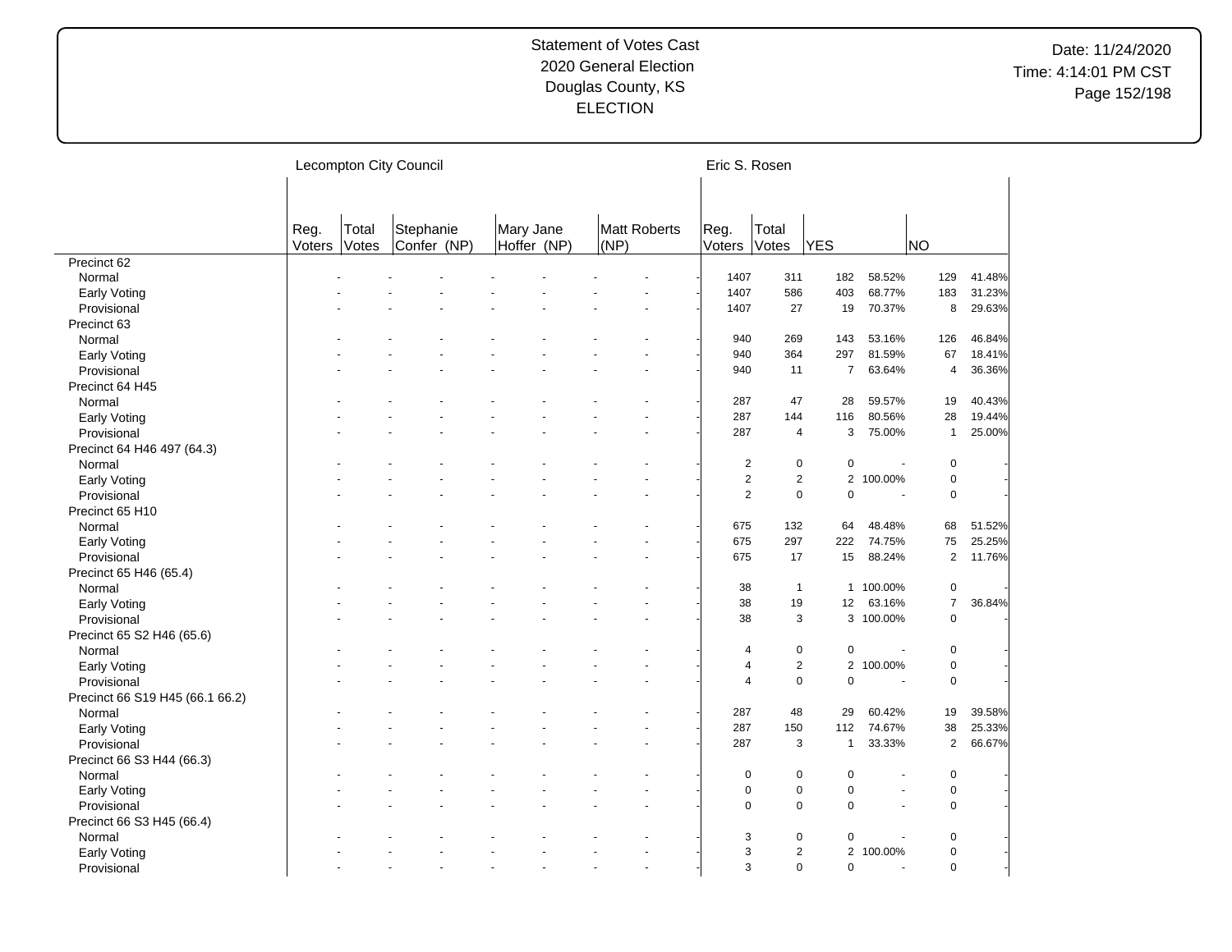# Statement of Votes Cast
## 2020 General Election
## Douglas County, KS
## ELECTION

Date: 11/24/2020
Time: 4:14:01 PM CST

| | Lecompton City Council | | | | | Eric S. Rosen | | | | | |
|---|---|---|---|---|---|---|---|---|---|---|---|
| | Reg. Voters | Total Votes | Stephanie Confer (NP) | Mary Jane Hoffer (NP) | Matt Roberts (NP) | Reg. Voters | Total Votes | YES | | NO | |
| **Precinct 62** | | | | | | | | | | | |
| Normal | - | - | - | - | - | 1407 | 311 | 182 | 58.52% | 129 | 41.48% |
| Early Voting | - | - | - | - | - | 1407 | 586 | 403 | 68.77% | 183 | 31.23% |
| Provisional | - | - | - | - | - | 1407 | 27 | 19 | 70.37% | 8 | 29.63% |
| **Precinct 63** | | | | | | | | | | | |
| Normal | - | - | - | - | - | 940 | 269 | 143 | 53.16% | 126 | 46.84% |
| Early Voting | - | - | - | - | - | 940 | 364 | 297 | 81.59% | 67 | 18.41% |
| Provisional | - | - | - | - | - | 940 | 11 | 7 | 63.64% | 4 | 36.36% |
| **Precinct 64 H45** | | | | | | | | | | | |
| Normal | - | - | - | - | - | 287 | 47 | 28 | 59.57% | 19 | 40.43% |
| Early Voting | - | - | - | - | - | 287 | 144 | 116 | 80.56% | 28 | 19.44% |
| Provisional | - | - | - | - | - | 287 | 4 | 3 | 75.00% | 1 | 25.00% |
| **Precinct 64 H46 497 (64.3)** | | | | | | | | | | | |
| Normal | - | - | - | - | - | 2 | 0 | 0 | - | 0 | - |
| Early Voting | - | - | - | - | - | 2 | 2 | 2 | 100.00% | 0 | - |
| Provisional | - | - | - | - | - | 2 | 0 | 0 | - | 0 | - |
| **Precinct 65 H10** | | | | | | | | | | | |
| Normal | - | - | - | - | - | 675 | 132 | 64 | 48.48% | 68 | 51.52% |
| Early Voting | - | - | - | - | - | 675 | 297 | 222 | 74.75% | 75 | 25.25% |
| Provisional | - | - | - | - | - | 675 | 17 | 15 | 88.24% | 2 | 11.76% |
| **Precinct 65 H46 (65.4)** | | | | | | | | | | | |
| Normal | - | - | - | - | - | 38 | 1 | 1 | 100.00% | 0 | - |
| Early Voting | - | - | - | - | - | 38 | 19 | 12 | 63.16% | 7 | 36.84% |
| Provisional | - | - | - | - | - | 38 | 3 | 3 | 100.00% | 0 | - |
| **Precinct 65 S2 H46 (65.6)** | | | | | | | | | | | |
| Normal | - | - | - | - | - | 4 | 0 | 0 | - | 0 | - |
| Early Voting | - | - | - | - | - | 4 | 2 | 2 | 100.00% | 0 | - |
| Provisional | - | - | - | - | - | 4 | 0 | 0 | - | 0 | - |
| **Precinct 66 S19 H45 (66.1 66.2)** | | | | | | | | | | | |
| Normal | - | - | - | - | - | 287 | 48 | 29 | 60.42% | 19 | 39.58% |
| Early Voting | - | - | - | - | - | 287 | 150 | 112 | 74.67% | 38 | 25.33% |
| Provisional | - | - | - | - | - | 287 | 3 | 1 | 33.33% | 2 | 66.67% |
| **Precinct 66 S3 H44 (66.3)** | | | | | | | | | | | |
| Normal | - | - | - | - | - | 0 | 0 | 0 | - | 0 | - |
| Early Voting | - | - | - | - | - | 0 | 0 | 0 | - | 0 | - |
| Provisional | - | - | - | - | - | 0 | 0 | 0 | - | 0 | - |
| **Precinct 66 S3 H45 (66.4)** | | | | | | | | | | | |
| Normal | - | - | - | - | - | 3 | 0 | 0 | - | 0 | - |
| Early Voting | - | - | - | - | - | 3 | 2 | 2 | 100.00% | 0 | - |
| Provisional | - | - | - | - | - | 3 | 0 | 0 | - | 0 | - |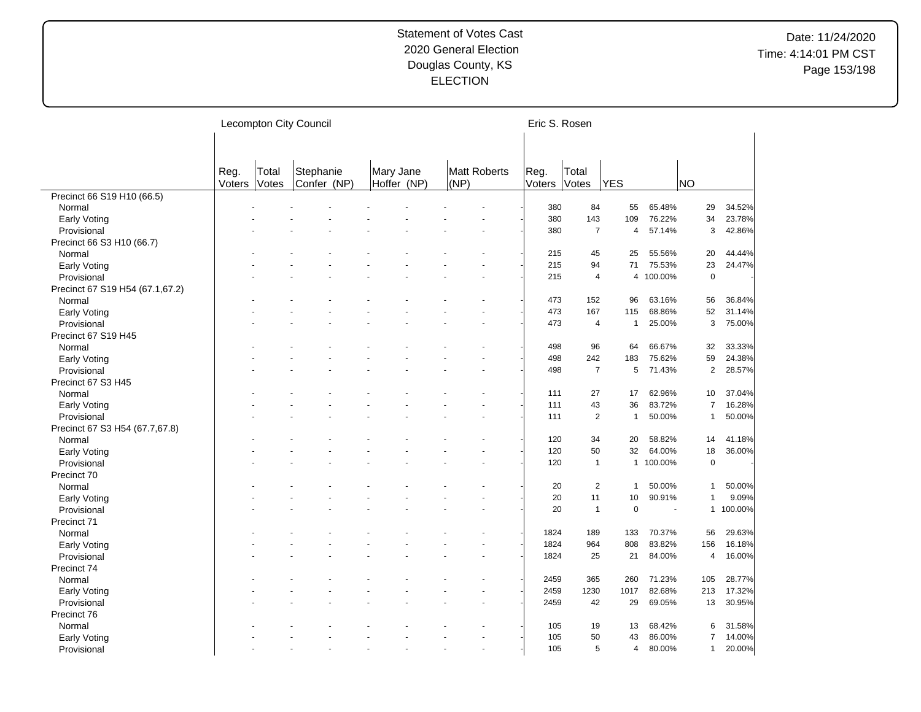Statement of Votes Cast
2020 General Election
Douglas County, KS
ELECTION

Date: 11/24/2020
Time: 4:14:01 PM CST

| | Lecompton City Council | | | | | Eric S. Rosen | | | | | |
|---|---|---|---|---|---|---|---|---|---|---|---|
| | Reg. Voters | Total Votes | Stephanie Confer (NP) | Mary Jane Hoffer (NP) | Matt Roberts (NP) | Reg. Voters | Total Votes | YES | | NO | |
| **Precinct 66 S19 H10 (66.5)** | | | | | | | | | | | |
| Normal | - | - | - | - | - | 380 | 84 | 55 | 65.48% | 29 | 34.52% |
| Early Voting | - | - | - | - | - | 380 | 143 | 109 | 76.22% | 34 | 23.78% |
| Provisional | - | - | - | - | - | 380 | 7 | 4 | 57.14% | 3 | 42.86% |
| **Precinct 66 S3 H10 (66.7)** | | | | | | | | | | | |
| Normal | - | - | - | - | - | 215 | 45 | 25 | 55.56% | 20 | 44.44% |
| Early Voting | - | - | - | - | - | 215 | 94 | 71 | 75.53% | 23 | 24.47% |
| Provisional | - | - | - | - | - | 215 | 4 | 4 | 100.00% | 0 | - |
| **Precinct 67 S19 H54 (67.1,67.2)** | | | | | | | | | | | |
| Normal | - | - | - | - | - | 473 | 152 | 96 | 63.16% | 56 | 36.84% |
| Early Voting | - | - | - | - | - | 473 | 167 | 115 | 68.86% | 52 | 31.14% |
| Provisional | - | - | - | - | - | 473 | 4 | 1 | 25.00% | 3 | 75.00% |
| **Precinct 67 S19 H45** | | | | | | | | | | | |
| Normal | - | - | - | - | - | 498 | 96 | 64 | 66.67% | 32 | 33.33% |
| Early Voting | - | - | - | - | - | 498 | 242 | 183 | 75.62% | 59 | 24.38% |
| Provisional | - | - | - | - | - | 498 | 7 | 5 | 71.43% | 2 | 28.57% |
| **Precinct 67 S3 H45** | | | | | | | | | | | |
| Normal | - | - | - | - | - | 111 | 27 | 17 | 62.96% | 10 | 37.04% |
| Early Voting | - | - | - | - | - | 111 | 43 | 36 | 83.72% | 7 | 16.28% |
| Provisional | - | - | - | - | - | 111 | 2 | 1 | 50.00% | 1 | 50.00% |
| **Precinct 67 S3 H54 (67.7,67.8)** | | | | | | | | | | | |
| Normal | - | - | - | - | - | 120 | 34 | 20 | 58.82% | 14 | 41.18% |
| Early Voting | - | - | - | - | - | 120 | 50 | 32 | 64.00% | 18 | 36.00% |
| Provisional | - | - | - | - | - | 120 | 1 | 1 | 100.00% | 0 | - |
| **Precinct 70** | | | | | | | | | | | |
| Normal | - | - | - | - | - | 20 | 2 | 1 | 50.00% | 1 | 50.00% |
| Early Voting | - | - | - | - | - | 20 | 11 | 10 | 90.91% | 1 | 9.09% |
| Provisional | - | - | - | - | - | 20 | 1 | 0 | - | 1 | 100.00% |
| **Precinct 71** | | | | | | | | | | | |
| Normal | - | - | - | - | - | 1824 | 189 | 133 | 70.37% | 56 | 29.63% |
| Early Voting | - | - | - | - | - | 1824 | 964 | 808 | 83.82% | 156 | 16.18% |
| Provisional | - | - | - | - | - | 1824 | 25 | 21 | 84.00% | 4 | 16.00% |
| **Precinct 74** | | | | | | | | | | | |
| Normal | - | - | - | - | - | 2459 | 365 | 260 | 71.23% | 105 | 28.77% |
| Early Voting | - | - | - | - | - | 2459 | 1230 | 1017 | 82.68% | 213 | 17.32% |
| Provisional | - | - | - | - | - | 2459 | 42 | 29 | 69.05% | 13 | 30.95% |
| **Precinct 76** | | | | | | | | | | | |
| Normal | - | - | - | - | - | 105 | 19 | 13 | 68.42% | 6 | 31.58% |
| Early Voting | - | - | - | - | - | 105 | 50 | 43 | 86.00% | 7 | 14.00% |
| Provisional | - | - | - | - | - | 105 | 5 | 4 | 80.00% | 1 | 20.00% |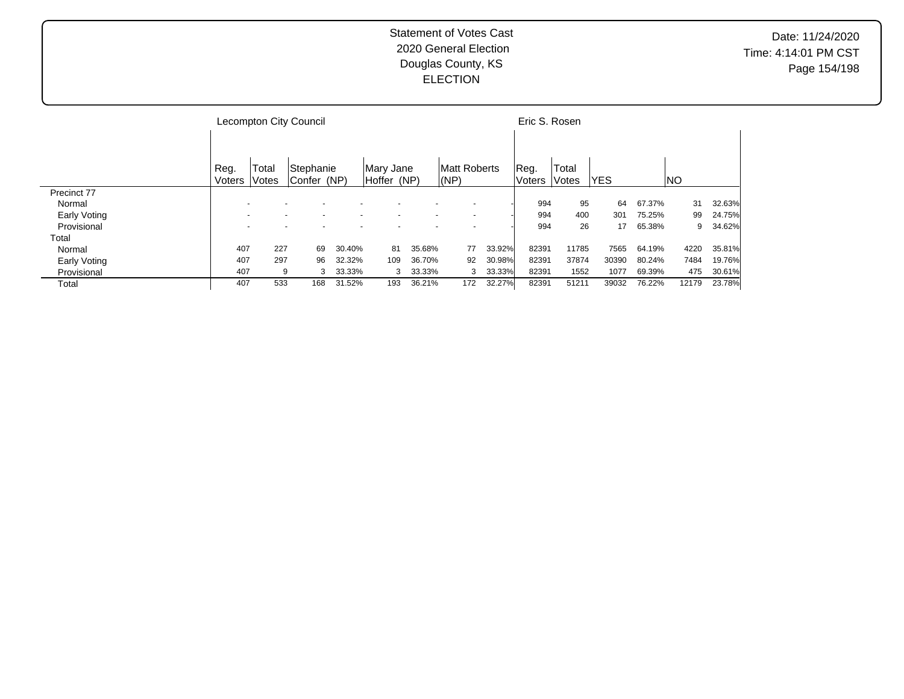Statement of Votes Cast
2020 General Election
Douglas County, KS
ELECTION

| | Lecompton City Council | | | | | | | | Eric S. Rosen | | | | | |
|---|---|---|---|---|---|---|---|---|---|---|---|---|---|---|
| | Reg. Voters | Total Votes | Stephanie Confer (NP) | | Mary Jane Hoffer (NP) | | Matt Roberts (NP) | | Reg. Voters | Total Votes | YES | | NO | |
| Precinct 77 | | | | | | | | | | | | | | |
| Normal | - | - | - | - | - | - | - | - | 994 | 95 | 64 | 67.37% | 31 | 32.63% |
| Early Voting | - | - | - | - | - | - | - | - | 994 | 400 | 301 | 75.25% | 99 | 24.75% |
| Provisional | - | - | - | - | - | - | - | - | 994 | 26 | 17 | 65.38% | 9 | 34.62% |
| Total | | | | | | | | | | | | | | |
| Normal | 407 | 227 | 69 | 30.40% | 81 | 35.68% | 77 | 33.92% | 82391 | 11785 | 7565 | 64.19% | 4220 | 35.81% |
| Early Voting | 407 | 297 | 96 | 32.32% | 109 | 36.70% | 92 | 30.98% | 82391 | 37874 | 30390 | 80.24% | 7484 | 19.76% |
| Provisional | 407 | 9 | 3 | 33.33% | 3 | 33.33% | 3 | 33.33% | 82391 | 1552 | 1077 | 69.39% | 475 | 30.61% |
| Total | 407 | 533 | 168 | 31.52% | 193 | 36.21% | 172 | 32.27% | 82391 | 51211 | 39032 | 76.22% | 12179 | 23.78% |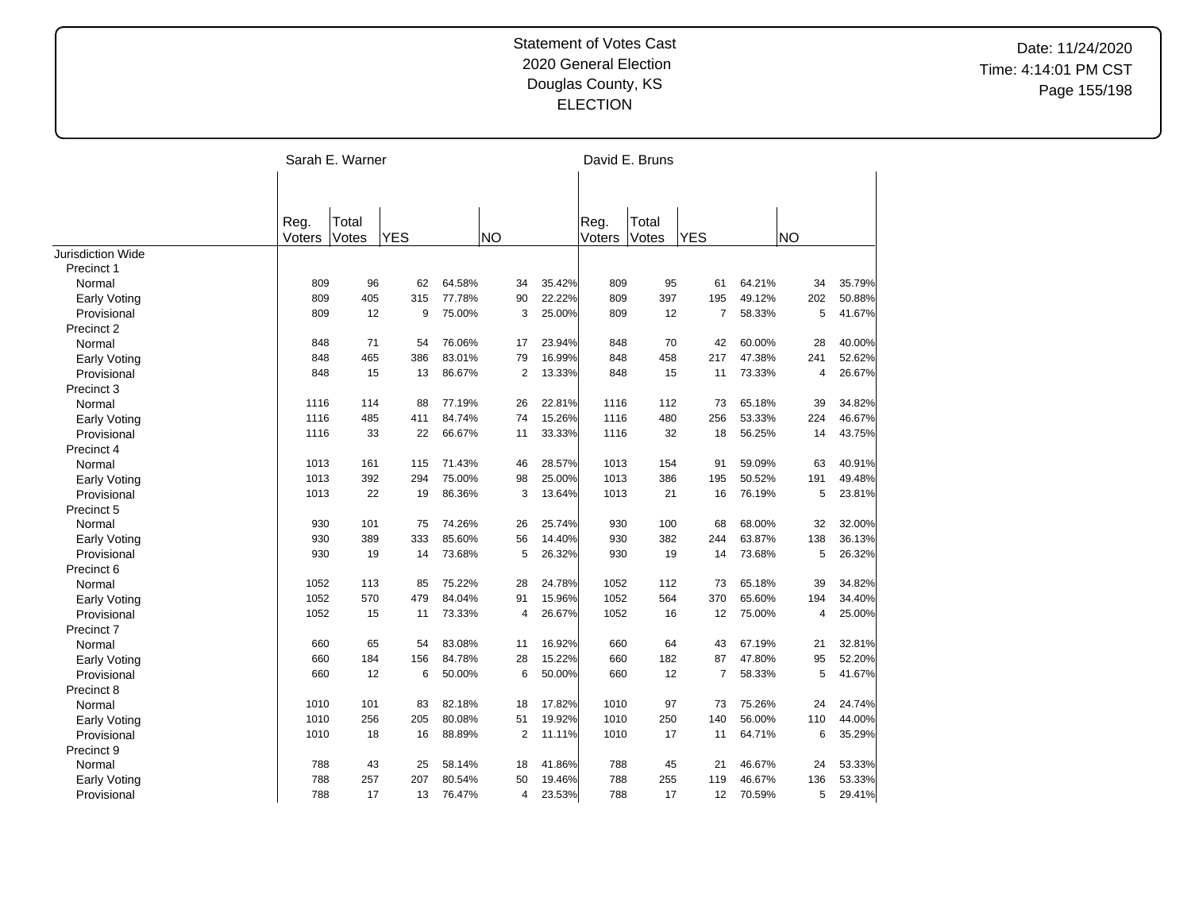Statement of Votes Cast
2020 General Election
Douglas County, KS
ELECTION

Date: 11/24/2020
Time: 4:14:01 PM CST

| | Sarah E. Warner | | | | | | David E. Bruns | | | | | |
|---|---|---|---|---|---|---|---|---|---|---|---|---|
| | Reg. Voters | Total Votes | YES | | NO | | Reg. Voters | Total Votes | YES | | NO | |
| Jurisdiction Wide | | | | | | | | | | | | |
| Precinct 1 | | | | | | | | | | | | |
| Normal | 809 | 96 | 62 | 64.58% | 34 | 35.42% | 809 | 95 | 61 | 64.21% | 34 | 35.79% |
| Early Voting | 809 | 405 | 315 | 77.78% | 90 | 22.22% | 809 | 397 | 195 | 49.12% | 202 | 50.88% |
| Provisional | 809 | 12 | 9 | 75.00% | 3 | 25.00% | 809 | 12 | 7 | 58.33% | 5 | 41.67% |
| Precinct 2 | | | | | | | | | | | | |
| Normal | 848 | 71 | 54 | 76.06% | 17 | 23.94% | 848 | 70 | 42 | 60.00% | 28 | 40.00% |
| Early Voting | 848 | 465 | 386 | 83.01% | 79 | 16.99% | 848 | 458 | 217 | 47.38% | 241 | 52.62% |
| Provisional | 848 | 15 | 13 | 86.67% | 2 | 13.33% | 848 | 15 | 11 | 73.33% | 4 | 26.67% |
| Precinct 3 | | | | | | | | | | | | |
| Normal | 1116 | 114 | 88 | 77.19% | 26 | 22.81% | 1116 | 112 | 73 | 65.18% | 39 | 34.82% |
| Early Voting | 1116 | 485 | 411 | 84.74% | 74 | 15.26% | 1116 | 480 | 256 | 53.33% | 224 | 46.67% |
| Provisional | 1116 | 33 | 22 | 66.67% | 11 | 33.33% | 1116 | 32 | 18 | 56.25% | 14 | 43.75% |
| Precinct 4 | | | | | | | | | | | | |
| Normal | 1013 | 161 | 115 | 71.43% | 46 | 28.57% | 1013 | 154 | 91 | 59.09% | 63 | 40.91% |
| Early Voting | 1013 | 392 | 294 | 75.00% | 98 | 25.00% | 1013 | 386 | 195 | 50.52% | 191 | 49.48% |
| Provisional | 1013 | 22 | 19 | 86.36% | 3 | 13.64% | 1013 | 21 | 16 | 76.19% | 5 | 23.81% |
| Precinct 5 | | | | | | | | | | | | |
| Normal | 930 | 101 | 75 | 74.26% | 26 | 25.74% | 930 | 100 | 68 | 68.00% | 32 | 32.00% |
| Early Voting | 930 | 389 | 333 | 85.60% | 56 | 14.40% | 930 | 382 | 244 | 63.87% | 138 | 36.13% |
| Provisional | 930 | 19 | 14 | 73.68% | 5 | 26.32% | 930 | 19 | 14 | 73.68% | 5 | 26.32% |
| Precinct 6 | | | | | | | | | | | | |
| Normal | 1052 | 113 | 85 | 75.22% | 28 | 24.78% | 1052 | 112 | 73 | 65.18% | 39 | 34.82% |
| Early Voting | 1052 | 570 | 479 | 84.04% | 91 | 15.96% | 1052 | 564 | 370 | 65.60% | 194 | 34.40% |
| Provisional | 1052 | 15 | 11 | 73.33% | 4 | 26.67% | 1052 | 16 | 12 | 75.00% | 4 | 25.00% |
| Precinct 7 | | | | | | | | | | | | |
| Normal | 660 | 65 | 54 | 83.08% | 11 | 16.92% | 660 | 64 | 43 | 67.19% | 21 | 32.81% |
| Early Voting | 660 | 184 | 156 | 84.78% | 28 | 15.22% | 660 | 182 | 87 | 47.80% | 95 | 52.20% |
| Provisional | 660 | 12 | 6 | 50.00% | 6 | 50.00% | 660 | 12 | 7 | 58.33% | 5 | 41.67% |
| Precinct 8 | | | | | | | | | | | | |
| Normal | 1010 | 101 | 83 | 82.18% | 18 | 17.82% | 1010 | 97 | 73 | 75.26% | 24 | 24.74% |
| Early Voting | 1010 | 256 | 205 | 80.08% | 51 | 19.92% | 1010 | 250 | 140 | 56.00% | 110 | 44.00% |
| Provisional | 1010 | 18 | 16 | 88.89% | 2 | 11.11% | 1010 | 17 | 11 | 64.71% | 6 | 35.29% |
| Precinct 9 | | | | | | | | | | | | |
| Normal | 788 | 43 | 25 | 58.14% | 18 | 41.86% | 788 | 45 | 21 | 46.67% | 24 | 53.33% |
| Early Voting | 788 | 257 | 207 | 80.54% | 50 | 19.46% | 788 | 255 | 119 | 46.67% | 136 | 53.33% |
| Provisional | 788 | 17 | 13 | 76.47% | 4 | 23.53% | 788 | 17 | 12 | 70.59% | 5 | 29.41% |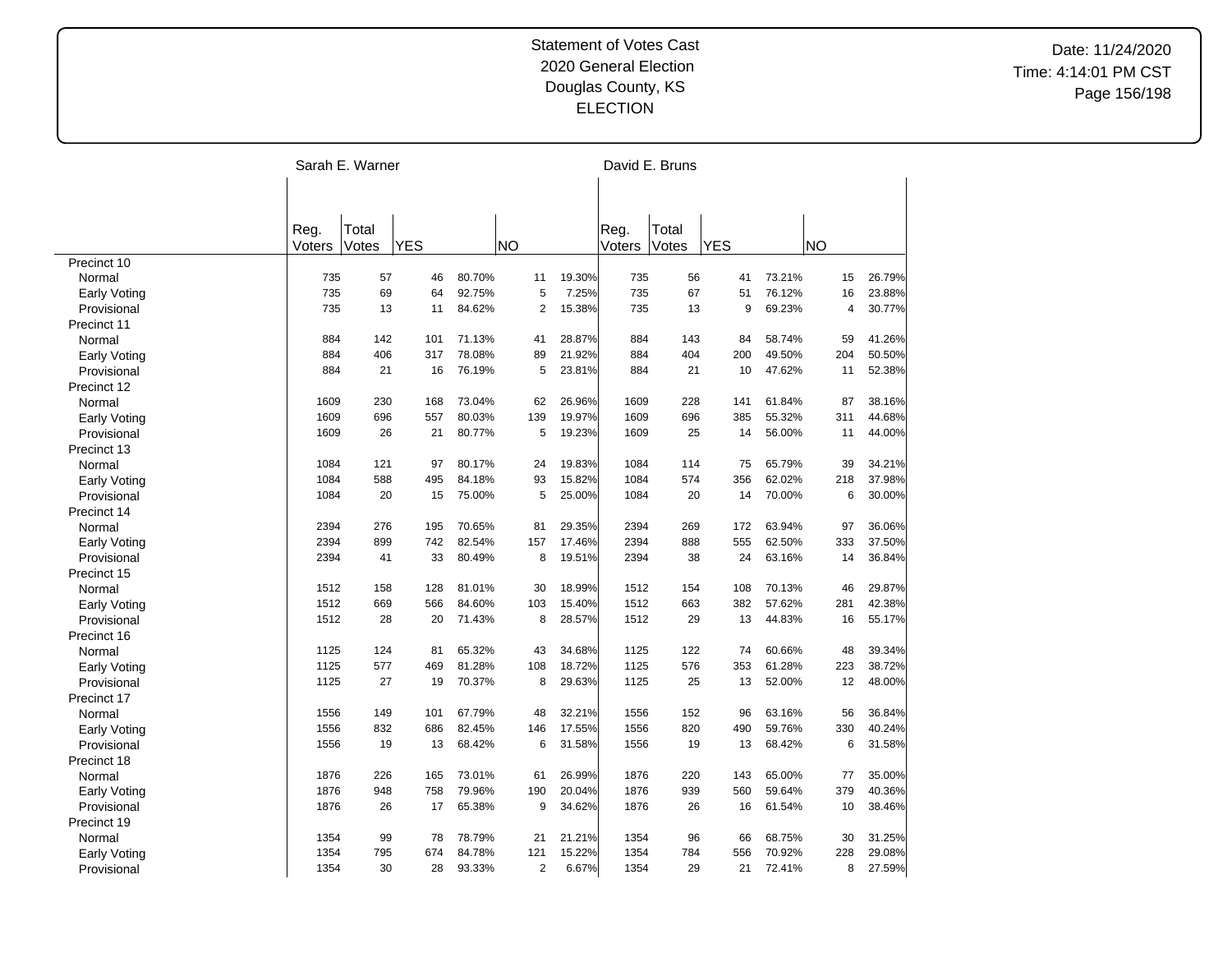# Statement of Votes Cast
## 2020 General Election
## Douglas County, KS
## ELECTION

Date: 11/24/2020
Time: 4:14:01 PM CST

| | Sarah E. Warner | | | | | | David E. Bruns | | | | | |
|---|---|---|---|---|---|---|---|---|---|---|---|---|
| | Reg. Voters | Total Votes | YES | | NO | | Reg. Voters | Total Votes | YES | | NO | |
| **Precinct 10** | | | | | | | | | | | | |
| Normal | 735 | 57 | 46 | 80.70% | 11 | 19.30% | 735 | 56 | 41 | 73.21% | 15 | 26.79% |
| Early Voting | 735 | 69 | 64 | 92.75% | 5 | 7.25% | 735 | 67 | 51 | 76.12% | 16 | 23.88% |
| Provisional | 735 | 13 | 11 | 84.62% | 2 | 15.38% | 735 | 13 | 9 | 69.23% | 4 | 30.77% |
| **Precinct 11** | | | | | | | | | | | | |
| Normal | 884 | 142 | 101 | 71.13% | 41 | 28.87% | 884 | 143 | 84 | 58.74% | 59 | 41.26% |
| Early Voting | 884 | 406 | 317 | 78.08% | 89 | 21.92% | 884 | 404 | 200 | 49.50% | 204 | 50.50% |
| Provisional | 884 | 21 | 16 | 76.19% | 5 | 23.81% | 884 | 21 | 10 | 47.62% | 11 | 52.38% |
| **Precinct 12** | | | | | | | | | | | | |
| Normal | 1609 | 230 | 168 | 73.04% | 62 | 26.96% | 1609 | 228 | 141 | 61.84% | 87 | 38.16% |
| Early Voting | 1609 | 696 | 557 | 80.03% | 139 | 19.97% | 1609 | 696 | 385 | 55.32% | 311 | 44.68% |
| Provisional | 1609 | 26 | 21 | 80.77% | 5 | 19.23% | 1609 | 25 | 14 | 56.00% | 11 | 44.00% |
| **Precinct 13** | | | | | | | | | | | | |
| Normal | 1084 | 121 | 97 | 80.17% | 24 | 19.83% | 1084 | 114 | 75 | 65.79% | 39 | 34.21% |
| Early Voting | 1084 | 588 | 495 | 84.18% | 93 | 15.82% | 1084 | 574 | 356 | 62.02% | 218 | 37.98% |
| Provisional | 1084 | 20 | 15 | 75.00% | 5 | 25.00% | 1084 | 20 | 14 | 70.00% | 6 | 30.00% |
| **Precinct 14** | | | | | | | | | | | | |
| Normal | 2394 | 276 | 195 | 70.65% | 81 | 29.35% | 2394 | 269 | 172 | 63.94% | 97 | 36.06% |
| Early Voting | 2394 | 899 | 742 | 82.54% | 157 | 17.46% | 2394 | 888 | 555 | 62.50% | 333 | 37.50% |
| Provisional | 2394 | 41 | 33 | 80.49% | 8 | 19.51% | 2394 | 38 | 24 | 63.16% | 14 | 36.84% |
| **Precinct 15** | | | | | | | | | | | | |
| Normal | 1512 | 158 | 128 | 81.01% | 30 | 18.99% | 1512 | 154 | 108 | 70.13% | 46 | 29.87% |
| Early Voting | 1512 | 669 | 566 | 84.60% | 103 | 15.40% | 1512 | 663 | 382 | 57.62% | 281 | 42.38% |
| Provisional | 1512 | 28 | 20 | 71.43% | 8 | 28.57% | 1512 | 29 | 13 | 44.83% | 16 | 55.17% |
| **Precinct 16** | | | | | | | | | | | | |
| Normal | 1125 | 124 | 81 | 65.32% | 43 | 34.68% | 1125 | 122 | 74 | 60.66% | 48 | 39.34% |
| Early Voting | 1125 | 577 | 469 | 81.28% | 108 | 18.72% | 1125 | 576 | 353 | 61.28% | 223 | 38.72% |
| Provisional | 1125 | 27 | 19 | 70.37% | 8 | 29.63% | 1125 | 25 | 13 | 52.00% | 12 | 48.00% |
| **Precinct 17** | | | | | | | | | | | | |
| Normal | 1556 | 149 | 101 | 67.79% | 48 | 32.21% | 1556 | 152 | 96 | 63.16% | 56 | 36.84% |
| Early Voting | 1556 | 832 | 686 | 82.45% | 146 | 17.55% | 1556 | 820 | 490 | 59.76% | 330 | 40.24% |
| Provisional | 1556 | 19 | 13 | 68.42% | 6 | 31.58% | 1556 | 19 | 13 | 68.42% | 6 | 31.58% |
| **Precinct 18** | | | | | | | | | | | | |
| Normal | 1876 | 226 | 165 | 73.01% | 61 | 26.99% | 1876 | 220 | 143 | 65.00% | 77 | 35.00% |
| Early Voting | 1876 | 948 | 758 | 79.96% | 190 | 20.04% | 1876 | 939 | 560 | 59.64% | 379 | 40.36% |
| Provisional | 1876 | 26 | 17 | 65.38% | 9 | 34.62% | 1876 | 26 | 16 | 61.54% | 10 | 38.46% |
| **Precinct 19** | | | | | | | | | | | | |
| Normal | 1354 | 99 | 78 | 78.79% | 21 | 21.21% | 1354 | 96 | 66 | 68.75% | 30 | 31.25% |
| Early Voting | 1354 | 795 | 674 | 84.78% | 121 | 15.22% | 1354 | 784 | 556 | 70.92% | 228 | 29.08% |
| Provisional | 1354 | 30 | 28 | 93.33% | 2 | 6.67% | 1354 | 29 | 21 | 72.41% | 8 | 27.59% |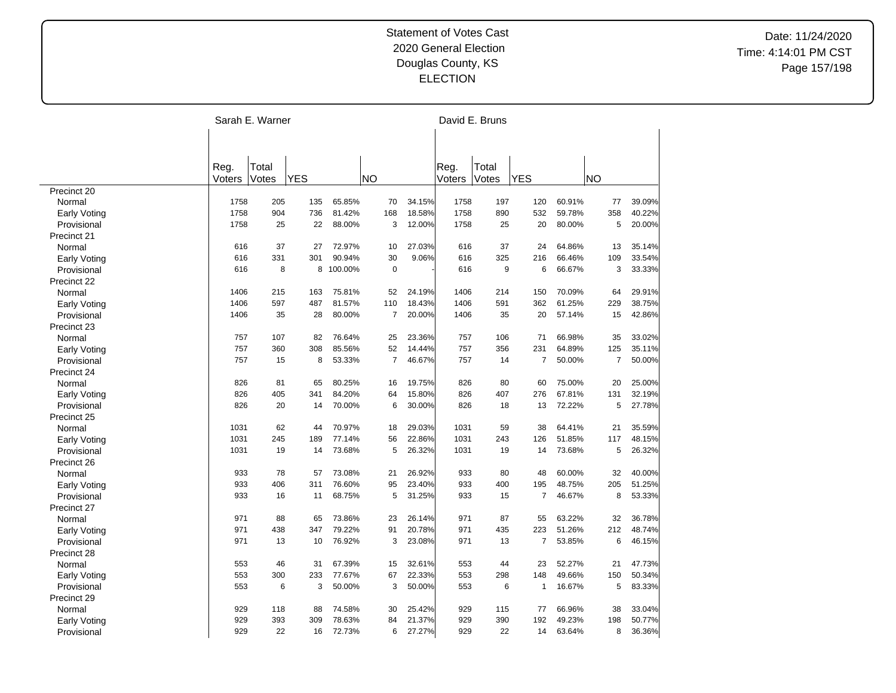# Statement of Votes Cast
## 2020 General Election
## Douglas County, KS
## ELECTION

Date: 11/24/2020
Time: 4:14:01 PM CST

| | Sarah E. Warner | | | | | | David E. Bruns | | | | | |
|---|---|---|---|---|---|---|---|---|---|---|---|---|
| | Reg. Voters | Total Votes | YES | | NO | | Reg. Voters | Total Votes | YES | | NO | |
| **Precinct 20** | | | | | | | | | | | | |
| Normal | 1758 | 205 | 135 | 65.85% | 70 | 34.15% | 1758 | 197 | 120 | 60.91% | 77 | 39.09% |
| Early Voting | 1758 | 904 | 736 | 81.42% | 168 | 18.58% | 1758 | 890 | 532 | 59.78% | 358 | 40.22% |
| Provisional | 1758 | 25 | 22 | 88.00% | 3 | 12.00% | 1758 | 25 | 20 | 80.00% | 5 | 20.00% |
| **Precinct 21** | | | | | | | | | | | | |
| Normal | 616 | 37 | 27 | 72.97% | 10 | 27.03% | 616 | 37 | 24 | 64.86% | 13 | 35.14% |
| Early Voting | 616 | 331 | 301 | 90.94% | 30 | 9.06% | 616 | 325 | 216 | 66.46% | 109 | 33.54% |
| Provisional | 616 | 8 | 8 | 100.00% | 0 | - | 616 | 9 | 6 | 66.67% | 3 | 33.33% |
| **Precinct 22** | | | | | | | | | | | | |
| Normal | 1406 | 215 | 163 | 75.81% | 52 | 24.19% | 1406 | 214 | 150 | 70.09% | 64 | 29.91% |
| Early Voting | 1406 | 597 | 487 | 81.57% | 110 | 18.43% | 1406 | 591 | 362 | 61.25% | 229 | 38.75% |
| Provisional | 1406 | 35 | 28 | 80.00% | 7 | 20.00% | 1406 | 35 | 20 | 57.14% | 15 | 42.86% |
| **Precinct 23** | | | | | | | | | | | | |
| Normal | 757 | 107 | 82 | 76.64% | 25 | 23.36% | 757 | 106 | 71 | 66.98% | 35 | 33.02% |
| Early Voting | 757 | 360 | 308 | 85.56% | 52 | 14.44% | 757 | 356 | 231 | 64.89% | 125 | 35.11% |
| Provisional | 757 | 15 | 8 | 53.33% | 7 | 46.67% | 757 | 14 | 7 | 50.00% | 7 | 50.00% |
| **Precinct 24** | | | | | | | | | | | | |
| Normal | 826 | 81 | 65 | 80.25% | 16 | 19.75% | 826 | 80 | 60 | 75.00% | 20 | 25.00% |
| Early Voting | 826 | 405 | 341 | 84.20% | 64 | 15.80% | 826 | 407 | 276 | 67.81% | 131 | 32.19% |
| Provisional | 826 | 20 | 14 | 70.00% | 6 | 30.00% | 826 | 18 | 13 | 72.22% | 5 | 27.78% |
| **Precinct 25** | | | | | | | | | | | | |
| Normal | 1031 | 62 | 44 | 70.97% | 18 | 29.03% | 1031 | 59 | 38 | 64.41% | 21 | 35.59% |
| Early Voting | 1031 | 245 | 189 | 77.14% | 56 | 22.86% | 1031 | 243 | 126 | 51.85% | 117 | 48.15% |
| Provisional | 1031 | 19 | 14 | 73.68% | 5 | 26.32% | 1031 | 19 | 14 | 73.68% | 5 | 26.32% |
| **Precinct 26** | | | | | | | | | | | | |
| Normal | 933 | 78 | 57 | 73.08% | 21 | 26.92% | 933 | 80 | 48 | 60.00% | 32 | 40.00% |
| Early Voting | 933 | 406 | 311 | 76.60% | 95 | 23.40% | 933 | 400 | 195 | 48.75% | 205 | 51.25% |
| Provisional | 933 | 16 | 11 | 68.75% | 5 | 31.25% | 933 | 15 | 7 | 46.67% | 8 | 53.33% |
| **Precinct 27** | | | | | | | | | | | | |
| Normal | 971 | 88 | 65 | 73.86% | 23 | 26.14% | 971 | 87 | 55 | 63.22% | 32 | 36.78% |
| Early Voting | 971 | 438 | 347 | 79.22% | 91 | 20.78% | 971 | 435 | 223 | 51.26% | 212 | 48.74% |
| Provisional | 971 | 13 | 10 | 76.92% | 3 | 23.08% | 971 | 13 | 7 | 53.85% | 6 | 46.15% |
| **Precinct 28** | | | | | | | | | | | | |
| Normal | 553 | 46 | 31 | 67.39% | 15 | 32.61% | 553 | 44 | 23 | 52.27% | 21 | 47.73% |
| Early Voting | 553 | 300 | 233 | 77.67% | 67 | 22.33% | 553 | 298 | 148 | 49.66% | 150 | 50.34% |
| Provisional | 553 | 6 | 3 | 50.00% | 3 | 50.00% | 553 | 6 | 1 | 16.67% | 5 | 83.33% |
| **Precinct 29** | | | | | | | | | | | | |
| Normal | 929 | 118 | 88 | 74.58% | 30 | 25.42% | 929 | 115 | 77 | 66.96% | 38 | 33.04% |
| Early Voting | 929 | 393 | 309 | 78.63% | 84 | 21.37% | 929 | 390 | 192 | 49.23% | 198 | 50.77% |
| Provisional | 929 | 22 | 16 | 72.73% | 6 | 27.27% | 929 | 22 | 14 | 63.64% | 8 | 36.36% |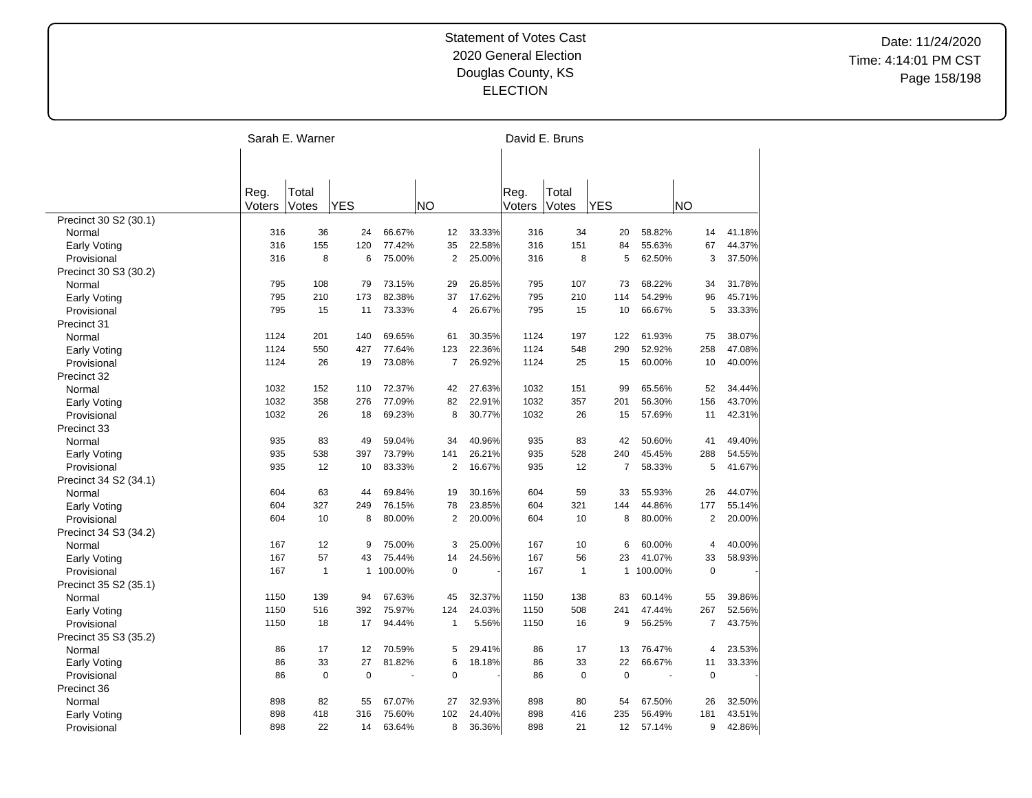Statement of Votes Cast
2020 General Election
Douglas County, KS
ELECTION

Date: 11/24/2020
Time: 4:14:01 PM CST

| | Sarah E. Warner | | | | | | David E. Bruns | | | | | |
|---|---|---|---|---|---|---|---|---|---|---|---|---|
| | Reg. Voters | Total Votes | YES | | NO | | Reg. Voters | Total Votes | YES | | NO | |
| Precinct 30 S2 (30.1) | | | | | | | | | | | | |
| Normal | 316 | 36 | 24 | 66.67% | 12 | 33.33% | 316 | 34 | 20 | 58.82% | 14 | 41.18% |
| Early Voting | 316 | 155 | 120 | 77.42% | 35 | 22.58% | 316 | 151 | 84 | 55.63% | 67 | 44.37% |
| Provisional | 316 | 8 | 6 | 75.00% | 2 | 25.00% | 316 | 8 | 5 | 62.50% | 3 | 37.50% |
| Precinct 30 S3 (30.2) | | | | | | | | | | | | |
| Normal | 795 | 108 | 79 | 73.15% | 29 | 26.85% | 795 | 107 | 73 | 68.22% | 34 | 31.78% |
| Early Voting | 795 | 210 | 173 | 82.38% | 37 | 17.62% | 795 | 210 | 114 | 54.29% | 96 | 45.71% |
| Provisional | 795 | 15 | 11 | 73.33% | 4 | 26.67% | 795 | 15 | 10 | 66.67% | 5 | 33.33% |
| Precinct 31 | | | | | | | | | | | | |
| Normal | 1124 | 201 | 140 | 69.65% | 61 | 30.35% | 1124 | 197 | 122 | 61.93% | 75 | 38.07% |
| Early Voting | 1124 | 550 | 427 | 77.64% | 123 | 22.36% | 1124 | 548 | 290 | 52.92% | 258 | 47.08% |
| Provisional | 1124 | 26 | 19 | 73.08% | 7 | 26.92% | 1124 | 25 | 15 | 60.00% | 10 | 40.00% |
| Precinct 32 | | | | | | | | | | | | |
| Normal | 1032 | 152 | 110 | 72.37% | 42 | 27.63% | 1032 | 151 | 99 | 65.56% | 52 | 34.44% |
| Early Voting | 1032 | 358 | 276 | 77.09% | 82 | 22.91% | 1032 | 357 | 201 | 56.30% | 156 | 43.70% |
| Provisional | 1032 | 26 | 18 | 69.23% | 8 | 30.77% | 1032 | 26 | 15 | 57.69% | 11 | 42.31% |
| Precinct 33 | | | | | | | | | | | | |
| Normal | 935 | 83 | 49 | 59.04% | 34 | 40.96% | 935 | 83 | 42 | 50.60% | 41 | 49.40% |
| Early Voting | 935 | 538 | 397 | 73.79% | 141 | 26.21% | 935 | 528 | 240 | 45.45% | 288 | 54.55% |
| Provisional | 935 | 12 | 10 | 83.33% | 2 | 16.67% | 935 | 12 | 7 | 58.33% | 5 | 41.67% |
| Precinct 34 S2 (34.1) | | | | | | | | | | | | |
| Normal | 604 | 63 | 44 | 69.84% | 19 | 30.16% | 604 | 59 | 33 | 55.93% | 26 | 44.07% |
| Early Voting | 604 | 327 | 249 | 76.15% | 78 | 23.85% | 604 | 321 | 144 | 44.86% | 177 | 55.14% |
| Provisional | 604 | 10 | 8 | 80.00% | 2 | 20.00% | 604 | 10 | 8 | 80.00% | 2 | 20.00% |
| Precinct 34 S3 (34.2) | | | | | | | | | | | | |
| Normal | 167 | 12 | 9 | 75.00% | 3 | 25.00% | 167 | 10 | 6 | 60.00% | 4 | 40.00% |
| Early Voting | 167 | 57 | 43 | 75.44% | 14 | 24.56% | 167 | 56 | 23 | 41.07% | 33 | 58.93% |
| Provisional | 167 | 1 | 1 | 100.00% | 0 | - | 167 | 1 | 1 | 100.00% | 0 | - |
| Precinct 35 S2 (35.1) | | | | | | | | | | | | |
| Normal | 1150 | 139 | 94 | 67.63% | 45 | 32.37% | 1150 | 138 | 83 | 60.14% | 55 | 39.86% |
| Early Voting | 1150 | 516 | 392 | 75.97% | 124 | 24.03% | 1150 | 508 | 241 | 47.44% | 267 | 52.56% |
| Provisional | 1150 | 18 | 17 | 94.44% | 1 | 5.56% | 1150 | 16 | 9 | 56.25% | 7 | 43.75% |
| Precinct 35 S3 (35.2) | | | | | | | | | | | | |
| Normal | 86 | 17 | 12 | 70.59% | 5 | 29.41% | 86 | 17 | 13 | 76.47% | 4 | 23.53% |
| Early Voting | 86 | 33 | 27 | 81.82% | 6 | 18.18% | 86 | 33 | 22 | 66.67% | 11 | 33.33% |
| Provisional | 86 | 0 | 0 | - | 0 | - | 86 | 0 | 0 | - | 0 | - |
| Precinct 36 | | | | | | | | | | | | |
| Normal | 898 | 82 | 55 | 67.07% | 27 | 32.93% | 898 | 80 | 54 | 67.50% | 26 | 32.50% |
| Early Voting | 898 | 418 | 316 | 75.60% | 102 | 24.40% | 898 | 416 | 235 | 56.49% | 181 | 43.51% |
| Provisional | 898 | 22 | 14 | 63.64% | 8 | 36.36% | 898 | 21 | 12 | 57.14% | 9 | 42.86% |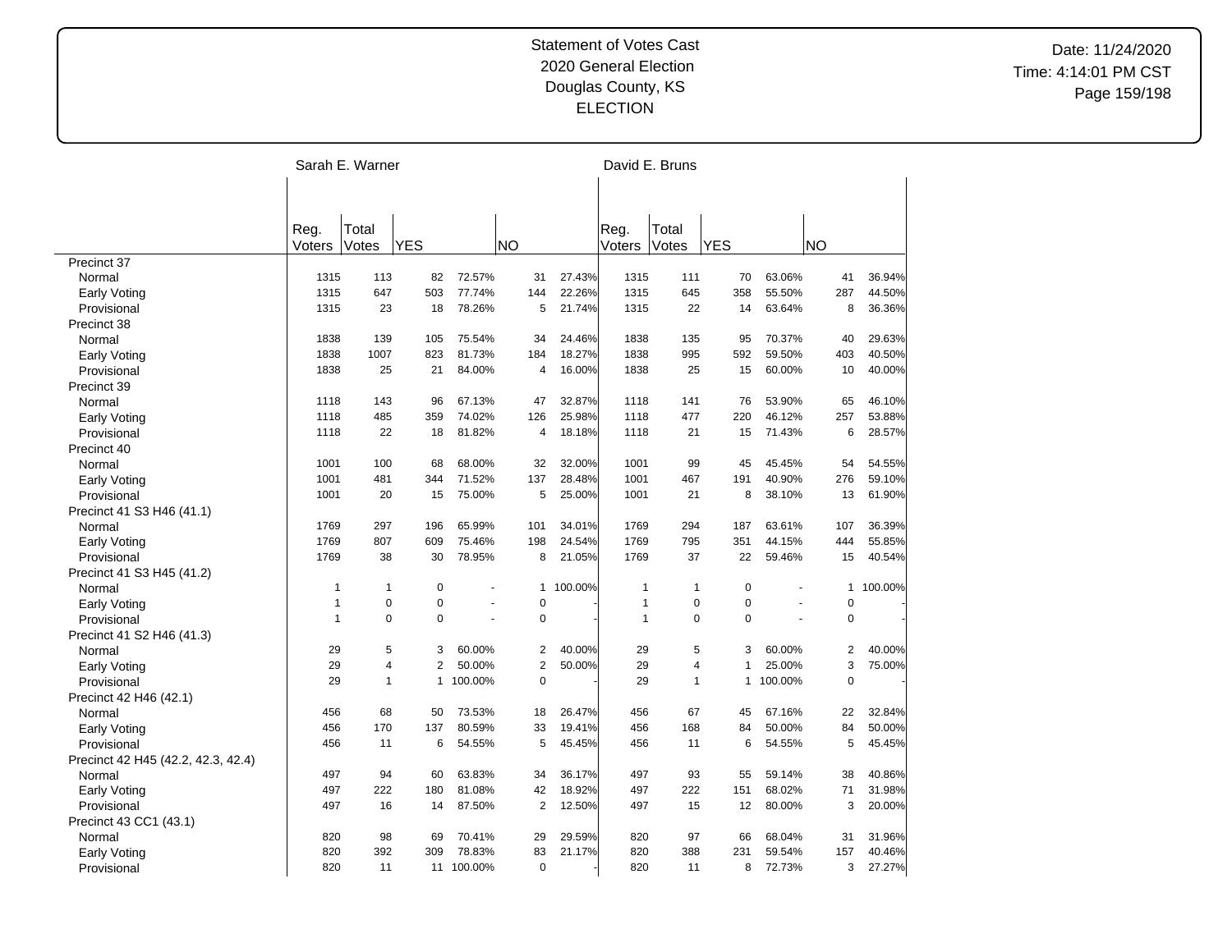Statement of Votes Cast
2020 General Election
Douglas County, KS
ELECTION

Date: 11/24/2020
Time: 4:14:01 PM CST

| | Sarah E. Warner | | | | | | David E. Bruns | | | | | |
|---|---|---|---|---|---|---|---|---|---|---|---|---|
| | Reg. Voters | Total Votes | YES | | NO | | Reg. Voters | Total Votes | YES | | NO | |
| Precinct 37 | | | | | | | | | | | | |
| Normal | 1315 | 113 | 82 | 72.57% | 31 | 27.43% | 1315 | 111 | 70 | 63.06% | 41 | 36.94% |
| Early Voting | 1315 | 647 | 503 | 77.74% | 144 | 22.26% | 1315 | 645 | 358 | 55.50% | 287 | 44.50% |
| Provisional | 1315 | 23 | 18 | 78.26% | 5 | 21.74% | 1315 | 22 | 14 | 63.64% | 8 | 36.36% |
| Precinct 38 | | | | | | | | | | | | |
| Normal | 1838 | 139 | 105 | 75.54% | 34 | 24.46% | 1838 | 135 | 95 | 70.37% | 40 | 29.63% |
| Early Voting | 1838 | 1007 | 823 | 81.73% | 184 | 18.27% | 1838 | 995 | 592 | 59.50% | 403 | 40.50% |
| Provisional | 1838 | 25 | 21 | 84.00% | 4 | 16.00% | 1838 | 25 | 15 | 60.00% | 10 | 40.00% |
| Precinct 39 | | | | | | | | | | | | |
| Normal | 1118 | 143 | 96 | 67.13% | 47 | 32.87% | 1118 | 141 | 76 | 53.90% | 65 | 46.10% |
| Early Voting | 1118 | 485 | 359 | 74.02% | 126 | 25.98% | 1118 | 477 | 220 | 46.12% | 257 | 53.88% |
| Provisional | 1118 | 22 | 18 | 81.82% | 4 | 18.18% | 1118 | 21 | 15 | 71.43% | 6 | 28.57% |
| Precinct 40 | | | | | | | | | | | | |
| Normal | 1001 | 100 | 68 | 68.00% | 32 | 32.00% | 1001 | 99 | 45 | 45.45% | 54 | 54.55% |
| Early Voting | 1001 | 481 | 344 | 71.52% | 137 | 28.48% | 1001 | 467 | 191 | 40.90% | 276 | 59.10% |
| Provisional | 1001 | 20 | 15 | 75.00% | 5 | 25.00% | 1001 | 21 | 8 | 38.10% | 13 | 61.90% |
| Precinct 41 S3 H46 (41.1) | | | | | | | | | | | | |
| Normal | 1769 | 297 | 196 | 65.99% | 101 | 34.01% | 1769 | 294 | 187 | 63.61% | 107 | 36.39% |
| Early Voting | 1769 | 807 | 609 | 75.46% | 198 | 24.54% | 1769 | 795 | 351 | 44.15% | 444 | 55.85% |
| Provisional | 1769 | 38 | 30 | 78.95% | 8 | 21.05% | 1769 | 37 | 22 | 59.46% | 15 | 40.54% |
| Precinct 41 S3 H45 (41.2) | | | | | | | | | | | | |
| Normal | 1 | 1 | 0 | - | 1 | 100.00% | 1 | 1 | 0 | - | 1 | 100.00% |
| Early Voting | 1 | 0 | 0 | - | 0 | - | 1 | 0 | 0 | - | 0 | - |
| Provisional | 1 | 0 | 0 | - | 0 | - | 1 | 0 | 0 | - | 0 | - |
| Precinct 41 S2 H46 (41.3) | | | | | | | | | | | | |
| Normal | 29 | 5 | 3 | 60.00% | 2 | 40.00% | 29 | 5 | 3 | 60.00% | 2 | 40.00% |
| Early Voting | 29 | 4 | 2 | 50.00% | 2 | 50.00% | 29 | 4 | 1 | 25.00% | 3 | 75.00% |
| Provisional | 29 | 1 | 1 | 100.00% | 0 | - | 29 | 1 | 1 | 100.00% | 0 | - |
| Precinct 42 H46 (42.1) | | | | | | | | | | | | |
| Normal | 456 | 68 | 50 | 73.53% | 18 | 26.47% | 456 | 67 | 45 | 67.16% | 22 | 32.84% |
| Early Voting | 456 | 170 | 137 | 80.59% | 33 | 19.41% | 456 | 168 | 84 | 50.00% | 84 | 50.00% |
| Provisional | 456 | 11 | 6 | 54.55% | 5 | 45.45% | 456 | 11 | 6 | 54.55% | 5 | 45.45% |
| Precinct 42 H45 (42.2, 42.3, 42.4) | | | | | | | | | | | | |
| Normal | 497 | 94 | 60 | 63.83% | 34 | 36.17% | 497 | 93 | 55 | 59.14% | 38 | 40.86% |
| Early Voting | 497 | 222 | 180 | 81.08% | 42 | 18.92% | 497 | 222 | 151 | 68.02% | 71 | 31.98% |
| Provisional | 497 | 16 | 14 | 87.50% | 2 | 12.50% | 497 | 15 | 12 | 80.00% | 3 | 20.00% |
| Precinct 43 CC1 (43.1) | | | | | | | | | | | | |
| Normal | 820 | 98 | 69 | 70.41% | 29 | 29.59% | 820 | 97 | 66 | 68.04% | 31 | 31.96% |
| Early Voting | 820 | 392 | 309 | 78.83% | 83 | 21.17% | 820 | 388 | 231 | 59.54% | 157 | 40.46% |
| Provisional | 820 | 11 | 11 | 100.00% | 0 | - | 820 | 11 | 8 | 72.73% | 3 | 27.27% |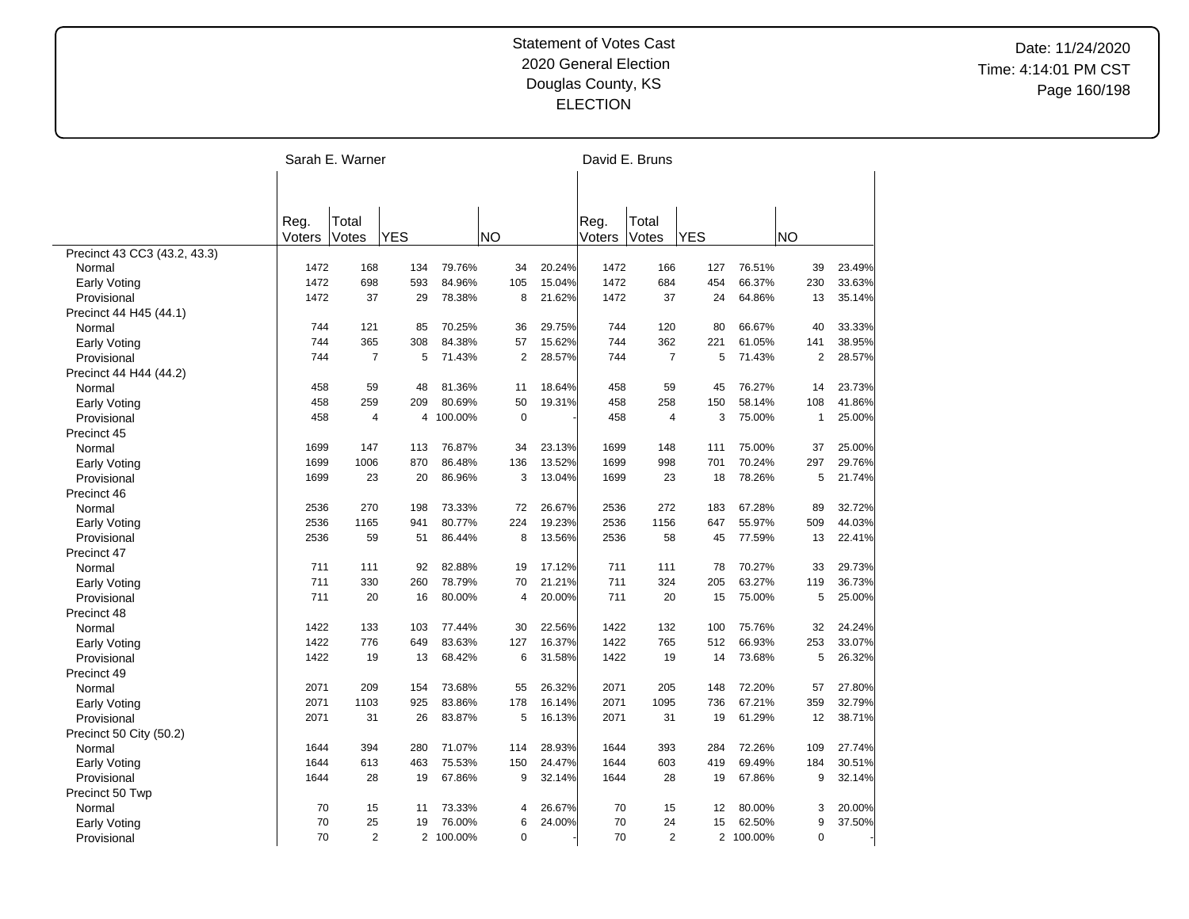# Statement of Votes Cast
## 2020 General Election
## Douglas County, KS
## ELECTION

Date: 11/24/2020
Time: 4:14:01 PM CST

| | Sarah E. Warner | | | | | | David E. Bruns | | | | | |
|---|---|---|---|---|---|---|---|---|---|---|---|---|
| | Reg. Voters | Total Votes | YES | | NO | | Reg. Voters | Total Votes | YES | | NO | |
| **Precinct 43 CC3 (43.2, 43.3)** | | | | | | | | | | | | |
| Normal | 1472 | 168 | 134 | 79.76% | 34 | 20.24% | 1472 | 166 | 127 | 76.51% | 39 | 23.49% |
| Early Voting | 1472 | 698 | 593 | 84.96% | 105 | 15.04% | 1472 | 684 | 454 | 66.37% | 230 | 33.63% |
| Provisional | 1472 | 37 | 29 | 78.38% | 8 | 21.62% | 1472 | 37 | 24 | 64.86% | 13 | 35.14% |
| **Precinct 44 H45 (44.1)** | | | | | | | | | | | | |
| Normal | 744 | 121 | 85 | 70.25% | 36 | 29.75% | 744 | 120 | 80 | 66.67% | 40 | 33.33% |
| Early Voting | 744 | 365 | 308 | 84.38% | 57 | 15.62% | 744 | 362 | 221 | 61.05% | 141 | 38.95% |
| Provisional | 744 | 7 | 5 | 71.43% | 2 | 28.57% | 744 | 7 | 5 | 71.43% | 2 | 28.57% |
| **Precinct 44 H44 (44.2)** | | | | | | | | | | | | |
| Normal | 458 | 59 | 48 | 81.36% | 11 | 18.64% | 458 | 59 | 45 | 76.27% | 14 | 23.73% |
| Early Voting | 458 | 259 | 209 | 80.69% | 50 | 19.31% | 458 | 258 | 150 | 58.14% | 108 | 41.86% |
| Provisional | 458 | 4 | 4 | 100.00% | 0 | - | 458 | 4 | 3 | 75.00% | 1 | 25.00% |
| **Precinct 45** | | | | | | | | | | | | |
| Normal | 1699 | 147 | 113 | 76.87% | 34 | 23.13% | 1699 | 148 | 111 | 75.00% | 37 | 25.00% |
| Early Voting | 1699 | 1006 | 870 | 86.48% | 136 | 13.52% | 1699 | 998 | 701 | 70.24% | 297 | 29.76% |
| Provisional | 1699 | 23 | 20 | 86.96% | 3 | 13.04% | 1699 | 23 | 18 | 78.26% | 5 | 21.74% |
| **Precinct 46** | | | | | | | | | | | | |
| Normal | 2536 | 270 | 198 | 73.33% | 72 | 26.67% | 2536 | 272 | 183 | 67.28% | 89 | 32.72% |
| Early Voting | 2536 | 1165 | 941 | 80.77% | 224 | 19.23% | 2536 | 1156 | 647 | 55.97% | 509 | 44.03% |
| Provisional | 2536 | 59 | 51 | 86.44% | 8 | 13.56% | 2536 | 58 | 45 | 77.59% | 13 | 22.41% |
| **Precinct 47** | | | | | | | | | | | | |
| Normal | 711 | 111 | 92 | 82.88% | 19 | 17.12% | 711 | 111 | 78 | 70.27% | 33 | 29.73% |
| Early Voting | 711 | 330 | 260 | 78.79% | 70 | 21.21% | 711 | 324 | 205 | 63.27% | 119 | 36.73% |
| Provisional | 711 | 20 | 16 | 80.00% | 4 | 20.00% | 711 | 20 | 15 | 75.00% | 5 | 25.00% |
| **Precinct 48** | | | | | | | | | | | | |
| Normal | 1422 | 133 | 103 | 77.44% | 30 | 22.56% | 1422 | 132 | 100 | 75.76% | 32 | 24.24% |
| Early Voting | 1422 | 776 | 649 | 83.63% | 127 | 16.37% | 1422 | 765 | 512 | 66.93% | 253 | 33.07% |
| Provisional | 1422 | 19 | 13 | 68.42% | 6 | 31.58% | 1422 | 19 | 14 | 73.68% | 5 | 26.32% |
| **Precinct 49** | | | | | | | | | | | | |
| Normal | 2071 | 209 | 154 | 73.68% | 55 | 26.32% | 2071 | 205 | 148 | 72.20% | 57 | 27.80% |
| Early Voting | 2071 | 1103 | 925 | 83.86% | 178 | 16.14% | 2071 | 1095 | 736 | 67.21% | 359 | 32.79% |
| Provisional | 2071 | 31 | 26 | 83.87% | 5 | 16.13% | 2071 | 31 | 19 | 61.29% | 12 | 38.71% |
| **Precinct 50 City (50.2)** | | | | | | | | | | | | |
| Normal | 1644 | 394 | 280 | 71.07% | 114 | 28.93% | 1644 | 393 | 284 | 72.26% | 109 | 27.74% |
| Early Voting | 1644 | 613 | 463 | 75.53% | 150 | 24.47% | 1644 | 603 | 419 | 69.49% | 184 | 30.51% |
| Provisional | 1644 | 28 | 19 | 67.86% | 9 | 32.14% | 1644 | 28 | 19 | 67.86% | 9 | 32.14% |
| **Precinct 50 Twp** | | | | | | | | | | | | |
| Normal | 70 | 15 | 11 | 73.33% | 4 | 26.67% | 70 | 15 | 12 | 80.00% | 3 | 20.00% |
| Early Voting | 70 | 25 | 19 | 76.00% | 6 | 24.00% | 70 | 24 | 15 | 62.50% | 9 | 37.50% |
| Provisional | 70 | 2 | 2 | 100.00% | 0 | - | 70 | 2 | 2 | 100.00% | 0 | - |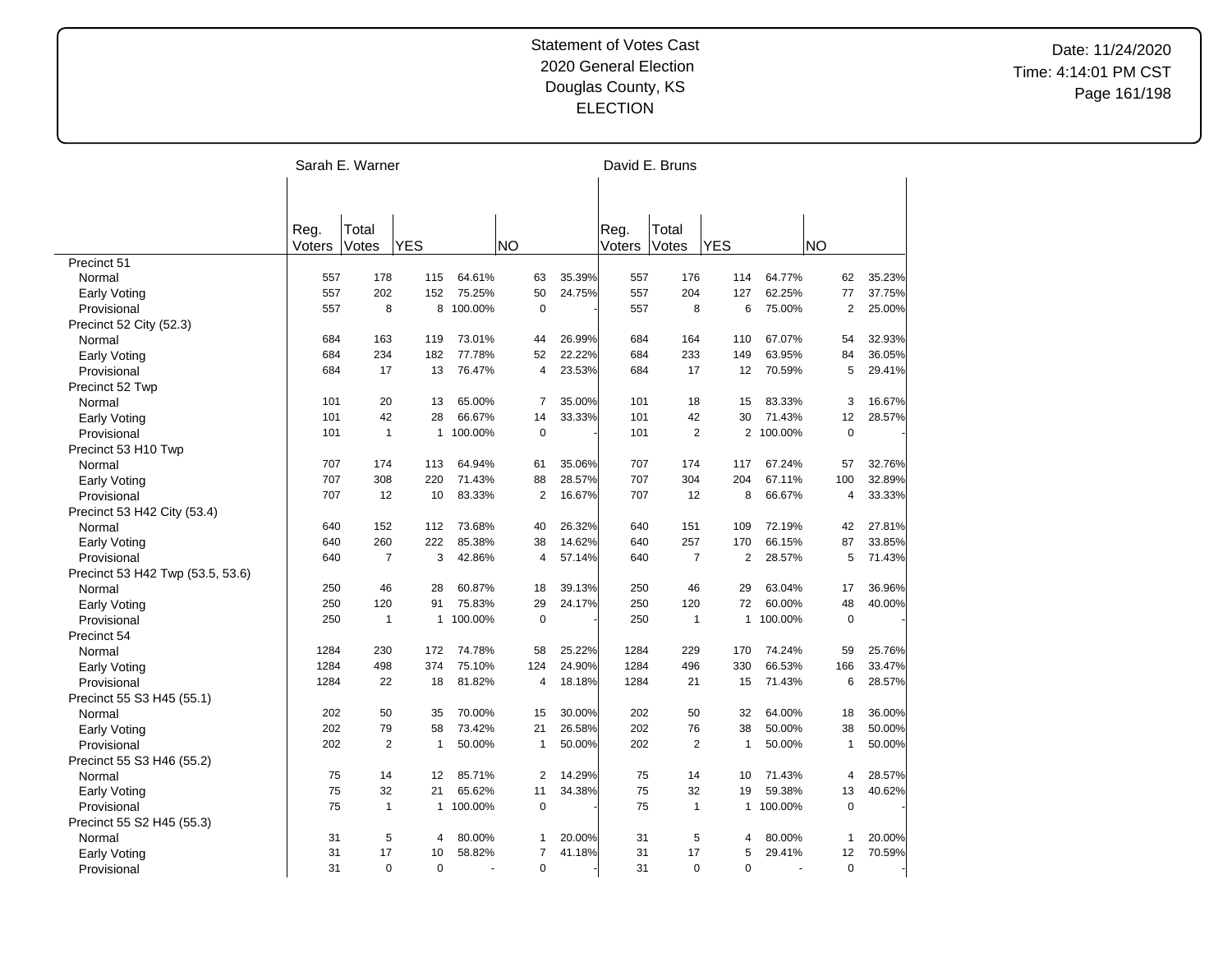# Statement of Votes Cast
## 2020 General Election
## Douglas County, KS
## ELECTION

Date: 11/24/2020
Time: 4:14:01 PM CST

| | Sarah E. Warner | | | | | | David E. Bruns | | | | | |
|---|---|---|---|---|---|---|---|---|---|---|---|---|
| | Reg. Voters | Total Votes | YES | | NO | | Reg. Voters | Total Votes | YES | | NO | |
| **Precinct 51** | | | | | | | | | | | | |
| Normal | 557 | 178 | 115 | 64.61% | 63 | 35.39% | 557 | 176 | 114 | 64.77% | 62 | 35.23% |
| Early Voting | 557 | 202 | 152 | 75.25% | 50 | 24.75% | 557 | 204 | 127 | 62.25% | 77 | 37.75% |
| Provisional | 557 | 8 | 8 | 100.00% | 0 | - | 557 | 8 | 6 | 75.00% | 2 | 25.00% |
| **Precinct 52 City (52.3)** | | | | | | | | | | | | |
| Normal | 684 | 163 | 119 | 73.01% | 44 | 26.99% | 684 | 164 | 110 | 67.07% | 54 | 32.93% |
| Early Voting | 684 | 234 | 182 | 77.78% | 52 | 22.22% | 684 | 233 | 149 | 63.95% | 84 | 36.05% |
| Provisional | 684 | 17 | 13 | 76.47% | 4 | 23.53% | 684 | 17 | 12 | 70.59% | 5 | 29.41% |
| **Precinct 52 Twp** | | | | | | | | | | | | |
| Normal | 101 | 20 | 13 | 65.00% | 7 | 35.00% | 101 | 18 | 15 | 83.33% | 3 | 16.67% |
| Early Voting | 101 | 42 | 28 | 66.67% | 14 | 33.33% | 101 | 42 | 30 | 71.43% | 12 | 28.57% |
| Provisional | 101 | 1 | 1 | 100.00% | 0 | - | 101 | 2 | 2 | 100.00% | 0 | - |
| **Precinct 53 H10 Twp** | | | | | | | | | | | | |
| Normal | 707 | 174 | 113 | 64.94% | 61 | 35.06% | 707 | 174 | 117 | 67.24% | 57 | 32.76% |
| Early Voting | 707 | 308 | 220 | 71.43% | 88 | 28.57% | 707 | 304 | 204 | 67.11% | 100 | 32.89% |
| Provisional | 707 | 12 | 10 | 83.33% | 2 | 16.67% | 707 | 12 | 8 | 66.67% | 4 | 33.33% |
| **Precinct 53 H42 City (53.4)** | | | | | | | | | | | | |
| Normal | 640 | 152 | 112 | 73.68% | 40 | 26.32% | 640 | 151 | 109 | 72.19% | 42 | 27.81% |
| Early Voting | 640 | 260 | 222 | 85.38% | 38 | 14.62% | 640 | 257 | 170 | 66.15% | 87 | 33.85% |
| Provisional | 640 | 7 | 3 | 42.86% | 4 | 57.14% | 640 | 7 | 2 | 28.57% | 5 | 71.43% |
| **Precinct 53 H42 Twp (53.5, 53.6)** | | | | | | | | | | | | |
| Normal | 250 | 46 | 28 | 60.87% | 18 | 39.13% | 250 | 46 | 29 | 63.04% | 17 | 36.96% |
| Early Voting | 250 | 120 | 91 | 75.83% | 29 | 24.17% | 250 | 120 | 72 | 60.00% | 48 | 40.00% |
| Provisional | 250 | 1 | 1 | 100.00% | 0 | - | 250 | 1 | 1 | 100.00% | 0 | - |
| **Precinct 54** | | | | | | | | | | | | |
| Normal | 1284 | 230 | 172 | 74.78% | 58 | 25.22% | 1284 | 229 | 170 | 74.24% | 59 | 25.76% |
| Early Voting | 1284 | 498 | 374 | 75.10% | 124 | 24.90% | 1284 | 496 | 330 | 66.53% | 166 | 33.47% |
| Provisional | 1284 | 22 | 18 | 81.82% | 4 | 18.18% | 1284 | 21 | 15 | 71.43% | 6 | 28.57% |
| **Precinct 55 S3 H45 (55.1)** | | | | | | | | | | | | |
| Normal | 202 | 50 | 35 | 70.00% | 15 | 30.00% | 202 | 50 | 32 | 64.00% | 18 | 36.00% |
| Early Voting | 202 | 79 | 58 | 73.42% | 21 | 26.58% | 202 | 76 | 38 | 50.00% | 38 | 50.00% |
| Provisional | 202 | 2 | 1 | 50.00% | 1 | 50.00% | 202 | 2 | 1 | 50.00% | 1 | 50.00% |
| **Precinct 55 S3 H46 (55.2)** | | | | | | | | | | | | |
| Normal | 75 | 14 | 12 | 85.71% | 2 | 14.29% | 75 | 14 | 10 | 71.43% | 4 | 28.57% |
| Early Voting | 75 | 32 | 21 | 65.62% | 11 | 34.38% | 75 | 32 | 19 | 59.38% | 13 | 40.62% |
| Provisional | 75 | 1 | 1 | 100.00% | 0 | - | 75 | 1 | 1 | 100.00% | 0 | - |
| **Precinct 55 S2 H45 (55.3)** | | | | | | | | | | | | |
| Normal | 31 | 5 | 4 | 80.00% | 1 | 20.00% | 31 | 5 | 4 | 80.00% | 1 | 20.00% |
| Early Voting | 31 | 17 | 10 | 58.82% | 7 | 41.18% | 31 | 17 | 5 | 29.41% | 12 | 70.59% |
| Provisional | 31 | 0 | 0 | - | 0 | - | 31 | 0 | 0 | - | 0 | - |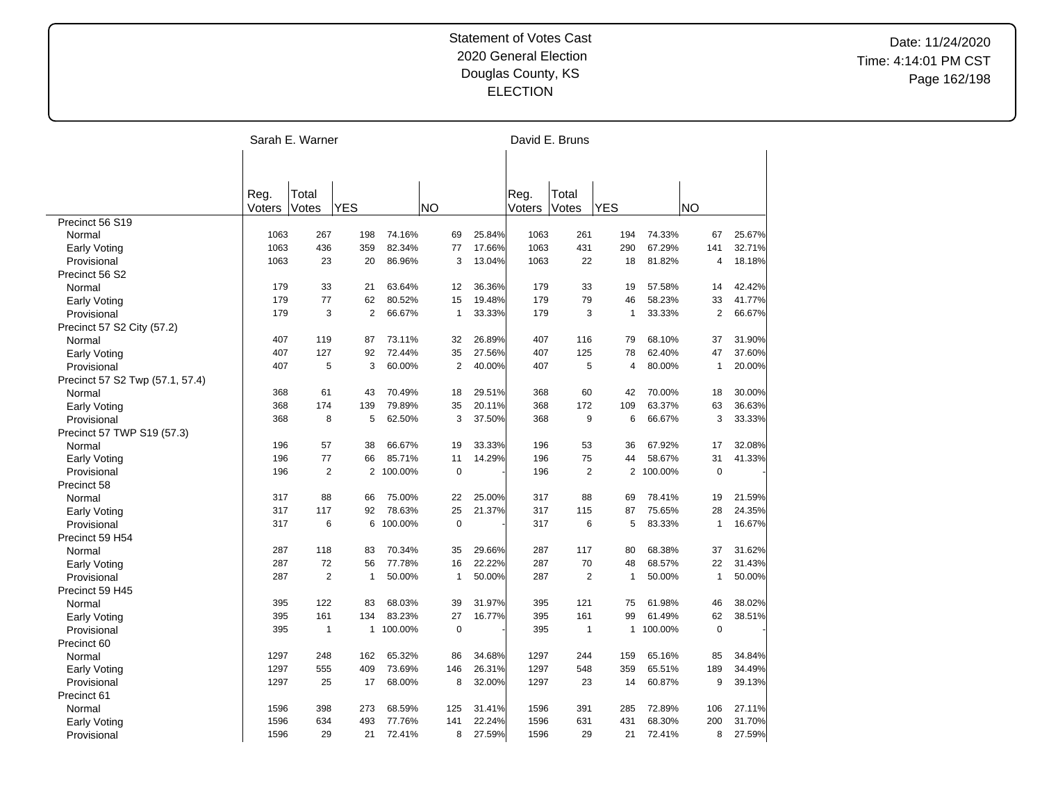# Statement of Votes Cast
## 2020 General Election
## Douglas County, KS
## ELECTION

Date: 11/24/2020
Time: 4:14:01 PM CST

| | Sarah E. Warner | | | | | | David E. Bruns | | | | | |
|---|---|---|---|---|---|---|---|---|---|---|---|---|
| | Reg. Voters | Total Votes | YES | | NO | | Reg. Voters | Total Votes | YES | | NO | |
| **Precinct 56 S19** | | | | | | | | | | | | |
| Normal | 1063 | 267 | 198 | 74.16% | 69 | 25.84% | 1063 | 261 | 194 | 74.33% | 67 | 25.67% |
| Early Voting | 1063 | 436 | 359 | 82.34% | 77 | 17.66% | 1063 | 431 | 290 | 67.29% | 141 | 32.71% |
| Provisional | 1063 | 23 | 20 | 86.96% | 3 | 13.04% | 1063 | 22 | 18 | 81.82% | 4 | 18.18% |
| **Precinct 56 S2** | | | | | | | | | | | | |
| Normal | 179 | 33 | 21 | 63.64% | 12 | 36.36% | 179 | 33 | 19 | 57.58% | 14 | 42.42% |
| Early Voting | 179 | 77 | 62 | 80.52% | 15 | 19.48% | 179 | 79 | 46 | 58.23% | 33 | 41.77% |
| Provisional | 179 | 3 | 2 | 66.67% | 1 | 33.33% | 179 | 3 | 1 | 33.33% | 2 | 66.67% |
| **Precinct 57 S2 City (57.2)** | | | | | | | | | | | | |
| Normal | 407 | 119 | 87 | 73.11% | 32 | 26.89% | 407 | 116 | 79 | 68.10% | 37 | 31.90% |
| Early Voting | 407 | 127 | 92 | 72.44% | 35 | 27.56% | 407 | 125 | 78 | 62.40% | 47 | 37.60% |
| Provisional | 407 | 5 | 3 | 60.00% | 2 | 40.00% | 407 | 5 | 4 | 80.00% | 1 | 20.00% |
| **Precinct 57 S2 Twp (57.1, 57.4)** | | | | | | | | | | | | |
| Normal | 368 | 61 | 43 | 70.49% | 18 | 29.51% | 368 | 60 | 42 | 70.00% | 18 | 30.00% |
| Early Voting | 368 | 174 | 139 | 79.89% | 35 | 20.11% | 368 | 172 | 109 | 63.37% | 63 | 36.63% |
| Provisional | 368 | 8 | 5 | 62.50% | 3 | 37.50% | 368 | 9 | 6 | 66.67% | 3 | 33.33% |
| **Precinct 57 TWP S19 (57.3)** | | | | | | | | | | | | |
| Normal | 196 | 57 | 38 | 66.67% | 19 | 33.33% | 196 | 53 | 36 | 67.92% | 17 | 32.08% |
| Early Voting | 196 | 77 | 66 | 85.71% | 11 | 14.29% | 196 | 75 | 44 | 58.67% | 31 | 41.33% |
| Provisional | 196 | 2 | 2 | 100.00% | 0 | - | 196 | 2 | 2 | 100.00% | 0 | - |
| **Precinct 58** | | | | | | | | | | | | |
| Normal | 317 | 88 | 66 | 75.00% | 22 | 25.00% | 317 | 88 | 69 | 78.41% | 19 | 21.59% |
| Early Voting | 317 | 117 | 92 | 78.63% | 25 | 21.37% | 317 | 115 | 87 | 75.65% | 28 | 24.35% |
| Provisional | 317 | 6 | 6 | 100.00% | 0 | - | 317 | 6 | 5 | 83.33% | 1 | 16.67% |
| **Precinct 59 H54** | | | | | | | | | | | | |
| Normal | 287 | 118 | 83 | 70.34% | 35 | 29.66% | 287 | 117 | 80 | 68.38% | 37 | 31.62% |
| Early Voting | 287 | 72 | 56 | 77.78% | 16 | 22.22% | 287 | 70 | 48 | 68.57% | 22 | 31.43% |
| Provisional | 287 | 2 | 1 | 50.00% | 1 | 50.00% | 287 | 2 | 1 | 50.00% | 1 | 50.00% |
| **Precinct 59 H45** | | | | | | | | | | | | |
| Normal | 395 | 122 | 83 | 68.03% | 39 | 31.97% | 395 | 121 | 75 | 61.98% | 46 | 38.02% |
| Early Voting | 395 | 161 | 134 | 83.23% | 27 | 16.77% | 395 | 161 | 99 | 61.49% | 62 | 38.51% |
| Provisional | 395 | 1 | 1 | 100.00% | 0 | - | 395 | 1 | 1 | 100.00% | 0 | - |
| **Precinct 60** | | | | | | | | | | | | |
| Normal | 1297 | 248 | 162 | 65.32% | 86 | 34.68% | 1297 | 244 | 159 | 65.16% | 85 | 34.84% |
| Early Voting | 1297 | 555 | 409 | 73.69% | 146 | 26.31% | 1297 | 548 | 359 | 65.51% | 189 | 34.49% |
| Provisional | 1297 | 25 | 17 | 68.00% | 8 | 32.00% | 1297 | 23 | 14 | 60.87% | 9 | 39.13% |
| **Precinct 61** | | | | | | | | | | | | |
| Normal | 1596 | 398 | 273 | 68.59% | 125 | 31.41% | 1596 | 391 | 285 | 72.89% | 106 | 27.11% |
| Early Voting | 1596 | 634 | 493 | 77.76% | 141 | 22.24% | 1596 | 631 | 431 | 68.30% | 200 | 31.70% |
| Provisional | 1596 | 29 | 21 | 72.41% | 8 | 27.59% | 1596 | 29 | 21 | 72.41% | 8 | 27.59% |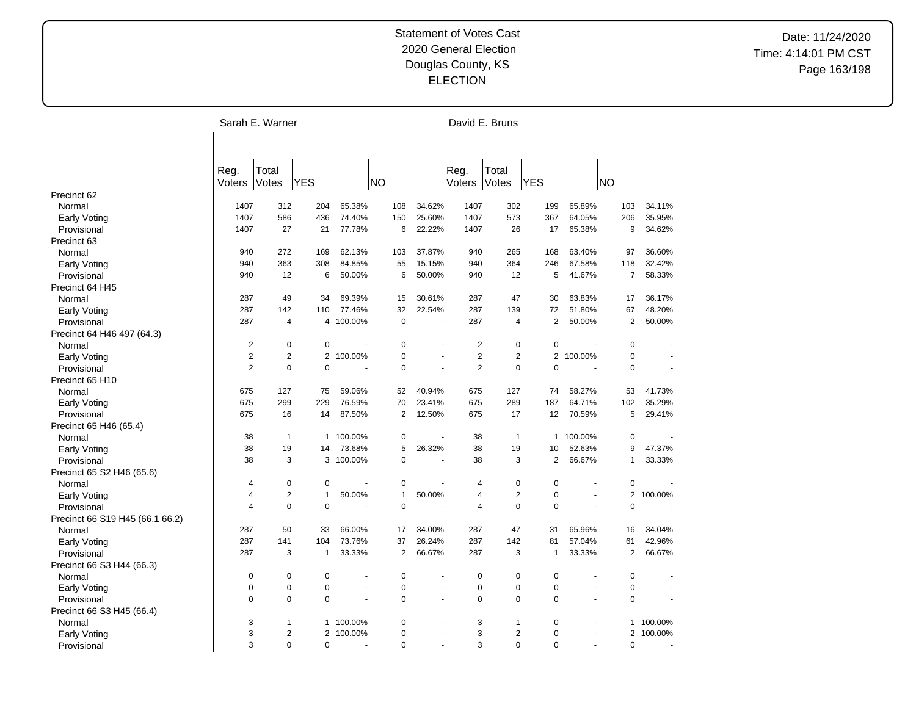# Statement of Votes Cast
## 2020 General Election
## Douglas County, KS
## ELECTION

Date: 11/24/2020
Time: 4:14:01 PM CST

| | Sarah E. Warner | | | | | | David E. Bruns | | | | | |
|---|---|---|---|---|---|---|---|---|---|---|---|---|
| | Reg. Voters | Total Votes | YES | | NO | | Reg. Voters | Total Votes | YES | | NO | |
| Precinct 62 | | | | | | | | | | | | |
| Normal | 1407 | 312 | 204 | 65.38% | 108 | 34.62% | 1407 | 302 | 199 | 65.89% | 103 | 34.11% |
| Early Voting | 1407 | 586 | 436 | 74.40% | 150 | 25.60% | 1407 | 573 | 367 | 64.05% | 206 | 35.95% |
| Provisional | 1407 | 27 | 21 | 77.78% | 6 | 22.22% | 1407 | 26 | 17 | 65.38% | 9 | 34.62% |
| Precinct 63 | | | | | | | | | | | | |
| Normal | 940 | 272 | 169 | 62.13% | 103 | 37.87% | 940 | 265 | 168 | 63.40% | 97 | 36.60% |
| Early Voting | 940 | 363 | 308 | 84.85% | 55 | 15.15% | 940 | 364 | 246 | 67.58% | 118 | 32.42% |
| Provisional | 940 | 12 | 6 | 50.00% | 6 | 50.00% | 940 | 12 | 5 | 41.67% | 7 | 58.33% |
| Precinct 64 H45 | | | | | | | | | | | | |
| Normal | 287 | 49 | 34 | 69.39% | 15 | 30.61% | 287 | 47 | 30 | 63.83% | 17 | 36.17% |
| Early Voting | 287 | 142 | 110 | 77.46% | 32 | 22.54% | 287 | 139 | 72 | 51.80% | 67 | 48.20% |
| Provisional | 287 | 4 | 4 | 100.00% | 0 | - | 287 | 4 | 2 | 50.00% | 2 | 50.00% |
| Precinct 64 H46 497 (64.3) | | | | | | | | | | | | |
| Normal | 2 | 0 | 0 | - | 0 | - | 2 | 0 | 0 | - | 0 | - |
| Early Voting | 2 | 2 | 2 | 100.00% | 0 | - | 2 | 2 | 2 | 100.00% | 0 | - |
| Provisional | 2 | 0 | 0 | - | 0 | - | 2 | 0 | 0 | - | 0 | - |
| Precinct 65 H10 | | | | | | | | | | | | |
| Normal | 675 | 127 | 75 | 59.06% | 52 | 40.94% | 675 | 127 | 74 | 58.27% | 53 | 41.73% |
| Early Voting | 675 | 299 | 229 | 76.59% | 70 | 23.41% | 675 | 289 | 187 | 64.71% | 102 | 35.29% |
| Provisional | 675 | 16 | 14 | 87.50% | 2 | 12.50% | 675 | 17 | 12 | 70.59% | 5 | 29.41% |
| Precinct 65 H46 (65.4) | | | | | | | | | | | | |
| Normal | 38 | 1 | 1 | 100.00% | 0 | - | 38 | 1 | 1 | 100.00% | 0 | - |
| Early Voting | 38 | 19 | 14 | 73.68% | 5 | 26.32% | 38 | 19 | 10 | 52.63% | 9 | 47.37% |
| Provisional | 38 | 3 | 3 | 100.00% | 0 | - | 38 | 3 | 2 | 66.67% | 1 | 33.33% |
| Precinct 65 S2 H46 (65.6) | | | | | | | | | | | | |
| Normal | 4 | 0 | 0 | - | 0 | - | 4 | 0 | 0 | - | 0 | - |
| Early Voting | 4 | 2 | 1 | 50.00% | 1 | 50.00% | 4 | 2 | 0 | - | 2 | 100.00% |
| Provisional | 4 | 0 | 0 | - | 0 | - | 4 | 0 | 0 | - | 0 | - |
| Precinct 66 S19 H45 (66.1 66.2) | | | | | | | | | | | | |
| Normal | 287 | 50 | 33 | 66.00% | 17 | 34.00% | 287 | 47 | 31 | 65.96% | 16 | 34.04% |
| Early Voting | 287 | 141 | 104 | 73.76% | 37 | 26.24% | 287 | 142 | 81 | 57.04% | 61 | 42.96% |
| Provisional | 287 | 3 | 1 | 33.33% | 2 | 66.67% | 287 | 3 | 1 | 33.33% | 2 | 66.67% |
| Precinct 66 S3 H44 (66.3) | | | | | | | | | | | | |
| Normal | 0 | 0 | 0 | - | 0 | - | 0 | 0 | 0 | - | 0 | - |
| Early Voting | 0 | 0 | 0 | - | 0 | - | 0 | 0 | 0 | - | 0 | - |
| Provisional | 0 | 0 | 0 | - | 0 | - | 0 | 0 | 0 | - | 0 | - |
| Precinct 66 S3 H45 (66.4) | | | | | | | | | | | | |
| Normal | 3 | 1 | 1 | 100.00% | 0 | - | 3 | 1 | 0 | - | 1 | 100.00% |
| Early Voting | 3 | 2 | 2 | 100.00% | 0 | - | 3 | 2 | 0 | - | 2 | 100.00% |
| Provisional | 3 | 0 | 0 | - | 0 | - | 3 | 0 | 0 | - | 0 | - |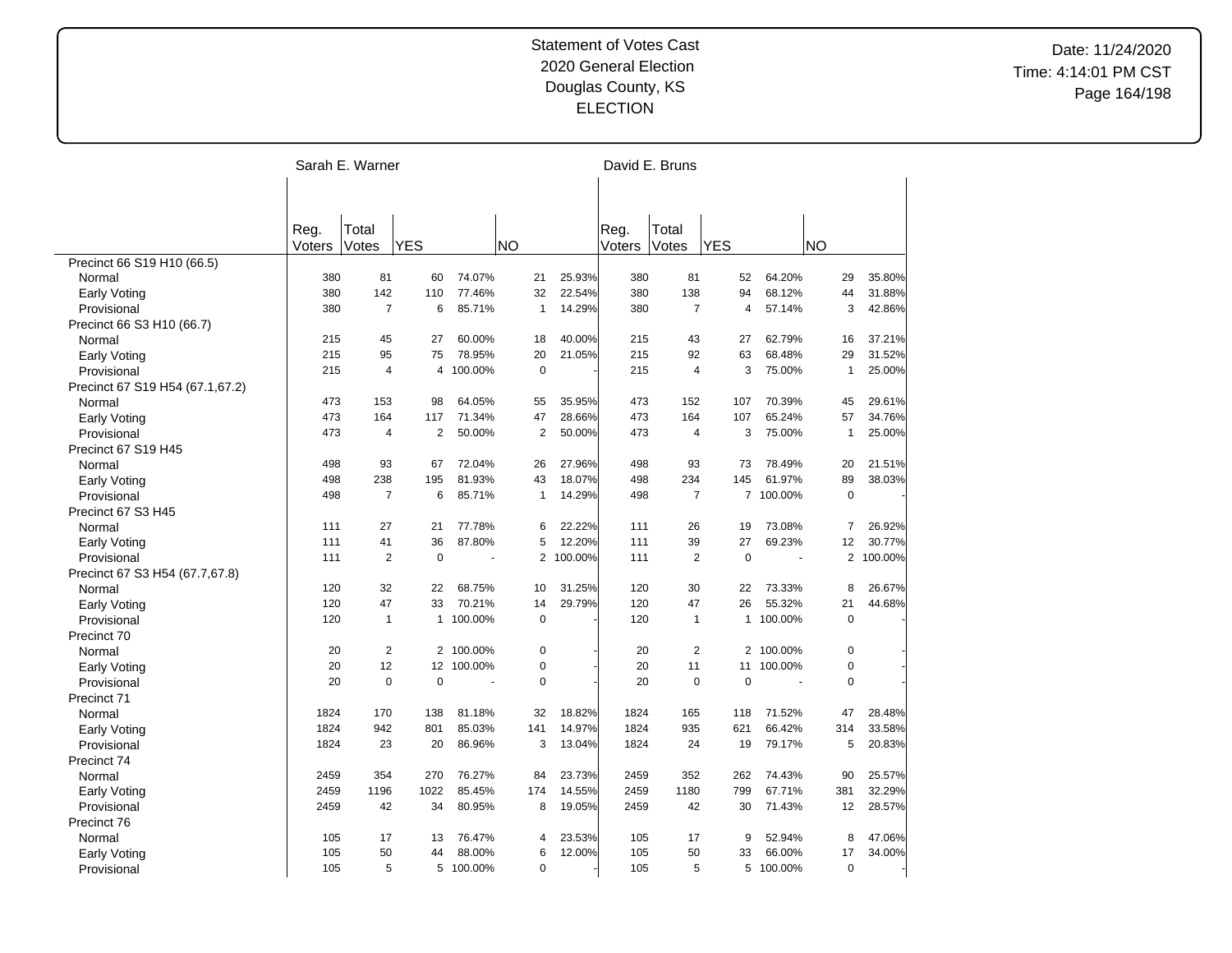Statement of Votes Cast
2020 General Election
Douglas County, KS
ELECTION

| | Sarah E. Warner | | | | | | David E. Bruns | | | | | |
|---|---|---|---|---|---|---|---|---|---|---|---|---|
| | Reg. Voters | Total Votes | YES | | NO | | Reg. Voters | Total Votes | YES | | NO | |
| Precinct 66 S19 H10 (66.5) | | | | | | | | | | | | |
| Normal | 380 | 81 | 60 | 74.07% | 21 | 25.93% | 380 | 81 | 52 | 64.20% | 29 | 35.80% |
| Early Voting | 380 | 142 | 110 | 77.46% | 32 | 22.54% | 380 | 138 | 94 | 68.12% | 44 | 31.88% |
| Provisional | 380 | 7 | 6 | 85.71% | 1 | 14.29% | 380 | 7 | 4 | 57.14% | 3 | 42.86% |
| Precinct 66 S3 H10 (66.7) | | | | | | | | | | | | |
| Normal | 215 | 45 | 27 | 60.00% | 18 | 40.00% | 215 | 43 | 27 | 62.79% | 16 | 37.21% |
| Early Voting | 215 | 95 | 75 | 78.95% | 20 | 21.05% | 215 | 92 | 63 | 68.48% | 29 | 31.52% |
| Provisional | 215 | 4 | 4 | 100.00% | 0 | - | 215 | 4 | 3 | 75.00% | 1 | 25.00% |
| Precinct 67 S19 H54 (67.1,67.2) | | | | | | | | | | | | |
| Normal | 473 | 153 | 98 | 64.05% | 55 | 35.95% | 473 | 152 | 107 | 70.39% | 45 | 29.61% |
| Early Voting | 473 | 164 | 117 | 71.34% | 47 | 28.66% | 473 | 164 | 107 | 65.24% | 57 | 34.76% |
| Provisional | 473 | 4 | 2 | 50.00% | 2 | 50.00% | 473 | 4 | 3 | 75.00% | 1 | 25.00% |
| Precinct 67 S19 H45 | | | | | | | | | | | | |
| Normal | 498 | 93 | 67 | 72.04% | 26 | 27.96% | 498 | 93 | 73 | 78.49% | 20 | 21.51% |
| Early Voting | 498 | 238 | 195 | 81.93% | 43 | 18.07% | 498 | 234 | 145 | 61.97% | 89 | 38.03% |
| Provisional | 498 | 7 | 6 | 85.71% | 1 | 14.29% | 498 | 7 | 7 | 100.00% | 0 | - |
| Precinct 67 S3 H45 | | | | | | | | | | | | |
| Normal | 111 | 27 | 21 | 77.78% | 6 | 22.22% | 111 | 26 | 19 | 73.08% | 7 | 26.92% |
| Early Voting | 111 | 41 | 36 | 87.80% | 5 | 12.20% | 111 | 39 | 27 | 69.23% | 12 | 30.77% |
| Provisional | 111 | 2 | 0 | - | 2 | 100.00% | 111 | 2 | 0 | - | 2 | 100.00% |
| Precinct 67 S3 H54 (67.7,67.8) | | | | | | | | | | | | |
| Normal | 120 | 32 | 22 | 68.75% | 10 | 31.25% | 120 | 30 | 22 | 73.33% | 8 | 26.67% |
| Early Voting | 120 | 47 | 33 | 70.21% | 14 | 29.79% | 120 | 47 | 26 | 55.32% | 21 | 44.68% |
| Provisional | 120 | 1 | 1 | 100.00% | 0 | - | 120 | 1 | 1 | 100.00% | 0 | - |
| Precinct 70 | | | | | | | | | | | | |
| Normal | 20 | 2 | 2 | 100.00% | 0 | - | 20 | 2 | 2 | 100.00% | 0 | - |
| Early Voting | 20 | 12 | 12 | 100.00% | 0 | - | 20 | 11 | 11 | 100.00% | 0 | - |
| Provisional | 20 | 0 | 0 | - | 0 | - | 20 | 0 | 0 | - | 0 | - |
| Precinct 71 | | | | | | | | | | | | |
| Normal | 1824 | 170 | 138 | 81.18% | 32 | 18.82% | 1824 | 165 | 118 | 71.52% | 47 | 28.48% |
| Early Voting | 1824 | 942 | 801 | 85.03% | 141 | 14.97% | 1824 | 935 | 621 | 66.42% | 314 | 33.58% |
| Provisional | 1824 | 23 | 20 | 86.96% | 3 | 13.04% | 1824 | 24 | 19 | 79.17% | 5 | 20.83% |
| Precinct 74 | | | | | | | | | | | | |
| Normal | 2459 | 354 | 270 | 76.27% | 84 | 23.73% | 2459 | 352 | 262 | 74.43% | 90 | 25.57% |
| Early Voting | 2459 | 1196 | 1022 | 85.45% | 174 | 14.55% | 2459 | 1180 | 799 | 67.71% | 381 | 32.29% |
| Provisional | 2459 | 42 | 34 | 80.95% | 8 | 19.05% | 2459 | 42 | 30 | 71.43% | 12 | 28.57% |
| Precinct 76 | | | | | | | | | | | | |
| Normal | 105 | 17 | 13 | 76.47% | 4 | 23.53% | 105 | 17 | 9 | 52.94% | 8 | 47.06% |
| Early Voting | 105 | 50 | 44 | 88.00% | 6 | 12.00% | 105 | 50 | 33 | 66.00% | 17 | 34.00% |
| Provisional | 105 | 5 | 5 | 100.00% | 0 | - | 105 | 5 | 5 | 100.00% | 0 | - |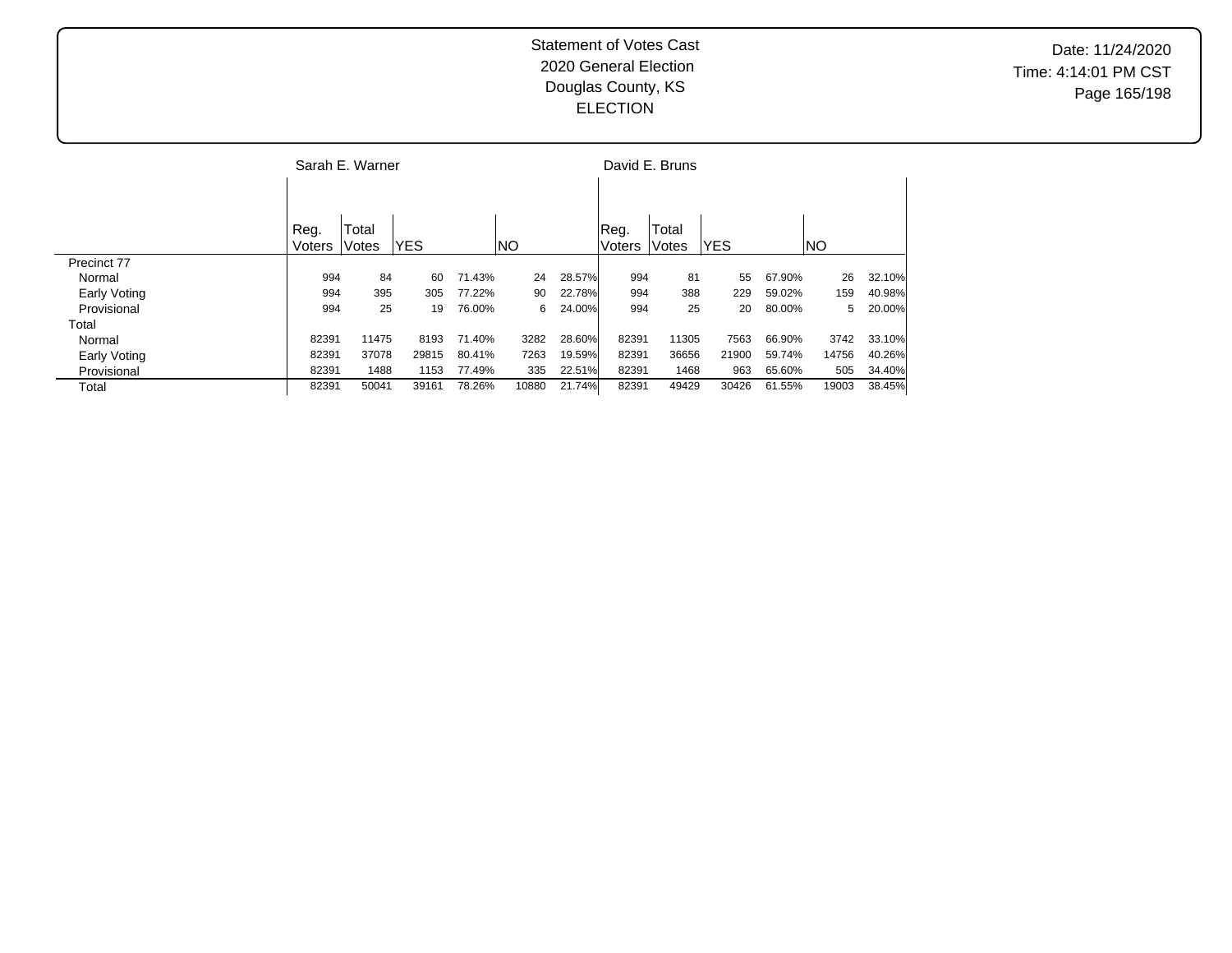Statement of Votes Cast
2020 General Election
Douglas County, KS
ELECTION

Date: 11/24/2020
Time: 4:14:01 PM CST

| | Sarah E. Warner | | | | | | David E. Bruns | | | | | |
|---|---|---|---|---|---|---|---|---|---|---|---|---|
| | Reg. Voters | Total Votes | YES | | NO | | Reg. Voters | Total Votes | YES | | NO | |
| Precinct 77 | | | | | | | | | | | | |
| Normal | 994 | 84 | 60 | 71.43% | 24 | 28.57% | 994 | 81 | 55 | 67.90% | 26 | 32.10% |
| Early Voting | 994 | 395 | 305 | 77.22% | 90 | 22.78% | 994 | 388 | 229 | 59.02% | 159 | 40.98% |
| Provisional | 994 | 25 | 19 | 76.00% | 6 | 24.00% | 994 | 25 | 20 | 80.00% | 5 | 20.00% |
| Total | | | | | | | | | | | | |
| Normal | 82391 | 11475 | 8193 | 71.40% | 3282 | 28.60% | 82391 | 11305 | 7563 | 66.90% | 3742 | 33.10% |
| Early Voting | 82391 | 37078 | 29815 | 80.41% | 7263 | 19.59% | 82391 | 36656 | 21900 | 59.74% | 14756 | 40.26% |
| Provisional | 82391 | 1488 | 1153 | 77.49% | 335 | 22.51% | 82391 | 1468 | 963 | 65.60% | 505 | 34.40% |
| Total | 82391 | 50041 | 39161 | 78.26% | 10880 | 21.74% | 82391 | 49429 | 30426 | 61.55% | 19003 | 38.45% |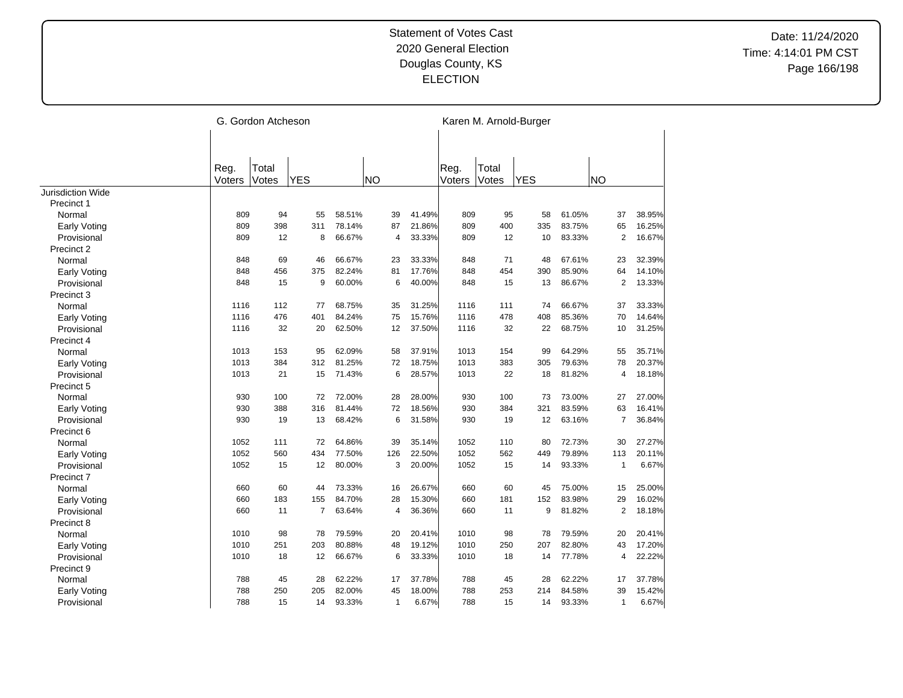Statement of Votes Cast
2020 General Election
Douglas County, KS
ELECTION

Date: 11/24/2020
Time: 4:14:01 PM CST

| | G. Gordon Atcheson | | | | | | Karen M. Arnold-Burger | | | | | |
|---|---|---|---|---|---|---|---|---|---|---|---|---|
| | Reg. Voters | Total Votes | YES | | NO | | Reg. Voters | Total Votes | YES | | NO | |
| Jurisdiction Wide | | | | | | | | | | | | |
| Precinct 1 | | | | | | | | | | | | |
| Normal | 809 | 94 | 55 | 58.51% | 39 | 41.49% | 809 | 95 | 58 | 61.05% | 37 | 38.95% |
| Early Voting | 809 | 398 | 311 | 78.14% | 87 | 21.86% | 809 | 400 | 335 | 83.75% | 65 | 16.25% |
| Provisional | 809 | 12 | 8 | 66.67% | 4 | 33.33% | 809 | 12 | 10 | 83.33% | 2 | 16.67% |
| Precinct 2 | | | | | | | | | | | | |
| Normal | 848 | 69 | 46 | 66.67% | 23 | 33.33% | 848 | 71 | 48 | 67.61% | 23 | 32.39% |
| Early Voting | 848 | 456 | 375 | 82.24% | 81 | 17.76% | 848 | 454 | 390 | 85.90% | 64 | 14.10% |
| Provisional | 848 | 15 | 9 | 60.00% | 6 | 40.00% | 848 | 15 | 13 | 86.67% | 2 | 13.33% |
| Precinct 3 | | | | | | | | | | | | |
| Normal | 1116 | 112 | 77 | 68.75% | 35 | 31.25% | 1116 | 111 | 74 | 66.67% | 37 | 33.33% |
| Early Voting | 1116 | 476 | 401 | 84.24% | 75 | 15.76% | 1116 | 478 | 408 | 85.36% | 70 | 14.64% |
| Provisional | 1116 | 32 | 20 | 62.50% | 12 | 37.50% | 1116 | 32 | 22 | 68.75% | 10 | 31.25% |
| Precinct 4 | | | | | | | | | | | | |
| Normal | 1013 | 153 | 95 | 62.09% | 58 | 37.91% | 1013 | 154 | 99 | 64.29% | 55 | 35.71% |
| Early Voting | 1013 | 384 | 312 | 81.25% | 72 | 18.75% | 1013 | 383 | 305 | 79.63% | 78 | 20.37% |
| Provisional | 1013 | 21 | 15 | 71.43% | 6 | 28.57% | 1013 | 22 | 18 | 81.82% | 4 | 18.18% |
| Precinct 5 | | | | | | | | | | | | |
| Normal | 930 | 100 | 72 | 72.00% | 28 | 28.00% | 930 | 100 | 73 | 73.00% | 27 | 27.00% |
| Early Voting | 930 | 388 | 316 | 81.44% | 72 | 18.56% | 930 | 384 | 321 | 83.59% | 63 | 16.41% |
| Provisional | 930 | 19 | 13 | 68.42% | 6 | 31.58% | 930 | 19 | 12 | 63.16% | 7 | 36.84% |
| Precinct 6 | | | | | | | | | | | | |
| Normal | 1052 | 111 | 72 | 64.86% | 39 | 35.14% | 1052 | 110 | 80 | 72.73% | 30 | 27.27% |
| Early Voting | 1052 | 560 | 434 | 77.50% | 126 | 22.50% | 1052 | 562 | 449 | 79.89% | 113 | 20.11% |
| Provisional | 1052 | 15 | 12 | 80.00% | 3 | 20.00% | 1052 | 15 | 14 | 93.33% | 1 | 6.67% |
| Precinct 7 | | | | | | | | | | | | |
| Normal | 660 | 60 | 44 | 73.33% | 16 | 26.67% | 660 | 60 | 45 | 75.00% | 15 | 25.00% |
| Early Voting | 660 | 183 | 155 | 84.70% | 28 | 15.30% | 660 | 181 | 152 | 83.98% | 29 | 16.02% |
| Provisional | 660 | 11 | 7 | 63.64% | 4 | 36.36% | 660 | 11 | 9 | 81.82% | 2 | 18.18% |
| Precinct 8 | | | | | | | | | | | | |
| Normal | 1010 | 98 | 78 | 79.59% | 20 | 20.41% | 1010 | 98 | 78 | 79.59% | 20 | 20.41% |
| Early Voting | 1010 | 251 | 203 | 80.88% | 48 | 19.12% | 1010 | 250 | 207 | 82.80% | 43 | 17.20% |
| Provisional | 1010 | 18 | 12 | 66.67% | 6 | 33.33% | 1010 | 18 | 14 | 77.78% | 4 | 22.22% |
| Precinct 9 | | | | | | | | | | | | |
| Normal | 788 | 45 | 28 | 62.22% | 17 | 37.78% | 788 | 45 | 28 | 62.22% | 17 | 37.78% |
| Early Voting | 788 | 250 | 205 | 82.00% | 45 | 18.00% | 788 | 253 | 214 | 84.58% | 39 | 15.42% |
| Provisional | 788 | 15 | 14 | 93.33% | 1 | 6.67% | 788 | 15 | 14 | 93.33% | 1 | 6.67% |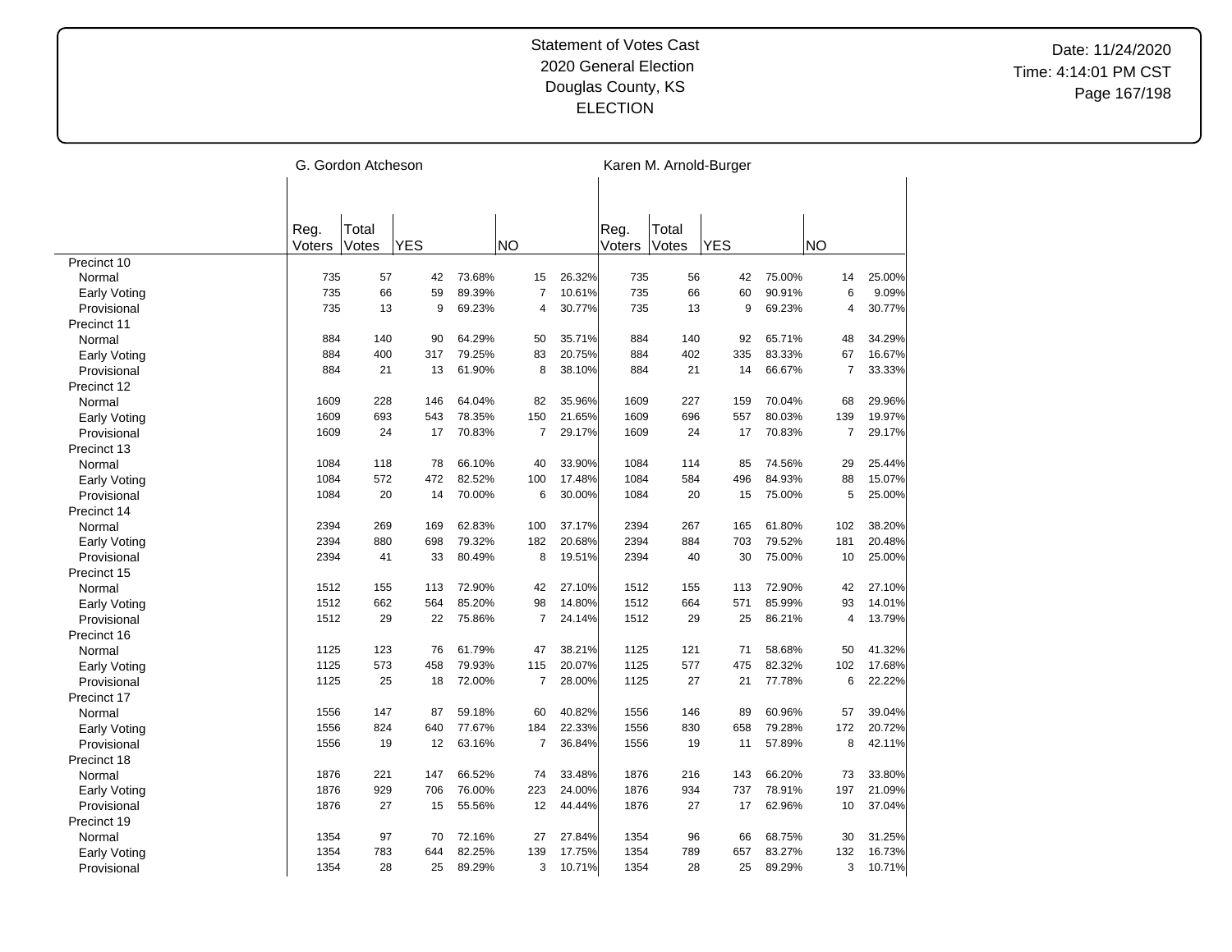Statement of Votes Cast
2020 General Election
Douglas County, KS
ELECTION

Date: 11/24/2020
Time: 4:14:01 PM CST

| | G. Gordon Atcheson | | | | | | Karen M. Arnold-Burger | | | | | |
|---|---|---|---|---|---|---|---|---|---|---|---|---|
| | Reg. Voters | Total Votes | YES | | NO | | Reg. Voters | Total Votes | YES | | NO | |
| Precinct 10 | | | | | | | | | | | | |
| Normal | 735 | 57 | 42 | 73.68% | 15 | 26.32% | 735 | 56 | 42 | 75.00% | 14 | 25.00% |
| Early Voting | 735 | 66 | 59 | 89.39% | 7 | 10.61% | 735 | 66 | 60 | 90.91% | 6 | 9.09% |
| Provisional | 735 | 13 | 9 | 69.23% | 4 | 30.77% | 735 | 13 | 9 | 69.23% | 4 | 30.77% |
| Precinct 11 | | | | | | | | | | | | |
| Normal | 884 | 140 | 90 | 64.29% | 50 | 35.71% | 884 | 140 | 92 | 65.71% | 48 | 34.29% |
| Early Voting | 884 | 400 | 317 | 79.25% | 83 | 20.75% | 884 | 402 | 335 | 83.33% | 67 | 16.67% |
| Provisional | 884 | 21 | 13 | 61.90% | 8 | 38.10% | 884 | 21 | 14 | 66.67% | 7 | 33.33% |
| Precinct 12 | | | | | | | | | | | | |
| Normal | 1609 | 228 | 146 | 64.04% | 82 | 35.96% | 1609 | 227 | 159 | 70.04% | 68 | 29.96% |
| Early Voting | 1609 | 693 | 543 | 78.35% | 150 | 21.65% | 1609 | 696 | 557 | 80.03% | 139 | 19.97% |
| Provisional | 1609 | 24 | 17 | 70.83% | 7 | 29.17% | 1609 | 24 | 17 | 70.83% | 7 | 29.17% |
| Precinct 13 | | | | | | | | | | | | |
| Normal | 1084 | 118 | 78 | 66.10% | 40 | 33.90% | 1084 | 114 | 85 | 74.56% | 29 | 25.44% |
| Early Voting | 1084 | 572 | 472 | 82.52% | 100 | 17.48% | 1084 | 584 | 496 | 84.93% | 88 | 15.07% |
| Provisional | 1084 | 20 | 14 | 70.00% | 6 | 30.00% | 1084 | 20 | 15 | 75.00% | 5 | 25.00% |
| Precinct 14 | | | | | | | | | | | | |
| Normal | 2394 | 269 | 169 | 62.83% | 100 | 37.17% | 2394 | 267 | 165 | 61.80% | 102 | 38.20% |
| Early Voting | 2394 | 880 | 698 | 79.32% | 182 | 20.68% | 2394 | 884 | 703 | 79.52% | 181 | 20.48% |
| Provisional | 2394 | 41 | 33 | 80.49% | 8 | 19.51% | 2394 | 40 | 30 | 75.00% | 10 | 25.00% |
| Precinct 15 | | | | | | | | | | | | |
| Normal | 1512 | 155 | 113 | 72.90% | 42 | 27.10% | 1512 | 155 | 113 | 72.90% | 42 | 27.10% |
| Early Voting | 1512 | 662 | 564 | 85.20% | 98 | 14.80% | 1512 | 664 | 571 | 85.99% | 93 | 14.01% |
| Provisional | 1512 | 29 | 22 | 75.86% | 7 | 24.14% | 1512 | 29 | 25 | 86.21% | 4 | 13.79% |
| Precinct 16 | | | | | | | | | | | | |
| Normal | 1125 | 123 | 76 | 61.79% | 47 | 38.21% | 1125 | 121 | 71 | 58.68% | 50 | 41.32% |
| Early Voting | 1125 | 573 | 458 | 79.93% | 115 | 20.07% | 1125 | 577 | 475 | 82.32% | 102 | 17.68% |
| Provisional | 1125 | 25 | 18 | 72.00% | 7 | 28.00% | 1125 | 27 | 21 | 77.78% | 6 | 22.22% |
| Precinct 17 | | | | | | | | | | | | |
| Normal | 1556 | 147 | 87 | 59.18% | 60 | 40.82% | 1556 | 146 | 89 | 60.96% | 57 | 39.04% |
| Early Voting | 1556 | 824 | 640 | 77.67% | 184 | 22.33% | 1556 | 830 | 658 | 79.28% | 172 | 20.72% |
| Provisional | 1556 | 19 | 12 | 63.16% | 7 | 36.84% | 1556 | 19 | 11 | 57.89% | 8 | 42.11% |
| Precinct 18 | | | | | | | | | | | | |
| Normal | 1876 | 221 | 147 | 66.52% | 74 | 33.48% | 1876 | 216 | 143 | 66.20% | 73 | 33.80% |
| Early Voting | 1876 | 929 | 706 | 76.00% | 223 | 24.00% | 1876 | 934 | 737 | 78.91% | 197 | 21.09% |
| Provisional | 1876 | 27 | 15 | 55.56% | 12 | 44.44% | 1876 | 27 | 17 | 62.96% | 10 | 37.04% |
| Precinct 19 | | | | | | | | | | | | |
| Normal | 1354 | 97 | 70 | 72.16% | 27 | 27.84% | 1354 | 96 | 66 | 68.75% | 30 | 31.25% |
| Early Voting | 1354 | 783 | 644 | 82.25% | 139 | 17.75% | 1354 | 789 | 657 | 83.27% | 132 | 16.73% |
| Provisional | 1354 | 28 | 25 | 89.29% | 3 | 10.71% | 1354 | 28 | 25 | 89.29% | 3 | 10.71% |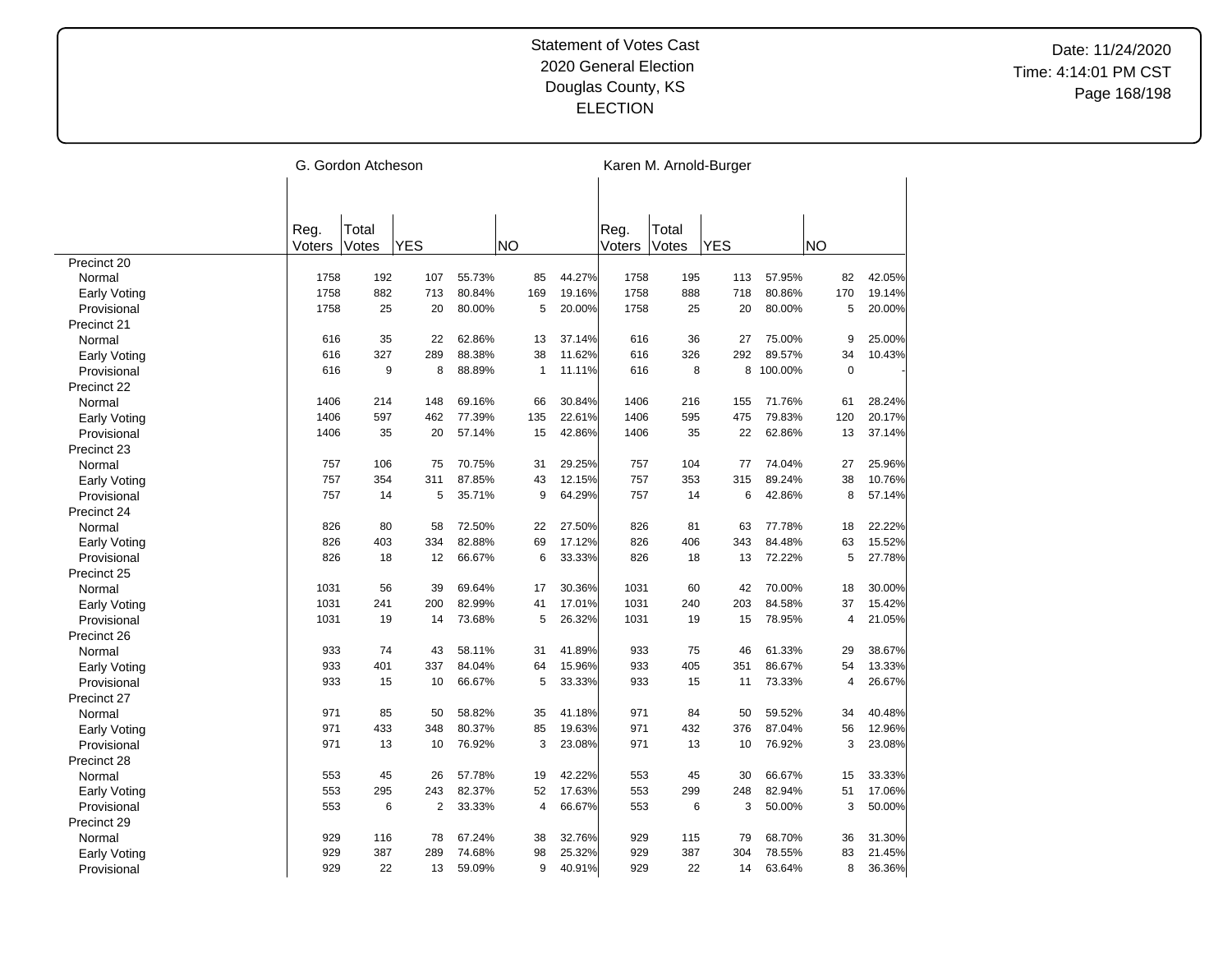Statement of Votes Cast
2020 General Election
Douglas County, KS
ELECTION

Date: 11/24/2020
Time: 4:14:01 PM CST

| | G. Gordon Atcheson | | | | | | Karen M. Arnold-Burger | | | | | |
|---|---|---|---|---|---|---|---|---|---|---|---|---|
| | Reg. Voters | Total Votes | YES | | NO | | Reg. Voters | Total Votes | YES | | NO | |
| Precinct 20 | | | | | | | | | | | | |
| Normal | 1758 | 192 | 107 | 55.73% | 85 | 44.27% | 1758 | 195 | 113 | 57.95% | 82 | 42.05% |
| Early Voting | 1758 | 882 | 713 | 80.84% | 169 | 19.16% | 1758 | 888 | 718 | 80.86% | 170 | 19.14% |
| Provisional | 1758 | 25 | 20 | 80.00% | 5 | 20.00% | 1758 | 25 | 20 | 80.00% | 5 | 20.00% |
| Precinct 21 | | | | | | | | | | | | |
| Normal | 616 | 35 | 22 | 62.86% | 13 | 37.14% | 616 | 36 | 27 | 75.00% | 9 | 25.00% |
| Early Voting | 616 | 327 | 289 | 88.38% | 38 | 11.62% | 616 | 326 | 292 | 89.57% | 34 | 10.43% |
| Provisional | 616 | 9 | 8 | 88.89% | 1 | 11.11% | 616 | 8 | 8 | 100.00% | 0 | - |
| Precinct 22 | | | | | | | | | | | | |
| Normal | 1406 | 214 | 148 | 69.16% | 66 | 30.84% | 1406 | 216 | 155 | 71.76% | 61 | 28.24% |
| Early Voting | 1406 | 597 | 462 | 77.39% | 135 | 22.61% | 1406 | 595 | 475 | 79.83% | 120 | 20.17% |
| Provisional | 1406 | 35 | 20 | 57.14% | 15 | 42.86% | 1406 | 35 | 22 | 62.86% | 13 | 37.14% |
| Precinct 23 | | | | | | | | | | | | |
| Normal | 757 | 106 | 75 | 70.75% | 31 | 29.25% | 757 | 104 | 77 | 74.04% | 27 | 25.96% |
| Early Voting | 757 | 354 | 311 | 87.85% | 43 | 12.15% | 757 | 353 | 315 | 89.24% | 38 | 10.76% |
| Provisional | 757 | 14 | 5 | 35.71% | 9 | 64.29% | 757 | 14 | 6 | 42.86% | 8 | 57.14% |
| Precinct 24 | | | | | | | | | | | | |
| Normal | 826 | 80 | 58 | 72.50% | 22 | 27.50% | 826 | 81 | 63 | 77.78% | 18 | 22.22% |
| Early Voting | 826 | 403 | 334 | 82.88% | 69 | 17.12% | 826 | 406 | 343 | 84.48% | 63 | 15.52% |
| Provisional | 826 | 18 | 12 | 66.67% | 6 | 33.33% | 826 | 18 | 13 | 72.22% | 5 | 27.78% |
| Precinct 25 | | | | | | | | | | | | |
| Normal | 1031 | 56 | 39 | 69.64% | 17 | 30.36% | 1031 | 60 | 42 | 70.00% | 18 | 30.00% |
| Early Voting | 1031 | 241 | 200 | 82.99% | 41 | 17.01% | 1031 | 240 | 203 | 84.58% | 37 | 15.42% |
| Provisional | 1031 | 19 | 14 | 73.68% | 5 | 26.32% | 1031 | 19 | 15 | 78.95% | 4 | 21.05% |
| Precinct 26 | | | | | | | | | | | | |
| Normal | 933 | 74 | 43 | 58.11% | 31 | 41.89% | 933 | 75 | 46 | 61.33% | 29 | 38.67% |
| Early Voting | 933 | 401 | 337 | 84.04% | 64 | 15.96% | 933 | 405 | 351 | 86.67% | 54 | 13.33% |
| Provisional | 933 | 15 | 10 | 66.67% | 5 | 33.33% | 933 | 15 | 11 | 73.33% | 4 | 26.67% |
| Precinct 27 | | | | | | | | | | | | |
| Normal | 971 | 85 | 50 | 58.82% | 35 | 41.18% | 971 | 84 | 50 | 59.52% | 34 | 40.48% |
| Early Voting | 971 | 433 | 348 | 80.37% | 85 | 19.63% | 971 | 432 | 376 | 87.04% | 56 | 12.96% |
| Provisional | 971 | 13 | 10 | 76.92% | 3 | 23.08% | 971 | 13 | 10 | 76.92% | 3 | 23.08% |
| Precinct 28 | | | | | | | | | | | | |
| Normal | 553 | 45 | 26 | 57.78% | 19 | 42.22% | 553 | 45 | 30 | 66.67% | 15 | 33.33% |
| Early Voting | 553 | 295 | 243 | 82.37% | 52 | 17.63% | 553 | 299 | 248 | 82.94% | 51 | 17.06% |
| Provisional | 553 | 6 | 2 | 33.33% | 4 | 66.67% | 553 | 6 | 3 | 50.00% | 3 | 50.00% |
| Precinct 29 | | | | | | | | | | | | |
| Normal | 929 | 116 | 78 | 67.24% | 38 | 32.76% | 929 | 115 | 79 | 68.70% | 36 | 31.30% |
| Early Voting | 929 | 387 | 289 | 74.68% | 98 | 25.32% | 929 | 387 | 304 | 78.55% | 83 | 21.45% |
| Provisional | 929 | 22 | 13 | 59.09% | 9 | 40.91% | 929 | 22 | 14 | 63.64% | 8 | 36.36% |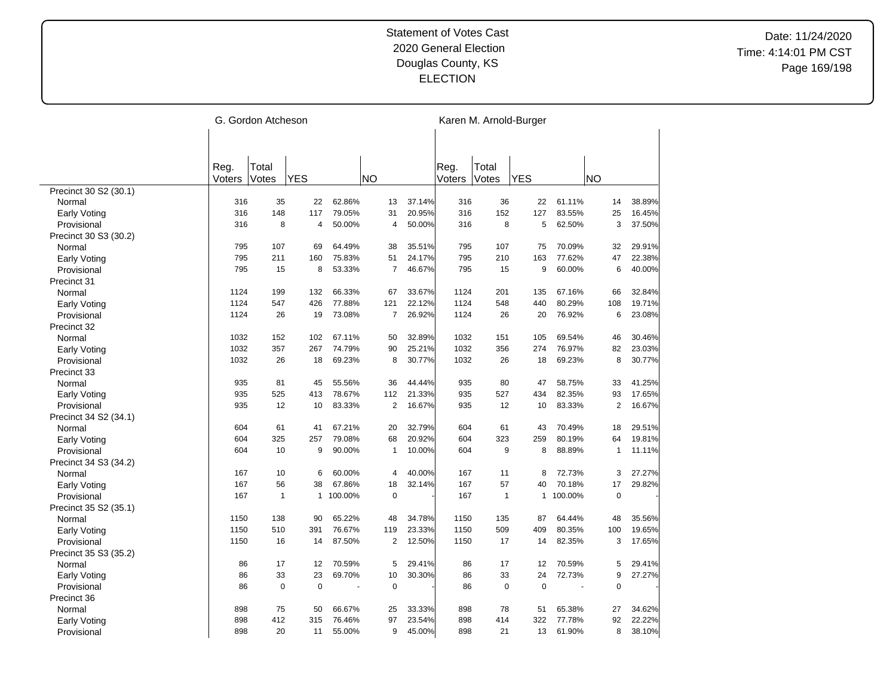Statement of Votes Cast
2020 General Election
Douglas County, KS
ELECTION

Date: 11/24/2020
Time: 4:14:01 PM CST

| | G. Gordon Atcheson | | | | | | Karen M. Arnold-Burger | | | | | |
|---|---|---|---|---|---|---|---|---|---|---|---|---|
| | Reg. Voters | Total Votes | YES | | NO | | Reg. Voters | Total Votes | YES | | NO | |
| Precinct 30 S2 (30.1) | | | | | | | | | | | | |
| Normal | 316 | 35 | 22 | 62.86% | 13 | 37.14% | 316 | 36 | 22 | 61.11% | 14 | 38.89% |
| Early Voting | 316 | 148 | 117 | 79.05% | 31 | 20.95% | 316 | 152 | 127 | 83.55% | 25 | 16.45% |
| Provisional | 316 | 8 | 4 | 50.00% | 4 | 50.00% | 316 | 8 | 5 | 62.50% | 3 | 37.50% |
| Precinct 30 S3 (30.2) | | | | | | | | | | | | |
| Normal | 795 | 107 | 69 | 64.49% | 38 | 35.51% | 795 | 107 | 75 | 70.09% | 32 | 29.91% |
| Early Voting | 795 | 211 | 160 | 75.83% | 51 | 24.17% | 795 | 210 | 163 | 77.62% | 47 | 22.38% |
| Provisional | 795 | 15 | 8 | 53.33% | 7 | 46.67% | 795 | 15 | 9 | 60.00% | 6 | 40.00% |
| Precinct 31 | | | | | | | | | | | | |
| Normal | 1124 | 199 | 132 | 66.33% | 67 | 33.67% | 1124 | 201 | 135 | 67.16% | 66 | 32.84% |
| Early Voting | 1124 | 547 | 426 | 77.88% | 121 | 22.12% | 1124 | 548 | 440 | 80.29% | 108 | 19.71% |
| Provisional | 1124 | 26 | 19 | 73.08% | 7 | 26.92% | 1124 | 26 | 20 | 76.92% | 6 | 23.08% |
| Precinct 32 | | | | | | | | | | | | |
| Normal | 1032 | 152 | 102 | 67.11% | 50 | 32.89% | 1032 | 151 | 105 | 69.54% | 46 | 30.46% |
| Early Voting | 1032 | 357 | 267 | 74.79% | 90 | 25.21% | 1032 | 356 | 274 | 76.97% | 82 | 23.03% |
| Provisional | 1032 | 26 | 18 | 69.23% | 8 | 30.77% | 1032 | 26 | 18 | 69.23% | 8 | 30.77% |
| Precinct 33 | | | | | | | | | | | | |
| Normal | 935 | 81 | 45 | 55.56% | 36 | 44.44% | 935 | 80 | 47 | 58.75% | 33 | 41.25% |
| Early Voting | 935 | 525 | 413 | 78.67% | 112 | 21.33% | 935 | 527 | 434 | 82.35% | 93 | 17.65% |
| Provisional | 935 | 12 | 10 | 83.33% | 2 | 16.67% | 935 | 12 | 10 | 83.33% | 2 | 16.67% |
| Precinct 34 S2 (34.1) | | | | | | | | | | | | |
| Normal | 604 | 61 | 41 | 67.21% | 20 | 32.79% | 604 | 61 | 43 | 70.49% | 18 | 29.51% |
| Early Voting | 604 | 325 | 257 | 79.08% | 68 | 20.92% | 604 | 323 | 259 | 80.19% | 64 | 19.81% |
| Provisional | 604 | 10 | 9 | 90.00% | 1 | 10.00% | 604 | 9 | 8 | 88.89% | 1 | 11.11% |
| Precinct 34 S3 (34.2) | | | | | | | | | | | | |
| Normal | 167 | 10 | 6 | 60.00% | 4 | 40.00% | 167 | 11 | 8 | 72.73% | 3 | 27.27% |
| Early Voting | 167 | 56 | 38 | 67.86% | 18 | 32.14% | 167 | 57 | 40 | 70.18% | 17 | 29.82% |
| Provisional | 167 | 1 | 1 | 100.00% | 0 | - | 167 | 1 | 1 | 100.00% | 0 | - |
| Precinct 35 S2 (35.1) | | | | | | | | | | | | |
| Normal | 1150 | 138 | 90 | 65.22% | 48 | 34.78% | 1150 | 135 | 87 | 64.44% | 48 | 35.56% |
| Early Voting | 1150 | 510 | 391 | 76.67% | 119 | 23.33% | 1150 | 509 | 409 | 80.35% | 100 | 19.65% |
| Provisional | 1150 | 16 | 14 | 87.50% | 2 | 12.50% | 1150 | 17 | 14 | 82.35% | 3 | 17.65% |
| Precinct 35 S3 (35.2) | | | | | | | | | | | | |
| Normal | 86 | 17 | 12 | 70.59% | 5 | 29.41% | 86 | 17 | 12 | 70.59% | 5 | 29.41% |
| Early Voting | 86 | 33 | 23 | 69.70% | 10 | 30.30% | 86 | 33 | 24 | 72.73% | 9 | 27.27% |
| Provisional | 86 | 0 | 0 | - | 0 | - | 86 | 0 | 0 | - | 0 | - |
| Precinct 36 | | | | | | | | | | | | |
| Normal | 898 | 75 | 50 | 66.67% | 25 | 33.33% | 898 | 78 | 51 | 65.38% | 27 | 34.62% |
| Early Voting | 898 | 412 | 315 | 76.46% | 97 | 23.54% | 898 | 414 | 322 | 77.78% | 92 | 22.22% |
| Provisional | 898 | 20 | 11 | 55.00% | 9 | 45.00% | 898 | 21 | 13 | 61.90% | 8 | 38.10% |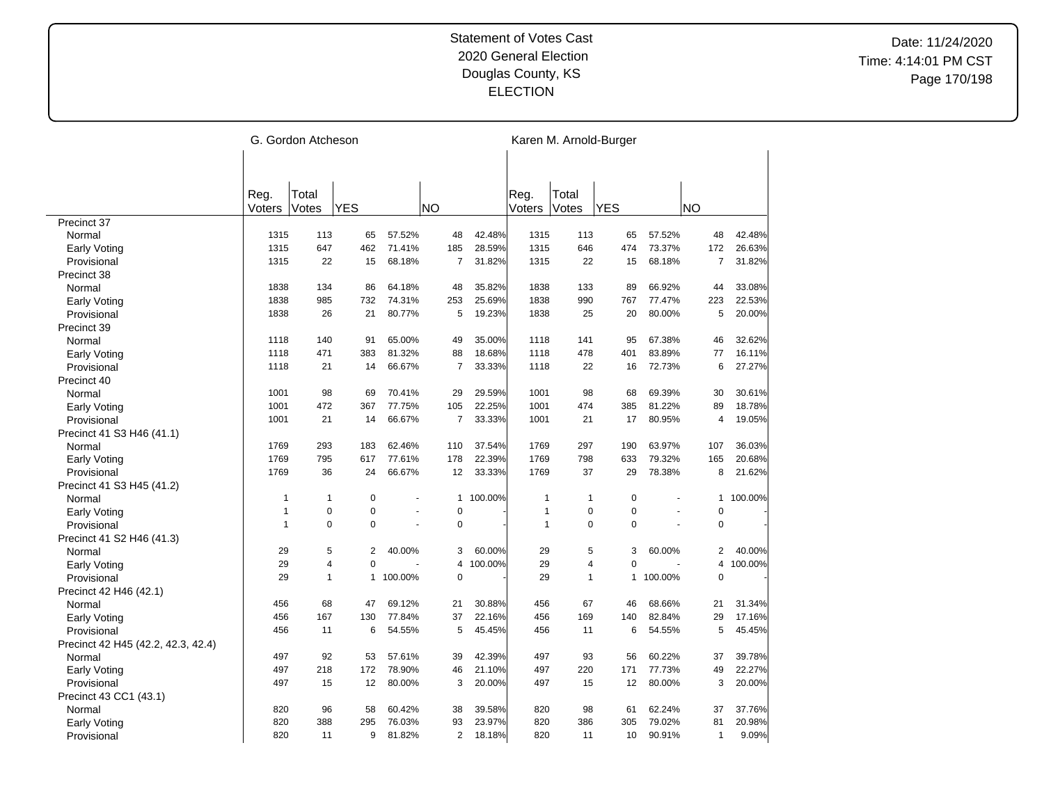Statement of Votes Cast
2020 General Election
Douglas County, KS
ELECTION

Date: 11/24/2020
Time: 4:14:01 PM CST

| | G. Gordon Atcheson | | | | | | Karen M. Arnold-Burger | | | | | |
|---|---|---|---|---|---|---|---|---|---|---|---|---|
| | Reg. Voters | Total Votes | YES | | NO | | Reg. Voters | Total Votes | YES | | NO | |
| Precinct 37 | | | | | | | | | | | | |
| Normal | 1315 | 113 | 65 | 57.52% | 48 | 42.48% | 1315 | 113 | 65 | 57.52% | 48 | 42.48% |
| Early Voting | 1315 | 647 | 462 | 71.41% | 185 | 28.59% | 1315 | 646 | 474 | 73.37% | 172 | 26.63% |
| Provisional | 1315 | 22 | 15 | 68.18% | 7 | 31.82% | 1315 | 22 | 15 | 68.18% | 7 | 31.82% |
| Precinct 38 | | | | | | | | | | | | |
| Normal | 1838 | 134 | 86 | 64.18% | 48 | 35.82% | 1838 | 133 | 89 | 66.92% | 44 | 33.08% |
| Early Voting | 1838 | 985 | 732 | 74.31% | 253 | 25.69% | 1838 | 990 | 767 | 77.47% | 223 | 22.53% |
| Provisional | 1838 | 26 | 21 | 80.77% | 5 | 19.23% | 1838 | 25 | 20 | 80.00% | 5 | 20.00% |
| Precinct 39 | | | | | | | | | | | | |
| Normal | 1118 | 140 | 91 | 65.00% | 49 | 35.00% | 1118 | 141 | 95 | 67.38% | 46 | 32.62% |
| Early Voting | 1118 | 471 | 383 | 81.32% | 88 | 18.68% | 1118 | 478 | 401 | 83.89% | 77 | 16.11% |
| Provisional | 1118 | 21 | 14 | 66.67% | 7 | 33.33% | 1118 | 22 | 16 | 72.73% | 6 | 27.27% |
| Precinct 40 | | | | | | | | | | | | |
| Normal | 1001 | 98 | 69 | 70.41% | 29 | 29.59% | 1001 | 98 | 68 | 69.39% | 30 | 30.61% |
| Early Voting | 1001 | 472 | 367 | 77.75% | 105 | 22.25% | 1001 | 474 | 385 | 81.22% | 89 | 18.78% |
| Provisional | 1001 | 21 | 14 | 66.67% | 7 | 33.33% | 1001 | 21 | 17 | 80.95% | 4 | 19.05% |
| Precinct 41 S3 H46 (41.1) | | | | | | | | | | | | |
| Normal | 1769 | 293 | 183 | 62.46% | 110 | 37.54% | 1769 | 297 | 190 | 63.97% | 107 | 36.03% |
| Early Voting | 1769 | 795 | 617 | 77.61% | 178 | 22.39% | 1769 | 798 | 633 | 79.32% | 165 | 20.68% |
| Provisional | 1769 | 36 | 24 | 66.67% | 12 | 33.33% | 1769 | 37 | 29 | 78.38% | 8 | 21.62% |
| Precinct 41 S3 H45 (41.2) | | | | | | | | | | | | |
| Normal | 1 | 1 | 0 | - | 1 | 100.00% | 1 | 1 | 0 | - | 1 | 100.00% |
| Early Voting | 1 | 0 | 0 | - | 0 | - | 1 | 0 | 0 | - | 0 | - |
| Provisional | 1 | 0 | 0 | - | 0 | - | 1 | 0 | 0 | - | 0 | - |
| Precinct 41 S2 H46 (41.3) | | | | | | | | | | | | |
| Normal | 29 | 5 | 2 | 40.00% | 3 | 60.00% | 29 | 5 | 3 | 60.00% | 2 | 40.00% |
| Early Voting | 29 | 4 | 0 | - | 4 | 100.00% | 29 | 4 | 0 | - | 4 | 100.00% |
| Provisional | 29 | 1 | 1 | 100.00% | 0 | - | 29 | 1 | 1 | 100.00% | 0 | - |
| Precinct 42 H46 (42.1) | | | | | | | | | | | | |
| Normal | 456 | 68 | 47 | 69.12% | 21 | 30.88% | 456 | 67 | 46 | 68.66% | 21 | 31.34% |
| Early Voting | 456 | 167 | 130 | 77.84% | 37 | 22.16% | 456 | 169 | 140 | 82.84% | 29 | 17.16% |
| Provisional | 456 | 11 | 6 | 54.55% | 5 | 45.45% | 456 | 11 | 6 | 54.55% | 5 | 45.45% |
| Precinct 42 H45 (42.2, 42.3, 42.4) | | | | | | | | | | | | |
| Normal | 497 | 92 | 53 | 57.61% | 39 | 42.39% | 497 | 93 | 56 | 60.22% | 37 | 39.78% |
| Early Voting | 497 | 218 | 172 | 78.90% | 46 | 21.10% | 497 | 220 | 171 | 77.73% | 49 | 22.27% |
| Provisional | 497 | 15 | 12 | 80.00% | 3 | 20.00% | 497 | 15 | 12 | 80.00% | 3 | 20.00% |
| Precinct 43 CC1 (43.1) | | | | | | | | | | | | |
| Normal | 820 | 96 | 58 | 60.42% | 38 | 39.58% | 820 | 98 | 61 | 62.24% | 37 | 37.76% |
| Early Voting | 820 | 388 | 295 | 76.03% | 93 | 23.97% | 820 | 386 | 305 | 79.02% | 81 | 20.98% |
| Provisional | 820 | 11 | 9 | 81.82% | 2 | 18.18% | 820 | 11 | 10 | 90.91% | 1 | 9.09% |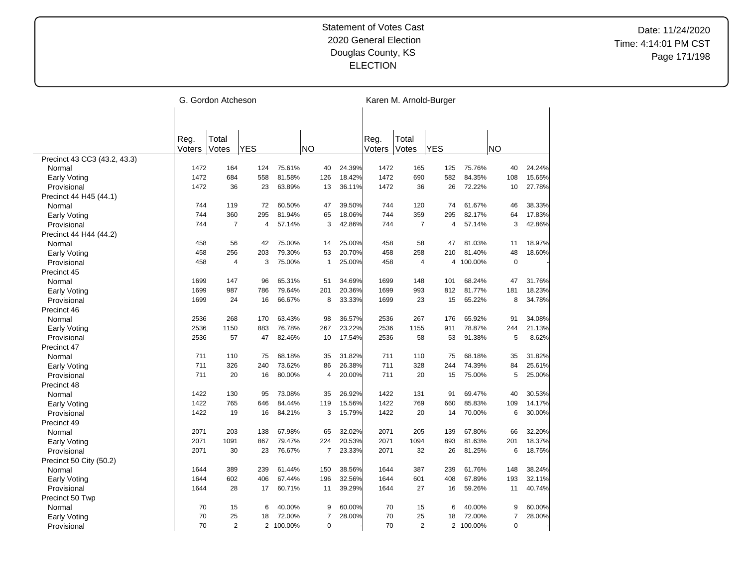# Statement of Votes Cast
## 2020 General Election
## Douglas County, KS
## ELECTION

Date: 11/24/2020
Time: 4:14:01 PM CST

| | G. Gordon Atcheson | | | | | | Karen M. Arnold-Burger | | | | | |
|---|---|---|---|---|---|---|---|---|---|---|---|---|
| | Reg. Voters | Total Votes | YES | | NO | | Reg. Voters | Total Votes | YES | | NO | |
| Precinct 43 CC3 (43.2, 43.3) | | | | | | | | | | | | |
| Normal | 1472 | 164 | 124 | 75.61% | 40 | 24.39% | 1472 | 165 | 125 | 75.76% | 40 | 24.24% |
| Early Voting | 1472 | 684 | 558 | 81.58% | 126 | 18.42% | 1472 | 690 | 582 | 84.35% | 108 | 15.65% |
| Provisional | 1472 | 36 | 23 | 63.89% | 13 | 36.11% | 1472 | 36 | 26 | 72.22% | 10 | 27.78% |
| Precinct 44 H45 (44.1) | | | | | | | | | | | | |
| Normal | 744 | 119 | 72 | 60.50% | 47 | 39.50% | 744 | 120 | 74 | 61.67% | 46 | 38.33% |
| Early Voting | 744 | 360 | 295 | 81.94% | 65 | 18.06% | 744 | 359 | 295 | 82.17% | 64 | 17.83% |
| Provisional | 744 | 7 | 4 | 57.14% | 3 | 42.86% | 744 | 7 | 4 | 57.14% | 3 | 42.86% |
| Precinct 44 H44 (44.2) | | | | | | | | | | | | |
| Normal | 458 | 56 | 42 | 75.00% | 14 | 25.00% | 458 | 58 | 47 | 81.03% | 11 | 18.97% |
| Early Voting | 458 | 256 | 203 | 79.30% | 53 | 20.70% | 458 | 258 | 210 | 81.40% | 48 | 18.60% |
| Provisional | 458 | 4 | 3 | 75.00% | 1 | 25.00% | 458 | 4 | 4 | 100.00% | 0 | - |
| Precinct 45 | | | | | | | | | | | | |
| Normal | 1699 | 147 | 96 | 65.31% | 51 | 34.69% | 1699 | 148 | 101 | 68.24% | 47 | 31.76% |
| Early Voting | 1699 | 987 | 786 | 79.64% | 201 | 20.36% | 1699 | 993 | 812 | 81.77% | 181 | 18.23% |
| Provisional | 1699 | 24 | 16 | 66.67% | 8 | 33.33% | 1699 | 23 | 15 | 65.22% | 8 | 34.78% |
| Precinct 46 | | | | | | | | | | | | |
| Normal | 2536 | 268 | 170 | 63.43% | 98 | 36.57% | 2536 | 267 | 176 | 65.92% | 91 | 34.08% |
| Early Voting | 2536 | 1150 | 883 | 76.78% | 267 | 23.22% | 2536 | 1155 | 911 | 78.87% | 244 | 21.13% |
| Provisional | 2536 | 57 | 47 | 82.46% | 10 | 17.54% | 2536 | 58 | 53 | 91.38% | 5 | 8.62% |
| Precinct 47 | | | | | | | | | | | | |
| Normal | 711 | 110 | 75 | 68.18% | 35 | 31.82% | 711 | 110 | 75 | 68.18% | 35 | 31.82% |
| Early Voting | 711 | 326 | 240 | 73.62% | 86 | 26.38% | 711 | 328 | 244 | 74.39% | 84 | 25.61% |
| Provisional | 711 | 20 | 16 | 80.00% | 4 | 20.00% | 711 | 20 | 15 | 75.00% | 5 | 25.00% |
| Precinct 48 | | | | | | | | | | | | |
| Normal | 1422 | 130 | 95 | 73.08% | 35 | 26.92% | 1422 | 131 | 91 | 69.47% | 40 | 30.53% |
| Early Voting | 1422 | 765 | 646 | 84.44% | 119 | 15.56% | 1422 | 769 | 660 | 85.83% | 109 | 14.17% |
| Provisional | 1422 | 19 | 16 | 84.21% | 3 | 15.79% | 1422 | 20 | 14 | 70.00% | 6 | 30.00% |
| Precinct 49 | | | | | | | | | | | | |
| Normal | 2071 | 203 | 138 | 67.98% | 65 | 32.02% | 2071 | 205 | 139 | 67.80% | 66 | 32.20% |
| Early Voting | 2071 | 1091 | 867 | 79.47% | 224 | 20.53% | 2071 | 1094 | 893 | 81.63% | 201 | 18.37% |
| Provisional | 2071 | 30 | 23 | 76.67% | 7 | 23.33% | 2071 | 32 | 26 | 81.25% | 6 | 18.75% |
| Precinct 50 City (50.2) | | | | | | | | | | | | |
| Normal | 1644 | 389 | 239 | 61.44% | 150 | 38.56% | 1644 | 387 | 239 | 61.76% | 148 | 38.24% |
| Early Voting | 1644 | 602 | 406 | 67.44% | 196 | 32.56% | 1644 | 601 | 408 | 67.89% | 193 | 32.11% |
| Provisional | 1644 | 28 | 17 | 60.71% | 11 | 39.29% | 1644 | 27 | 16 | 59.26% | 11 | 40.74% |
| Precinct 50 Twp | | | | | | | | | | | | |
| Normal | 70 | 15 | 6 | 40.00% | 9 | 60.00% | 70 | 15 | 6 | 40.00% | 9 | 60.00% |
| Early Voting | 70 | 25 | 18 | 72.00% | 7 | 28.00% | 70 | 25 | 18 | 72.00% | 7 | 28.00% |
| Provisional | 70 | 2 | 2 | 100.00% | 0 | - | 70 | 2 | 2 | 100.00% | 0 | - |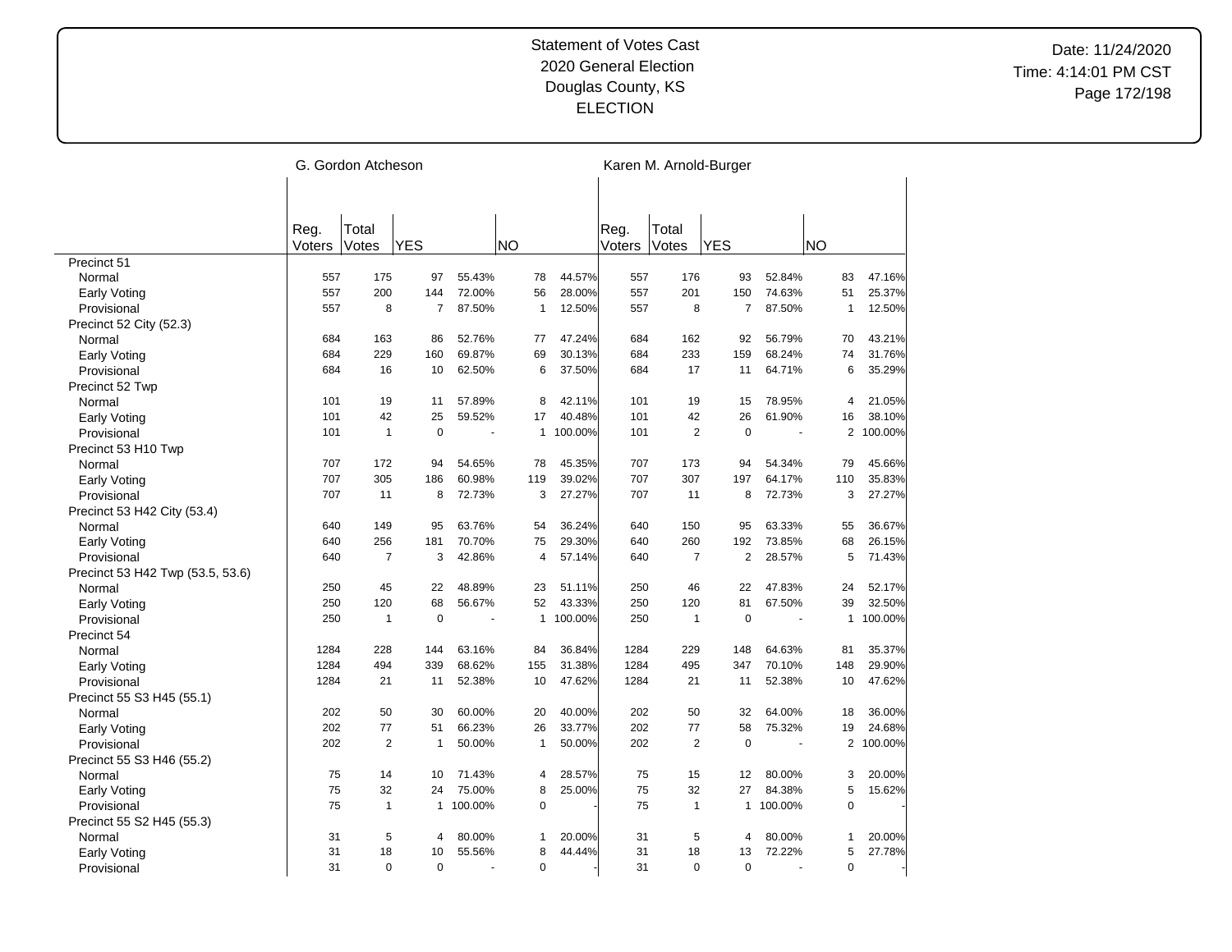# Statement of Votes Cast
# 2020 General Election
# Douglas County, KS
# ELECTION

Date: 11/24/2020
Time: 4:14:01 PM CST

| | G. Gordon Atcheson | | | | | | Karen M. Arnold-Burger | | | | | |
|---|---|---|---|---|---|---|---|---|---|---|---|---|
| | Reg. Voters | Total Votes | YES | | NO | | Reg. Voters | Total Votes | YES | | NO | |
| **Precinct 51** | | | | | | | | | | | | |
| Normal | 557 | 175 | 97 | 55.43% | 78 | 44.57% | 557 | 176 | 93 | 52.84% | 83 | 47.16% |
| Early Voting | 557 | 200 | 144 | 72.00% | 56 | 28.00% | 557 | 201 | 150 | 74.63% | 51 | 25.37% |
| Provisional | 557 | 8 | 7 | 87.50% | 1 | 12.50% | 557 | 8 | 7 | 87.50% | 1 | 12.50% |
| **Precinct 52 City (52.3)** | | | | | | | | | | | | |
| Normal | 684 | 163 | 86 | 52.76% | 77 | 47.24% | 684 | 162 | 92 | 56.79% | 70 | 43.21% |
| Early Voting | 684 | 229 | 160 | 69.87% | 69 | 30.13% | 684 | 233 | 159 | 68.24% | 74 | 31.76% |
| Provisional | 684 | 16 | 10 | 62.50% | 6 | 37.50% | 684 | 17 | 11 | 64.71% | 6 | 35.29% |
| **Precinct 52 Twp** | | | | | | | | | | | | |
| Normal | 101 | 19 | 11 | 57.89% | 8 | 42.11% | 101 | 19 | 15 | 78.95% | 4 | 21.05% |
| Early Voting | 101 | 42 | 25 | 59.52% | 17 | 40.48% | 101 | 42 | 26 | 61.90% | 16 | 38.10% |
| Provisional | 101 | 1 | 0 | - | 1 | 100.00% | 101 | 2 | 0 | - | 2 | 100.00% |
| **Precinct 53 H10 Twp** | | | | | | | | | | | | |
| Normal | 707 | 172 | 94 | 54.65% | 78 | 45.35% | 707 | 173 | 94 | 54.34% | 79 | 45.66% |
| Early Voting | 707 | 305 | 186 | 60.98% | 119 | 39.02% | 707 | 307 | 197 | 64.17% | 110 | 35.83% |
| Provisional | 707 | 11 | 8 | 72.73% | 3 | 27.27% | 707 | 11 | 8 | 72.73% | 3 | 27.27% |
| **Precinct 53 H42 City (53.4)** | | | | | | | | | | | | |
| Normal | 640 | 149 | 95 | 63.76% | 54 | 36.24% | 640 | 150 | 95 | 63.33% | 55 | 36.67% |
| Early Voting | 640 | 256 | 181 | 70.70% | 75 | 29.30% | 640 | 260 | 192 | 73.85% | 68 | 26.15% |
| Provisional | 640 | 7 | 3 | 42.86% | 4 | 57.14% | 640 | 7 | 2 | 28.57% | 5 | 71.43% |
| **Precinct 53 H42 Twp (53.5, 53.6)** | | | | | | | | | | | | |
| Normal | 250 | 45 | 22 | 48.89% | 23 | 51.11% | 250 | 46 | 22 | 47.83% | 24 | 52.17% |
| Early Voting | 250 | 120 | 68 | 56.67% | 52 | 43.33% | 250 | 120 | 81 | 67.50% | 39 | 32.50% |
| Provisional | 250 | 1 | 0 | - | 1 | 100.00% | 250 | 1 | 0 | - | 1 | 100.00% |
| **Precinct 54** | | | | | | | | | | | | |
| Normal | 1284 | 228 | 144 | 63.16% | 84 | 36.84% | 1284 | 229 | 148 | 64.63% | 81 | 35.37% |
| Early Voting | 1284 | 494 | 339 | 68.62% | 155 | 31.38% | 1284 | 495 | 347 | 70.10% | 148 | 29.90% |
| Provisional | 1284 | 21 | 11 | 52.38% | 10 | 47.62% | 1284 | 21 | 11 | 52.38% | 10 | 47.62% |
| **Precinct 55 S3 H45 (55.1)** | | | | | | | | | | | | |
| Normal | 202 | 50 | 30 | 60.00% | 20 | 40.00% | 202 | 50 | 32 | 64.00% | 18 | 36.00% |
| Early Voting | 202 | 77 | 51 | 66.23% | 26 | 33.77% | 202 | 77 | 58 | 75.32% | 19 | 24.68% |
| Provisional | 202 | 2 | 1 | 50.00% | 1 | 50.00% | 202 | 2 | 0 | - | 2 | 100.00% |
| **Precinct 55 S3 H46 (55.2)** | | | | | | | | | | | | |
| Normal | 75 | 14 | 10 | 71.43% | 4 | 28.57% | 75 | 15 | 12 | 80.00% | 3 | 20.00% |
| Early Voting | 75 | 32 | 24 | 75.00% | 8 | 25.00% | 75 | 32 | 27 | 84.38% | 5 | 15.62% |
| Provisional | 75 | 1 | 1 | 100.00% | 0 | - | 75 | 1 | 1 | 100.00% | 0 | - |
| **Precinct 55 S2 H45 (55.3)** | | | | | | | | | | | | |
| Normal | 31 | 5 | 4 | 80.00% | 1 | 20.00% | 31 | 5 | 4 | 80.00% | 1 | 20.00% |
| Early Voting | 31 | 18 | 10 | 55.56% | 8 | 44.44% | 31 | 18 | 13 | 72.22% | 5 | 27.78% |
| Provisional | 31 | 0 | 0 | - | 0 | - | 31 | 0 | 0 | - | 0 | - |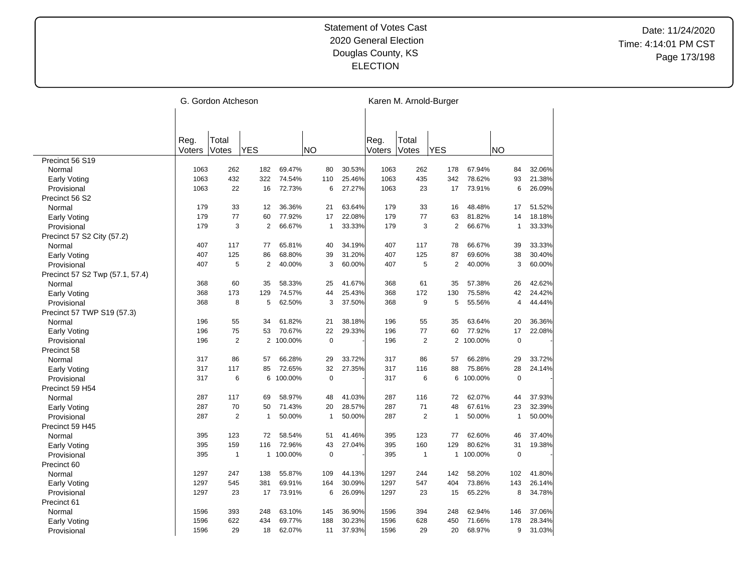# Statement of Votes Cast
## 2020 General Election
## Douglas County, KS
## ELECTION

Date: 11/24/2020
Time: 4:14:01 PM CST

| | G. Gordon Atcheson | | | | | | Karen M. Arnold-Burger | | | | | |
|---|---|---|---|---|---|---|---|---|---|---|---|---|
| | Reg. Voters | Total Votes | YES | | NO | | Reg. Voters | Total Votes | YES | | NO | |
| **Precinct 56 S19** | | | | | | | | | | | | |
| Normal | 1063 | 262 | 182 | 69.47% | 80 | 30.53% | 1063 | 262 | 178 | 67.94% | 84 | 32.06% |
| Early Voting | 1063 | 432 | 322 | 74.54% | 110 | 25.46% | 1063 | 435 | 342 | 78.62% | 93 | 21.38% |
| Provisional | 1063 | 22 | 16 | 72.73% | 6 | 27.27% | 1063 | 23 | 17 | 73.91% | 6 | 26.09% |
| **Precinct 56 S2** | | | | | | | | | | | | |
| Normal | 179 | 33 | 12 | 36.36% | 21 | 63.64% | 179 | 33 | 16 | 48.48% | 17 | 51.52% |
| Early Voting | 179 | 77 | 60 | 77.92% | 17 | 22.08% | 179 | 77 | 63 | 81.82% | 14 | 18.18% |
| Provisional | 179 | 3 | 2 | 66.67% | 1 | 33.33% | 179 | 3 | 2 | 66.67% | 1 | 33.33% |
| **Precinct 57 S2 City (57.2)** | | | | | | | | | | | | |
| Normal | 407 | 117 | 77 | 65.81% | 40 | 34.19% | 407 | 117 | 78 | 66.67% | 39 | 33.33% |
| Early Voting | 407 | 125 | 86 | 68.80% | 39 | 31.20% | 407 | 125 | 87 | 69.60% | 38 | 30.40% |
| Provisional | 407 | 5 | 2 | 40.00% | 3 | 60.00% | 407 | 5 | 2 | 40.00% | 3 | 60.00% |
| **Precinct 57 S2 Twp (57.1, 57.4)** | | | | | | | | | | | | |
| Normal | 368 | 60 | 35 | 58.33% | 25 | 41.67% | 368 | 61 | 35 | 57.38% | 26 | 42.62% |
| Early Voting | 368 | 173 | 129 | 74.57% | 44 | 25.43% | 368 | 172 | 130 | 75.58% | 42 | 24.42% |
| Provisional | 368 | 8 | 5 | 62.50% | 3 | 37.50% | 368 | 9 | 5 | 55.56% | 4 | 44.44% |
| **Precinct 57 TWP S19 (57.3)** | | | | | | | | | | | | |
| Normal | 196 | 55 | 34 | 61.82% | 21 | 38.18% | 196 | 55 | 35 | 63.64% | 20 | 36.36% |
| Early Voting | 196 | 75 | 53 | 70.67% | 22 | 29.33% | 196 | 77 | 60 | 77.92% | 17 | 22.08% |
| Provisional | 196 | 2 | 2 | 100.00% | 0 | - | 196 | 2 | 2 | 100.00% | 0 | - |
| **Precinct 58** | | | | | | | | | | | | |
| Normal | 317 | 86 | 57 | 66.28% | 29 | 33.72% | 317 | 86 | 57 | 66.28% | 29 | 33.72% |
| Early Voting | 317 | 117 | 85 | 72.65% | 32 | 27.35% | 317 | 116 | 88 | 75.86% | 28 | 24.14% |
| Provisional | 317 | 6 | 6 | 100.00% | 0 | - | 317 | 6 | 6 | 100.00% | 0 | - |
| **Precinct 59 H54** | | | | | | | | | | | | |
| Normal | 287 | 117 | 69 | 58.97% | 48 | 41.03% | 287 | 116 | 72 | 62.07% | 44 | 37.93% |
| Early Voting | 287 | 70 | 50 | 71.43% | 20 | 28.57% | 287 | 71 | 48 | 67.61% | 23 | 32.39% |
| Provisional | 287 | 2 | 1 | 50.00% | 1 | 50.00% | 287 | 2 | 1 | 50.00% | 1 | 50.00% |
| **Precinct 59 H45** | | | | | | | | | | | | |
| Normal | 395 | 123 | 72 | 58.54% | 51 | 41.46% | 395 | 123 | 77 | 62.60% | 46 | 37.40% |
| Early Voting | 395 | 159 | 116 | 72.96% | 43 | 27.04% | 395 | 160 | 129 | 80.62% | 31 | 19.38% |
| Provisional | 395 | 1 | 1 | 100.00% | 0 | - | 395 | 1 | 1 | 100.00% | 0 | - |
| **Precinct 60** | | | | | | | | | | | | |
| Normal | 1297 | 247 | 138 | 55.87% | 109 | 44.13% | 1297 | 244 | 142 | 58.20% | 102 | 41.80% |
| Early Voting | 1297 | 545 | 381 | 69.91% | 164 | 30.09% | 1297 | 547 | 404 | 73.86% | 143 | 26.14% |
| Provisional | 1297 | 23 | 17 | 73.91% | 6 | 26.09% | 1297 | 23 | 15 | 65.22% | 8 | 34.78% |
| **Precinct 61** | | | | | | | | | | | | |
| Normal | 1596 | 393 | 248 | 63.10% | 145 | 36.90% | 1596 | 394 | 248 | 62.94% | 146 | 37.06% |
| Early Voting | 1596 | 622 | 434 | 69.77% | 188 | 30.23% | 1596 | 628 | 450 | 71.66% | 178 | 28.34% |
| Provisional | 1596 | 29 | 18 | 62.07% | 11 | 37.93% | 1596 | 29 | 20 | 68.97% | 9 | 31.03% |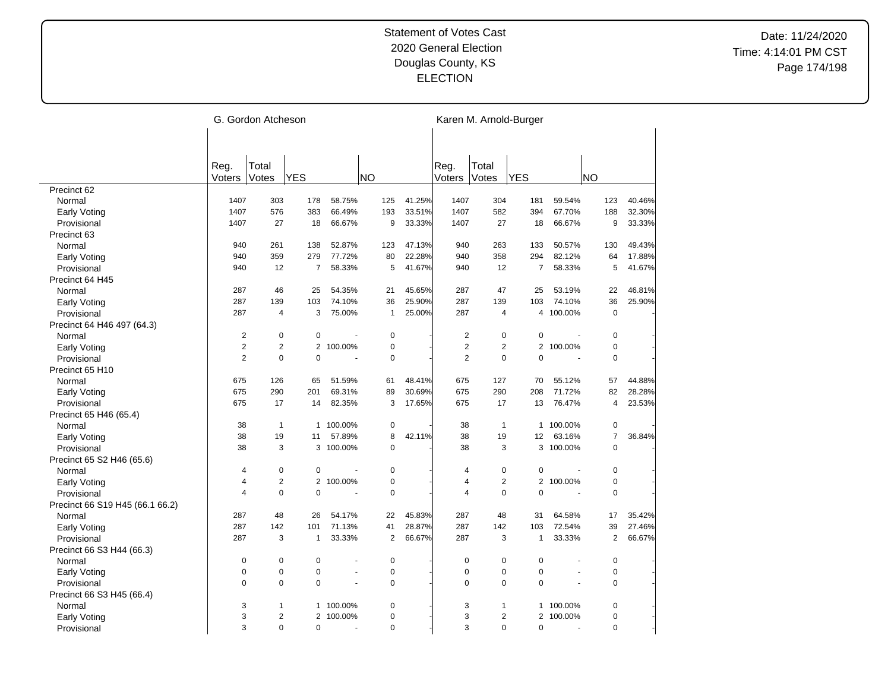# Statement of Votes Cast
## 2020 General Election
## Douglas County, KS
## ELECTION

Date: 11/24/2020
Time: 4:14:01 PM CST

| | G. Gordon Atcheson | | | | | | Karen M. Arnold-Burger | | | | | |
|---|---|---|---|---|---|---|---|---|---|---|---|---|
| | Reg. Voters | Total Votes | YES | | NO | | Reg. Voters | Total Votes | YES | | NO | |
| Precinct 62 | | | | | | | | | | | | |
| Normal | 1407 | 303 | 178 | 58.75% | 125 | 41.25% | 1407 | 304 | 181 | 59.54% | 123 | 40.46% |
| Early Voting | 1407 | 576 | 383 | 66.49% | 193 | 33.51% | 1407 | 582 | 394 | 67.70% | 188 | 32.30% |
| Provisional | 1407 | 27 | 18 | 66.67% | 9 | 33.33% | 1407 | 27 | 18 | 66.67% | 9 | 33.33% |
| Precinct 63 | | | | | | | | | | | | |
| Normal | 940 | 261 | 138 | 52.87% | 123 | 47.13% | 940 | 263 | 133 | 50.57% | 130 | 49.43% |
| Early Voting | 940 | 359 | 279 | 77.72% | 80 | 22.28% | 940 | 358 | 294 | 82.12% | 64 | 17.88% |
| Provisional | 940 | 12 | 7 | 58.33% | 5 | 41.67% | 940 | 12 | 7 | 58.33% | 5 | 41.67% |
| Precinct 64 H45 | | | | | | | | | | | | |
| Normal | 287 | 46 | 25 | 54.35% | 21 | 45.65% | 287 | 47 | 25 | 53.19% | 22 | 46.81% |
| Early Voting | 287 | 139 | 103 | 74.10% | 36 | 25.90% | 287 | 139 | 103 | 74.10% | 36 | 25.90% |
| Provisional | 287 | 4 | 3 | 75.00% | 1 | 25.00% | 287 | 4 | 4 | 100.00% | 0 | - |
| Precinct 64 H46 497 (64.3) | | | | | | | | | | | | |
| Normal | 2 | 0 | 0 | - | 0 | - | 2 | 0 | 0 | - | 0 | - |
| Early Voting | 2 | 2 | 2 | 100.00% | 0 | - | 2 | 2 | 2 | 100.00% | 0 | - |
| Provisional | 2 | 0 | 0 | - | 0 | - | 2 | 0 | 0 | - | 0 | - |
| Precinct 65 H10 | | | | | | | | | | | | |
| Normal | 675 | 126 | 65 | 51.59% | 61 | 48.41% | 675 | 127 | 70 | 55.12% | 57 | 44.88% |
| Early Voting | 675 | 290 | 201 | 69.31% | 89 | 30.69% | 675 | 290 | 208 | 71.72% | 82 | 28.28% |
| Provisional | 675 | 17 | 14 | 82.35% | 3 | 17.65% | 675 | 17 | 13 | 76.47% | 4 | 23.53% |
| Precinct 65 H46 (65.4) | | | | | | | | | | | | |
| Normal | 38 | 1 | 1 | 100.00% | 0 | - | 38 | 1 | 1 | 100.00% | 0 | - |
| Early Voting | 38 | 19 | 11 | 57.89% | 8 | 42.11% | 38 | 19 | 12 | 63.16% | 7 | 36.84% |
| Provisional | 38 | 3 | 3 | 100.00% | 0 | - | 38 | 3 | 3 | 100.00% | 0 | - |
| Precinct 65 S2 H46 (65.6) | | | | | | | | | | | | |
| Normal | 4 | 0 | 0 | - | 0 | - | 4 | 0 | 0 | - | 0 | - |
| Early Voting | 4 | 2 | 2 | 100.00% | 0 | - | 4 | 2 | 2 | 100.00% | 0 | - |
| Provisional | 4 | 0 | 0 | - | 0 | - | 4 | 0 | 0 | - | 0 | - |
| Precinct 66 S19 H45 (66.1 66.2) | | | | | | | | | | | | |
| Normal | 287 | 48 | 26 | 54.17% | 22 | 45.83% | 287 | 48 | 31 | 64.58% | 17 | 35.42% |
| Early Voting | 287 | 142 | 101 | 71.13% | 41 | 28.87% | 287 | 142 | 103 | 72.54% | 39 | 27.46% |
| Provisional | 287 | 3 | 1 | 33.33% | 2 | 66.67% | 287 | 3 | 1 | 33.33% | 2 | 66.67% |
| Precinct 66 S3 H44 (66.3) | | | | | | | | | | | | |
| Normal | 0 | 0 | 0 | - | 0 | - | 0 | 0 | 0 | - | 0 | - |
| Early Voting | 0 | 0 | 0 | - | 0 | - | 0 | 0 | 0 | - | 0 | - |
| Provisional | 0 | 0 | 0 | - | 0 | - | 0 | 0 | 0 | - | 0 | - |
| Precinct 66 S3 H45 (66.4) | | | | | | | | | | | | |
| Normal | 3 | 1 | 1 | 100.00% | 0 | - | 3 | 1 | 1 | 100.00% | 0 | - |
| Early Voting | 3 | 2 | 2 | 100.00% | 0 | - | 3 | 2 | 2 | 100.00% | 0 | - |
| Provisional | 3 | 0 | 0 | - | 0 | - | 3 | 0 | 0 | - | 0 | - |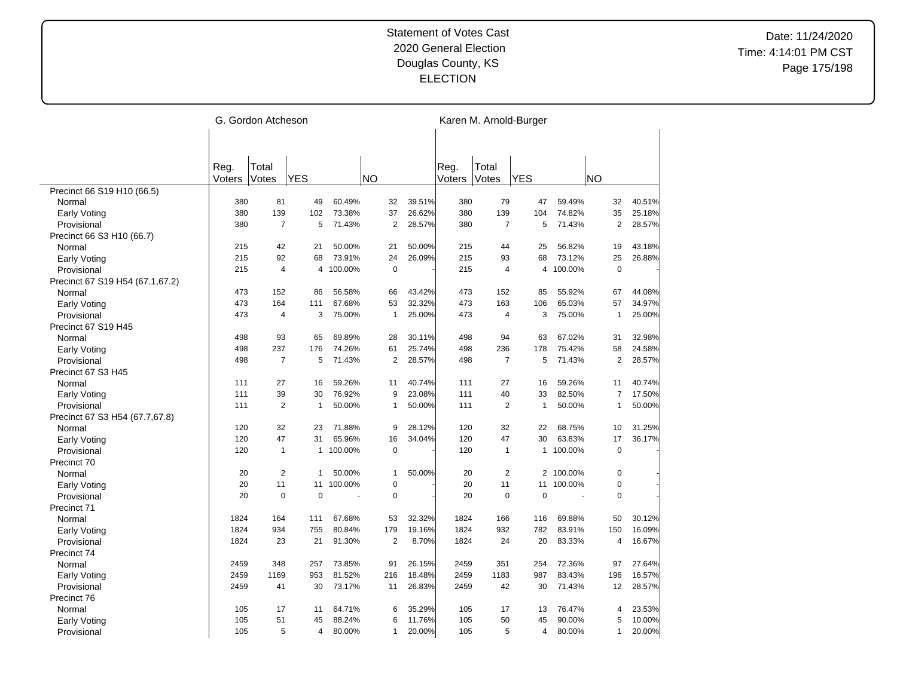Statement of Votes Cast
2020 General Election
Douglas County, KS
ELECTION

Date: 11/24/2020
Time: 4:14:01 PM CST

| | G. Gordon Atcheson | | | | | | Karen M. Arnold-Burger | | | | | |
|---|---|---|---|---|---|---|---|---|---|---|---|---|
| | Reg. Voters | Total Votes | YES | | NO | | Reg. Voters | Total Votes | YES | | NO | |
| Precinct 66 S19 H10 (66.5) | | | | | | | | | | | | |
| Normal | 380 | 81 | 49 | 60.49% | 32 | 39.51% | 380 | 79 | 47 | 59.49% | 32 | 40.51% |
| Early Voting | 380 | 139 | 102 | 73.38% | 37 | 26.62% | 380 | 139 | 104 | 74.82% | 35 | 25.18% |
| Provisional | 380 | 7 | 5 | 71.43% | 2 | 28.57% | 380 | 7 | 5 | 71.43% | 2 | 28.57% |
| Precinct 66 S3 H10 (66.7) | | | | | | | | | | | | |
| Normal | 215 | 42 | 21 | 50.00% | 21 | 50.00% | 215 | 44 | 25 | 56.82% | 19 | 43.18% |
| Early Voting | 215 | 92 | 68 | 73.91% | 24 | 26.09% | 215 | 93 | 68 | 73.12% | 25 | 26.88% |
| Provisional | 215 | 4 | 4 | 100.00% | 0 | - | 215 | 4 | 4 | 100.00% | 0 | - |
| Precinct 67 S19 H54 (67.1,67.2) | | | | | | | | | | | | |
| Normal | 473 | 152 | 86 | 56.58% | 66 | 43.42% | 473 | 152 | 85 | 55.92% | 67 | 44.08% |
| Early Voting | 473 | 164 | 111 | 67.68% | 53 | 32.32% | 473 | 163 | 106 | 65.03% | 57 | 34.97% |
| Provisional | 473 | 4 | 3 | 75.00% | 1 | 25.00% | 473 | 4 | 3 | 75.00% | 1 | 25.00% |
| Precinct 67 S19 H45 | | | | | | | | | | | | |
| Normal | 498 | 93 | 65 | 69.89% | 28 | 30.11% | 498 | 94 | 63 | 67.02% | 31 | 32.98% |
| Early Voting | 498 | 237 | 176 | 74.26% | 61 | 25.74% | 498 | 236 | 178 | 75.42% | 58 | 24.58% |
| Provisional | 498 | 7 | 5 | 71.43% | 2 | 28.57% | 498 | 7 | 5 | 71.43% | 2 | 28.57% |
| Precinct 67 S3 H45 | | | | | | | | | | | | |
| Normal | 111 | 27 | 16 | 59.26% | 11 | 40.74% | 111 | 27 | 16 | 59.26% | 11 | 40.74% |
| Early Voting | 111 | 39 | 30 | 76.92% | 9 | 23.08% | 111 | 40 | 33 | 82.50% | 7 | 17.50% |
| Provisional | 111 | 2 | 1 | 50.00% | 1 | 50.00% | 111 | 2 | 1 | 50.00% | 1 | 50.00% |
| Precinct 67 S3 H54 (67.7,67.8) | | | | | | | | | | | | |
| Normal | 120 | 32 | 23 | 71.88% | 9 | 28.12% | 120 | 32 | 22 | 68.75% | 10 | 31.25% |
| Early Voting | 120 | 47 | 31 | 65.96% | 16 | 34.04% | 120 | 47 | 30 | 63.83% | 17 | 36.17% |
| Provisional | 120 | 1 | 1 | 100.00% | 0 | - | 120 | 1 | 1 | 100.00% | 0 | - |
| Precinct 70 | | | | | | | | | | | | |
| Normal | 20 | 2 | 1 | 50.00% | 1 | 50.00% | 20 | 2 | 2 | 100.00% | 0 | - |
| Early Voting | 20 | 11 | 11 | 100.00% | 0 | - | 20 | 11 | 11 | 100.00% | 0 | - |
| Provisional | 20 | 0 | 0 | - | 0 | - | 20 | 0 | 0 | - | 0 | - |
| Precinct 71 | | | | | | | | | | | | |
| Normal | 1824 | 164 | 111 | 67.68% | 53 | 32.32% | 1824 | 166 | 116 | 69.88% | 50 | 30.12% |
| Early Voting | 1824 | 934 | 755 | 80.84% | 179 | 19.16% | 1824 | 932 | 782 | 83.91% | 150 | 16.09% |
| Provisional | 1824 | 23 | 21 | 91.30% | 2 | 8.70% | 1824 | 24 | 20 | 83.33% | 4 | 16.67% |
| Precinct 74 | | | | | | | | | | | | |
| Normal | 2459 | 348 | 257 | 73.85% | 91 | 26.15% | 2459 | 351 | 254 | 72.36% | 97 | 27.64% |
| Early Voting | 2459 | 1169 | 953 | 81.52% | 216 | 18.48% | 2459 | 1183 | 987 | 83.43% | 196 | 16.57% |
| Provisional | 2459 | 41 | 30 | 73.17% | 11 | 26.83% | 2459 | 42 | 30 | 71.43% | 12 | 28.57% |
| Precinct 76 | | | | | | | | | | | | |
| Normal | 105 | 17 | 11 | 64.71% | 6 | 35.29% | 105 | 17 | 13 | 76.47% | 4 | 23.53% |
| Early Voting | 105 | 51 | 45 | 88.24% | 6 | 11.76% | 105 | 50 | 45 | 90.00% | 5 | 10.00% |
| Provisional | 105 | 5 | 4 | 80.00% | 1 | 20.00% | 105 | 5 | 4 | 80.00% | 1 | 20.00% |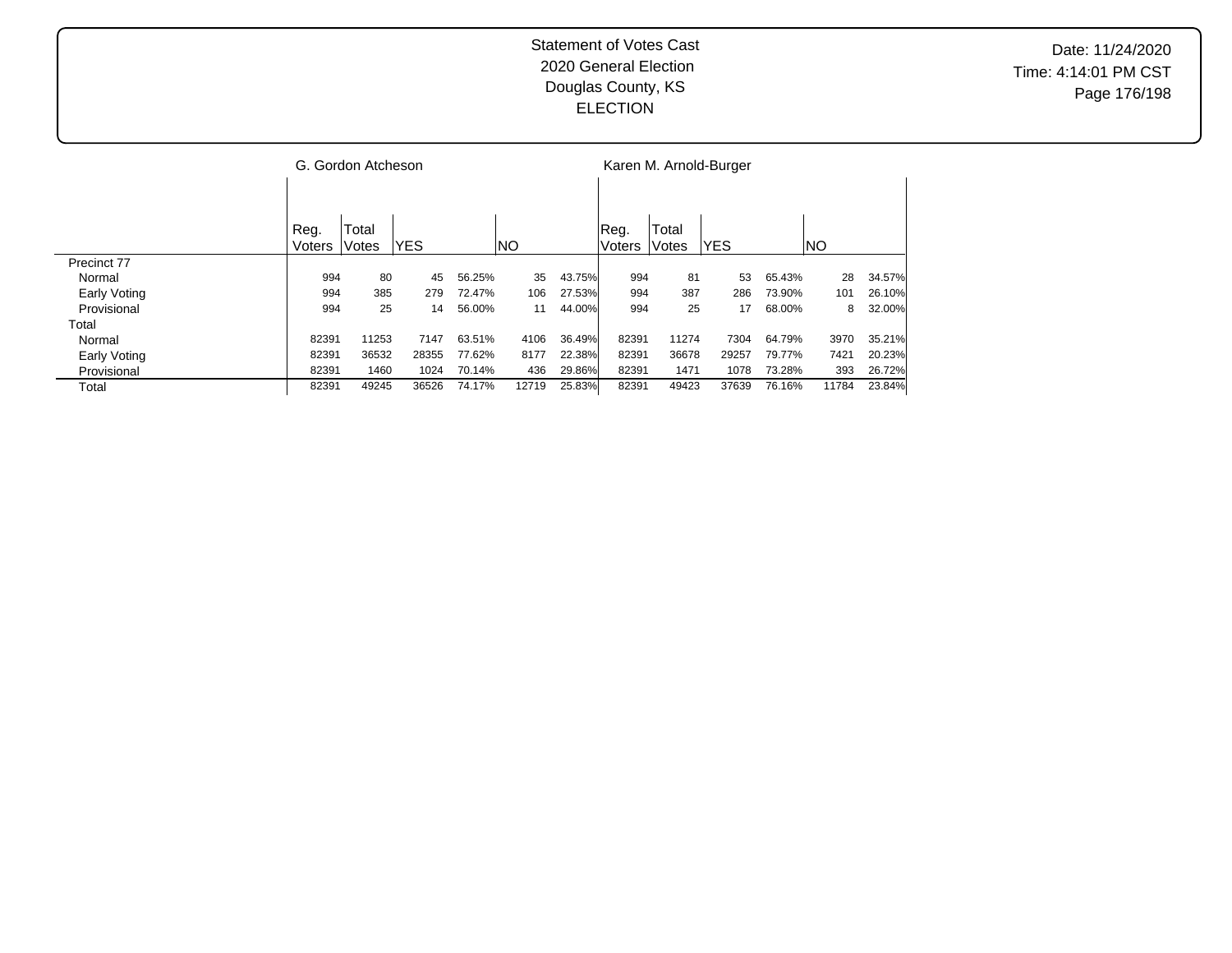Statement of Votes Cast
2020 General Election
Douglas County, KS
ELECTION

Date: 11/24/2020
Time: 4:14:01 PM CST

| | G. Gordon Atcheson | | | | | | Karen M. Arnold-Burger | | | | | |
|---|---|---|---|---|---|---|---|---|---|---|---|---|
| | Reg. Voters | Total Votes | YES | | NO | | Reg. Voters | Total Votes | YES | | NO | |
| Precinct 77 | | | | | | | | | | | | |
| Normal | 994 | 80 | 45 | 56.25% | 35 | 43.75% | 994 | 81 | 53 | 65.43% | 28 | 34.57% |
| Early Voting | 994 | 385 | 279 | 72.47% | 106 | 27.53% | 994 | 387 | 286 | 73.90% | 101 | 26.10% |
| Provisional | 994 | 25 | 14 | 56.00% | 11 | 44.00% | 994 | 25 | 17 | 68.00% | 8 | 32.00% |
| Total | | | | | | | | | | | | |
| Normal | 82391 | 11253 | 7147 | 63.51% | 4106 | 36.49% | 82391 | 11274 | 7304 | 64.79% | 3970 | 35.21% |
| Early Voting | 82391 | 36532 | 28355 | 77.62% | 8177 | 22.38% | 82391 | 36678 | 29257 | 79.77% | 7421 | 20.23% |
| Provisional | 82391 | 1460 | 1024 | 70.14% | 436 | 29.86% | 82391 | 1471 | 1078 | 73.28% | 393 | 26.72% |
| Total | 82391 | 49245 | 36526 | 74.17% | 12719 | 25.83% | 82391 | 49423 | 37639 | 76.16% | 11784 | 23.84% |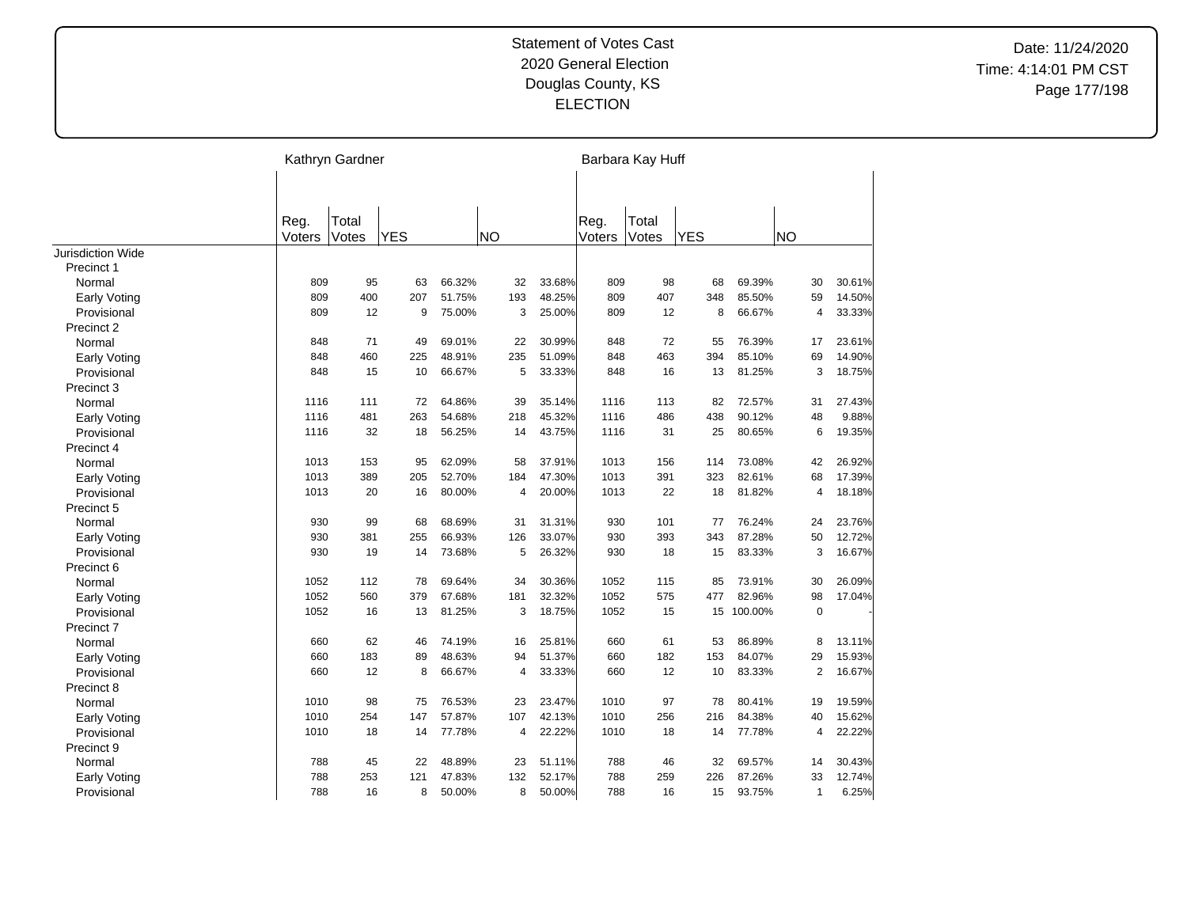Statement of Votes Cast
2020 General Election
Douglas County, KS
ELECTION

Date: 11/24/2020
Time: 4:14:01 PM CST

| | Kathryn Gardner | | | | | | Barbara Kay Huff | | | | | |
|---|---|---|---|---|---|---|---|---|---|---|---|---|
| | Reg. Voters | Total Votes | YES | | NO | | Reg. Voters | Total Votes | YES | | NO | |
| Jurisdiction Wide | | | | | | | | | | | | |
| Precinct 1 | | | | | | | | | | | | |
| Normal | 809 | 95 | 63 | 66.32% | 32 | 33.68% | 809 | 98 | 68 | 69.39% | 30 | 30.61% |
| Early Voting | 809 | 400 | 207 | 51.75% | 193 | 48.25% | 809 | 407 | 348 | 85.50% | 59 | 14.50% |
| Provisional | 809 | 12 | 9 | 75.00% | 3 | 25.00% | 809 | 12 | 8 | 66.67% | 4 | 33.33% |
| Precinct 2 | | | | | | | | | | | | |
| Normal | 848 | 71 | 49 | 69.01% | 22 | 30.99% | 848 | 72 | 55 | 76.39% | 17 | 23.61% |
| Early Voting | 848 | 460 | 225 | 48.91% | 235 | 51.09% | 848 | 463 | 394 | 85.10% | 69 | 14.90% |
| Provisional | 848 | 15 | 10 | 66.67% | 5 | 33.33% | 848 | 16 | 13 | 81.25% | 3 | 18.75% |
| Precinct 3 | | | | | | | | | | | | |
| Normal | 1116 | 111 | 72 | 64.86% | 39 | 35.14% | 1116 | 113 | 82 | 72.57% | 31 | 27.43% |
| Early Voting | 1116 | 481 | 263 | 54.68% | 218 | 45.32% | 1116 | 486 | 438 | 90.12% | 48 | 9.88% |
| Provisional | 1116 | 32 | 18 | 56.25% | 14 | 43.75% | 1116 | 31 | 25 | 80.65% | 6 | 19.35% |
| Precinct 4 | | | | | | | | | | | | |
| Normal | 1013 | 153 | 95 | 62.09% | 58 | 37.91% | 1013 | 156 | 114 | 73.08% | 42 | 26.92% |
| Early Voting | 1013 | 389 | 205 | 52.70% | 184 | 47.30% | 1013 | 391 | 323 | 82.61% | 68 | 17.39% |
| Provisional | 1013 | 20 | 16 | 80.00% | 4 | 20.00% | 1013 | 22 | 18 | 81.82% | 4 | 18.18% |
| Precinct 5 | | | | | | | | | | | | |
| Normal | 930 | 99 | 68 | 68.69% | 31 | 31.31% | 930 | 101 | 77 | 76.24% | 24 | 23.76% |
| Early Voting | 930 | 381 | 255 | 66.93% | 126 | 33.07% | 930 | 393 | 343 | 87.28% | 50 | 12.72% |
| Provisional | 930 | 19 | 14 | 73.68% | 5 | 26.32% | 930 | 18 | 15 | 83.33% | 3 | 16.67% |
| Precinct 6 | | | | | | | | | | | | |
| Normal | 1052 | 112 | 78 | 69.64% | 34 | 30.36% | 1052 | 115 | 85 | 73.91% | 30 | 26.09% |
| Early Voting | 1052 | 560 | 379 | 67.68% | 181 | 32.32% | 1052 | 575 | 477 | 82.96% | 98 | 17.04% |
| Provisional | 1052 | 16 | 13 | 81.25% | 3 | 18.75% | 1052 | 15 | 15 | 100.00% | 0 | - |
| Precinct 7 | | | | | | | | | | | | |
| Normal | 660 | 62 | 46 | 74.19% | 16 | 25.81% | 660 | 61 | 53 | 86.89% | 8 | 13.11% |
| Early Voting | 660 | 183 | 89 | 48.63% | 94 | 51.37% | 660 | 182 | 153 | 84.07% | 29 | 15.93% |
| Provisional | 660 | 12 | 8 | 66.67% | 4 | 33.33% | 660 | 12 | 10 | 83.33% | 2 | 16.67% |
| Precinct 8 | | | | | | | | | | | | |
| Normal | 1010 | 98 | 75 | 76.53% | 23 | 23.47% | 1010 | 97 | 78 | 80.41% | 19 | 19.59% |
| Early Voting | 1010 | 254 | 147 | 57.87% | 107 | 42.13% | 1010 | 256 | 216 | 84.38% | 40 | 15.62% |
| Provisional | 1010 | 18 | 14 | 77.78% | 4 | 22.22% | 1010 | 18 | 14 | 77.78% | 4 | 22.22% |
| Precinct 9 | | | | | | | | | | | | |
| Normal | 788 | 45 | 22 | 48.89% | 23 | 51.11% | 788 | 46 | 32 | 69.57% | 14 | 30.43% |
| Early Voting | 788 | 253 | 121 | 47.83% | 132 | 52.17% | 788 | 259 | 226 | 87.26% | 33 | 12.74% |
| Provisional | 788 | 16 | 8 | 50.00% | 8 | 50.00% | 788 | 16 | 15 | 93.75% | 1 | 6.25% |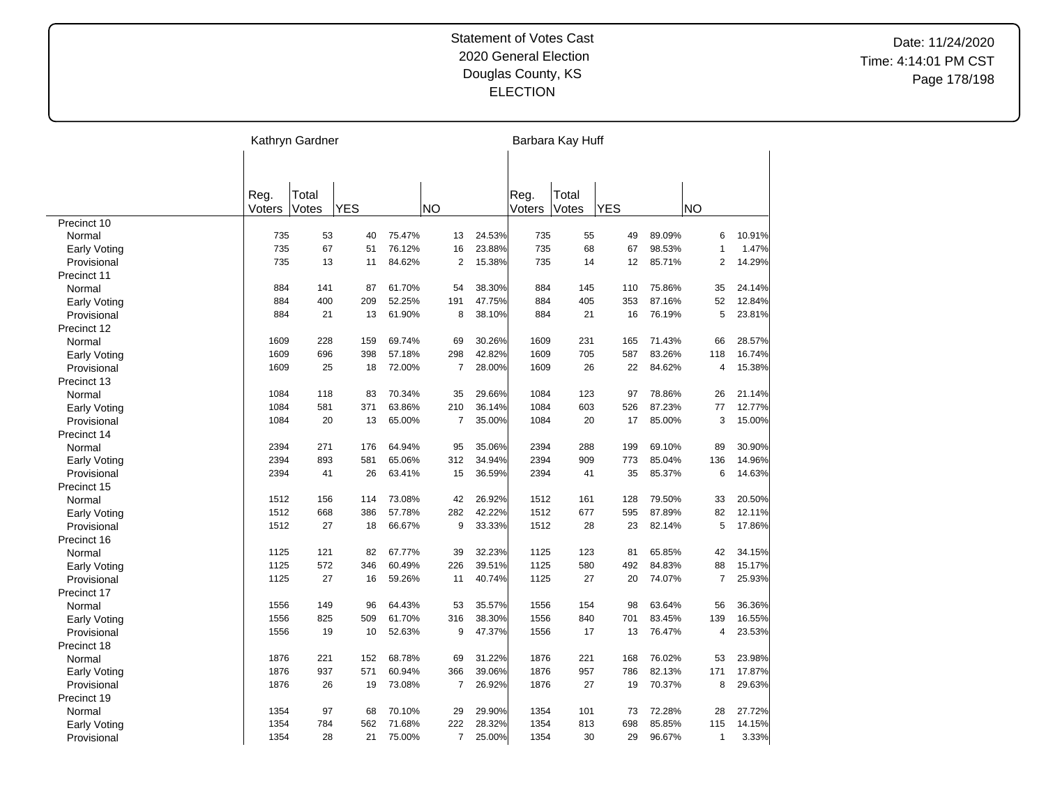# Statement of Votes Cast
## 2020 General Election
## Douglas County, KS
## ELECTION

Date: 11/24/2020
Time: 4:14:01 PM CST

| | Kathryn Gardner | | | | | | Barbara Kay Huff | | | | | |
|---|---|---|---|---|---|---|---|---|---|---|---|---|
| | Reg. Voters | Total Votes | YES | | NO | | Reg. Voters | Total Votes | YES | | NO | |
| **Precinct 10** | | | | | | | | | | | | |
| Normal | 735 | 53 | 40 | 75.47% | 13 | 24.53% | 735 | 55 | 49 | 89.09% | 6 | 10.91% |
| Early Voting | 735 | 67 | 51 | 76.12% | 16 | 23.88% | 735 | 68 | 67 | 98.53% | 1 | 1.47% |
| Provisional | 735 | 13 | 11 | 84.62% | 2 | 15.38% | 735 | 14 | 12 | 85.71% | 2 | 14.29% |
| **Precinct 11** | | | | | | | | | | | | |
| Normal | 884 | 141 | 87 | 61.70% | 54 | 38.30% | 884 | 145 | 110 | 75.86% | 35 | 24.14% |
| Early Voting | 884 | 400 | 209 | 52.25% | 191 | 47.75% | 884 | 405 | 353 | 87.16% | 52 | 12.84% |
| Provisional | 884 | 21 | 13 | 61.90% | 8 | 38.10% | 884 | 21 | 16 | 76.19% | 5 | 23.81% |
| **Precinct 12** | | | | | | | | | | | | |
| Normal | 1609 | 228 | 159 | 69.74% | 69 | 30.26% | 1609 | 231 | 165 | 71.43% | 66 | 28.57% |
| Early Voting | 1609 | 696 | 398 | 57.18% | 298 | 42.82% | 1609 | 705 | 587 | 83.26% | 118 | 16.74% |
| Provisional | 1609 | 25 | 18 | 72.00% | 7 | 28.00% | 1609 | 26 | 22 | 84.62% | 4 | 15.38% |
| **Precinct 13** | | | | | | | | | | | | |
| Normal | 1084 | 118 | 83 | 70.34% | 35 | 29.66% | 1084 | 123 | 97 | 78.86% | 26 | 21.14% |
| Early Voting | 1084 | 581 | 371 | 63.86% | 210 | 36.14% | 1084 | 603 | 526 | 87.23% | 77 | 12.77% |
| Provisional | 1084 | 20 | 13 | 65.00% | 7 | 35.00% | 1084 | 20 | 17 | 85.00% | 3 | 15.00% |
| **Precinct 14** | | | | | | | | | | | | |
| Normal | 2394 | 271 | 176 | 64.94% | 95 | 35.06% | 2394 | 288 | 199 | 69.10% | 89 | 30.90% |
| Early Voting | 2394 | 893 | 581 | 65.06% | 312 | 34.94% | 2394 | 909 | 773 | 85.04% | 136 | 14.96% |
| Provisional | 2394 | 41 | 26 | 63.41% | 15 | 36.59% | 2394 | 41 | 35 | 85.37% | 6 | 14.63% |
| **Precinct 15** | | | | | | | | | | | | |
| Normal | 1512 | 156 | 114 | 73.08% | 42 | 26.92% | 1512 | 161 | 128 | 79.50% | 33 | 20.50% |
| Early Voting | 1512 | 668 | 386 | 57.78% | 282 | 42.22% | 1512 | 677 | 595 | 87.89% | 82 | 12.11% |
| Provisional | 1512 | 27 | 18 | 66.67% | 9 | 33.33% | 1512 | 28 | 23 | 82.14% | 5 | 17.86% |
| **Precinct 16** | | | | | | | | | | | | |
| Normal | 1125 | 121 | 82 | 67.77% | 39 | 32.23% | 1125 | 123 | 81 | 65.85% | 42 | 34.15% |
| Early Voting | 1125 | 572 | 346 | 60.49% | 226 | 39.51% | 1125 | 580 | 492 | 84.83% | 88 | 15.17% |
| Provisional | 1125 | 27 | 16 | 59.26% | 11 | 40.74% | 1125 | 27 | 20 | 74.07% | 7 | 25.93% |
| **Precinct 17** | | | | | | | | | | | | |
| Normal | 1556 | 149 | 96 | 64.43% | 53 | 35.57% | 1556 | 154 | 98 | 63.64% | 56 | 36.36% |
| Early Voting | 1556 | 825 | 509 | 61.70% | 316 | 38.30% | 1556 | 840 | 701 | 83.45% | 139 | 16.55% |
| Provisional | 1556 | 19 | 10 | 52.63% | 9 | 47.37% | 1556 | 17 | 13 | 76.47% | 4 | 23.53% |
| **Precinct 18** | | | | | | | | | | | | |
| Normal | 1876 | 221 | 152 | 68.78% | 69 | 31.22% | 1876 | 221 | 168 | 76.02% | 53 | 23.98% |
| Early Voting | 1876 | 937 | 571 | 60.94% | 366 | 39.06% | 1876 | 957 | 786 | 82.13% | 171 | 17.87% |
| Provisional | 1876 | 26 | 19 | 73.08% | 7 | 26.92% | 1876 | 27 | 19 | 70.37% | 8 | 29.63% |
| **Precinct 19** | | | | | | | | | | | | |
| Normal | 1354 | 97 | 68 | 70.10% | 29 | 29.90% | 1354 | 101 | 73 | 72.28% | 28 | 27.72% |
| Early Voting | 1354 | 784 | 562 | 71.68% | 222 | 28.32% | 1354 | 813 | 698 | 85.85% | 115 | 14.15% |
| Provisional | 1354 | 28 | 21 | 75.00% | 7 | 25.00% | 1354 | 30 | 29 | 96.67% | 1 | 3.33% |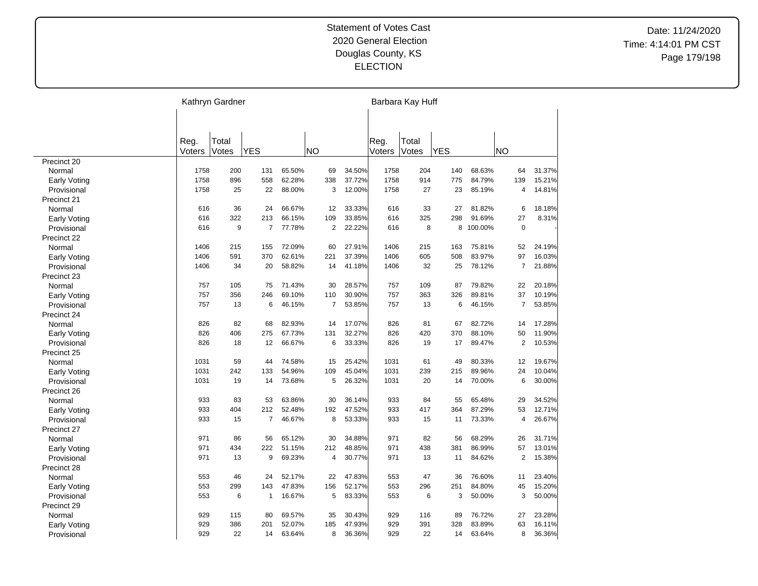Statement of Votes Cast
2020 General Election
Douglas County, KS
ELECTION

Date: 11/24/2020
Time: 4:14:01 PM CST

| | Kathryn Gardner | | | | | | Barbara Kay Huff | | | | | |
|---|---|---|---|---|---|---|---|---|---|---|---|---|
| | Reg. Voters | Total Votes | YES | | NO | | Reg. Voters | Total Votes | YES | | NO | |
| Precinct 20 | | | | | | | | | | | | |
| Normal | 1758 | 200 | 131 | 65.50% | 69 | 34.50% | 1758 | 204 | 140 | 68.63% | 64 | 31.37% |
| Early Voting | 1758 | 896 | 558 | 62.28% | 338 | 37.72% | 1758 | 914 | 775 | 84.79% | 139 | 15.21% |
| Provisional | 1758 | 25 | 22 | 88.00% | 3 | 12.00% | 1758 | 27 | 23 | 85.19% | 4 | 14.81% |
| Precinct 21 | | | | | | | | | | | | |
| Normal | 616 | 36 | 24 | 66.67% | 12 | 33.33% | 616 | 33 | 27 | 81.82% | 6 | 18.18% |
| Early Voting | 616 | 322 | 213 | 66.15% | 109 | 33.85% | 616 | 325 | 298 | 91.69% | 27 | 8.31% |
| Provisional | 616 | 9 | 7 | 77.78% | 2 | 22.22% | 616 | 8 | 8 | 100.00% | 0 | - |
| Precinct 22 | | | | | | | | | | | | |
| Normal | 1406 | 215 | 155 | 72.09% | 60 | 27.91% | 1406 | 215 | 163 | 75.81% | 52 | 24.19% |
| Early Voting | 1406 | 591 | 370 | 62.61% | 221 | 37.39% | 1406 | 605 | 508 | 83.97% | 97 | 16.03% |
| Provisional | 1406 | 34 | 20 | 58.82% | 14 | 41.18% | 1406 | 32 | 25 | 78.12% | 7 | 21.88% |
| Precinct 23 | | | | | | | | | | | | |
| Normal | 757 | 105 | 75 | 71.43% | 30 | 28.57% | 757 | 109 | 87 | 79.82% | 22 | 20.18% |
| Early Voting | 757 | 356 | 246 | 69.10% | 110 | 30.90% | 757 | 363 | 326 | 89.81% | 37 | 10.19% |
| Provisional | 757 | 13 | 6 | 46.15% | 7 | 53.85% | 757 | 13 | 6 | 46.15% | 7 | 53.85% |
| Precinct 24 | | | | | | | | | | | | |
| Normal | 826 | 82 | 68 | 82.93% | 14 | 17.07% | 826 | 81 | 67 | 82.72% | 14 | 17.28% |
| Early Voting | 826 | 406 | 275 | 67.73% | 131 | 32.27% | 826 | 420 | 370 | 88.10% | 50 | 11.90% |
| Provisional | 826 | 18 | 12 | 66.67% | 6 | 33.33% | 826 | 19 | 17 | 89.47% | 2 | 10.53% |
| Precinct 25 | | | | | | | | | | | | |
| Normal | 1031 | 59 | 44 | 74.58% | 15 | 25.42% | 1031 | 61 | 49 | 80.33% | 12 | 19.67% |
| Early Voting | 1031 | 242 | 133 | 54.96% | 109 | 45.04% | 1031 | 239 | 215 | 89.96% | 24 | 10.04% |
| Provisional | 1031 | 19 | 14 | 73.68% | 5 | 26.32% | 1031 | 20 | 14 | 70.00% | 6 | 30.00% |
| Precinct 26 | | | | | | | | | | | | |
| Normal | 933 | 83 | 53 | 63.86% | 30 | 36.14% | 933 | 84 | 55 | 65.48% | 29 | 34.52% |
| Early Voting | 933 | 404 | 212 | 52.48% | 192 | 47.52% | 933 | 417 | 364 | 87.29% | 53 | 12.71% |
| Provisional | 933 | 15 | 7 | 46.67% | 8 | 53.33% | 933 | 15 | 11 | 73.33% | 4 | 26.67% |
| Precinct 27 | | | | | | | | | | | | |
| Normal | 971 | 86 | 56 | 65.12% | 30 | 34.88% | 971 | 82 | 56 | 68.29% | 26 | 31.71% |
| Early Voting | 971 | 434 | 222 | 51.15% | 212 | 48.85% | 971 | 438 | 381 | 86.99% | 57 | 13.01% |
| Provisional | 971 | 13 | 9 | 69.23% | 4 | 30.77% | 971 | 13 | 11 | 84.62% | 2 | 15.38% |
| Precinct 28 | | | | | | | | | | | | |
| Normal | 553 | 46 | 24 | 52.17% | 22 | 47.83% | 553 | 47 | 36 | 76.60% | 11 | 23.40% |
| Early Voting | 553 | 299 | 143 | 47.83% | 156 | 52.17% | 553 | 296 | 251 | 84.80% | 45 | 15.20% |
| Provisional | 553 | 6 | 1 | 16.67% | 5 | 83.33% | 553 | 6 | 3 | 50.00% | 3 | 50.00% |
| Precinct 29 | | | | | | | | | | | | |
| Normal | 929 | 115 | 80 | 69.57% | 35 | 30.43% | 929 | 116 | 89 | 76.72% | 27 | 23.28% |
| Early Voting | 929 | 386 | 201 | 52.07% | 185 | 47.93% | 929 | 391 | 328 | 83.89% | 63 | 16.11% |
| Provisional | 929 | 22 | 14 | 63.64% | 8 | 36.36% | 929 | 22 | 14 | 63.64% | 8 | 36.36% |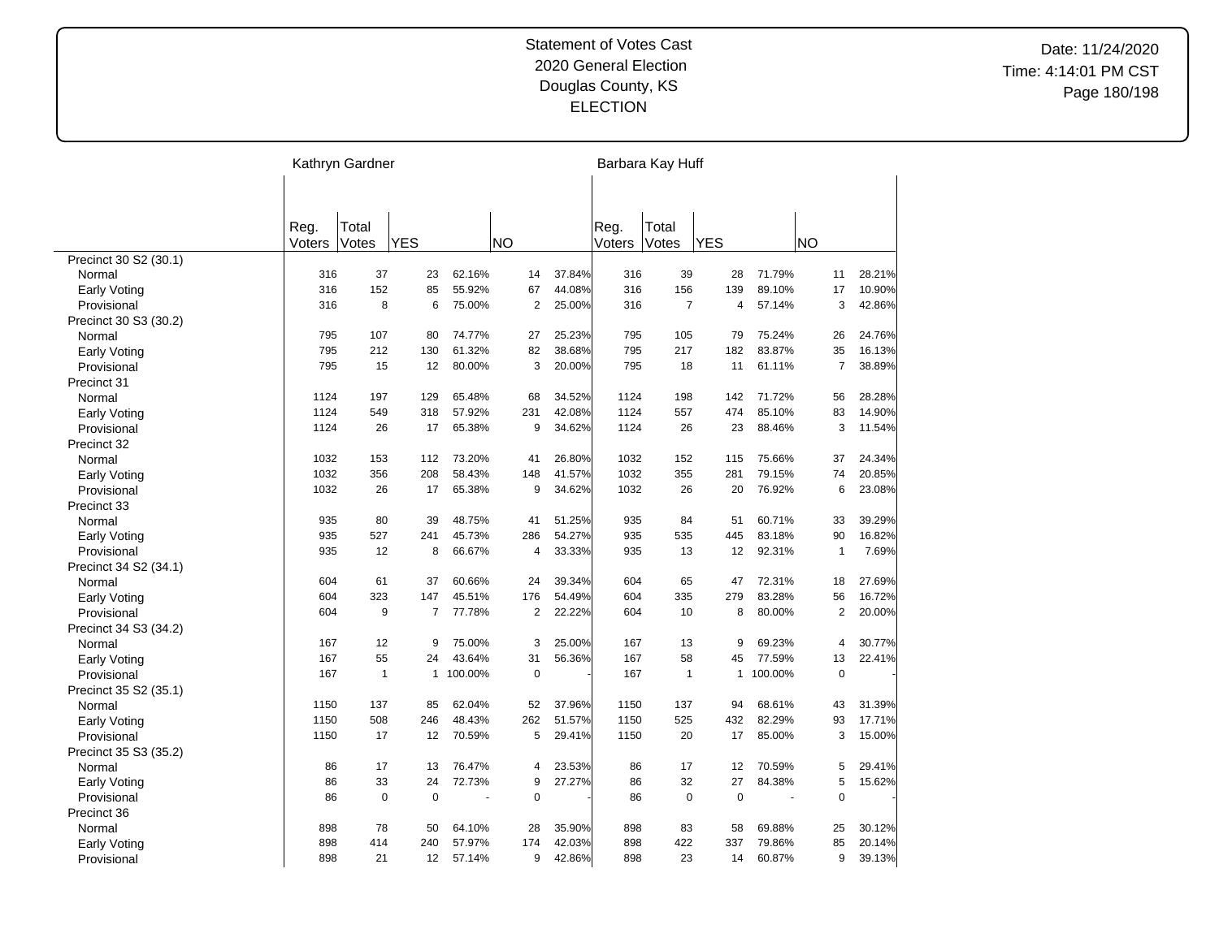Statement of Votes Cast
2020 General Election
Douglas County, KS
ELECTION

Date: 11/24/2020
Time: 4:14:01 PM CST

| | Kathryn Gardner | | | | | | Barbara Kay Huff | | | | | |
|---|---|---|---|---|---|---|---|---|---|---|---|---|
| | Reg. Voters | Total Votes | YES | | NO | | Reg. Voters | Total Votes | YES | | NO | |
| **Precinct 30 S2 (30.1)** | | | | | | | | | | | | |
| Normal | 316 | 37 | 23 | 62.16% | 14 | 37.84% | 316 | 39 | 28 | 71.79% | 11 | 28.21% |
| Early Voting | 316 | 152 | 85 | 55.92% | 67 | 44.08% | 316 | 156 | 139 | 89.10% | 17 | 10.90% |
| Provisional | 316 | 8 | 6 | 75.00% | 2 | 25.00% | 316 | 7 | 4 | 57.14% | 3 | 42.86% |
| **Precinct 30 S3 (30.2)** | | | | | | | | | | | | |
| Normal | 795 | 107 | 80 | 74.77% | 27 | 25.23% | 795 | 105 | 79 | 75.24% | 26 | 24.76% |
| Early Voting | 795 | 212 | 130 | 61.32% | 82 | 38.68% | 795 | 217 | 182 | 83.87% | 35 | 16.13% |
| Provisional | 795 | 15 | 12 | 80.00% | 3 | 20.00% | 795 | 18 | 11 | 61.11% | 7 | 38.89% |
| **Precinct 31** | | | | | | | | | | | | |
| Normal | 1124 | 197 | 129 | 65.48% | 68 | 34.52% | 1124 | 198 | 142 | 71.72% | 56 | 28.28% |
| Early Voting | 1124 | 549 | 318 | 57.92% | 231 | 42.08% | 1124 | 557 | 474 | 85.10% | 83 | 14.90% |
| Provisional | 1124 | 26 | 17 | 65.38% | 9 | 34.62% | 1124 | 26 | 23 | 88.46% | 3 | 11.54% |
| **Precinct 32** | | | | | | | | | | | | |
| Normal | 1032 | 153 | 112 | 73.20% | 41 | 26.80% | 1032 | 152 | 115 | 75.66% | 37 | 24.34% |
| Early Voting | 1032 | 356 | 208 | 58.43% | 148 | 41.57% | 1032 | 355 | 281 | 79.15% | 74 | 20.85% |
| Provisional | 1032 | 26 | 17 | 65.38% | 9 | 34.62% | 1032 | 26 | 20 | 76.92% | 6 | 23.08% |
| **Precinct 33** | | | | | | | | | | | | |
| Normal | 935 | 80 | 39 | 48.75% | 41 | 51.25% | 935 | 84 | 51 | 60.71% | 33 | 39.29% |
| Early Voting | 935 | 527 | 241 | 45.73% | 286 | 54.27% | 935 | 535 | 445 | 83.18% | 90 | 16.82% |
| Provisional | 935 | 12 | 8 | 66.67% | 4 | 33.33% | 935 | 13 | 12 | 92.31% | 1 | 7.69% |
| **Precinct 34 S2 (34.1)** | | | | | | | | | | | | |
| Normal | 604 | 61 | 37 | 60.66% | 24 | 39.34% | 604 | 65 | 47 | 72.31% | 18 | 27.69% |
| Early Voting | 604 | 323 | 147 | 45.51% | 176 | 54.49% | 604 | 335 | 279 | 83.28% | 56 | 16.72% |
| Provisional | 604 | 9 | 7 | 77.78% | 2 | 22.22% | 604 | 10 | 8 | 80.00% | 2 | 20.00% |
| **Precinct 34 S3 (34.2)** | | | | | | | | | | | | |
| Normal | 167 | 12 | 9 | 75.00% | 3 | 25.00% | 167 | 13 | 9 | 69.23% | 4 | 30.77% |
| Early Voting | 167 | 55 | 24 | 43.64% | 31 | 56.36% | 167 | 58 | 45 | 77.59% | 13 | 22.41% |
| Provisional | 167 | 1 | 1 | 100.00% | 0 | - | 167 | 1 | 1 | 100.00% | 0 | - |
| **Precinct 35 S2 (35.1)** | | | | | | | | | | | | |
| Normal | 1150 | 137 | 85 | 62.04% | 52 | 37.96% | 1150 | 137 | 94 | 68.61% | 43 | 31.39% |
| Early Voting | 1150 | 508 | 246 | 48.43% | 262 | 51.57% | 1150 | 525 | 432 | 82.29% | 93 | 17.71% |
| Provisional | 1150 | 17 | 12 | 70.59% | 5 | 29.41% | 1150 | 20 | 17 | 85.00% | 3 | 15.00% |
| **Precinct 35 S3 (35.2)** | | | | | | | | | | | | |
| Normal | 86 | 17 | 13 | 76.47% | 4 | 23.53% | 86 | 17 | 12 | 70.59% | 5 | 29.41% |
| Early Voting | 86 | 33 | 24 | 72.73% | 9 | 27.27% | 86 | 32 | 27 | 84.38% | 5 | 15.62% |
| Provisional | 86 | 0 | 0 | - | 0 | - | 86 | 0 | 0 | - | 0 | - |
| **Precinct 36** | | | | | | | | | | | | |
| Normal | 898 | 78 | 50 | 64.10% | 28 | 35.90% | 898 | 83 | 58 | 69.88% | 25 | 30.12% |
| Early Voting | 898 | 414 | 240 | 57.97% | 174 | 42.03% | 898 | 422 | 337 | 79.86% | 85 | 20.14% |
| Provisional | 898 | 21 | 12 | 57.14% | 9 | 42.86% | 898 | 23 | 14 | 60.87% | 9 | 39.13% |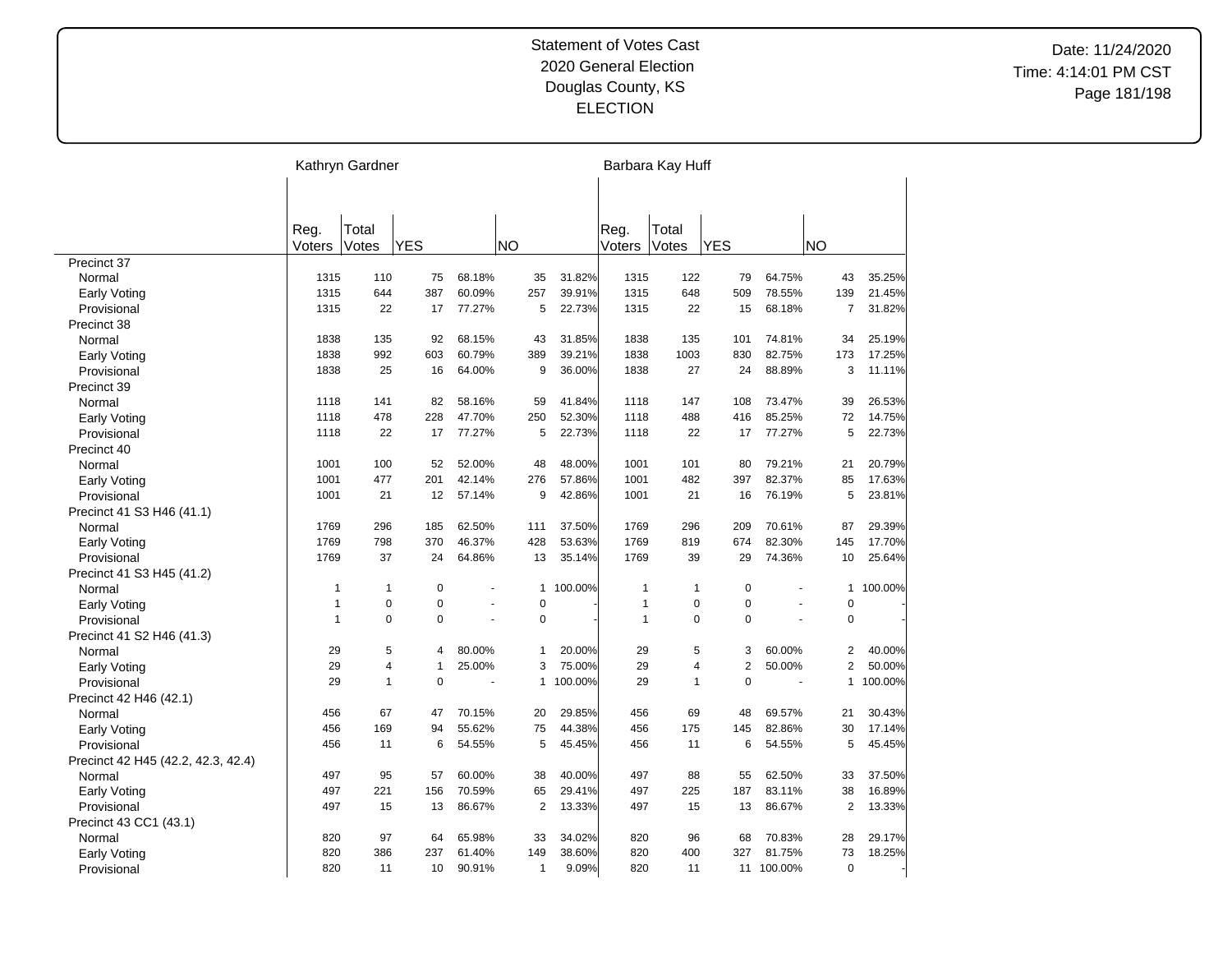# Statement of Votes Cast
## 2020 General Election
## Douglas County, KS
## ELECTION

Date: 11/24/2020
Time: 4:14:01 PM CST

| | Kathryn Gardner | | | | | | Barbara Kay Huff | | | | | |
|---|---|---|---|---|---|---|---|---|---|---|---|---|
| | Reg. Voters | Total Votes | YES | | NO | | Reg. Voters | Total Votes | YES | | NO | |
| Precinct 37 | | | | | | | | | | | | |
| Normal | 1315 | 110 | 75 | 68.18% | 35 | 31.82% | 1315 | 122 | 79 | 64.75% | 43 | 35.25% |
| Early Voting | 1315 | 644 | 387 | 60.09% | 257 | 39.91% | 1315 | 648 | 509 | 78.55% | 139 | 21.45% |
| Provisional | 1315 | 22 | 17 | 77.27% | 5 | 22.73% | 1315 | 22 | 15 | 68.18% | 7 | 31.82% |
| Precinct 38 | | | | | | | | | | | | |
| Normal | 1838 | 135 | 92 | 68.15% | 43 | 31.85% | 1838 | 135 | 101 | 74.81% | 34 | 25.19% |
| Early Voting | 1838 | 992 | 603 | 60.79% | 389 | 39.21% | 1838 | 1003 | 830 | 82.75% | 173 | 17.25% |
| Provisional | 1838 | 25 | 16 | 64.00% | 9 | 36.00% | 1838 | 27 | 24 | 88.89% | 3 | 11.11% |
| Precinct 39 | | | | | | | | | | | | |
| Normal | 1118 | 141 | 82 | 58.16% | 59 | 41.84% | 1118 | 147 | 108 | 73.47% | 39 | 26.53% |
| Early Voting | 1118 | 478 | 228 | 47.70% | 250 | 52.30% | 1118 | 488 | 416 | 85.25% | 72 | 14.75% |
| Provisional | 1118 | 22 | 17 | 77.27% | 5 | 22.73% | 1118 | 22 | 17 | 77.27% | 5 | 22.73% |
| Precinct 40 | | | | | | | | | | | | |
| Normal | 1001 | 100 | 52 | 52.00% | 48 | 48.00% | 1001 | 101 | 80 | 79.21% | 21 | 20.79% |
| Early Voting | 1001 | 477 | 201 | 42.14% | 276 | 57.86% | 1001 | 482 | 397 | 82.37% | 85 | 17.63% |
| Provisional | 1001 | 21 | 12 | 57.14% | 9 | 42.86% | 1001 | 21 | 16 | 76.19% | 5 | 23.81% |
| Precinct 41 S3 H46 (41.1) | | | | | | | | | | | | |
| Normal | 1769 | 296 | 185 | 62.50% | 111 | 37.50% | 1769 | 296 | 209 | 70.61% | 87 | 29.39% |
| Early Voting | 1769 | 798 | 370 | 46.37% | 428 | 53.63% | 1769 | 819 | 674 | 82.30% | 145 | 17.70% |
| Provisional | 1769 | 37 | 24 | 64.86% | 13 | 35.14% | 1769 | 39 | 29 | 74.36% | 10 | 25.64% |
| Precinct 41 S3 H45 (41.2) | | | | | | | | | | | | |
| Normal | 1 | 1 | 0 | - | 1 | 100.00% | 1 | 1 | 0 | - | 1 | 100.00% |
| Early Voting | 1 | 0 | 0 | - | 0 | - | 1 | 0 | 0 | - | 0 | - |
| Provisional | 1 | 0 | 0 | - | 0 | - | 1 | 0 | 0 | - | 0 | - |
| Precinct 41 S2 H46 (41.3) | | | | | | | | | | | | |
| Normal | 29 | 5 | 4 | 80.00% | 1 | 20.00% | 29 | 5 | 3 | 60.00% | 2 | 40.00% |
| Early Voting | 29 | 4 | 1 | 25.00% | 3 | 75.00% | 29 | 4 | 2 | 50.00% | 2 | 50.00% |
| Provisional | 29 | 1 | 0 | - | 1 | 100.00% | 29 | 1 | 0 | - | 1 | 100.00% |
| Precinct 42 H46 (42.1) | | | | | | | | | | | | |
| Normal | 456 | 67 | 47 | 70.15% | 20 | 29.85% | 456 | 69 | 48 | 69.57% | 21 | 30.43% |
| Early Voting | 456 | 169 | 94 | 55.62% | 75 | 44.38% | 456 | 175 | 145 | 82.86% | 30 | 17.14% |
| Provisional | 456 | 11 | 6 | 54.55% | 5 | 45.45% | 456 | 11 | 6 | 54.55% | 5 | 45.45% |
| Precinct 42 H45 (42.2, 42.3, 42.4) | | | | | | | | | | | | |
| Normal | 497 | 95 | 57 | 60.00% | 38 | 40.00% | 497 | 88 | 55 | 62.50% | 33 | 37.50% |
| Early Voting | 497 | 221 | 156 | 70.59% | 65 | 29.41% | 497 | 225 | 187 | 83.11% | 38 | 16.89% |
| Provisional | 497 | 15 | 13 | 86.67% | 2 | 13.33% | 497 | 15 | 13 | 86.67% | 2 | 13.33% |
| Precinct 43 CC1 (43.1) | | | | | | | | | | | | |
| Normal | 820 | 97 | 64 | 65.98% | 33 | 34.02% | 820 | 96 | 68 | 70.83% | 28 | 29.17% |
| Early Voting | 820 | 386 | 237 | 61.40% | 149 | 38.60% | 820 | 400 | 327 | 81.75% | 73 | 18.25% |
| Provisional | 820 | 11 | 10 | 90.91% | 1 | 9.09% | 820 | 11 | 11 | 100.00% | 0 | - |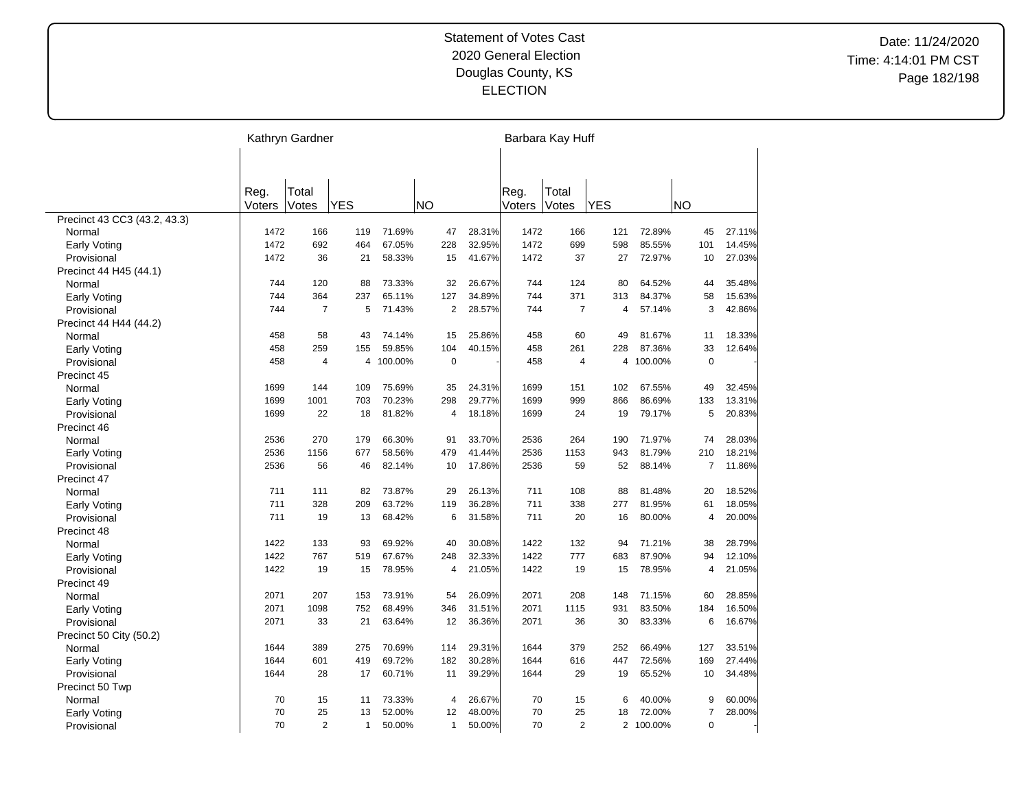# Statement of Votes Cast
## 2020 General Election
## Douglas County, KS
## ELECTION

Date: 11/24/2020
Time: 4:14:01 PM CST

| | Kathryn Gardner | | | | | | Barbara Kay Huff | | | | | |
|---|---|---|---|---|---|---|---|---|---|---|---|---|
| | Reg. Voters | Total Votes | YES | | NO | | Reg. Voters | Total Votes | YES | | NO | |
| Precinct 43 CC3 (43.2, 43.3) | | | | | | | | | | | | |
| Normal | 1472 | 166 | 119 | 71.69% | 47 | 28.31% | 1472 | 166 | 121 | 72.89% | 45 | 27.11% |
| Early Voting | 1472 | 692 | 464 | 67.05% | 228 | 32.95% | 1472 | 699 | 598 | 85.55% | 101 | 14.45% |
| Provisional | 1472 | 36 | 21 | 58.33% | 15 | 41.67% | 1472 | 37 | 27 | 72.97% | 10 | 27.03% |
| Precinct 44 H45 (44.1) | | | | | | | | | | | | |
| Normal | 744 | 120 | 88 | 73.33% | 32 | 26.67% | 744 | 124 | 80 | 64.52% | 44 | 35.48% |
| Early Voting | 744 | 364 | 237 | 65.11% | 127 | 34.89% | 744 | 371 | 313 | 84.37% | 58 | 15.63% |
| Provisional | 744 | 7 | 5 | 71.43% | 2 | 28.57% | 744 | 7 | 4 | 57.14% | 3 | 42.86% |
| Precinct 44 H44 (44.2) | | | | | | | | | | | | |
| Normal | 458 | 58 | 43 | 74.14% | 15 | 25.86% | 458 | 60 | 49 | 81.67% | 11 | 18.33% |
| Early Voting | 458 | 259 | 155 | 59.85% | 104 | 40.15% | 458 | 261 | 228 | 87.36% | 33 | 12.64% |
| Provisional | 458 | 4 | 4 | 100.00% | 0 | - | 458 | 4 | 4 | 100.00% | 0 | - |
| Precinct 45 | | | | | | | | | | | | |
| Normal | 1699 | 144 | 109 | 75.69% | 35 | 24.31% | 1699 | 151 | 102 | 67.55% | 49 | 32.45% |
| Early Voting | 1699 | 1001 | 703 | 70.23% | 298 | 29.77% | 1699 | 999 | 866 | 86.69% | 133 | 13.31% |
| Provisional | 1699 | 22 | 18 | 81.82% | 4 | 18.18% | 1699 | 24 | 19 | 79.17% | 5 | 20.83% |
| Precinct 46 | | | | | | | | | | | | |
| Normal | 2536 | 270 | 179 | 66.30% | 91 | 33.70% | 2536 | 264 | 190 | 71.97% | 74 | 28.03% |
| Early Voting | 2536 | 1156 | 677 | 58.56% | 479 | 41.44% | 2536 | 1153 | 943 | 81.79% | 210 | 18.21% |
| Provisional | 2536 | 56 | 46 | 82.14% | 10 | 17.86% | 2536 | 59 | 52 | 88.14% | 7 | 11.86% |
| Precinct 47 | | | | | | | | | | | | |
| Normal | 711 | 111 | 82 | 73.87% | 29 | 26.13% | 711 | 108 | 88 | 81.48% | 20 | 18.52% |
| Early Voting | 711 | 328 | 209 | 63.72% | 119 | 36.28% | 711 | 338 | 277 | 81.95% | 61 | 18.05% |
| Provisional | 711 | 19 | 13 | 68.42% | 6 | 31.58% | 711 | 20 | 16 | 80.00% | 4 | 20.00% |
| Precinct 48 | | | | | | | | | | | | |
| Normal | 1422 | 133 | 93 | 69.92% | 40 | 30.08% | 1422 | 132 | 94 | 71.21% | 38 | 28.79% |
| Early Voting | 1422 | 767 | 519 | 67.67% | 248 | 32.33% | 1422 | 777 | 683 | 87.90% | 94 | 12.10% |
| Provisional | 1422 | 19 | 15 | 78.95% | 4 | 21.05% | 1422 | 19 | 15 | 78.95% | 4 | 21.05% |
| Precinct 49 | | | | | | | | | | | | |
| Normal | 2071 | 207 | 153 | 73.91% | 54 | 26.09% | 2071 | 208 | 148 | 71.15% | 60 | 28.85% |
| Early Voting | 2071 | 1098 | 752 | 68.49% | 346 | 31.51% | 2071 | 1115 | 931 | 83.50% | 184 | 16.50% |
| Provisional | 2071 | 33 | 21 | 63.64% | 12 | 36.36% | 2071 | 36 | 30 | 83.33% | 6 | 16.67% |
| Precinct 50 City (50.2) | | | | | | | | | | | | |
| Normal | 1644 | 389 | 275 | 70.69% | 114 | 29.31% | 1644 | 379 | 252 | 66.49% | 127 | 33.51% |
| Early Voting | 1644 | 601 | 419 | 69.72% | 182 | 30.28% | 1644 | 616 | 447 | 72.56% | 169 | 27.44% |
| Provisional | 1644 | 28 | 17 | 60.71% | 11 | 39.29% | 1644 | 29 | 19 | 65.52% | 10 | 34.48% |
| Precinct 50 Twp | | | | | | | | | | | | |
| Normal | 70 | 15 | 11 | 73.33% | 4 | 26.67% | 70 | 15 | 6 | 40.00% | 9 | 60.00% |
| Early Voting | 70 | 25 | 13 | 52.00% | 12 | 48.00% | 70 | 25 | 18 | 72.00% | 7 | 28.00% |
| Provisional | 70 | 2 | 1 | 50.00% | 1 | 50.00% | 70 | 2 | 2 | 100.00% | 0 | - |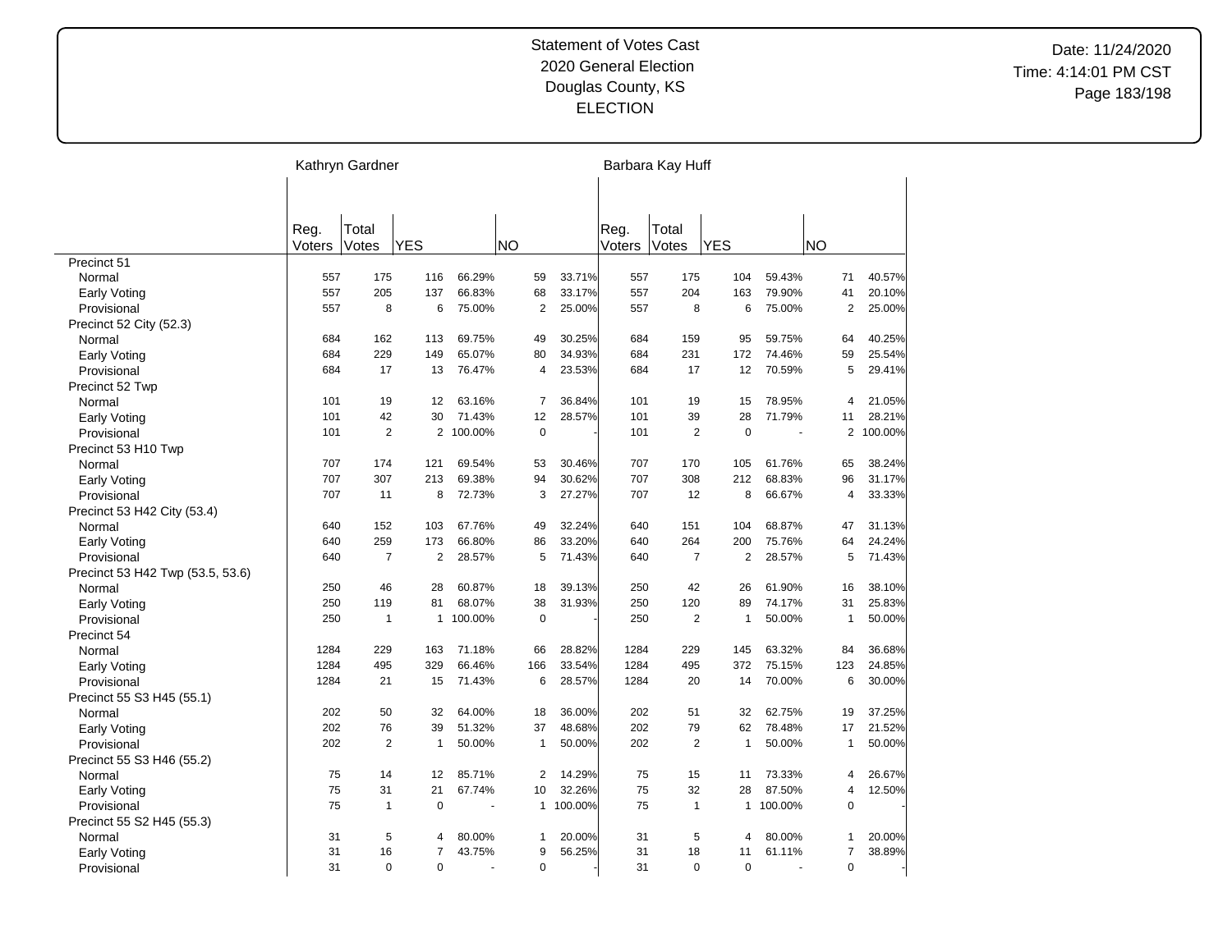# Statement of Votes Cast
## 2020 General Election
## Douglas County, KS
## ELECTION

Date: 11/24/2020
Time: 4:14:01 PM CST

| | Kathryn Gardner | | | | | | Barbara Kay Huff | | | | | |
|---|---|---|---|---|---|---|---|---|---|---|---|---|
| | Reg. Voters | Total Votes | YES | | NO | | Reg. Voters | Total Votes | YES | | NO | |
| **Precinct 51** | | | | | | | | | | | | |
| Normal | 557 | 175 | 116 | 66.29% | 59 | 33.71% | 557 | 175 | 104 | 59.43% | 71 | 40.57% |
| Early Voting | 557 | 205 | 137 | 66.83% | 68 | 33.17% | 557 | 204 | 163 | 79.90% | 41 | 20.10% |
| Provisional | 557 | 8 | 6 | 75.00% | 2 | 25.00% | 557 | 8 | 6 | 75.00% | 2 | 25.00% |
| **Precinct 52 City (52.3)** | | | | | | | | | | | | |
| Normal | 684 | 162 | 113 | 69.75% | 49 | 30.25% | 684 | 159 | 95 | 59.75% | 64 | 40.25% |
| Early Voting | 684 | 229 | 149 | 65.07% | 80 | 34.93% | 684 | 231 | 172 | 74.46% | 59 | 25.54% |
| Provisional | 684 | 17 | 13 | 76.47% | 4 | 23.53% | 684 | 17 | 12 | 70.59% | 5 | 29.41% |
| **Precinct 52 Twp** | | | | | | | | | | | | |
| Normal | 101 | 19 | 12 | 63.16% | 7 | 36.84% | 101 | 19 | 15 | 78.95% | 4 | 21.05% |
| Early Voting | 101 | 42 | 30 | 71.43% | 12 | 28.57% | 101 | 39 | 28 | 71.79% | 11 | 28.21% |
| Provisional | 101 | 2 | 2 | 100.00% | 0 | - | 101 | 2 | 0 | - | 2 | 100.00% |
| **Precinct 53 H10 Twp** | | | | | | | | | | | | |
| Normal | 707 | 174 | 121 | 69.54% | 53 | 30.46% | 707 | 170 | 105 | 61.76% | 65 | 38.24% |
| Early Voting | 707 | 307 | 213 | 69.38% | 94 | 30.62% | 707 | 308 | 212 | 68.83% | 96 | 31.17% |
| Provisional | 707 | 11 | 8 | 72.73% | 3 | 27.27% | 707 | 12 | 8 | 66.67% | 4 | 33.33% |
| **Precinct 53 H42 City (53.4)** | | | | | | | | | | | | |
| Normal | 640 | 152 | 103 | 67.76% | 49 | 32.24% | 640 | 151 | 104 | 68.87% | 47 | 31.13% |
| Early Voting | 640 | 259 | 173 | 66.80% | 86 | 33.20% | 640 | 264 | 200 | 75.76% | 64 | 24.24% |
| Provisional | 640 | 7 | 2 | 28.57% | 5 | 71.43% | 640 | 7 | 2 | 28.57% | 5 | 71.43% |
| **Precinct 53 H42 Twp (53.5, 53.6)** | | | | | | | | | | | | |
| Normal | 250 | 46 | 28 | 60.87% | 18 | 39.13% | 250 | 42 | 26 | 61.90% | 16 | 38.10% |
| Early Voting | 250 | 119 | 81 | 68.07% | 38 | 31.93% | 250 | 120 | 89 | 74.17% | 31 | 25.83% |
| Provisional | 250 | 1 | 1 | 100.00% | 0 | - | 250 | 2 | 1 | 50.00% | 1 | 50.00% |
| **Precinct 54** | | | | | | | | | | | | |
| Normal | 1284 | 229 | 163 | 71.18% | 66 | 28.82% | 1284 | 229 | 145 | 63.32% | 84 | 36.68% |
| Early Voting | 1284 | 495 | 329 | 66.46% | 166 | 33.54% | 1284 | 495 | 372 | 75.15% | 123 | 24.85% |
| Provisional | 1284 | 21 | 15 | 71.43% | 6 | 28.57% | 1284 | 20 | 14 | 70.00% | 6 | 30.00% |
| **Precinct 55 S3 H45 (55.1)** | | | | | | | | | | | | |
| Normal | 202 | 50 | 32 | 64.00% | 18 | 36.00% | 202 | 51 | 32 | 62.75% | 19 | 37.25% |
| Early Voting | 202 | 76 | 39 | 51.32% | 37 | 48.68% | 202 | 79 | 62 | 78.48% | 17 | 21.52% |
| Provisional | 202 | 2 | 1 | 50.00% | 1 | 50.00% | 202 | 2 | 1 | 50.00% | 1 | 50.00% |
| **Precinct 55 S3 H46 (55.2)** | | | | | | | | | | | | |
| Normal | 75 | 14 | 12 | 85.71% | 2 | 14.29% | 75 | 15 | 11 | 73.33% | 4 | 26.67% |
| Early Voting | 75 | 31 | 21 | 67.74% | 10 | 32.26% | 75 | 32 | 28 | 87.50% | 4 | 12.50% |
| Provisional | 75 | 1 | 0 | - | 1 | 100.00% | 75 | 1 | 1 | 100.00% | 0 | - |
| **Precinct 55 S2 H45 (55.3)** | | | | | | | | | | | | |
| Normal | 31 | 5 | 4 | 80.00% | 1 | 20.00% | 31 | 5 | 4 | 80.00% | 1 | 20.00% |
| Early Voting | 31 | 16 | 7 | 43.75% | 9 | 56.25% | 31 | 18 | 11 | 61.11% | 7 | 38.89% |
| Provisional | 31 | 0 | 0 | - | 0 | - | 31 | 0 | 0 | - | 0 | - |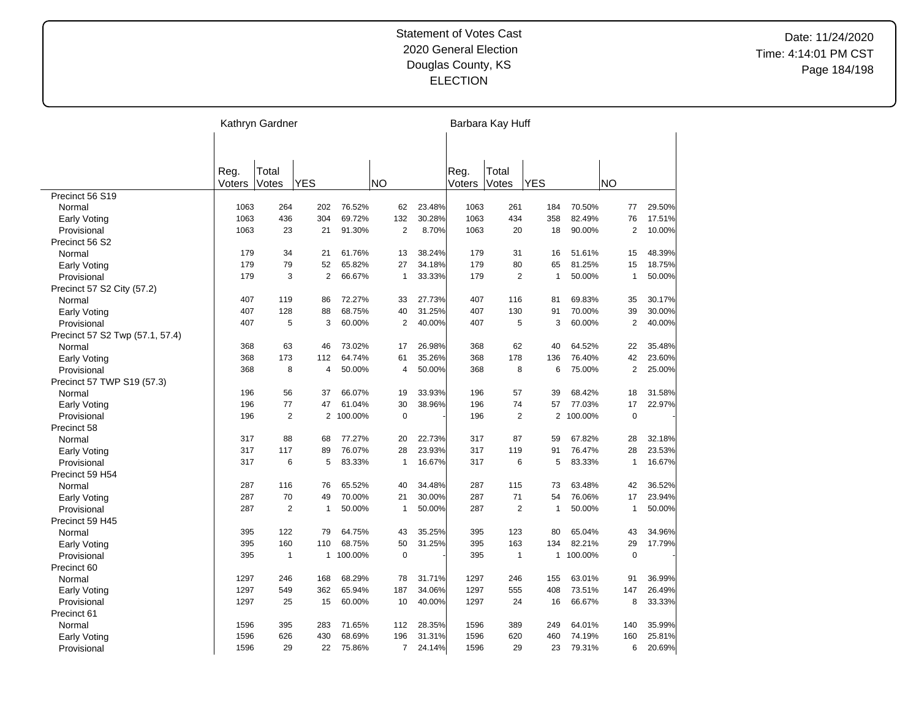Statement of Votes Cast
2020 General Election
Douglas County, KS
ELECTION

Date: 11/24/2020
Time: 4:14:01 PM CST

| | Kathryn Gardner | | | | | | Barbara Kay Huff | | | | | |
|---|---|---|---|---|---|---|---|---|---|---|---|---|
| | Reg. Voters | Total Votes | YES | | NO | | Reg. Voters | Total Votes | YES | | NO | |
| Precinct 56 S19 | | | | | | | | | | | | |
| Normal | 1063 | 264 | 202 | 76.52% | 62 | 23.48% | 1063 | 261 | 184 | 70.50% | 77 | 29.50% |
| Early Voting | 1063 | 436 | 304 | 69.72% | 132 | 30.28% | 1063 | 434 | 358 | 82.49% | 76 | 17.51% |
| Provisional | 1063 | 23 | 21 | 91.30% | 2 | 8.70% | 1063 | 20 | 18 | 90.00% | 2 | 10.00% |
| Precinct 56 S2 | | | | | | | | | | | | |
| Normal | 179 | 34 | 21 | 61.76% | 13 | 38.24% | 179 | 31 | 16 | 51.61% | 15 | 48.39% |
| Early Voting | 179 | 79 | 52 | 65.82% | 27 | 34.18% | 179 | 80 | 65 | 81.25% | 15 | 18.75% |
| Provisional | 179 | 3 | 2 | 66.67% | 1 | 33.33% | 179 | 2 | 1 | 50.00% | 1 | 50.00% |
| Precinct 57 S2 City (57.2) | | | | | | | | | | | | |
| Normal | 407 | 119 | 86 | 72.27% | 33 | 27.73% | 407 | 116 | 81 | 69.83% | 35 | 30.17% |
| Early Voting | 407 | 128 | 88 | 68.75% | 40 | 31.25% | 407 | 130 | 91 | 70.00% | 39 | 30.00% |
| Provisional | 407 | 5 | 3 | 60.00% | 2 | 40.00% | 407 | 5 | 3 | 60.00% | 2 | 40.00% |
| Precinct 57 S2 Twp (57.1, 57.4) | | | | | | | | | | | | |
| Normal | 368 | 63 | 46 | 73.02% | 17 | 26.98% | 368 | 62 | 40 | 64.52% | 22 | 35.48% |
| Early Voting | 368 | 173 | 112 | 64.74% | 61 | 35.26% | 368 | 178 | 136 | 76.40% | 42 | 23.60% |
| Provisional | 368 | 8 | 4 | 50.00% | 4 | 50.00% | 368 | 8 | 6 | 75.00% | 2 | 25.00% |
| Precinct 57 TWP S19 (57.3) | | | | | | | | | | | | |
| Normal | 196 | 56 | 37 | 66.07% | 19 | 33.93% | 196 | 57 | 39 | 68.42% | 18 | 31.58% |
| Early Voting | 196 | 77 | 47 | 61.04% | 30 | 38.96% | 196 | 74 | 57 | 77.03% | 17 | 22.97% |
| Provisional | 196 | 2 | 2 | 100.00% | 0 | - | 196 | 2 | 2 | 100.00% | 0 | - |
| Precinct 58 | | | | | | | | | | | | |
| Normal | 317 | 88 | 68 | 77.27% | 20 | 22.73% | 317 | 87 | 59 | 67.82% | 28 | 32.18% |
| Early Voting | 317 | 117 | 89 | 76.07% | 28 | 23.93% | 317 | 119 | 91 | 76.47% | 28 | 23.53% |
| Provisional | 317 | 6 | 5 | 83.33% | 1 | 16.67% | 317 | 6 | 5 | 83.33% | 1 | 16.67% |
| Precinct 59 H54 | | | | | | | | | | | | |
| Normal | 287 | 116 | 76 | 65.52% | 40 | 34.48% | 287 | 115 | 73 | 63.48% | 42 | 36.52% |
| Early Voting | 287 | 70 | 49 | 70.00% | 21 | 30.00% | 287 | 71 | 54 | 76.06% | 17 | 23.94% |
| Provisional | 287 | 2 | 1 | 50.00% | 1 | 50.00% | 287 | 2 | 1 | 50.00% | 1 | 50.00% |
| Precinct 59 H45 | | | | | | | | | | | | |
| Normal | 395 | 122 | 79 | 64.75% | 43 | 35.25% | 395 | 123 | 80 | 65.04% | 43 | 34.96% |
| Early Voting | 395 | 160 | 110 | 68.75% | 50 | 31.25% | 395 | 163 | 134 | 82.21% | 29 | 17.79% |
| Provisional | 395 | 1 | 1 | 100.00% | 0 | - | 395 | 1 | 1 | 100.00% | 0 | - |
| Precinct 60 | | | | | | | | | | | | |
| Normal | 1297 | 246 | 168 | 68.29% | 78 | 31.71% | 1297 | 246 | 155 | 63.01% | 91 | 36.99% |
| Early Voting | 1297 | 549 | 362 | 65.94% | 187 | 34.06% | 1297 | 555 | 408 | 73.51% | 147 | 26.49% |
| Provisional | 1297 | 25 | 15 | 60.00% | 10 | 40.00% | 1297 | 24 | 16 | 66.67% | 8 | 33.33% |
| Precinct 61 | | | | | | | | | | | | |
| Normal | 1596 | 395 | 283 | 71.65% | 112 | 28.35% | 1596 | 389 | 249 | 64.01% | 140 | 35.99% |
| Early Voting | 1596 | 626 | 430 | 68.69% | 196 | 31.31% | 1596 | 620 | 460 | 74.19% | 160 | 25.81% |
| Provisional | 1596 | 29 | 22 | 75.86% | 7 | 24.14% | 1596 | 29 | 23 | 79.31% | 6 | 20.69% |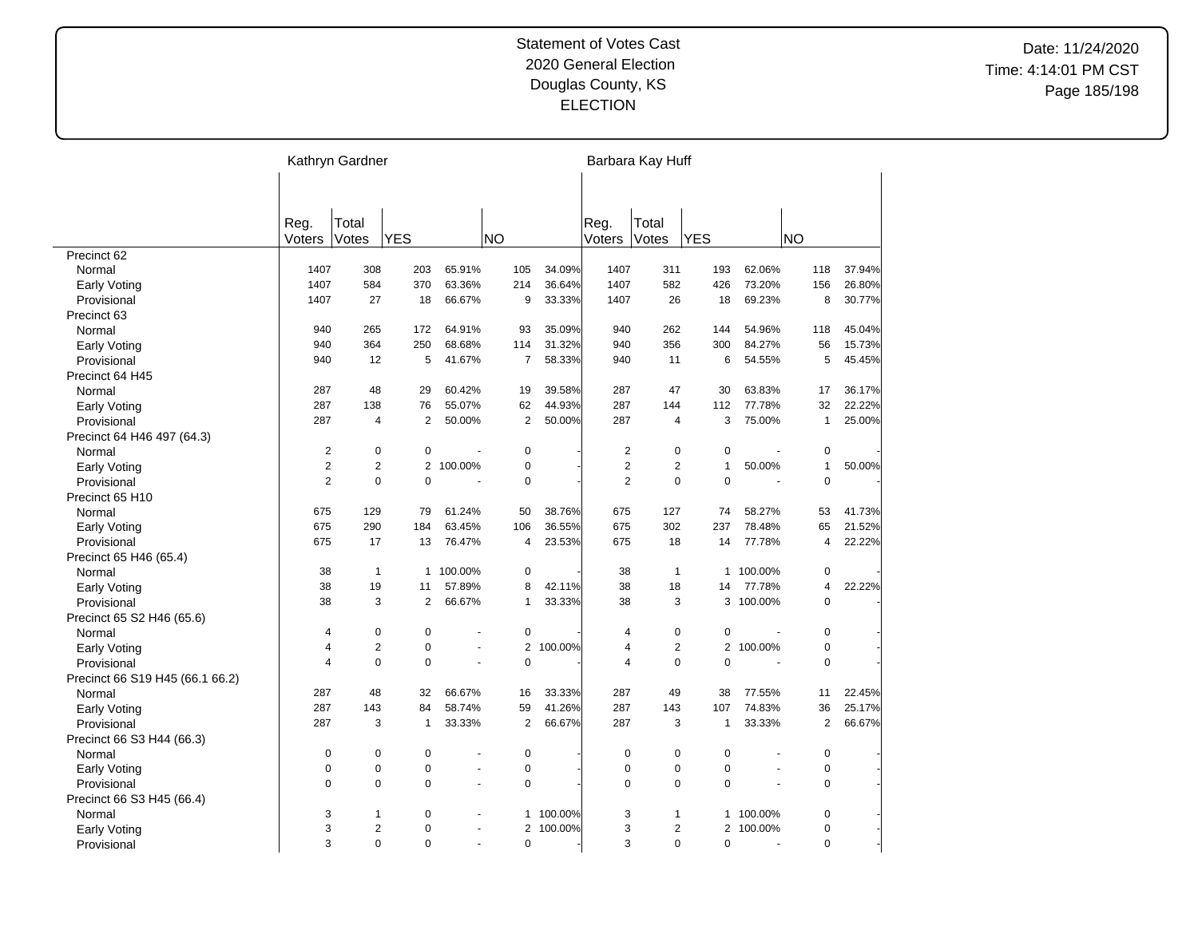Statement of Votes Cast
2020 General Election
Douglas County, KS
ELECTION

Date: 11/24/2020
Time: 4:14:01 PM CST

| | Kathryn Gardner | | | | | | Barbara Kay Huff | | | | | |
|---|---|---|---|---|---|---|---|---|---|---|---|---|
| | Reg. Voters | Total Votes | YES | | NO | | Reg. Voters | Total Votes | YES | | NO | |
| Precinct 62 | | | | | | | | | | | | |
| Normal | 1407 | 308 | 203 | 65.91% | 105 | 34.09% | 1407 | 311 | 193 | 62.06% | 118 | 37.94% |
| Early Voting | 1407 | 584 | 370 | 63.36% | 214 | 36.64% | 1407 | 582 | 426 | 73.20% | 156 | 26.80% |
| Provisional | 1407 | 27 | 18 | 66.67% | 9 | 33.33% | 1407 | 26 | 18 | 69.23% | 8 | 30.77% |
| Precinct 63 | | | | | | | | | | | | |
| Normal | 940 | 265 | 172 | 64.91% | 93 | 35.09% | 940 | 262 | 144 | 54.96% | 118 | 45.04% |
| Early Voting | 940 | 364 | 250 | 68.68% | 114 | 31.32% | 940 | 356 | 300 | 84.27% | 56 | 15.73% |
| Provisional | 940 | 12 | 5 | 41.67% | 7 | 58.33% | 940 | 11 | 6 | 54.55% | 5 | 45.45% |
| Precinct 64 H45 | | | | | | | | | | | | |
| Normal | 287 | 48 | 29 | 60.42% | 19 | 39.58% | 287 | 47 | 30 | 63.83% | 17 | 36.17% |
| Early Voting | 287 | 138 | 76 | 55.07% | 62 | 44.93% | 287 | 144 | 112 | 77.78% | 32 | 22.22% |
| Provisional | 287 | 4 | 2 | 50.00% | 2 | 50.00% | 287 | 4 | 3 | 75.00% | 1 | 25.00% |
| Precinct 64 H46 497 (64.3) | | | | | | | | | | | | |
| Normal | 2 | 0 | 0 | - | 0 | - | 2 | 0 | 0 | - | 0 | - |
| Early Voting | 2 | 2 | 2 | 100.00% | 0 | - | 2 | 2 | 1 | 50.00% | 1 | 50.00% |
| Provisional | 2 | 0 | 0 | - | 0 | - | 2 | 0 | 0 | - | 0 | - |
| Precinct 65 H10 | | | | | | | | | | | | |
| Normal | 675 | 129 | 79 | 61.24% | 50 | 38.76% | 675 | 127 | 74 | 58.27% | 53 | 41.73% |
| Early Voting | 675 | 290 | 184 | 63.45% | 106 | 36.55% | 675 | 302 | 237 | 78.48% | 65 | 21.52% |
| Provisional | 675 | 17 | 13 | 76.47% | 4 | 23.53% | 675 | 18 | 14 | 77.78% | 4 | 22.22% |
| Precinct 65 H46 (65.4) | | | | | | | | | | | | |
| Normal | 38 | 1 | 1 | 100.00% | 0 | - | 38 | 1 | 1 | 100.00% | 0 | - |
| Early Voting | 38 | 19 | 11 | 57.89% | 8 | 42.11% | 38 | 18 | 14 | 77.78% | 4 | 22.22% |
| Provisional | 38 | 3 | 2 | 66.67% | 1 | 33.33% | 38 | 3 | 3 | 100.00% | 0 | - |
| Precinct 65 S2 H46 (65.6) | | | | | | | | | | | | |
| Normal | 4 | 0 | 0 | - | 0 | - | 4 | 0 | 0 | - | 0 | - |
| Early Voting | 4 | 2 | 0 | - | 2 | 100.00% | 4 | 2 | 2 | 100.00% | 0 | - |
| Provisional | 4 | 0 | 0 | - | 0 | - | 4 | 0 | 0 | - | 0 | - |
| Precinct 66 S19 H45 (66.1 66.2) | | | | | | | | | | | | |
| Normal | 287 | 48 | 32 | 66.67% | 16 | 33.33% | 287 | 49 | 38 | 77.55% | 11 | 22.45% |
| Early Voting | 287 | 143 | 84 | 58.74% | 59 | 41.26% | 287 | 143 | 107 | 74.83% | 36 | 25.17% |
| Provisional | 287 | 3 | 1 | 33.33% | 2 | 66.67% | 287 | 3 | 1 | 33.33% | 2 | 66.67% |
| Precinct 66 S3 H44 (66.3) | | | | | | | | | | | | |
| Normal | 0 | 0 | 0 | - | 0 | - | 0 | 0 | 0 | - | 0 | - |
| Early Voting | 0 | 0 | 0 | - | 0 | - | 0 | 0 | 0 | - | 0 | - |
| Provisional | 0 | 0 | 0 | - | 0 | - | 0 | 0 | 0 | - | 0 | - |
| Precinct 66 S3 H45 (66.4) | | | | | | | | | | | | |
| Normal | 3 | 1 | 0 | - | 1 | 100.00% | 3 | 1 | 1 | 100.00% | 0 | - |
| Early Voting | 3 | 2 | 0 | - | 2 | 100.00% | 3 | 2 | 2 | 100.00% | 0 | - |
| Provisional | 3 | 0 | 0 | - | 0 | - | 3 | 0 | 0 | - | 0 | - |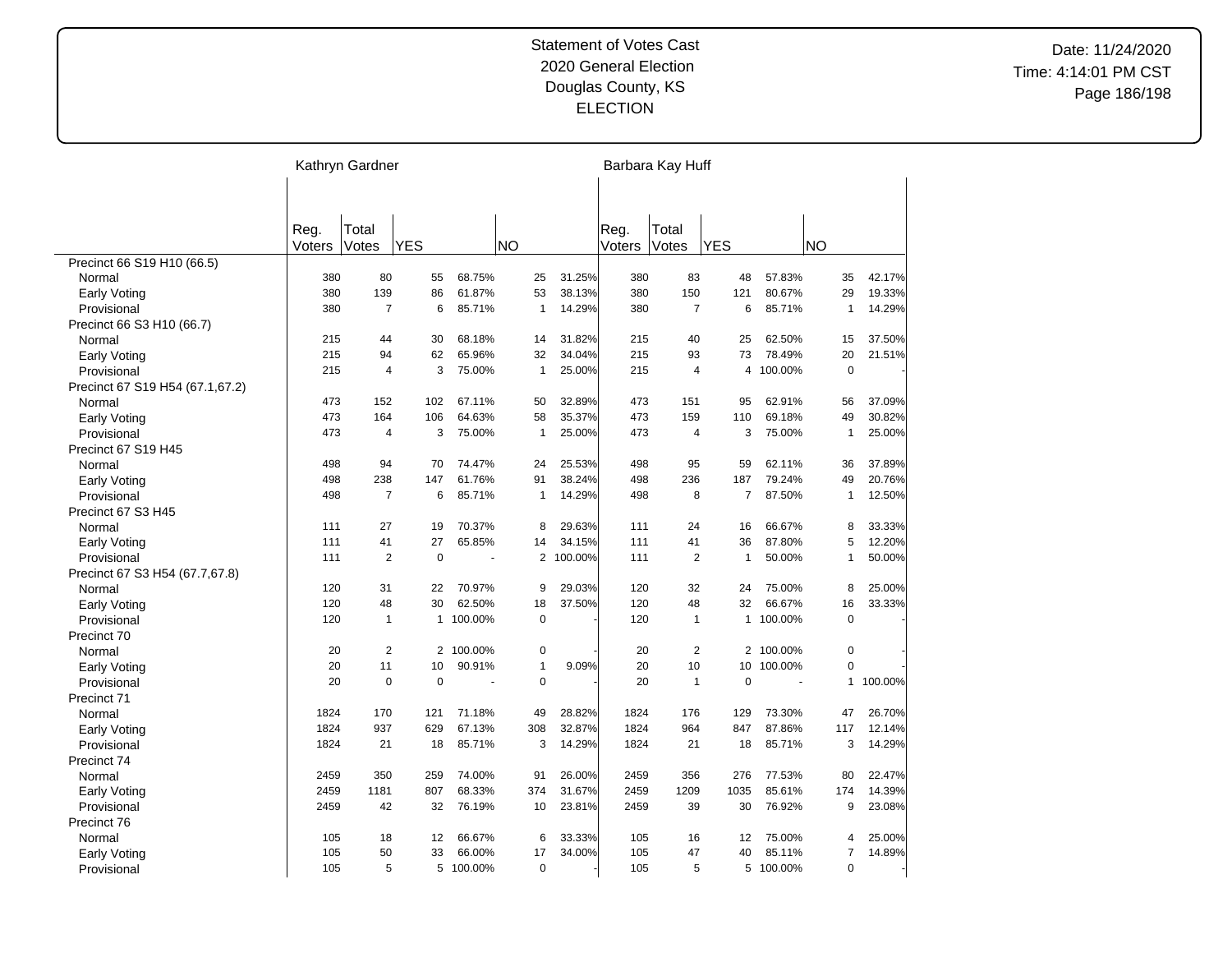Statement of Votes Cast
2020 General Election
Douglas County, KS
ELECTION

Date: 11/24/2020
Time: 4:14:01 PM CST

| | Kathryn Gardner | | | | | | Barbara Kay Huff | | | | | |
|---|---|---|---|---|---|---|---|---|---|---|---|---|
| | Reg. Voters | Total Votes | YES | | NO | | Reg. Voters | Total Votes | YES | | NO | |
| **Precinct 66 S19 H10 (66.5)** | | | | | | | | | | | | |
| Normal | 380 | 80 | 55 | 68.75% | 25 | 31.25% | 380 | 83 | 48 | 57.83% | 35 | 42.17% |
| Early Voting | 380 | 139 | 86 | 61.87% | 53 | 38.13% | 380 | 150 | 121 | 80.67% | 29 | 19.33% |
| Provisional | 380 | 7 | 6 | 85.71% | 1 | 14.29% | 380 | 7 | 6 | 85.71% | 1 | 14.29% |
| **Precinct 66 S3 H10 (66.7)** | | | | | | | | | | | | |
| Normal | 215 | 44 | 30 | 68.18% | 14 | 31.82% | 215 | 40 | 25 | 62.50% | 15 | 37.50% |
| Early Voting | 215 | 94 | 62 | 65.96% | 32 | 34.04% | 215 | 93 | 73 | 78.49% | 20 | 21.51% |
| Provisional | 215 | 4 | 3 | 75.00% | 1 | 25.00% | 215 | 4 | 4 | 100.00% | 0 | - |
| **Precinct 67 S19 H54 (67.1,67.2)** | | | | | | | | | | | | |
| Normal | 473 | 152 | 102 | 67.11% | 50 | 32.89% | 473 | 151 | 95 | 62.91% | 56 | 37.09% |
| Early Voting | 473 | 164 | 106 | 64.63% | 58 | 35.37% | 473 | 159 | 110 | 69.18% | 49 | 30.82% |
| Provisional | 473 | 4 | 3 | 75.00% | 1 | 25.00% | 473 | 4 | 3 | 75.00% | 1 | 25.00% |
| **Precinct 67 S19 H45** | | | | | | | | | | | | |
| Normal | 498 | 94 | 70 | 74.47% | 24 | 25.53% | 498 | 95 | 59 | 62.11% | 36 | 37.89% |
| Early Voting | 498 | 238 | 147 | 61.76% | 91 | 38.24% | 498 | 236 | 187 | 79.24% | 49 | 20.76% |
| Provisional | 498 | 7 | 6 | 85.71% | 1 | 14.29% | 498 | 8 | 7 | 87.50% | 1 | 12.50% |
| **Precinct 67 S3 H45** | | | | | | | | | | | | |
| Normal | 111 | 27 | 19 | 70.37% | 8 | 29.63% | 111 | 24 | 16 | 66.67% | 8 | 33.33% |
| Early Voting | 111 | 41 | 27 | 65.85% | 14 | 34.15% | 111 | 41 | 36 | 87.80% | 5 | 12.20% |
| Provisional | 111 | 2 | 0 | - | 2 | 100.00% | 111 | 2 | 1 | 50.00% | 1 | 50.00% |
| **Precinct 67 S3 H54 (67.7,67.8)** | | | | | | | | | | | | |
| Normal | 120 | 31 | 22 | 70.97% | 9 | 29.03% | 120 | 32 | 24 | 75.00% | 8 | 25.00% |
| Early Voting | 120 | 48 | 30 | 62.50% | 18 | 37.50% | 120 | 48 | 32 | 66.67% | 16 | 33.33% |
| Provisional | 120 | 1 | 1 | 100.00% | 0 | - | 120 | 1 | 1 | 100.00% | 0 | - |
| **Precinct 70** | | | | | | | | | | | | |
| Normal | 20 | 2 | 2 | 100.00% | 0 | - | 20 | 2 | 2 | 100.00% | 0 | - |
| Early Voting | 20 | 11 | 10 | 90.91% | 1 | 9.09% | 20 | 10 | 10 | 100.00% | 0 | - |
| Provisional | 20 | 0 | 0 | - | 0 | - | 20 | 1 | 0 | - | 1 | 100.00% |
| **Precinct 71** | | | | | | | | | | | | |
| Normal | 1824 | 170 | 121 | 71.18% | 49 | 28.82% | 1824 | 176 | 129 | 73.30% | 47 | 26.70% |
| Early Voting | 1824 | 937 | 629 | 67.13% | 308 | 32.87% | 1824 | 964 | 847 | 87.86% | 117 | 12.14% |
| Provisional | 1824 | 21 | 18 | 85.71% | 3 | 14.29% | 1824 | 21 | 18 | 85.71% | 3 | 14.29% |
| **Precinct 74** | | | | | | | | | | | | |
| Normal | 2459 | 350 | 259 | 74.00% | 91 | 26.00% | 2459 | 356 | 276 | 77.53% | 80 | 22.47% |
| Early Voting | 2459 | 1181 | 807 | 68.33% | 374 | 31.67% | 2459 | 1209 | 1035 | 85.61% | 174 | 14.39% |
| Provisional | 2459 | 42 | 32 | 76.19% | 10 | 23.81% | 2459 | 39 | 30 | 76.92% | 9 | 23.08% |
| **Precinct 76** | | | | | | | | | | | | |
| Normal | 105 | 18 | 12 | 66.67% | 6 | 33.33% | 105 | 16 | 12 | 75.00% | 4 | 25.00% |
| Early Voting | 105 | 50 | 33 | 66.00% | 17 | 34.00% | 105 | 47 | 40 | 85.11% | 7 | 14.89% |
| Provisional | 105 | 5 | 5 | 100.00% | 0 | - | 105 | 5 | 5 | 100.00% | 0 | - |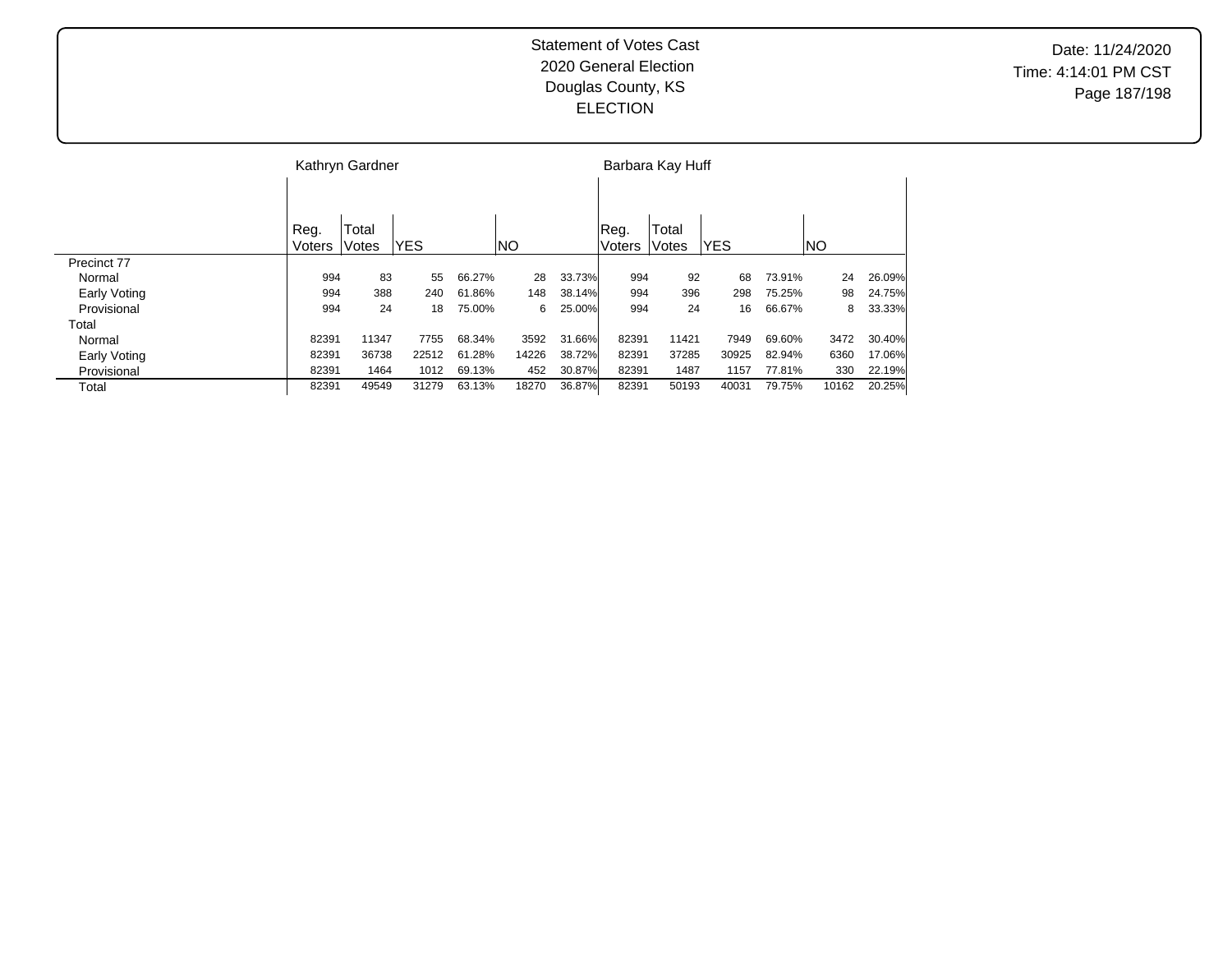Statement of Votes Cast
2020 General Election
Douglas County, KS
ELECTION

Date: 11/24/2020
Time: 4:14:01 PM CST

| | Kathryn Gardner | | | | | | Barbara Kay Huff | | | | | |
|---|---|---|---|---|---|---|---|---|---|---|---|---|
| | Reg. Voters | Total Votes | YES | | NO | | Reg. Voters | Total Votes | YES | | NO | |
| Precinct 77 | | | | | | | | | | | | |
| Normal | 994 | 83 | 55 | 66.27% | 28 | 33.73% | 994 | 92 | 68 | 73.91% | 24 | 26.09% |
| Early Voting | 994 | 388 | 240 | 61.86% | 148 | 38.14% | 994 | 396 | 298 | 75.25% | 98 | 24.75% |
| Provisional | 994 | 24 | 18 | 75.00% | 6 | 25.00% | 994 | 24 | 16 | 66.67% | 8 | 33.33% |
| Total | | | | | | | | | | | | |
| Normal | 82391 | 11347 | 7755 | 68.34% | 3592 | 31.66% | 82391 | 11421 | 7949 | 69.60% | 3472 | 30.40% |
| Early Voting | 82391 | 36738 | 22512 | 61.28% | 14226 | 38.72% | 82391 | 37285 | 30925 | 82.94% | 6360 | 17.06% |
| Provisional | 82391 | 1464 | 1012 | 69.13% | 452 | 30.87% | 82391 | 1487 | 1157 | 77.81% | 330 | 22.19% |
| Total | 82391 | 49549 | 31279 | 63.13% | 18270 | 36.87% | 82391 | 50193 | 40031 | 79.75% | 10162 | 20.25% |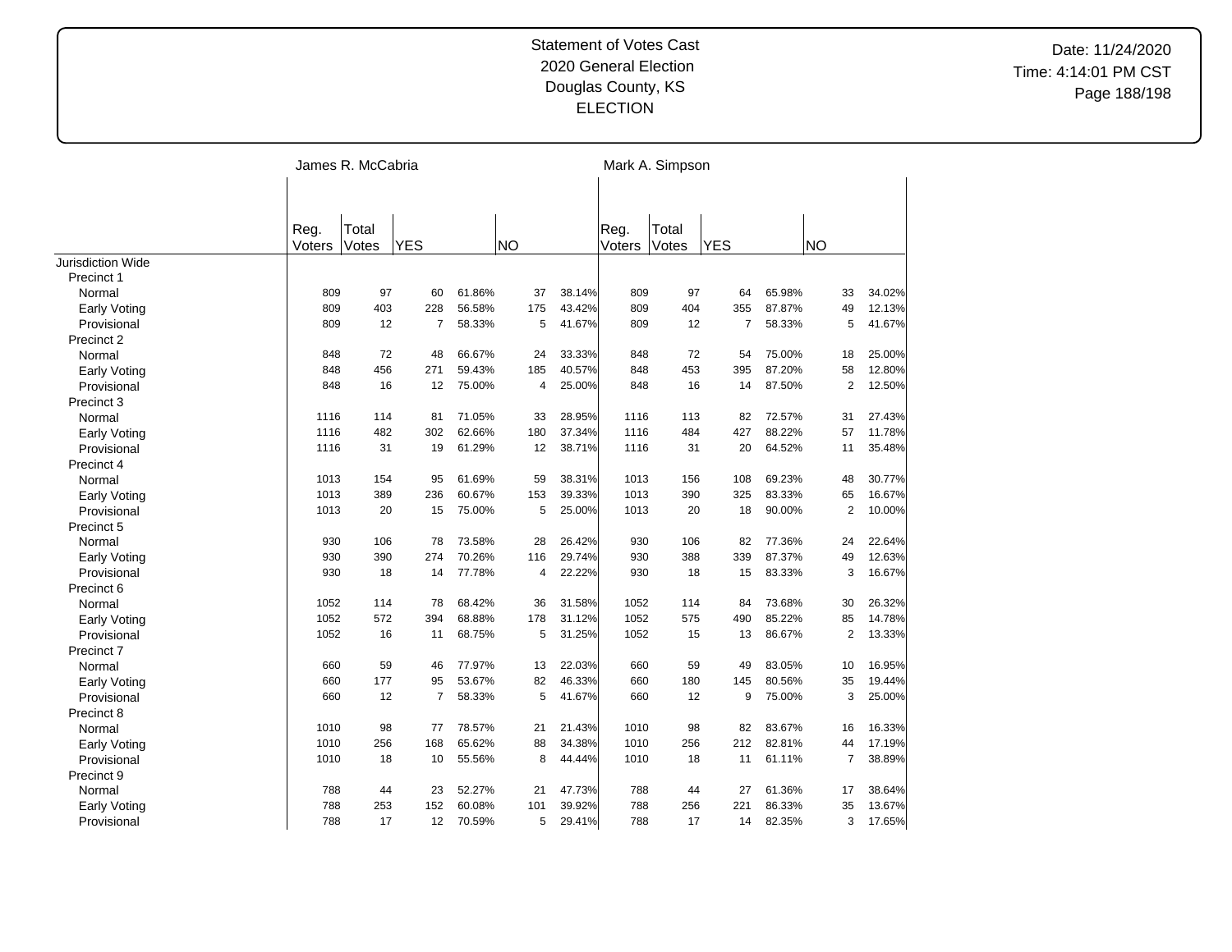Statement of Votes Cast
2020 General Election
Douglas County, KS
ELECTION

Date: 11/24/2020
Time: 4:14:01 PM CST

| | James R. McCabria | | | | | | Mark A. Simpson | | | | | |
|---|---|---|---|---|---|---|---|---|---|---|---|---|
| | Reg. Voters | Total Votes | YES | | NO | | Reg. Voters | Total Votes | YES | | NO | |
| Jurisdiction Wide | | | | | | | | | | | | |
| Precinct 1 | | | | | | | | | | | | |
| Normal | 809 | 97 | 60 | 61.86% | 37 | 38.14% | 809 | 97 | 64 | 65.98% | 33 | 34.02% |
| Early Voting | 809 | 403 | 228 | 56.58% | 175 | 43.42% | 809 | 404 | 355 | 87.87% | 49 | 12.13% |
| Provisional | 809 | 12 | 7 | 58.33% | 5 | 41.67% | 809 | 12 | 7 | 58.33% | 5 | 41.67% |
| Precinct 2 | | | | | | | | | | | | |
| Normal | 848 | 72 | 48 | 66.67% | 24 | 33.33% | 848 | 72 | 54 | 75.00% | 18 | 25.00% |
| Early Voting | 848 | 456 | 271 | 59.43% | 185 | 40.57% | 848 | 453 | 395 | 87.20% | 58 | 12.80% |
| Provisional | 848 | 16 | 12 | 75.00% | 4 | 25.00% | 848 | 16 | 14 | 87.50% | 2 | 12.50% |
| Precinct 3 | | | | | | | | | | | | |
| Normal | 1116 | 114 | 81 | 71.05% | 33 | 28.95% | 1116 | 113 | 82 | 72.57% | 31 | 27.43% |
| Early Voting | 1116 | 482 | 302 | 62.66% | 180 | 37.34% | 1116 | 484 | 427 | 88.22% | 57 | 11.78% |
| Provisional | 1116 | 31 | 19 | 61.29% | 12 | 38.71% | 1116 | 31 | 20 | 64.52% | 11 | 35.48% |
| Precinct 4 | | | | | | | | | | | | |
| Normal | 1013 | 154 | 95 | 61.69% | 59 | 38.31% | 1013 | 156 | 108 | 69.23% | 48 | 30.77% |
| Early Voting | 1013 | 389 | 236 | 60.67% | 153 | 39.33% | 1013 | 390 | 325 | 83.33% | 65 | 16.67% |
| Provisional | 1013 | 20 | 15 | 75.00% | 5 | 25.00% | 1013 | 20 | 18 | 90.00% | 2 | 10.00% |
| Precinct 5 | | | | | | | | | | | | |
| Normal | 930 | 106 | 78 | 73.58% | 28 | 26.42% | 930 | 106 | 82 | 77.36% | 24 | 22.64% |
| Early Voting | 930 | 390 | 274 | 70.26% | 116 | 29.74% | 930 | 388 | 339 | 87.37% | 49 | 12.63% |
| Provisional | 930 | 18 | 14 | 77.78% | 4 | 22.22% | 930 | 18 | 15 | 83.33% | 3 | 16.67% |
| Precinct 6 | | | | | | | | | | | | |
| Normal | 1052 | 114 | 78 | 68.42% | 36 | 31.58% | 1052 | 114 | 84 | 73.68% | 30 | 26.32% |
| Early Voting | 1052 | 572 | 394 | 68.88% | 178 | 31.12% | 1052 | 575 | 490 | 85.22% | 85 | 14.78% |
| Provisional | 1052 | 16 | 11 | 68.75% | 5 | 31.25% | 1052 | 15 | 13 | 86.67% | 2 | 13.33% |
| Precinct 7 | | | | | | | | | | | | |
| Normal | 660 | 59 | 46 | 77.97% | 13 | 22.03% | 660 | 59 | 49 | 83.05% | 10 | 16.95% |
| Early Voting | 660 | 177 | 95 | 53.67% | 82 | 46.33% | 660 | 180 | 145 | 80.56% | 35 | 19.44% |
| Provisional | 660 | 12 | 7 | 58.33% | 5 | 41.67% | 660 | 12 | 9 | 75.00% | 3 | 25.00% |
| Precinct 8 | | | | | | | | | | | | |
| Normal | 1010 | 98 | 77 | 78.57% | 21 | 21.43% | 1010 | 98 | 82 | 83.67% | 16 | 16.33% |
| Early Voting | 1010 | 256 | 168 | 65.62% | 88 | 34.38% | 1010 | 256 | 212 | 82.81% | 44 | 17.19% |
| Provisional | 1010 | 18 | 10 | 55.56% | 8 | 44.44% | 1010 | 18 | 11 | 61.11% | 7 | 38.89% |
| Precinct 9 | | | | | | | | | | | | |
| Normal | 788 | 44 | 23 | 52.27% | 21 | 47.73% | 788 | 44 | 27 | 61.36% | 17 | 38.64% |
| Early Voting | 788 | 253 | 152 | 60.08% | 101 | 39.92% | 788 | 256 | 221 | 86.33% | 35 | 13.67% |
| Provisional | 788 | 17 | 12 | 70.59% | 5 | 29.41% | 788 | 17 | 14 | 82.35% | 3 | 17.65% |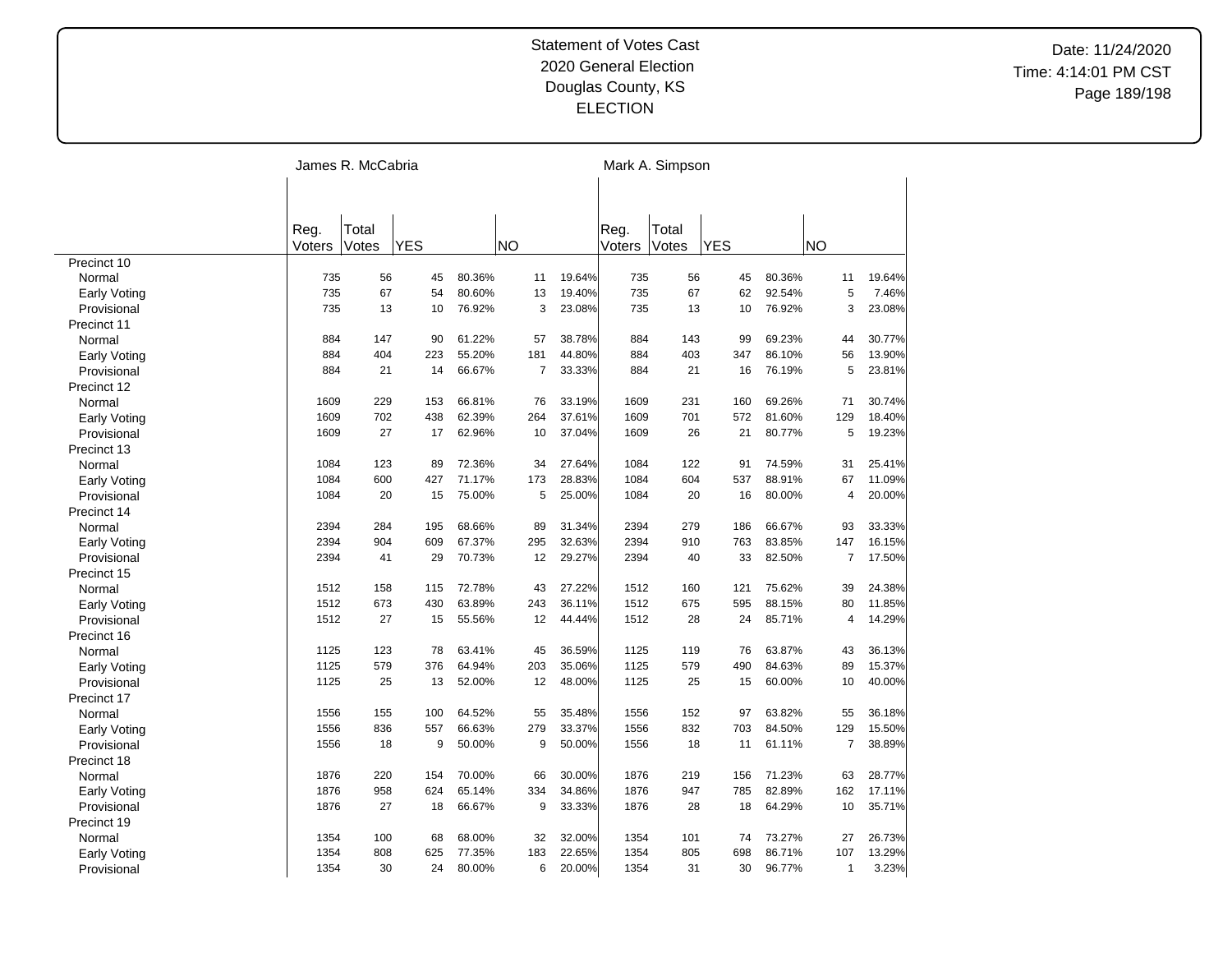Statement of Votes Cast
2020 General Election
Douglas County, KS
ELECTION

| | James R. McCabria | | | | | | Mark A. Simpson | | | | | |
|---|---|---|---|---|---|---|---|---|---|---|---|---|
| | Reg. Voters | Total Votes | YES | | NO | | Reg. Voters | Total Votes | YES | | NO | |
| Precinct 10 | | | | | | | | | | | | |
| Normal | 735 | 56 | 45 | 80.36% | 11 | 19.64% | 735 | 56 | 45 | 80.36% | 11 | 19.64% |
| Early Voting | 735 | 67 | 54 | 80.60% | 13 | 19.40% | 735 | 67 | 62 | 92.54% | 5 | 7.46% |
| Provisional | 735 | 13 | 10 | 76.92% | 3 | 23.08% | 735 | 13 | 10 | 76.92% | 3 | 23.08% |
| Precinct 11 | | | | | | | | | | | | |
| Normal | 884 | 147 | 90 | 61.22% | 57 | 38.78% | 884 | 143 | 99 | 69.23% | 44 | 30.77% |
| Early Voting | 884 | 404 | 223 | 55.20% | 181 | 44.80% | 884 | 403 | 347 | 86.10% | 56 | 13.90% |
| Provisional | 884 | 21 | 14 | 66.67% | 7 | 33.33% | 884 | 21 | 16 | 76.19% | 5 | 23.81% |
| Precinct 12 | | | | | | | | | | | | |
| Normal | 1609 | 229 | 153 | 66.81% | 76 | 33.19% | 1609 | 231 | 160 | 69.26% | 71 | 30.74% |
| Early Voting | 1609 | 702 | 438 | 62.39% | 264 | 37.61% | 1609 | 701 | 572 | 81.60% | 129 | 18.40% |
| Provisional | 1609 | 27 | 17 | 62.96% | 10 | 37.04% | 1609 | 26 | 21 | 80.77% | 5 | 19.23% |
| Precinct 13 | | | | | | | | | | | | |
| Normal | 1084 | 123 | 89 | 72.36% | 34 | 27.64% | 1084 | 122 | 91 | 74.59% | 31 | 25.41% |
| Early Voting | 1084 | 600 | 427 | 71.17% | 173 | 28.83% | 1084 | 604 | 537 | 88.91% | 67 | 11.09% |
| Provisional | 1084 | 20 | 15 | 75.00% | 5 | 25.00% | 1084 | 20 | 16 | 80.00% | 4 | 20.00% |
| Precinct 14 | | | | | | | | | | | | |
| Normal | 2394 | 284 | 195 | 68.66% | 89 | 31.34% | 2394 | 279 | 186 | 66.67% | 93 | 33.33% |
| Early Voting | 2394 | 904 | 609 | 67.37% | 295 | 32.63% | 2394 | 910 | 763 | 83.85% | 147 | 16.15% |
| Provisional | 2394 | 41 | 29 | 70.73% | 12 | 29.27% | 2394 | 40 | 33 | 82.50% | 7 | 17.50% |
| Precinct 15 | | | | | | | | | | | | |
| Normal | 1512 | 158 | 115 | 72.78% | 43 | 27.22% | 1512 | 160 | 121 | 75.62% | 39 | 24.38% |
| Early Voting | 1512 | 673 | 430 | 63.89% | 243 | 36.11% | 1512 | 675 | 595 | 88.15% | 80 | 11.85% |
| Provisional | 1512 | 27 | 15 | 55.56% | 12 | 44.44% | 1512 | 28 | 24 | 85.71% | 4 | 14.29% |
| Precinct 16 | | | | | | | | | | | | |
| Normal | 1125 | 123 | 78 | 63.41% | 45 | 36.59% | 1125 | 119 | 76 | 63.87% | 43 | 36.13% |
| Early Voting | 1125 | 579 | 376 | 64.94% | 203 | 35.06% | 1125 | 579 | 490 | 84.63% | 89 | 15.37% |
| Provisional | 1125 | 25 | 13 | 52.00% | 12 | 48.00% | 1125 | 25 | 15 | 60.00% | 10 | 40.00% |
| Precinct 17 | | | | | | | | | | | | |
| Normal | 1556 | 155 | 100 | 64.52% | 55 | 35.48% | 1556 | 152 | 97 | 63.82% | 55 | 36.18% |
| Early Voting | 1556 | 836 | 557 | 66.63% | 279 | 33.37% | 1556 | 832 | 703 | 84.50% | 129 | 15.50% |
| Provisional | 1556 | 18 | 9 | 50.00% | 9 | 50.00% | 1556 | 18 | 11 | 61.11% | 7 | 38.89% |
| Precinct 18 | | | | | | | | | | | | |
| Normal | 1876 | 220 | 154 | 70.00% | 66 | 30.00% | 1876 | 219 | 156 | 71.23% | 63 | 28.77% |
| Early Voting | 1876 | 958 | 624 | 65.14% | 334 | 34.86% | 1876 | 947 | 785 | 82.89% | 162 | 17.11% |
| Provisional | 1876 | 27 | 18 | 66.67% | 9 | 33.33% | 1876 | 28 | 18 | 64.29% | 10 | 35.71% |
| Precinct 19 | | | | | | | | | | | | |
| Normal | 1354 | 100 | 68 | 68.00% | 32 | 32.00% | 1354 | 101 | 74 | 73.27% | 27 | 26.73% |
| Early Voting | 1354 | 808 | 625 | 77.35% | 183 | 22.65% | 1354 | 805 | 698 | 86.71% | 107 | 13.29% |
| Provisional | 1354 | 30 | 24 | 80.00% | 6 | 20.00% | 1354 | 31 | 30 | 96.77% | 1 | 3.23% |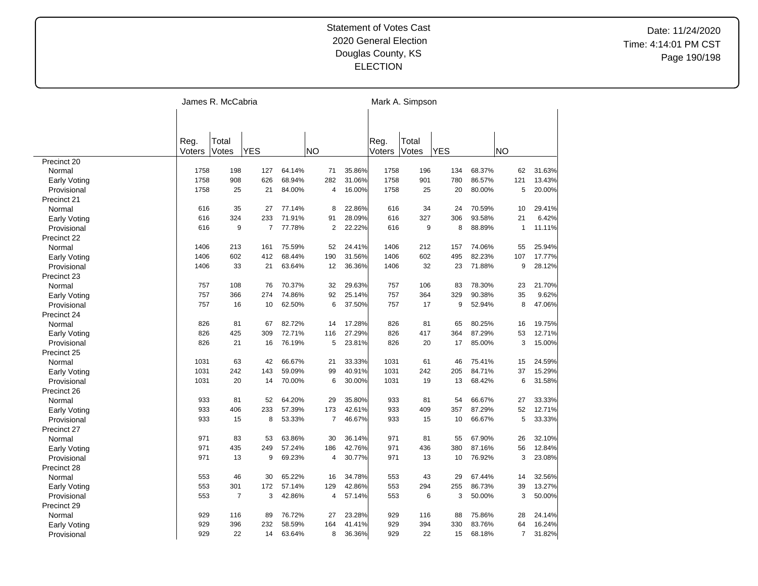# Statement of Votes Cast
## 2020 General Election
## Douglas County, KS
## ELECTION

Date: 11/24/2020
Time: 4:14:01 PM CST

| | James R. McCabria | | | | | | Mark A. Simpson | | | | | |
|---|---|---|---|---|---|---|---|---|---|---|---|---|
| | Reg. Voters | Total Votes | YES | | NO | | Reg. Voters | Total Votes | YES | | NO | |
| Precinct 20 | | | | | | | | | | | | |
| Normal | 1758 | 198 | 127 | 64.14% | 71 | 35.86% | 1758 | 196 | 134 | 68.37% | 62 | 31.63% |
| Early Voting | 1758 | 908 | 626 | 68.94% | 282 | 31.06% | 1758 | 901 | 780 | 86.57% | 121 | 13.43% |
| Provisional | 1758 | 25 | 21 | 84.00% | 4 | 16.00% | 1758 | 25 | 20 | 80.00% | 5 | 20.00% |
| Precinct 21 | | | | | | | | | | | | |
| Normal | 616 | 35 | 27 | 77.14% | 8 | 22.86% | 616 | 34 | 24 | 70.59% | 10 | 29.41% |
| Early Voting | 616 | 324 | 233 | 71.91% | 91 | 28.09% | 616 | 327 | 306 | 93.58% | 21 | 6.42% |
| Provisional | 616 | 9 | 7 | 77.78% | 2 | 22.22% | 616 | 9 | 8 | 88.89% | 1 | 11.11% |
| Precinct 22 | | | | | | | | | | | | |
| Normal | 1406 | 213 | 161 | 75.59% | 52 | 24.41% | 1406 | 212 | 157 | 74.06% | 55 | 25.94% |
| Early Voting | 1406 | 602 | 412 | 68.44% | 190 | 31.56% | 1406 | 602 | 495 | 82.23% | 107 | 17.77% |
| Provisional | 1406 | 33 | 21 | 63.64% | 12 | 36.36% | 1406 | 32 | 23 | 71.88% | 9 | 28.12% |
| Precinct 23 | | | | | | | | | | | | |
| Normal | 757 | 108 | 76 | 70.37% | 32 | 29.63% | 757 | 106 | 83 | 78.30% | 23 | 21.70% |
| Early Voting | 757 | 366 | 274 | 74.86% | 92 | 25.14% | 757 | 364 | 329 | 90.38% | 35 | 9.62% |
| Provisional | 757 | 16 | 10 | 62.50% | 6 | 37.50% | 757 | 17 | 9 | 52.94% | 8 | 47.06% |
| Precinct 24 | | | | | | | | | | | | |
| Normal | 826 | 81 | 67 | 82.72% | 14 | 17.28% | 826 | 81 | 65 | 80.25% | 16 | 19.75% |
| Early Voting | 826 | 425 | 309 | 72.71% | 116 | 27.29% | 826 | 417 | 364 | 87.29% | 53 | 12.71% |
| Provisional | 826 | 21 | 16 | 76.19% | 5 | 23.81% | 826 | 20 | 17 | 85.00% | 3 | 15.00% |
| Precinct 25 | | | | | | | | | | | | |
| Normal | 1031 | 63 | 42 | 66.67% | 21 | 33.33% | 1031 | 61 | 46 | 75.41% | 15 | 24.59% |
| Early Voting | 1031 | 242 | 143 | 59.09% | 99 | 40.91% | 1031 | 242 | 205 | 84.71% | 37 | 15.29% |
| Provisional | 1031 | 20 | 14 | 70.00% | 6 | 30.00% | 1031 | 19 | 13 | 68.42% | 6 | 31.58% |
| Precinct 26 | | | | | | | | | | | | |
| Normal | 933 | 81 | 52 | 64.20% | 29 | 35.80% | 933 | 81 | 54 | 66.67% | 27 | 33.33% |
| Early Voting | 933 | 406 | 233 | 57.39% | 173 | 42.61% | 933 | 409 | 357 | 87.29% | 52 | 12.71% |
| Provisional | 933 | 15 | 8 | 53.33% | 7 | 46.67% | 933 | 15 | 10 | 66.67% | 5 | 33.33% |
| Precinct 27 | | | | | | | | | | | | |
| Normal | 971 | 83 | 53 | 63.86% | 30 | 36.14% | 971 | 81 | 55 | 67.90% | 26 | 32.10% |
| Early Voting | 971 | 435 | 249 | 57.24% | 186 | 42.76% | 971 | 436 | 380 | 87.16% | 56 | 12.84% |
| Provisional | 971 | 13 | 9 | 69.23% | 4 | 30.77% | 971 | 13 | 10 | 76.92% | 3 | 23.08% |
| Precinct 28 | | | | | | | | | | | | |
| Normal | 553 | 46 | 30 | 65.22% | 16 | 34.78% | 553 | 43 | 29 | 67.44% | 14 | 32.56% |
| Early Voting | 553 | 301 | 172 | 57.14% | 129 | 42.86% | 553 | 294 | 255 | 86.73% | 39 | 13.27% |
| Provisional | 553 | 7 | 3 | 42.86% | 4 | 57.14% | 553 | 6 | 3 | 50.00% | 3 | 50.00% |
| Precinct 29 | | | | | | | | | | | | |
| Normal | 929 | 116 | 89 | 76.72% | 27 | 23.28% | 929 | 116 | 88 | 75.86% | 28 | 24.14% |
| Early Voting | 929 | 396 | 232 | 58.59% | 164 | 41.41% | 929 | 394 | 330 | 83.76% | 64 | 16.24% |
| Provisional | 929 | 22 | 14 | 63.64% | 8 | 36.36% | 929 | 22 | 15 | 68.18% | 7 | 31.82% |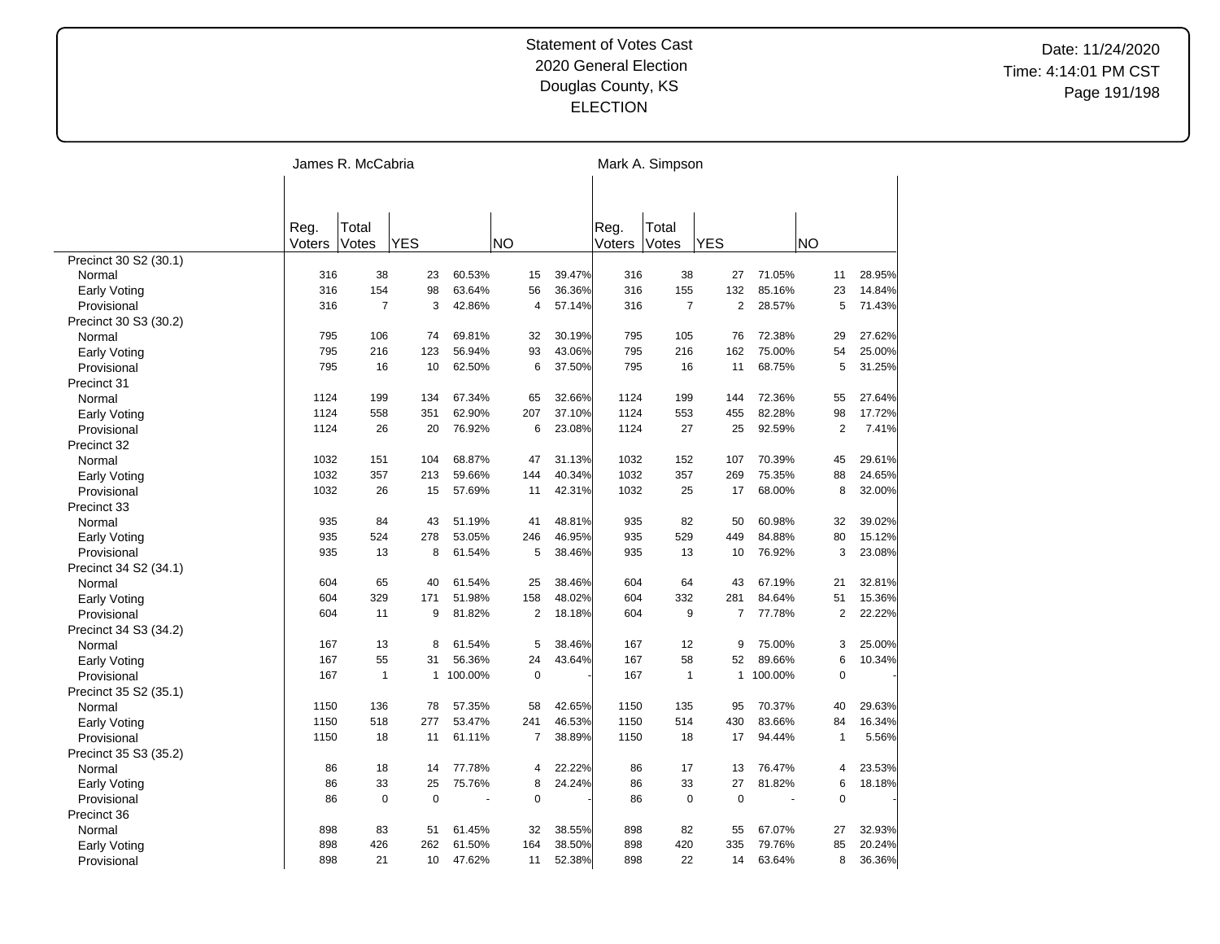Statement of Votes Cast
2020 General Election
Douglas County, KS
ELECTION

| | James R. McCabria | | | | | | Mark A. Simpson | | | | | |
|---|---|---|---|---|---|---|---|---|---|---|---|---|
| | Reg. Voters | Total Votes | YES | | NO | | Reg. Voters | Total Votes | YES | | NO | |
| Precinct 30 S2 (30.1) | | | | | | | | | | | | |
| Normal | 316 | 38 | 23 | 60.53% | 15 | 39.47% | 316 | 38 | 27 | 71.05% | 11 | 28.95% |
| Early Voting | 316 | 154 | 98 | 63.64% | 56 | 36.36% | 316 | 155 | 132 | 85.16% | 23 | 14.84% |
| Provisional | 316 | 7 | 3 | 42.86% | 4 | 57.14% | 316 | 7 | 2 | 28.57% | 5 | 71.43% |
| Precinct 30 S3 (30.2) | | | | | | | | | | | | |
| Normal | 795 | 106 | 74 | 69.81% | 32 | 30.19% | 795 | 105 | 76 | 72.38% | 29 | 27.62% |
| Early Voting | 795 | 216 | 123 | 56.94% | 93 | 43.06% | 795 | 216 | 162 | 75.00% | 54 | 25.00% |
| Provisional | 795 | 16 | 10 | 62.50% | 6 | 37.50% | 795 | 16 | 11 | 68.75% | 5 | 31.25% |
| Precinct 31 | | | | | | | | | | | | |
| Normal | 1124 | 199 | 134 | 67.34% | 65 | 32.66% | 1124 | 199 | 144 | 72.36% | 55 | 27.64% |
| Early Voting | 1124 | 558 | 351 | 62.90% | 207 | 37.10% | 1124 | 553 | 455 | 82.28% | 98 | 17.72% |
| Provisional | 1124 | 26 | 20 | 76.92% | 6 | 23.08% | 1124 | 27 | 25 | 92.59% | 2 | 7.41% |
| Precinct 32 | | | | | | | | | | | | |
| Normal | 1032 | 151 | 104 | 68.87% | 47 | 31.13% | 1032 | 152 | 107 | 70.39% | 45 | 29.61% |
| Early Voting | 1032 | 357 | 213 | 59.66% | 144 | 40.34% | 1032 | 357 | 269 | 75.35% | 88 | 24.65% |
| Provisional | 1032 | 26 | 15 | 57.69% | 11 | 42.31% | 1032 | 25 | 17 | 68.00% | 8 | 32.00% |
| Precinct 33 | | | | | | | | | | | | |
| Normal | 935 | 84 | 43 | 51.19% | 41 | 48.81% | 935 | 82 | 50 | 60.98% | 32 | 39.02% |
| Early Voting | 935 | 524 | 278 | 53.05% | 246 | 46.95% | 935 | 529 | 449 | 84.88% | 80 | 15.12% |
| Provisional | 935 | 13 | 8 | 61.54% | 5 | 38.46% | 935 | 13 | 10 | 76.92% | 3 | 23.08% |
| Precinct 34 S2 (34.1) | | | | | | | | | | | | |
| Normal | 604 | 65 | 40 | 61.54% | 25 | 38.46% | 604 | 64 | 43 | 67.19% | 21 | 32.81% |
| Early Voting | 604 | 329 | 171 | 51.98% | 158 | 48.02% | 604 | 332 | 281 | 84.64% | 51 | 15.36% |
| Provisional | 604 | 11 | 9 | 81.82% | 2 | 18.18% | 604 | 9 | 7 | 77.78% | 2 | 22.22% |
| Precinct 34 S3 (34.2) | | | | | | | | | | | | |
| Normal | 167 | 13 | 8 | 61.54% | 5 | 38.46% | 167 | 12 | 9 | 75.00% | 3 | 25.00% |
| Early Voting | 167 | 55 | 31 | 56.36% | 24 | 43.64% | 167 | 58 | 52 | 89.66% | 6 | 10.34% |
| Provisional | 167 | 1 | 1 | 100.00% | 0 | - | 167 | 1 | 1 | 100.00% | 0 | - |
| Precinct 35 S2 (35.1) | | | | | | | | | | | | |
| Normal | 1150 | 136 | 78 | 57.35% | 58 | 42.65% | 1150 | 135 | 95 | 70.37% | 40 | 29.63% |
| Early Voting | 1150 | 518 | 277 | 53.47% | 241 | 46.53% | 1150 | 514 | 430 | 83.66% | 84 | 16.34% |
| Provisional | 1150 | 18 | 11 | 61.11% | 7 | 38.89% | 1150 | 18 | 17 | 94.44% | 1 | 5.56% |
| Precinct 35 S3 (35.2) | | | | | | | | | | | | |
| Normal | 86 | 18 | 14 | 77.78% | 4 | 22.22% | 86 | 17 | 13 | 76.47% | 4 | 23.53% |
| Early Voting | 86 | 33 | 25 | 75.76% | 8 | 24.24% | 86 | 33 | 27 | 81.82% | 6 | 18.18% |
| Provisional | 86 | 0 | 0 | - | 0 | - | 86 | 0 | 0 | - | 0 | - |
| Precinct 36 | | | | | | | | | | | | |
| Normal | 898 | 83 | 51 | 61.45% | 32 | 38.55% | 898 | 82 | 55 | 67.07% | 27 | 32.93% |
| Early Voting | 898 | 426 | 262 | 61.50% | 164 | 38.50% | 898 | 420 | 335 | 79.76% | 85 | 20.24% |
| Provisional | 898 | 21 | 10 | 47.62% | 11 | 52.38% | 898 | 22 | 14 | 63.64% | 8 | 36.36% |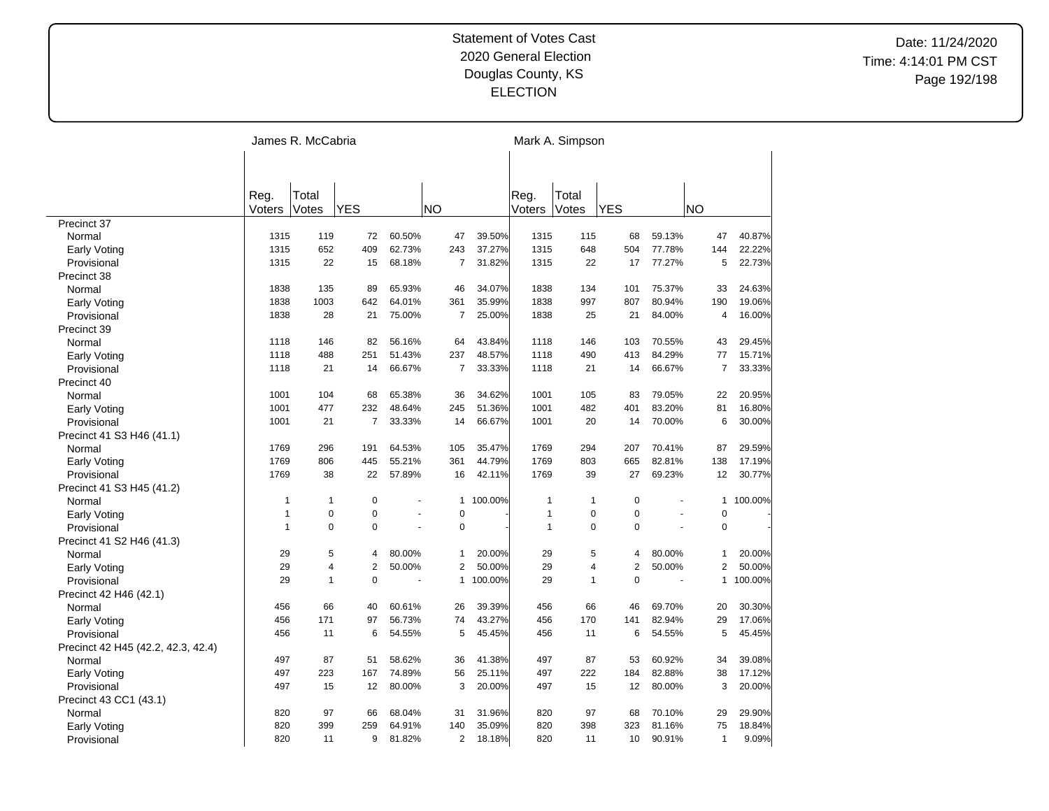# Statement of Votes Cast
## 2020 General Election
## Douglas County, KS
## ELECTION

Date: 11/24/2020
Time: 4:14:01 PM CST

| | James R. McCabria | | | | | | Mark A. Simpson | | | | | |
|---|---|---|---|---|---|---|---|---|---|---|---|---|
| | Reg. Voters | Total Votes | YES | | NO | | Reg. Voters | Total Votes | YES | | NO | |
| Precinct 37 | | | | | | | | | | | | |
| Normal | 1315 | 119 | 72 | 60.50% | 47 | 39.50% | 1315 | 115 | 68 | 59.13% | 47 | 40.87% |
| Early Voting | 1315 | 652 | 409 | 62.73% | 243 | 37.27% | 1315 | 648 | 504 | 77.78% | 144 | 22.22% |
| Provisional | 1315 | 22 | 15 | 68.18% | 7 | 31.82% | 1315 | 22 | 17 | 77.27% | 5 | 22.73% |
| Precinct 38 | | | | | | | | | | | | |
| Normal | 1838 | 135 | 89 | 65.93% | 46 | 34.07% | 1838 | 134 | 101 | 75.37% | 33 | 24.63% |
| Early Voting | 1838 | 1003 | 642 | 64.01% | 361 | 35.99% | 1838 | 997 | 807 | 80.94% | 190 | 19.06% |
| Provisional | 1838 | 28 | 21 | 75.00% | 7 | 25.00% | 1838 | 25 | 21 | 84.00% | 4 | 16.00% |
| Precinct 39 | | | | | | | | | | | | |
| Normal | 1118 | 146 | 82 | 56.16% | 64 | 43.84% | 1118 | 146 | 103 | 70.55% | 43 | 29.45% |
| Early Voting | 1118 | 488 | 251 | 51.43% | 237 | 48.57% | 1118 | 490 | 413 | 84.29% | 77 | 15.71% |
| Provisional | 1118 | 21 | 14 | 66.67% | 7 | 33.33% | 1118 | 21 | 14 | 66.67% | 7 | 33.33% |
| Precinct 40 | | | | | | | | | | | | |
| Normal | 1001 | 104 | 68 | 65.38% | 36 | 34.62% | 1001 | 105 | 83 | 79.05% | 22 | 20.95% |
| Early Voting | 1001 | 477 | 232 | 48.64% | 245 | 51.36% | 1001 | 482 | 401 | 83.20% | 81 | 16.80% |
| Provisional | 1001 | 21 | 7 | 33.33% | 14 | 66.67% | 1001 | 20 | 14 | 70.00% | 6 | 30.00% |
| Precinct 41 S3 H46 (41.1) | | | | | | | | | | | | |
| Normal | 1769 | 296 | 191 | 64.53% | 105 | 35.47% | 1769 | 294 | 207 | 70.41% | 87 | 29.59% |
| Early Voting | 1769 | 806 | 445 | 55.21% | 361 | 44.79% | 1769 | 803 | 665 | 82.81% | 138 | 17.19% |
| Provisional | 1769 | 38 | 22 | 57.89% | 16 | 42.11% | 1769 | 39 | 27 | 69.23% | 12 | 30.77% |
| Precinct 41 S3 H45 (41.2) | | | | | | | | | | | | |
| Normal | 1 | 1 | 0 | - | 1 | 100.00% | 1 | 1 | 0 | - | 1 | 100.00% |
| Early Voting | 1 | 0 | 0 | - | 0 | - | 1 | 0 | 0 | - | 0 | - |
| Provisional | 1 | 0 | 0 | - | 0 | - | 1 | 0 | 0 | - | 0 | - |
| Precinct 41 S2 H46 (41.3) | | | | | | | | | | | | |
| Normal | 29 | 5 | 4 | 80.00% | 1 | 20.00% | 29 | 5 | 4 | 80.00% | 1 | 20.00% |
| Early Voting | 29 | 4 | 2 | 50.00% | 2 | 50.00% | 29 | 4 | 2 | 50.00% | 2 | 50.00% |
| Provisional | 29 | 1 | 0 | - | 1 | 100.00% | 29 | 1 | 0 | - | 1 | 100.00% |
| Precinct 42 H46 (42.1) | | | | | | | | | | | | |
| Normal | 456 | 66 | 40 | 60.61% | 26 | 39.39% | 456 | 66 | 46 | 69.70% | 20 | 30.30% |
| Early Voting | 456 | 171 | 97 | 56.73% | 74 | 43.27% | 456 | 170 | 141 | 82.94% | 29 | 17.06% |
| Provisional | 456 | 11 | 6 | 54.55% | 5 | 45.45% | 456 | 11 | 6 | 54.55% | 5 | 45.45% |
| Precinct 42 H45 (42.2, 42.3, 42.4) | | | | | | | | | | | | |
| Normal | 497 | 87 | 51 | 58.62% | 36 | 41.38% | 497 | 87 | 53 | 60.92% | 34 | 39.08% |
| Early Voting | 497 | 223 | 167 | 74.89% | 56 | 25.11% | 497 | 222 | 184 | 82.88% | 38 | 17.12% |
| Provisional | 497 | 15 | 12 | 80.00% | 3 | 20.00% | 497 | 15 | 12 | 80.00% | 3 | 20.00% |
| Precinct 43 CC1 (43.1) | | | | | | | | | | | | |
| Normal | 820 | 97 | 66 | 68.04% | 31 | 31.96% | 820 | 97 | 68 | 70.10% | 29 | 29.90% |
| Early Voting | 820 | 399 | 259 | 64.91% | 140 | 35.09% | 820 | 398 | 323 | 81.16% | 75 | 18.84% |
| Provisional | 820 | 11 | 9 | 81.82% | 2 | 18.18% | 820 | 11 | 10 | 90.91% | 1 | 9.09% |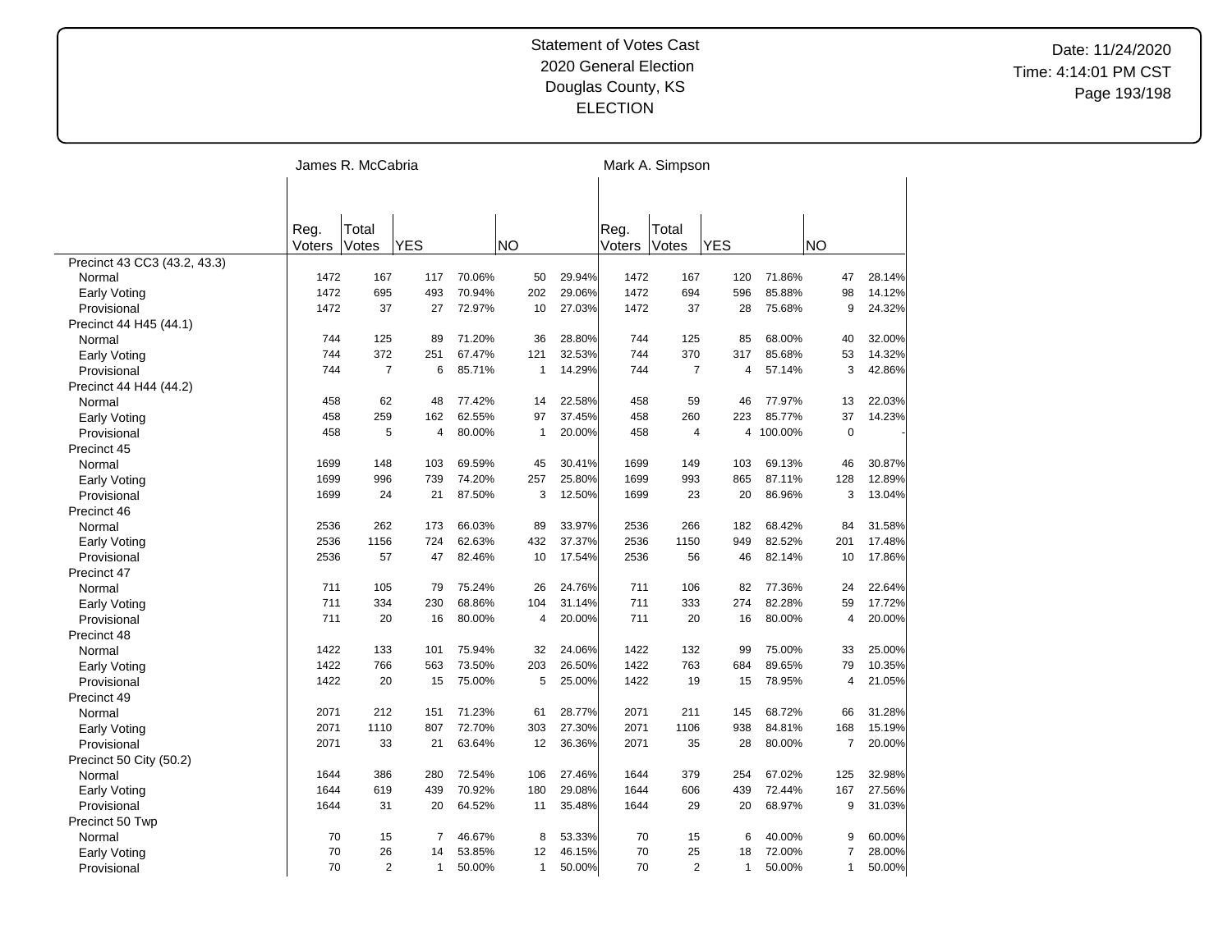# Statement of Votes Cast
## 2020 General Election
## Douglas County, KS
## ELECTION

Date: 11/24/2020
Time: 4:14:01 PM CST

| | James R. McCabria | | | | | | Mark A. Simpson | | | | | |
|---|---|---|---|---|---|---|---|---|---|---|---|---|
| | Reg. Voters | Total Votes | YES | | NO | | Reg. Voters | Total Votes | YES | | NO | |
| Precinct 43 CC3 (43.2, 43.3) | | | | | | | | | | | | |
| Normal | 1472 | 167 | 117 | 70.06% | 50 | 29.94% | 1472 | 167 | 120 | 71.86% | 47 | 28.14% |
| Early Voting | 1472 | 695 | 493 | 70.94% | 202 | 29.06% | 1472 | 694 | 596 | 85.88% | 98 | 14.12% |
| Provisional | 1472 | 37 | 27 | 72.97% | 10 | 27.03% | 1472 | 37 | 28 | 75.68% | 9 | 24.32% |
| Precinct 44 H45 (44.1) | | | | | | | | | | | | |
| Normal | 744 | 125 | 89 | 71.20% | 36 | 28.80% | 744 | 125 | 85 | 68.00% | 40 | 32.00% |
| Early Voting | 744 | 372 | 251 | 67.47% | 121 | 32.53% | 744 | 370 | 317 | 85.68% | 53 | 14.32% |
| Provisional | 744 | 7 | 6 | 85.71% | 1 | 14.29% | 744 | 7 | 4 | 57.14% | 3 | 42.86% |
| Precinct 44 H44 (44.2) | | | | | | | | | | | | |
| Normal | 458 | 62 | 48 | 77.42% | 14 | 22.58% | 458 | 59 | 46 | 77.97% | 13 | 22.03% |
| Early Voting | 458 | 259 | 162 | 62.55% | 97 | 37.45% | 458 | 260 | 223 | 85.77% | 37 | 14.23% |
| Provisional | 458 | 5 | 4 | 80.00% | 1 | 20.00% | 458 | 4 | 4 | 100.00% | 0 | - |
| Precinct 45 | | | | | | | | | | | | |
| Normal | 1699 | 148 | 103 | 69.59% | 45 | 30.41% | 1699 | 149 | 103 | 69.13% | 46 | 30.87% |
| Early Voting | 1699 | 996 | 739 | 74.20% | 257 | 25.80% | 1699 | 993 | 865 | 87.11% | 128 | 12.89% |
| Provisional | 1699 | 24 | 21 | 87.50% | 3 | 12.50% | 1699 | 23 | 20 | 86.96% | 3 | 13.04% |
| Precinct 46 | | | | | | | | | | | | |
| Normal | 2536 | 262 | 173 | 66.03% | 89 | 33.97% | 2536 | 266 | 182 | 68.42% | 84 | 31.58% |
| Early Voting | 2536 | 1156 | 724 | 62.63% | 432 | 37.37% | 2536 | 1150 | 949 | 82.52% | 201 | 17.48% |
| Provisional | 2536 | 57 | 47 | 82.46% | 10 | 17.54% | 2536 | 56 | 46 | 82.14% | 10 | 17.86% |
| Precinct 47 | | | | | | | | | | | | |
| Normal | 711 | 105 | 79 | 75.24% | 26 | 24.76% | 711 | 106 | 82 | 77.36% | 24 | 22.64% |
| Early Voting | 711 | 334 | 230 | 68.86% | 104 | 31.14% | 711 | 333 | 274 | 82.28% | 59 | 17.72% |
| Provisional | 711 | 20 | 16 | 80.00% | 4 | 20.00% | 711 | 20 | 16 | 80.00% | 4 | 20.00% |
| Precinct 48 | | | | | | | | | | | | |
| Normal | 1422 | 133 | 101 | 75.94% | 32 | 24.06% | 1422 | 132 | 99 | 75.00% | 33 | 25.00% |
| Early Voting | 1422 | 766 | 563 | 73.50% | 203 | 26.50% | 1422 | 763 | 684 | 89.65% | 79 | 10.35% |
| Provisional | 1422 | 20 | 15 | 75.00% | 5 | 25.00% | 1422 | 19 | 15 | 78.95% | 4 | 21.05% |
| Precinct 49 | | | | | | | | | | | | |
| Normal | 2071 | 212 | 151 | 71.23% | 61 | 28.77% | 2071 | 211 | 145 | 68.72% | 66 | 31.28% |
| Early Voting | 2071 | 1110 | 807 | 72.70% | 303 | 27.30% | 2071 | 1106 | 938 | 84.81% | 168 | 15.19% |
| Provisional | 2071 | 33 | 21 | 63.64% | 12 | 36.36% | 2071 | 35 | 28 | 80.00% | 7 | 20.00% |
| Precinct 50 City (50.2) | | | | | | | | | | | | |
| Normal | 1644 | 386 | 280 | 72.54% | 106 | 27.46% | 1644 | 379 | 254 | 67.02% | 125 | 32.98% |
| Early Voting | 1644 | 619 | 439 | 70.92% | 180 | 29.08% | 1644 | 606 | 439 | 72.44% | 167 | 27.56% |
| Provisional | 1644 | 31 | 20 | 64.52% | 11 | 35.48% | 1644 | 29 | 20 | 68.97% | 9 | 31.03% |
| Precinct 50 Twp | | | | | | | | | | | | |
| Normal | 70 | 15 | 7 | 46.67% | 8 | 53.33% | 70 | 15 | 6 | 40.00% | 9 | 60.00% |
| Early Voting | 70 | 26 | 14 | 53.85% | 12 | 46.15% | 70 | 25 | 18 | 72.00% | 7 | 28.00% |
| Provisional | 70 | 2 | 1 | 50.00% | 1 | 50.00% | 70 | 2 | 1 | 50.00% | 1 | 50.00% |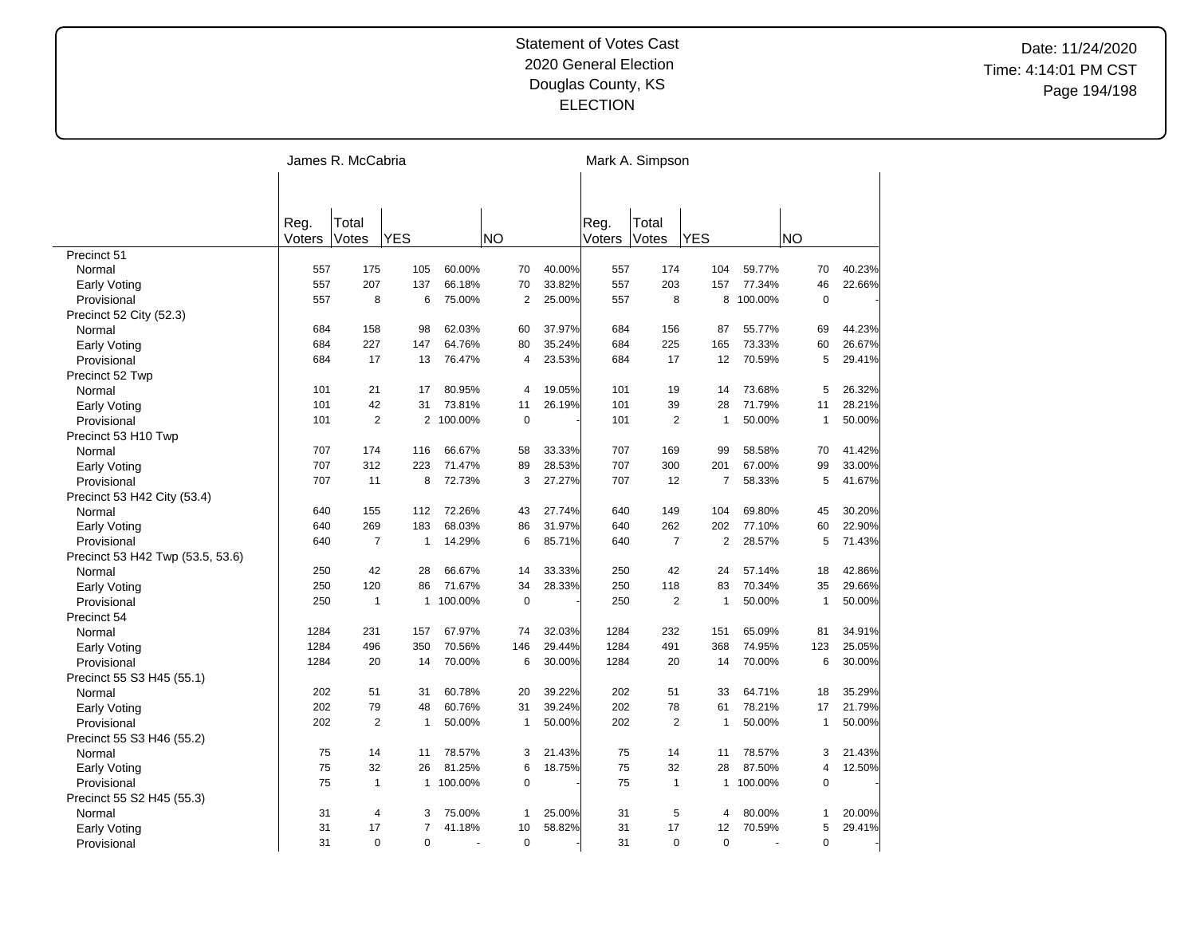# Statement of Votes Cast
## 2020 General Election
## Douglas County, KS
## ELECTION

Date: 11/24/2020
Time: 4:14:01 PM CST

| | James R. McCabria | | | | | | Mark A. Simpson | | | | | |
|---|---|---|---|---|---|---|---|---|---|---|---|---|
| | Reg. Voters | Total Votes | YES | | NO | | Reg. Voters | Total Votes | YES | | NO | |
| **Precinct 51** | | | | | | | | | | | | |
| Normal | 557 | 175 | 105 | 60.00% | 70 | 40.00% | 557 | 174 | 104 | 59.77% | 70 | 40.23% |
| Early Voting | 557 | 207 | 137 | 66.18% | 70 | 33.82% | 557 | 203 | 157 | 77.34% | 46 | 22.66% |
| Provisional | 557 | 8 | 6 | 75.00% | 2 | 25.00% | 557 | 8 | 8 | 100.00% | 0 | - |
| **Precinct 52 City (52.3)** | | | | | | | | | | | | |
| Normal | 684 | 158 | 98 | 62.03% | 60 | 37.97% | 684 | 156 | 87 | 55.77% | 69 | 44.23% |
| Early Voting | 684 | 227 | 147 | 64.76% | 80 | 35.24% | 684 | 225 | 165 | 73.33% | 60 | 26.67% |
| Provisional | 684 | 17 | 13 | 76.47% | 4 | 23.53% | 684 | 17 | 12 | 70.59% | 5 | 29.41% |
| **Precinct 52 Twp** | | | | | | | | | | | | |
| Normal | 101 | 21 | 17 | 80.95% | 4 | 19.05% | 101 | 19 | 14 | 73.68% | 5 | 26.32% |
| Early Voting | 101 | 42 | 31 | 73.81% | 11 | 26.19% | 101 | 39 | 28 | 71.79% | 11 | 28.21% |
| Provisional | 101 | 2 | 2 | 100.00% | 0 | - | 101 | 2 | 1 | 50.00% | 1 | 50.00% |
| **Precinct 53 H10 Twp** | | | | | | | | | | | | |
| Normal | 707 | 174 | 116 | 66.67% | 58 | 33.33% | 707 | 169 | 99 | 58.58% | 70 | 41.42% |
| Early Voting | 707 | 312 | 223 | 71.47% | 89 | 28.53% | 707 | 300 | 201 | 67.00% | 99 | 33.00% |
| Provisional | 707 | 11 | 8 | 72.73% | 3 | 27.27% | 707 | 12 | 7 | 58.33% | 5 | 41.67% |
| **Precinct 53 H42 City (53.4)** | | | | | | | | | | | | |
| Normal | 640 | 155 | 112 | 72.26% | 43 | 27.74% | 640 | 149 | 104 | 69.80% | 45 | 30.20% |
| Early Voting | 640 | 269 | 183 | 68.03% | 86 | 31.97% | 640 | 262 | 202 | 77.10% | 60 | 22.90% |
| Provisional | 640 | 7 | 1 | 14.29% | 6 | 85.71% | 640 | 7 | 2 | 28.57% | 5 | 71.43% |
| **Precinct 53 H42 Twp (53.5, 53.6)** | | | | | | | | | | | | |
| Normal | 250 | 42 | 28 | 66.67% | 14 | 33.33% | 250 | 42 | 24 | 57.14% | 18 | 42.86% |
| Early Voting | 250 | 120 | 86 | 71.67% | 34 | 28.33% | 250 | 118 | 83 | 70.34% | 35 | 29.66% |
| Provisional | 250 | 1 | 1 | 100.00% | 0 | - | 250 | 2 | 1 | 50.00% | 1 | 50.00% |
| **Precinct 54** | | | | | | | | | | | | |
| Normal | 1284 | 231 | 157 | 67.97% | 74 | 32.03% | 1284 | 232 | 151 | 65.09% | 81 | 34.91% |
| Early Voting | 1284 | 496 | 350 | 70.56% | 146 | 29.44% | 1284 | 491 | 368 | 74.95% | 123 | 25.05% |
| Provisional | 1284 | 20 | 14 | 70.00% | 6 | 30.00% | 1284 | 20 | 14 | 70.00% | 6 | 30.00% |
| **Precinct 55 S3 H45 (55.1)** | | | | | | | | | | | | |
| Normal | 202 | 51 | 31 | 60.78% | 20 | 39.22% | 202 | 51 | 33 | 64.71% | 18 | 35.29% |
| Early Voting | 202 | 79 | 48 | 60.76% | 31 | 39.24% | 202 | 78 | 61 | 78.21% | 17 | 21.79% |
| Provisional | 202 | 2 | 1 | 50.00% | 1 | 50.00% | 202 | 2 | 1 | 50.00% | 1 | 50.00% |
| **Precinct 55 S3 H46 (55.2)** | | | | | | | | | | | | |
| Normal | 75 | 14 | 11 | 78.57% | 3 | 21.43% | 75 | 14 | 11 | 78.57% | 3 | 21.43% |
| Early Voting | 75 | 32 | 26 | 81.25% | 6 | 18.75% | 75 | 32 | 28 | 87.50% | 4 | 12.50% |
| Provisional | 75 | 1 | 1 | 100.00% | 0 | - | 75 | 1 | 1 | 100.00% | 0 | - |
| **Precinct 55 S2 H45 (55.3)** | | | | | | | | | | | | |
| Normal | 31 | 4 | 3 | 75.00% | 1 | 25.00% | 31 | 5 | 4 | 80.00% | 1 | 20.00% |
| Early Voting | 31 | 17 | 7 | 41.18% | 10 | 58.82% | 31 | 17 | 12 | 70.59% | 5 | 29.41% |
| Provisional | 31 | 0 | 0 | - | 0 | - | 31 | 0 | 0 | - | 0 | - |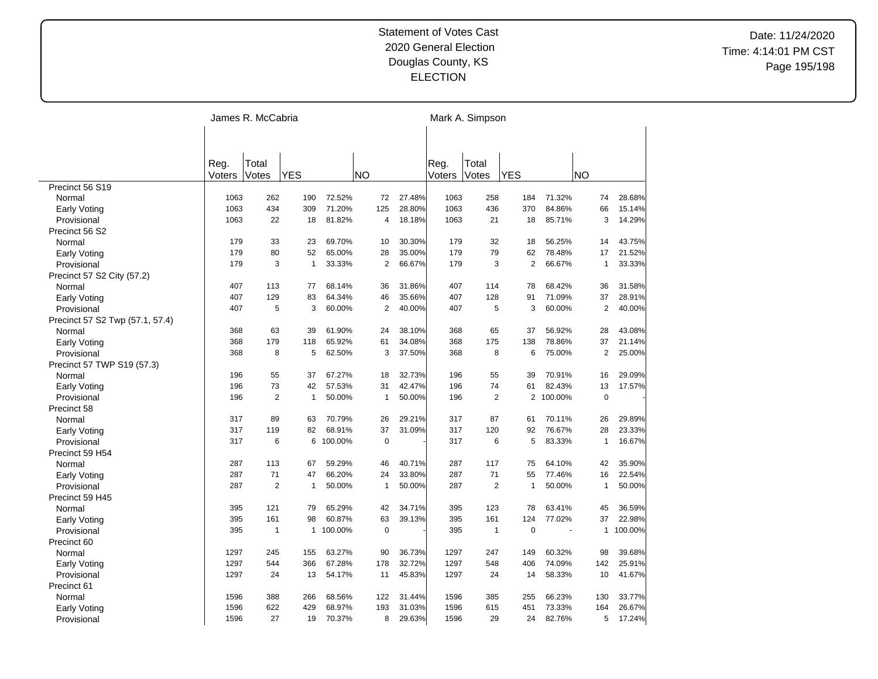Statement of Votes Cast
2020 General Election
Douglas County, KS
ELECTION

Date: 11/24/2020
Time: 4:14:01 PM CST

| | James R. McCabria | | | | | | Mark A. Simpson | | | | | |
|---|---|---|---|---|---|---|---|---|---|---|---|---|
| | Reg. Voters | Total Votes | YES | | NO | | Reg. Voters | Total Votes | YES | | NO | |
| **Precinct 56 S19** | | | | | | | | | | | | |
| Normal | 1063 | 262 | 190 | 72.52% | 72 | 27.48% | 1063 | 258 | 184 | 71.32% | 74 | 28.68% |
| Early Voting | 1063 | 434 | 309 | 71.20% | 125 | 28.80% | 1063 | 436 | 370 | 84.86% | 66 | 15.14% |
| Provisional | 1063 | 22 | 18 | 81.82% | 4 | 18.18% | 1063 | 21 | 18 | 85.71% | 3 | 14.29% |
| **Precinct 56 S2** | | | | | | | | | | | | |
| Normal | 179 | 33 | 23 | 69.70% | 10 | 30.30% | 179 | 32 | 18 | 56.25% | 14 | 43.75% |
| Early Voting | 179 | 80 | 52 | 65.00% | 28 | 35.00% | 179 | 79 | 62 | 78.48% | 17 | 21.52% |
| Provisional | 179 | 3 | 1 | 33.33% | 2 | 66.67% | 179 | 3 | 2 | 66.67% | 1 | 33.33% |
| **Precinct 57 S2 City (57.2)** | | | | | | | | | | | | |
| Normal | 407 | 113 | 77 | 68.14% | 36 | 31.86% | 407 | 114 | 78 | 68.42% | 36 | 31.58% |
| Early Voting | 407 | 129 | 83 | 64.34% | 46 | 35.66% | 407 | 128 | 91 | 71.09% | 37 | 28.91% |
| Provisional | 407 | 5 | 3 | 60.00% | 2 | 40.00% | 407 | 5 | 3 | 60.00% | 2 | 40.00% |
| **Precinct 57 S2 Twp (57.1, 57.4)** | | | | | | | | | | | | |
| Normal | 368 | 63 | 39 | 61.90% | 24 | 38.10% | 368 | 65 | 37 | 56.92% | 28 | 43.08% |
| Early Voting | 368 | 179 | 118 | 65.92% | 61 | 34.08% | 368 | 175 | 138 | 78.86% | 37 | 21.14% |
| Provisional | 368 | 8 | 5 | 62.50% | 3 | 37.50% | 368 | 8 | 6 | 75.00% | 2 | 25.00% |
| **Precinct 57 TWP S19 (57.3)** | | | | | | | | | | | | |
| Normal | 196 | 55 | 37 | 67.27% | 18 | 32.73% | 196 | 55 | 39 | 70.91% | 16 | 29.09% |
| Early Voting | 196 | 73 | 42 | 57.53% | 31 | 42.47% | 196 | 74 | 61 | 82.43% | 13 | 17.57% |
| Provisional | 196 | 2 | 1 | 50.00% | 1 | 50.00% | 196 | 2 | 2 | 100.00% | 0 | - |
| **Precinct 58** | | | | | | | | | | | | |
| Normal | 317 | 89 | 63 | 70.79% | 26 | 29.21% | 317 | 87 | 61 | 70.11% | 26 | 29.89% |
| Early Voting | 317 | 119 | 82 | 68.91% | 37 | 31.09% | 317 | 120 | 92 | 76.67% | 28 | 23.33% |
| Provisional | 317 | 6 | 6 | 100.00% | 0 | - | 317 | 6 | 5 | 83.33% | 1 | 16.67% |
| **Precinct 59 H54** | | | | | | | | | | | | |
| Normal | 287 | 113 | 67 | 59.29% | 46 | 40.71% | 287 | 117 | 75 | 64.10% | 42 | 35.90% |
| Early Voting | 287 | 71 | 47 | 66.20% | 24 | 33.80% | 287 | 71 | 55 | 77.46% | 16 | 22.54% |
| Provisional | 287 | 2 | 1 | 50.00% | 1 | 50.00% | 287 | 2 | 1 | 50.00% | 1 | 50.00% |
| **Precinct 59 H45** | | | | | | | | | | | | |
| Normal | 395 | 121 | 79 | 65.29% | 42 | 34.71% | 395 | 123 | 78 | 63.41% | 45 | 36.59% |
| Early Voting | 395 | 161 | 98 | 60.87% | 63 | 39.13% | 395 | 161 | 124 | 77.02% | 37 | 22.98% |
| Provisional | 395 | 1 | 1 | 100.00% | 0 | - | 395 | 1 | 0 | - | 1 | 100.00% |
| **Precinct 60** | | | | | | | | | | | | |
| Normal | 1297 | 245 | 155 | 63.27% | 90 | 36.73% | 1297 | 247 | 149 | 60.32% | 98 | 39.68% |
| Early Voting | 1297 | 544 | 366 | 67.28% | 178 | 32.72% | 1297 | 548 | 406 | 74.09% | 142 | 25.91% |
| Provisional | 1297 | 24 | 13 | 54.17% | 11 | 45.83% | 1297 | 24 | 14 | 58.33% | 10 | 41.67% |
| **Precinct 61** | | | | | | | | | | | | |
| Normal | 1596 | 388 | 266 | 68.56% | 122 | 31.44% | 1596 | 385 | 255 | 66.23% | 130 | 33.77% |
| Early Voting | 1596 | 622 | 429 | 68.97% | 193 | 31.03% | 1596 | 615 | 451 | 73.33% | 164 | 26.67% |
| Provisional | 1596 | 27 | 19 | 70.37% | 8 | 29.63% | 1596 | 29 | 24 | 82.76% | 5 | 17.24% |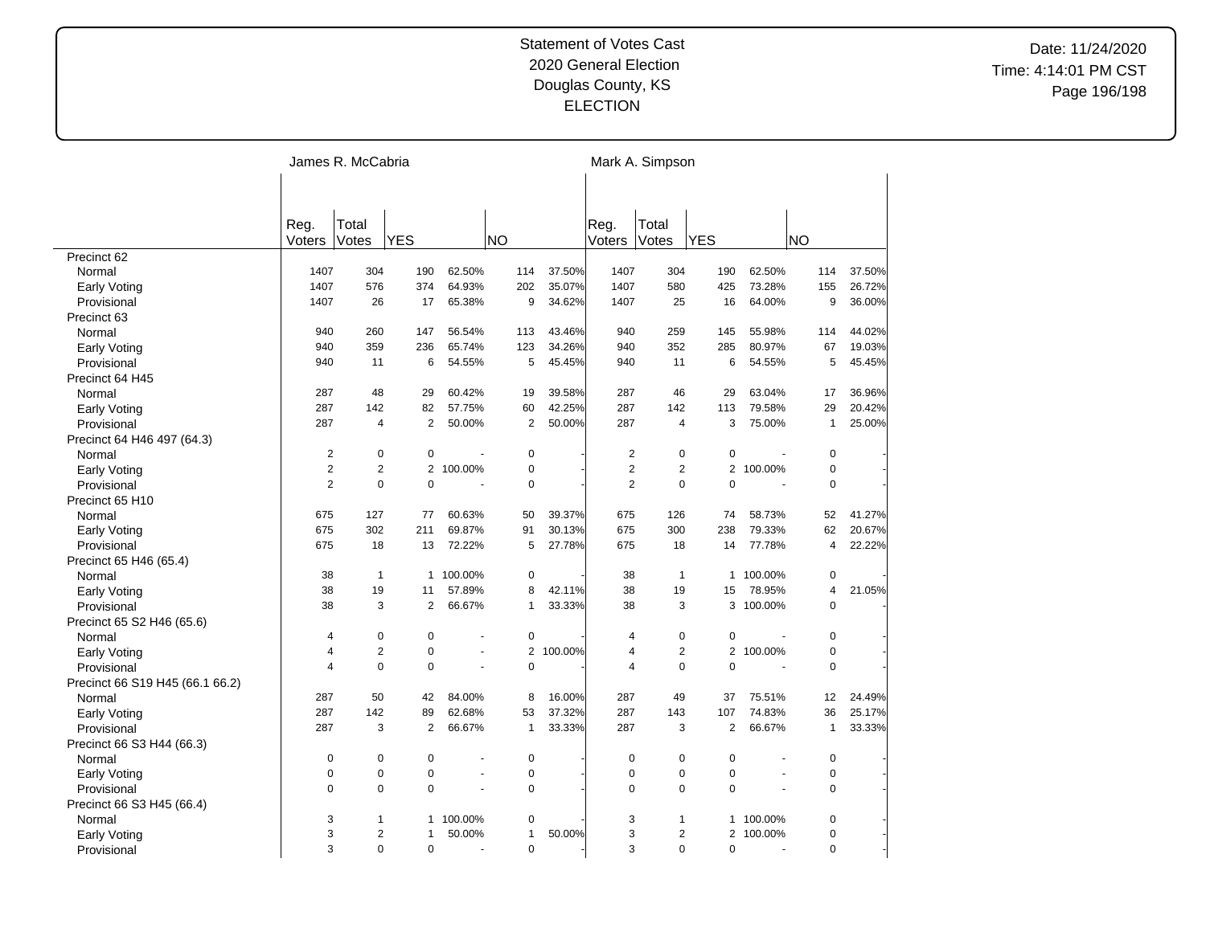# Statement of Votes Cast
## 2020 General Election
## Douglas County, KS
## ELECTION

Date: 11/24/2020
Time: 4:14:01 PM CST

| | James R. McCabria | | | | | | Mark A. Simpson | | | | | |
|---|---|---|---|---|---|---|---|---|---|---|---|---|
| | Reg. Voters | Total Votes | YES | | NO | | Reg. Voters | Total Votes | YES | | NO | |
| Precinct 62 | | | | | | | | | | | | |
| Normal | 1407 | 304 | 190 | 62.50% | 114 | 37.50% | 1407 | 304 | 190 | 62.50% | 114 | 37.50% |
| Early Voting | 1407 | 576 | 374 | 64.93% | 202 | 35.07% | 1407 | 580 | 425 | 73.28% | 155 | 26.72% |
| Provisional | 1407 | 26 | 17 | 65.38% | 9 | 34.62% | 1407 | 25 | 16 | 64.00% | 9 | 36.00% |
| Precinct 63 | | | | | | | | | | | | |
| Normal | 940 | 260 | 147 | 56.54% | 113 | 43.46% | 940 | 259 | 145 | 55.98% | 114 | 44.02% |
| Early Voting | 940 | 359 | 236 | 65.74% | 123 | 34.26% | 940 | 352 | 285 | 80.97% | 67 | 19.03% |
| Provisional | 940 | 11 | 6 | 54.55% | 5 | 45.45% | 940 | 11 | 6 | 54.55% | 5 | 45.45% |
| Precinct 64 H45 | | | | | | | | | | | | |
| Normal | 287 | 48 | 29 | 60.42% | 19 | 39.58% | 287 | 46 | 29 | 63.04% | 17 | 36.96% |
| Early Voting | 287 | 142 | 82 | 57.75% | 60 | 42.25% | 287 | 142 | 113 | 79.58% | 29 | 20.42% |
| Provisional | 287 | 4 | 2 | 50.00% | 2 | 50.00% | 287 | 4 | 3 | 75.00% | 1 | 25.00% |
| Precinct 64 H46 497 (64.3) | | | | | | | | | | | | |
| Normal | 2 | 0 | 0 | - | 0 | - | 2 | 0 | 0 | - | 0 | - |
| Early Voting | 2 | 2 | 2 | 100.00% | 0 | - | 2 | 2 | 2 | 100.00% | 0 | - |
| Provisional | 2 | 0 | 0 | - | 0 | - | 2 | 0 | 0 | - | 0 | - |
| Precinct 65 H10 | | | | | | | | | | | | |
| Normal | 675 | 127 | 77 | 60.63% | 50 | 39.37% | 675 | 126 | 74 | 58.73% | 52 | 41.27% |
| Early Voting | 675 | 302 | 211 | 69.87% | 91 | 30.13% | 675 | 300 | 238 | 79.33% | 62 | 20.67% |
| Provisional | 675 | 18 | 13 | 72.22% | 5 | 27.78% | 675 | 18 | 14 | 77.78% | 4 | 22.22% |
| Precinct 65 H46 (65.4) | | | | | | | | | | | | |
| Normal | 38 | 1 | 1 | 100.00% | 0 | - | 38 | 1 | 1 | 100.00% | 0 | - |
| Early Voting | 38 | 19 | 11 | 57.89% | 8 | 42.11% | 38 | 19 | 15 | 78.95% | 4 | 21.05% |
| Provisional | 38 | 3 | 2 | 66.67% | 1 | 33.33% | 38 | 3 | 3 | 100.00% | 0 | - |
| Precinct 65 S2 H46 (65.6) | | | | | | | | | | | | |
| Normal | 4 | 0 | 0 | - | 0 | - | 4 | 0 | 0 | - | 0 | - |
| Early Voting | 4 | 2 | 0 | - | 2 | 100.00% | 4 | 2 | 2 | 100.00% | 0 | - |
| Provisional | 4 | 0 | 0 | - | 0 | - | 4 | 0 | 0 | - | 0 | - |
| Precinct 66 S19 H45 (66.1 66.2) | | | | | | | | | | | | |
| Normal | 287 | 50 | 42 | 84.00% | 8 | 16.00% | 287 | 49 | 37 | 75.51% | 12 | 24.49% |
| Early Voting | 287 | 142 | 89 | 62.68% | 53 | 37.32% | 287 | 143 | 107 | 74.83% | 36 | 25.17% |
| Provisional | 287 | 3 | 2 | 66.67% | 1 | 33.33% | 287 | 3 | 2 | 66.67% | 1 | 33.33% |
| Precinct 66 S3 H44 (66.3) | | | | | | | | | | | | |
| Normal | 0 | 0 | 0 | - | 0 | - | 0 | 0 | 0 | - | 0 | - |
| Early Voting | 0 | 0 | 0 | - | 0 | - | 0 | 0 | 0 | - | 0 | - |
| Provisional | 0 | 0 | 0 | - | 0 | - | 0 | 0 | 0 | - | 0 | - |
| Precinct 66 S3 H45 (66.4) | | | | | | | | | | | | |
| Normal | 3 | 1 | 1 | 100.00% | 0 | - | 3 | 1 | 1 | 100.00% | 0 | - |
| Early Voting | 3 | 2 | 1 | 50.00% | 1 | 50.00% | 3 | 2 | 2 | 100.00% | 0 | - |
| Provisional | 3 | 0 | 0 | - | 0 | - | 3 | 0 | 0 | - | 0 | - |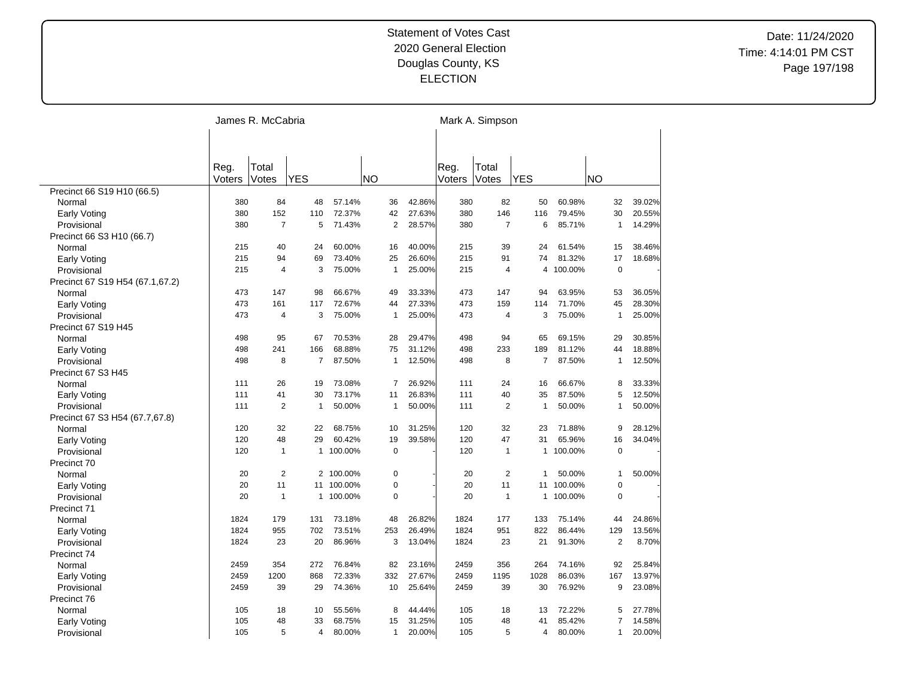Statement of Votes Cast
2020 General Election
Douglas County, KS
ELECTION

Date: 11/24/2020
Time: 4:14:01 PM CST

| | James R. McCabria | | | | | | Mark A. Simpson | | | | | |
|---|---|---|---|---|---|---|---|---|---|---|---|---|
| | Reg. Voters | Total Votes | YES | | NO | | Reg. Voters | Total Votes | YES | | NO | |
| **Precinct 66 S19 H10 (66.5)** | | | | | | | | | | | | |
| Normal | 380 | 84 | 48 | 57.14% | 36 | 42.86% | 380 | 82 | 50 | 60.98% | 32 | 39.02% |
| Early Voting | 380 | 152 | 110 | 72.37% | 42 | 27.63% | 380 | 146 | 116 | 79.45% | 30 | 20.55% |
| Provisional | 380 | 7 | 5 | 71.43% | 2 | 28.57% | 380 | 7 | 6 | 85.71% | 1 | 14.29% |
| **Precinct 66 S3 H10 (66.7)** | | | | | | | | | | | | |
| Normal | 215 | 40 | 24 | 60.00% | 16 | 40.00% | 215 | 39 | 24 | 61.54% | 15 | 38.46% |
| Early Voting | 215 | 94 | 69 | 73.40% | 25 | 26.60% | 215 | 91 | 74 | 81.32% | 17 | 18.68% |
| Provisional | 215 | 4 | 3 | 75.00% | 1 | 25.00% | 215 | 4 | 4 | 100.00% | 0 | - |
| **Precinct 67 S19 H54 (67.1,67.2)** | | | | | | | | | | | | |
| Normal | 473 | 147 | 98 | 66.67% | 49 | 33.33% | 473 | 147 | 94 | 63.95% | 53 | 36.05% |
| Early Voting | 473 | 161 | 117 | 72.67% | 44 | 27.33% | 473 | 159 | 114 | 71.70% | 45 | 28.30% |
| Provisional | 473 | 4 | 3 | 75.00% | 1 | 25.00% | 473 | 4 | 3 | 75.00% | 1 | 25.00% |
| **Precinct 67 S19 H45** | | | | | | | | | | | | |
| Normal | 498 | 95 | 67 | 70.53% | 28 | 29.47% | 498 | 94 | 65 | 69.15% | 29 | 30.85% |
| Early Voting | 498 | 241 | 166 | 68.88% | 75 | 31.12% | 498 | 233 | 189 | 81.12% | 44 | 18.88% |
| Provisional | 498 | 8 | 7 | 87.50% | 1 | 12.50% | 498 | 8 | 7 | 87.50% | 1 | 12.50% |
| **Precinct 67 S3 H45** | | | | | | | | | | | | |
| Normal | 111 | 26 | 19 | 73.08% | 7 | 26.92% | 111 | 24 | 16 | 66.67% | 8 | 33.33% |
| Early Voting | 111 | 41 | 30 | 73.17% | 11 | 26.83% | 111 | 40 | 35 | 87.50% | 5 | 12.50% |
| Provisional | 111 | 2 | 1 | 50.00% | 1 | 50.00% | 111 | 2 | 1 | 50.00% | 1 | 50.00% |
| **Precinct 67 S3 H54 (67.7,67.8)** | | | | | | | | | | | | |
| Normal | 120 | 32 | 22 | 68.75% | 10 | 31.25% | 120 | 32 | 23 | 71.88% | 9 | 28.12% |
| Early Voting | 120 | 48 | 29 | 60.42% | 19 | 39.58% | 120 | 47 | 31 | 65.96% | 16 | 34.04% |
| Provisional | 120 | 1 | 1 | 100.00% | 0 | - | 120 | 1 | 1 | 100.00% | 0 | - |
| **Precinct 70** | | | | | | | | | | | | |
| Normal | 20 | 2 | 2 | 100.00% | 0 | - | 20 | 2 | 1 | 50.00% | 1 | 50.00% |
| Early Voting | 20 | 11 | 11 | 100.00% | 0 | - | 20 | 11 | 11 | 100.00% | 0 | - |
| Provisional | 20 | 1 | 1 | 100.00% | 0 | - | 20 | 1 | 1 | 100.00% | 0 | - |
| **Precinct 71** | | | | | | | | | | | | |
| Normal | 1824 | 179 | 131 | 73.18% | 48 | 26.82% | 1824 | 177 | 133 | 75.14% | 44 | 24.86% |
| Early Voting | 1824 | 955 | 702 | 73.51% | 253 | 26.49% | 1824 | 951 | 822 | 86.44% | 129 | 13.56% |
| Provisional | 1824 | 23 | 20 | 86.96% | 3 | 13.04% | 1824 | 23 | 21 | 91.30% | 2 | 8.70% |
| **Precinct 74** | | | | | | | | | | | | |
| Normal | 2459 | 354 | 272 | 76.84% | 82 | 23.16% | 2459 | 356 | 264 | 74.16% | 92 | 25.84% |
| Early Voting | 2459 | 1200 | 868 | 72.33% | 332 | 27.67% | 2459 | 1195 | 1028 | 86.03% | 167 | 13.97% |
| Provisional | 2459 | 39 | 29 | 74.36% | 10 | 25.64% | 2459 | 39 | 30 | 76.92% | 9 | 23.08% |
| **Precinct 76** | | | | | | | | | | | | |
| Normal | 105 | 18 | 10 | 55.56% | 8 | 44.44% | 105 | 18 | 13 | 72.22% | 5 | 27.78% |
| Early Voting | 105 | 48 | 33 | 68.75% | 15 | 31.25% | 105 | 48 | 41 | 85.42% | 7 | 14.58% |
| Provisional | 105 | 5 | 4 | 80.00% | 1 | 20.00% | 105 | 5 | 4 | 80.00% | 1 | 20.00% |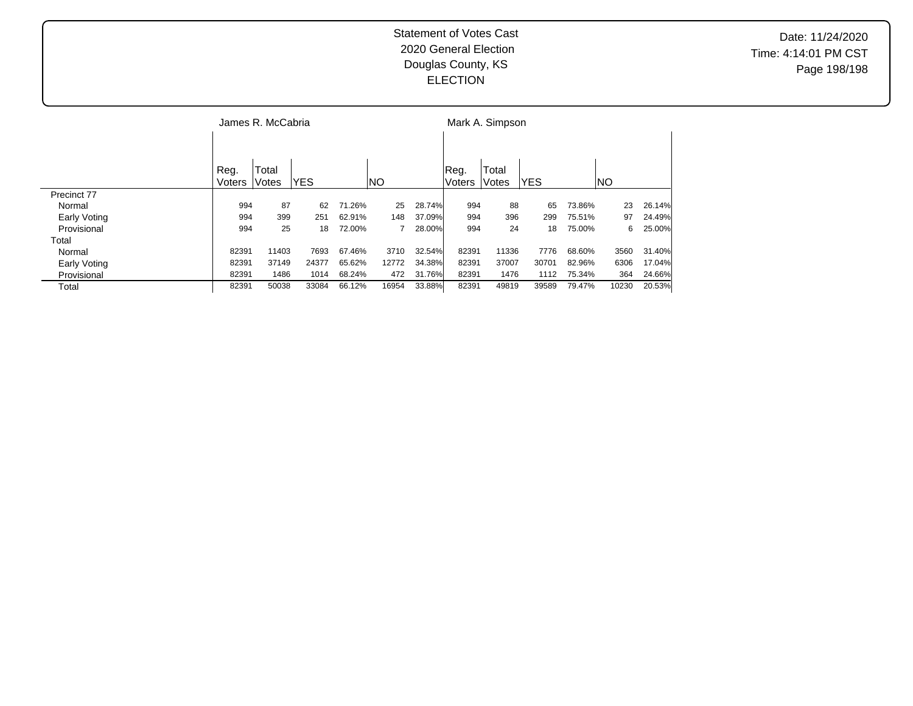Statement of Votes Cast
2020 General Election
Douglas County, KS
ELECTION

Date: 11/24/2020
Time: 4:14:01 PM CST

| | James R. McCabria | | | | | | Mark A. Simpson | | | | | |
|---|---|---|---|---|---|---|---|---|---|---|---|---|
| | Reg. Voters | Total Votes | YES | | NO | | Reg. Voters | Total Votes | YES | | NO | |
| Precinct 77 | | | | | | | | | | | | |
| Normal | 994 | 87 | 62 | 71.26% | 25 | 28.74% | 994 | 88 | 65 | 73.86% | 23 | 26.14% |
| Early Voting | 994 | 399 | 251 | 62.91% | 148 | 37.09% | 994 | 396 | 299 | 75.51% | 97 | 24.49% |
| Provisional | 994 | 25 | 18 | 72.00% | 7 | 28.00% | 994 | 24 | 18 | 75.00% | 6 | 25.00% |
| Total | | | | | | | | | | | | |
| Normal | 82391 | 11403 | 7693 | 67.46% | 3710 | 32.54% | 82391 | 11336 | 7776 | 68.60% | 3560 | 31.40% |
| Early Voting | 82391 | 37149 | 24377 | 65.62% | 12772 | 34.38% | 82391 | 37007 | 30701 | 82.96% | 6306 | 17.04% |
| Provisional | 82391 | 1486 | 1014 | 68.24% | 472 | 31.76% | 82391 | 1476 | 1112 | 75.34% | 364 | 24.66% |
| Total | 82391 | 50038 | 33084 | 66.12% | 16954 | 33.88% | 82391 | 49819 | 39589 | 79.47% | 10230 | 20.53% |